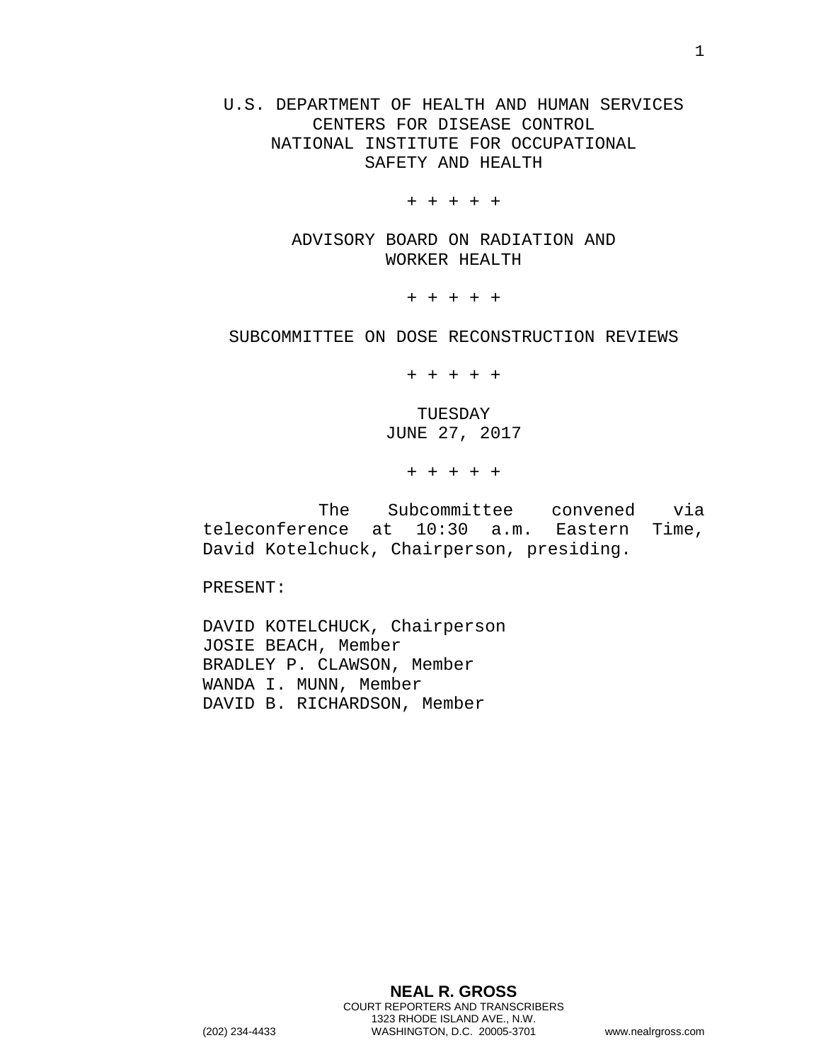U.S. DEPARTMENT OF HEALTH AND HUMAN SERVICES
CENTERS FOR DISEASE CONTROL
NATIONAL INSTITUTE FOR OCCUPATIONAL
SAFETY AND HEALTH

\+ + + + +

ADVISORY BOARD ON RADIATION AND
WORKER HEALTH

\+ + + + +

SUBCOMMITTEE ON DOSE RECONSTRUCTION REVIEWS

\+ + + + +

TUESDAY
JUNE 27, 2017

\+ + + + +

The Subcommittee convened via teleconference at 10:30 a.m. Eastern Time, David Kotelchuck, Chairperson, presiding.

PRESENT:

DAVID KOTELCHUCK, Chairperson
JOSIE BEACH, Member
BRADLEY P. CLAWSON, Member
WANDA I. MUNN, Member
DAVID B. RICHARDSON, Member

**NEAL R. GROSS**
COURT REPORTERS AND TRANSCRIBERS
1323 RHODE ISLAND AVE., N.W.
(202) 234-4433 WASHINGTON, D.C. 20005-3701 www.nealrgross.com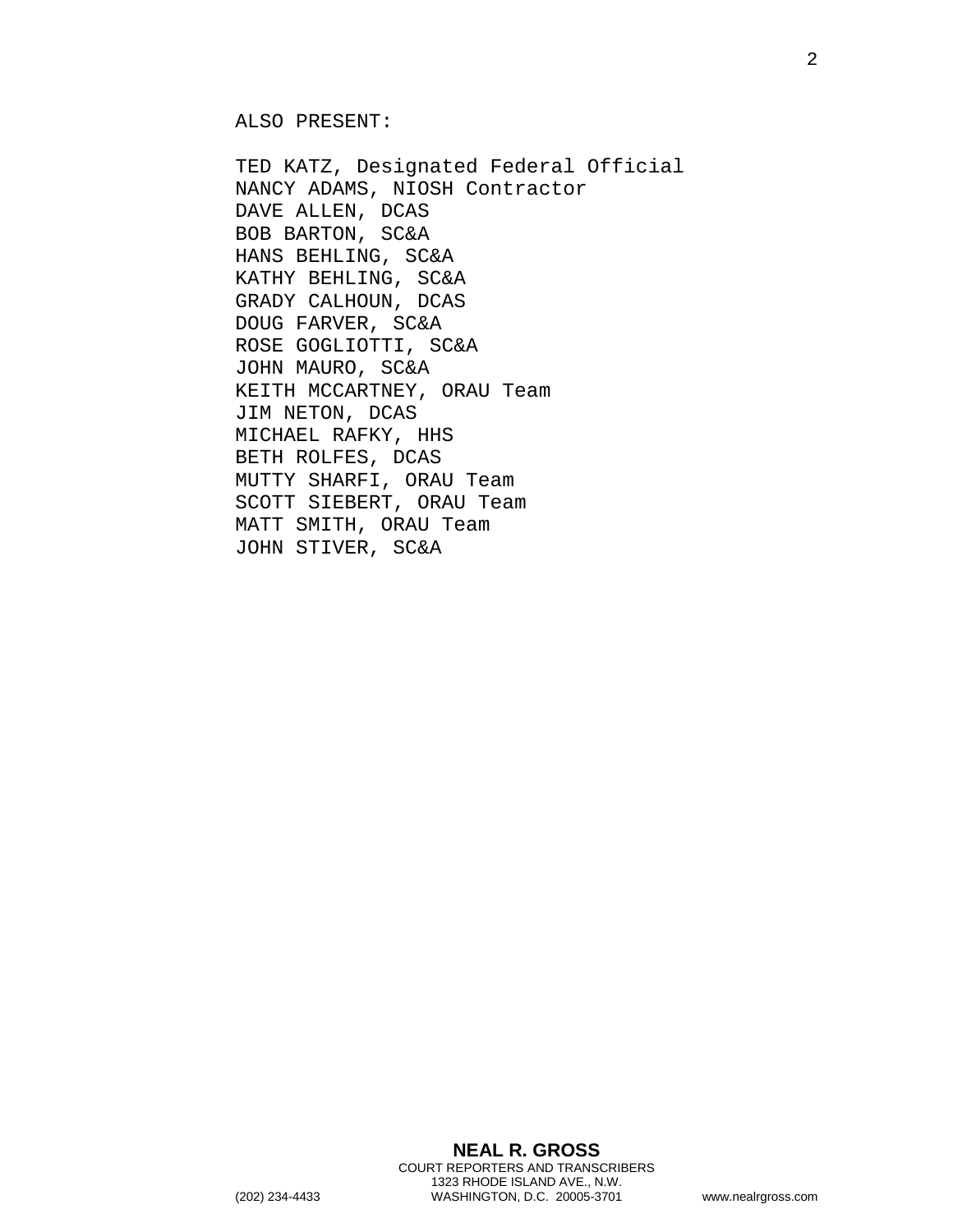ALSO PRESENT:

TED KATZ, Designated Federal Official
NANCY ADAMS, NIOSH Contractor
DAVE ALLEN, DCAS
BOB BARTON, SC&A
HANS BEHLING, SC&A
KATHY BEHLING, SC&A
GRADY CALHOUN, DCAS
DOUG FARVER, SC&A
ROSE GOGLIOTTI, SC&A
JOHN MAURO, SC&A
KEITH MCCARTNEY, ORAU Team
JIM NETON, DCAS
MICHAEL RAFKY, HHS
BETH ROLFES, DCAS
MUTTY SHARFI, ORAU Team
SCOTT SIEBERT, ORAU Team
MATT SMITH, ORAU Team
JOHN STIVER, SC&A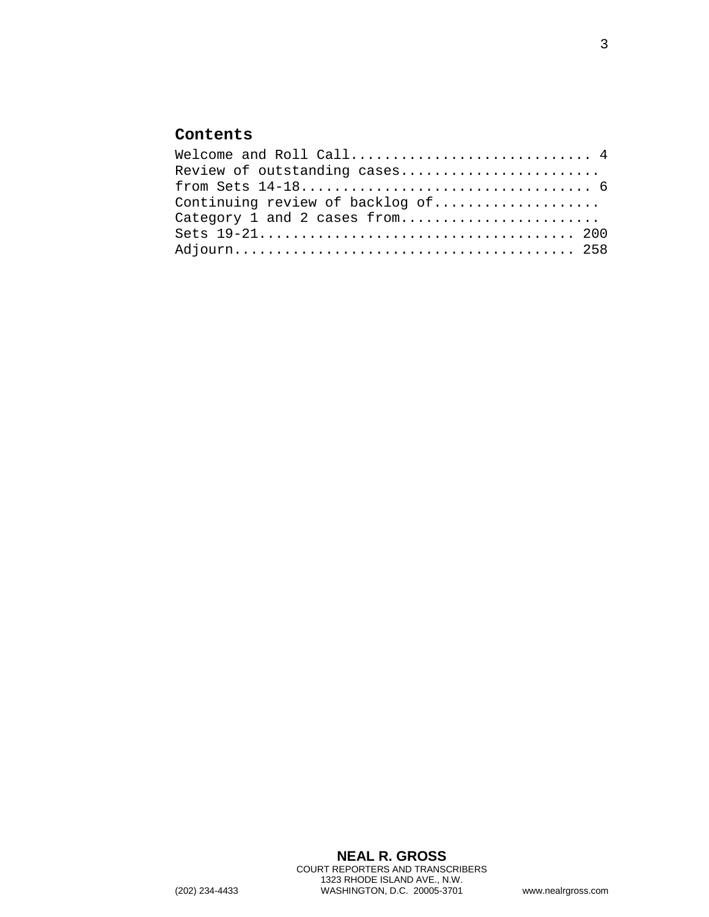**Contents**

Welcome and Roll Call............................ 4
Review of outstanding cases.......................
from Sets 14-18.................................. 6
Continuing review of backlog of...................
Category 1 and 2 cases from.......................
Sets 19-21..................................... 200
Adjourn........................................ 258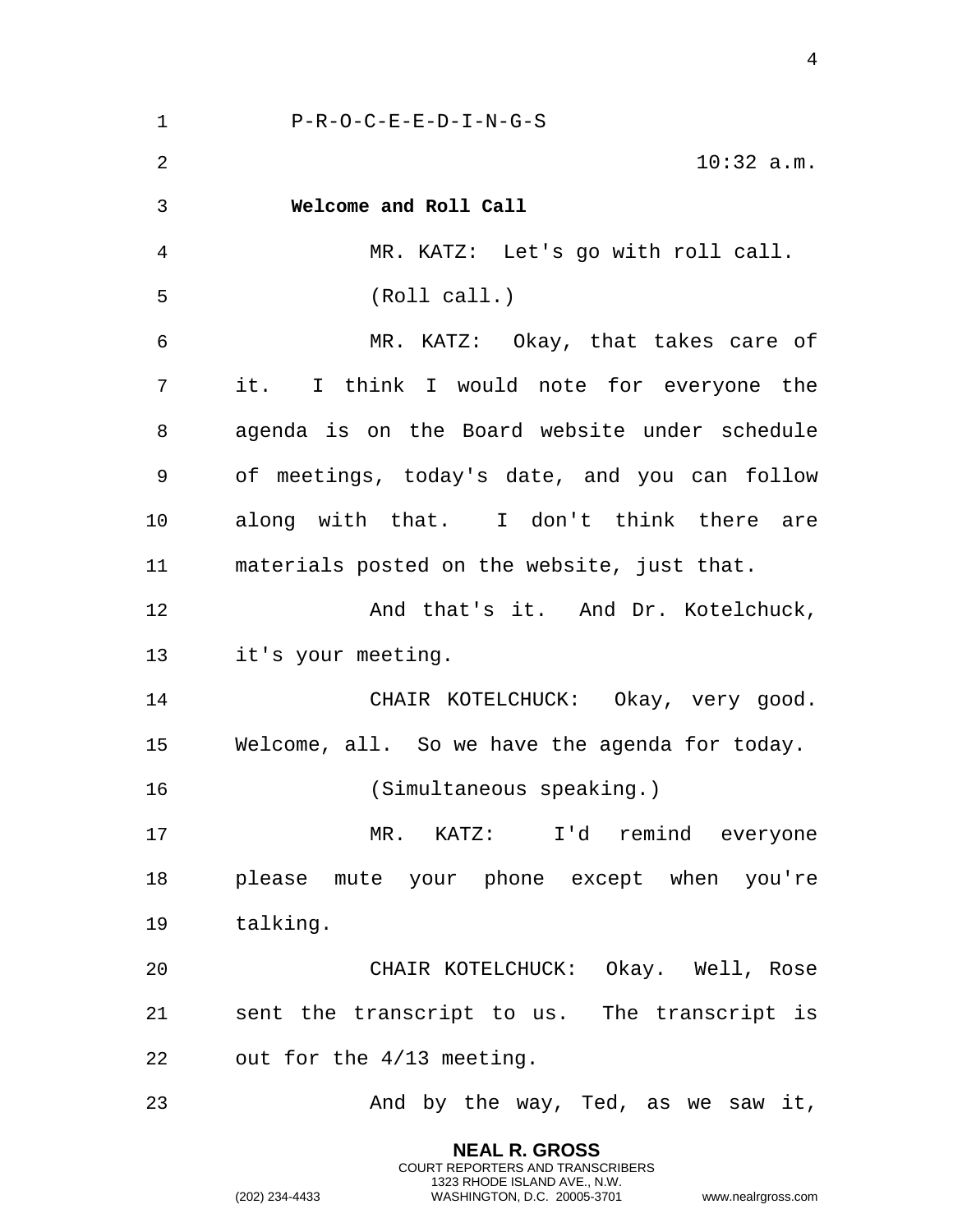P-R-O-C-E-E-D-I-N-G-S

10:32 a.m.

**Welcome and Roll Call**

MR. KATZ: Let's go with roll call.

(Roll call.)

MR. KATZ: Okay, that takes care of it. I think I would note for everyone the agenda is on the Board website under schedule of meetings, today's date, and you can follow along with that. I don't think there are materials posted on the website, just that.

And that's it. And Dr. Kotelchuck, it's your meeting.

CHAIR KOTELCHUCK: Okay, very good. Welcome, all. So we have the agenda for today.

(Simultaneous speaking.)

MR. KATZ: I'd remind everyone please mute your phone except when you're talking.

CHAIR KOTELCHUCK: Okay. Well, Rose sent the transcript to us. The transcript is out for the 4/13 meeting.

And by the way, Ted, as we saw it,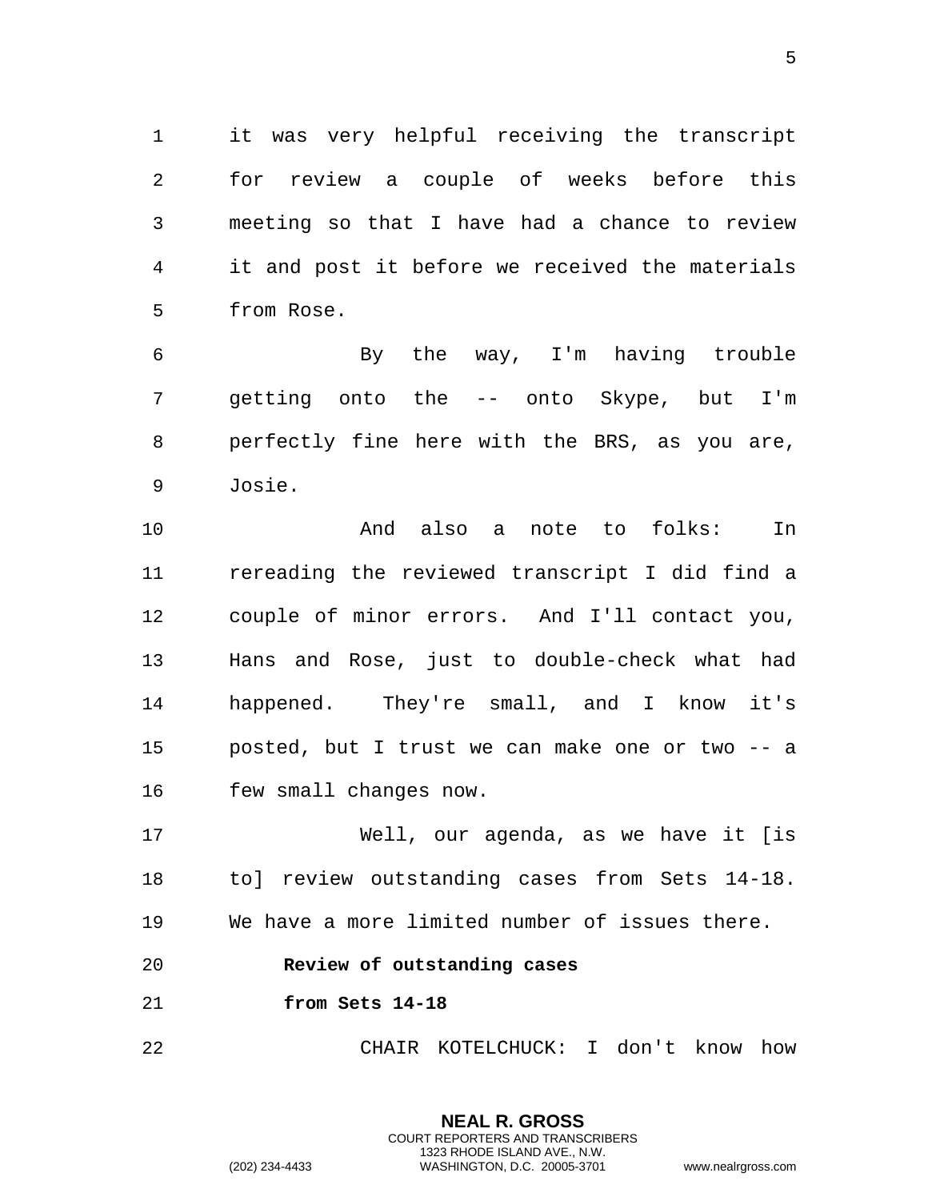it was very helpful receiving the transcript for review a couple of weeks before this meeting so that I have had a chance to review it and post it before we received the materials from Rose.

By the way, I'm having trouble getting onto the -- onto Skype, but I'm perfectly fine here with the BRS, as you are, Josie.

And also a note to folks: In rereading the reviewed transcript I did find a couple of minor errors. And I'll contact you, Hans and Rose, just to double-check what had happened. They're small, and I know it's posted, but I trust we can make one or two -- a few small changes now.

Well, our agenda, as we have it [is to] review outstanding cases from Sets 14-18. We have a more limited number of issues there.

**Review of outstanding cases from Sets 14-18**

CHAIR KOTELCHUCK: I don't know how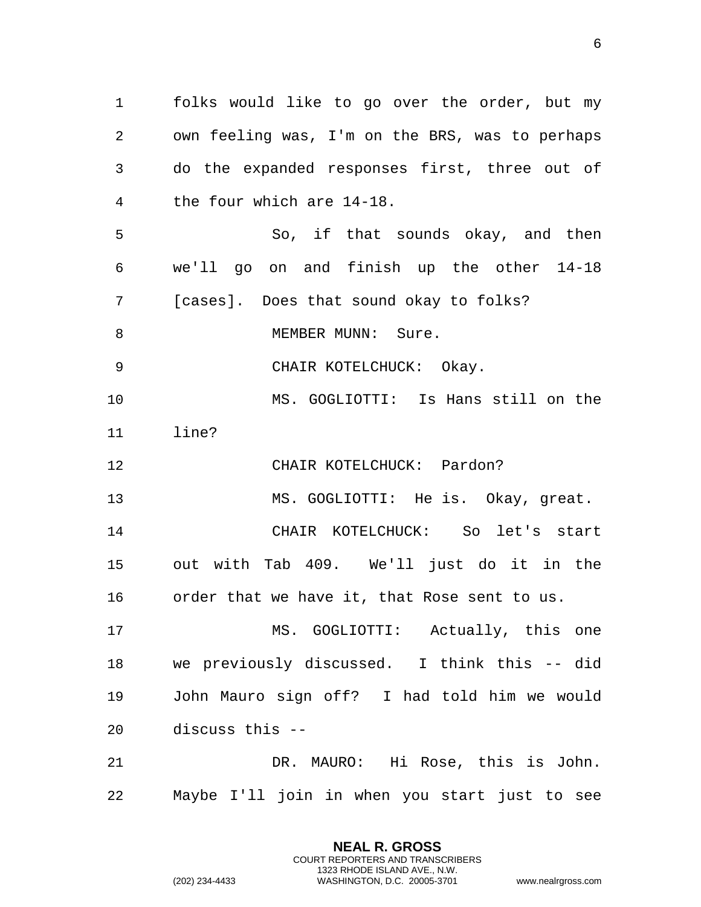folks would like to go over the order, but my own feeling was, I'm on the BRS, was to perhaps do the expanded responses first, three out of the four which are 14-18.

So, if that sounds okay, and then we'll go on and finish up the other 14-18 [cases]. Does that sound okay to folks?

MEMBER MUNN: Sure.

CHAIR KOTELCHUCK: Okay.

MS. GOGLIOTTI: Is Hans still on the line?

CHAIR KOTELCHUCK: Pardon?

MS. GOGLIOTTI: He is. Okay, great.

CHAIR KOTELCHUCK: So let's start out with Tab 409. We'll just do it in the order that we have it, that Rose sent to us.

MS. GOGLIOTTI: Actually, this one we previously discussed. I think this -- did John Mauro sign off? I had told him we would discuss this --

DR. MAURO: Hi Rose, this is John. Maybe I'll join in when you start just to see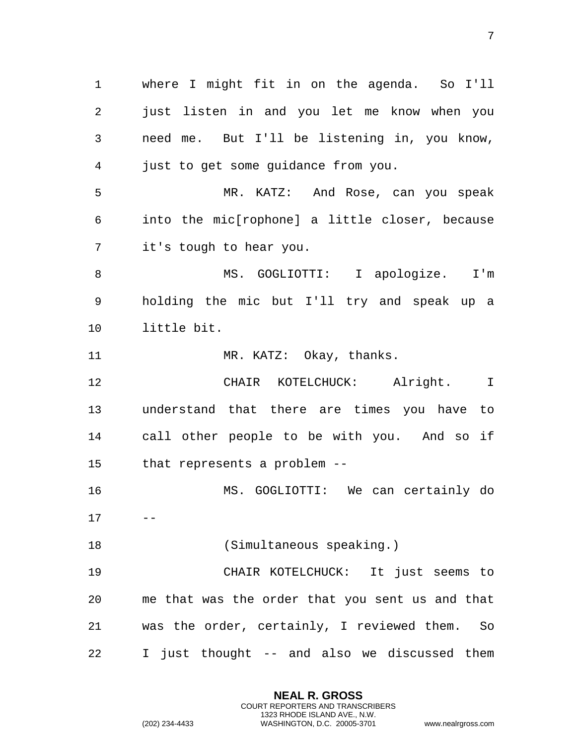where I might fit in on the agenda. So I'll just listen in and you let me know when you need me. But I'll be listening in, you know, just to get some guidance from you.

MR. KATZ: And Rose, can you speak into the mic[rophone] a little closer, because it's tough to hear you.

MS. GOGLIOTTI: I apologize. I'm holding the mic but I'll try and speak up a little bit.

MR. KATZ: Okay, thanks.

CHAIR KOTELCHUCK: Alright. I understand that there are times you have to call other people to be with you. And so if that represents a problem --

MS. GOGLIOTTI: We can certainly do --

(Simultaneous speaking.)

CHAIR KOTELCHUCK: It just seems to me that was the order that you sent us and that was the order, certainly, I reviewed them. So I just thought -- and also we discussed them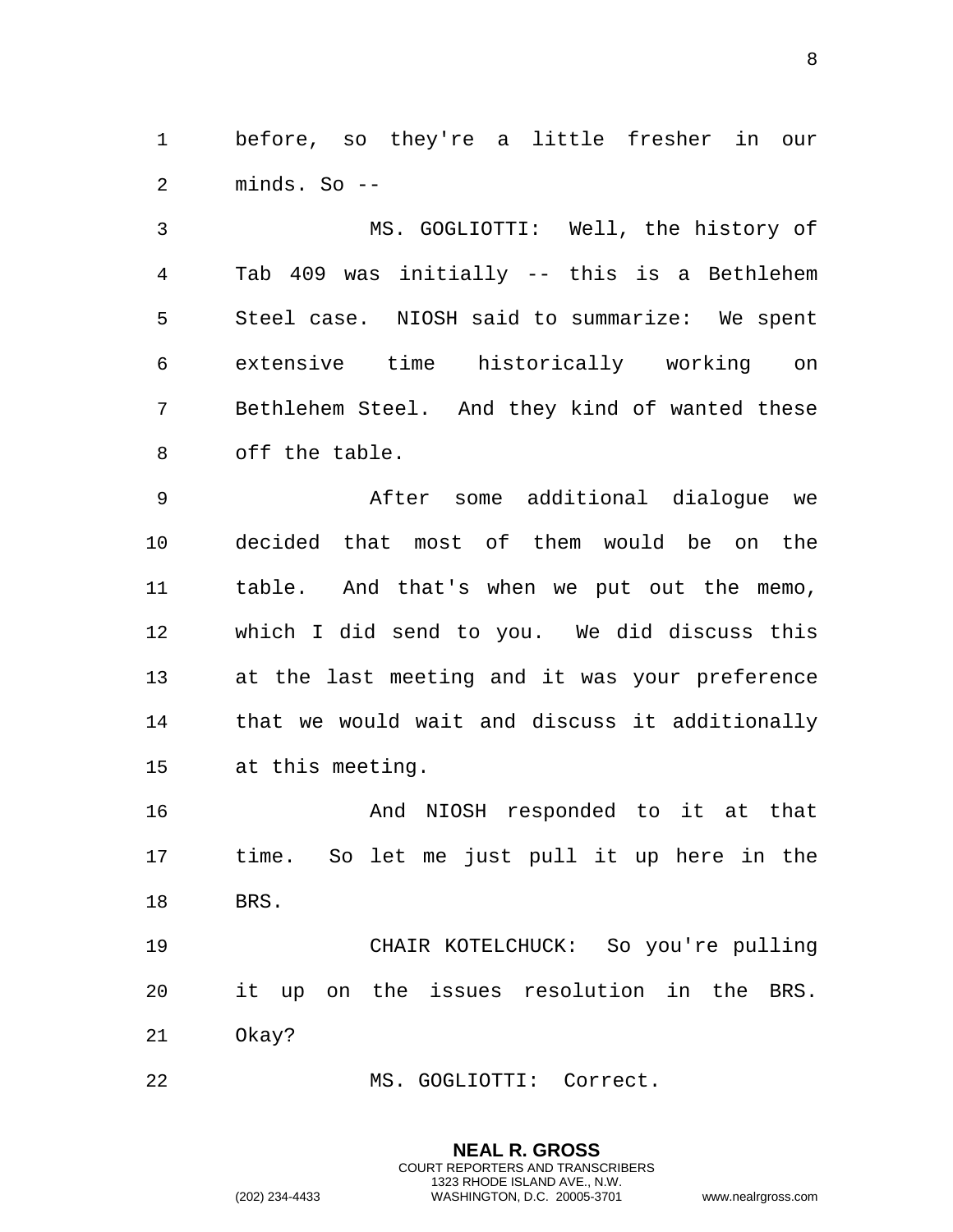before, so they're a little fresher in our minds. So --

MS. GOGLIOTTI: Well, the history of Tab 409 was initially -- this is a Bethlehem Steel case. NIOSH said to summarize: We spent extensive time historically working on Bethlehem Steel. And they kind of wanted these off the table.

After some additional dialogue we decided that most of them would be on the table. And that's when we put out the memo, which I did send to you. We did discuss this at the last meeting and it was your preference that we would wait and discuss it additionally at this meeting.

And NIOSH responded to it at that time. So let me just pull it up here in the BRS.

CHAIR KOTELCHUCK: So you're pulling it up on the issues resolution in the BRS. Okay?

MS. GOGLIOTTI: Correct.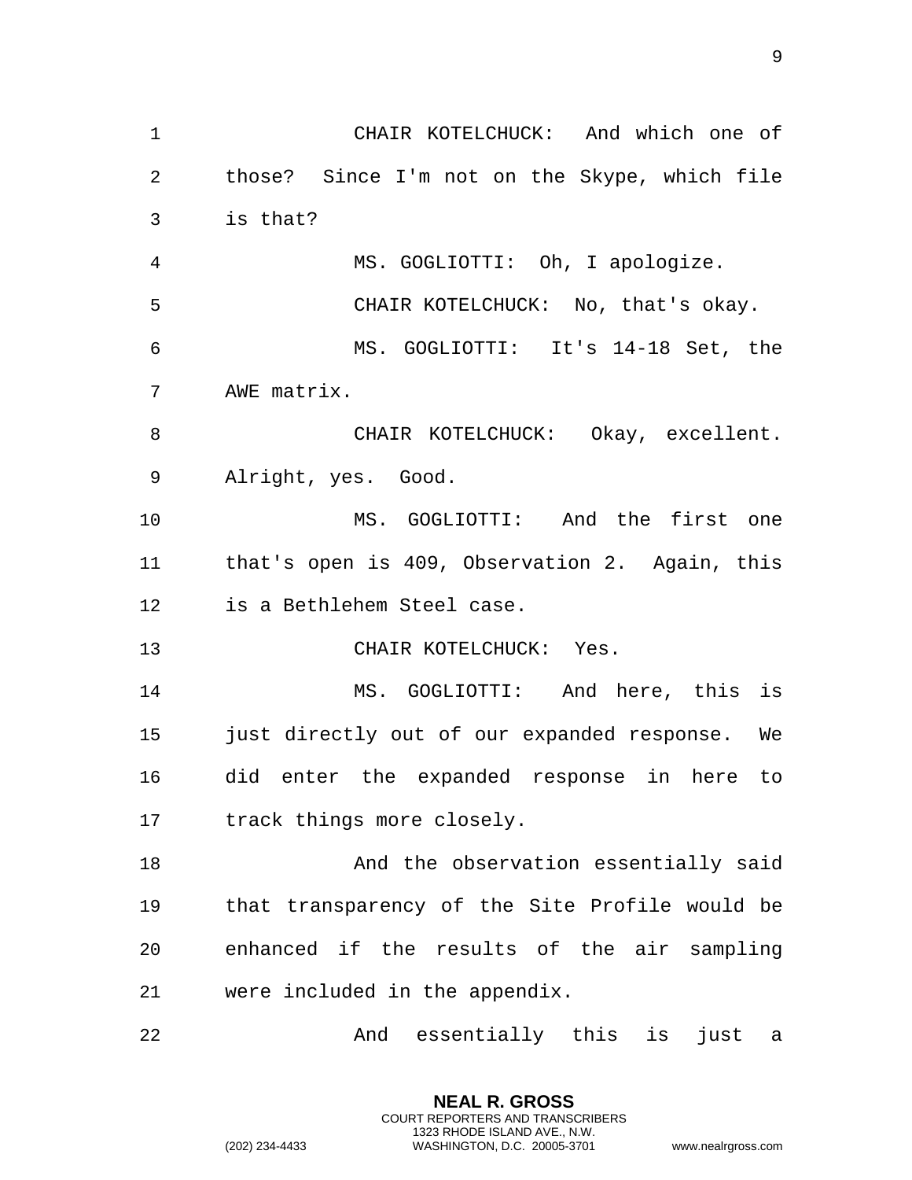CHAIR KOTELCHUCK: And which one of those? Since I'm not on the Skype, which file is that?

MS. GOGLIOTTI: Oh, I apologize.

CHAIR KOTELCHUCK: No, that's okay.

MS. GOGLIOTTI: It's 14-18 Set, the AWE matrix.

CHAIR KOTELCHUCK: Okay, excellent. Alright, yes. Good.

MS. GOGLIOTTI: And the first one that's open is 409, Observation 2. Again, this is a Bethlehem Steel case.

CHAIR KOTELCHUCK: Yes.

MS. GOGLIOTTI: And here, this is just directly out of our expanded response. We did enter the expanded response in here to track things more closely.

And the observation essentially said that transparency of the Site Profile would be enhanced if the results of the air sampling were included in the appendix.

And essentially this is just a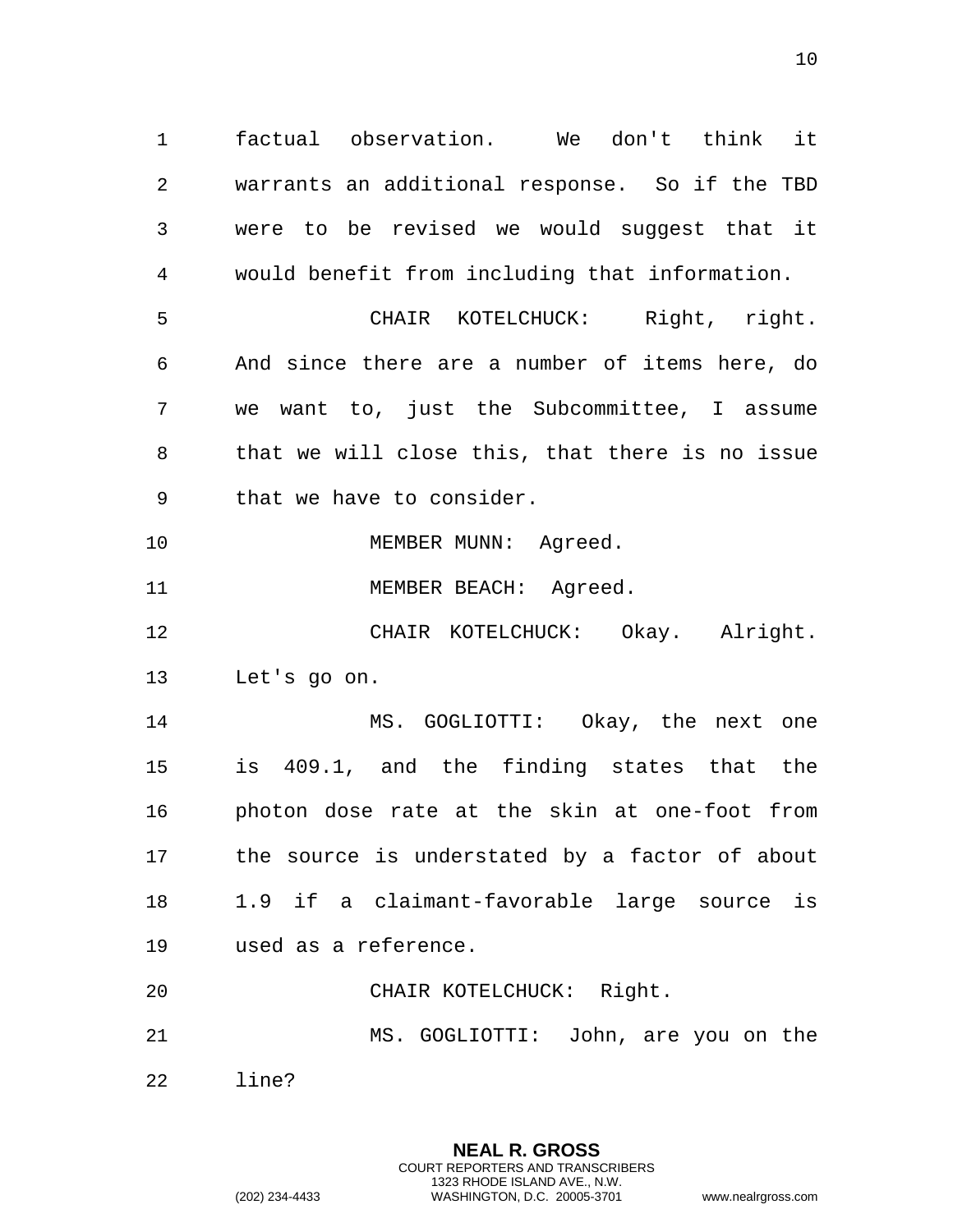factual observation. We don't think it warrants an additional response. So if the TBD were to be revised we would suggest that it would benefit from including that information.

CHAIR KOTELCHUCK: Right, right. And since there are a number of items here, do we want to, just the Subcommittee, I assume that we will close this, that there is no issue that we have to consider.

MEMBER MUNN: Agreed.

MEMBER BEACH: Agreed.

CHAIR KOTELCHUCK: Okay. Alright. Let's go on.

MS. GOGLIOTTI: Okay, the next one is 409.1, and the finding states that the photon dose rate at the skin at one-foot from the source is understated by a factor of about 1.9 if a claimant-favorable large source is used as a reference.

CHAIR KOTELCHUCK: Right.

MS. GOGLIOTTI: John, are you on the line?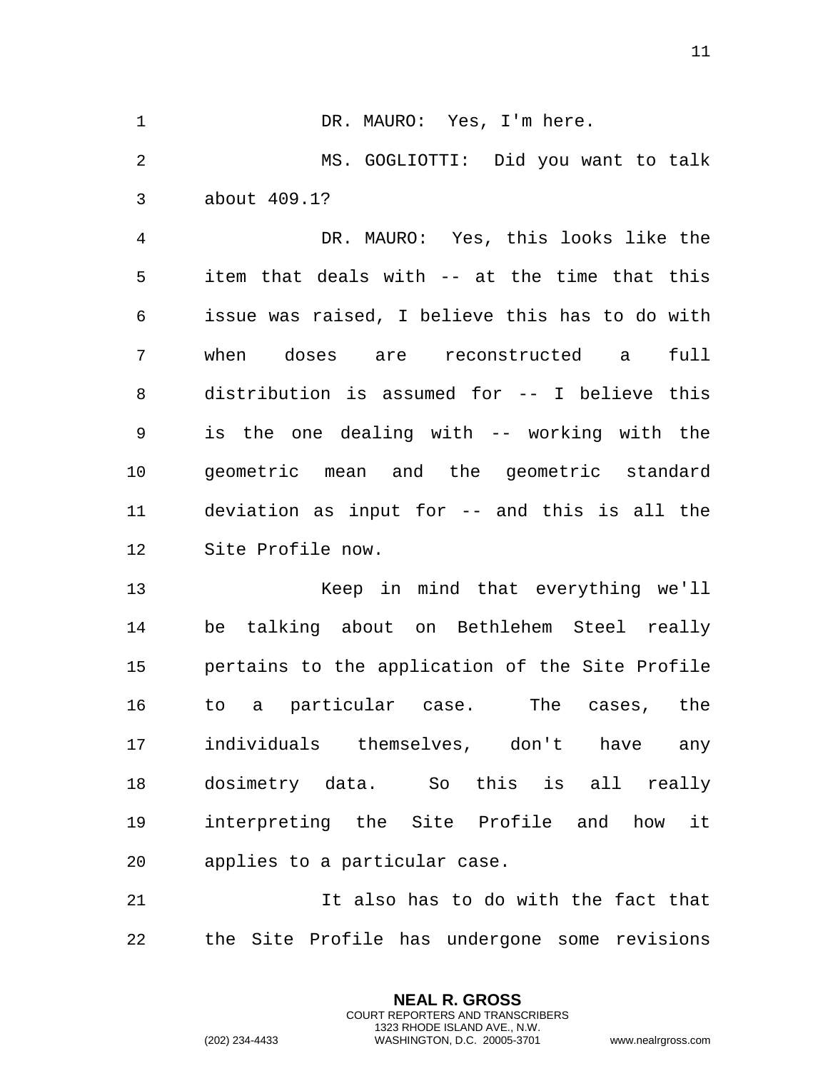DR. MAURO: Yes, I'm here.

MS. GOGLIOTTI: Did you want to talk about 409.1?

DR. MAURO: Yes, this looks like the item that deals with -- at the time that this issue was raised, I believe this has to do with when doses are reconstructed a full distribution is assumed for -- I believe this is the one dealing with -- working with the geometric mean and the geometric standard deviation as input for -- and this is all the Site Profile now.

Keep in mind that everything we'll be talking about on Bethlehem Steel really pertains to the application of the Site Profile to a particular case. The cases, the individuals themselves, don't have any dosimetry data. So this is all really interpreting the Site Profile and how it applies to a particular case.

It also has to do with the fact that the Site Profile has undergone some revisions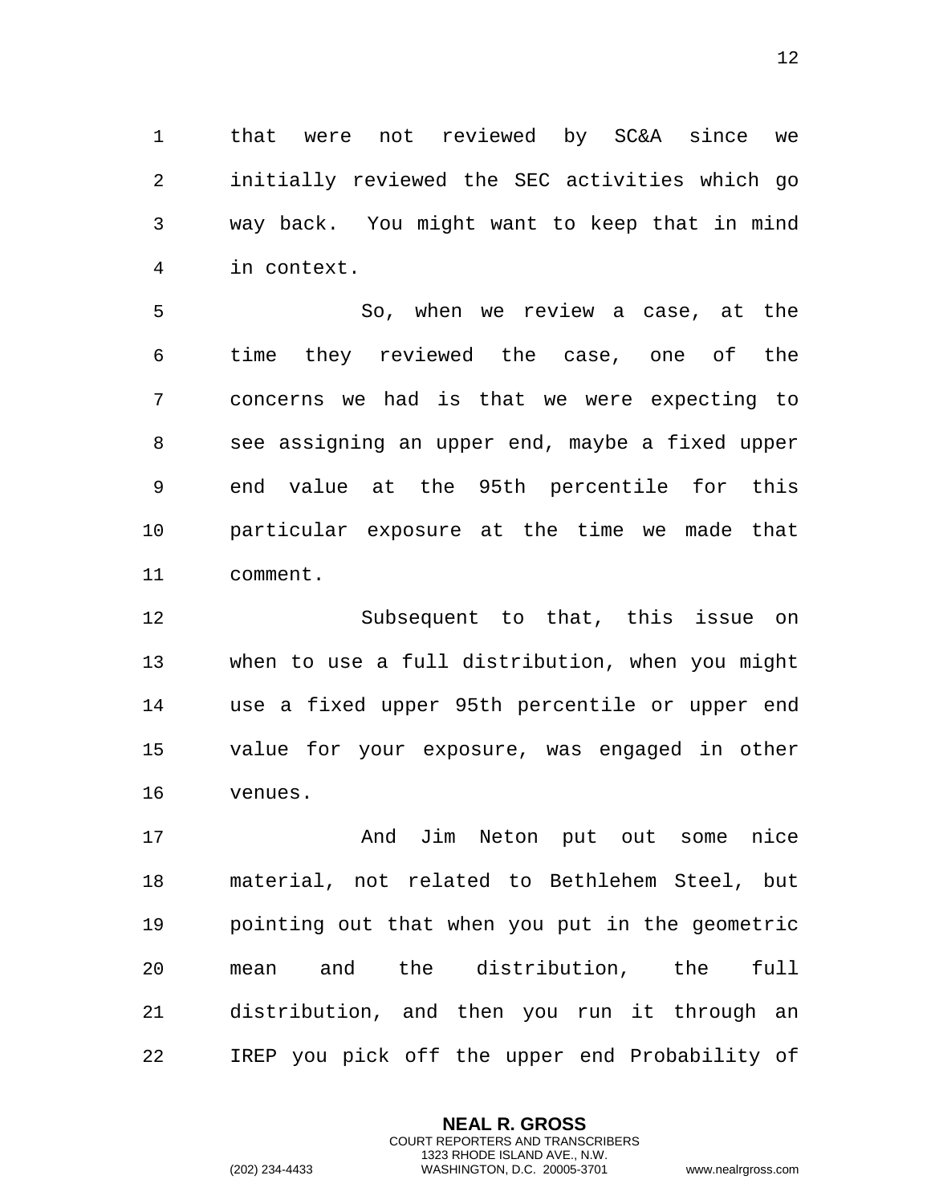that were not reviewed by SC&A since we initially reviewed the SEC activities which go way back. You might want to keep that in mind in context.

So, when we review a case, at the time they reviewed the case, one of the concerns we had is that we were expecting to see assigning an upper end, maybe a fixed upper end value at the 95th percentile for this particular exposure at the time we made that comment.

Subsequent to that, this issue on when to use a full distribution, when you might use a fixed upper 95th percentile or upper end value for your exposure, was engaged in other venues.

And Jim Neton put out some nice material, not related to Bethlehem Steel, but pointing out that when you put in the geometric mean and the distribution, the full distribution, and then you run it through an IREP you pick off the upper end Probability of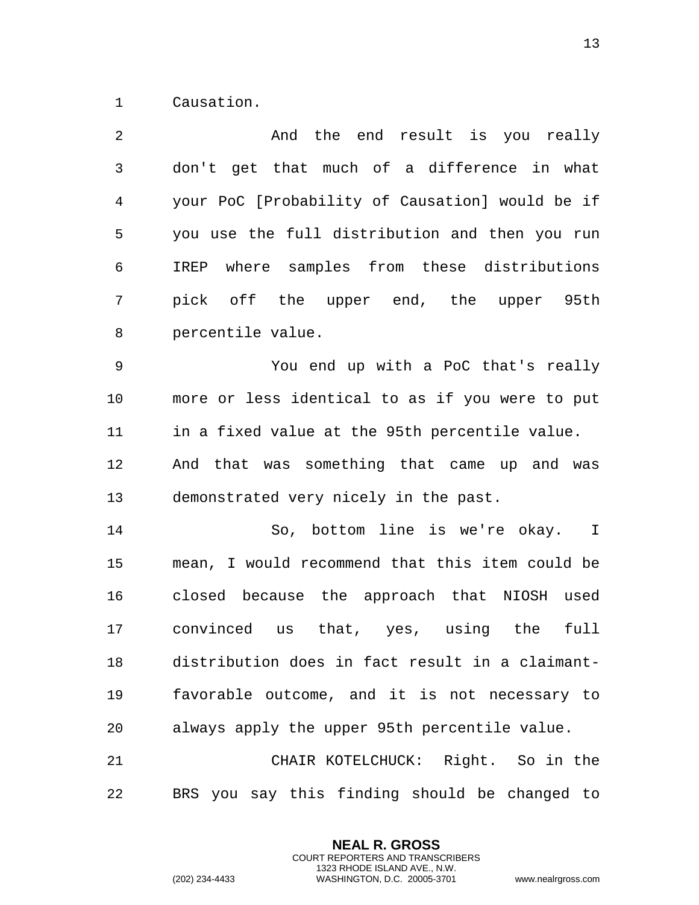Causation.

And the end result is you really don't get that much of a difference in what your PoC [Probability of Causation] would be if you use the full distribution and then you run IREP where samples from these distributions pick off the upper end, the upper 95th percentile value.

You end up with a PoC that's really more or less identical to as if you were to put in a fixed value at the 95th percentile value. And that was something that came up and was demonstrated very nicely in the past.

So, bottom line is we're okay. I mean, I would recommend that this item could be closed because the approach that NIOSH used convinced us that, yes, using the full distribution does in fact result in a claimant-favorable outcome, and it is not necessary to always apply the upper 95th percentile value.

CHAIR KOTELCHUCK: Right. So in the BRS you say this finding should be changed to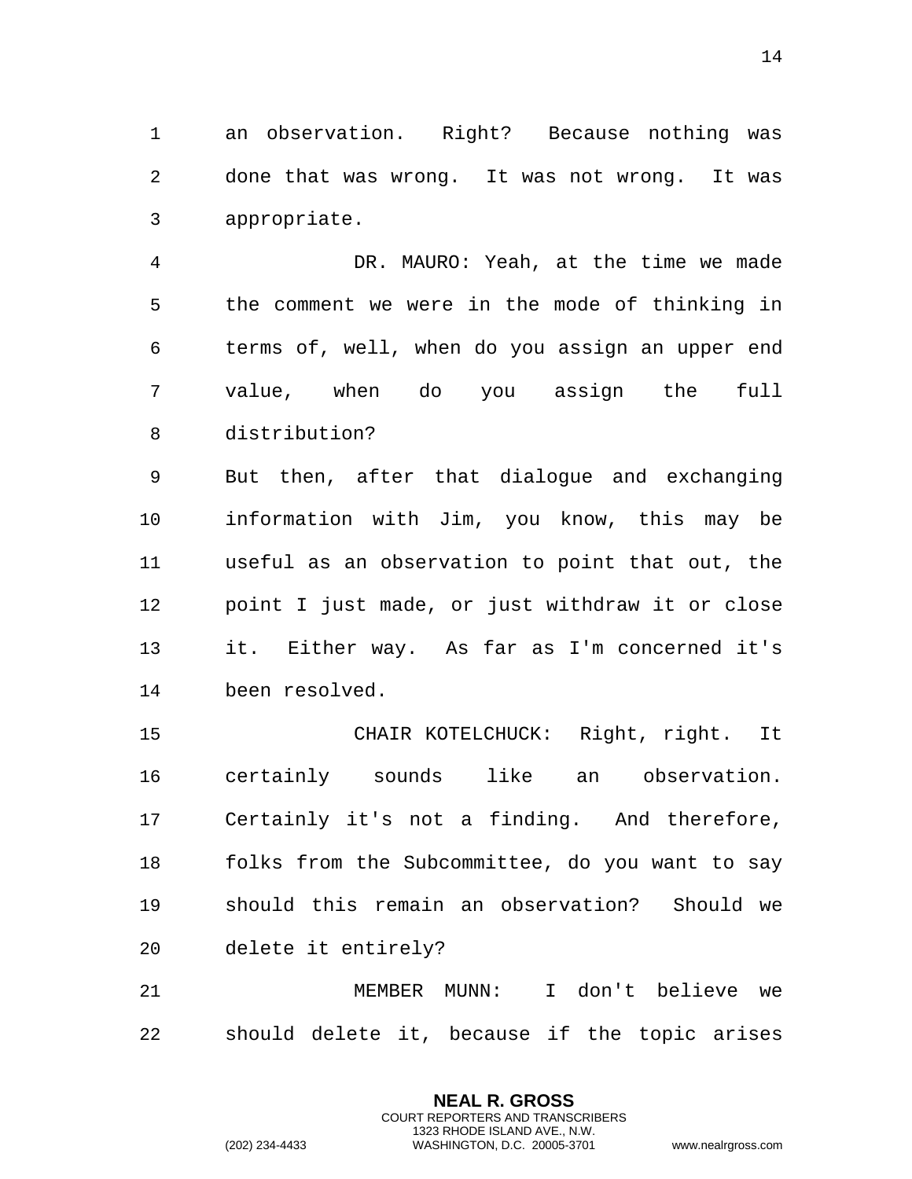an observation. Right? Because nothing was done that was wrong. It was not wrong. It was appropriate.

DR. MAURO: Yeah, at the time we made the comment we were in the mode of thinking in terms of, well, when do you assign an upper end value, when do you assign the full distribution?

But then, after that dialogue and exchanging information with Jim, you know, this may be useful as an observation to point that out, the point I just made, or just withdraw it or close it. Either way. As far as I'm concerned it's been resolved.

CHAIR KOTELCHUCK: Right, right. It certainly sounds like an observation. Certainly it's not a finding. And therefore, folks from the Subcommittee, do you want to say should this remain an observation? Should we delete it entirely?

MEMBER MUNN: I don't believe we should delete it, because if the topic arises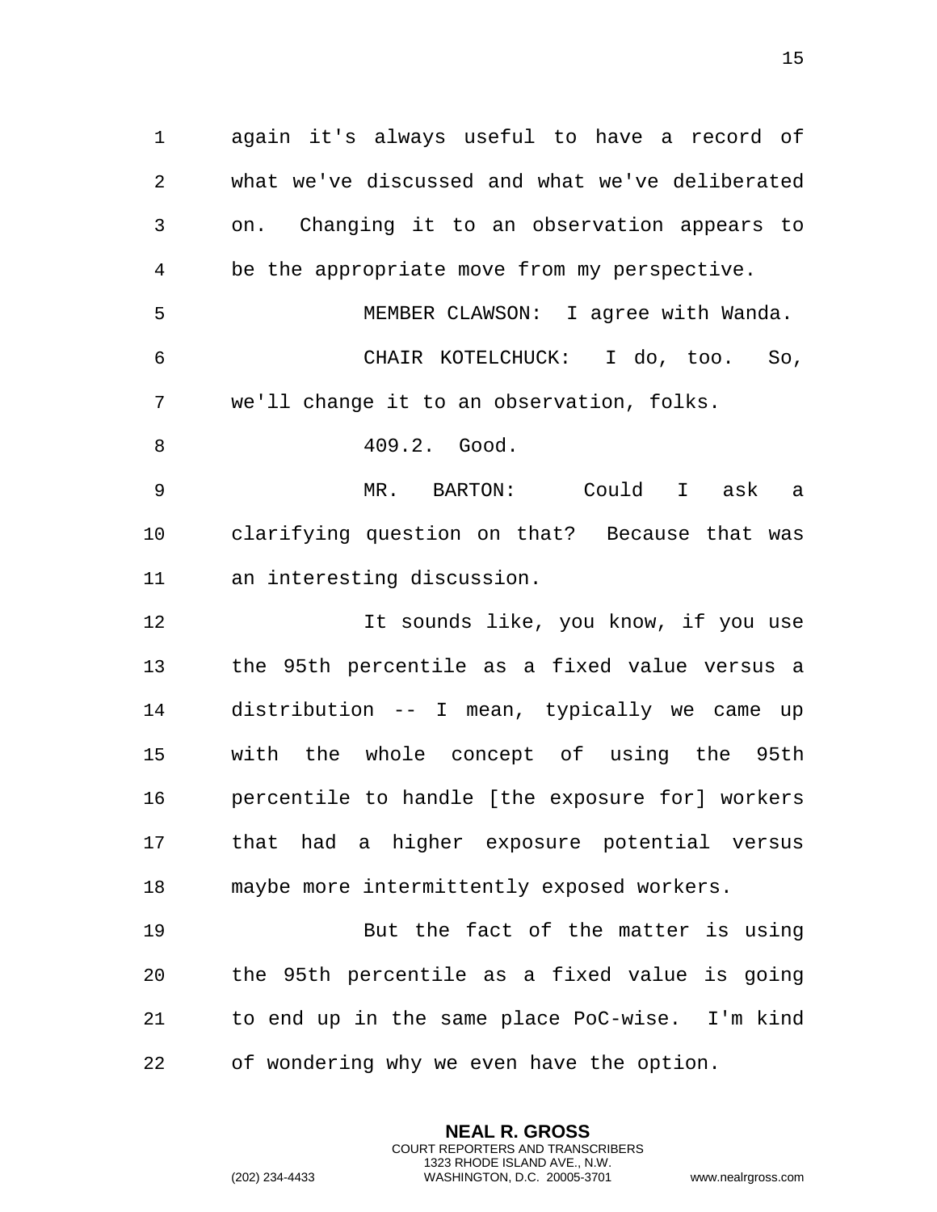again it's always useful to have a record of what we've discussed and what we've deliberated on. Changing it to an observation appears to be the appropriate move from my perspective.

MEMBER CLAWSON: I agree with Wanda.

CHAIR KOTELCHUCK: I do, too. So, we'll change it to an observation, folks.

409.2. Good.

MR. BARTON: Could I ask a clarifying question on that? Because that was an interesting discussion.

It sounds like, you know, if you use the 95th percentile as a fixed value versus a distribution -- I mean, typically we came up with the whole concept of using the 95th percentile to handle [the exposure for] workers that had a higher exposure potential versus maybe more intermittently exposed workers.

But the fact of the matter is using the 95th percentile as a fixed value is going to end up in the same place PoC-wise. I'm kind of wondering why we even have the option.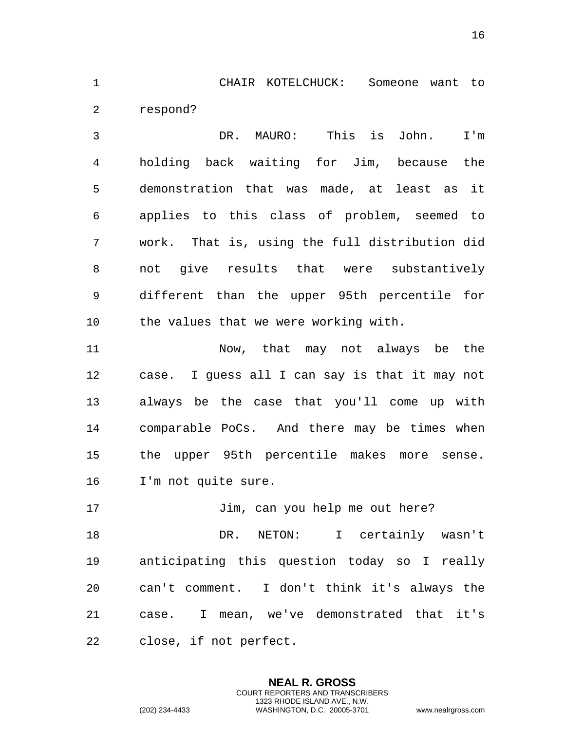CHAIR KOTELCHUCK: Someone want to respond?

DR. MAURO: This is John. I'm holding back waiting for Jim, because the demonstration that was made, at least as it applies to this class of problem, seemed to work. That is, using the full distribution did not give results that were substantively different than the upper 95th percentile for the values that we were working with.

Now, that may not always be the case. I guess all I can say is that it may not always be the case that you'll come up with comparable PoCs. And there may be times when the upper 95th percentile makes more sense. I'm not quite sure.

Jim, can you help me out here?

DR. NETON: I certainly wasn't anticipating this question today so I really can't comment. I don't think it's always the case. I mean, we've demonstrated that it's close, if not perfect.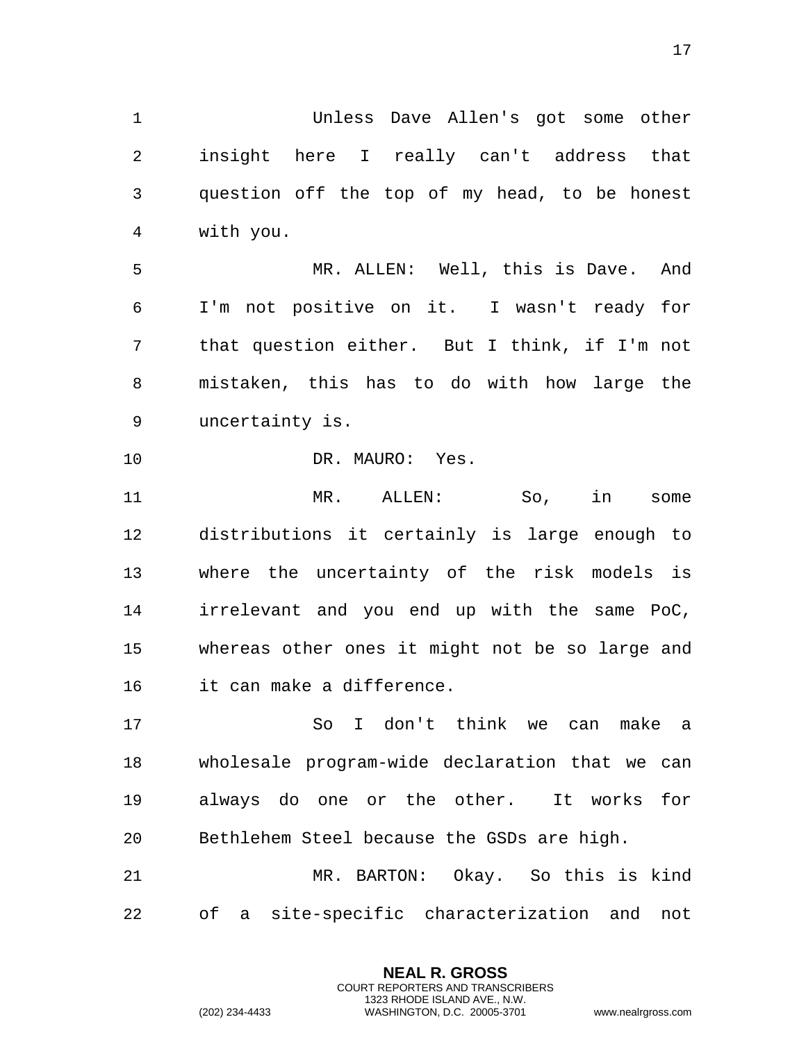Unless Dave Allen's got some other insight here I really can't address that question off the top of my head, to be honest with you.

MR. ALLEN: Well, this is Dave. And I'm not positive on it. I wasn't ready for that question either. But I think, if I'm not mistaken, this has to do with how large the uncertainty is.

DR. MAURO: Yes.

MR. ALLEN: So, in some distributions it certainly is large enough to where the uncertainty of the risk models is irrelevant and you end up with the same PoC, whereas other ones it might not be so large and it can make a difference.

So I don't think we can make a wholesale program-wide declaration that we can always do one or the other. It works for Bethlehem Steel because the GSDs are high.

MR. BARTON: Okay. So this is kind of a site-specific characterization and not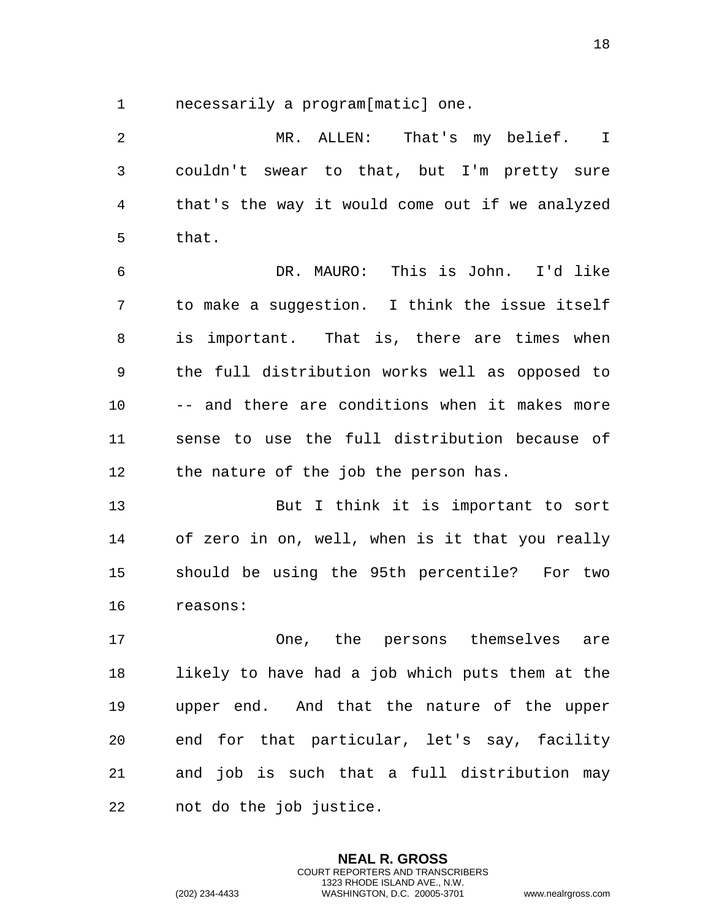necessarily a program[matic] one.

MR. ALLEN: That's my belief. I couldn't swear to that, but I'm pretty sure that's the way it would come out if we analyzed that.

DR. MAURO: This is John. I'd like to make a suggestion. I think the issue itself is important. That is, there are times when the full distribution works well as opposed to -- and there are conditions when it makes more sense to use the full distribution because of the nature of the job the person has.

But I think it is important to sort of zero in on, well, when is it that you really should be using the 95th percentile? For two reasons:

One, the persons themselves are likely to have had a job which puts them at the upper end. And that the nature of the upper end for that particular, let's say, facility and job is such that a full distribution may not do the job justice.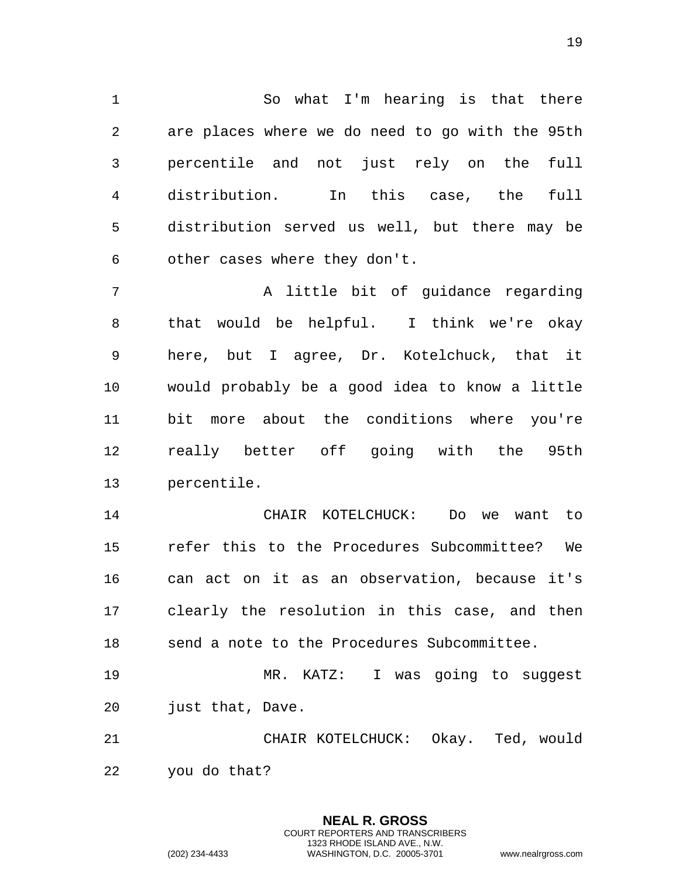So what I'm hearing is that there are places where we do need to go with the 95th percentile and not just rely on the full distribution. In this case, the full distribution served us well, but there may be other cases where they don't.

A little bit of guidance regarding that would be helpful. I think we're okay here, but I agree, Dr. Kotelchuck, that it would probably be a good idea to know a little bit more about the conditions where you're really better off going with the 95th percentile.

CHAIR KOTELCHUCK: Do we want to refer this to the Procedures Subcommittee? We can act on it as an observation, because it's clearly the resolution in this case, and then send a note to the Procedures Subcommittee.

MR. KATZ: I was going to suggest just that, Dave.

CHAIR KOTELCHUCK: Okay. Ted, would you do that?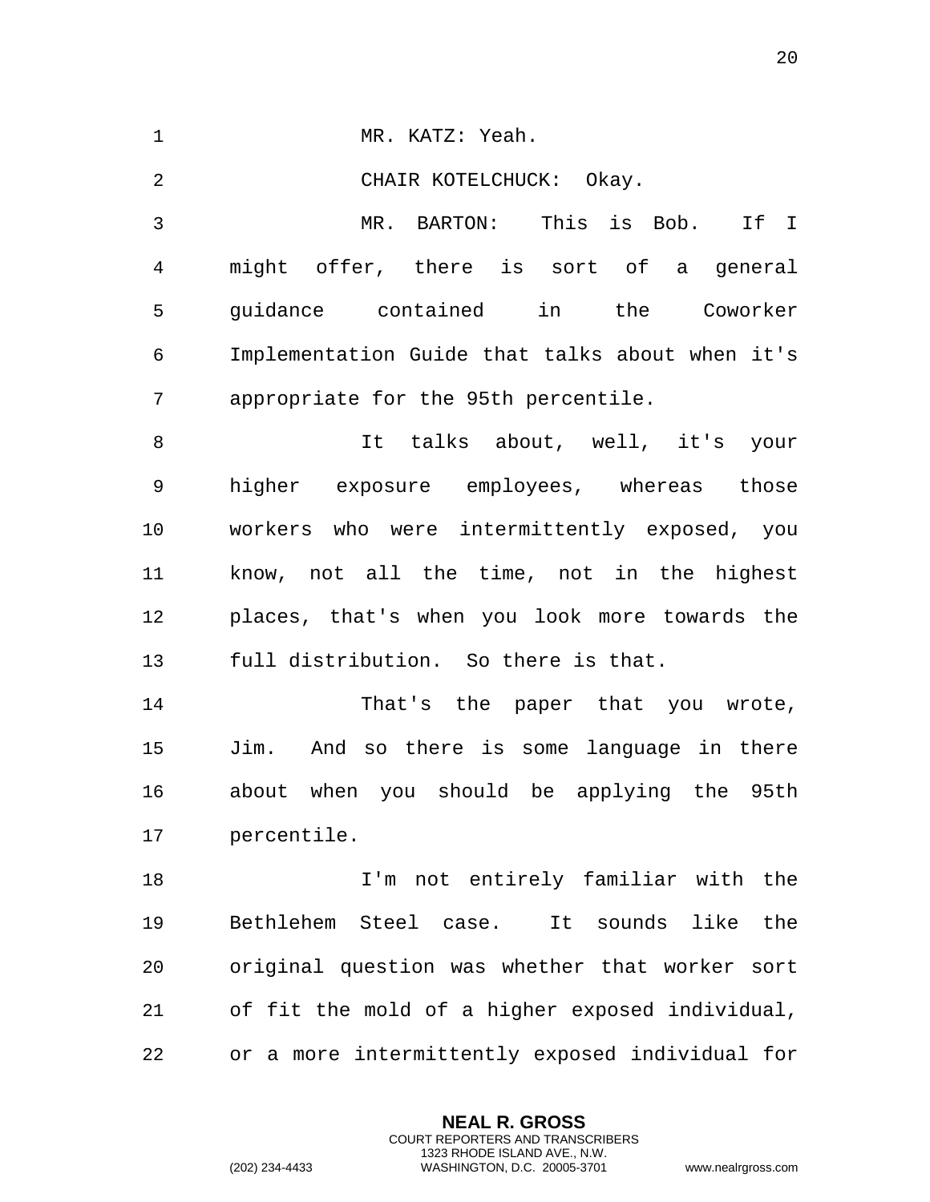MR. KATZ: Yeah.

CHAIR KOTELCHUCK: Okay.

MR. BARTON: This is Bob. If I might offer, there is sort of a general guidance contained in the Coworker Implementation Guide that talks about when it's appropriate for the 95th percentile.

It talks about, well, it's your higher exposure employees, whereas those workers who were intermittently exposed, you know, not all the time, not in the highest places, that's when you look more towards the full distribution. So there is that.

That's the paper that you wrote, Jim. And so there is some language in there about when you should be applying the 95th percentile.

I'm not entirely familiar with the Bethlehem Steel case. It sounds like the original question was whether that worker sort of fit the mold of a higher exposed individual, or a more intermittently exposed individual for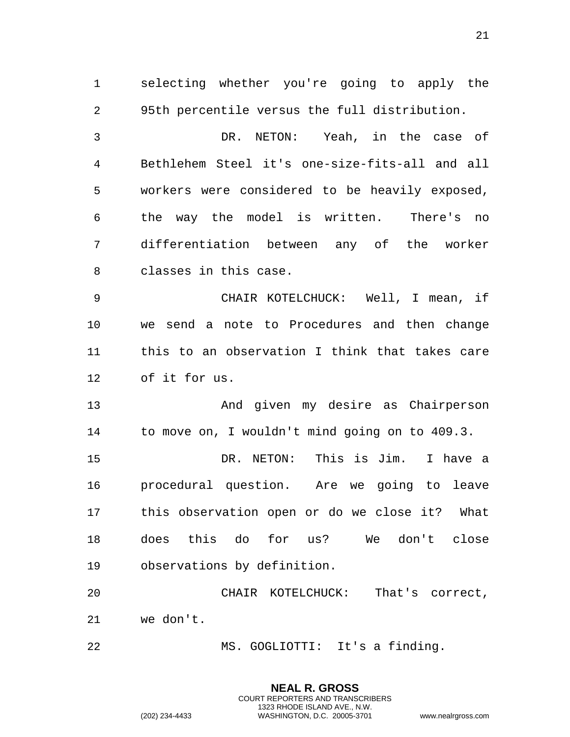selecting whether you're going to apply the 95th percentile versus the full distribution.

DR. NETON: Yeah, in the case of Bethlehem Steel it's one-size-fits-all and all workers were considered to be heavily exposed, the way the model is written. There's no differentiation between any of the worker classes in this case.

CHAIR KOTELCHUCK: Well, I mean, if we send a note to Procedures and then change this to an observation I think that takes care of it for us.

And given my desire as Chairperson to move on, I wouldn't mind going on to 409.3.

DR. NETON: This is Jim. I have a procedural question. Are we going to leave this observation open or do we close it? What does this do for us? We don't close observations by definition.

CHAIR KOTELCHUCK: That's correct, we don't.

MS. GOGLIOTTI: It's a finding.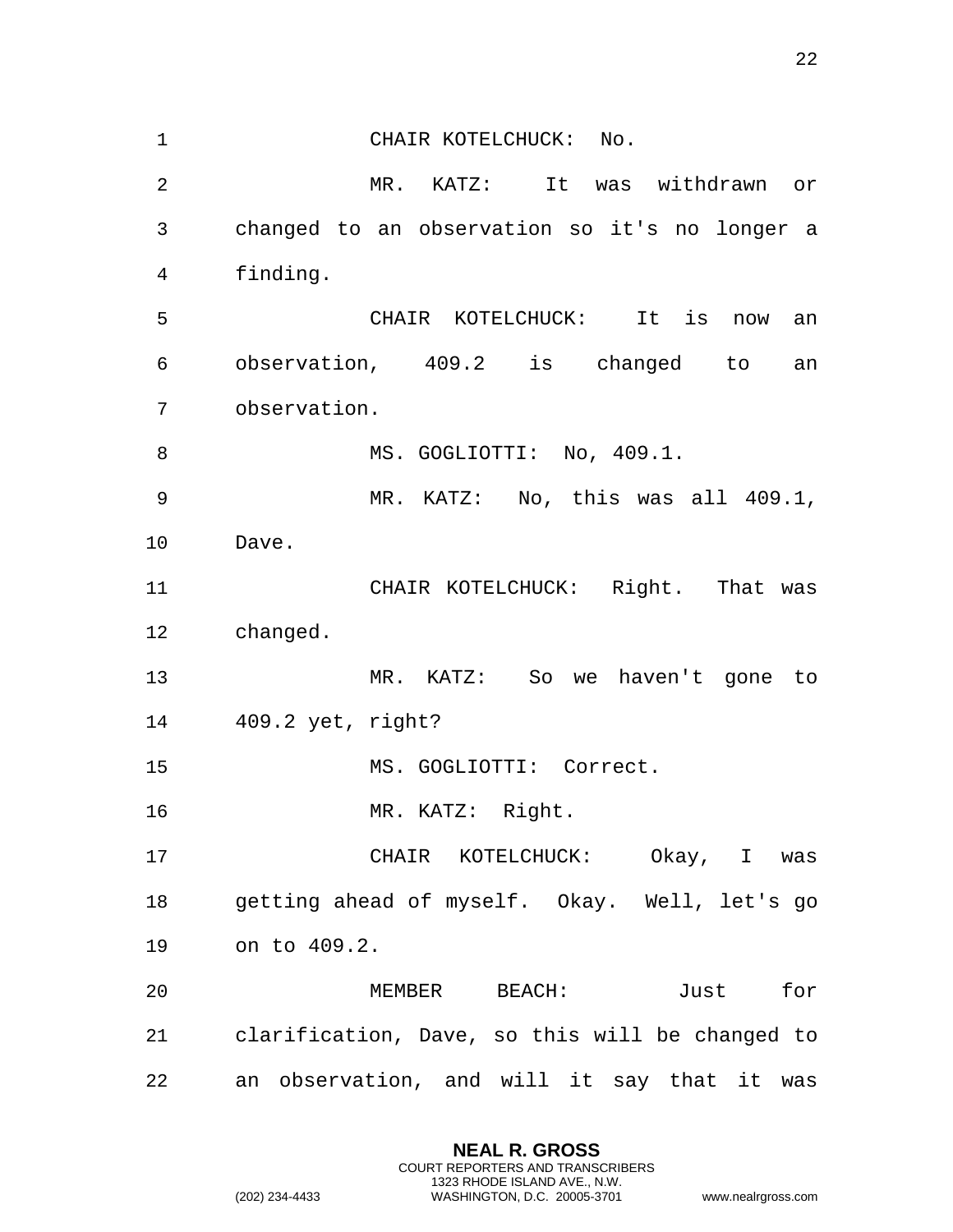CHAIR KOTELCHUCK: No.

MR. KATZ: It was withdrawn or changed to an observation so it's no longer a finding.

CHAIR KOTELCHUCK: It is now an observation, 409.2 is changed to an observation.

MS. GOGLIOTTI: No, 409.1.

MR. KATZ: No, this was all 409.1, Dave.

CHAIR KOTELCHUCK: Right. That was changed.

MR. KATZ: So we haven't gone to 409.2 yet, right?

MS. GOGLIOTTI: Correct.

MR. KATZ: Right.

CHAIR KOTELCHUCK: Okay, I was getting ahead of myself. Okay. Well, let's go on to 409.2.

MEMBER BEACH: Just for clarification, Dave, so this will be changed to an observation, and will it say that it was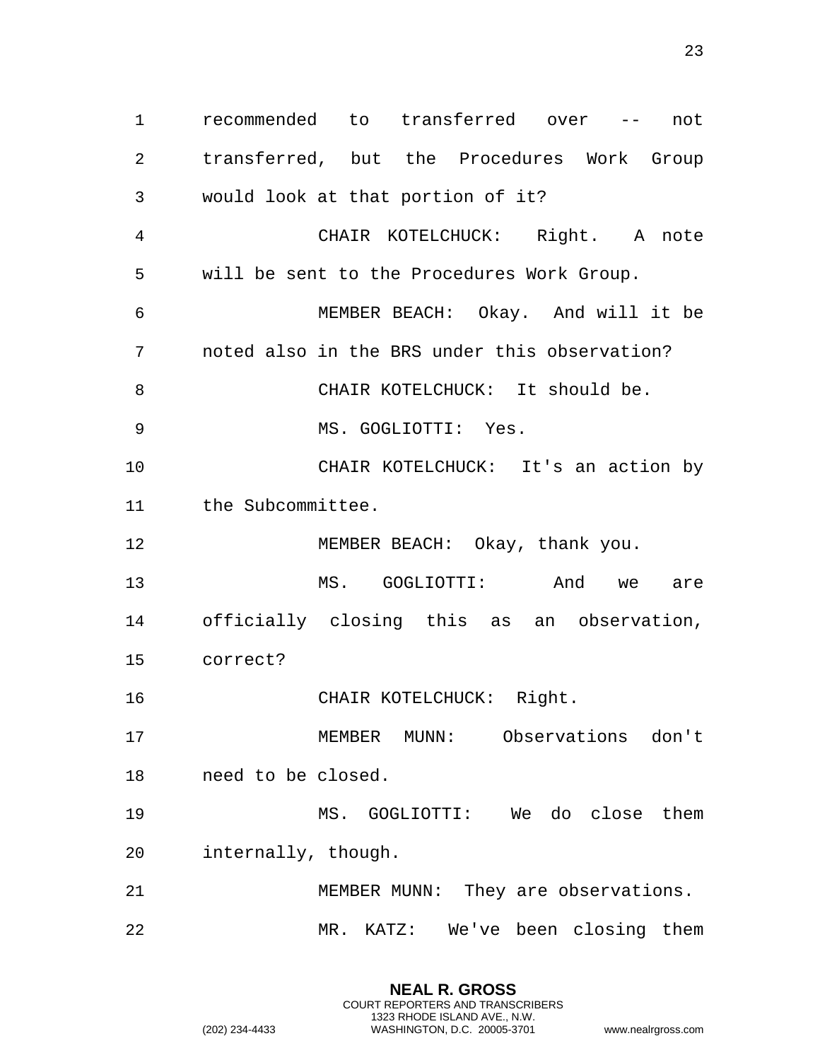recommended to transferred over -- not transferred, but the Procedures Work Group would look at that portion of it?

CHAIR KOTELCHUCK: Right. A note will be sent to the Procedures Work Group.

MEMBER BEACH: Okay. And will it be noted also in the BRS under this observation?

CHAIR KOTELCHUCK: It should be.

MS. GOGLIOTTI: Yes.

CHAIR KOTELCHUCK: It's an action by the Subcommittee.

MEMBER BEACH: Okay, thank you.

MS. GOGLIOTTI: And we are officially closing this as an observation, correct?

CHAIR KOTELCHUCK: Right.

MEMBER MUNN: Observations don't need to be closed.

MS. GOGLIOTTI: We do close them internally, though.

MEMBER MUNN: They are observations.

MR. KATZ: We've been closing them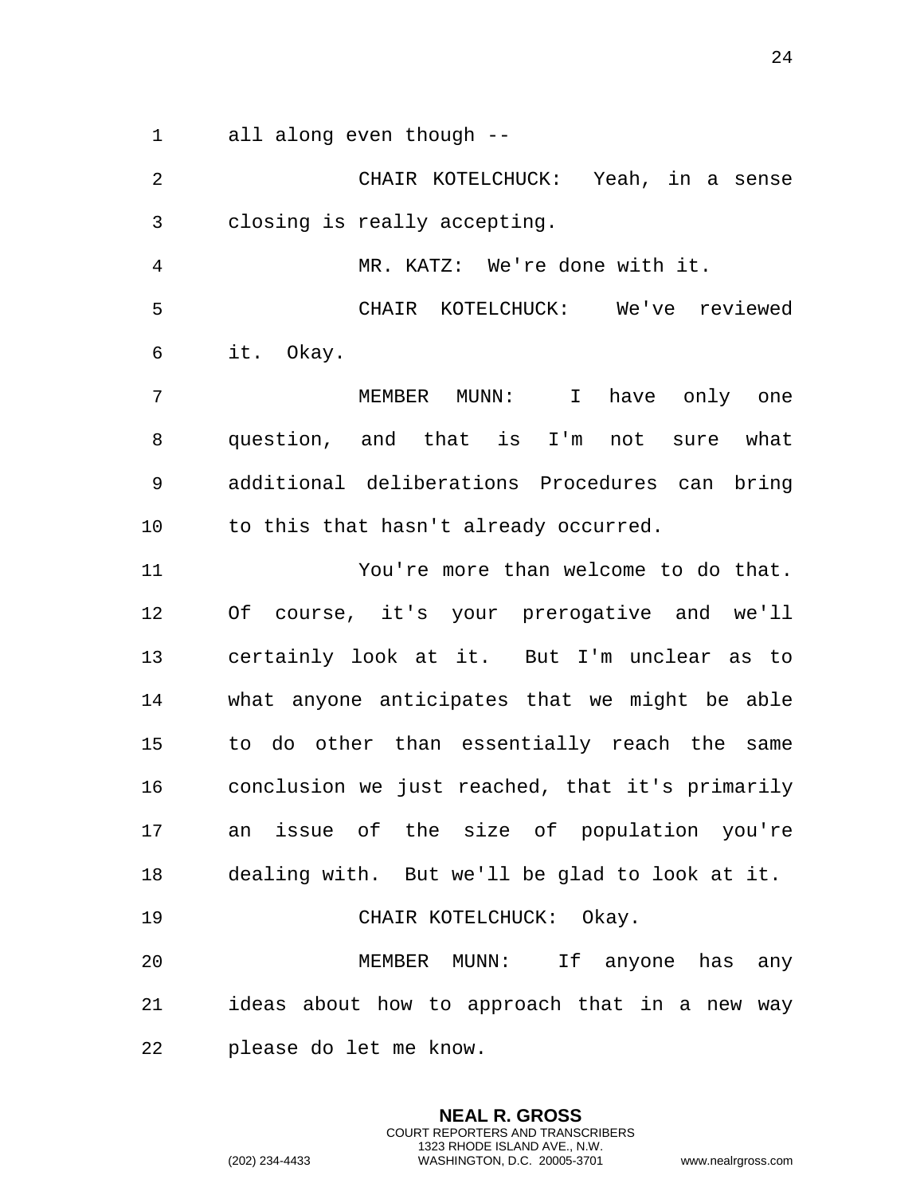all along even though --

CHAIR KOTELCHUCK: Yeah, in a sense closing is really accepting.

MR. KATZ: We're done with it.

CHAIR KOTELCHUCK: We've reviewed it. Okay.

MEMBER MUNN: I have only one question, and that is I'm not sure what additional deliberations Procedures can bring to this that hasn't already occurred.

You're more than welcome to do that. Of course, it's your prerogative and we'll certainly look at it. But I'm unclear as to what anyone anticipates that we might be able to do other than essentially reach the same conclusion we just reached, that it's primarily an issue of the size of population you're dealing with. But we'll be glad to look at it.

CHAIR KOTELCHUCK: Okay.

MEMBER MUNN: If anyone has any ideas about how to approach that in a new way please do let me know.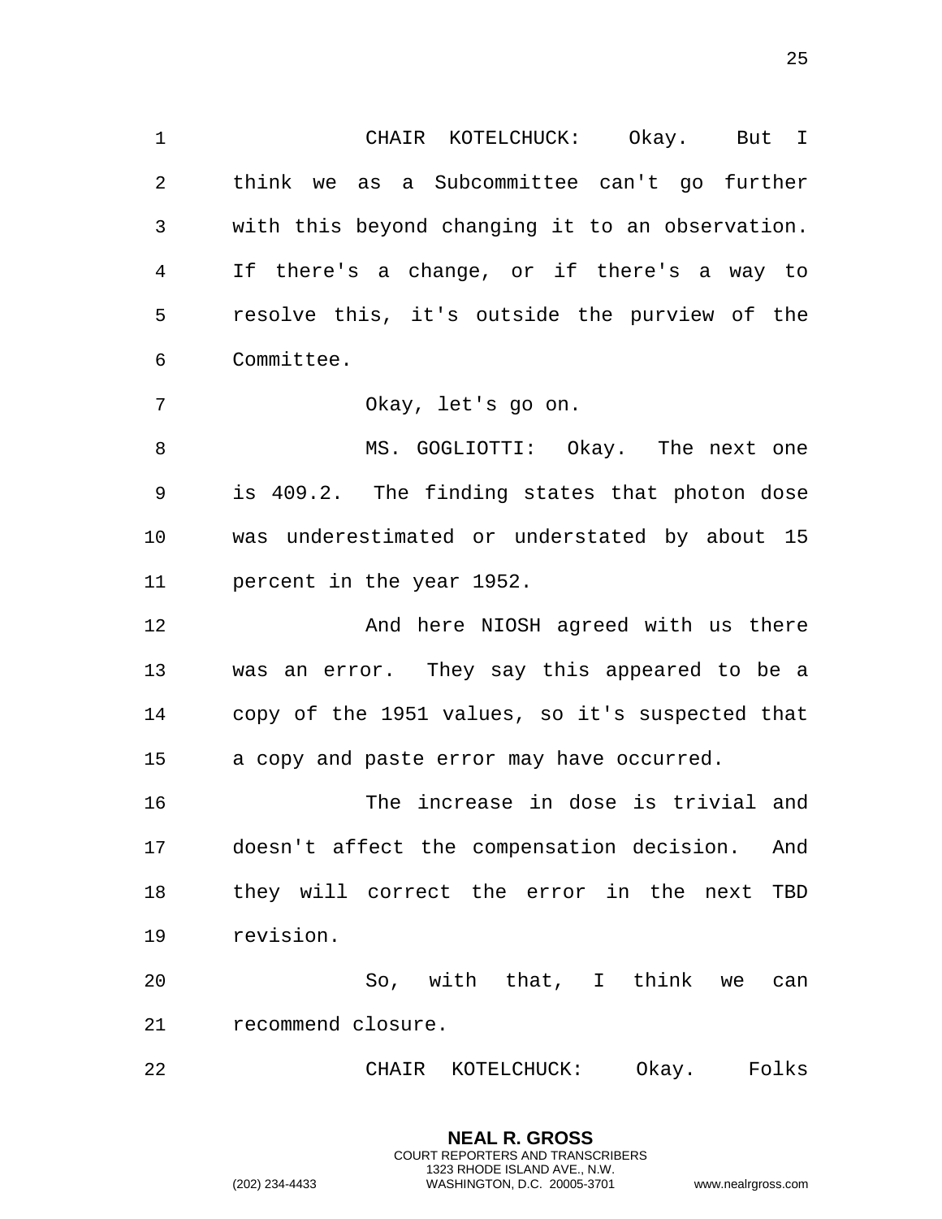CHAIR KOTELCHUCK: Okay. But I think we as a Subcommittee can't go further with this beyond changing it to an observation. If there's a change, or if there's a way to resolve this, it's outside the purview of the Committee.

Okay, let's go on.

MS. GOGLIOTTI: Okay. The next one is 409.2. The finding states that photon dose was underestimated or understated by about 15 percent in the year 1952.

And here NIOSH agreed with us there was an error. They say this appeared to be a copy of the 1951 values, so it's suspected that a copy and paste error may have occurred.

The increase in dose is trivial and doesn't affect the compensation decision. And they will correct the error in the next TBD revision.

So, with that, I think we can recommend closure.

CHAIR KOTELCHUCK: Okay. Folks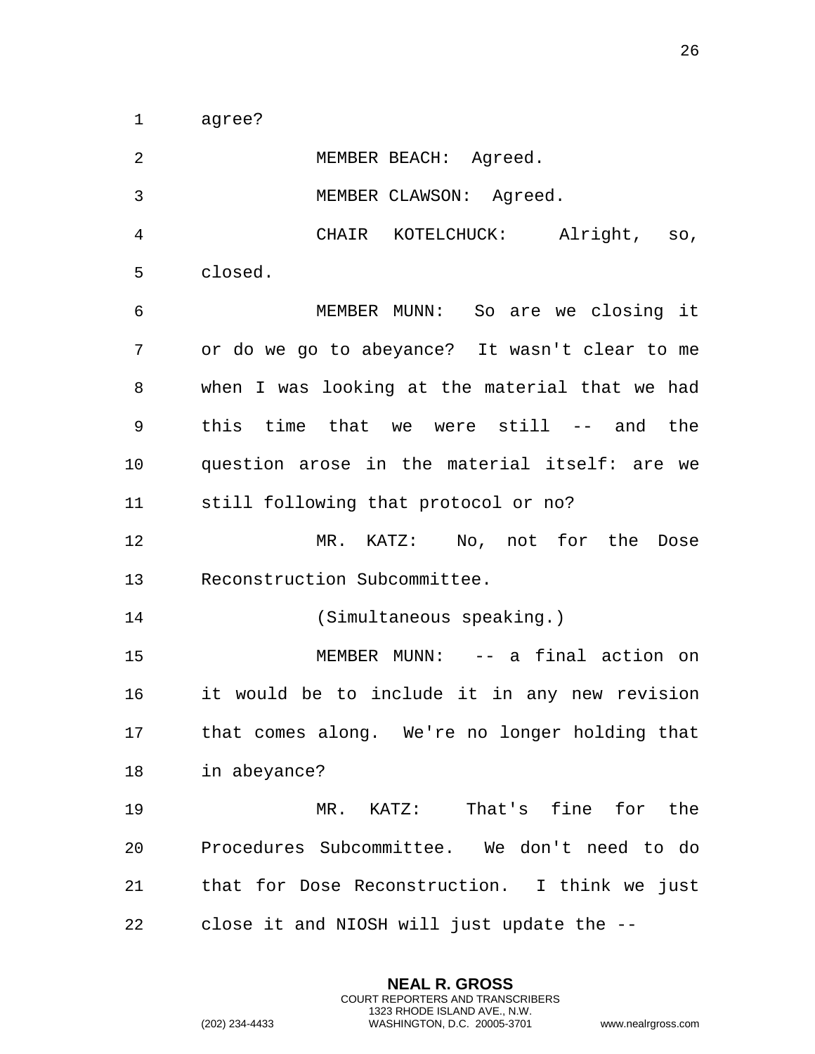agree?

MEMBER BEACH: Agreed.

MEMBER CLAWSON: Agreed.

CHAIR KOTELCHUCK: Alright, so, closed.

MEMBER MUNN: So are we closing it or do we go to abeyance? It wasn't clear to me when I was looking at the material that we had this time that we were still -- and the question arose in the material itself: are we still following that protocol or no?

MR. KATZ: No, not for the Dose Reconstruction Subcommittee.

(Simultaneous speaking.)

MEMBER MUNN: -- a final action on it would be to include it in any new revision that comes along. We're no longer holding that in abeyance?

MR. KATZ: That's fine for the Procedures Subcommittee. We don't need to do that for Dose Reconstruction. I think we just close it and NIOSH will just update the --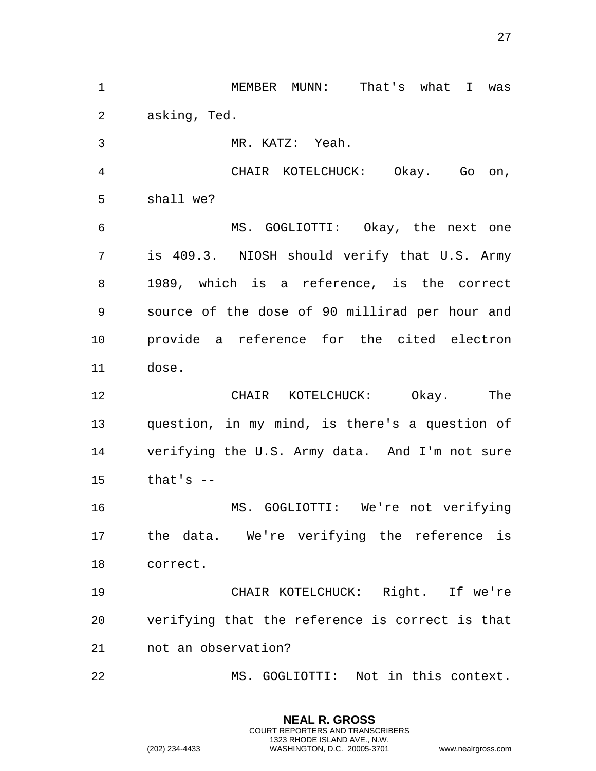MEMBER MUNN: That's what I was asking, Ted.

MR. KATZ: Yeah.

CHAIR KOTELCHUCK: Okay. Go on, shall we?

MS. GOGLIOTTI: Okay, the next one is 409.3. NIOSH should verify that U.S. Army 1989, which is a reference, is the correct source of the dose of 90 millirad per hour and provide a reference for the cited electron dose.

CHAIR KOTELCHUCK: Okay. The question, in my mind, is there's a question of verifying the U.S. Army data. And I'm not sure that's --

MS. GOGLIOTTI: We're not verifying the data. We're verifying the reference is correct.

CHAIR KOTELCHUCK: Right. If we're verifying that the reference is correct is that not an observation?

MS. GOGLIOTTI: Not in this context.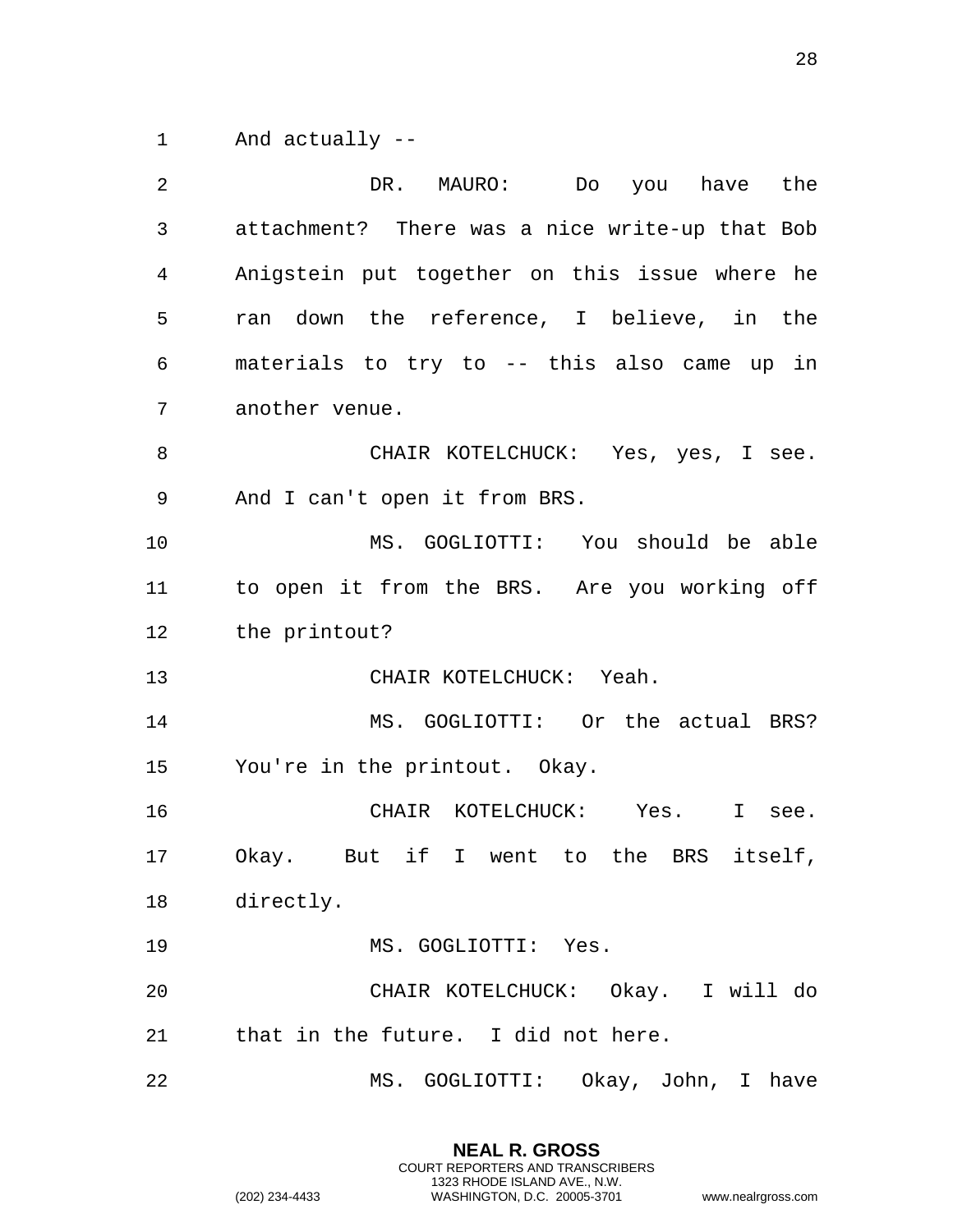And actually --

DR. MAURO: Do you have the attachment? There was a nice write-up that Bob Anigstein put together on this issue where he ran down the reference, I believe, in the materials to try to -- this also came up in another venue.

CHAIR KOTELCHUCK: Yes, yes, I see. And I can't open it from BRS.

MS. GOGLIOTTI: You should be able to open it from the BRS. Are you working off the printout?

CHAIR KOTELCHUCK: Yeah.

MS. GOGLIOTTI: Or the actual BRS? You're in the printout. Okay.

CHAIR KOTELCHUCK: Yes. I see. Okay. But if I went to the BRS itself, directly.

MS. GOGLIOTTI: Yes.

CHAIR KOTELCHUCK: Okay. I will do that in the future. I did not here.

MS. GOGLIOTTI: Okay, John, I have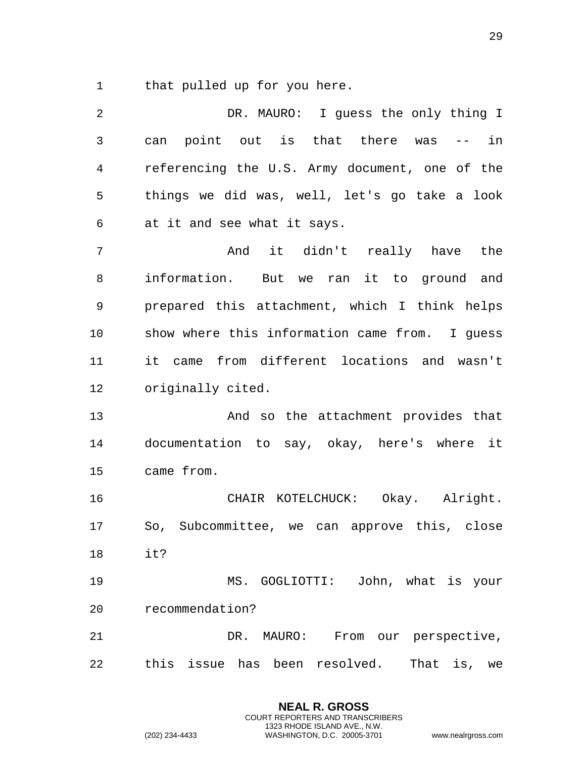that pulled up for you here.

DR. MAURO: I guess the only thing I can point out is that there was -- in referencing the U.S. Army document, one of the things we did was, well, let's go take a look at it and see what it says.

And it didn't really have the information. But we ran it to ground and prepared this attachment, which I think helps show where this information came from. I guess it came from different locations and wasn't originally cited.

And so the attachment provides that documentation to say, okay, here's where it came from.

CHAIR KOTELCHUCK: Okay. Alright. So, Subcommittee, we can approve this, close it?

MS. GOGLIOTTI: John, what is your recommendation?

DR. MAURO: From our perspective, this issue has been resolved. That is, we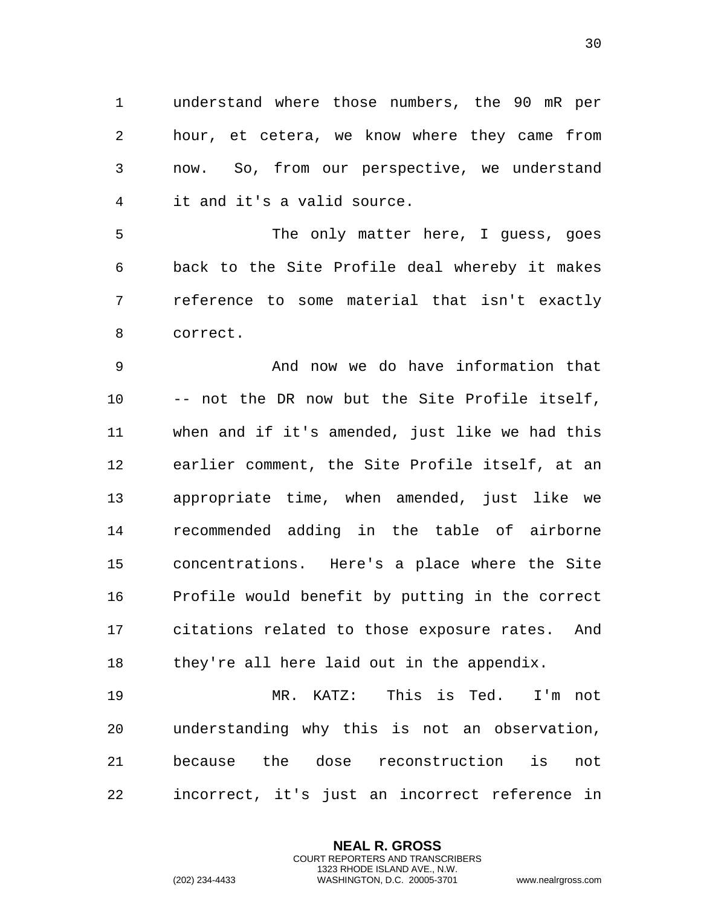understand where those numbers, the 90 mR per hour, et cetera, we know where they came from now. So, from our perspective, we understand it and it's a valid source.

The only matter here, I guess, goes back to the Site Profile deal whereby it makes reference to some material that isn't exactly correct.

And now we do have information that -- not the DR now but the Site Profile itself, when and if it's amended, just like we had this earlier comment, the Site Profile itself, at an appropriate time, when amended, just like we recommended adding in the table of airborne concentrations. Here's a place where the Site Profile would benefit by putting in the correct citations related to those exposure rates. And they're all here laid out in the appendix.

MR. KATZ: This is Ted. I'm not understanding why this is not an observation, because the dose reconstruction is not incorrect, it's just an incorrect reference in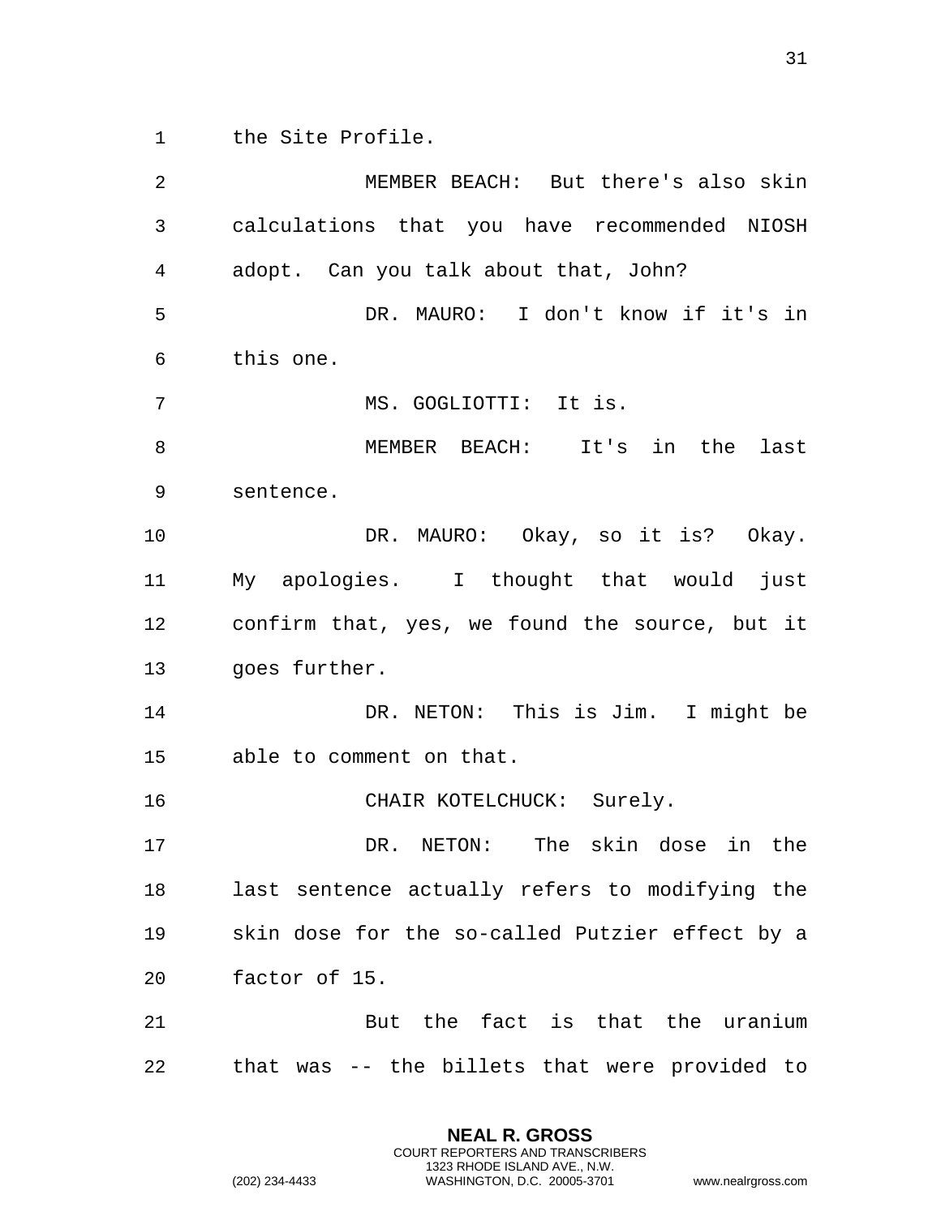the Site Profile.

MEMBER BEACH: But there's also skin calculations that you have recommended NIOSH adopt. Can you talk about that, John?

DR. MAURO: I don't know if it's in this one.

MS. GOGLIOTTI: It is.

MEMBER BEACH: It's in the last sentence.

DR. MAURO: Okay, so it is? Okay. My apologies. I thought that would just confirm that, yes, we found the source, but it goes further.

DR. NETON: This is Jim. I might be able to comment on that.

CHAIR KOTELCHUCK: Surely.

DR. NETON: The skin dose in the last sentence actually refers to modifying the skin dose for the so-called Putzier effect by a factor of 15.

But the fact is that the uranium that was -- the billets that were provided to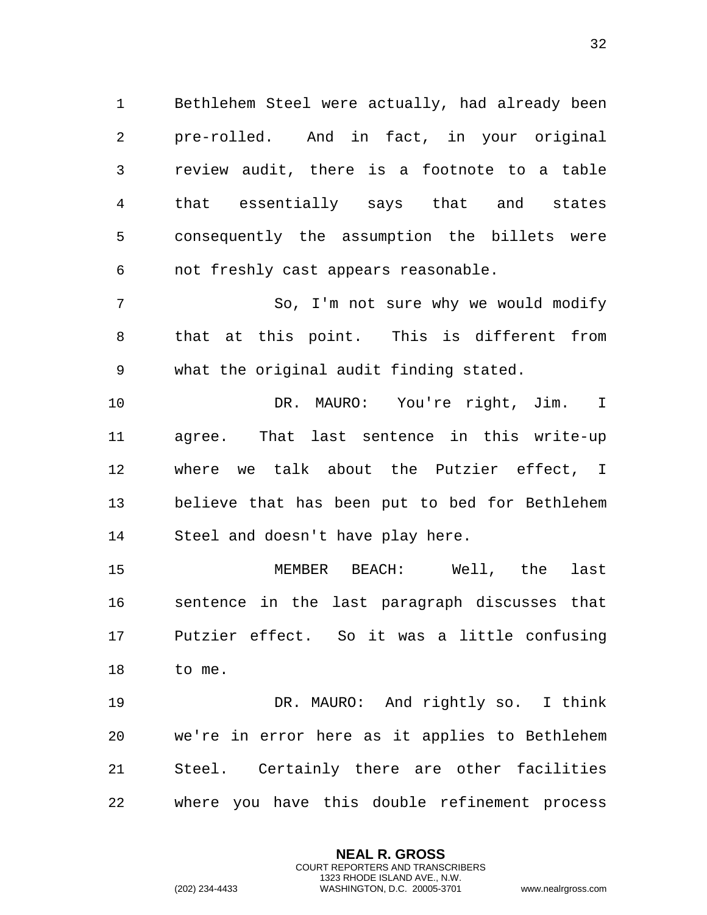Bethlehem Steel were actually, had already been pre-rolled. And in fact, in your original review audit, there is a footnote to a table that essentially says that and states consequently the assumption the billets were not freshly cast appears reasonable.

So, I'm not sure why we would modify that at this point. This is different from what the original audit finding stated.

DR. MAURO: You're right, Jim. I agree. That last sentence in this write-up where we talk about the Putzier effect, I believe that has been put to bed for Bethlehem Steel and doesn't have play here.

MEMBER BEACH: Well, the last sentence in the last paragraph discusses that Putzier effect. So it was a little confusing to me.

DR. MAURO: And rightly so. I think we're in error here as it applies to Bethlehem Steel. Certainly there are other facilities where you have this double refinement process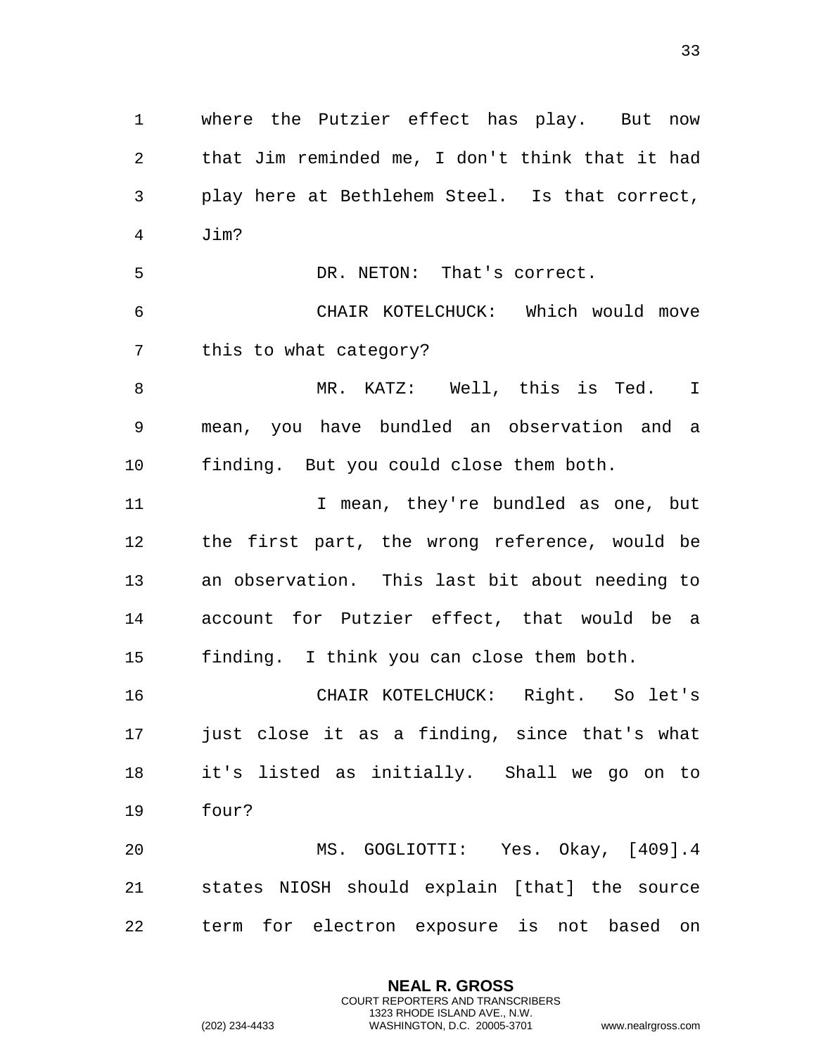where the Putzier effect has play. But now that Jim reminded me, I don't think that it had play here at Bethlehem Steel. Is that correct, Jim?

DR. NETON: That's correct.

CHAIR KOTELCHUCK: Which would move this to what category?

MR. KATZ: Well, this is Ted. I mean, you have bundled an observation and a finding. But you could close them both.

I mean, they're bundled as one, but the first part, the wrong reference, would be an observation. This last bit about needing to account for Putzier effect, that would be a finding. I think you can close them both.

CHAIR KOTELCHUCK: Right. So let's just close it as a finding, since that's what it's listed as initially. Shall we go on to four?

MS. GOGLIOTTI: Yes. Okay, [409].4 states NIOSH should explain [that] the source term for electron exposure is not based on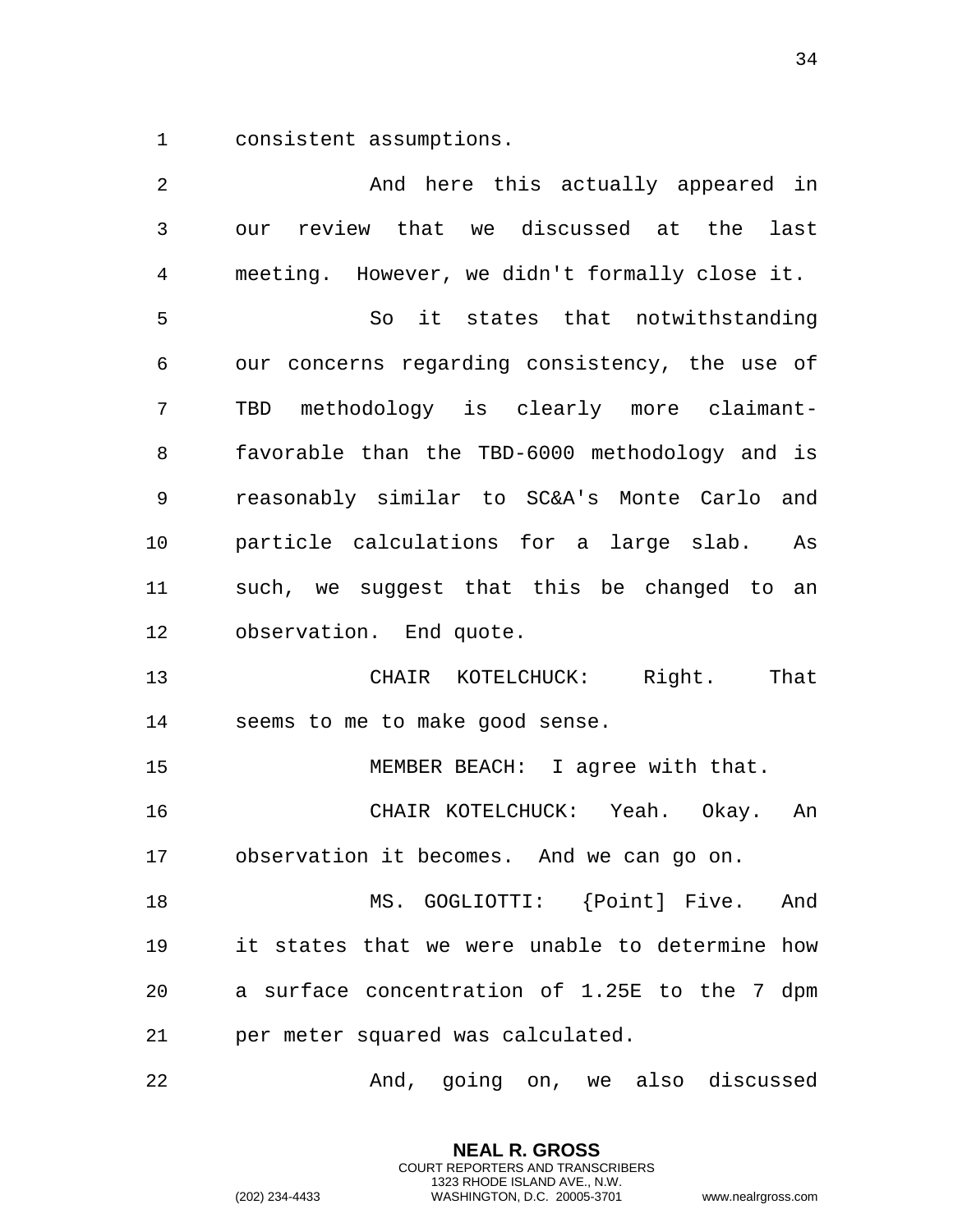consistent assumptions.

And here this actually appeared in our review that we discussed at the last meeting. However, we didn't formally close it.

So it states that notwithstanding our concerns regarding consistency, the use of TBD methodology is clearly more claimant-favorable than the TBD-6000 methodology and is reasonably similar to SC&A's Monte Carlo and particle calculations for a large slab. As such, we suggest that this be changed to an observation. End quote.

CHAIR KOTELCHUCK: Right. That seems to me to make good sense.

MEMBER BEACH: I agree with that.

CHAIR KOTELCHUCK: Yeah. Okay. An observation it becomes. And we can go on.

MS. GOGLIOTTI: {Point] Five. And it states that we were unable to determine how a surface concentration of 1.25E to the 7 dpm per meter squared was calculated.

And, going on, we also discussed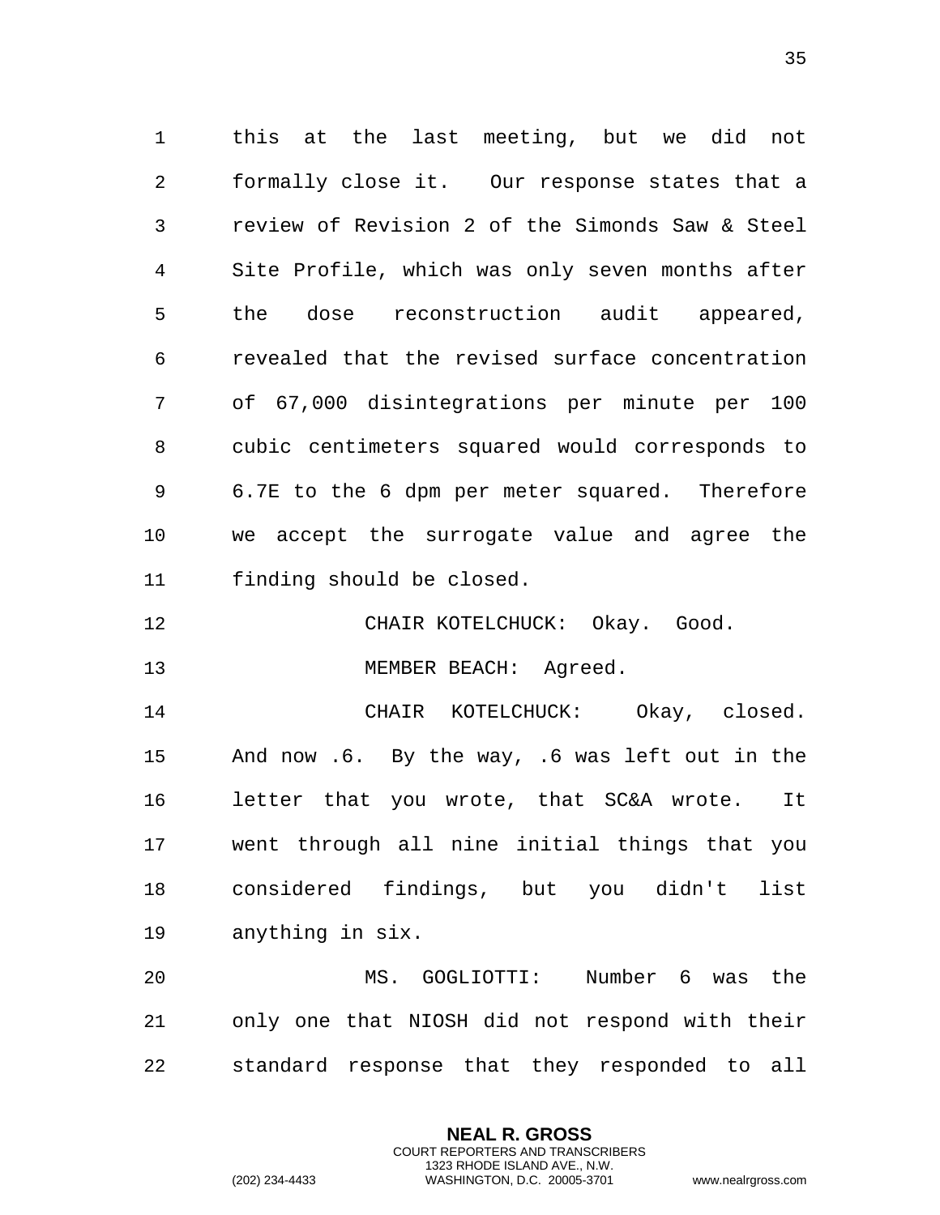this at the last meeting, but we did not formally close it. Our response states that a review of Revision 2 of the Simonds Saw & Steel Site Profile, which was only seven months after the dose reconstruction audit appeared, revealed that the revised surface concentration of 67,000 disintegrations per minute per 100 cubic centimeters squared would corresponds to 6.7E to the 6 dpm per meter squared. Therefore we accept the surrogate value and agree the finding should be closed.

CHAIR KOTELCHUCK: Okay. Good.

MEMBER BEACH: Agreed.

CHAIR KOTELCHUCK: Okay, closed. And now .6. By the way, .6 was left out in the letter that you wrote, that SC&A wrote. It went through all nine initial things that you considered findings, but you didn't list anything in six.

MS. GOGLIOTTI: Number 6 was the only one that NIOSH did not respond with their standard response that they responded to all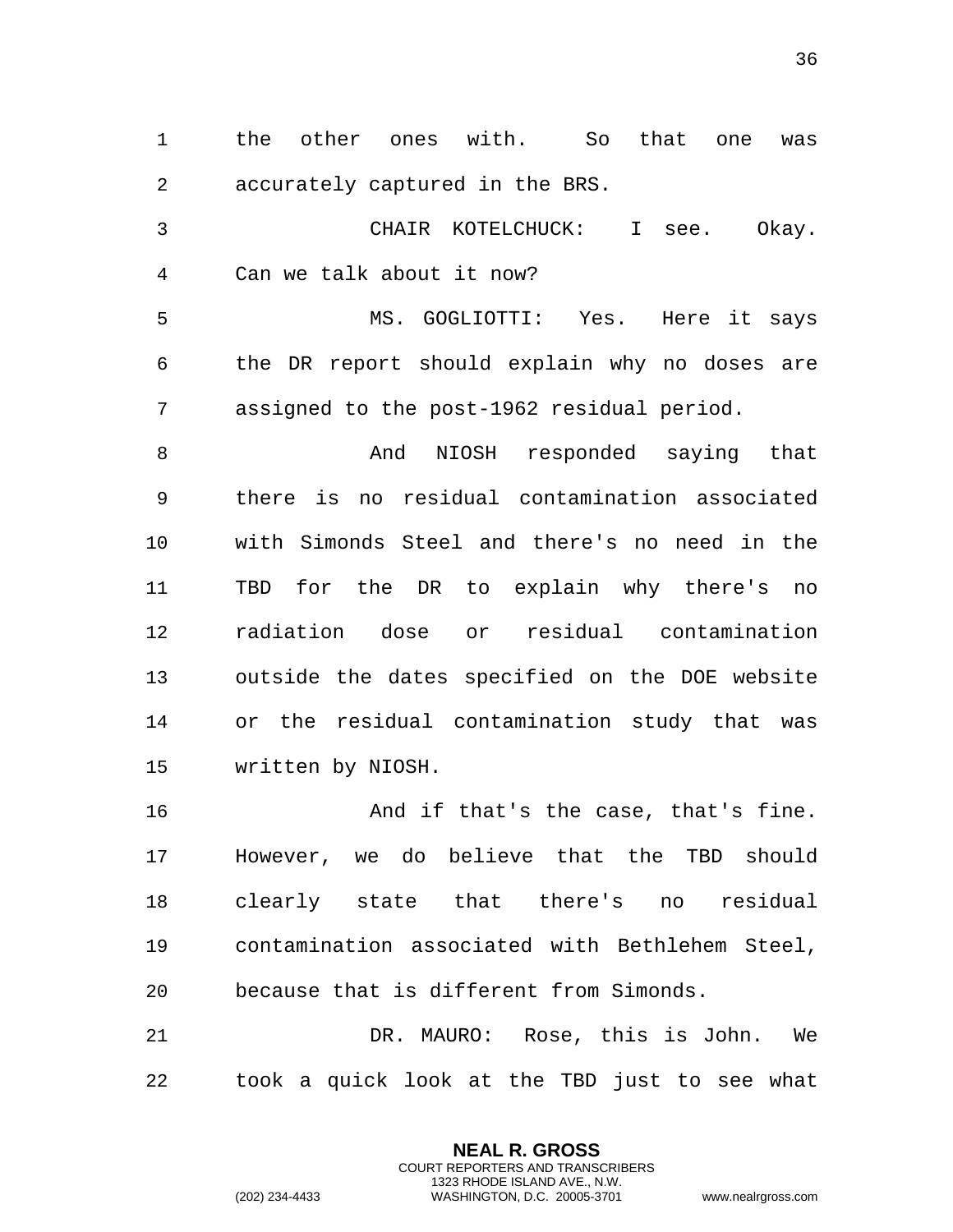the other ones with. So that one was accurately captured in the BRS.

CHAIR KOTELCHUCK: I see. Okay. Can we talk about it now?

MS. GOGLIOTTI: Yes. Here it says the DR report should explain why no doses are assigned to the post-1962 residual period.

And NIOSH responded saying that there is no residual contamination associated with Simonds Steel and there's no need in the TBD for the DR to explain why there's no radiation dose or residual contamination outside the dates specified on the DOE website or the residual contamination study that was written by NIOSH.

And if that's the case, that's fine. However, we do believe that the TBD should clearly state that there's no residual contamination associated with Bethlehem Steel, because that is different from Simonds.

DR. MAURO: Rose, this is John. We took a quick look at the TBD just to see what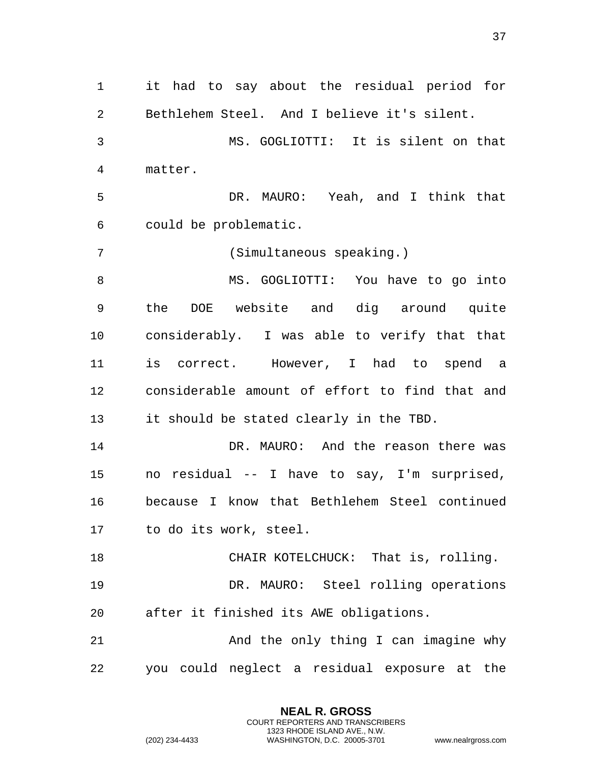it had to say about the residual period for Bethlehem Steel. And I believe it's silent.

MS. GOGLIOTTI: It is silent on that matter.

DR. MAURO: Yeah, and I think that could be problematic.

(Simultaneous speaking.)

MS. GOGLIOTTI: You have to go into the DOE website and dig around quite considerably. I was able to verify that that is correct. However, I had to spend a considerable amount of effort to find that and it should be stated clearly in the TBD.

DR. MAURO: And the reason there was no residual -- I have to say, I'm surprised, because I know that Bethlehem Steel continued to do its work, steel.

CHAIR KOTELCHUCK: That is, rolling.

DR. MAURO: Steel rolling operations after it finished its AWE obligations.

And the only thing I can imagine why you could neglect a residual exposure at the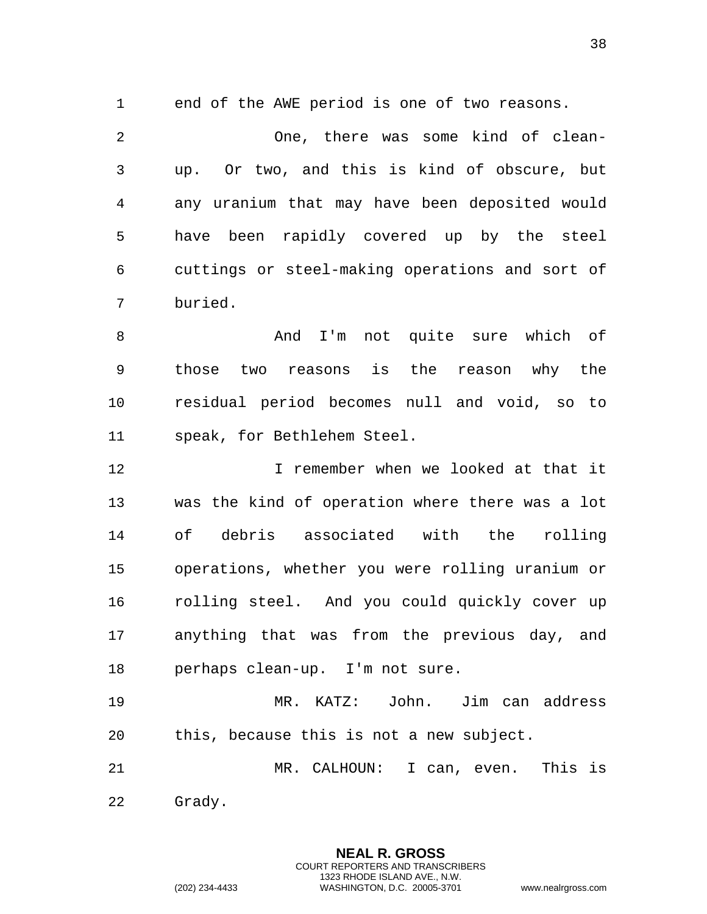end of the AWE period is one of two reasons.

One, there was some kind of clean-up. Or two, and this is kind of obscure, but any uranium that may have been deposited would have been rapidly covered up by the steel cuttings or steel-making operations and sort of buried.

And I'm not quite sure which of those two reasons is the reason why the residual period becomes null and void, so to speak, for Bethlehem Steel.

I remember when we looked at that it was the kind of operation where there was a lot of debris associated with the rolling operations, whether you were rolling uranium or rolling steel. And you could quickly cover up anything that was from the previous day, and perhaps clean-up. I'm not sure.

MR. KATZ: John. Jim can address this, because this is not a new subject.

MR. CALHOUN: I can, even. This is Grady.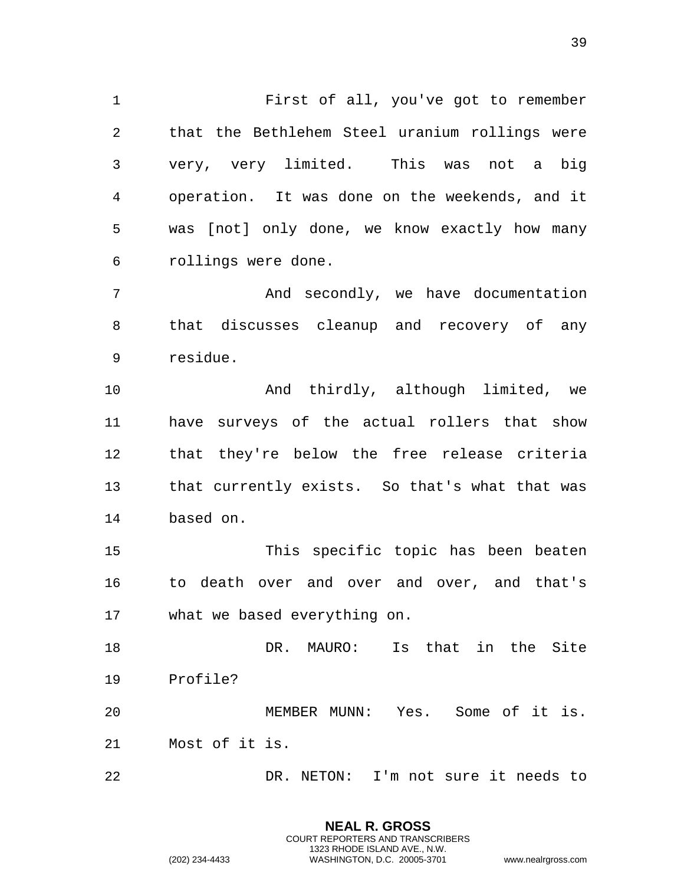First of all, you've got to remember that the Bethlehem Steel uranium rollings were very, very limited. This was not a big operation. It was done on the weekends, and it was [not] only done, we know exactly how many rollings were done.

And secondly, we have documentation that discusses cleanup and recovery of any residue.

And thirdly, although limited, we have surveys of the actual rollers that show that they're below the free release criteria that currently exists. So that's what that was based on.

This specific topic has been beaten to death over and over and over, and that's what we based everything on.

DR. MAURO: Is that in the Site Profile?

MEMBER MUNN: Yes. Some of it is. Most of it is.

DR. NETON: I'm not sure it needs to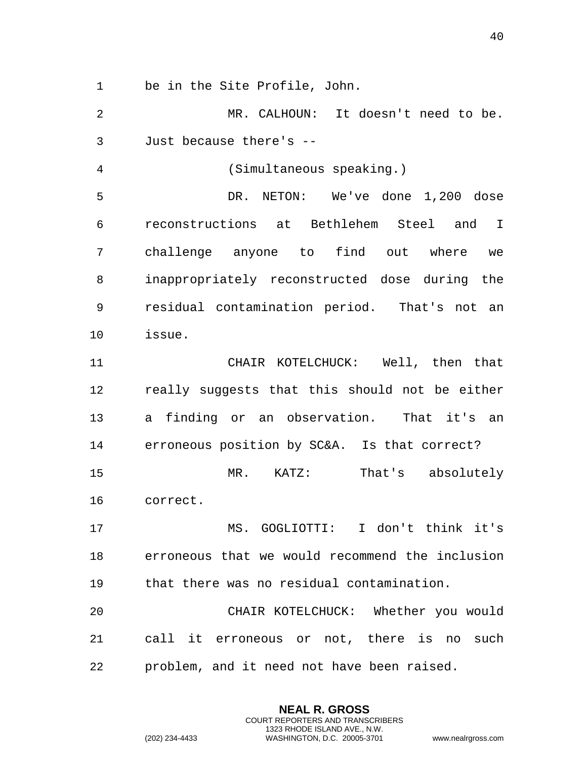be in the Site Profile, John.

MR. CALHOUN: It doesn't need to be. Just because there's --

(Simultaneous speaking.)

DR. NETON: We've done 1,200 dose reconstructions at Bethlehem Steel and I challenge anyone to find out where we inappropriately reconstructed dose during the residual contamination period. That's not an issue.

CHAIR KOTELCHUCK: Well, then that really suggests that this should not be either a finding or an observation. That it's an erroneous position by SC&A. Is that correct?

MR. KATZ: That's absolutely correct.

MS. GOGLIOTTI: I don't think it's erroneous that we would recommend the inclusion that there was no residual contamination.

CHAIR KOTELCHUCK: Whether you would call it erroneous or not, there is no such problem, and it need not have been raised.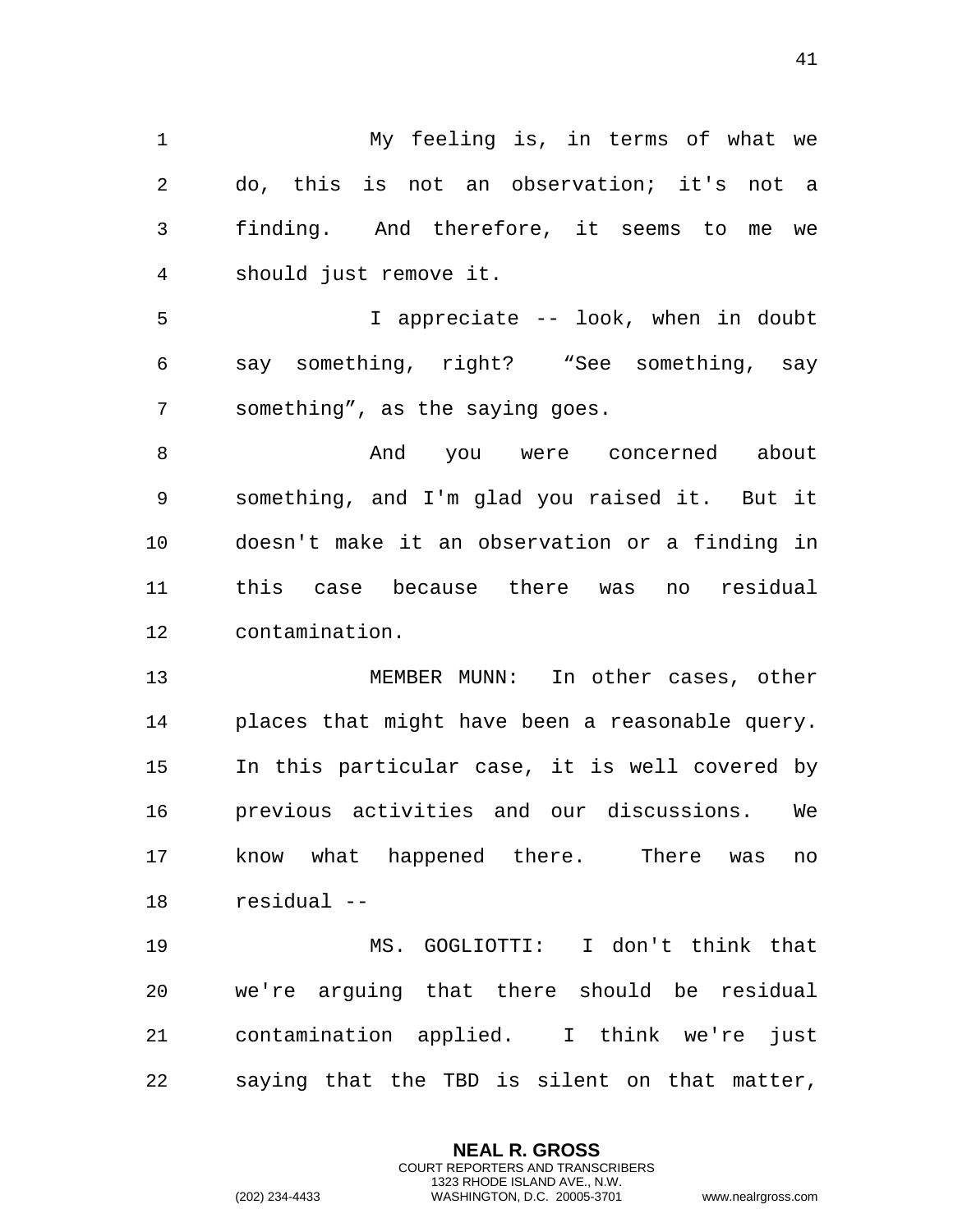My feeling is, in terms of what we do, this is not an observation; it's not a finding. And therefore, it seems to me we should just remove it.

I appreciate -- look, when in doubt say something, right? "See something, say something", as the saying goes.

And you were concerned about something, and I'm glad you raised it. But it doesn't make it an observation or a finding in this case because there was no residual contamination.

MEMBER MUNN: In other cases, other places that might have been a reasonable query. In this particular case, it is well covered by previous activities and our discussions. We know what happened there. There was no residual --

MS. GOGLIOTTI: I don't think that we're arguing that there should be residual contamination applied. I think we're just saying that the TBD is silent on that matter,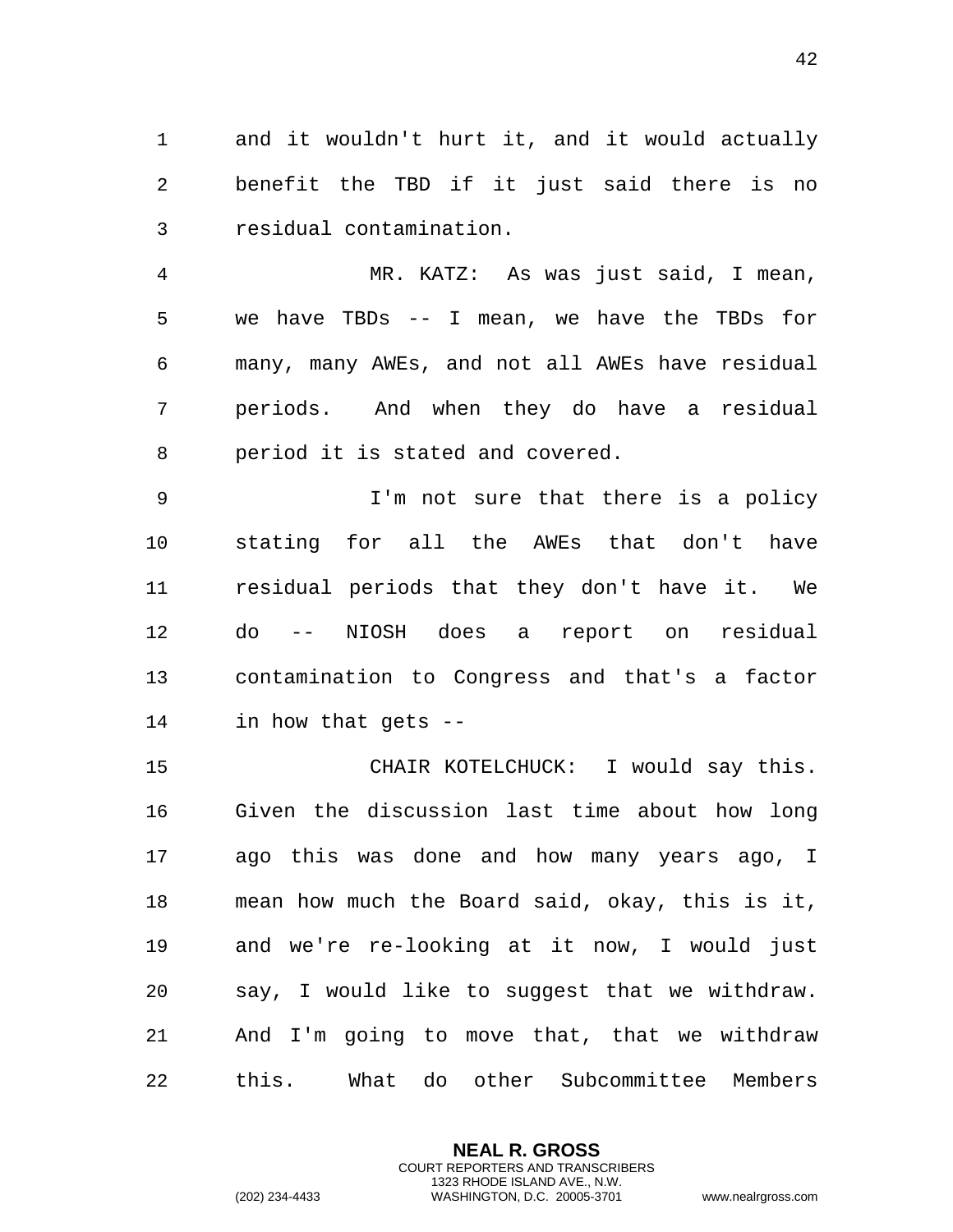and it wouldn't hurt it, and it would actually benefit the TBD if it just said there is no residual contamination.

MR. KATZ: As was just said, I mean, we have TBDs -- I mean, we have the TBDs for many, many AWEs, and not all AWEs have residual periods. And when they do have a residual period it is stated and covered.

I'm not sure that there is a policy stating for all the AWEs that don't have residual periods that they don't have it. We do -- NIOSH does a report on residual contamination to Congress and that's a factor in how that gets --

CHAIR KOTELCHUCK: I would say this. Given the discussion last time about how long ago this was done and how many years ago, I mean how much the Board said, okay, this is it, and we're re-looking at it now, I would just say, I would like to suggest that we withdraw. And I'm going to move that, that we withdraw this. What do other Subcommittee Members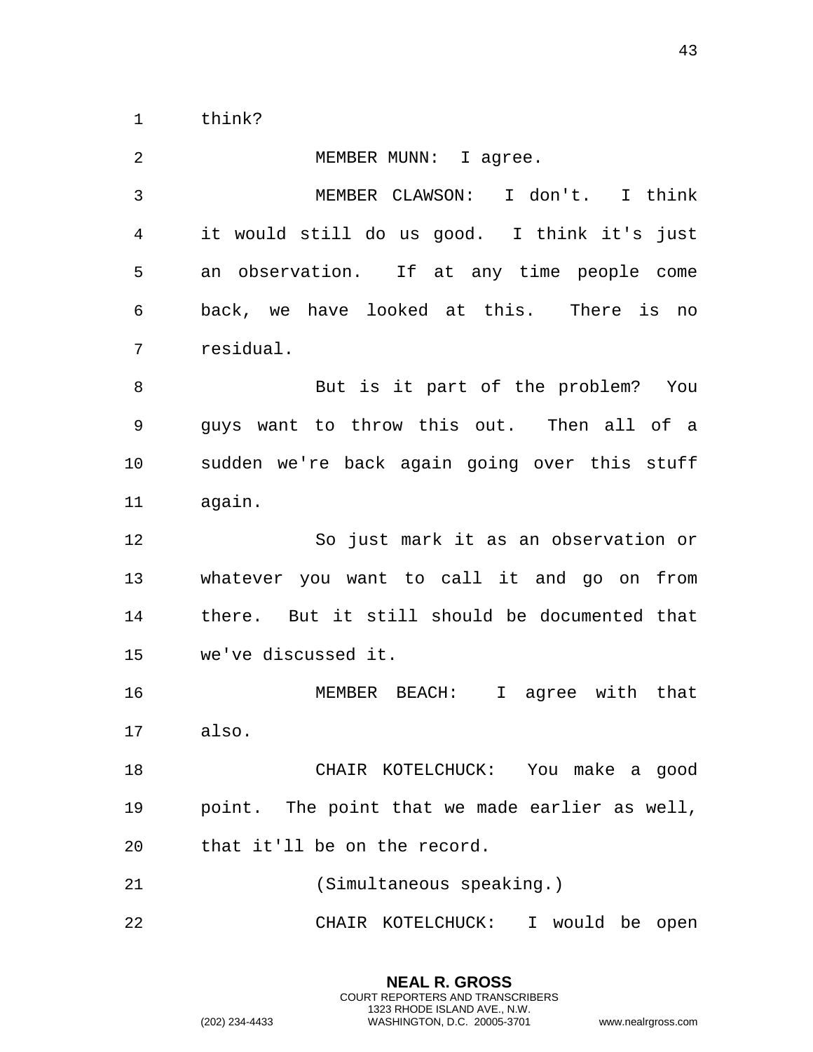think?

MEMBER MUNN: I agree.

MEMBER CLAWSON: I don't. I think it would still do us good. I think it's just an observation. If at any time people come back, we have looked at this. There is no residual.

But is it part of the problem? You guys want to throw this out. Then all of a sudden we're back again going over this stuff again.

So just mark it as an observation or whatever you want to call it and go on from there. But it still should be documented that we've discussed it.

MEMBER BEACH: I agree with that also.

CHAIR KOTELCHUCK: You make a good point. The point that we made earlier as well, that it'll be on the record.

(Simultaneous speaking.)

CHAIR KOTELCHUCK: I would be open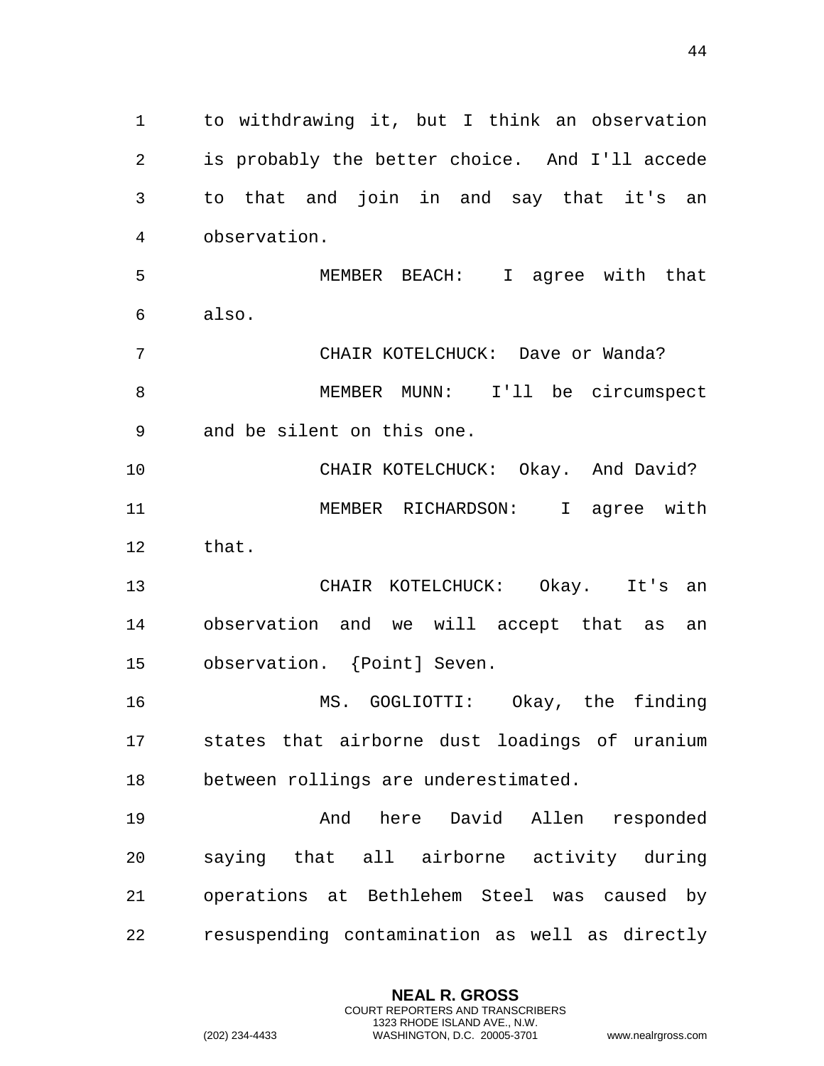to withdrawing it, but I think an observation is probably the better choice. And I'll accede to that and join in and say that it's an observation.

MEMBER BEACH: I agree with that also.

CHAIR KOTELCHUCK: Dave or Wanda?

MEMBER MUNN: I'll be circumspect and be silent on this one.

CHAIR KOTELCHUCK: Okay. And David?

MEMBER RICHARDSON: I agree with that.

CHAIR KOTELCHUCK: Okay. It's an observation and we will accept that as an observation. {Point] Seven.

MS. GOGLIOTTI: Okay, the finding states that airborne dust loadings of uranium between rollings are underestimated.

And here David Allen responded saying that all airborne activity during operations at Bethlehem Steel was caused by resuspending contamination as well as directly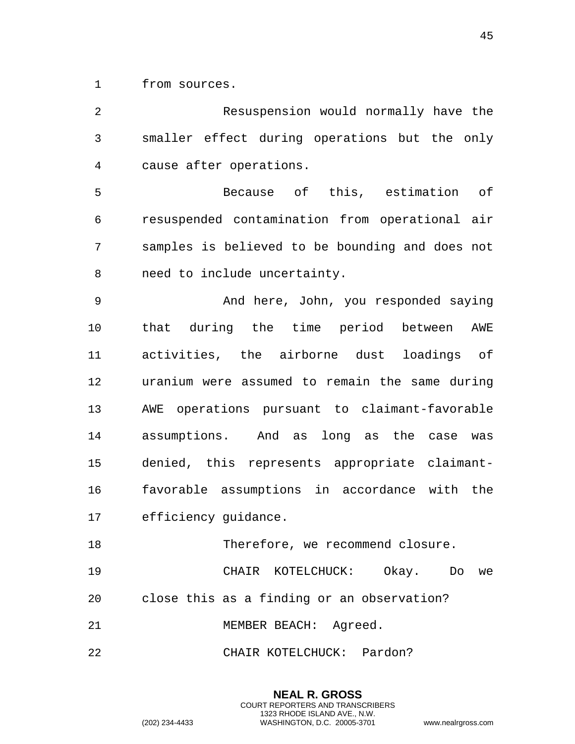from sources.

Resuspension would normally have the smaller effect during operations but the only cause after operations.

Because of this, estimation of resuspended contamination from operational air samples is believed to be bounding and does not need to include uncertainty.

And here, John, you responded saying that during the time period between AWE activities, the airborne dust loadings of uranium were assumed to remain the same during AWE operations pursuant to claimant-favorable assumptions. And as long as the case was denied, this represents appropriate claimant-favorable assumptions in accordance with the efficiency guidance.

Therefore, we recommend closure.

CHAIR KOTELCHUCK: Okay. Do we close this as a finding or an observation?

MEMBER BEACH: Agreed.

CHAIR KOTELCHUCK: Pardon?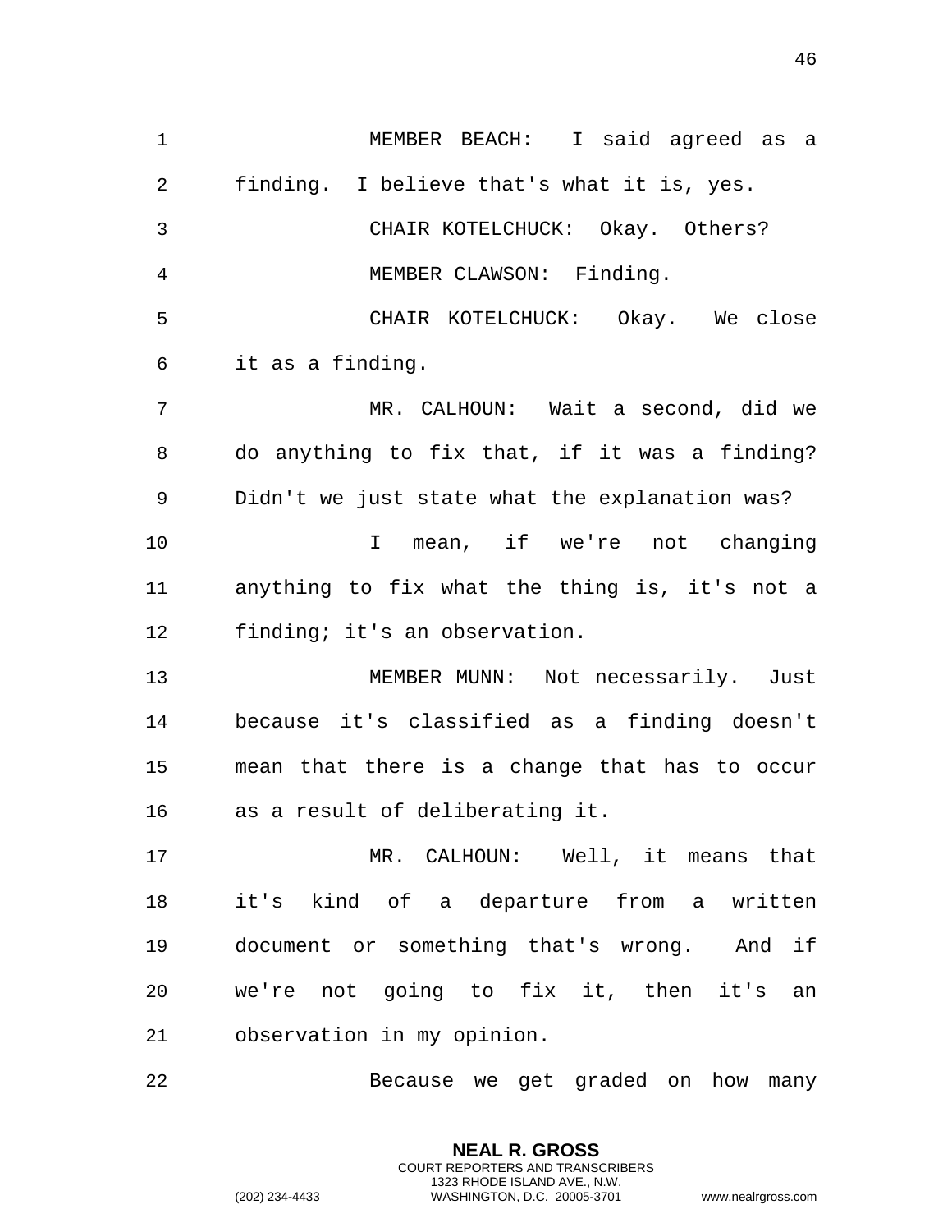MEMBER BEACH: I said agreed as a finding. I believe that's what it is, yes.

CHAIR KOTELCHUCK: Okay. Others?

MEMBER CLAWSON: Finding.

CHAIR KOTELCHUCK: Okay. We close it as a finding.

MR. CALHOUN: Wait a second, did we do anything to fix that, if it was a finding? Didn't we just state what the explanation was?

I mean, if we're not changing anything to fix what the thing is, it's not a finding; it's an observation.

MEMBER MUNN: Not necessarily. Just because it's classified as a finding doesn't mean that there is a change that has to occur as a result of deliberating it.

MR. CALHOUN: Well, it means that it's kind of a departure from a written document or something that's wrong. And if we're not going to fix it, then it's an observation in my opinion.

Because we get graded on how many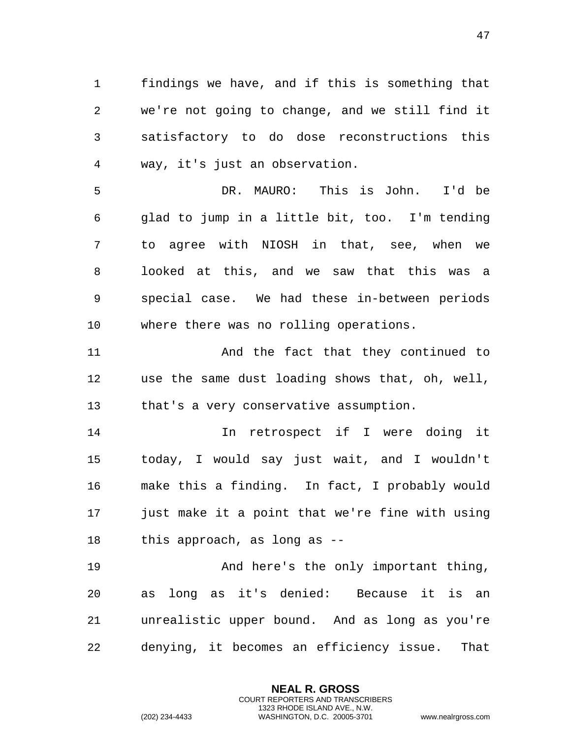findings we have, and if this is something that we're not going to change, and we still find it satisfactory to do dose reconstructions this way, it's just an observation.

DR. MAURO: This is John. I'd be glad to jump in a little bit, too. I'm tending to agree with NIOSH in that, see, when we looked at this, and we saw that this was a special case. We had these in-between periods where there was no rolling operations.

And the fact that they continued to use the same dust loading shows that, oh, well, that's a very conservative assumption.

In retrospect if I were doing it today, I would say just wait, and I wouldn't make this a finding. In fact, I probably would just make it a point that we're fine with using this approach, as long as --

And here's the only important thing, as long as it's denied: Because it is an unrealistic upper bound. And as long as you're denying, it becomes an efficiency issue. That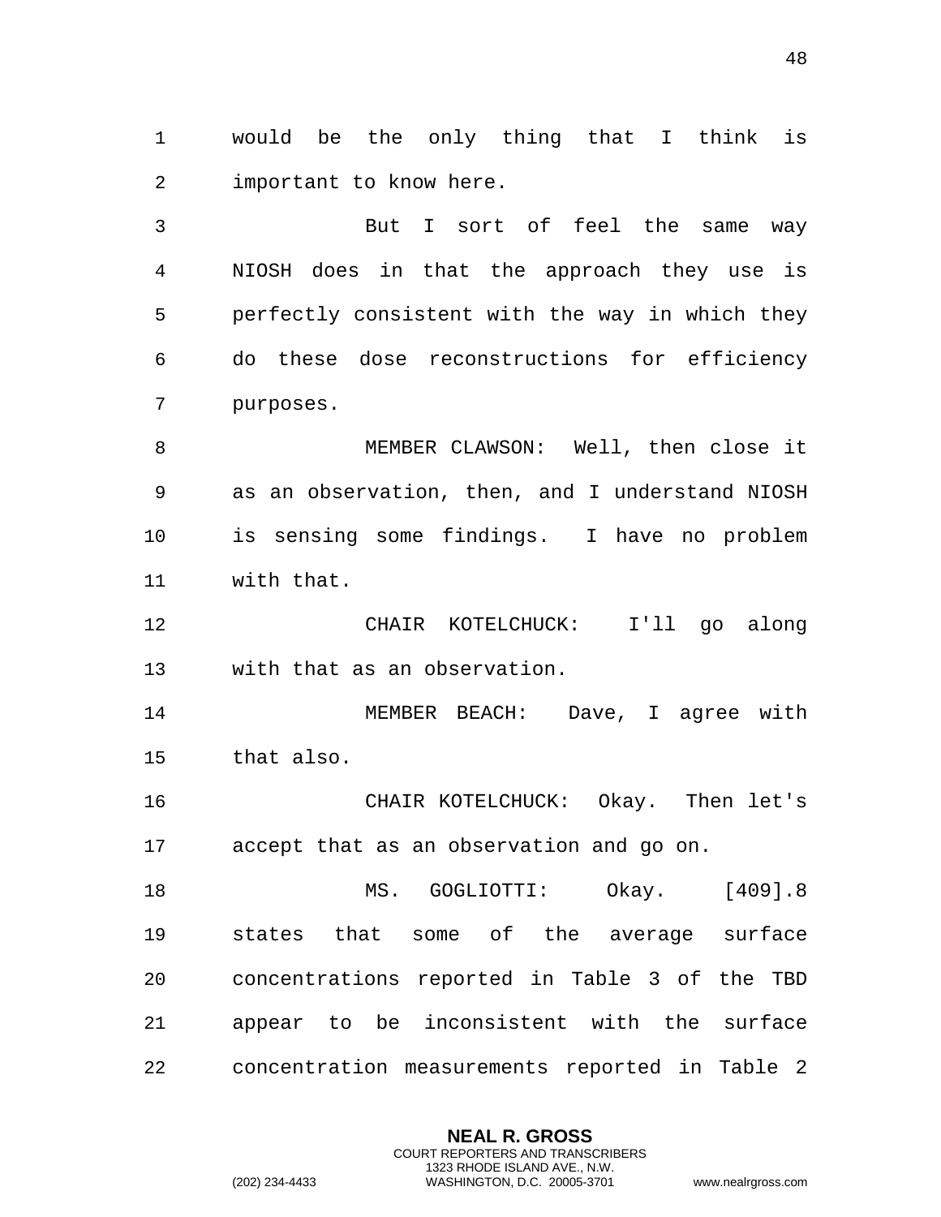would be the only thing that I think is important to know here.

But I sort of feel the same way NIOSH does in that the approach they use is perfectly consistent with the way in which they do these dose reconstructions for efficiency purposes.

MEMBER CLAWSON: Well, then close it as an observation, then, and I understand NIOSH is sensing some findings. I have no problem with that.

CHAIR KOTELCHUCK: I'll go along with that as an observation.

MEMBER BEACH: Dave, I agree with that also.

CHAIR KOTELCHUCK: Okay. Then let's accept that as an observation and go on.

MS. GOGLIOTTI: Okay. [409].8 states that some of the average surface concentrations reported in Table 3 of the TBD appear to be inconsistent with the surface concentration measurements reported in Table 2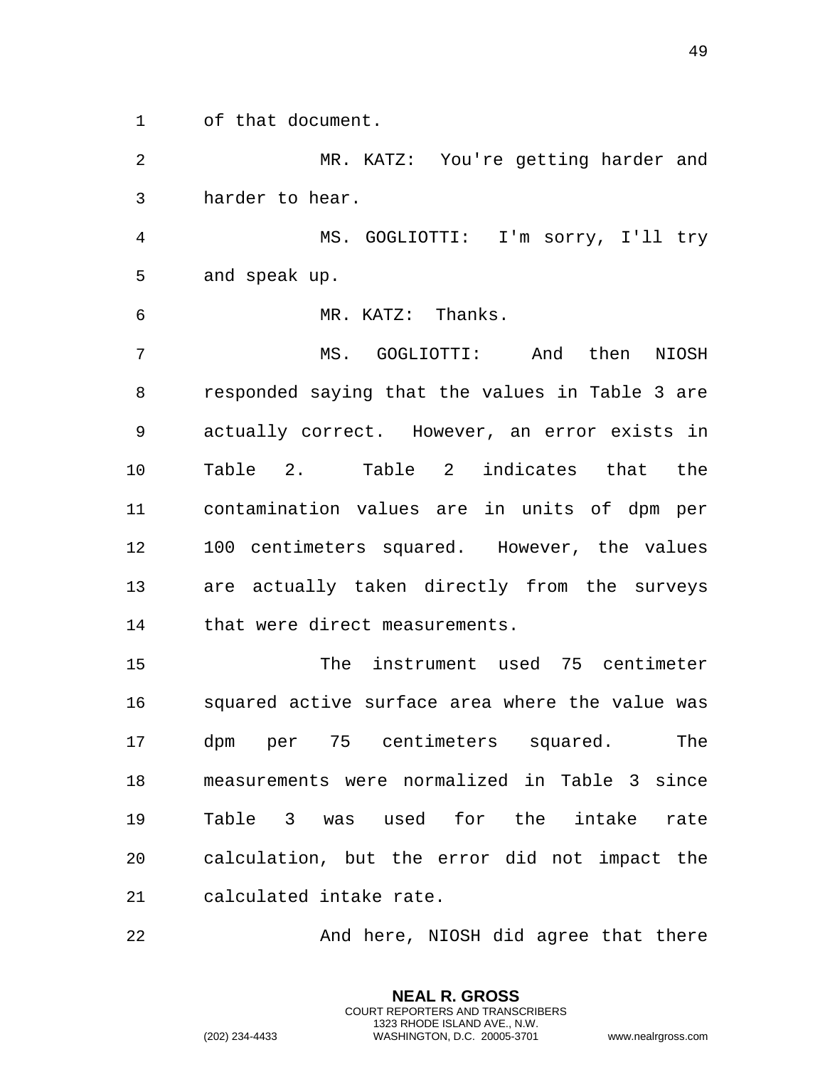of that document.

MR. KATZ: You're getting harder and harder to hear.

MS. GOGLIOTTI: I'm sorry, I'll try and speak up.

MR. KATZ: Thanks.

MS. GOGLIOTTI: And then NIOSH responded saying that the values in Table 3 are actually correct. However, an error exists in Table 2. Table 2 indicates that the contamination values are in units of dpm per 100 centimeters squared. However, the values are actually taken directly from the surveys that were direct measurements.

The instrument used 75 centimeter squared active surface area where the value was dpm per 75 centimeters squared. The measurements were normalized in Table 3 since Table 3 was used for the intake rate calculation, but the error did not impact the calculated intake rate.

And here, NIOSH did agree that there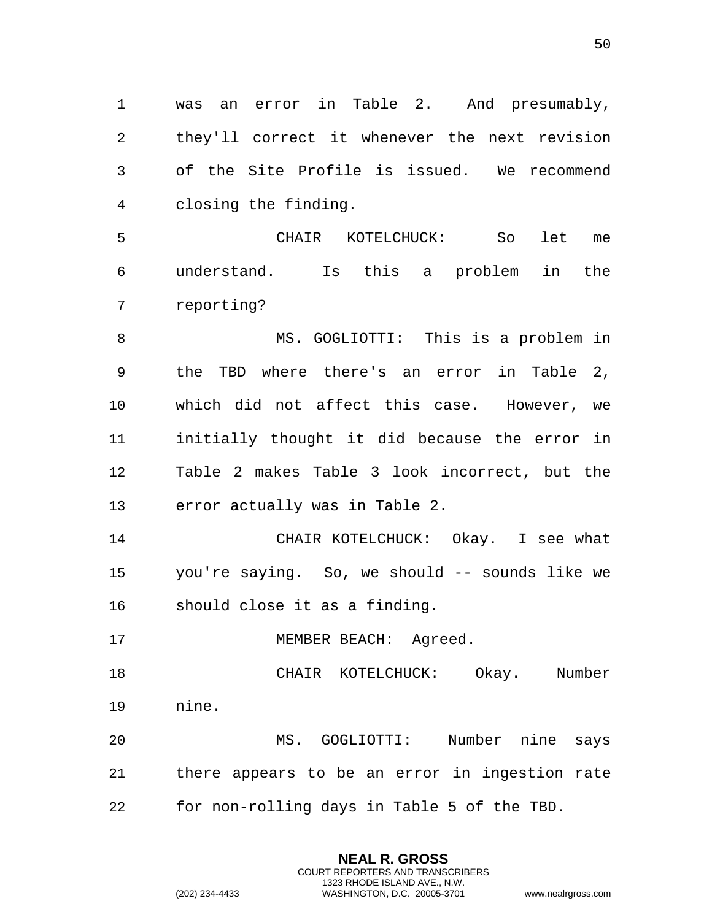was an error in Table 2. And presumably, they'll correct it whenever the next revision of the Site Profile is issued. We recommend closing the finding.

CHAIR KOTELCHUCK: So let me understand. Is this a problem in the reporting?

MS. GOGLIOTTI: This is a problem in the TBD where there's an error in Table 2, which did not affect this case. However, we initially thought it did because the error in Table 2 makes Table 3 look incorrect, but the error actually was in Table 2.

CHAIR KOTELCHUCK: Okay. I see what you're saying. So, we should -- sounds like we should close it as a finding.

MEMBER BEACH: Agreed.

CHAIR KOTELCHUCK: Okay. Number nine.

MS. GOGLIOTTI: Number nine says there appears to be an error in ingestion rate for non-rolling days in Table 5 of the TBD.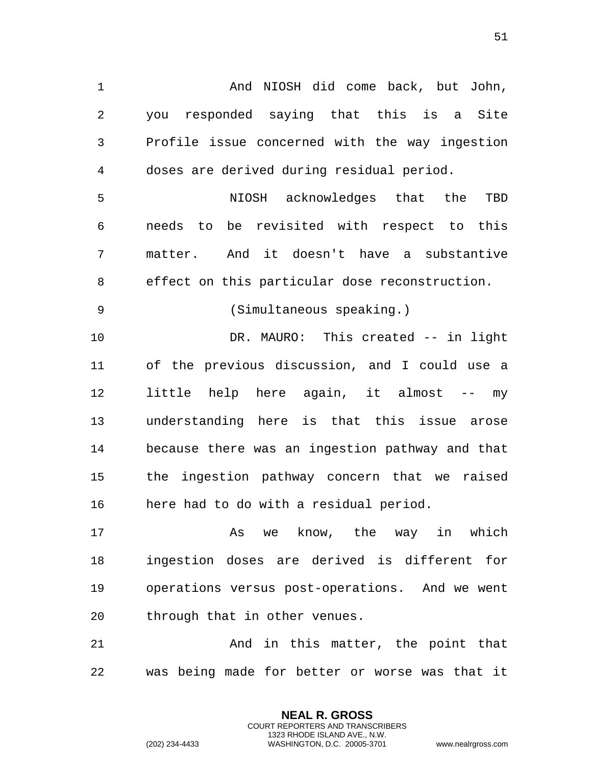And NIOSH did come back, but John, you responded saying that this is a Site Profile issue concerned with the way ingestion doses are derived during residual period.

NIOSH acknowledges that the TBD needs to be revisited with respect to this matter. And it doesn't have a substantive effect on this particular dose reconstruction.

(Simultaneous speaking.)

DR. MAURO: This created -- in light of the previous discussion, and I could use a little help here again, it almost -- my understanding here is that this issue arose because there was an ingestion pathway and that the ingestion pathway concern that we raised here had to do with a residual period.

As we know, the way in which ingestion doses are derived is different for operations versus post-operations. And we went through that in other venues.

And in this matter, the point that was being made for better or worse was that it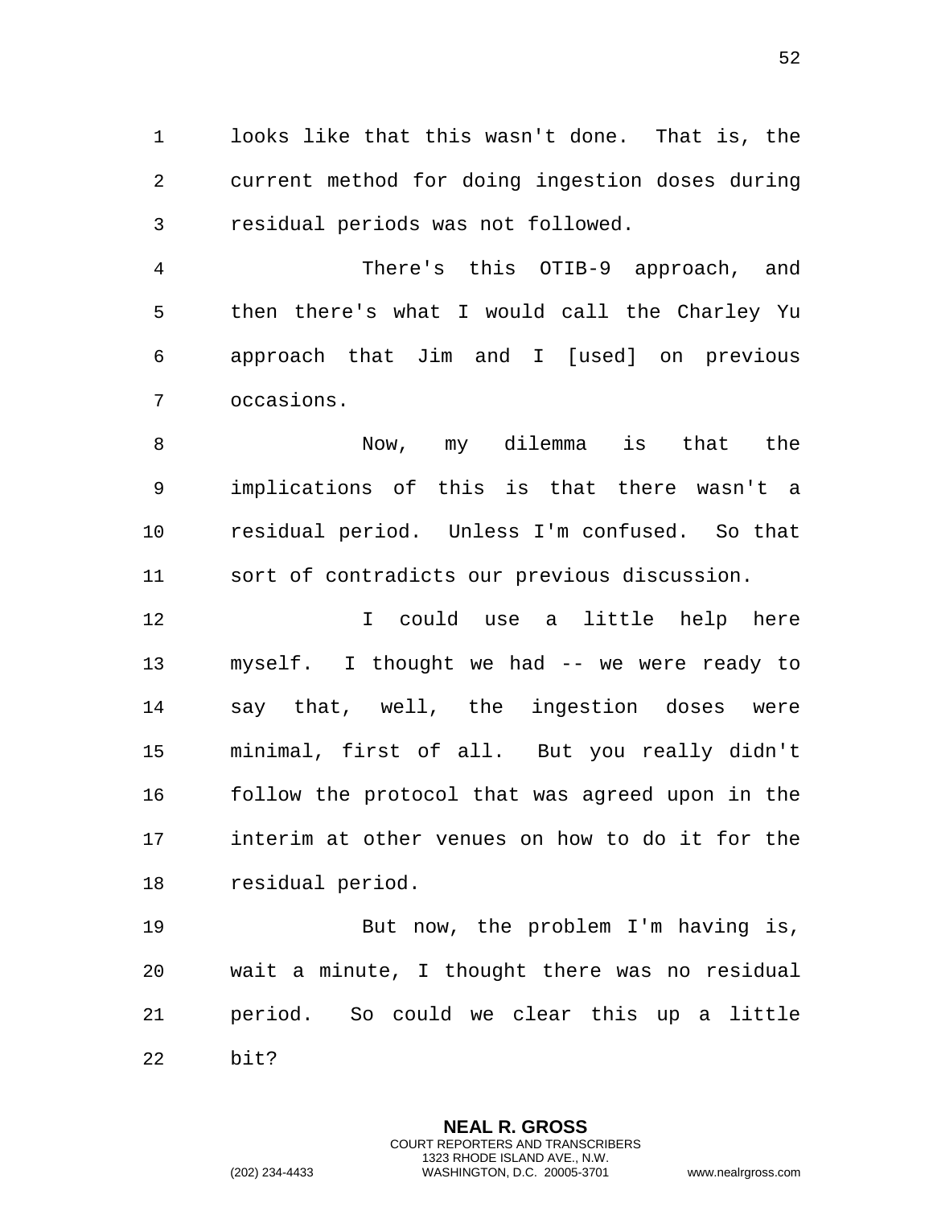looks like that this wasn't done. That is, the current method for doing ingestion doses during residual periods was not followed.

There's this OTIB-9 approach, and then there's what I would call the Charley Yu approach that Jim and I [used] on previous occasions.

Now, my dilemma is that the implications of this is that there wasn't a residual period. Unless I'm confused. So that sort of contradicts our previous discussion.

I could use a little help here myself. I thought we had -- we were ready to say that, well, the ingestion doses were minimal, first of all. But you really didn't follow the protocol that was agreed upon in the interim at other venues on how to do it for the residual period.

But now, the problem I'm having is, wait a minute, I thought there was no residual period. So could we clear this up a little bit?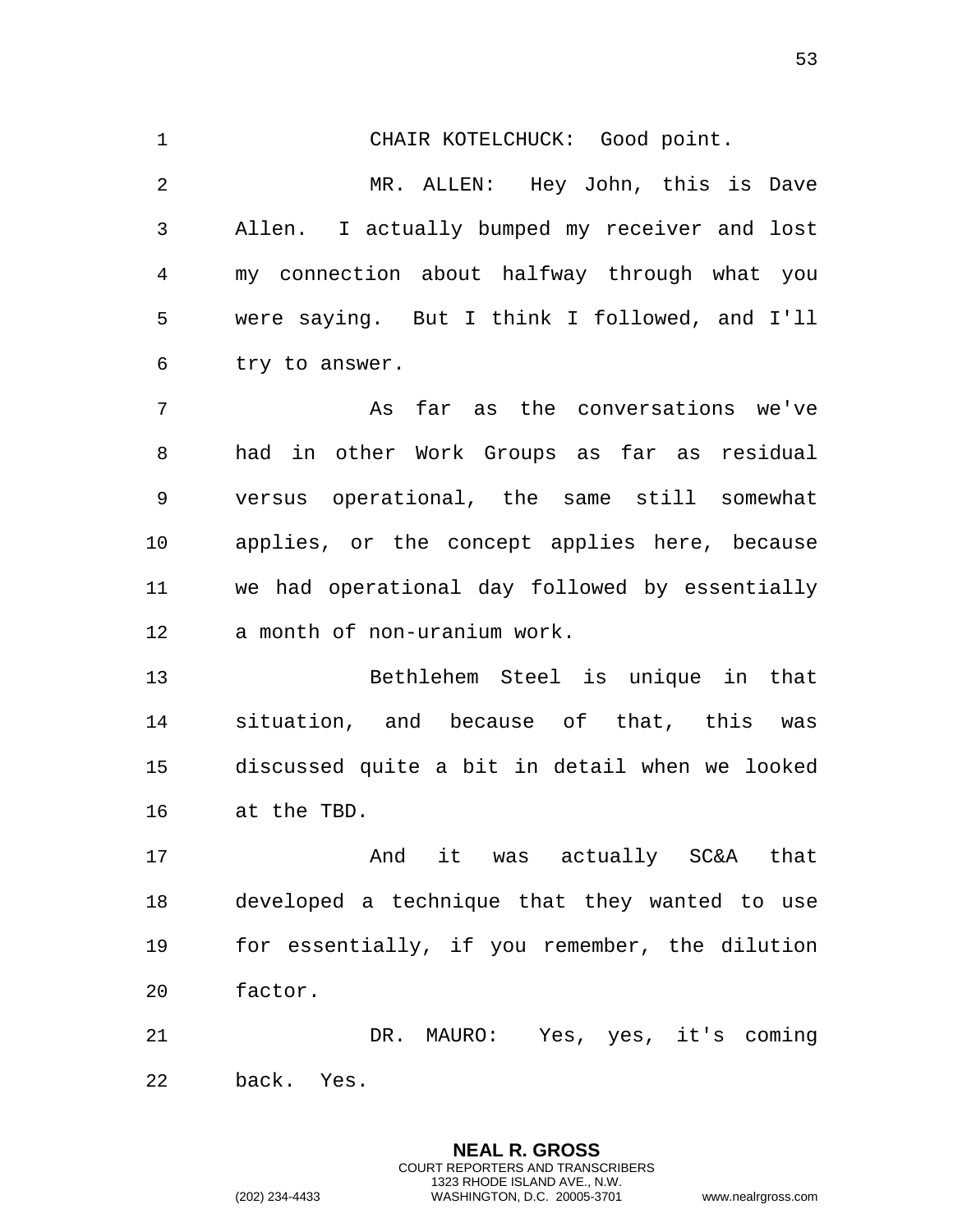CHAIR KOTELCHUCK: Good point.

MR. ALLEN: Hey John, this is Dave Allen. I actually bumped my receiver and lost my connection about halfway through what you were saying. But I think I followed, and I'll try to answer.

As far as the conversations we've had in other Work Groups as far as residual versus operational, the same still somewhat applies, or the concept applies here, because we had operational day followed by essentially a month of non-uranium work.

Bethlehem Steel is unique in that situation, and because of that, this was discussed quite a bit in detail when we looked at the TBD.

And it was actually SC&A that developed a technique that they wanted to use for essentially, if you remember, the dilution factor.

DR. MAURO: Yes, yes, it's coming back. Yes.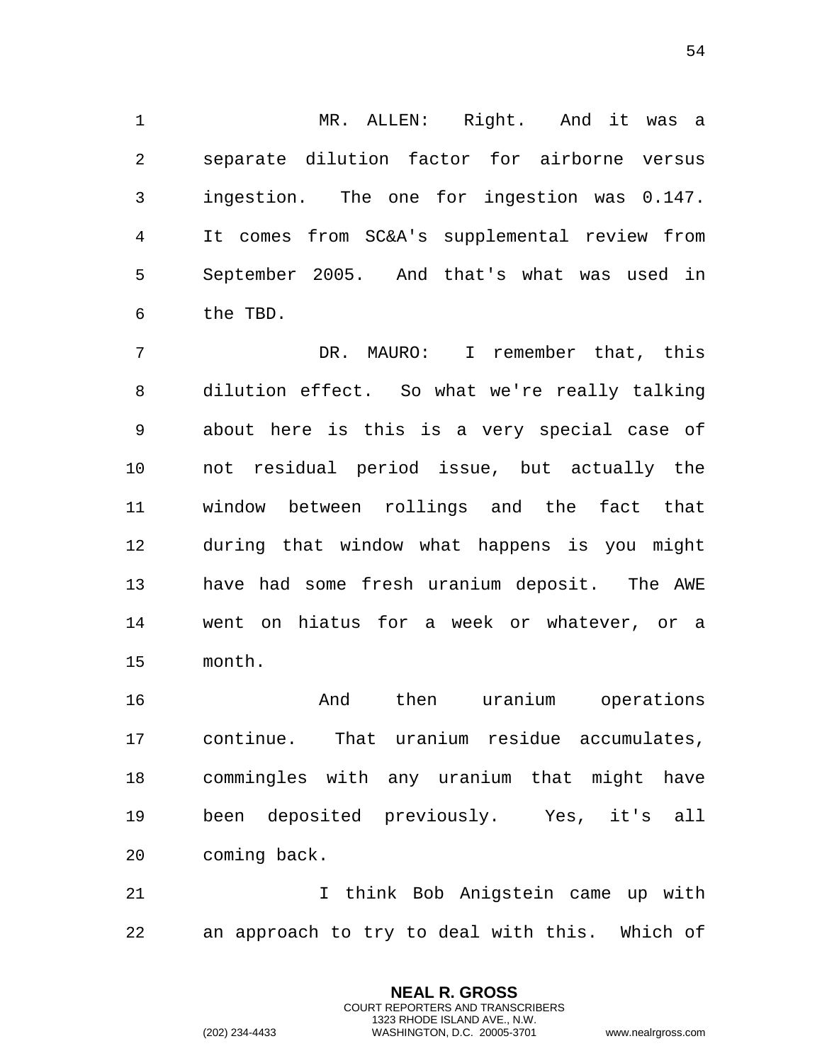MR. ALLEN: Right. And it was a separate dilution factor for airborne versus ingestion. The one for ingestion was 0.147. It comes from SC&A's supplemental review from September 2005. And that's what was used in the TBD.

DR. MAURO: I remember that, this dilution effect. So what we're really talking about here is this is a very special case of not residual period issue, but actually the window between rollings and the fact that during that window what happens is you might have had some fresh uranium deposit. The AWE went on hiatus for a week or whatever, or a month.

And then uranium operations continue. That uranium residue accumulates, commingles with any uranium that might have been deposited previously. Yes, it's all coming back.

I think Bob Anigstein came up with an approach to try to deal with this. Which of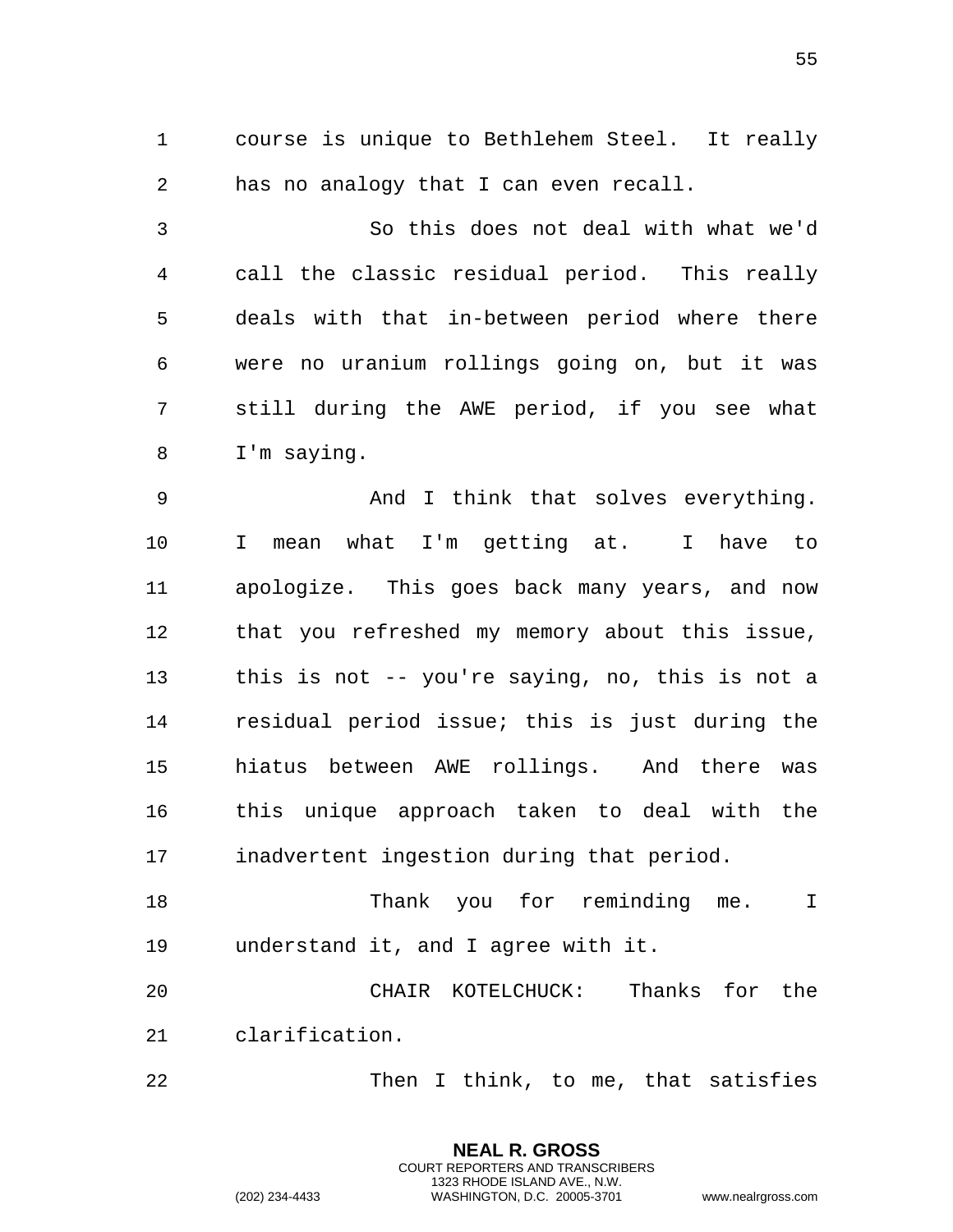course is unique to Bethlehem Steel. It really has no analogy that I can even recall.

So this does not deal with what we'd call the classic residual period. This really deals with that in-between period where there were no uranium rollings going on, but it was still during the AWE period, if you see what I'm saying.

And I think that solves everything. I mean what I'm getting at. I have to apologize. This goes back many years, and now that you refreshed my memory about this issue, this is not -- you're saying, no, this is not a residual period issue; this is just during the hiatus between AWE rollings. And there was this unique approach taken to deal with the inadvertent ingestion during that period.

Thank you for reminding me. I understand it, and I agree with it.

CHAIR KOTELCHUCK: Thanks for the clarification.

Then I think, to me, that satisfies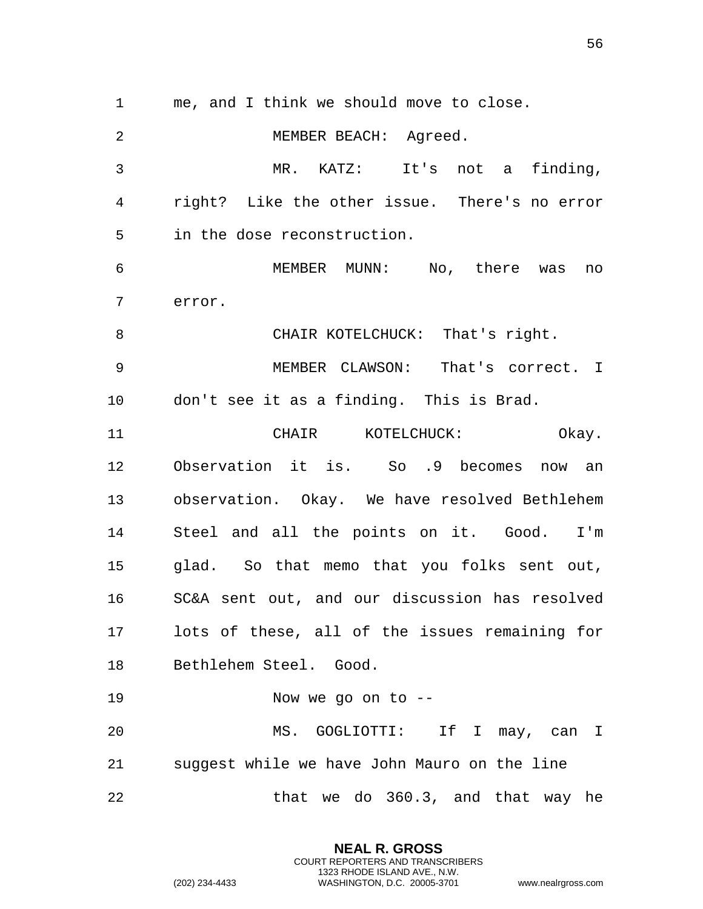me, and I think we should move to close.

MEMBER BEACH: Agreed.

MR. KATZ: It's not a finding, right? Like the other issue. There's no error in the dose reconstruction.

MEMBER MUNN: No, there was no error.

CHAIR KOTELCHUCK: That's right.

MEMBER CLAWSON: That's correct. I don't see it as a finding. This is Brad.

CHAIR KOTELCHUCK: Okay. Observation it is. So .9 becomes now an observation. Okay. We have resolved Bethlehem Steel and all the points on it. Good. I'm glad. So that memo that you folks sent out, SC&A sent out, and our discussion has resolved lots of these, all of the issues remaining for Bethlehem Steel. Good.

Now we go on to --

MS. GOGLIOTTI: If I may, can I suggest while we have John Mauro on the line

that we do 360.3, and that way he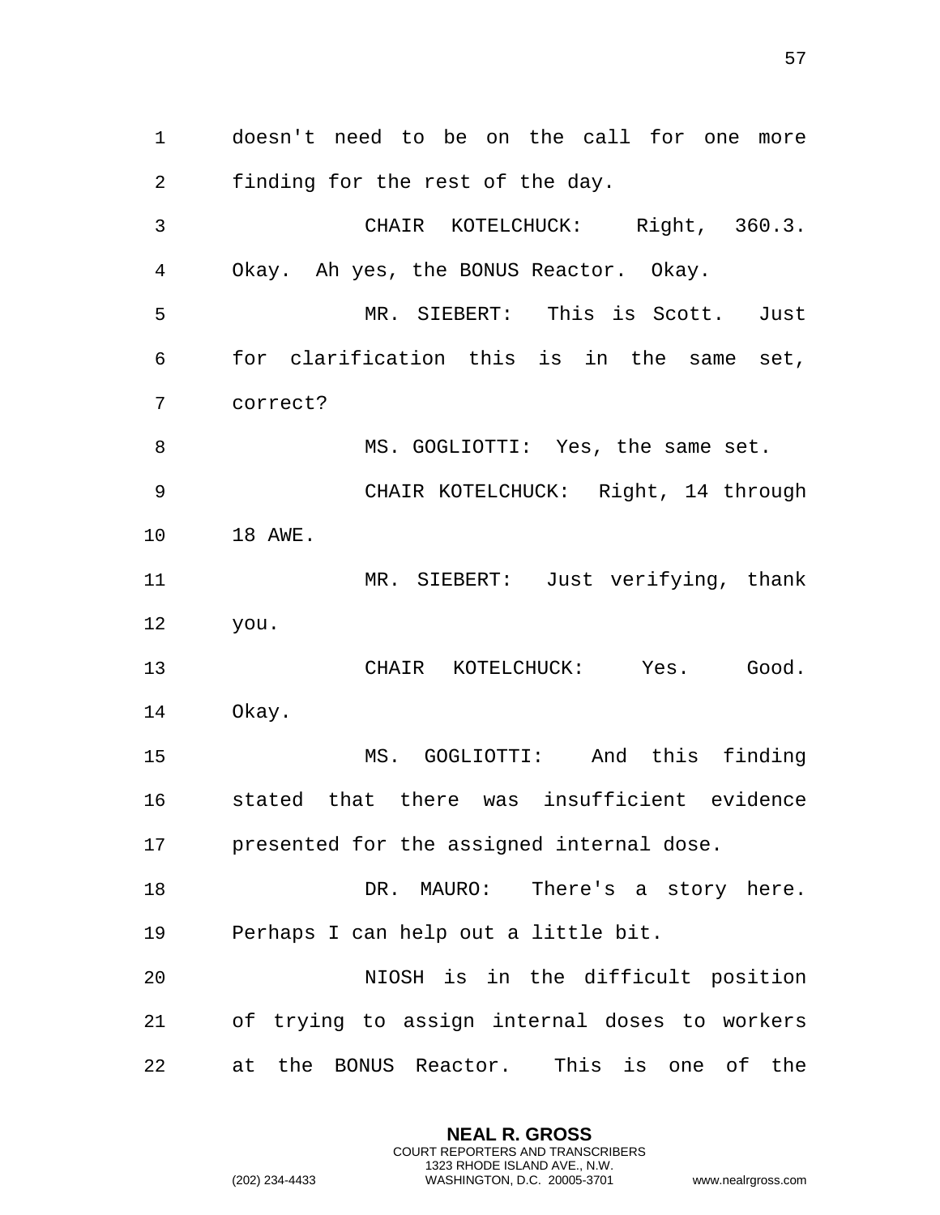doesn't need to be on the call for one more finding for the rest of the day.

CHAIR KOTELCHUCK: Right, 360.3. Okay. Ah yes, the BONUS Reactor. Okay.

MR. SIEBERT: This is Scott. Just for clarification this is in the same set, correct?

MS. GOGLIOTTI: Yes, the same set.

CHAIR KOTELCHUCK: Right, 14 through 18 AWE.

MR. SIEBERT: Just verifying, thank you.

CHAIR KOTELCHUCK: Yes. Good. Okay.

MS. GOGLIOTTI: And this finding stated that there was insufficient evidence presented for the assigned internal dose.

DR. MAURO: There's a story here. Perhaps I can help out a little bit.

NIOSH is in the difficult position of trying to assign internal doses to workers at the BONUS Reactor. This is one of the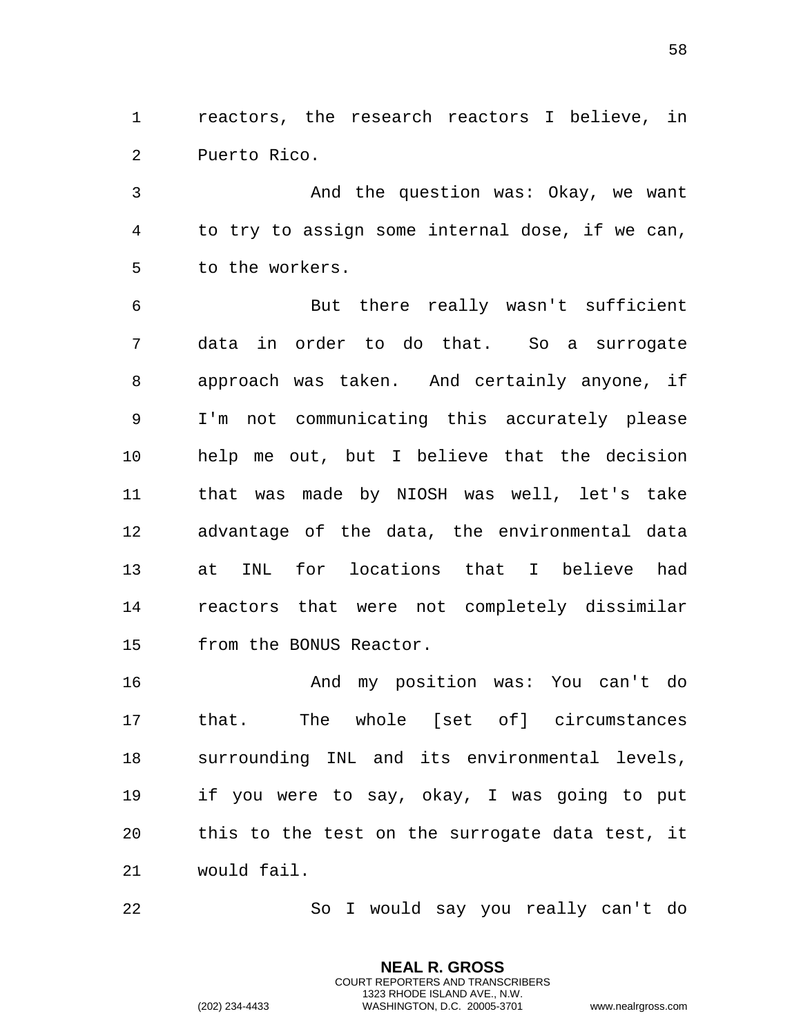reactors, the research reactors I believe, in Puerto Rico.

And the question was: Okay, we want to try to assign some internal dose, if we can, to the workers.

But there really wasn't sufficient data in order to do that. So a surrogate approach was taken. And certainly anyone, if I'm not communicating this accurately please help me out, but I believe that the decision that was made by NIOSH was well, let's take advantage of the data, the environmental data at INL for locations that I believe had reactors that were not completely dissimilar from the BONUS Reactor.

And my position was: You can't do that. The whole [set of] circumstances surrounding INL and its environmental levels, if you were to say, okay, I was going to put this to the test on the surrogate data test, it would fail.

So I would say you really can't do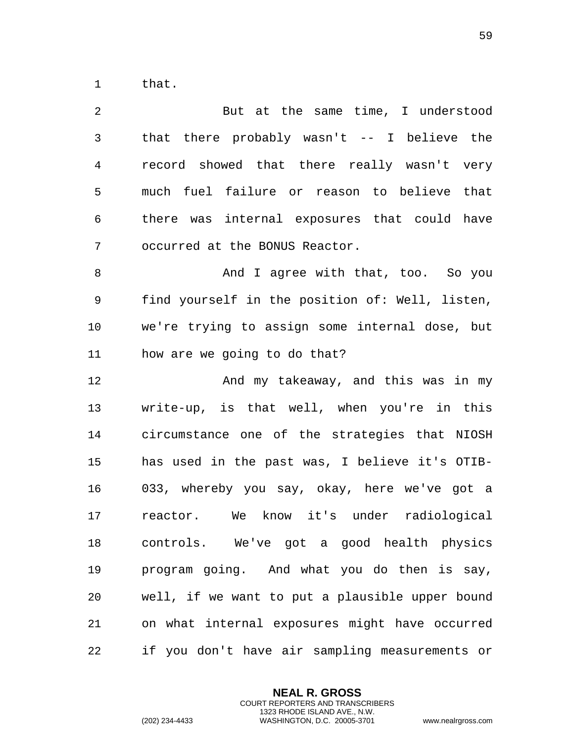that.

But at the same time, I understood that there probably wasn't -- I believe the record showed that there really wasn't very much fuel failure or reason to believe that there was internal exposures that could have occurred at the BONUS Reactor.

And I agree with that, too. So you find yourself in the position of: Well, listen, we're trying to assign some internal dose, but how are we going to do that?

And my takeaway, and this was in my write-up, is that well, when you're in this circumstance one of the strategies that NIOSH has used in the past was, I believe it's OTIB-033, whereby you say, okay, here we've got a reactor. We know it's under radiological controls. We've got a good health physics program going. And what you do then is say, well, if we want to put a plausible upper bound on what internal exposures might have occurred if you don't have air sampling measurements or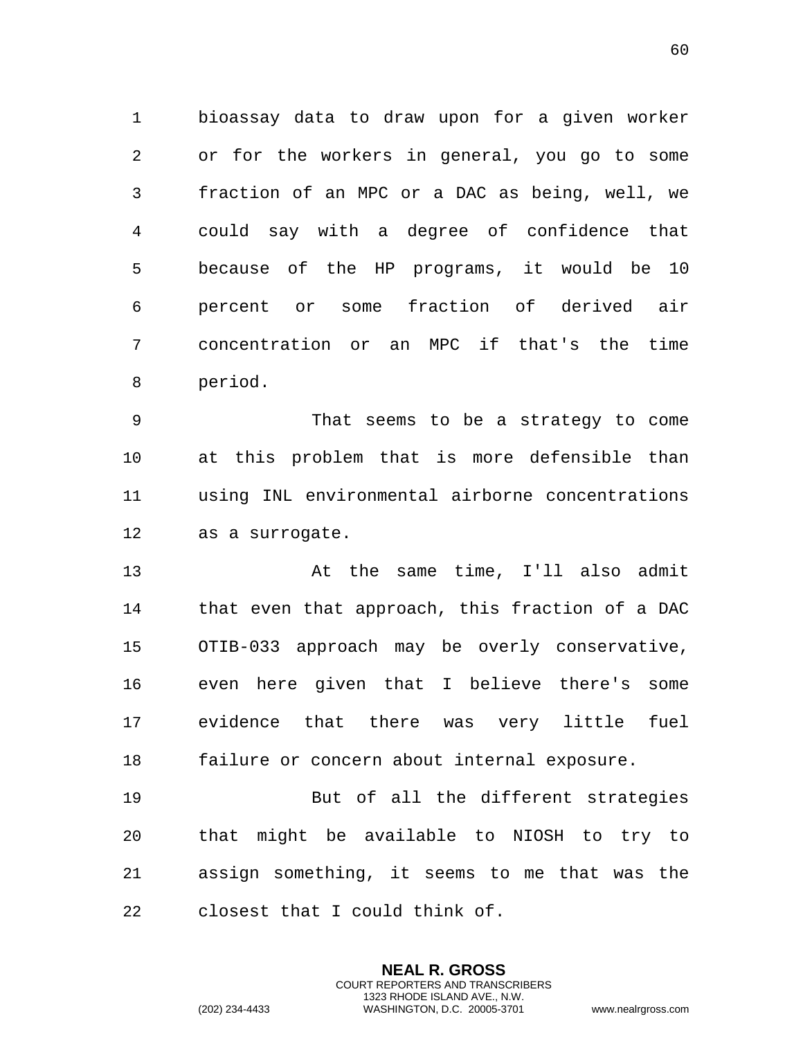bioassay data to draw upon for a given worker or for the workers in general, you go to some fraction of an MPC or a DAC as being, well, we could say with a degree of confidence that because of the HP programs, it would be 10 percent or some fraction of derived air concentration or an MPC if that's the time period.

That seems to be a strategy to come at this problem that is more defensible than using INL environmental airborne concentrations as a surrogate.

At the same time, I'll also admit that even that approach, this fraction of a DAC OTIB-033 approach may be overly conservative, even here given that I believe there's some evidence that there was very little fuel failure or concern about internal exposure.

But of all the different strategies that might be available to NIOSH to try to assign something, it seems to me that was the closest that I could think of.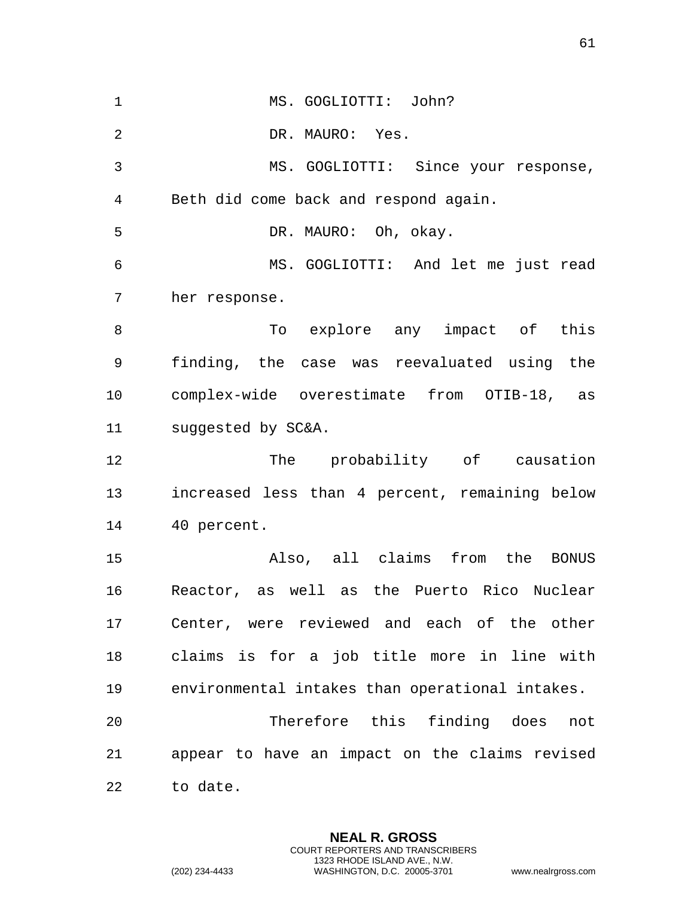MS. GOGLIOTTI: John?

DR. MAURO: Yes.

MS. GOGLIOTTI: Since your response, Beth did come back and respond again.

DR. MAURO: Oh, okay.

MS. GOGLIOTTI: And let me just read her response.

To explore any impact of this finding, the case was reevaluated using the complex-wide overestimate from OTIB-18, as suggested by SC&A.

The probability of causation increased less than 4 percent, remaining below 40 percent.

Also, all claims from the BONUS Reactor, as well as the Puerto Rico Nuclear Center, were reviewed and each of the other claims is for a job title more in line with environmental intakes than operational intakes.

Therefore this finding does not appear to have an impact on the claims revised to date.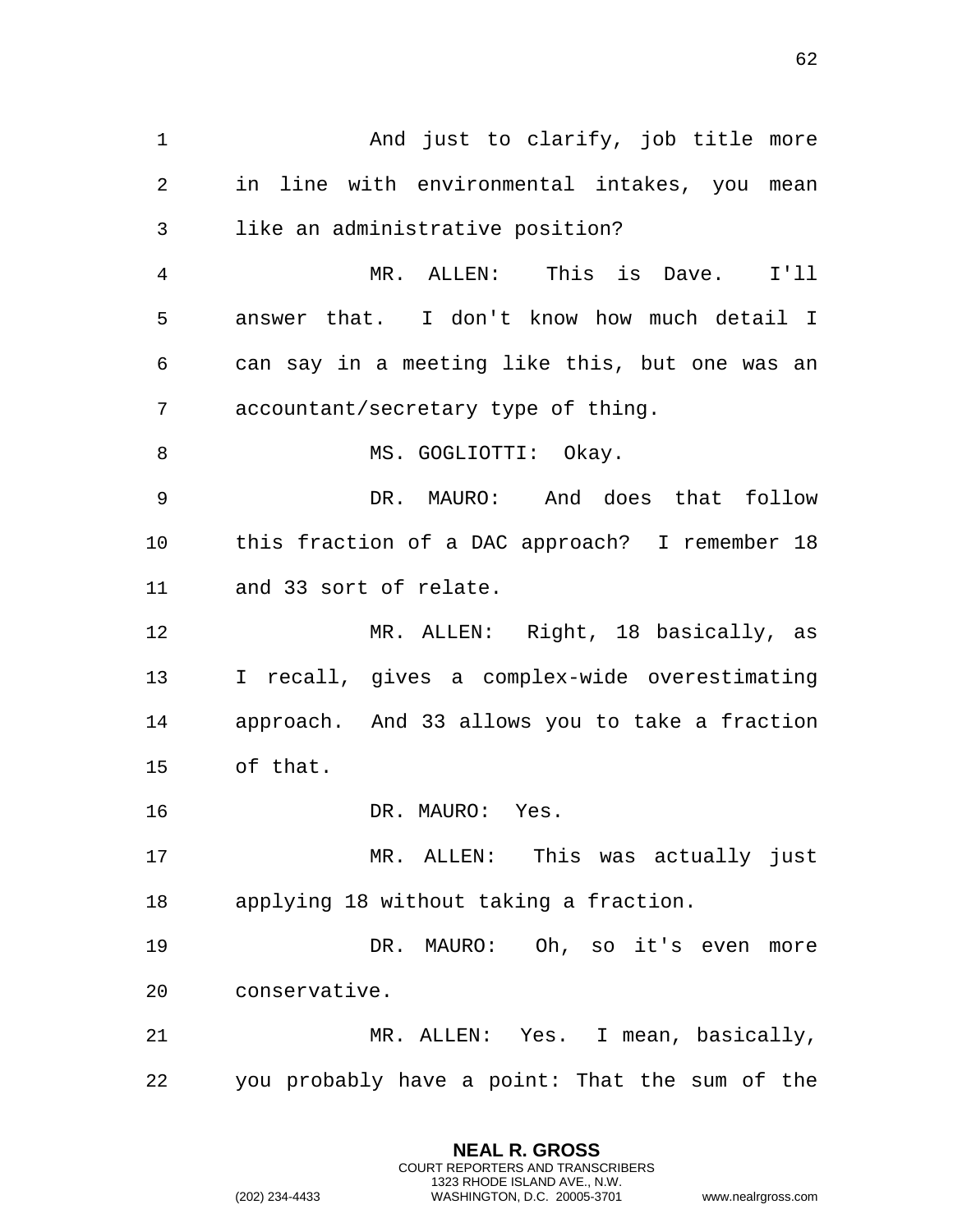And just to clarify, job title more in line with environmental intakes, you mean like an administrative position?

MR. ALLEN: This is Dave. I'll answer that. I don't know how much detail I can say in a meeting like this, but one was an accountant/secretary type of thing.

MS. GOGLIOTTI: Okay.

DR. MAURO: And does that follow this fraction of a DAC approach? I remember 18 and 33 sort of relate.

MR. ALLEN: Right, 18 basically, as I recall, gives a complex-wide overestimating approach. And 33 allows you to take a fraction of that.

DR. MAURO: Yes.

MR. ALLEN: This was actually just applying 18 without taking a fraction.

DR. MAURO: Oh, so it's even more conservative.

MR. ALLEN: Yes. I mean, basically, you probably have a point: That the sum of the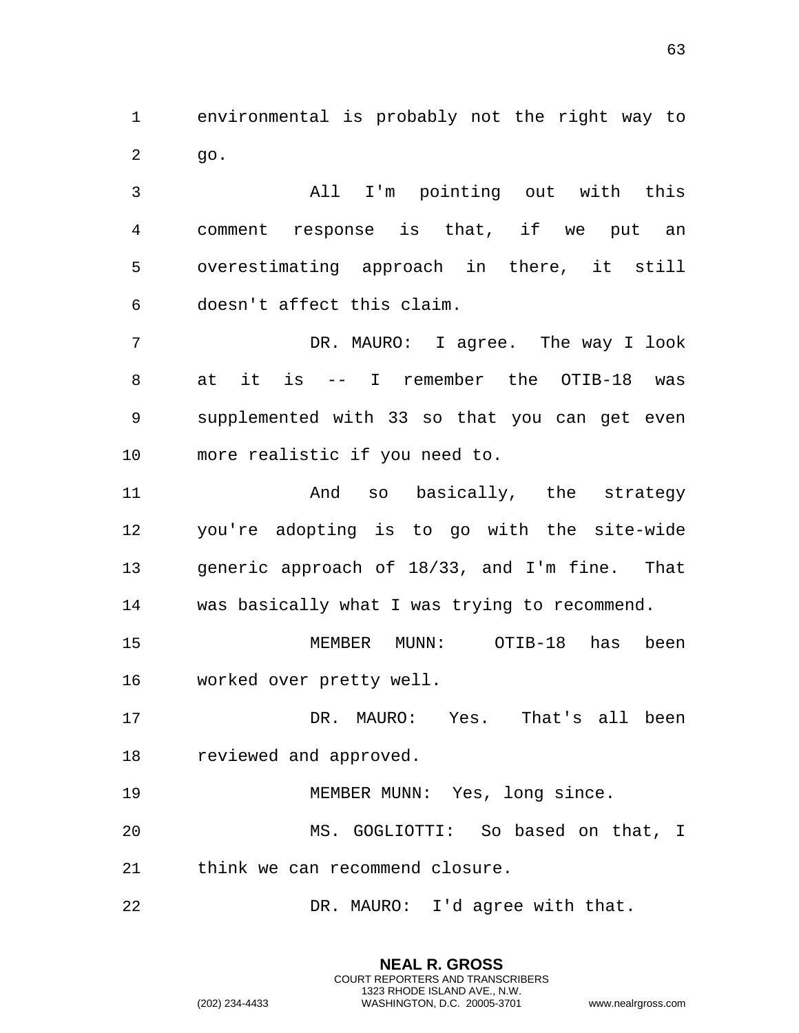environmental is probably not the right way to go.

All I'm pointing out with this comment response is that, if we put an overestimating approach in there, it still doesn't affect this claim.

DR. MAURO: I agree. The way I look at it is -- I remember the OTIB-18 was supplemented with 33 so that you can get even more realistic if you need to.

And so basically, the strategy you're adopting is to go with the site-wide generic approach of 18/33, and I'm fine. That was basically what I was trying to recommend.

MEMBER MUNN: OTIB-18 has been worked over pretty well.

DR. MAURO: Yes. That's all been reviewed and approved.

MEMBER MUNN: Yes, long since.

MS. GOGLIOTTI: So based on that, I think we can recommend closure.

DR. MAURO: I'd agree with that.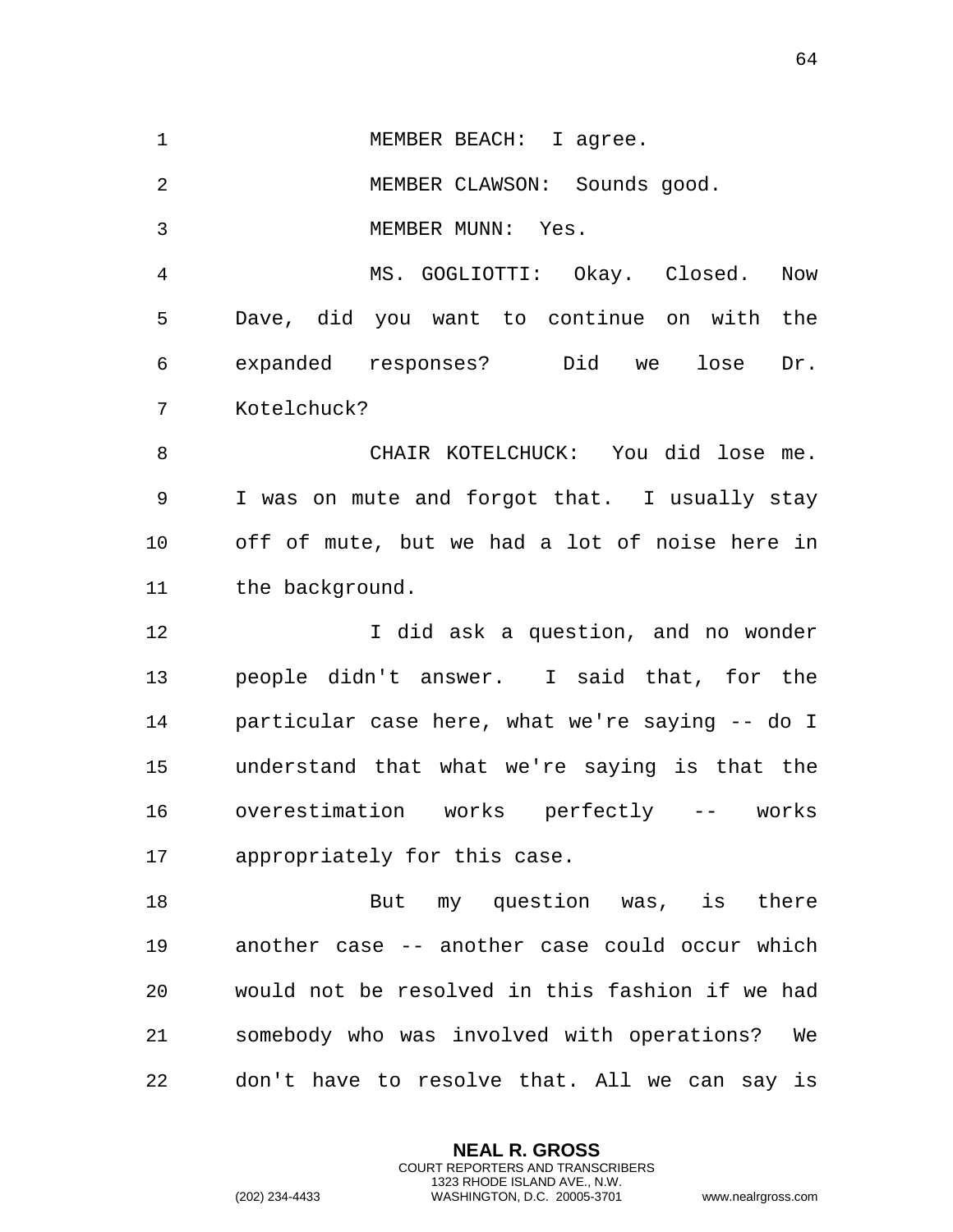MEMBER BEACH: I agree.

MEMBER CLAWSON: Sounds good.

MEMBER MUNN: Yes.

MS. GOGLIOTTI: Okay. Closed. Now Dave, did you want to continue on with the expanded responses? Did we lose Dr. Kotelchuck?

CHAIR KOTELCHUCK: You did lose me. I was on mute and forgot that. I usually stay off of mute, but we had a lot of noise here in the background.

I did ask a question, and no wonder people didn't answer. I said that, for the particular case here, what we're saying -- do I understand that what we're saying is that the overestimation works perfectly -- works appropriately for this case.

But my question was, is there another case -- another case could occur which would not be resolved in this fashion if we had somebody who was involved with operations? We don't have to resolve that. All we can say is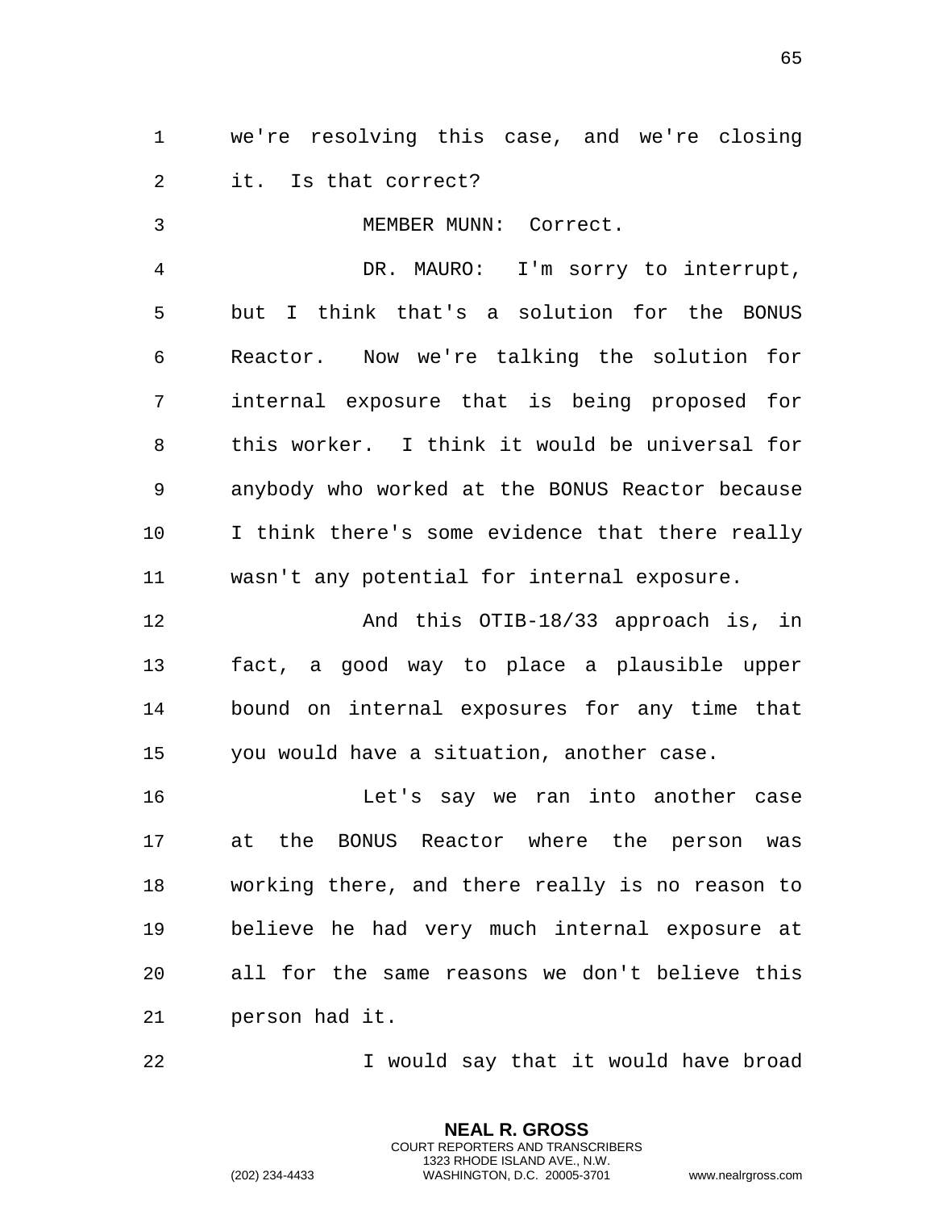we're resolving this case, and we're closing it. Is that correct?

MEMBER MUNN: Correct.

DR. MAURO: I'm sorry to interrupt, but I think that's a solution for the BONUS Reactor. Now we're talking the solution for internal exposure that is being proposed for this worker. I think it would be universal for anybody who worked at the BONUS Reactor because I think there's some evidence that there really wasn't any potential for internal exposure.

And this OTIB-18/33 approach is, in fact, a good way to place a plausible upper bound on internal exposures for any time that you would have a situation, another case.

Let's say we ran into another case at the BONUS Reactor where the person was working there, and there really is no reason to believe he had very much internal exposure at all for the same reasons we don't believe this person had it.

I would say that it would have broad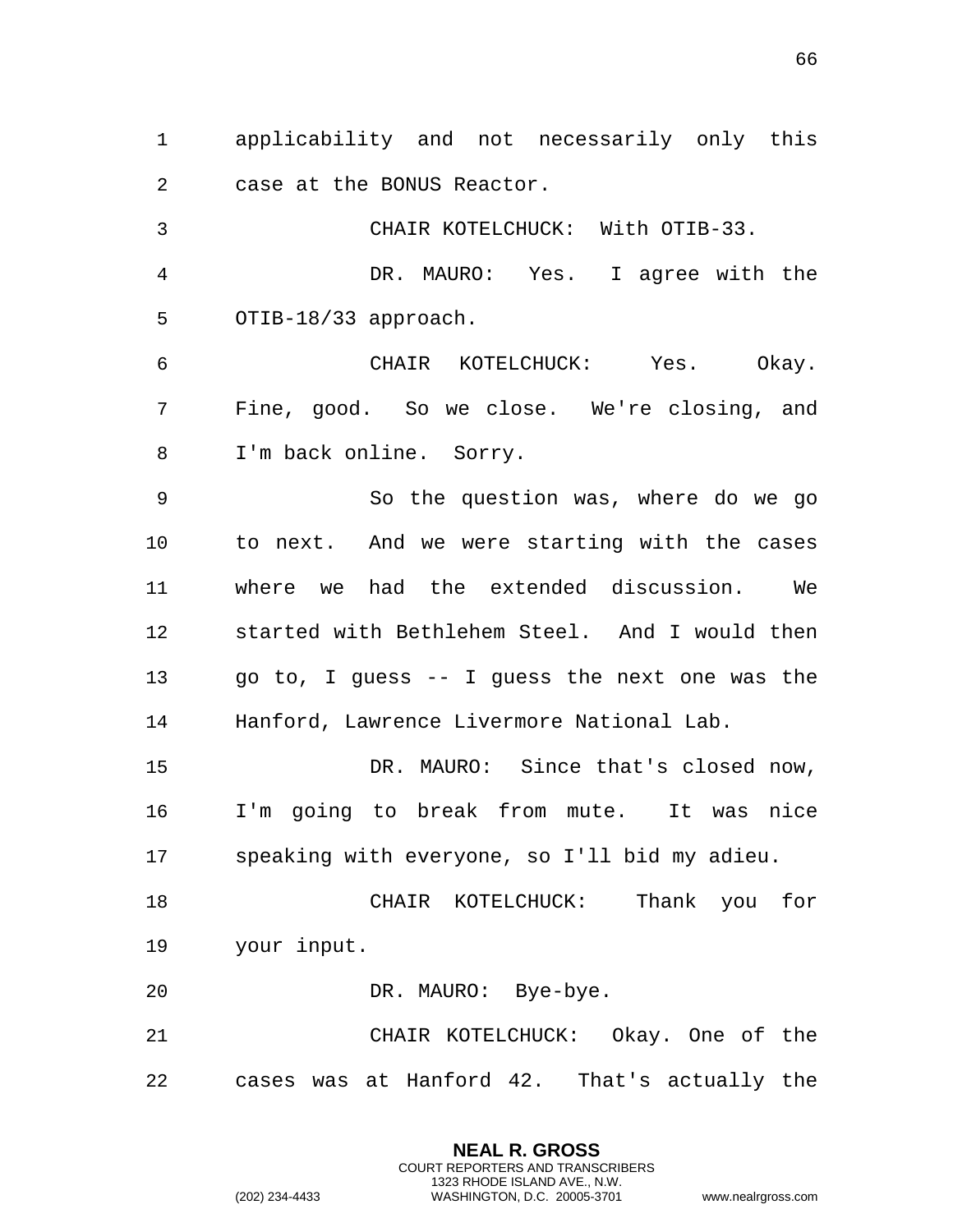applicability and not necessarily only this case at the BONUS Reactor.

CHAIR KOTELCHUCK: With OTIB-33.

DR. MAURO: Yes. I agree with the OTIB-18/33 approach.

CHAIR KOTELCHUCK: Yes. Okay. Fine, good. So we close. We're closing, and I'm back online. Sorry.

So the question was, where do we go to next. And we were starting with the cases where we had the extended discussion. We started with Bethlehem Steel. And I would then go to, I guess -- I guess the next one was the Hanford, Lawrence Livermore National Lab.

DR. MAURO: Since that's closed now, I'm going to break from mute. It was nice speaking with everyone, so I'll bid my adieu.

CHAIR KOTELCHUCK: Thank you for your input.

DR. MAURO: Bye-bye.

CHAIR KOTELCHUCK: Okay. One of the cases was at Hanford 42. That's actually the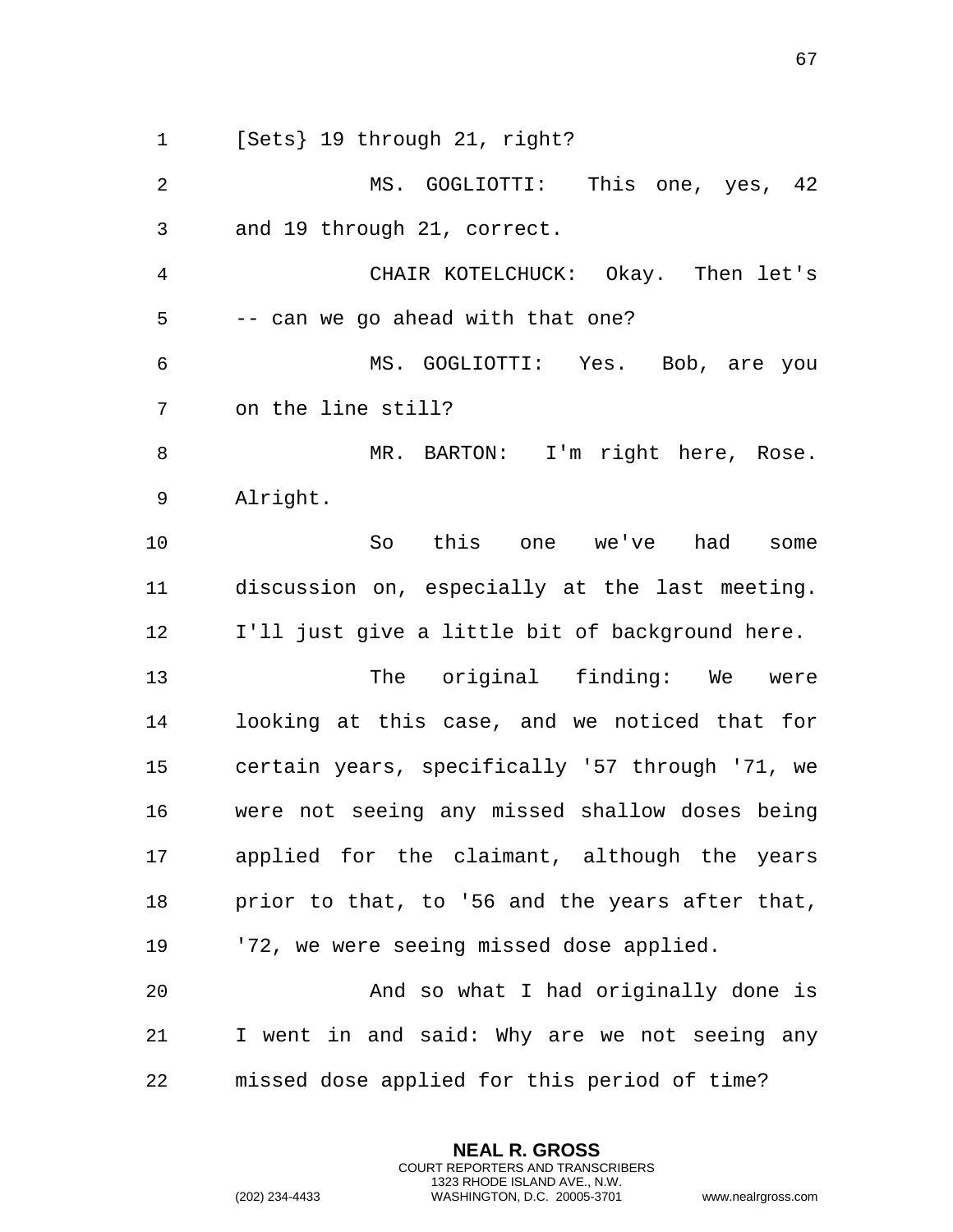[Sets} 19 through 21, right?

MS. GOGLIOTTI: This one, yes, 42 and 19 through 21, correct.

CHAIR KOTELCHUCK: Okay. Then let's -- can we go ahead with that one?

MS. GOGLIOTTI: Yes. Bob, are you on the line still?

MR. BARTON: I'm right here, Rose. Alright.

So this one we've had some discussion on, especially at the last meeting. I'll just give a little bit of background here.

The original finding: We were looking at this case, and we noticed that for certain years, specifically '57 through '71, we were not seeing any missed shallow doses being applied for the claimant, although the years prior to that, to '56 and the years after that, '72, we were seeing missed dose applied.

And so what I had originally done is I went in and said: Why are we not seeing any missed dose applied for this period of time?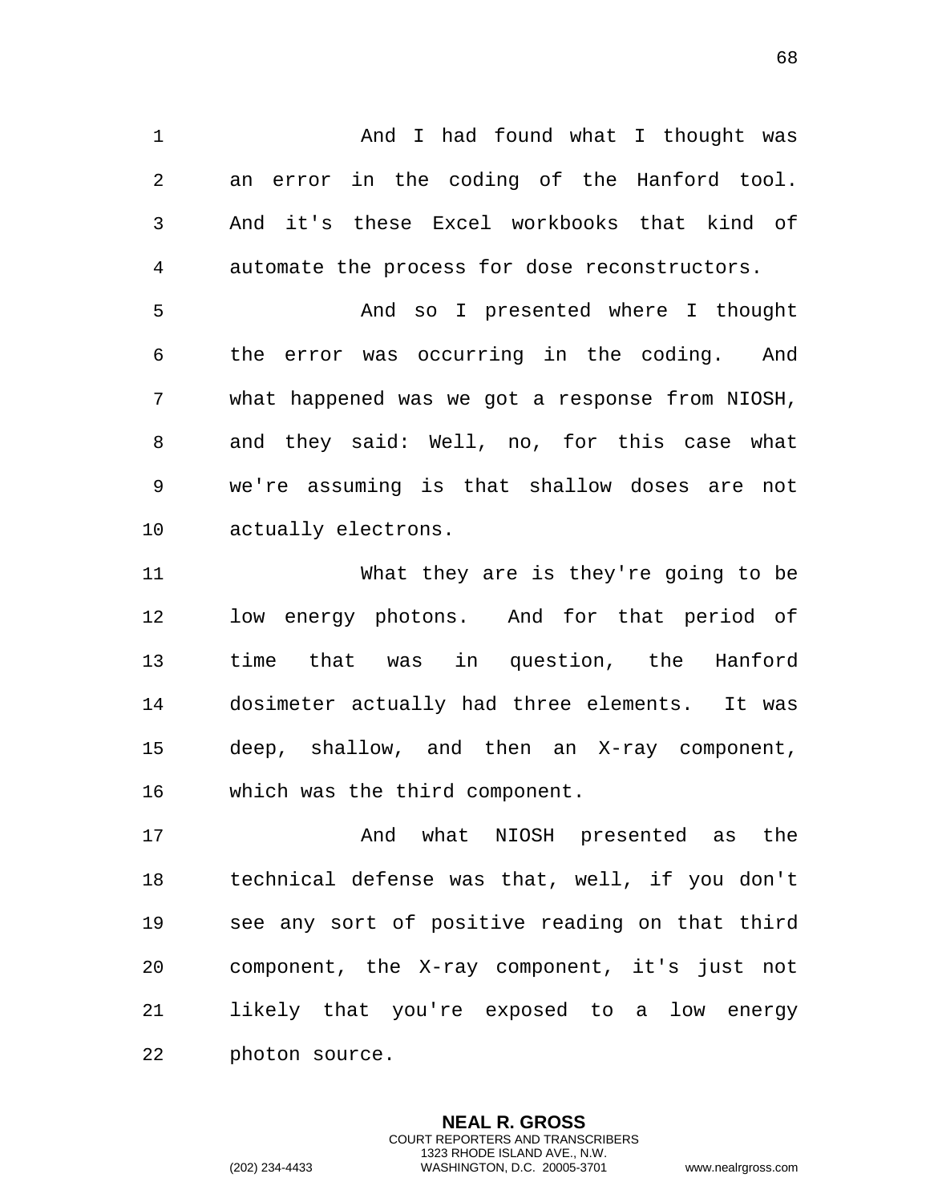And I had found what I thought was an error in the coding of the Hanford tool. And it's these Excel workbooks that kind of automate the process for dose reconstructors.

And so I presented where I thought the error was occurring in the coding. And what happened was we got a response from NIOSH, and they said: Well, no, for this case what we're assuming is that shallow doses are not actually electrons.

What they are is they're going to be low energy photons. And for that period of time that was in question, the Hanford dosimeter actually had three elements. It was deep, shallow, and then an X-ray component, which was the third component.

And what NIOSH presented as the technical defense was that, well, if you don't see any sort of positive reading on that third component, the X-ray component, it's just not likely that you're exposed to a low energy photon source.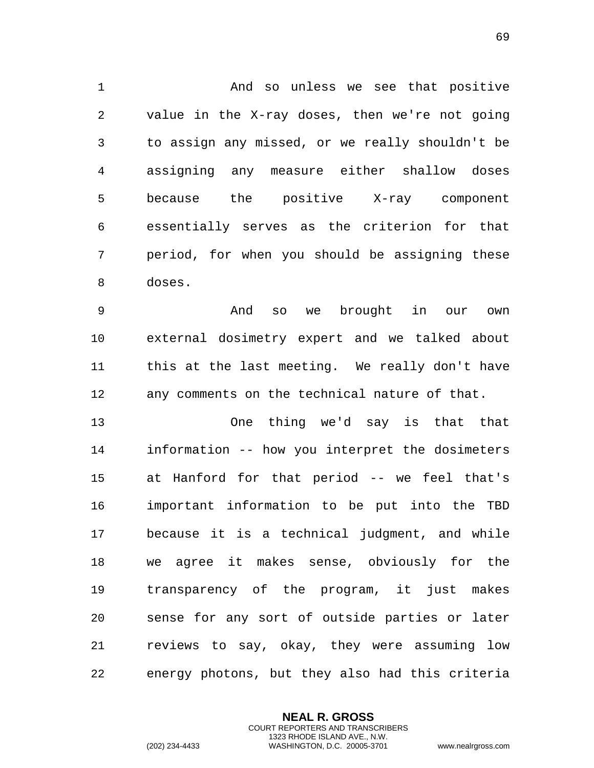And so unless we see that positive value in the X-ray doses, then we're not going to assign any missed, or we really shouldn't be assigning any measure either shallow doses because the positive X-ray component essentially serves as the criterion for that period, for when you should be assigning these doses.

And so we brought in our own external dosimetry expert and we talked about this at the last meeting. We really don't have any comments on the technical nature of that.

One thing we'd say is that that information -- how you interpret the dosimeters at Hanford for that period -- we feel that's important information to be put into the TBD because it is a technical judgment, and while we agree it makes sense, obviously for the transparency of the program, it just makes sense for any sort of outside parties or later reviews to say, okay, they were assuming low energy photons, but they also had this criteria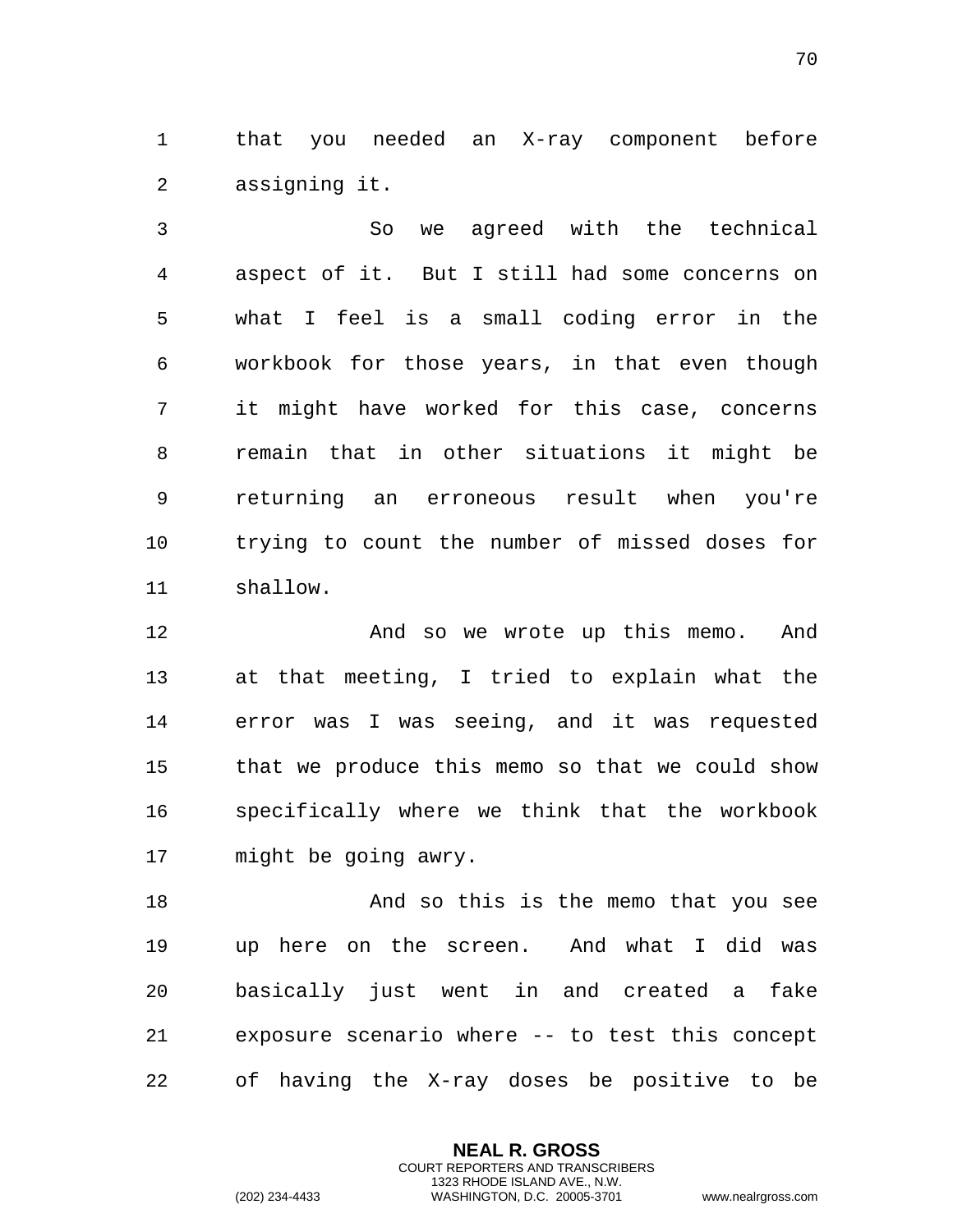that you needed an X-ray component before assigning it.

So we agreed with the technical aspect of it. But I still had some concerns on what I feel is a small coding error in the workbook for those years, in that even though it might have worked for this case, concerns remain that in other situations it might be returning an erroneous result when you're trying to count the number of missed doses for shallow.

And so we wrote up this memo. And at that meeting, I tried to explain what the error was I was seeing, and it was requested that we produce this memo so that we could show specifically where we think that the workbook might be going awry.

And so this is the memo that you see up here on the screen. And what I did was basically just went in and created a fake exposure scenario where -- to test this concept of having the X-ray doses be positive to be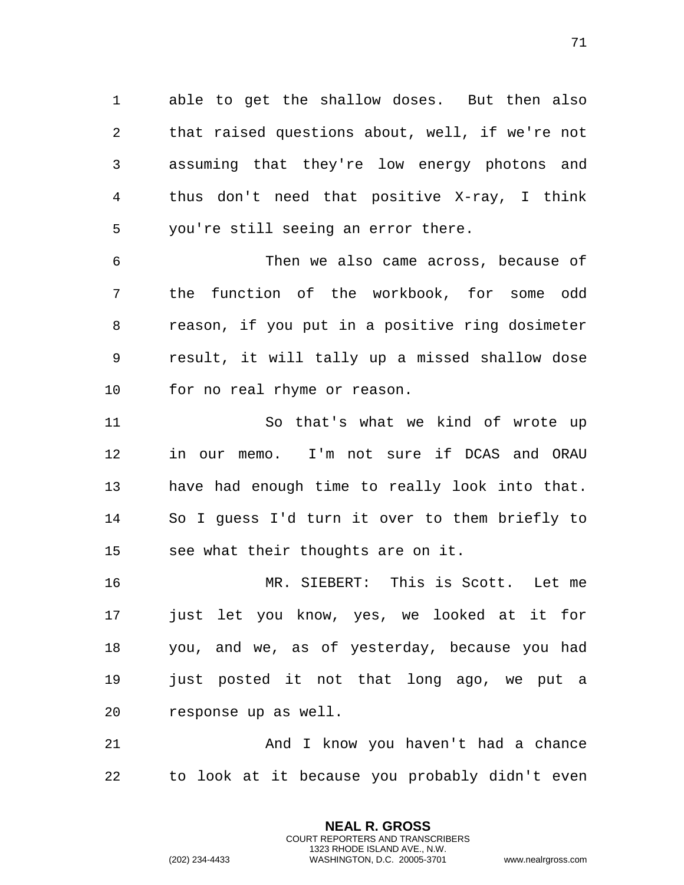able to get the shallow doses. But then also that raised questions about, well, if we're not assuming that they're low energy photons and thus don't need that positive X-ray, I think you're still seeing an error there.

Then we also came across, because of the function of the workbook, for some odd reason, if you put in a positive ring dosimeter result, it will tally up a missed shallow dose for no real rhyme or reason.

So that's what we kind of wrote up in our memo. I'm not sure if DCAS and ORAU have had enough time to really look into that. So I guess I'd turn it over to them briefly to see what their thoughts are on it.

MR. SIEBERT: This is Scott. Let me just let you know, yes, we looked at it for you, and we, as of yesterday, because you had just posted it not that long ago, we put a response up as well.

And I know you haven't had a chance to look at it because you probably didn't even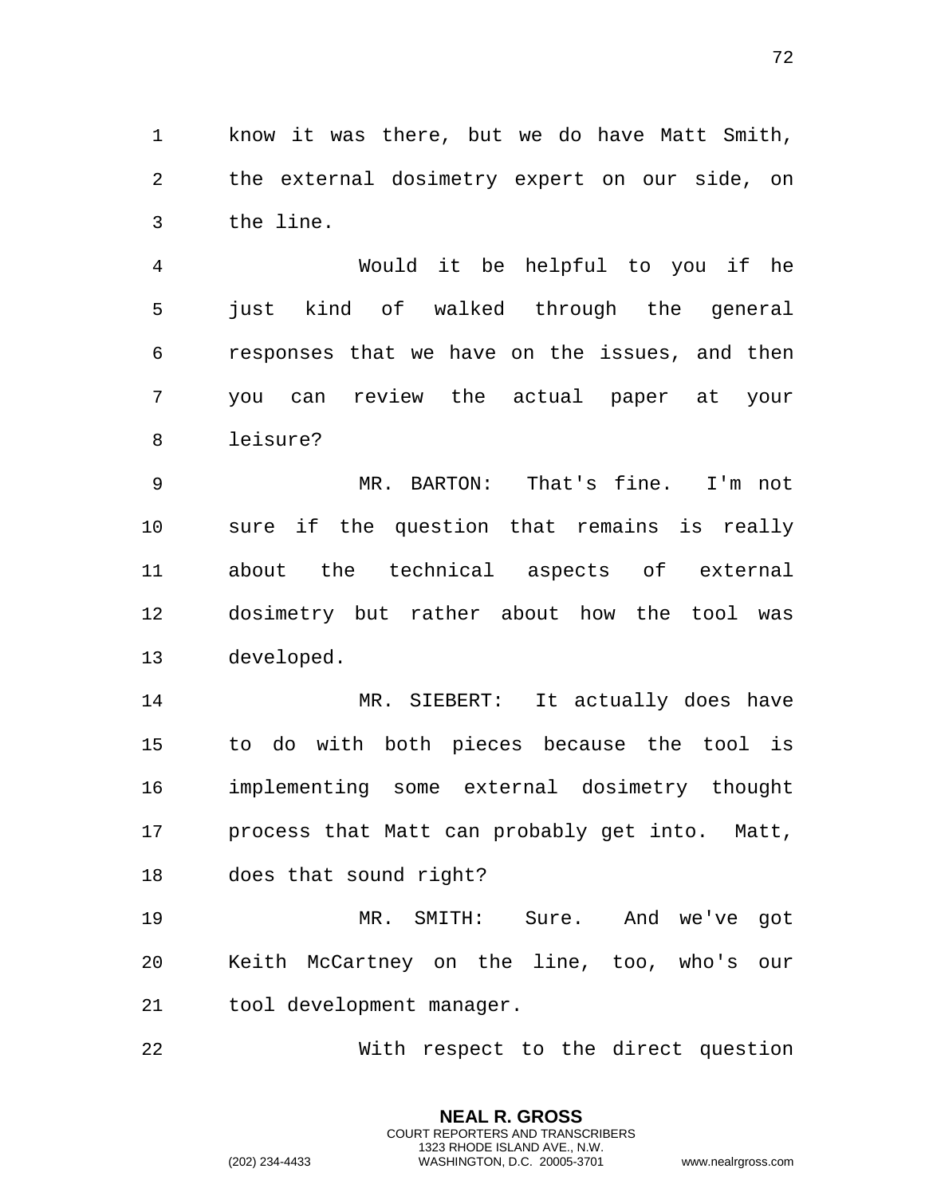know it was there, but we do have Matt Smith, the external dosimetry expert on our side, on the line.

Would it be helpful to you if he just kind of walked through the general responses that we have on the issues, and then you can review the actual paper at your leisure?

MR. BARTON: That's fine. I'm not sure if the question that remains is really about the technical aspects of external dosimetry but rather about how the tool was developed.

MR. SIEBERT: It actually does have to do with both pieces because the tool is implementing some external dosimetry thought process that Matt can probably get into. Matt, does that sound right?

MR. SMITH: Sure. And we've got Keith McCartney on the line, too, who's our tool development manager.

With respect to the direct question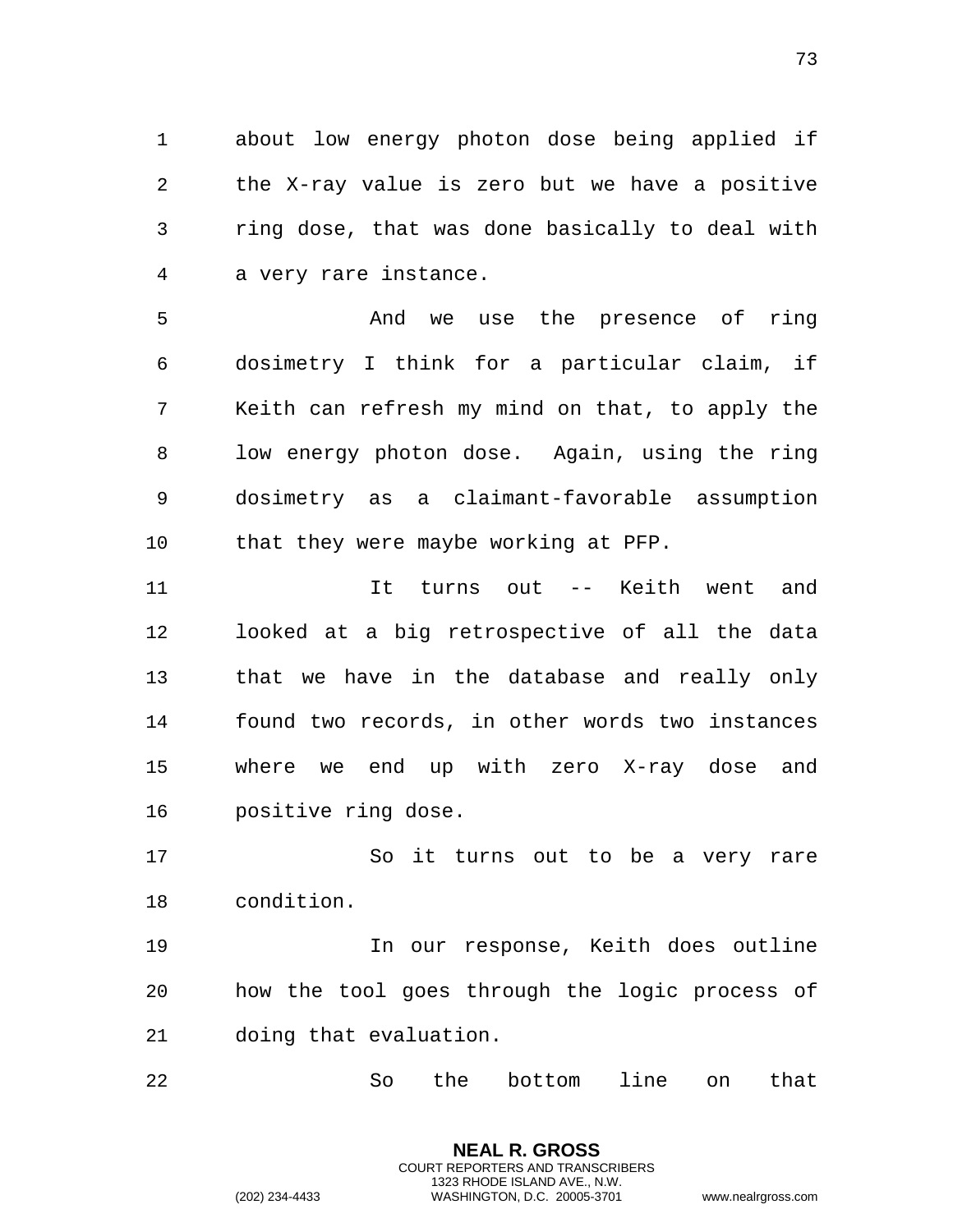about low energy photon dose being applied if the X-ray value is zero but we have a positive ring dose, that was done basically to deal with a very rare instance.

And we use the presence of ring dosimetry I think for a particular claim, if Keith can refresh my mind on that, to apply the low energy photon dose. Again, using the ring dosimetry as a claimant-favorable assumption that they were maybe working at PFP.

It turns out -- Keith went and looked at a big retrospective of all the data that we have in the database and really only found two records, in other words two instances where we end up with zero X-ray dose and positive ring dose.

So it turns out to be a very rare condition.

In our response, Keith does outline how the tool goes through the logic process of doing that evaluation.

So the bottom line on that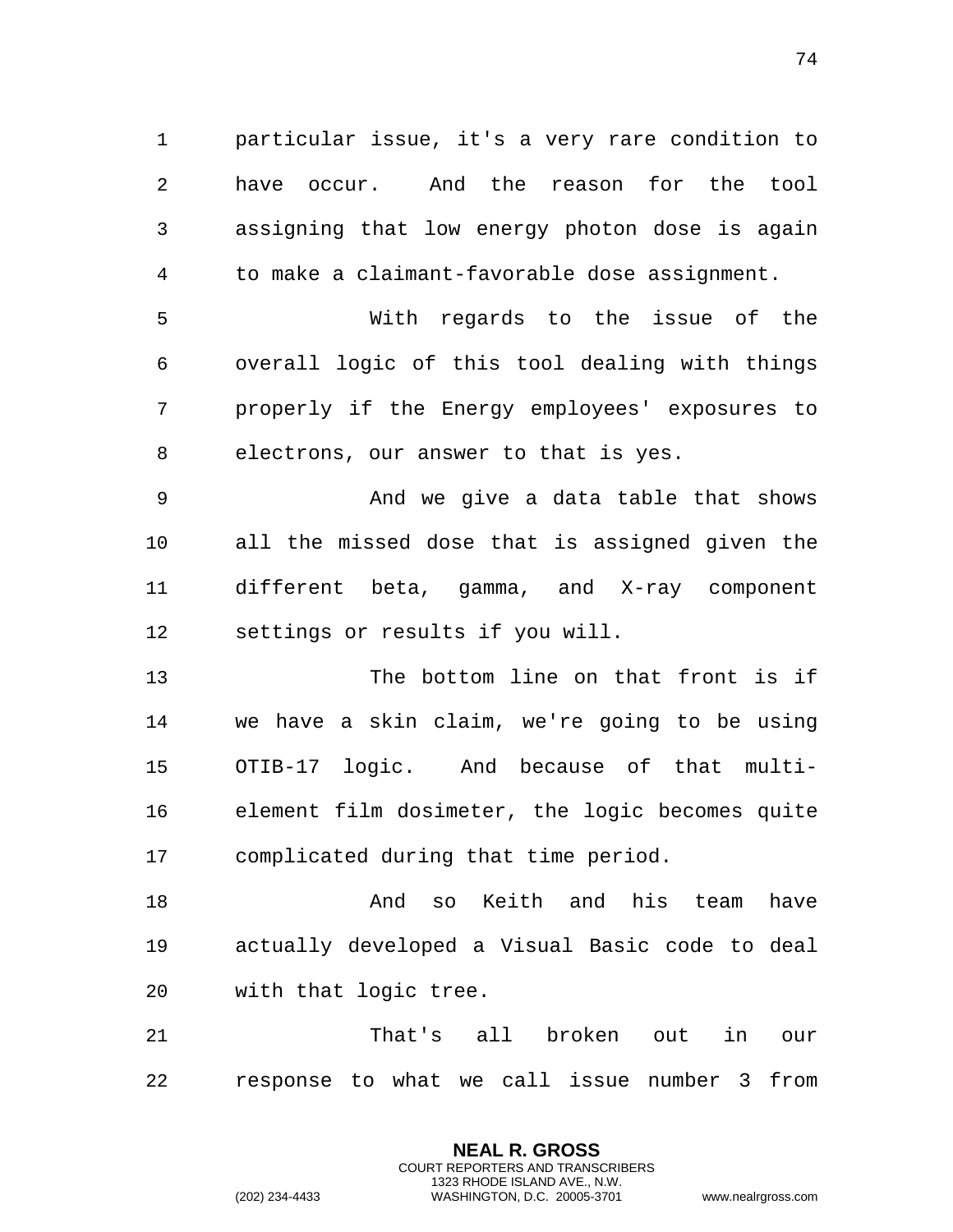particular issue, it's a very rare condition to have occur. And the reason for the tool assigning that low energy photon dose is again to make a claimant-favorable dose assignment.

With regards to the issue of the overall logic of this tool dealing with things properly if the Energy employees' exposures to electrons, our answer to that is yes.

And we give a data table that shows all the missed dose that is assigned given the different beta, gamma, and X-ray component settings or results if you will.

The bottom line on that front is if we have a skin claim, we're going to be using OTIB-17 logic. And because of that multi-element film dosimeter, the logic becomes quite complicated during that time period.

And so Keith and his team have actually developed a Visual Basic code to deal with that logic tree.

That's all broken out in our response to what we call issue number 3 from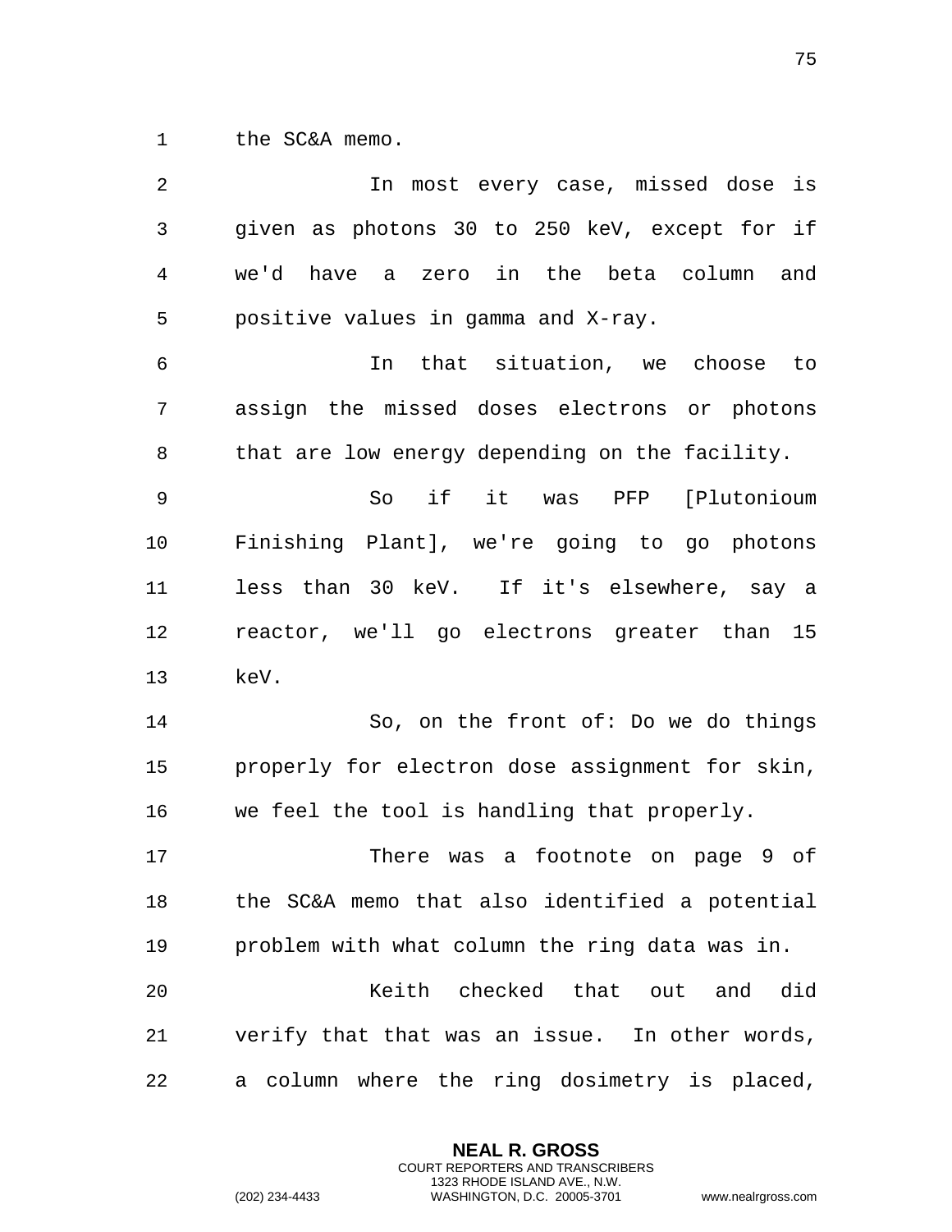the SC&A memo.

In most every case, missed dose is given as photons 30 to 250 keV, except for if we'd have a zero in the beta column and positive values in gamma and X-ray.

In that situation, we choose to assign the missed doses electrons or photons that are low energy depending on the facility.

So if it was PFP [Plutonioum Finishing Plant], we're going to go photons less than 30 keV. If it's elsewhere, say a reactor, we'll go electrons greater than 15 keV.

So, on the front of: Do we do things properly for electron dose assignment for skin, we feel the tool is handling that properly.

There was a footnote on page 9 of the SC&A memo that also identified a potential problem with what column the ring data was in.

Keith checked that out and did verify that that was an issue. In other words, a column where the ring dosimetry is placed,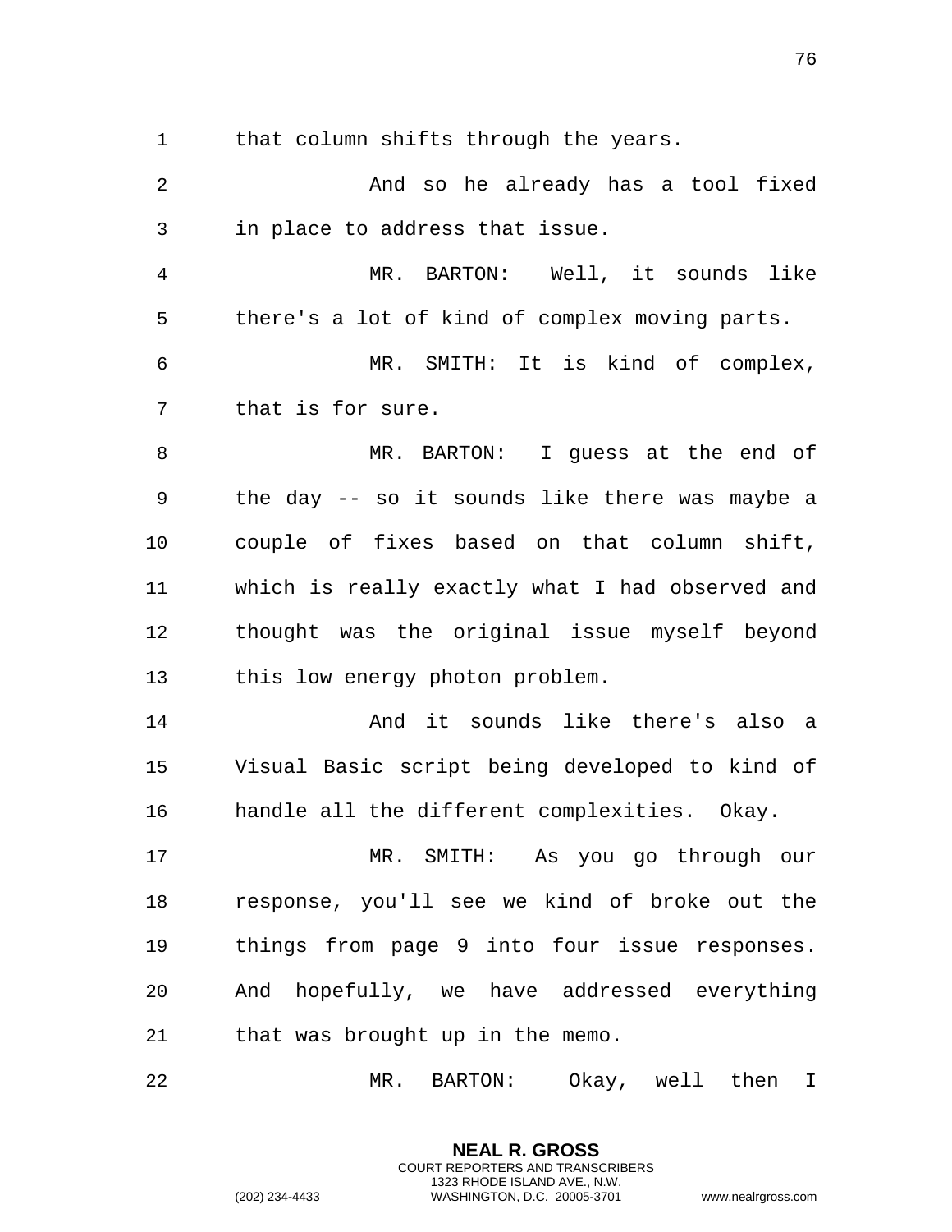that column shifts through the years.

And so he already has a tool fixed in place to address that issue.

MR. BARTON: Well, it sounds like there's a lot of kind of complex moving parts.

MR. SMITH: It is kind of complex, that is for sure.

MR. BARTON: I guess at the end of the day -- so it sounds like there was maybe a couple of fixes based on that column shift, which is really exactly what I had observed and thought was the original issue myself beyond this low energy photon problem.

And it sounds like there's also a Visual Basic script being developed to kind of handle all the different complexities. Okay.

MR. SMITH: As you go through our response, you'll see we kind of broke out the things from page 9 into four issue responses. And hopefully, we have addressed everything that was brought up in the memo.

MR. BARTON: Okay, well then I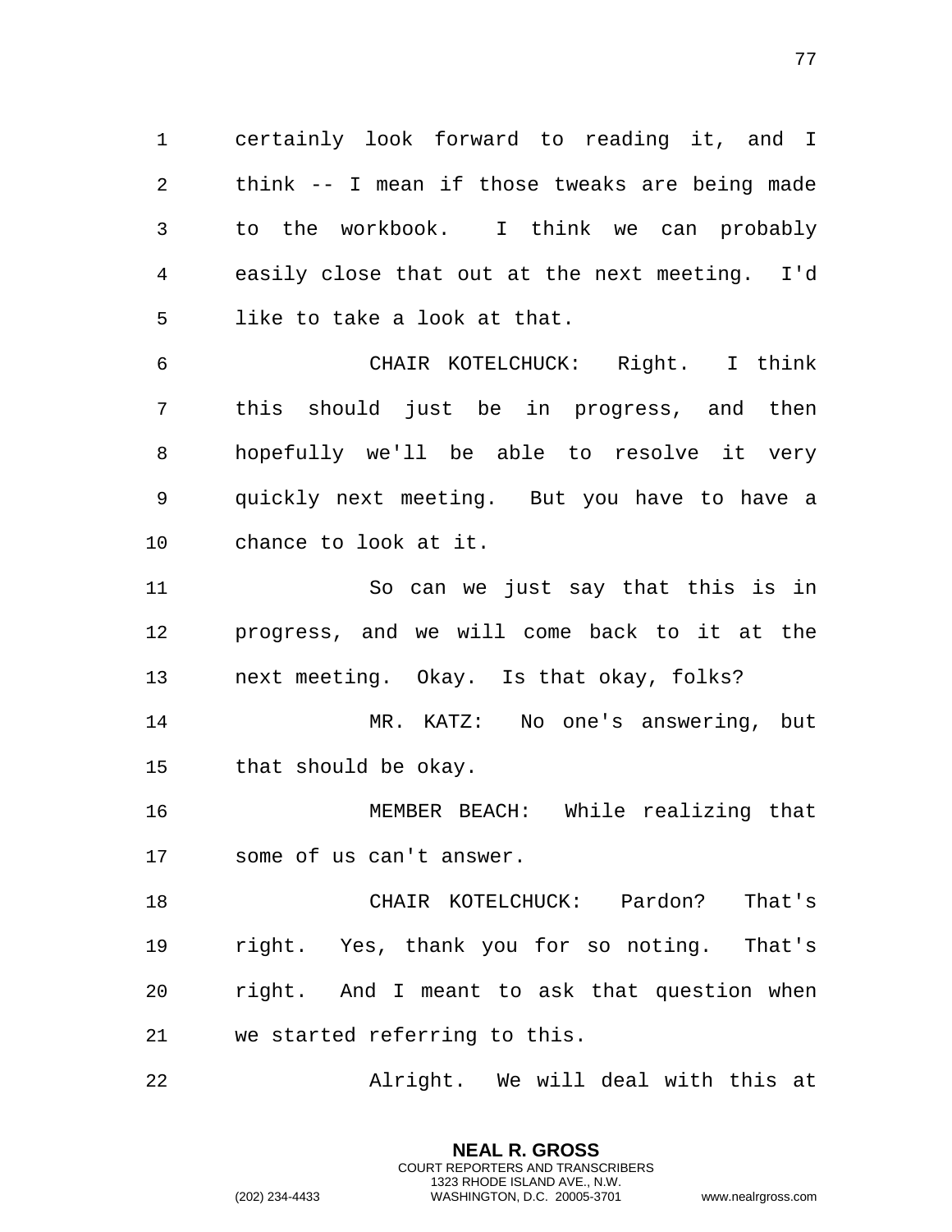certainly look forward to reading it, and I think -- I mean if those tweaks are being made to the workbook. I think we can probably easily close that out at the next meeting. I'd like to take a look at that.

CHAIR KOTELCHUCK: Right. I think this should just be in progress, and then hopefully we'll be able to resolve it very quickly next meeting. But you have to have a chance to look at it.

So can we just say that this is in progress, and we will come back to it at the next meeting. Okay. Is that okay, folks?

MR. KATZ: No one's answering, but that should be okay.

MEMBER BEACH: While realizing that some of us can't answer.

CHAIR KOTELCHUCK: Pardon? That's right. Yes, thank you for so noting. That's right. And I meant to ask that question when we started referring to this.

Alright. We will deal with this at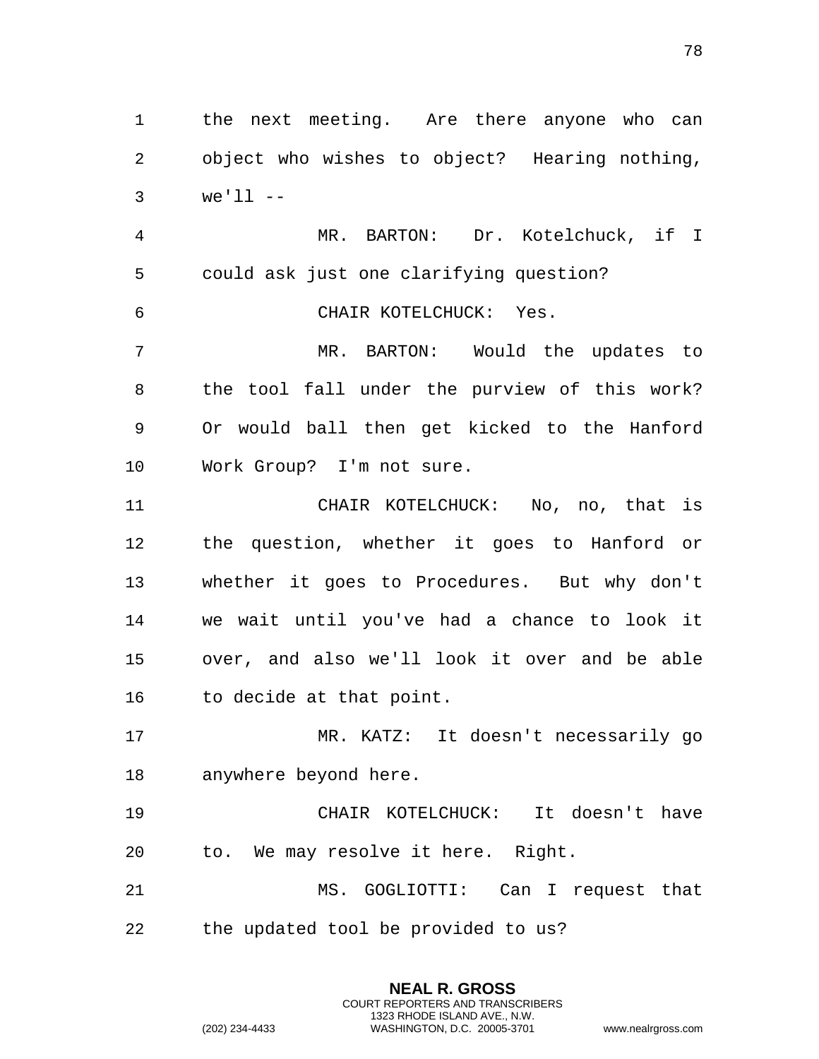the next meeting. Are there anyone who can object who wishes to object? Hearing nothing, we'll --

MR. BARTON: Dr. Kotelchuck, if I could ask just one clarifying question?

CHAIR KOTELCHUCK: Yes.

MR. BARTON: Would the updates to the tool fall under the purview of this work? Or would ball then get kicked to the Hanford Work Group? I'm not sure.

CHAIR KOTELCHUCK: No, no, that is the question, whether it goes to Hanford or whether it goes to Procedures. But why don't we wait until you've had a chance to look it over, and also we'll look it over and be able to decide at that point.

MR. KATZ: It doesn't necessarily go anywhere beyond here.

CHAIR KOTELCHUCK: It doesn't have to. We may resolve it here. Right.

MS. GOGLIOTTI: Can I request that the updated tool be provided to us?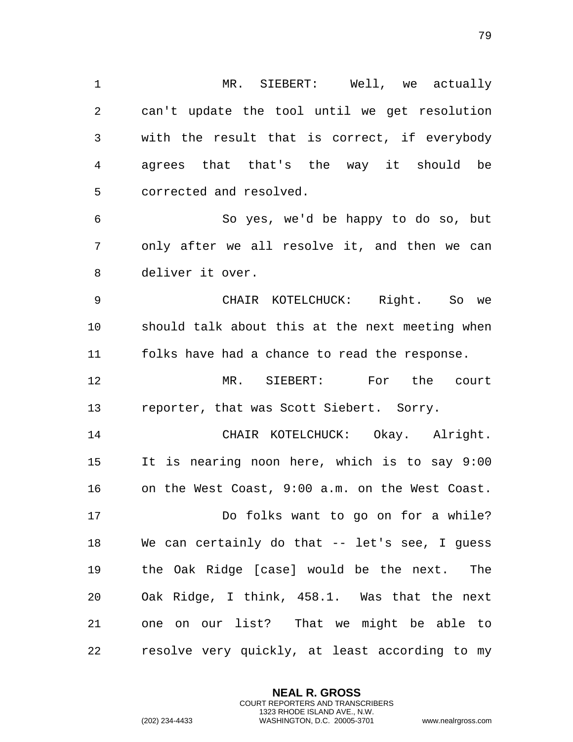MR. SIEBERT: Well, we actually can't update the tool until we get resolution with the result that is correct, if everybody agrees that that's the way it should be corrected and resolved.

So yes, we'd be happy to do so, but only after we all resolve it, and then we can deliver it over.

CHAIR KOTELCHUCK: Right. So we should talk about this at the next meeting when folks have had a chance to read the response.

MR. SIEBERT: For the court reporter, that was Scott Siebert. Sorry.

CHAIR KOTELCHUCK: Okay. Alright. It is nearing noon here, which is to say 9:00 on the West Coast, 9:00 a.m. on the West Coast.

Do folks want to go on for a while? We can certainly do that -- let's see, I guess the Oak Ridge [case] would be the next. The Oak Ridge, I think, 458.1. Was that the next one on our list? That we might be able to resolve very quickly, at least according to my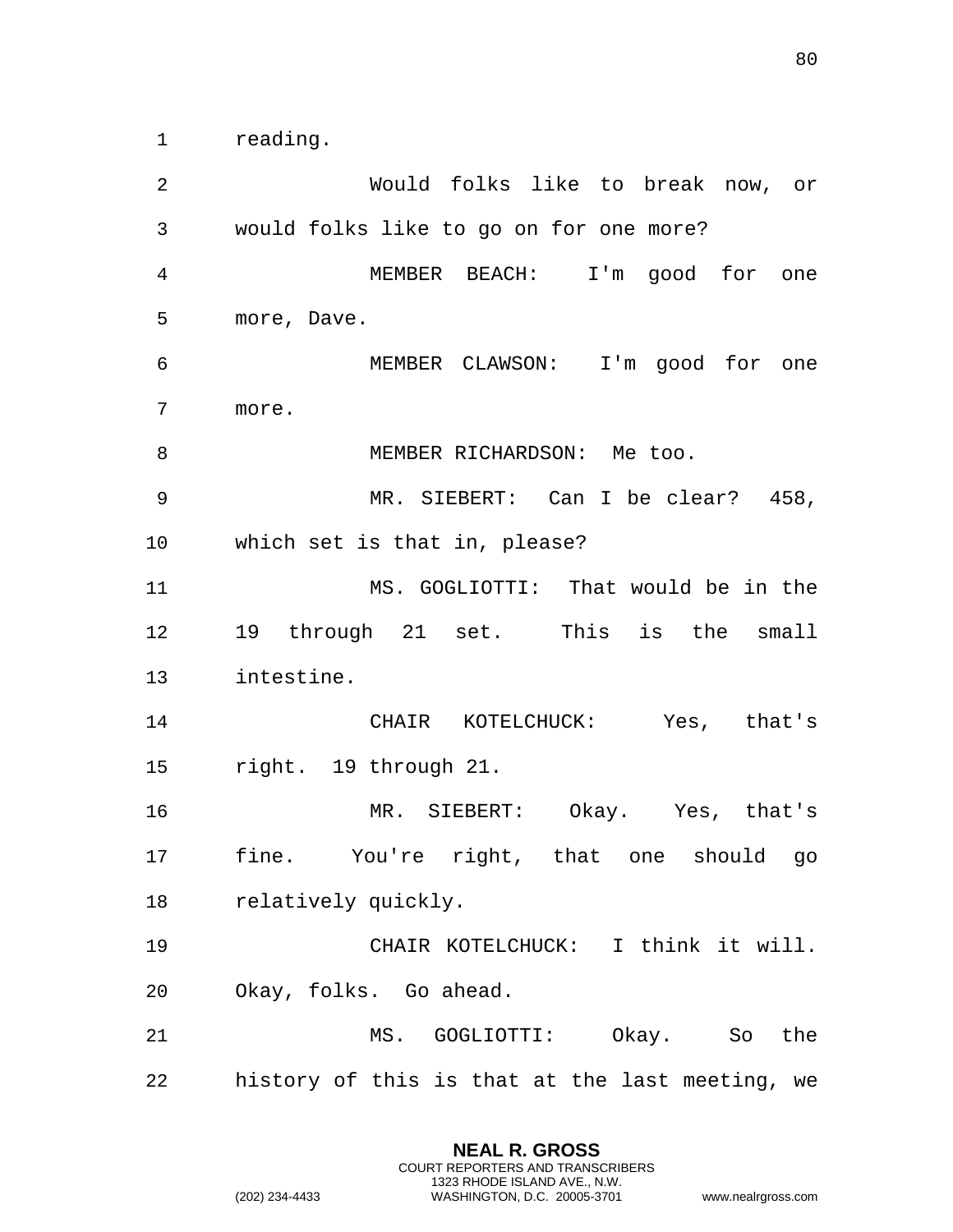reading.

Would folks like to break now, or would folks like to go on for one more?

MEMBER BEACH: I'm good for one more, Dave.

MEMBER CLAWSON: I'm good for one more.

MEMBER RICHARDSON: Me too.

MR. SIEBERT: Can I be clear? 458, which set is that in, please?

MS. GOGLIOTTI: That would be in the 19 through 21 set. This is the small intestine.

CHAIR KOTELCHUCK: Yes, that's right. 19 through 21.

MR. SIEBERT: Okay. Yes, that's fine. You're right, that one should go relatively quickly.

CHAIR KOTELCHUCK: I think it will. Okay, folks. Go ahead.

MS. GOGLIOTTI: Okay. So the history of this is that at the last meeting, we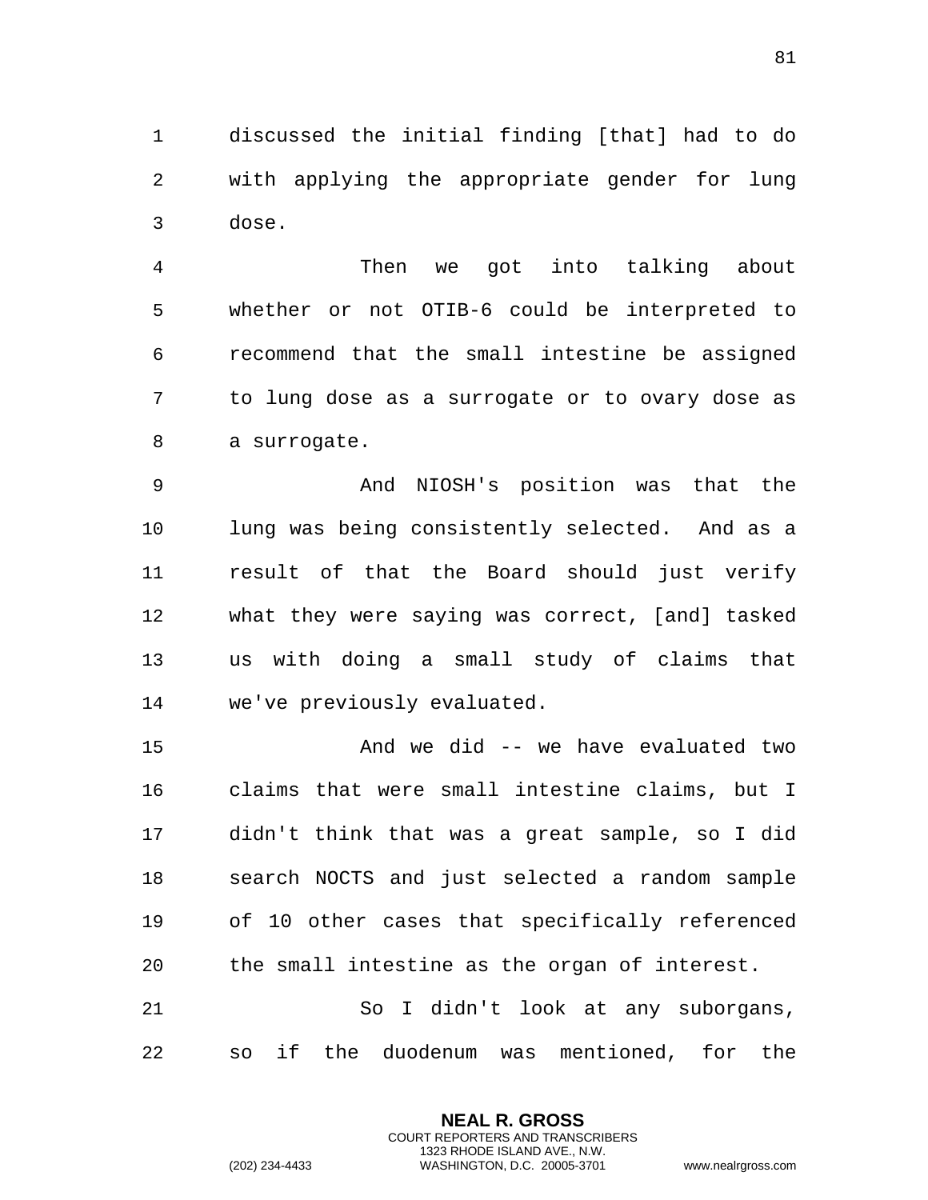discussed the initial finding [that] had to do with applying the appropriate gender for lung dose.

Then we got into talking about whether or not OTIB-6 could be interpreted to recommend that the small intestine be assigned to lung dose as a surrogate or to ovary dose as a surrogate.

And NIOSH's position was that the lung was being consistently selected. And as a result of that the Board should just verify what they were saying was correct, [and] tasked us with doing a small study of claims that we've previously evaluated.

And we did -- we have evaluated two claims that were small intestine claims, but I didn't think that was a great sample, so I did search NOCTS and just selected a random sample of 10 other cases that specifically referenced the small intestine as the organ of interest.

So I didn't look at any suborgans, so if the duodenum was mentioned, for the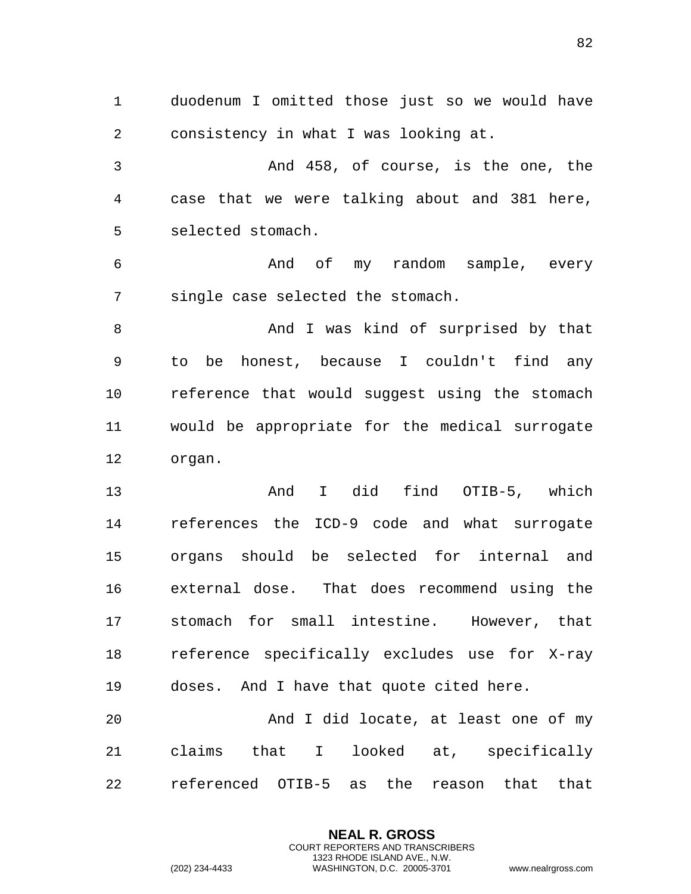duodenum I omitted those just so we would have consistency in what I was looking at.

And 458, of course, is the one, the case that we were talking about and 381 here, selected stomach.

And of my random sample, every single case selected the stomach.

And I was kind of surprised by that to be honest, because I couldn't find any reference that would suggest using the stomach would be appropriate for the medical surrogate organ.

And I did find OTIB-5, which references the ICD-9 code and what surrogate organs should be selected for internal and external dose. That does recommend using the stomach for small intestine. However, that reference specifically excludes use for X-ray doses. And I have that quote cited here.

And I did locate, at least one of my claims that I looked at, specifically referenced OTIB-5 as the reason that that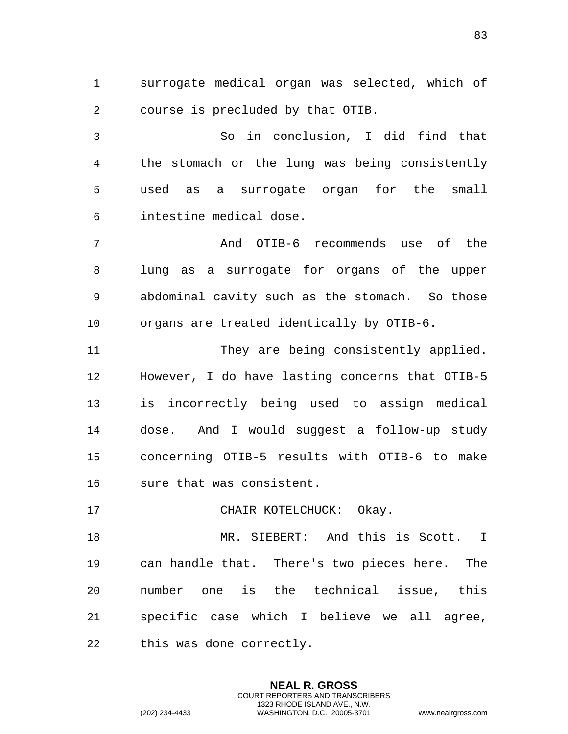surrogate medical organ was selected, which of course is precluded by that OTIB.

So in conclusion, I did find that the stomach or the lung was being consistently used as a surrogate organ for the small intestine medical dose.

And OTIB-6 recommends use of the lung as a surrogate for organs of the upper abdominal cavity such as the stomach. So those organs are treated identically by OTIB-6.

They are being consistently applied. However, I do have lasting concerns that OTIB-5 is incorrectly being used to assign medical dose. And I would suggest a follow-up study concerning OTIB-5 results with OTIB-6 to make sure that was consistent.

CHAIR KOTELCHUCK: Okay.

MR. SIEBERT: And this is Scott. I can handle that. There's two pieces here. The number one is the technical issue, this specific case which I believe we all agree, this was done correctly.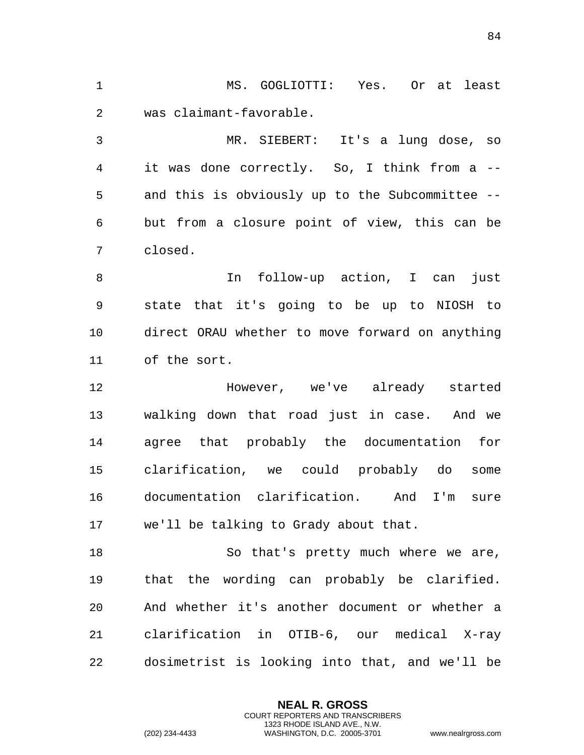MS. GOGLIOTTI: Yes. Or at least was claimant-favorable.

MR. SIEBERT: It's a lung dose, so it was done correctly. So, I think from a -- and this is obviously up to the Subcommittee -- but from a closure point of view, this can be closed.

In follow-up action, I can just state that it's going to be up to NIOSH to direct ORAU whether to move forward on anything of the sort.

However, we've already started walking down that road just in case. And we agree that probably the documentation for clarification, we could probably do some documentation clarification. And I'm sure we'll be talking to Grady about that.

So that's pretty much where we are, that the wording can probably be clarified. And whether it's another document or whether a clarification in OTIB-6, our medical X-ray dosimetrist is looking into that, and we'll be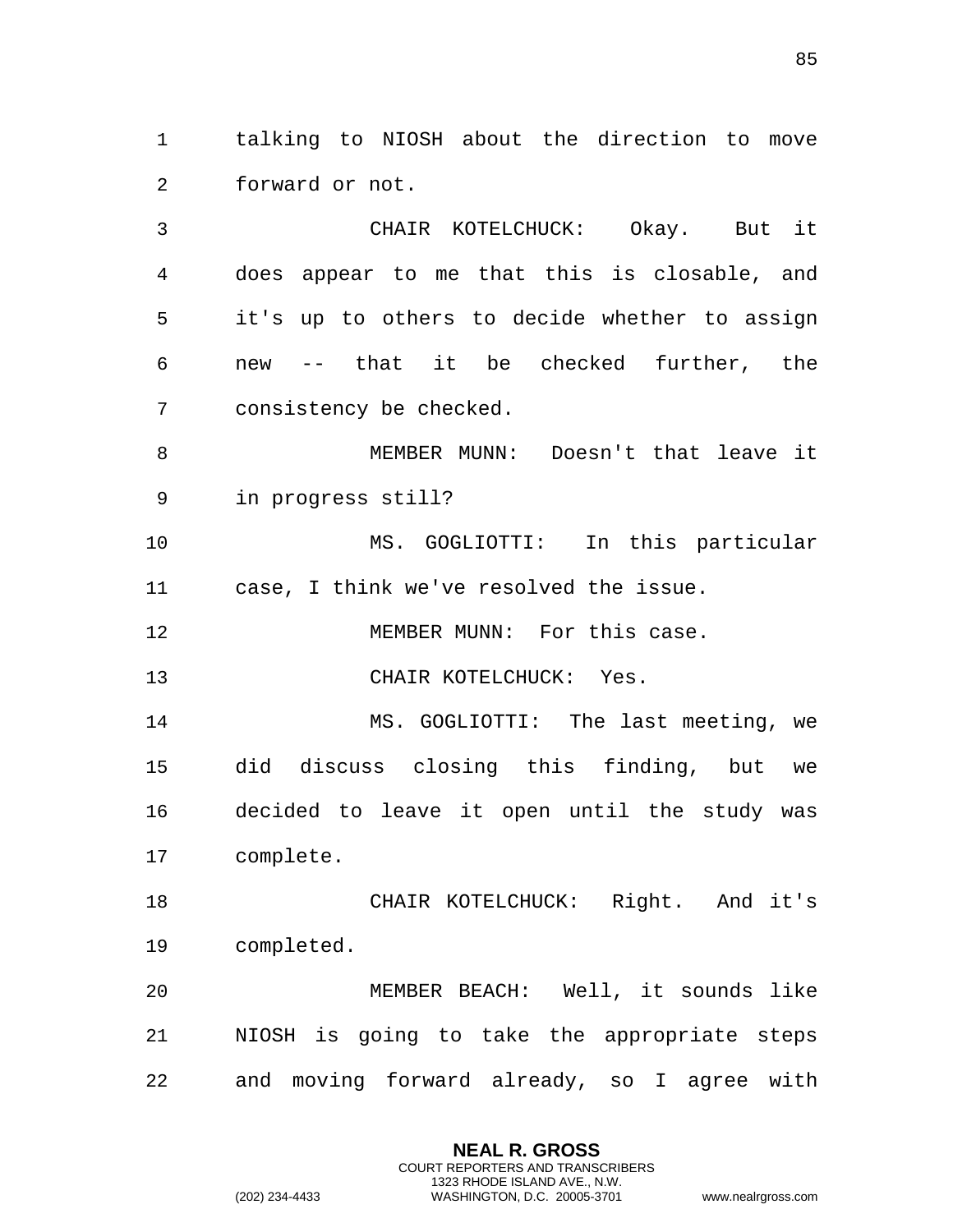talking to NIOSH about the direction to move forward or not.

CHAIR KOTELCHUCK: Okay. But it does appear to me that this is closable, and it's up to others to decide whether to assign new -- that it be checked further, the consistency be checked.

MEMBER MUNN: Doesn't that leave it in progress still?

MS. GOGLIOTTI: In this particular case, I think we've resolved the issue.

MEMBER MUNN: For this case.

CHAIR KOTELCHUCK: Yes.

MS. GOGLIOTTI: The last meeting, we did discuss closing this finding, but we decided to leave it open until the study was complete.

CHAIR KOTELCHUCK: Right. And it's completed.

MEMBER BEACH: Well, it sounds like NIOSH is going to take the appropriate steps and moving forward already, so I agree with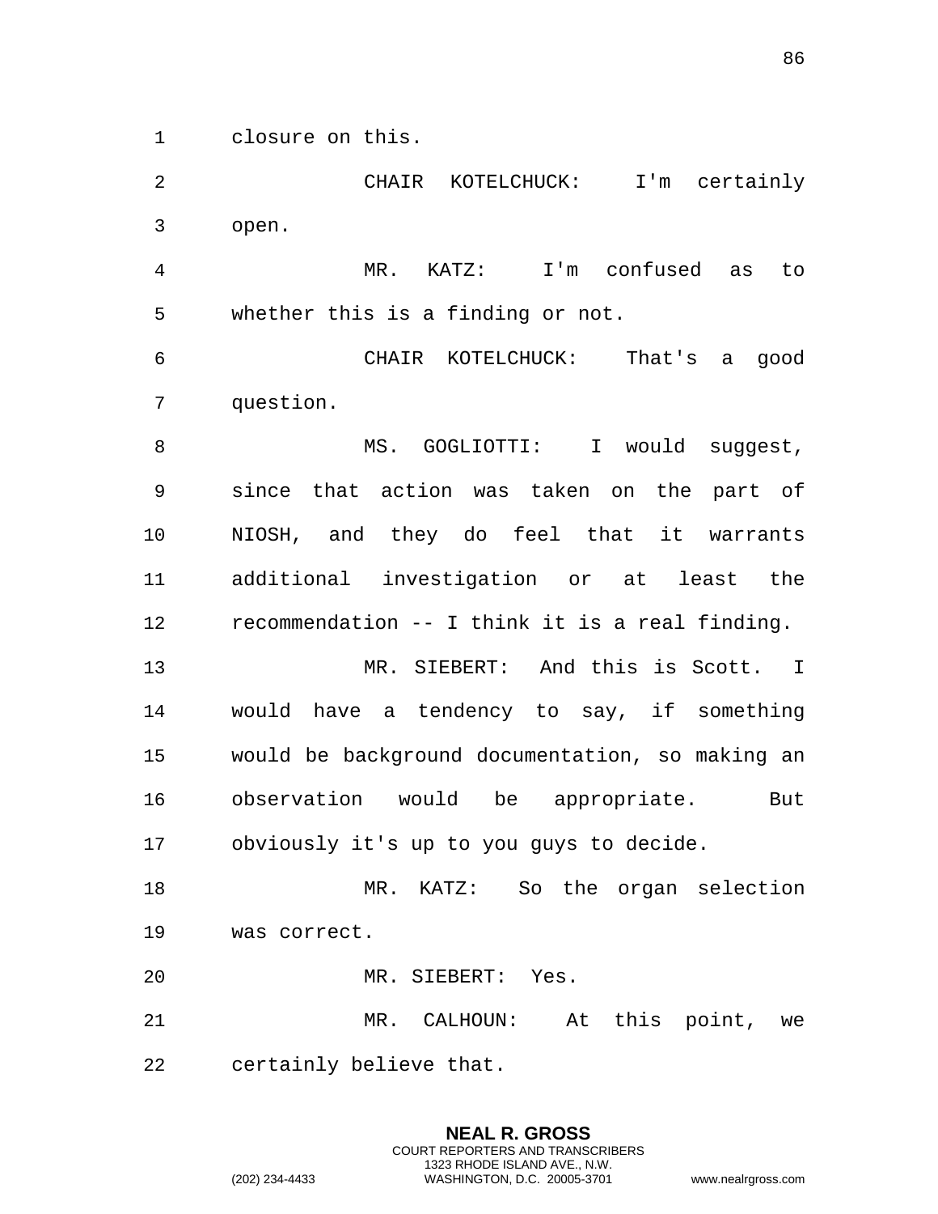closure on this.

CHAIR KOTELCHUCK: I'm certainly open.

MR. KATZ: I'm confused as to whether this is a finding or not.

CHAIR KOTELCHUCK: That's a good question.

MS. GOGLIOTTI: I would suggest, since that action was taken on the part of NIOSH, and they do feel that it warrants additional investigation or at least the recommendation -- I think it is a real finding.

MR. SIEBERT: And this is Scott. I would have a tendency to say, if something would be background documentation, so making an observation would be appropriate. But obviously it's up to you guys to decide.

MR. KATZ: So the organ selection was correct.

MR. SIEBERT: Yes.

MR. CALHOUN: At this point, we certainly believe that.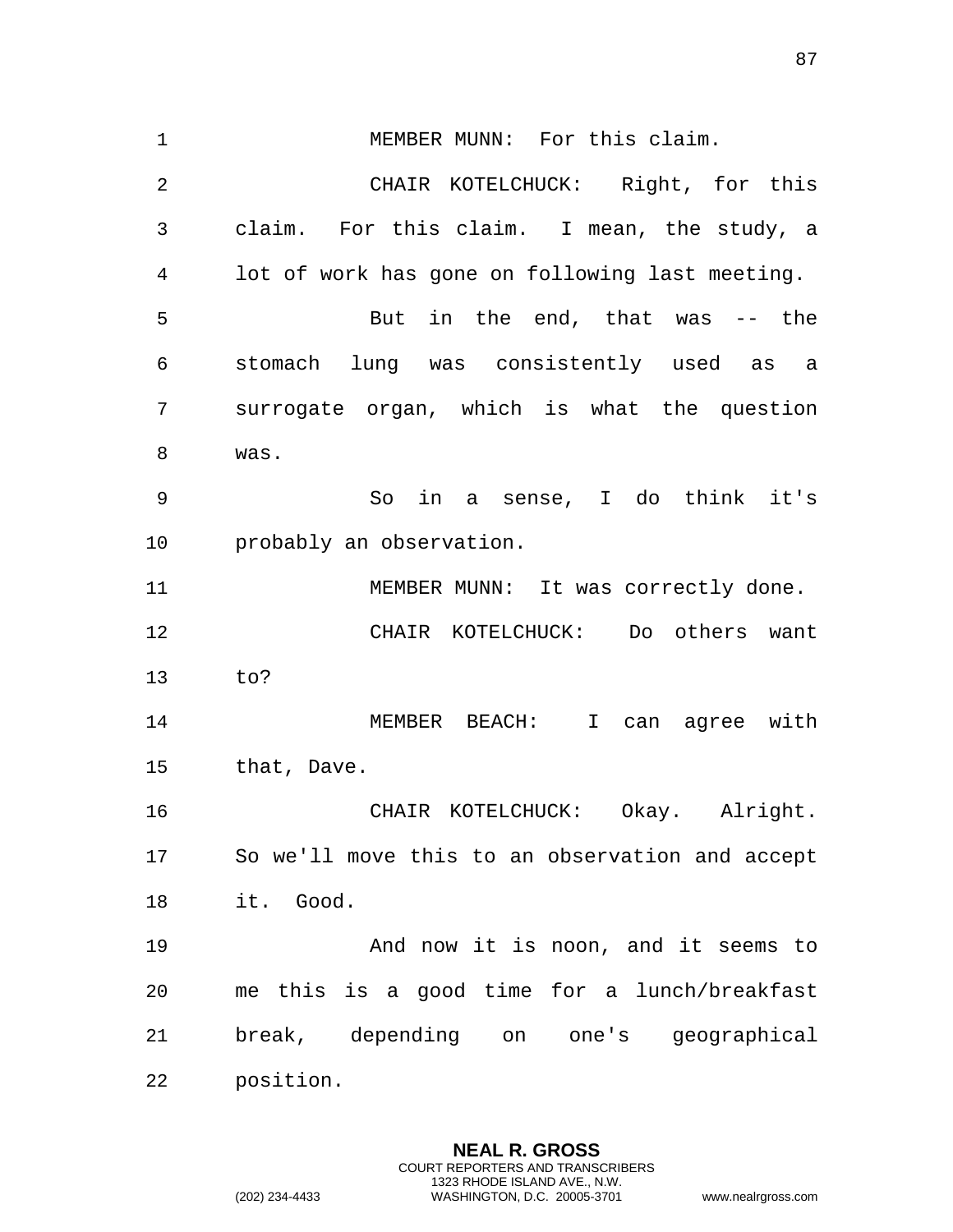MEMBER MUNN: For this claim.

CHAIR KOTELCHUCK: Right, for this claim. For this claim. I mean, the study, a lot of work has gone on following last meeting.

But in the end, that was -- the stomach lung was consistently used as a surrogate organ, which is what the question was.

So in a sense, I do think it's probably an observation.

MEMBER MUNN: It was correctly done.

CHAIR KOTELCHUCK: Do others want to?

MEMBER BEACH: I can agree with that, Dave.

CHAIR KOTELCHUCK: Okay. Alright. So we'll move this to an observation and accept it. Good.

And now it is noon, and it seems to me this is a good time for a lunch/breakfast break, depending on one's geographical position.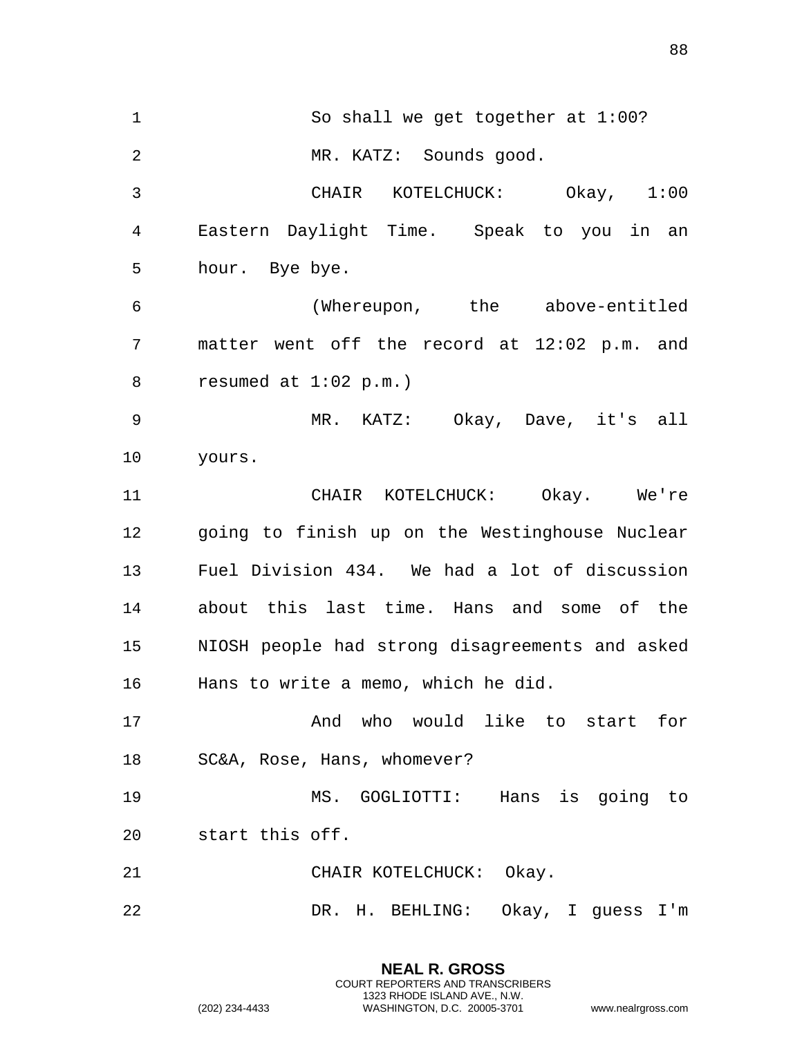So shall we get together at 1:00?

MR. KATZ: Sounds good.

CHAIR KOTELCHUCK: Okay, 1:00 Eastern Daylight Time. Speak to you in an hour. Bye bye.

(Whereupon, the above-entitled matter went off the record at 12:02 p.m. and resumed at 1:02 p.m.)

MR. KATZ: Okay, Dave, it's all yours.

CHAIR KOTELCHUCK: Okay. We're going to finish up on the Westinghouse Nuclear Fuel Division 434. We had a lot of discussion about this last time. Hans and some of the NIOSH people had strong disagreements and asked Hans to write a memo, which he did.

And who would like to start for SC&A, Rose, Hans, whomever?

MS. GOGLIOTTI: Hans is going to start this off.

CHAIR KOTELCHUCK: Okay.

DR. H. BEHLING: Okay, I guess I'm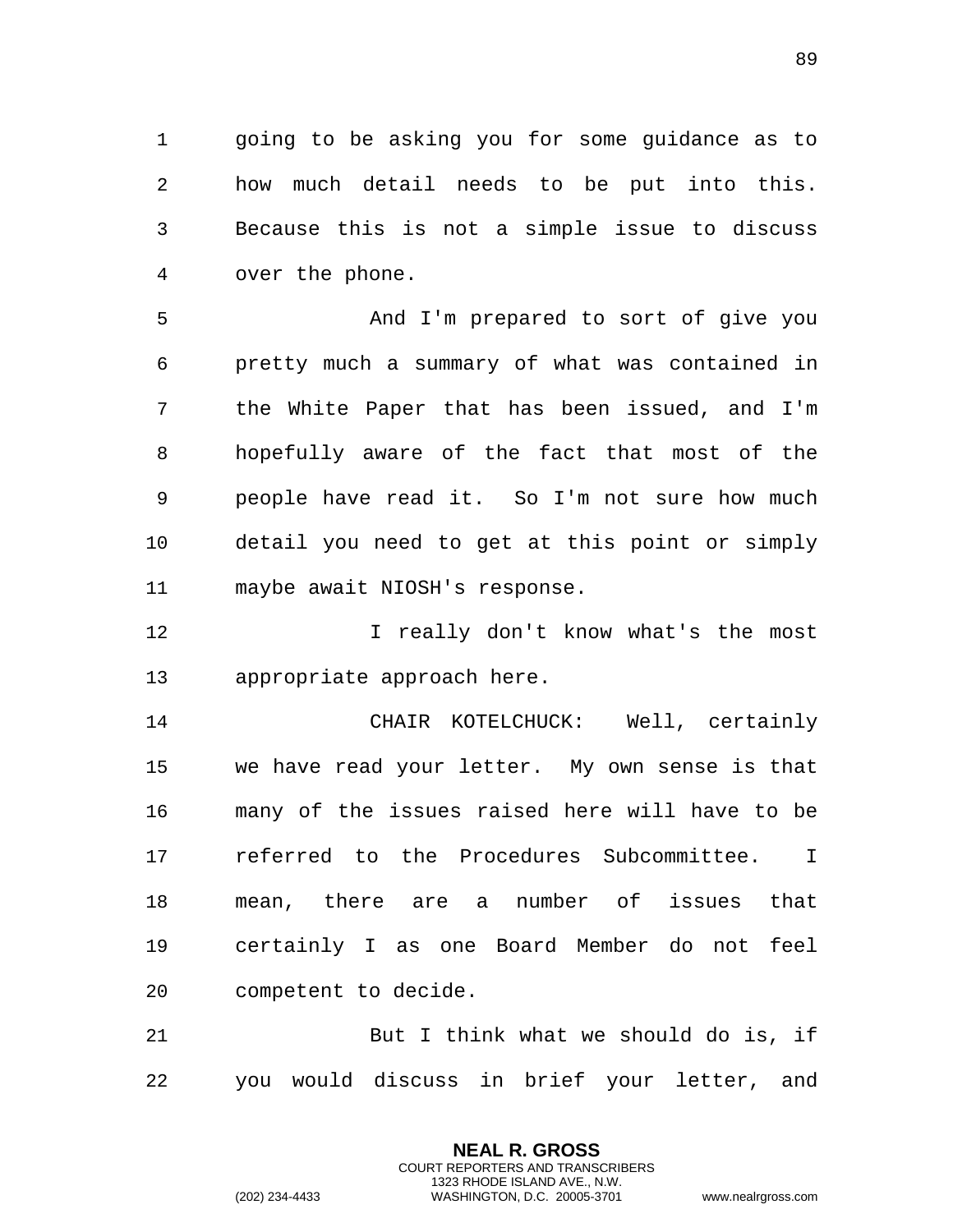going to be asking you for some guidance as to how much detail needs to be put into this. Because this is not a simple issue to discuss over the phone.

And I'm prepared to sort of give you pretty much a summary of what was contained in the White Paper that has been issued, and I'm hopefully aware of the fact that most of the people have read it. So I'm not sure how much detail you need to get at this point or simply maybe await NIOSH's response.

I really don't know what's the most appropriate approach here.

CHAIR KOTELCHUCK: Well, certainly we have read your letter. My own sense is that many of the issues raised here will have to be referred to the Procedures Subcommittee. I mean, there are a number of issues that certainly I as one Board Member do not feel competent to decide.

But I think what we should do is, if you would discuss in brief your letter, and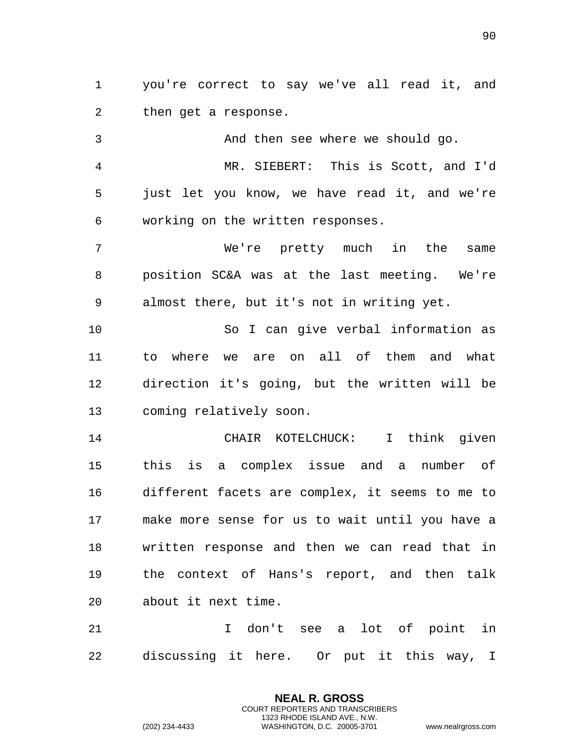you're correct to say we've all read it, and then get a response.

And then see where we should go.

MR. SIEBERT: This is Scott, and I'd just let you know, we have read it, and we're working on the written responses.

We're pretty much in the same position SC&A was at the last meeting. We're almost there, but it's not in writing yet.

So I can give verbal information as to where we are on all of them and what direction it's going, but the written will be coming relatively soon.

CHAIR KOTELCHUCK: I think given this is a complex issue and a number of different facets are complex, it seems to me to make more sense for us to wait until you have a written response and then we can read that in the context of Hans's report, and then talk about it next time.

I don't see a lot of point in discussing it here. Or put it this way, I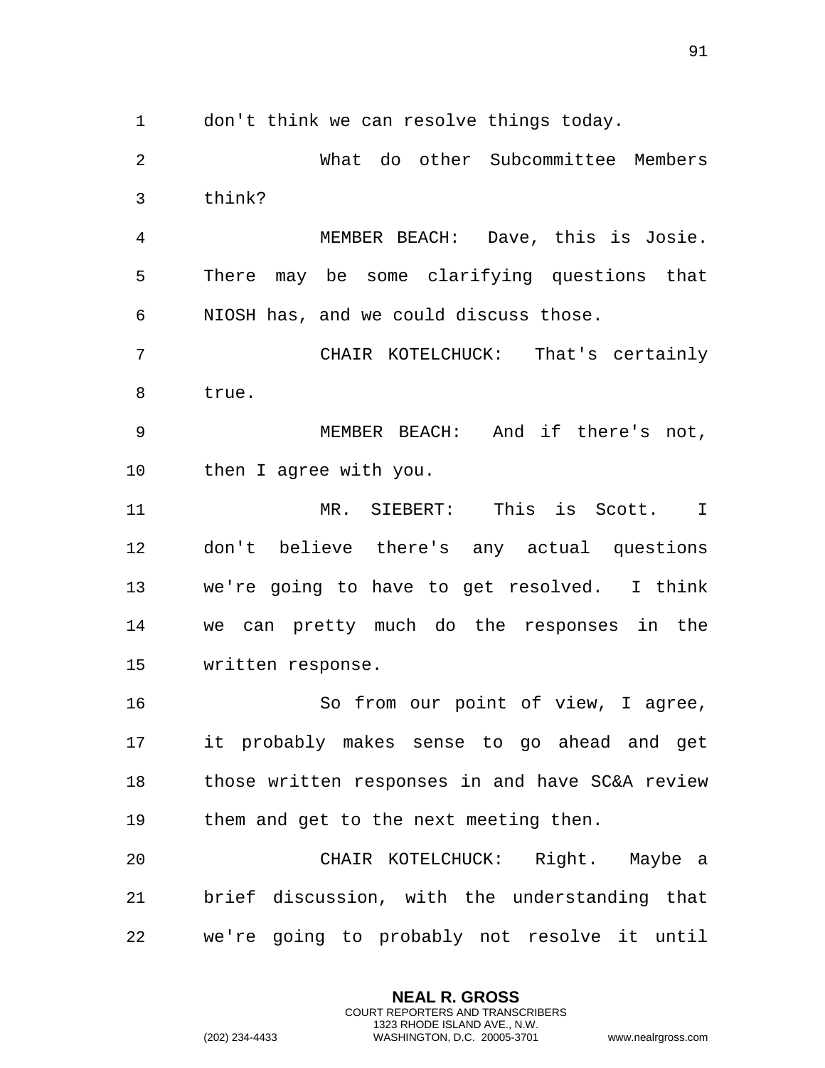don't think we can resolve things today.

What do other Subcommittee Members think?

MEMBER BEACH: Dave, this is Josie. There may be some clarifying questions that NIOSH has, and we could discuss those.

CHAIR KOTELCHUCK: That's certainly true.

MEMBER BEACH: And if there's not, then I agree with you.

MR. SIEBERT: This is Scott. I don't believe there's any actual questions we're going to have to get resolved. I think we can pretty much do the responses in the written response.

So from our point of view, I agree, it probably makes sense to go ahead and get those written responses in and have SC&A review them and get to the next meeting then.

CHAIR KOTELCHUCK: Right. Maybe a brief discussion, with the understanding that we're going to probably not resolve it until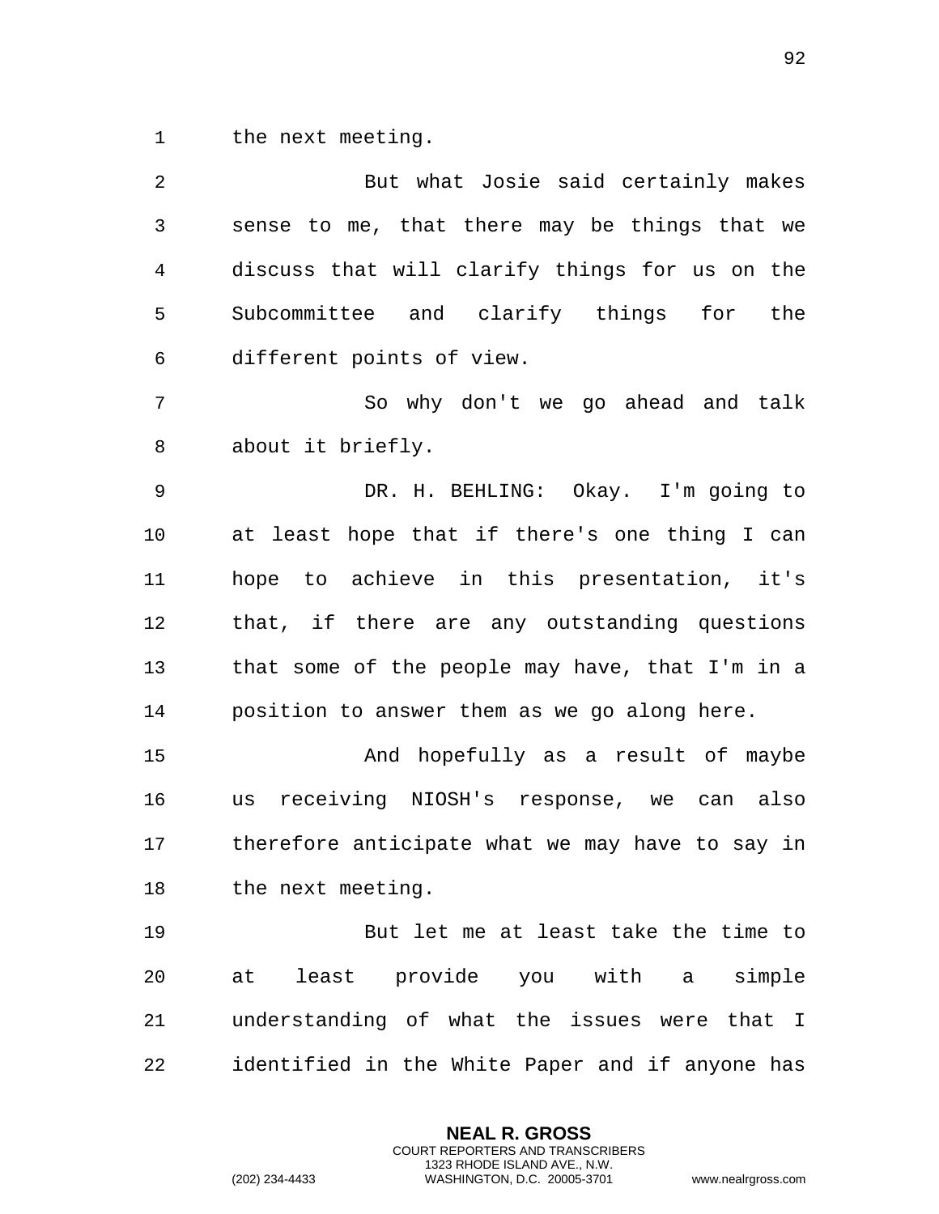the next meeting.

But what Josie said certainly makes sense to me, that there may be things that we discuss that will clarify things for us on the Subcommittee and clarify things for the different points of view.

So why don't we go ahead and talk about it briefly.

DR. H. BEHLING: Okay. I'm going to at least hope that if there's one thing I can hope to achieve in this presentation, it's that, if there are any outstanding questions that some of the people may have, that I'm in a position to answer them as we go along here.

And hopefully as a result of maybe us receiving NIOSH's response, we can also therefore anticipate what we may have to say in the next meeting.

But let me at least take the time to at least provide you with a simple understanding of what the issues were that I identified in the White Paper and if anyone has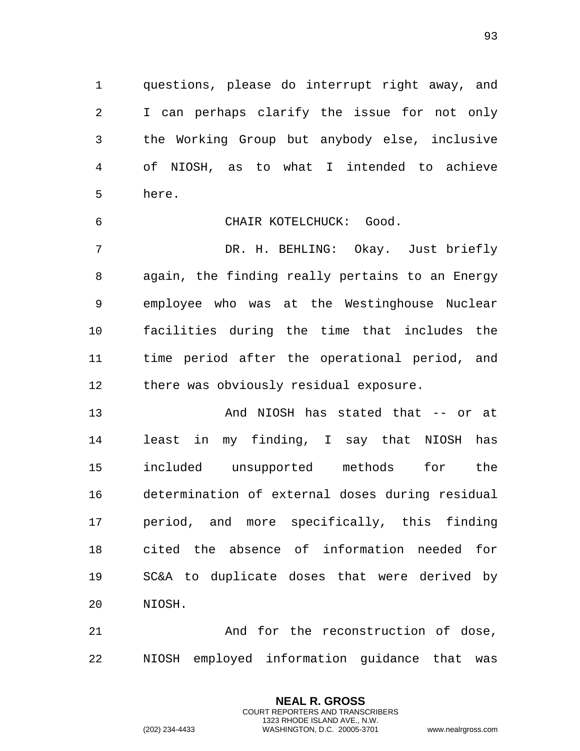questions, please do interrupt right away, and I can perhaps clarify the issue for not only the Working Group but anybody else, inclusive of NIOSH, as to what I intended to achieve here.

CHAIR KOTELCHUCK: Good.

DR. H. BEHLING: Okay. Just briefly again, the finding really pertains to an Energy employee who was at the Westinghouse Nuclear facilities during the time that includes the time period after the operational period, and there was obviously residual exposure.

And NIOSH has stated that -- or at least in my finding, I say that NIOSH has included unsupported methods for the determination of external doses during residual period, and more specifically, this finding cited the absence of information needed for SC&A to duplicate doses that were derived by NIOSH.

And for the reconstruction of dose, NIOSH employed information guidance that was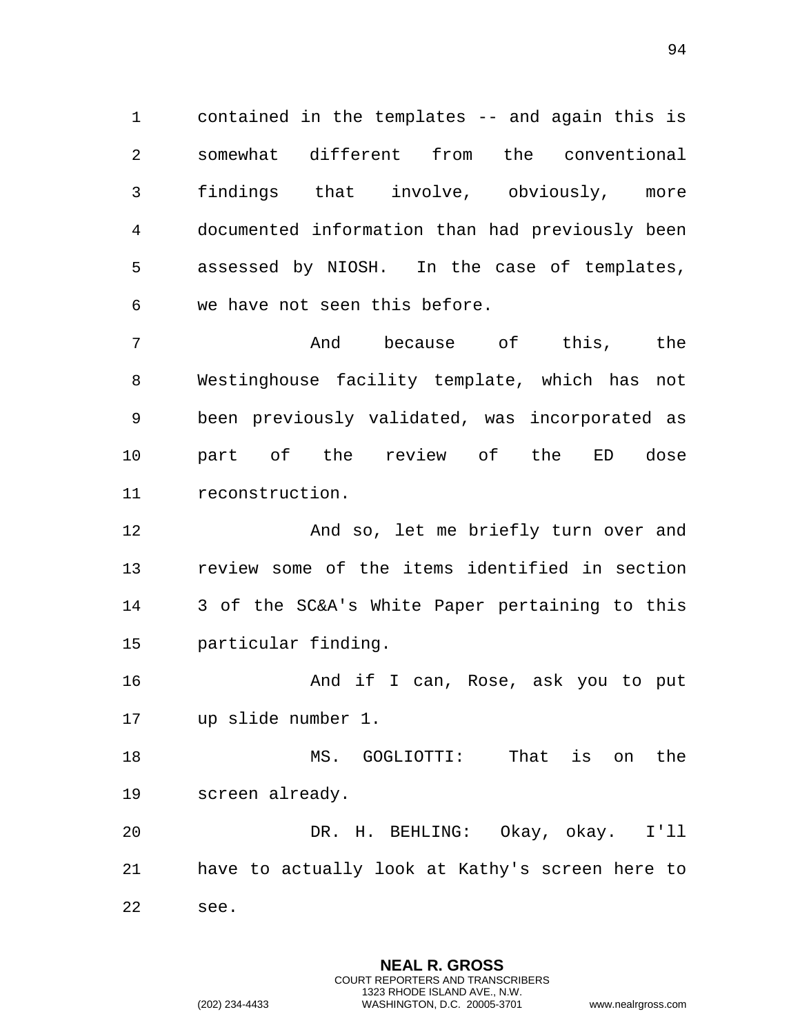contained in the templates -- and again this is somewhat different from the conventional findings that involve, obviously, more documented information than had previously been assessed by NIOSH. In the case of templates, we have not seen this before.

And because of this, the Westinghouse facility template, which has not been previously validated, was incorporated as part of the review of the ED dose reconstruction.

And so, let me briefly turn over and review some of the items identified in section 3 of the SC&A's White Paper pertaining to this particular finding.

And if I can, Rose, ask you to put up slide number 1.

MS. GOGLIOTTI: That is on the screen already.

DR. H. BEHLING: Okay, okay. I'll have to actually look at Kathy's screen here to see.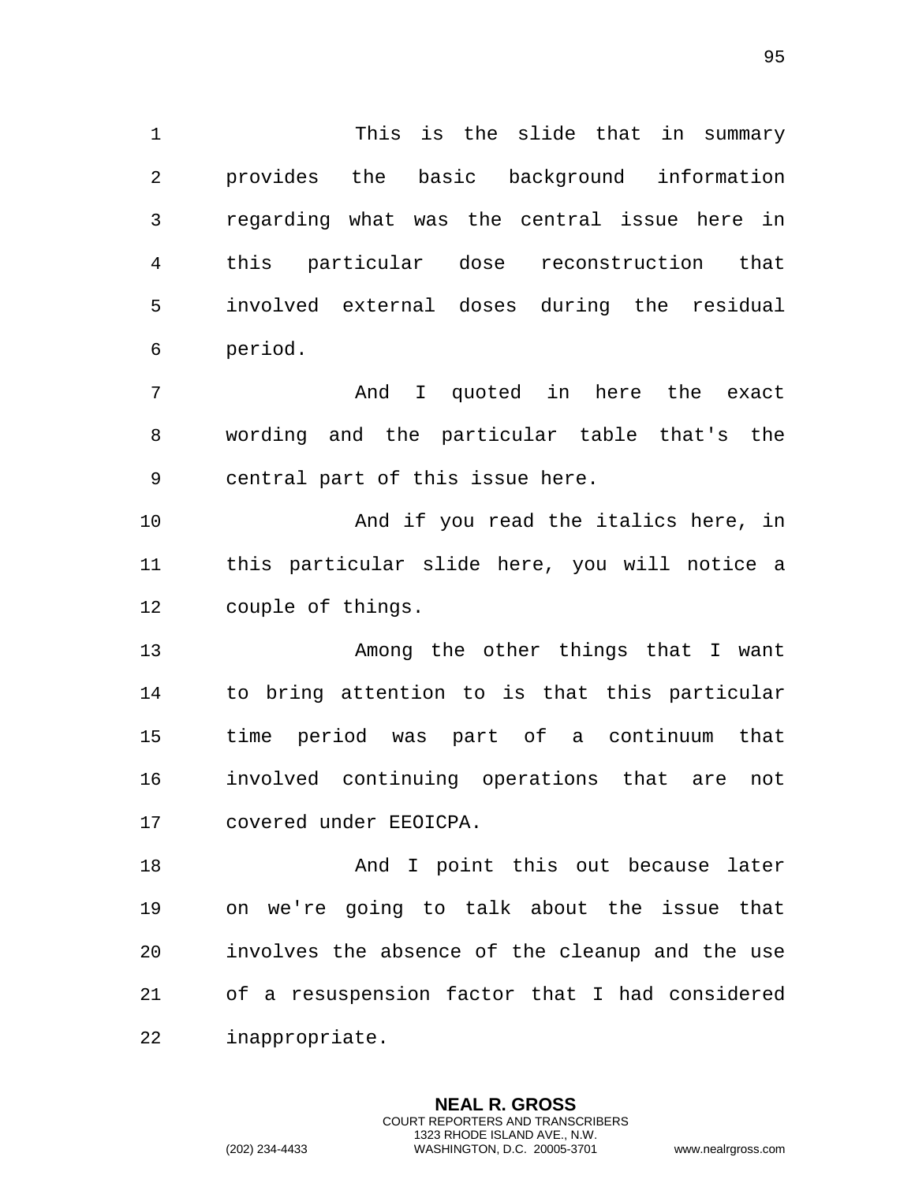This is the slide that in summary provides the basic background information regarding what was the central issue here in this particular dose reconstruction that involved external doses during the residual period.

And I quoted in here the exact wording and the particular table that's the central part of this issue here.

And if you read the italics here, in this particular slide here, you will notice a couple of things.

Among the other things that I want to bring attention to is that this particular time period was part of a continuum that involved continuing operations that are not covered under EEOICPA.

And I point this out because later on we're going to talk about the issue that involves the absence of the cleanup and the use of a resuspension factor that I had considered inappropriate.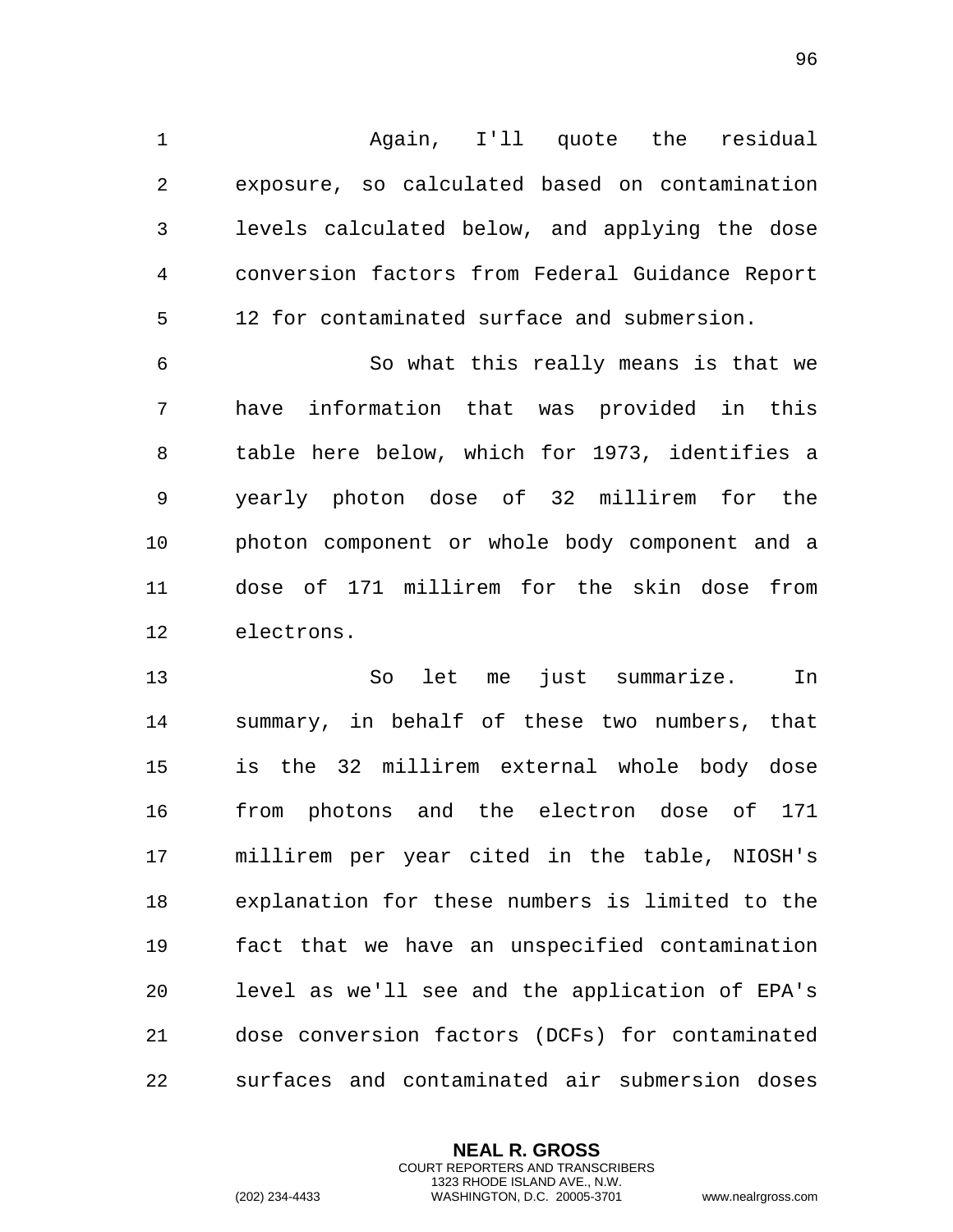Again, I'll quote the residual exposure, so calculated based on contamination levels calculated below, and applying the dose conversion factors from Federal Guidance Report 12 for contaminated surface and submersion.

So what this really means is that we have information that was provided in this table here below, which for 1973, identifies a yearly photon dose of 32 millirem for the photon component or whole body component and a dose of 171 millirem for the skin dose from electrons.

So let me just summarize. In summary, in behalf of these two numbers, that is the 32 millirem external whole body dose from photons and the electron dose of 171 millirem per year cited in the table, NIOSH's explanation for these numbers is limited to the fact that we have an unspecified contamination level as we'll see and the application of EPA's dose conversion factors (DCFs) for contaminated surfaces and contaminated air submersion doses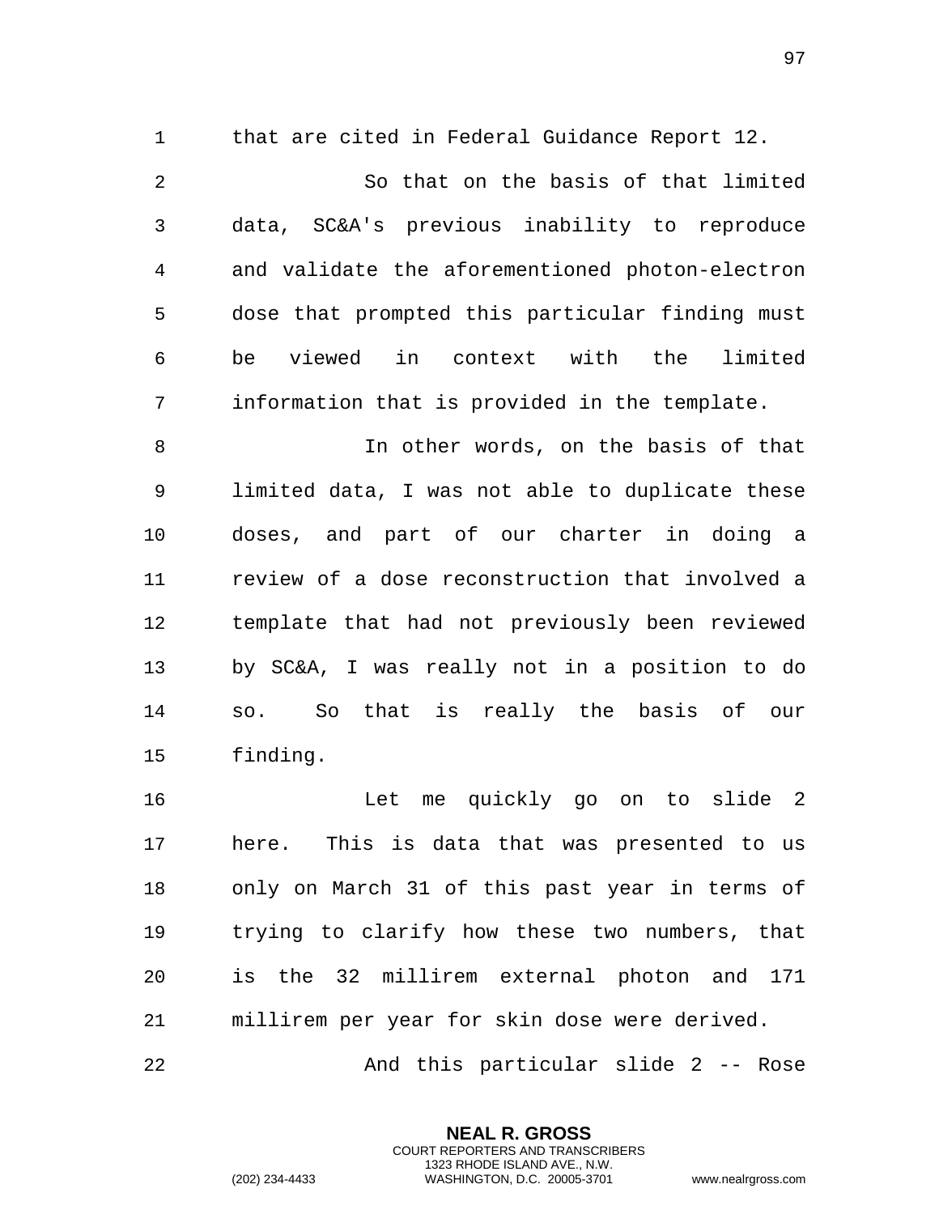that are cited in Federal Guidance Report 12.

So that on the basis of that limited data, SC&A's previous inability to reproduce and validate the aforementioned photon-electron dose that prompted this particular finding must be viewed in context with the limited information that is provided in the template.

In other words, on the basis of that limited data, I was not able to duplicate these doses, and part of our charter in doing a review of a dose reconstruction that involved a template that had not previously been reviewed by SC&A, I was really not in a position to do so. So that is really the basis of our finding.

Let me quickly go on to slide 2 here. This is data that was presented to us only on March 31 of this past year in terms of trying to clarify how these two numbers, that is the 32 millirem external photon and 171 millirem per year for skin dose were derived.

And this particular slide 2 -- Rose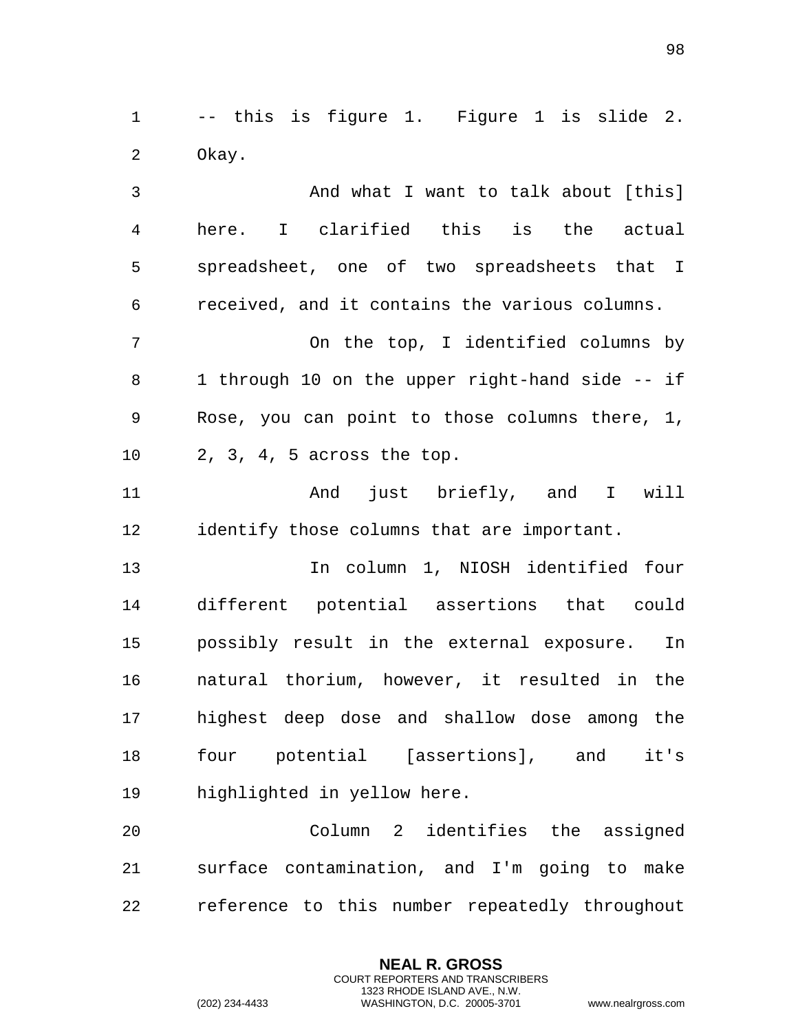-- this is figure 1. Figure 1 is slide 2. Okay.

And what I want to talk about [this] here. I clarified this is the actual spreadsheet, one of two spreadsheets that I received, and it contains the various columns.

On the top, I identified columns by 1 through 10 on the upper right-hand side -- if Rose, you can point to those columns there, 1, 2, 3, 4, 5 across the top.

And just briefly, and I will identify those columns that are important.

In column 1, NIOSH identified four different potential assertions that could possibly result in the external exposure. In natural thorium, however, it resulted in the highest deep dose and shallow dose among the four potential [assertions], and it's highlighted in yellow here.

Column 2 identifies the assigned surface contamination, and I'm going to make reference to this number repeatedly throughout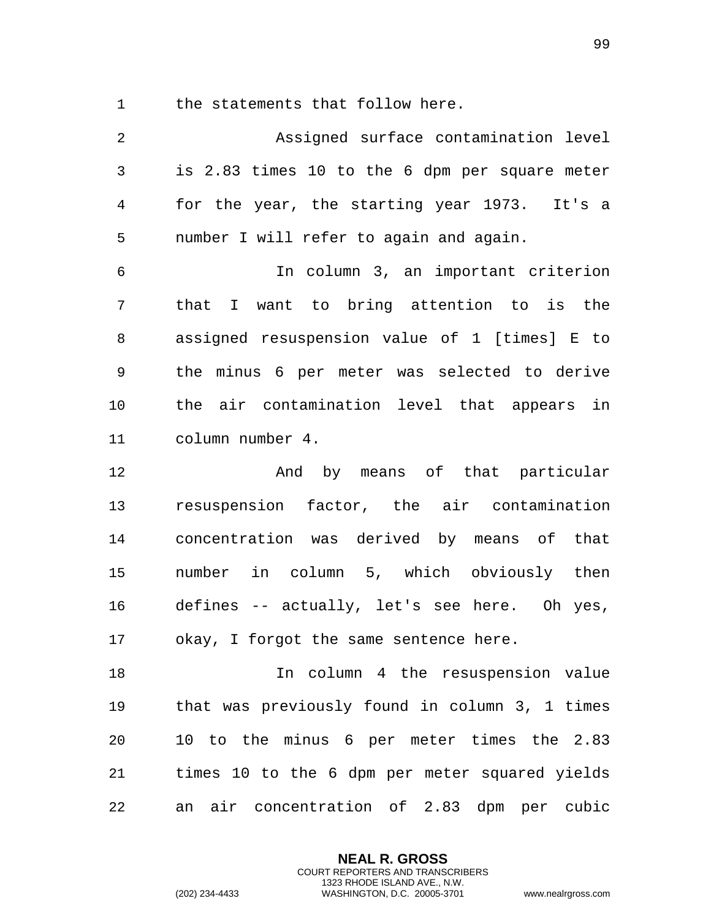the statements that follow here.

Assigned surface contamination level is 2.83 times 10 to the 6 dpm per square meter for the year, the starting year 1973. It's a number I will refer to again and again.

In column 3, an important criterion that I want to bring attention to is the assigned resuspension value of 1 [times] E to the minus 6 per meter was selected to derive the air contamination level that appears in column number 4.

And by means of that particular resuspension factor, the air contamination concentration was derived by means of that number in column 5, which obviously then defines -- actually, let's see here. Oh yes, okay, I forgot the same sentence here.

In column 4 the resuspension value that was previously found in column 3, 1 times 10 to the minus 6 per meter times the 2.83 times 10 to the 6 dpm per meter squared yields an air concentration of 2.83 dpm per cubic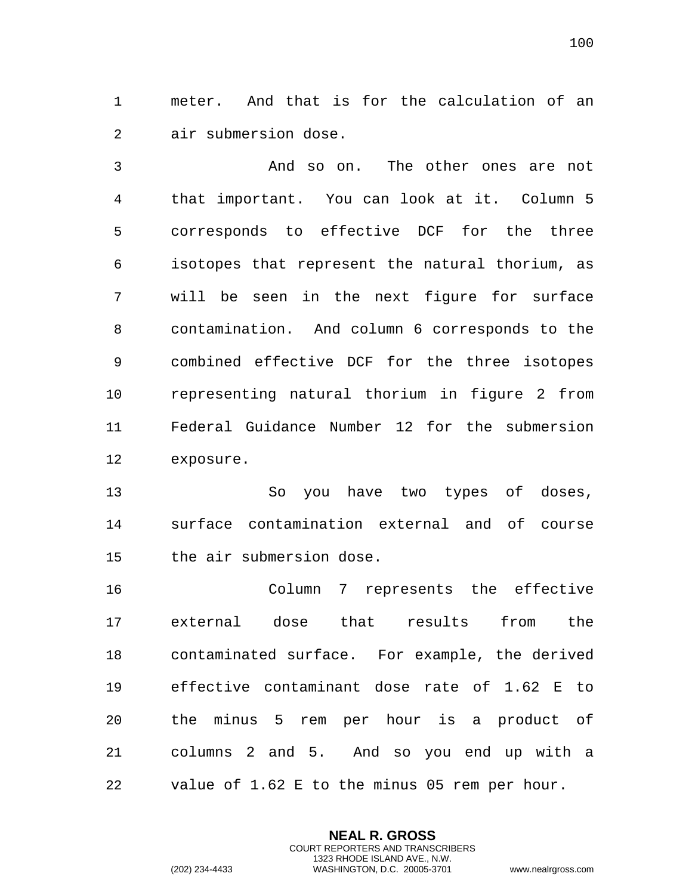meter. And that is for the calculation of an air submersion dose.

And so on. The other ones are not that important. You can look at it. Column 5 corresponds to effective DCF for the three isotopes that represent the natural thorium, as will be seen in the next figure for surface contamination. And column 6 corresponds to the combined effective DCF for the three isotopes representing natural thorium in figure 2 from Federal Guidance Number 12 for the submersion exposure.

So you have two types of doses, surface contamination external and of course the air submersion dose.

Column 7 represents the effective external dose that results from the contaminated surface. For example, the derived effective contaminant dose rate of 1.62 E to the minus 5 rem per hour is a product of columns 2 and 5. And so you end up with a value of 1.62 E to the minus 05 rem per hour.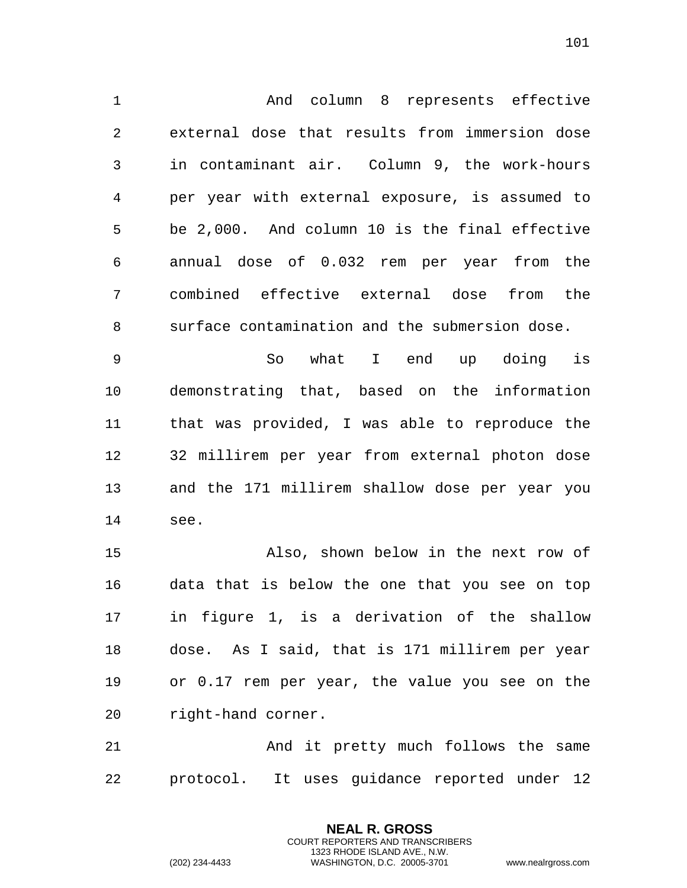And column 8 represents effective external dose that results from immersion dose in contaminant air. Column 9, the work-hours per year with external exposure, is assumed to be 2,000. And column 10 is the final effective annual dose of 0.032 rem per year from the combined effective external dose from the surface contamination and the submersion dose.

So what I end up doing is demonstrating that, based on the information that was provided, I was able to reproduce the 32 millirem per year from external photon dose and the 171 millirem shallow dose per year you see.

Also, shown below in the next row of data that is below the one that you see on top in figure 1, is a derivation of the shallow dose. As I said, that is 171 millirem per year or 0.17 rem per year, the value you see on the right-hand corner.

And it pretty much follows the same protocol. It uses guidance reported under 12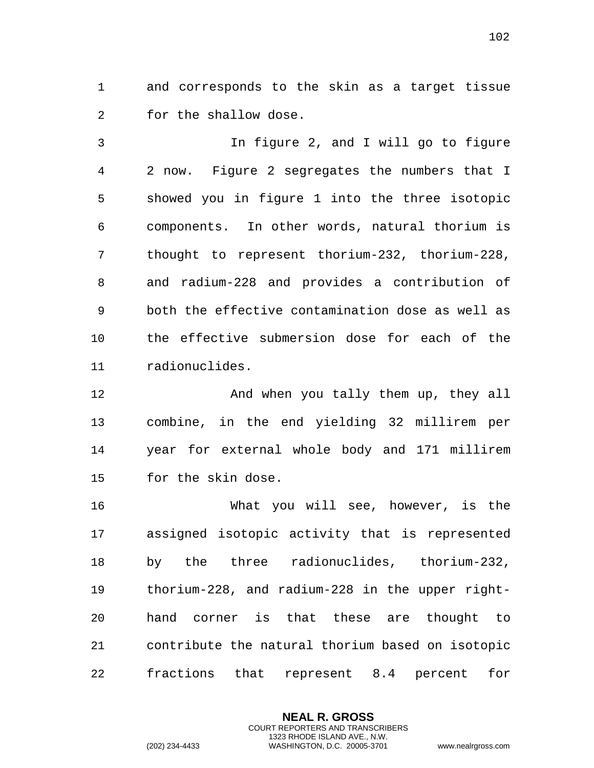and corresponds to the skin as a target tissue for the shallow dose.

In figure 2, and I will go to figure 2 now. Figure 2 segregates the numbers that I showed you in figure 1 into the three isotopic components. In other words, natural thorium is thought to represent thorium-232, thorium-228, and radium-228 and provides a contribution of both the effective contamination dose as well as the effective submersion dose for each of the radionuclides.

And when you tally them up, they all combine, in the end yielding 32 millirem per year for external whole body and 171 millirem for the skin dose.

What you will see, however, is the assigned isotopic activity that is represented by the three radionuclides, thorium-232, thorium-228, and radium-228 in the upper right-hand corner is that these are thought to contribute the natural thorium based on isotopic fractions that represent 8.4 percent for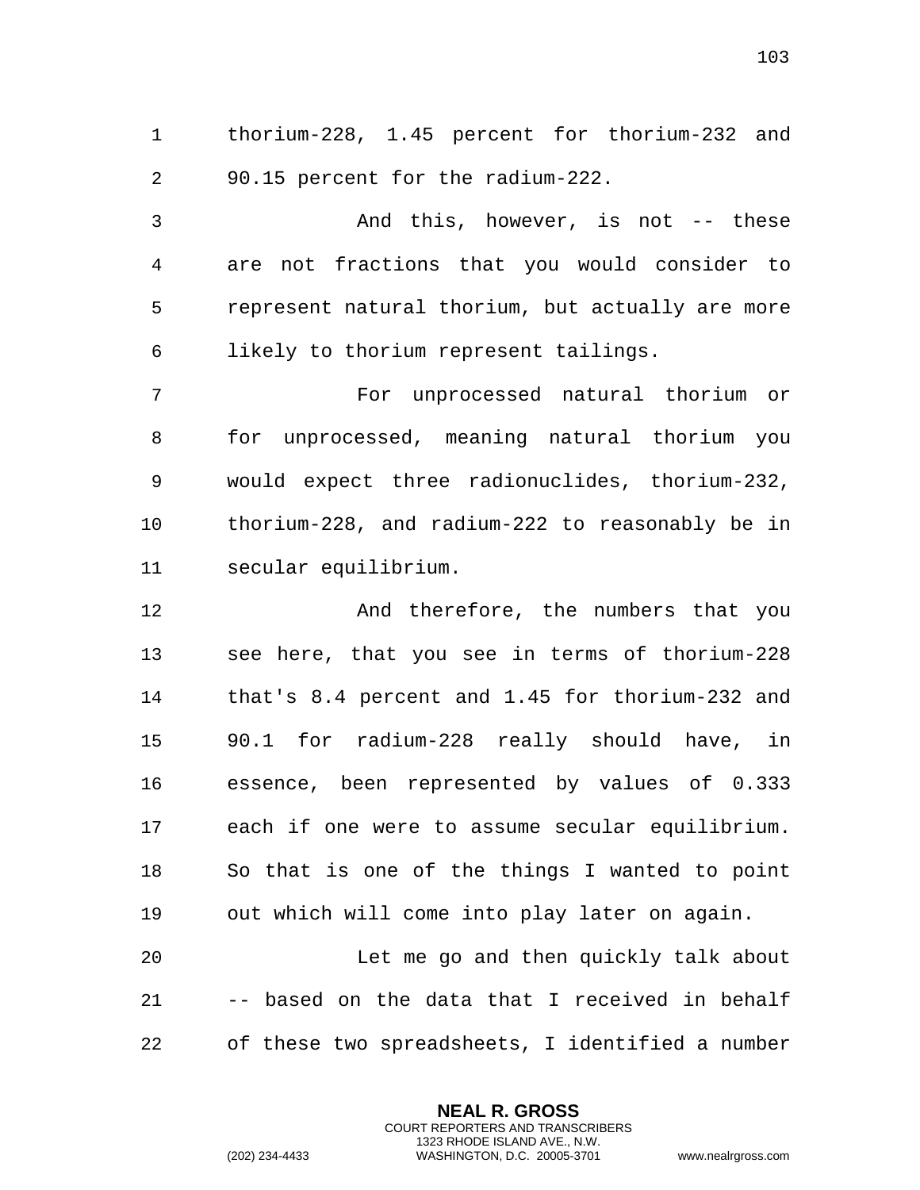thorium-228, 1.45 percent for thorium-232 and 90.15 percent for the radium-222.

And this, however, is not -- these are not fractions that you would consider to represent natural thorium, but actually are more likely to thorium represent tailings.

For unprocessed natural thorium or for unprocessed, meaning natural thorium you would expect three radionuclides, thorium-232, thorium-228, and radium-222 to reasonably be in secular equilibrium.

And therefore, the numbers that you see here, that you see in terms of thorium-228 that's 8.4 percent and 1.45 for thorium-232 and 90.1 for radium-228 really should have, in essence, been represented by values of 0.333 each if one were to assume secular equilibrium. So that is one of the things I wanted to point out which will come into play later on again.

Let me go and then quickly talk about -- based on the data that I received in behalf of these two spreadsheets, I identified a number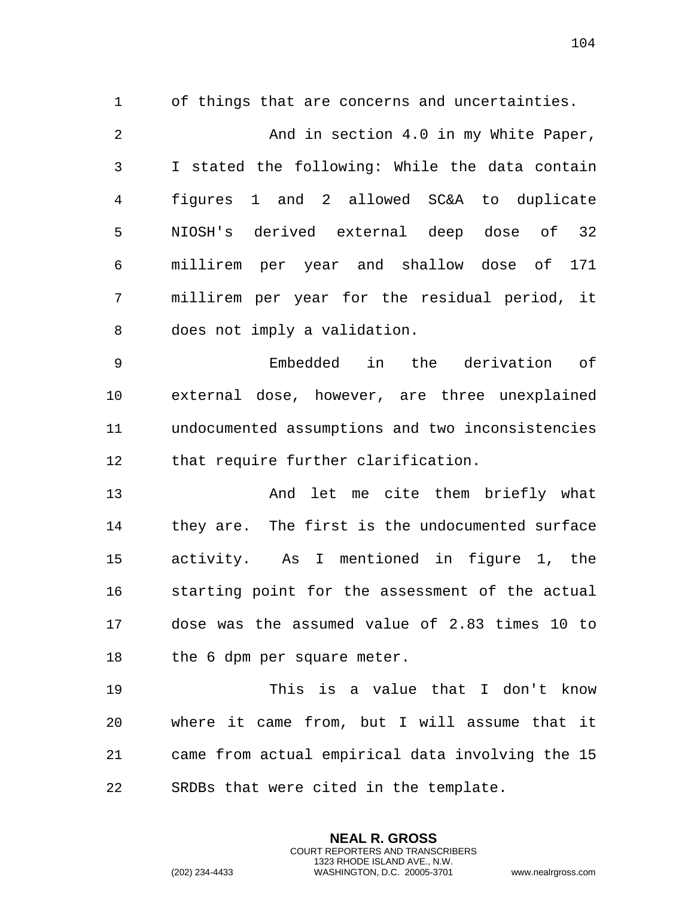of things that are concerns and uncertainties.

And in section 4.0 in my White Paper, I stated the following: While the data contain figures 1 and 2 allowed SC&A to duplicate NIOSH's derived external deep dose of 32 millirem per year and shallow dose of 171 millirem per year for the residual period, it does not imply a validation.

Embedded in the derivation of external dose, however, are three unexplained undocumented assumptions and two inconsistencies that require further clarification.

And let me cite them briefly what they are. The first is the undocumented surface activity. As I mentioned in figure 1, the starting point for the assessment of the actual dose was the assumed value of 2.83 times 10 to the 6 dpm per square meter.

This is a value that I don't know where it came from, but I will assume that it came from actual empirical data involving the 15 SRDBs that were cited in the template.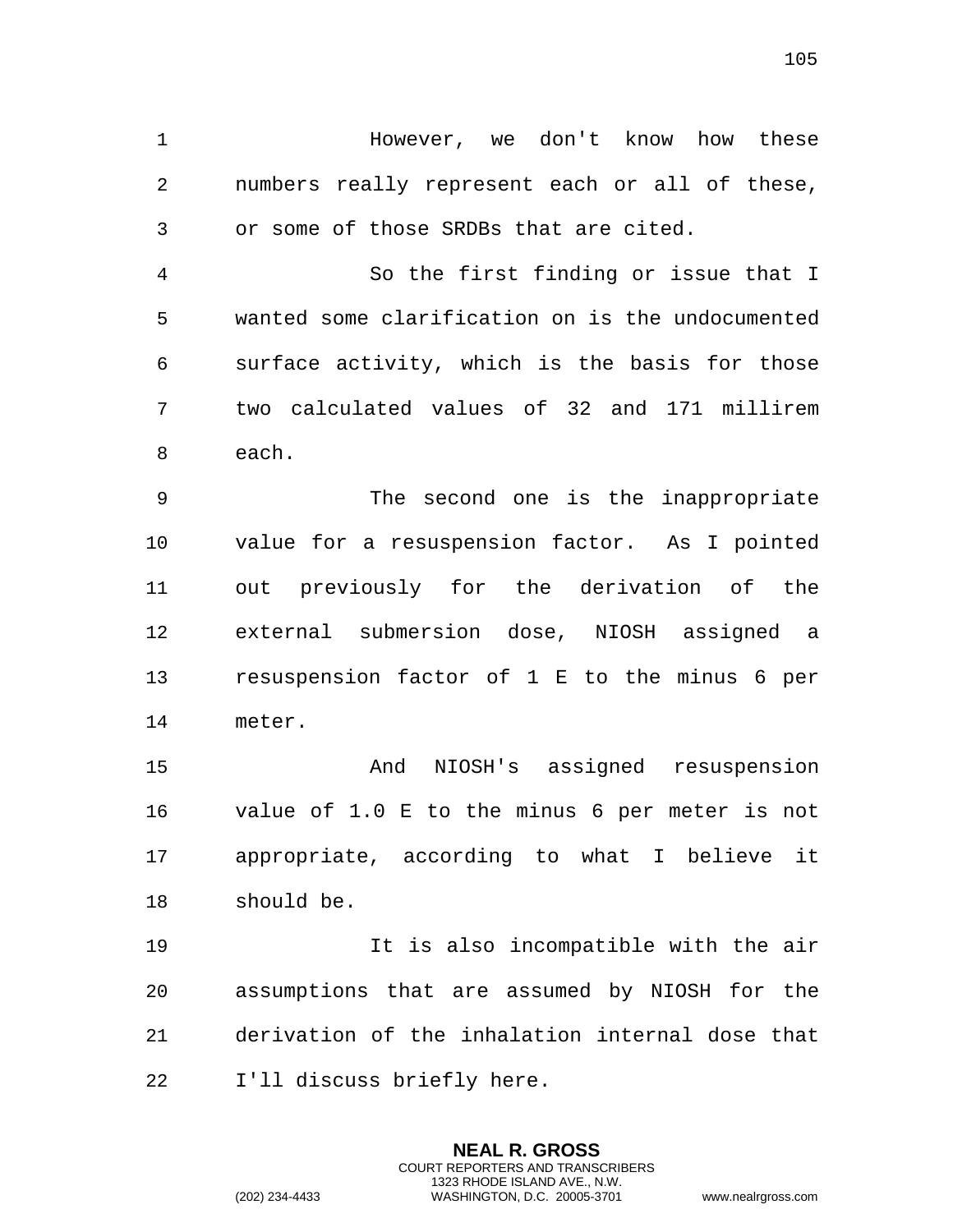However, we don't know how these numbers really represent each or all of these, or some of those SRDBs that are cited.

So the first finding or issue that I wanted some clarification on is the undocumented surface activity, which is the basis for those two calculated values of 32 and 171 millirem each.

The second one is the inappropriate value for a resuspension factor. As I pointed out previously for the derivation of the external submersion dose, NIOSH assigned a resuspension factor of 1 E to the minus 6 per meter.

And NIOSH's assigned resuspension value of 1.0 E to the minus 6 per meter is not appropriate, according to what I believe it should be.

It is also incompatible with the air assumptions that are assumed by NIOSH for the derivation of the inhalation internal dose that I'll discuss briefly here.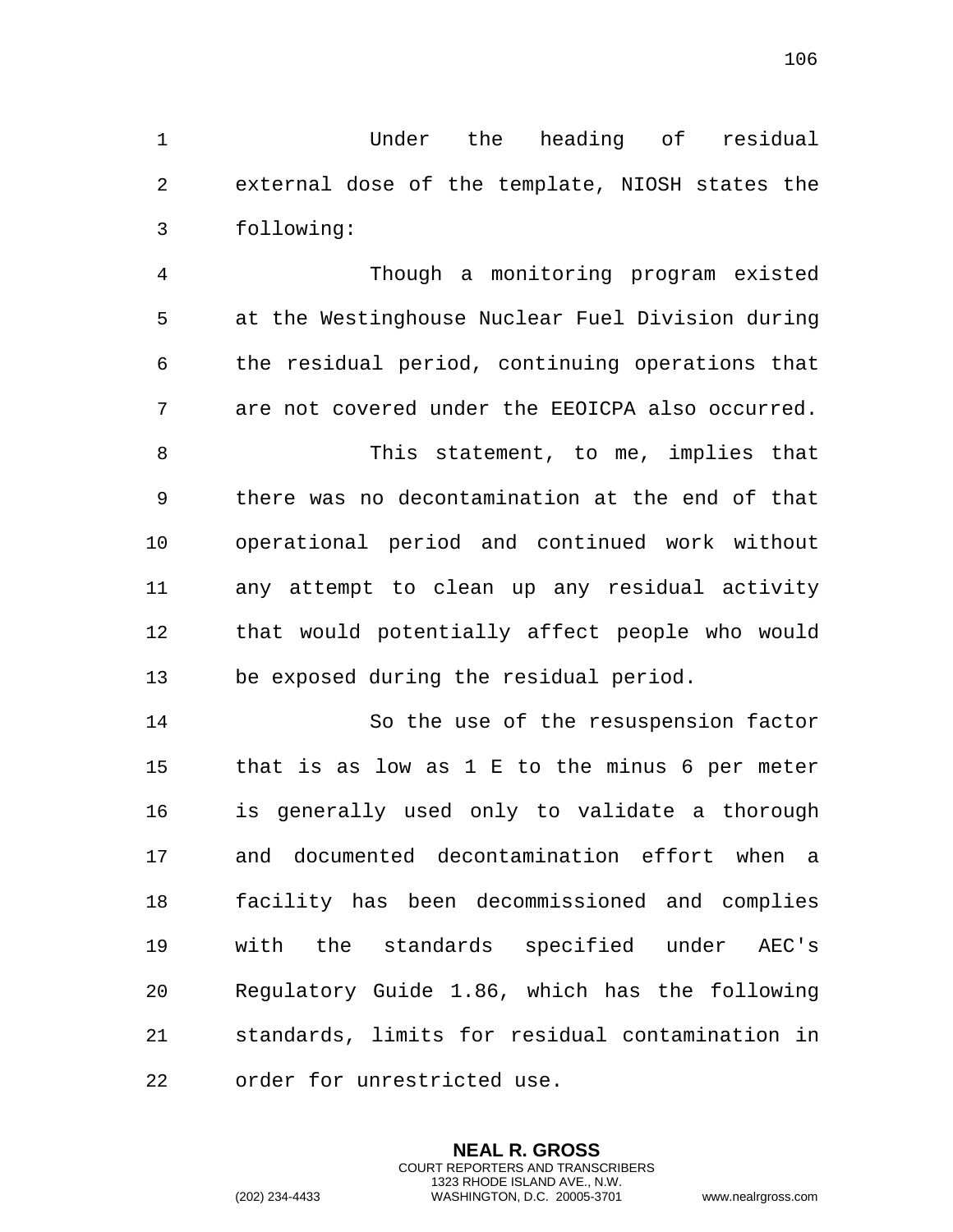Under the heading of residual external dose of the template, NIOSH states the following:

Though a monitoring program existed at the Westinghouse Nuclear Fuel Division during the residual period, continuing operations that are not covered under the EEOICPA also occurred.

This statement, to me, implies that there was no decontamination at the end of that operational period and continued work without any attempt to clean up any residual activity that would potentially affect people who would be exposed during the residual period.

So the use of the resuspension factor that is as low as 1 E to the minus 6 per meter is generally used only to validate a thorough and documented decontamination effort when a facility has been decommissioned and complies with the standards specified under AEC's Regulatory Guide 1.86, which has the following standards, limits for residual contamination in order for unrestricted use.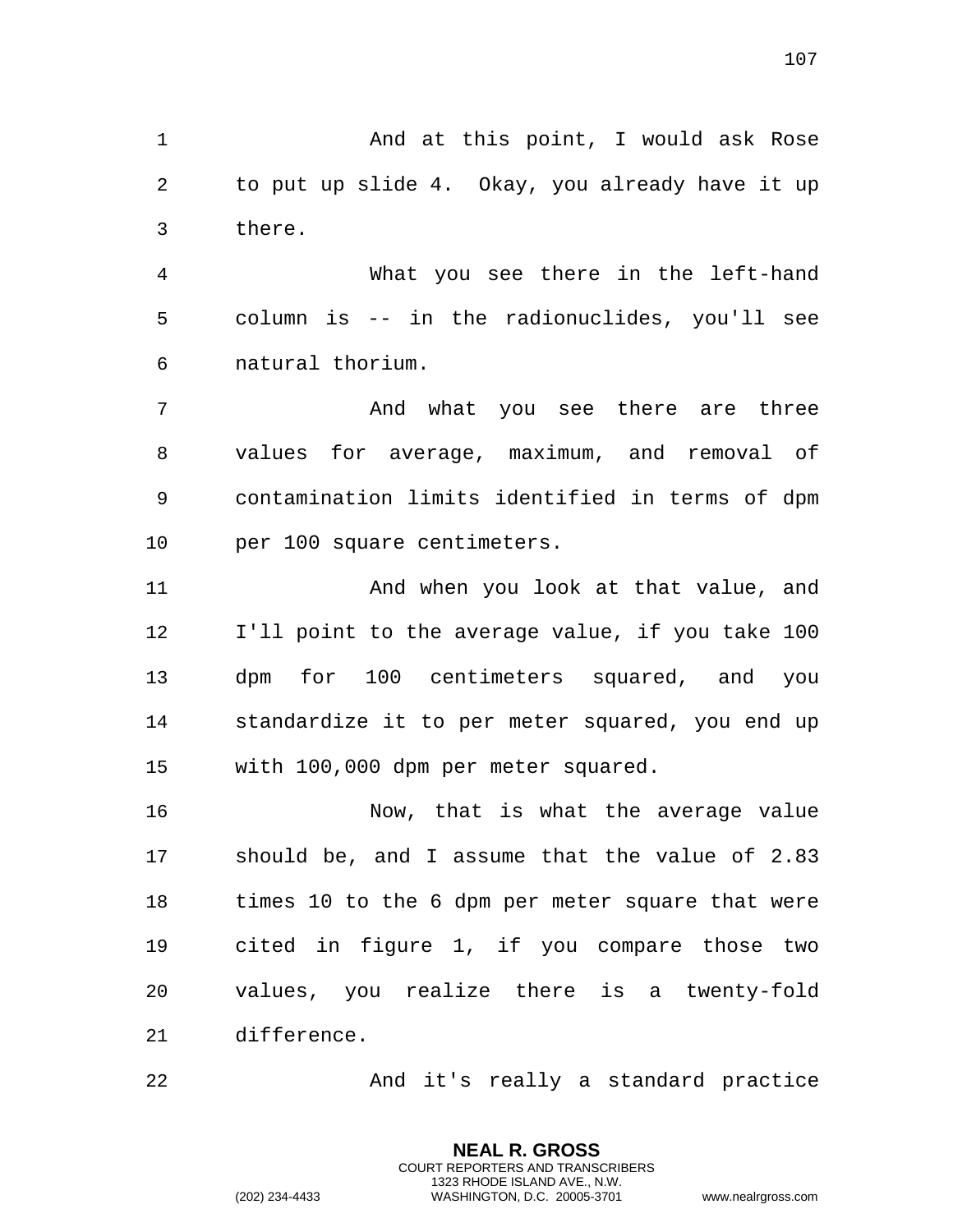And at this point, I would ask Rose to put up slide 4. Okay, you already have it up there.

What you see there in the left-hand column is -- in the radionuclides, you'll see natural thorium.

And what you see there are three values for average, maximum, and removal of contamination limits identified in terms of dpm per 100 square centimeters.

And when you look at that value, and I'll point to the average value, if you take 100 dpm for 100 centimeters squared, and you standardize it to per meter squared, you end up with 100,000 dpm per meter squared.

Now, that is what the average value should be, and I assume that the value of 2.83 times 10 to the 6 dpm per meter square that were cited in figure 1, if you compare those two values, you realize there is a twenty-fold difference.

And it's really a standard practice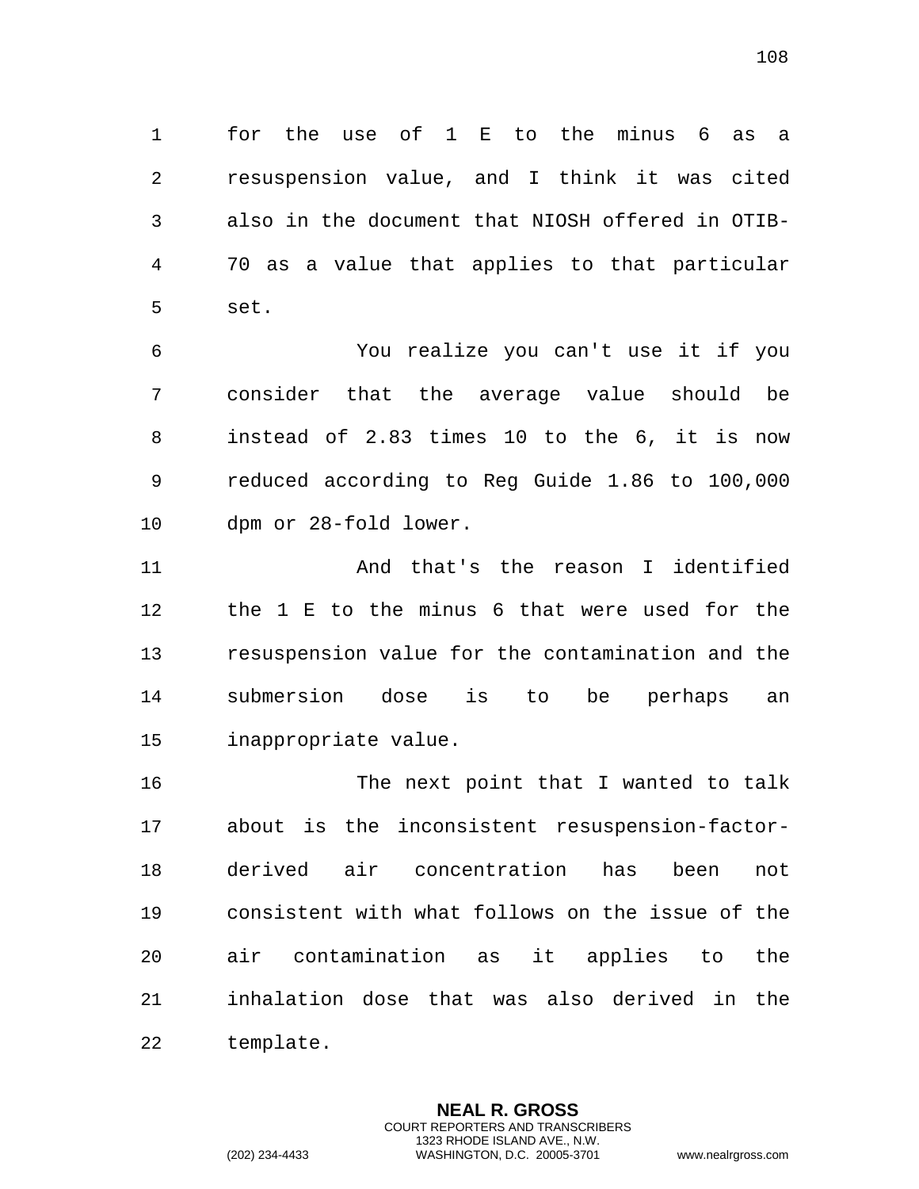for the use of 1 E to the minus 6 as a resuspension value, and I think it was cited also in the document that NIOSH offered in OTIB-70 as a value that applies to that particular set.

You realize you can't use it if you consider that the average value should be instead of 2.83 times 10 to the 6, it is now reduced according to Reg Guide 1.86 to 100,000 dpm or 28-fold lower.

And that's the reason I identified the 1 E to the minus 6 that were used for the resuspension value for the contamination and the submersion dose is to be perhaps an inappropriate value.

The next point that I wanted to talk about is the inconsistent resuspension-factor-derived air concentration has been not consistent with what follows on the issue of the air contamination as it applies to the inhalation dose that was also derived in the template.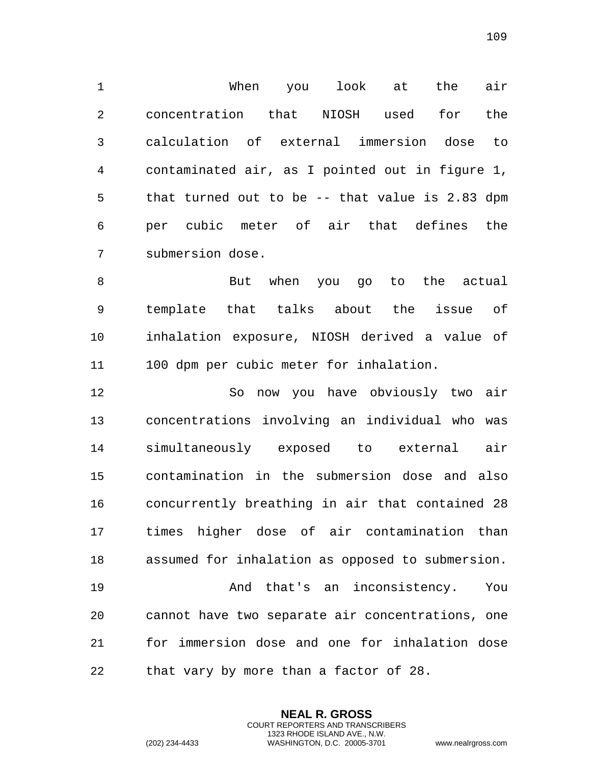When you look at the air concentration that NIOSH used for the calculation of external immersion dose to contaminated air, as I pointed out in figure 1, that turned out to be -- that value is 2.83 dpm per cubic meter of air that defines the submersion dose.

But when you go to the actual template that talks about the issue of inhalation exposure, NIOSH derived a value of 100 dpm per cubic meter for inhalation.

So now you have obviously two air concentrations involving an individual who was simultaneously exposed to external air contamination in the submersion dose and also concurrently breathing in air that contained 28 times higher dose of air contamination than assumed for inhalation as opposed to submersion.

And that's an inconsistency. You cannot have two separate air concentrations, one for immersion dose and one for inhalation dose that vary by more than a factor of 28.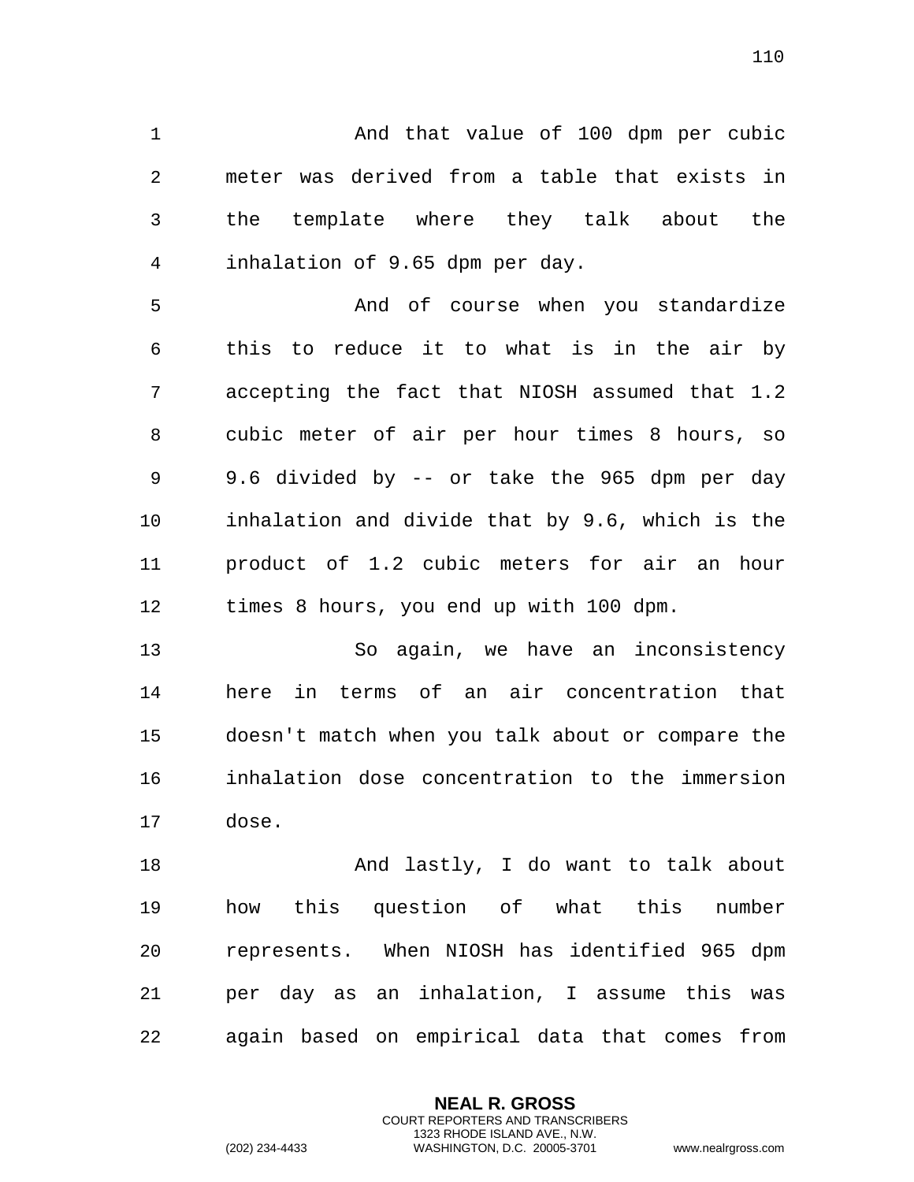And that value of 100 dpm per cubic meter was derived from a table that exists in the template where they talk about the inhalation of 9.65 dpm per day.

And of course when you standardize this to reduce it to what is in the air by accepting the fact that NIOSH assumed that 1.2 cubic meter of air per hour times 8 hours, so 9.6 divided by -- or take the 965 dpm per day inhalation and divide that by 9.6, which is the product of 1.2 cubic meters for air an hour times 8 hours, you end up with 100 dpm.

So again, we have an inconsistency here in terms of an air concentration that doesn't match when you talk about or compare the inhalation dose concentration to the immersion dose.

And lastly, I do want to talk about how this question of what this number represents. When NIOSH has identified 965 dpm per day as an inhalation, I assume this was again based on empirical data that comes from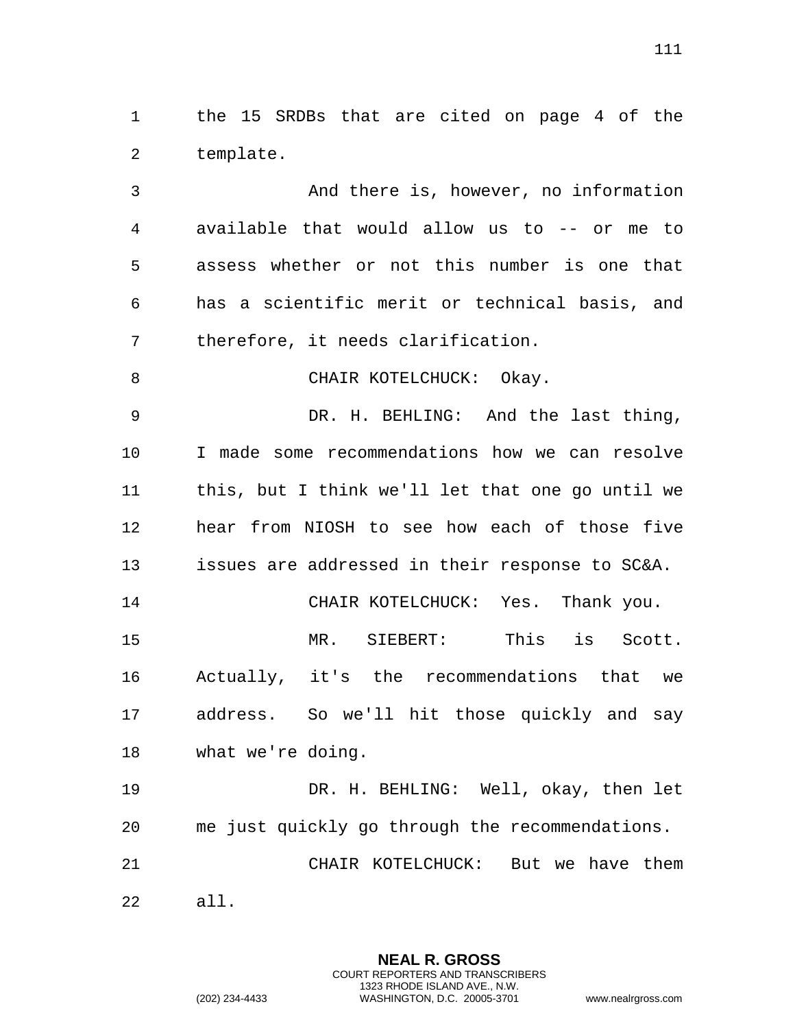the 15 SRDBs that are cited on page 4 of the template.

And there is, however, no information available that would allow us to -- or me to assess whether or not this number is one that has a scientific merit or technical basis, and therefore, it needs clarification.

CHAIR KOTELCHUCK: Okay.

DR. H. BEHLING: And the last thing, I made some recommendations how we can resolve this, but I think we'll let that one go until we hear from NIOSH to see how each of those five issues are addressed in their response to SC&A.

CHAIR KOTELCHUCK: Yes. Thank you.

MR. SIEBERT: This is Scott. Actually, it's the recommendations that we address. So we'll hit those quickly and say what we're doing.

DR. H. BEHLING: Well, okay, then let me just quickly go through the recommendations.

CHAIR KOTELCHUCK: But we have them all.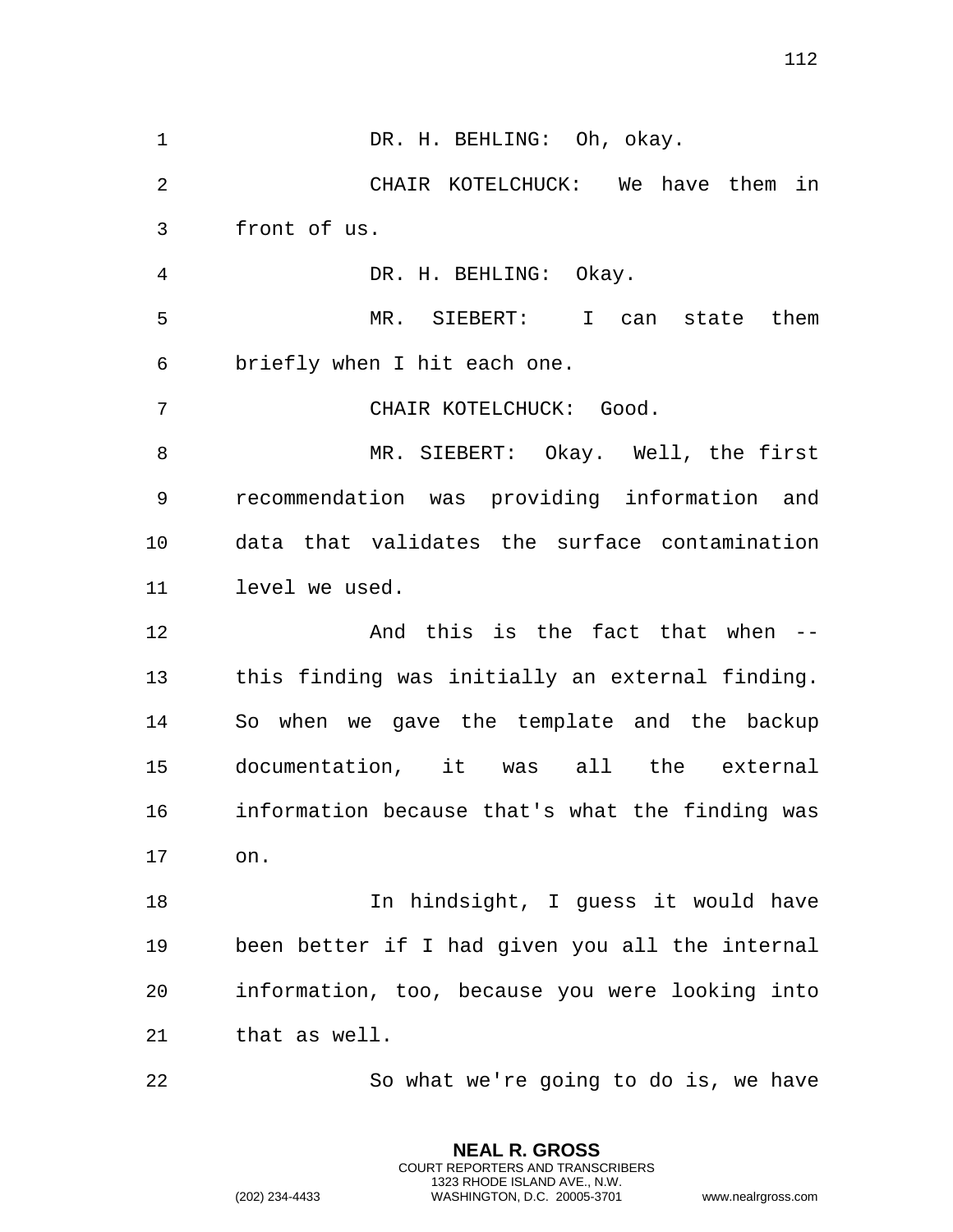DR. H. BEHLING: Oh, okay.

CHAIR KOTELCHUCK: We have them in front of us.

DR. H. BEHLING: Okay.

MR. SIEBERT: I can state them briefly when I hit each one.

CHAIR KOTELCHUCK: Good.

MR. SIEBERT: Okay. Well, the first recommendation was providing information and data that validates the surface contamination level we used.

And this is the fact that when -- this finding was initially an external finding. So when we gave the template and the backup documentation, it was all the external information because that's what the finding was on.

In hindsight, I guess it would have been better if I had given you all the internal information, too, because you were looking into that as well.

So what we're going to do is, we have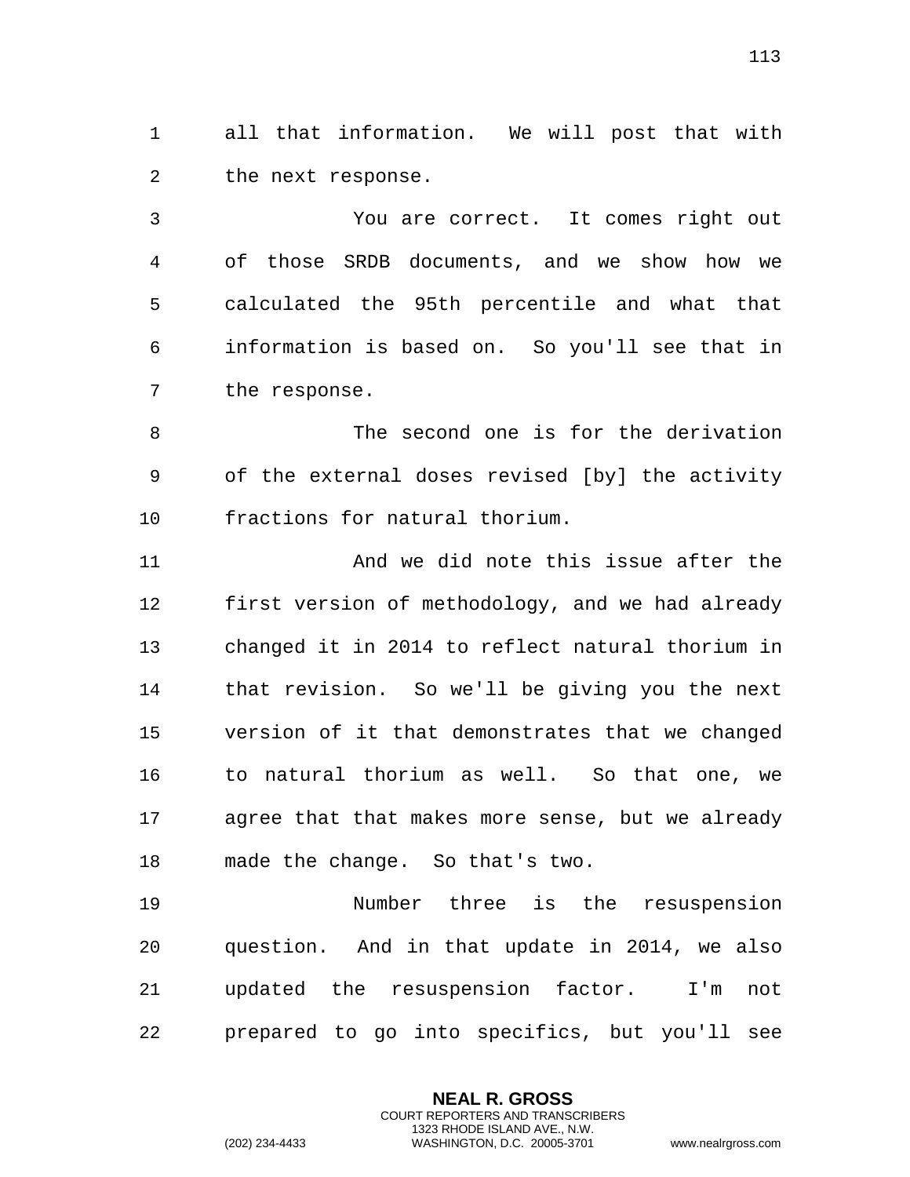all that information. We will post that with the next response.

You are correct. It comes right out of those SRDB documents, and we show how we calculated the 95th percentile and what that information is based on. So you'll see that in the response.

The second one is for the derivation of the external doses revised [by] the activity fractions for natural thorium.

And we did note this issue after the first version of methodology, and we had already changed it in 2014 to reflect natural thorium in that revision. So we'll be giving you the next version of it that demonstrates that we changed to natural thorium as well. So that one, we agree that that makes more sense, but we already made the change. So that's two.

Number three is the resuspension question. And in that update in 2014, we also updated the resuspension factor. I'm not prepared to go into specifics, but you'll see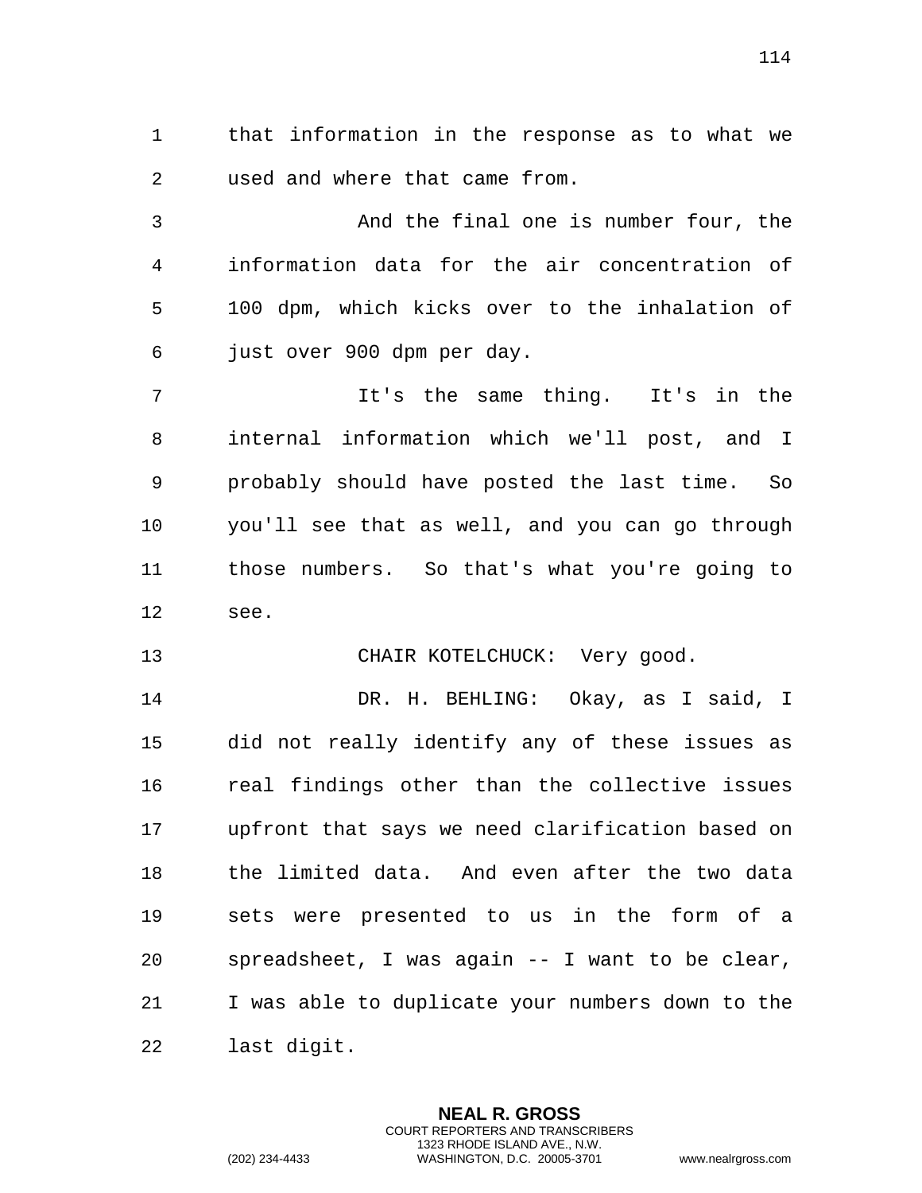that information in the response as to what we used and where that came from.

And the final one is number four, the information data for the air concentration of 100 dpm, which kicks over to the inhalation of just over 900 dpm per day.

It's the same thing. It's in the internal information which we'll post, and I probably should have posted the last time. So you'll see that as well, and you can go through those numbers. So that's what you're going to see.

CHAIR KOTELCHUCK: Very good.

DR. H. BEHLING: Okay, as I said, I did not really identify any of these issues as real findings other than the collective issues upfront that says we need clarification based on the limited data. And even after the two data sets were presented to us in the form of a spreadsheet, I was again -- I want to be clear, I was able to duplicate your numbers down to the last digit.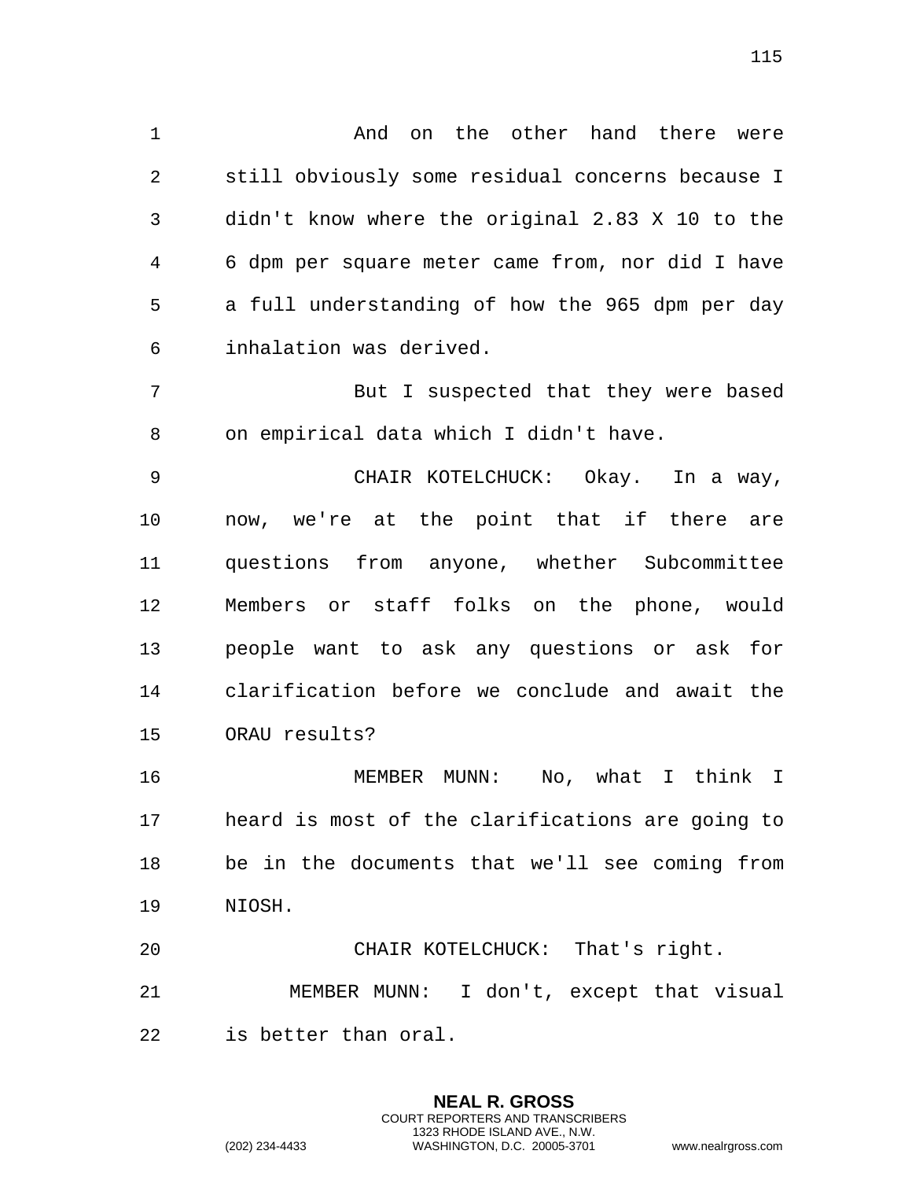And on the other hand there were still obviously some residual concerns because I didn't know where the original 2.83 X 10 to the 6 dpm per square meter came from, nor did I have a full understanding of how the 965 dpm per day inhalation was derived.

But I suspected that they were based on empirical data which I didn't have.

CHAIR KOTELCHUCK: Okay. In a way, now, we're at the point that if there are questions from anyone, whether Subcommittee Members or staff folks on the phone, would people want to ask any questions or ask for clarification before we conclude and await the ORAU results?

MEMBER MUNN: No, what I think I heard is most of the clarifications are going to be in the documents that we'll see coming from NIOSH.

CHAIR KOTELCHUCK: That's right.

MEMBER MUNN: I don't, except that visual is better than oral.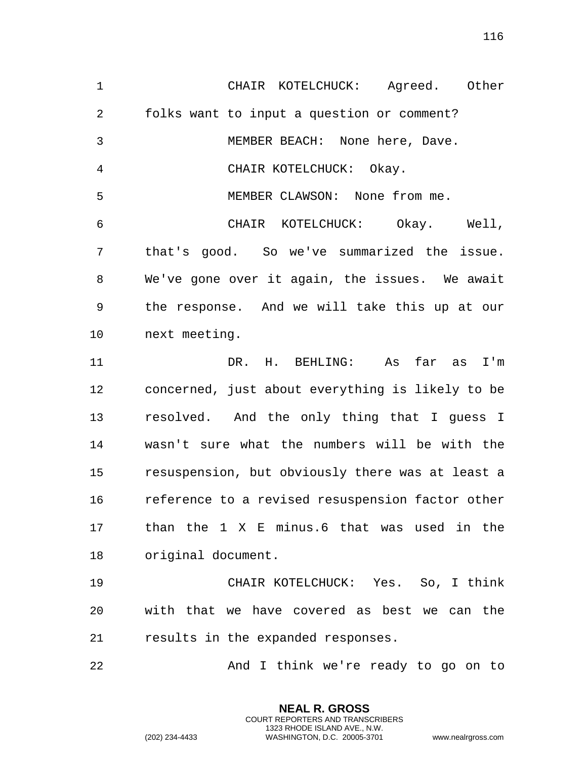CHAIR KOTELCHUCK: Agreed. Other folks want to input a question or comment?

MEMBER BEACH: None here, Dave.

CHAIR KOTELCHUCK: Okay.

MEMBER CLAWSON: None from me.

CHAIR KOTELCHUCK: Okay. Well, that's good. So we've summarized the issue. We've gone over it again, the issues. We await the response. And we will take this up at our next meeting.

DR. H. BEHLING: As far as I'm concerned, just about everything is likely to be resolved. And the only thing that I guess I wasn't sure what the numbers will be with the resuspension, but obviously there was at least a reference to a revised resuspension factor other than the 1 X E minus.6 that was used in the original document.

CHAIR KOTELCHUCK: Yes. So, I think with that we have covered as best we can the results in the expanded responses.

And I think we're ready to go on to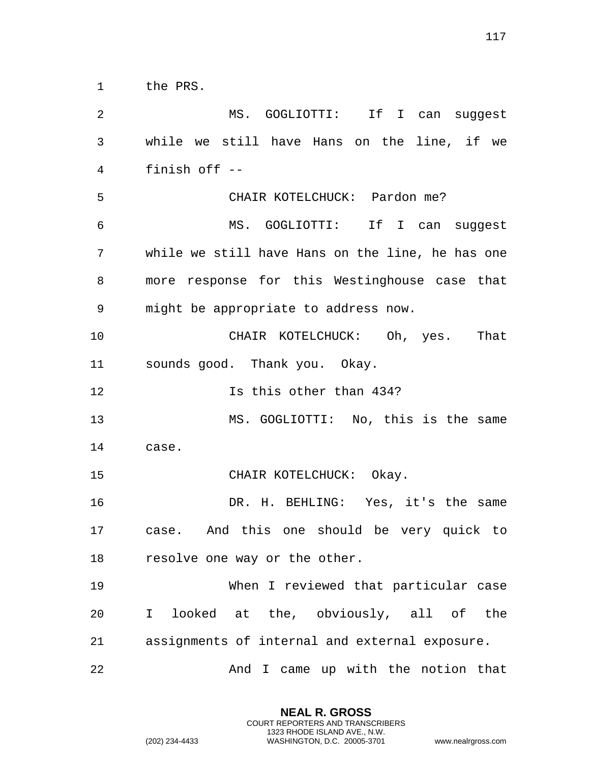the PRS.

MS. GOGLIOTTI: If I can suggest while we still have Hans on the line, if we finish off --

CHAIR KOTELCHUCK: Pardon me?

MS. GOGLIOTTI: If I can suggest while we still have Hans on the line, he has one more response for this Westinghouse case that might be appropriate to address now.

CHAIR KOTELCHUCK: Oh, yes. That sounds good. Thank you. Okay.

Is this other than 434?

MS. GOGLIOTTI: No, this is the same case.

CHAIR KOTELCHUCK: Okay.

DR. H. BEHLING: Yes, it's the same case. And this one should be very quick to resolve one way or the other.

When I reviewed that particular case I looked at the, obviously, all of the assignments of internal and external exposure.

And I came up with the notion that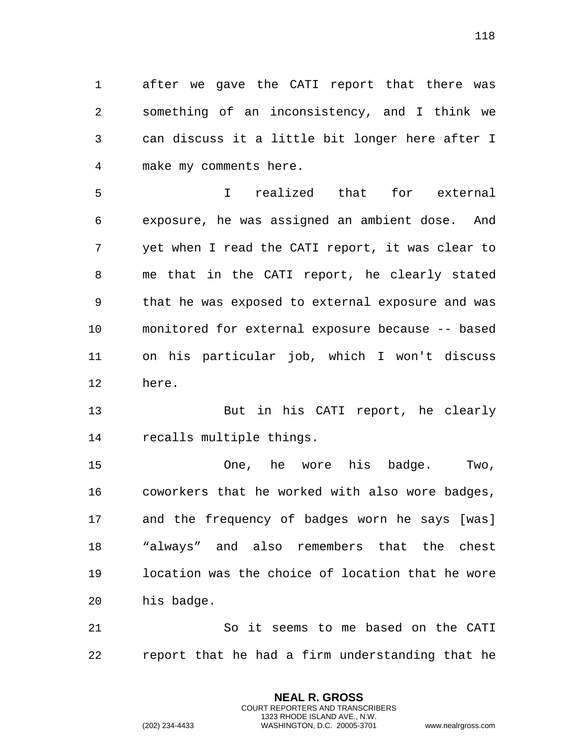after we gave the CATI report that there was something of an inconsistency, and I think we can discuss it a little bit longer here after I make my comments here.

I realized that for external exposure, he was assigned an ambient dose. And yet when I read the CATI report, it was clear to me that in the CATI report, he clearly stated that he was exposed to external exposure and was monitored for external exposure because -- based on his particular job, which I won't discuss here.

But in his CATI report, he clearly recalls multiple things.

One, he wore his badge. Two, coworkers that he worked with also wore badges, and the frequency of badges worn he says [was] “always” and also remembers that the chest location was the choice of location that he wore his badge.

So it seems to me based on the CATI report that he had a firm understanding that he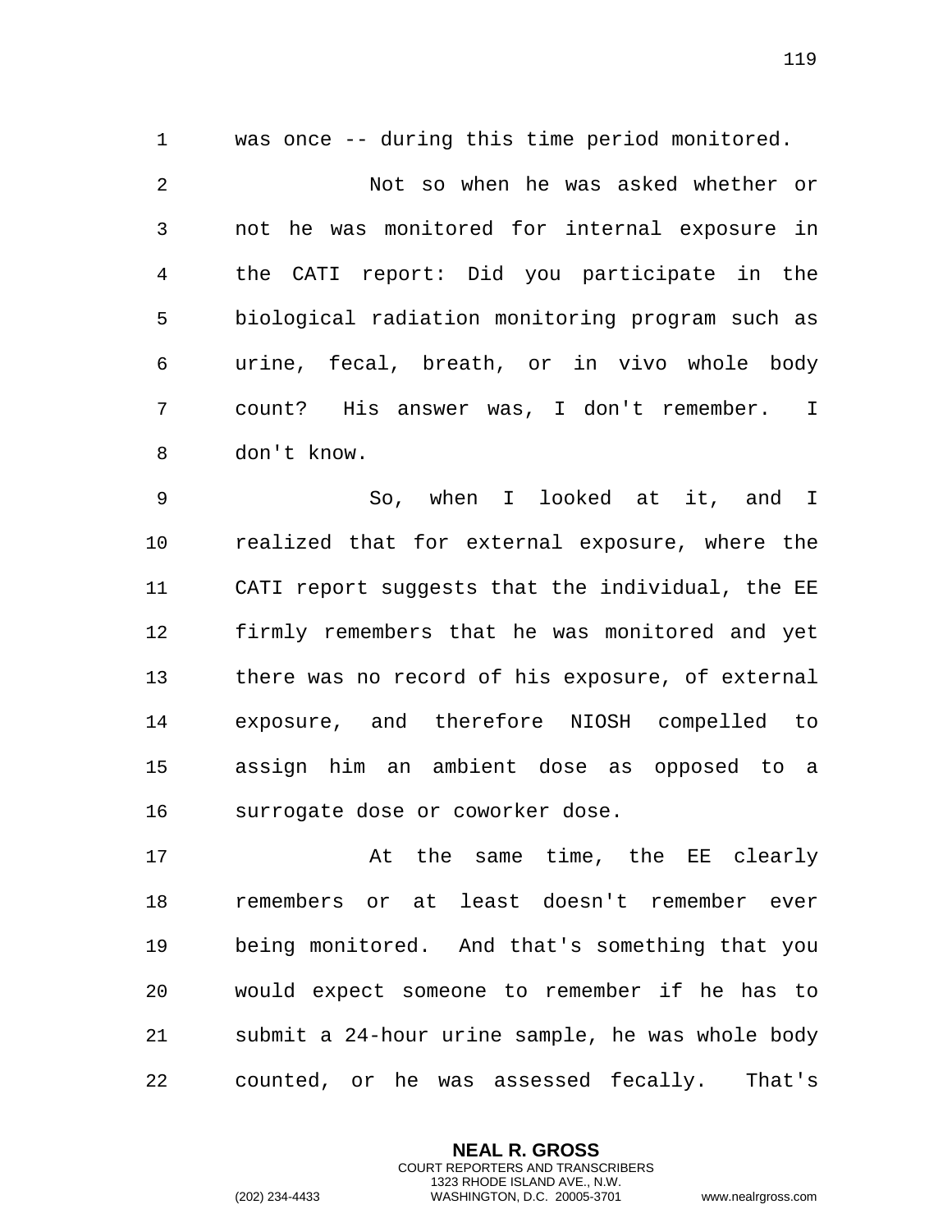was once -- during this time period monitored.

Not so when he was asked whether or not he was monitored for internal exposure in the CATI report: Did you participate in the biological radiation monitoring program such as urine, fecal, breath, or in vivo whole body count? His answer was, I don't remember. I don't know.

So, when I looked at it, and I realized that for external exposure, where the CATI report suggests that the individual, the EE firmly remembers that he was monitored and yet there was no record of his exposure, of external exposure, and therefore NIOSH compelled to assign him an ambient dose as opposed to a surrogate dose or coworker dose.

At the same time, the EE clearly remembers or at least doesn't remember ever being monitored. And that's something that you would expect someone to remember if he has to submit a 24-hour urine sample, he was whole body counted, or he was assessed fecally. That's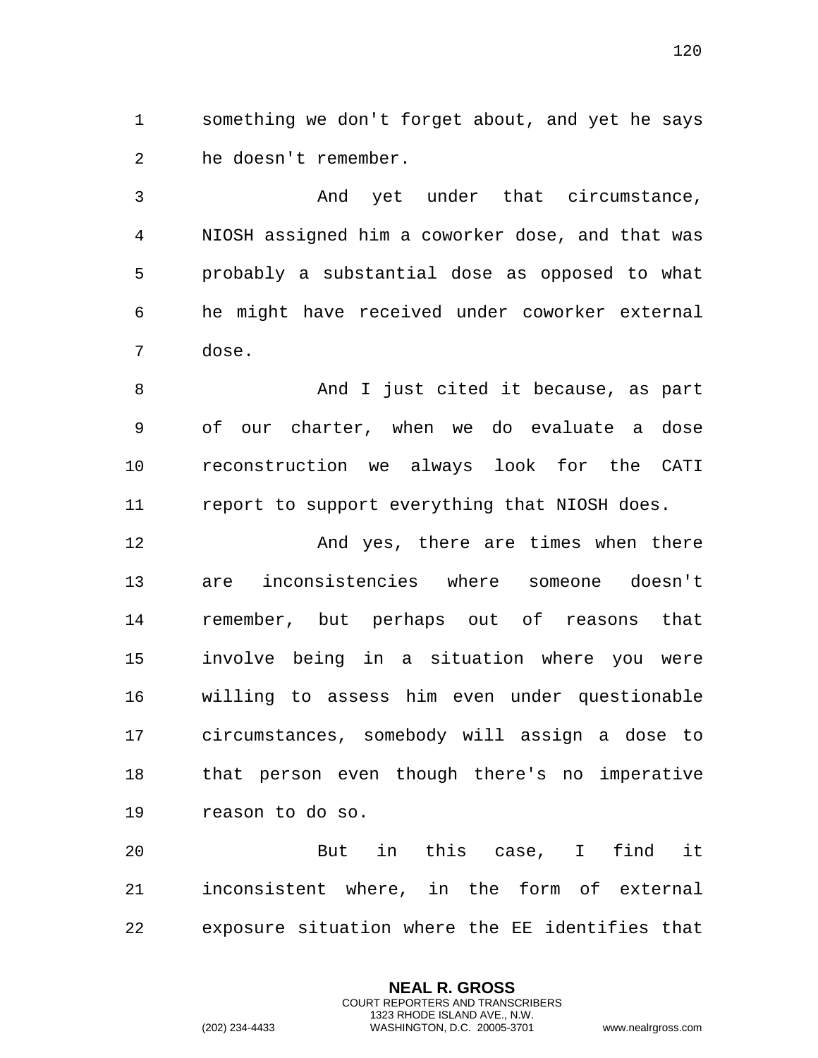something we don't forget about, and yet he says he doesn't remember.

And yet under that circumstance, NIOSH assigned him a coworker dose, and that was probably a substantial dose as opposed to what he might have received under coworker external dose.

And I just cited it because, as part of our charter, when we do evaluate a dose reconstruction we always look for the CATI report to support everything that NIOSH does.

And yes, there are times when there are inconsistencies where someone doesn't remember, but perhaps out of reasons that involve being in a situation where you were willing to assess him even under questionable circumstances, somebody will assign a dose to that person even though there's no imperative reason to do so.

But in this case, I find it inconsistent where, in the form of external exposure situation where the EE identifies that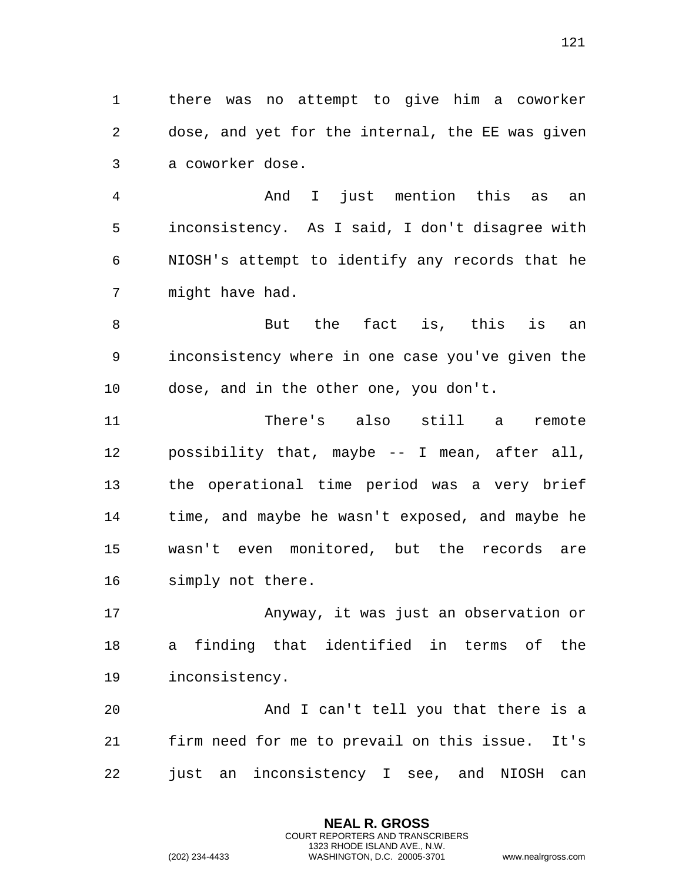there was no attempt to give him a coworker dose, and yet for the internal, the EE was given a coworker dose.

And I just mention this as an inconsistency. As I said, I don't disagree with NIOSH's attempt to identify any records that he might have had.

But the fact is, this is an inconsistency where in one case you've given the dose, and in the other one, you don't.

There's also still a remote possibility that, maybe -- I mean, after all, the operational time period was a very brief time, and maybe he wasn't exposed, and maybe he wasn't even monitored, but the records are simply not there.

Anyway, it was just an observation or a finding that identified in terms of the inconsistency.

And I can't tell you that there is a firm need for me to prevail on this issue. It's just an inconsistency I see, and NIOSH can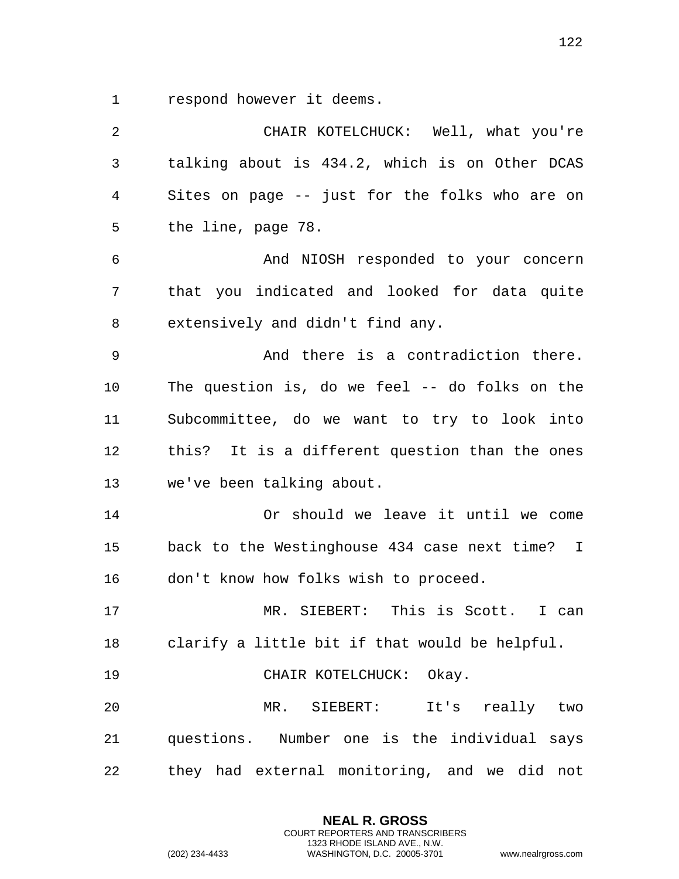respond however it deems.

CHAIR KOTELCHUCK: Well, what you're talking about is 434.2, which is on Other DCAS Sites on page -- just for the folks who are on the line, page 78.

And NIOSH responded to your concern that you indicated and looked for data quite extensively and didn't find any.

And there is a contradiction there. The question is, do we feel -- do folks on the Subcommittee, do we want to try to look into this? It is a different question than the ones we've been talking about.

Or should we leave it until we come back to the Westinghouse 434 case next time? I don't know how folks wish to proceed.

MR. SIEBERT: This is Scott. I can clarify a little bit if that would be helpful.

CHAIR KOTELCHUCK: Okay.

MR. SIEBERT: It's really two questions. Number one is the individual says they had external monitoring, and we did not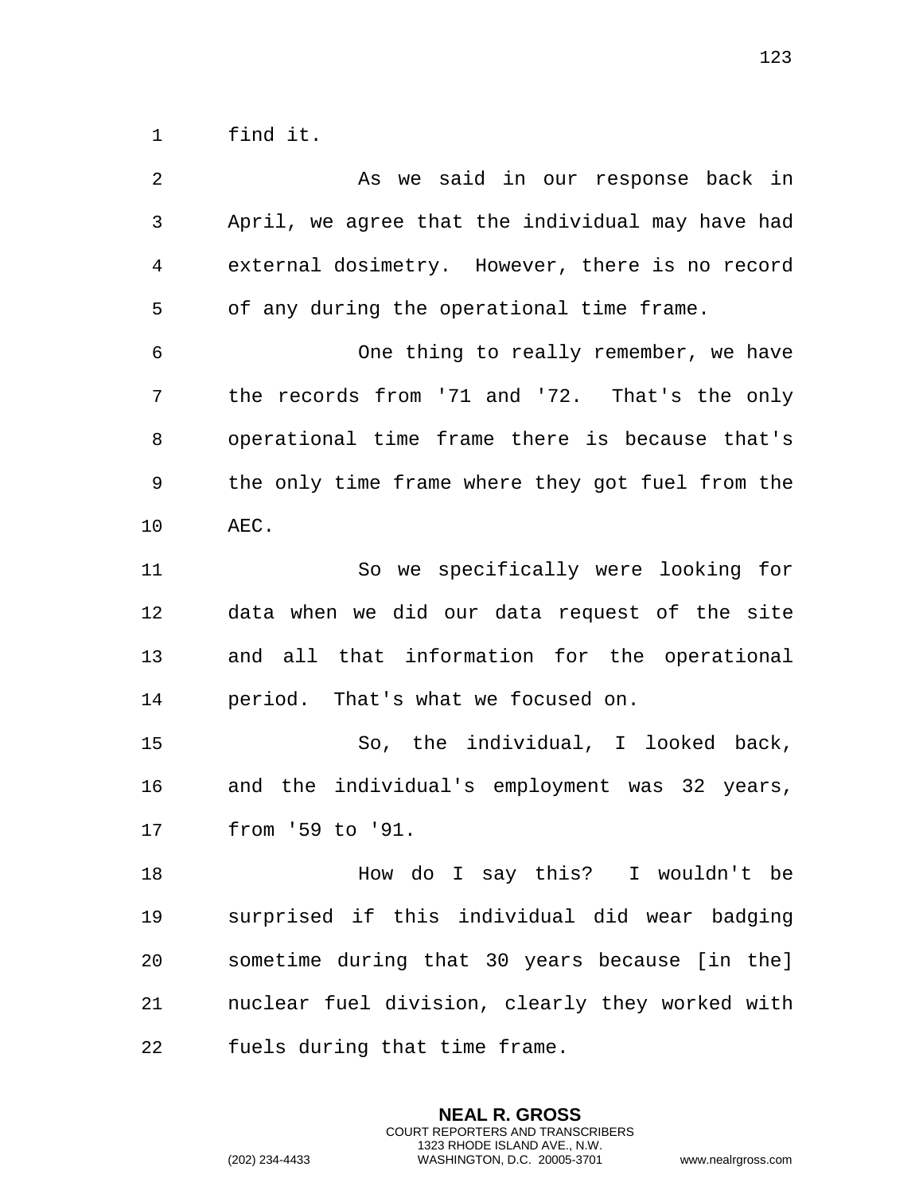find it.

As we said in our response back in April, we agree that the individual may have had external dosimetry. However, there is no record of any during the operational time frame.

One thing to really remember, we have the records from '71 and '72. That's the only operational time frame there is because that's the only time frame where they got fuel from the AEC.

So we specifically were looking for data when we did our data request of the site and all that information for the operational period. That's what we focused on.

So, the individual, I looked back, and the individual's employment was 32 years, from '59 to '91.

How do I say this? I wouldn't be surprised if this individual did wear badging sometime during that 30 years because [in the] nuclear fuel division, clearly they worked with fuels during that time frame.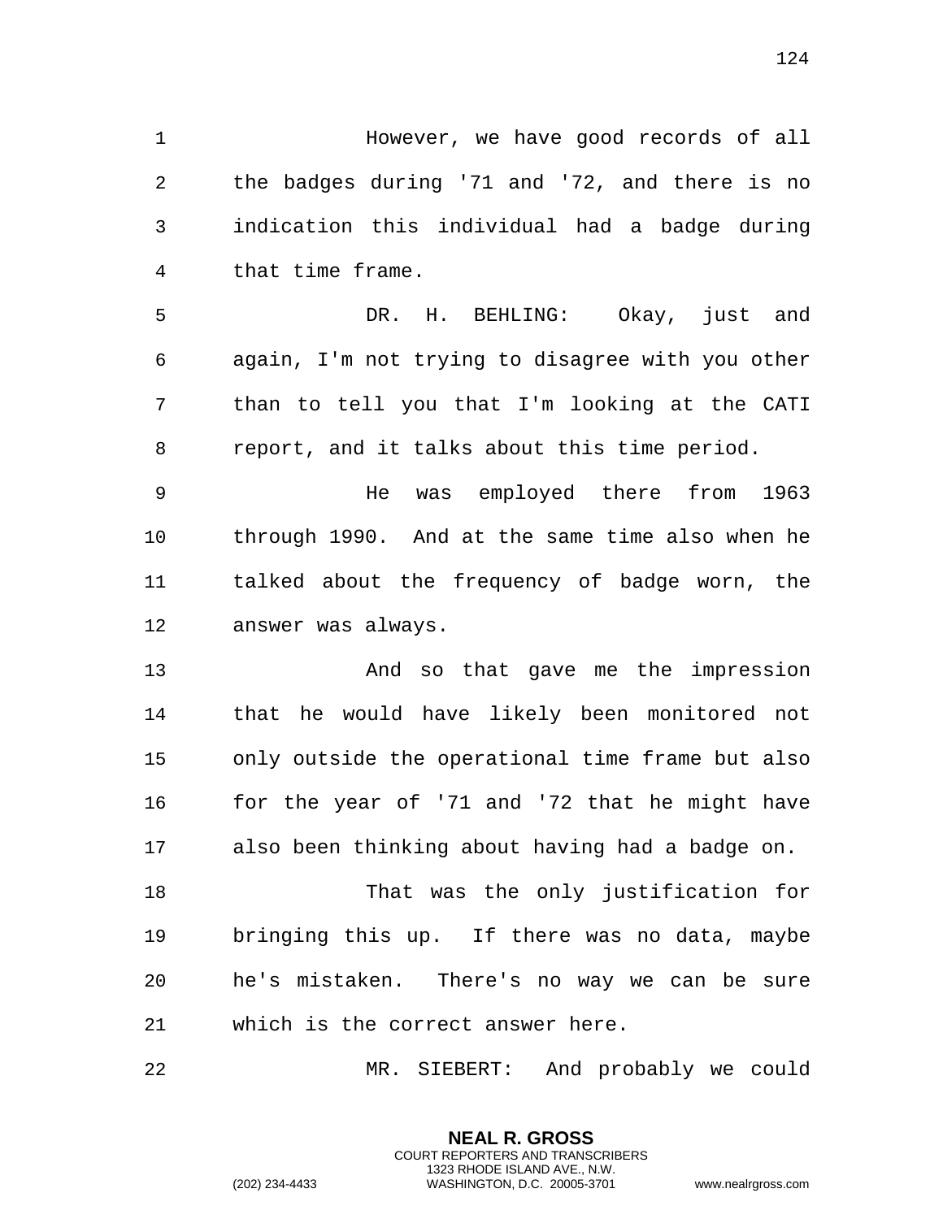However, we have good records of all the badges during '71 and '72, and there is no indication this individual had a badge during that time frame.

DR. H. BEHLING: Okay, just and again, I'm not trying to disagree with you other than to tell you that I'm looking at the CATI report, and it talks about this time period.

He was employed there from 1963 through 1990. And at the same time also when he talked about the frequency of badge worn, the answer was always.

And so that gave me the impression that he would have likely been monitored not only outside the operational time frame but also for the year of '71 and '72 that he might have also been thinking about having had a badge on.

That was the only justification for bringing this up. If there was no data, maybe he's mistaken. There's no way we can be sure which is the correct answer here.

MR. SIEBERT: And probably we could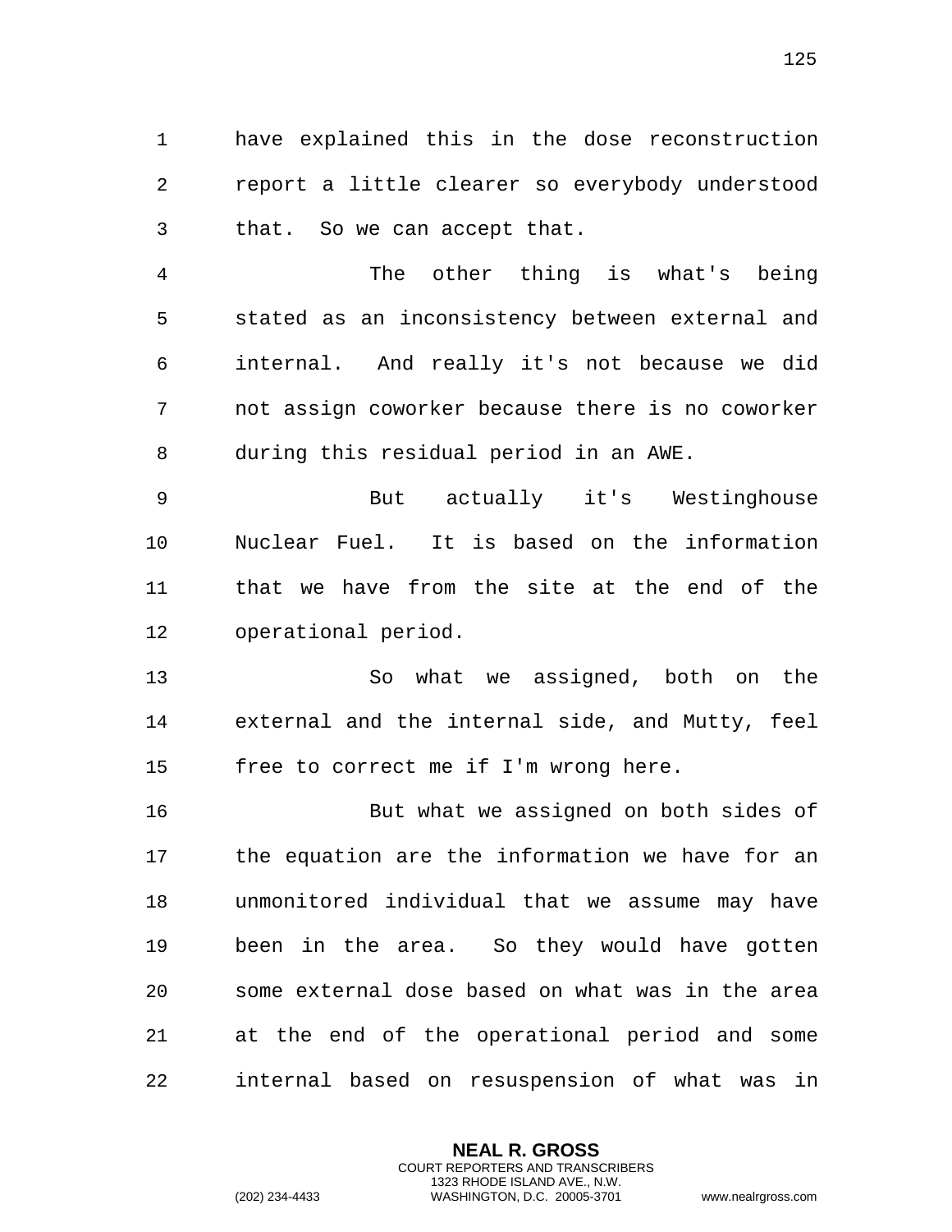have explained this in the dose reconstruction report a little clearer so everybody understood that. So we can accept that.

The other thing is what's being stated as an inconsistency between external and internal. And really it's not because we did not assign coworker because there is no coworker during this residual period in an AWE.

But actually it's Westinghouse Nuclear Fuel. It is based on the information that we have from the site at the end of the operational period.

So what we assigned, both on the external and the internal side, and Mutty, feel free to correct me if I'm wrong here.

But what we assigned on both sides of the equation are the information we have for an unmonitored individual that we assume may have been in the area. So they would have gotten some external dose based on what was in the area at the end of the operational period and some internal based on resuspension of what was in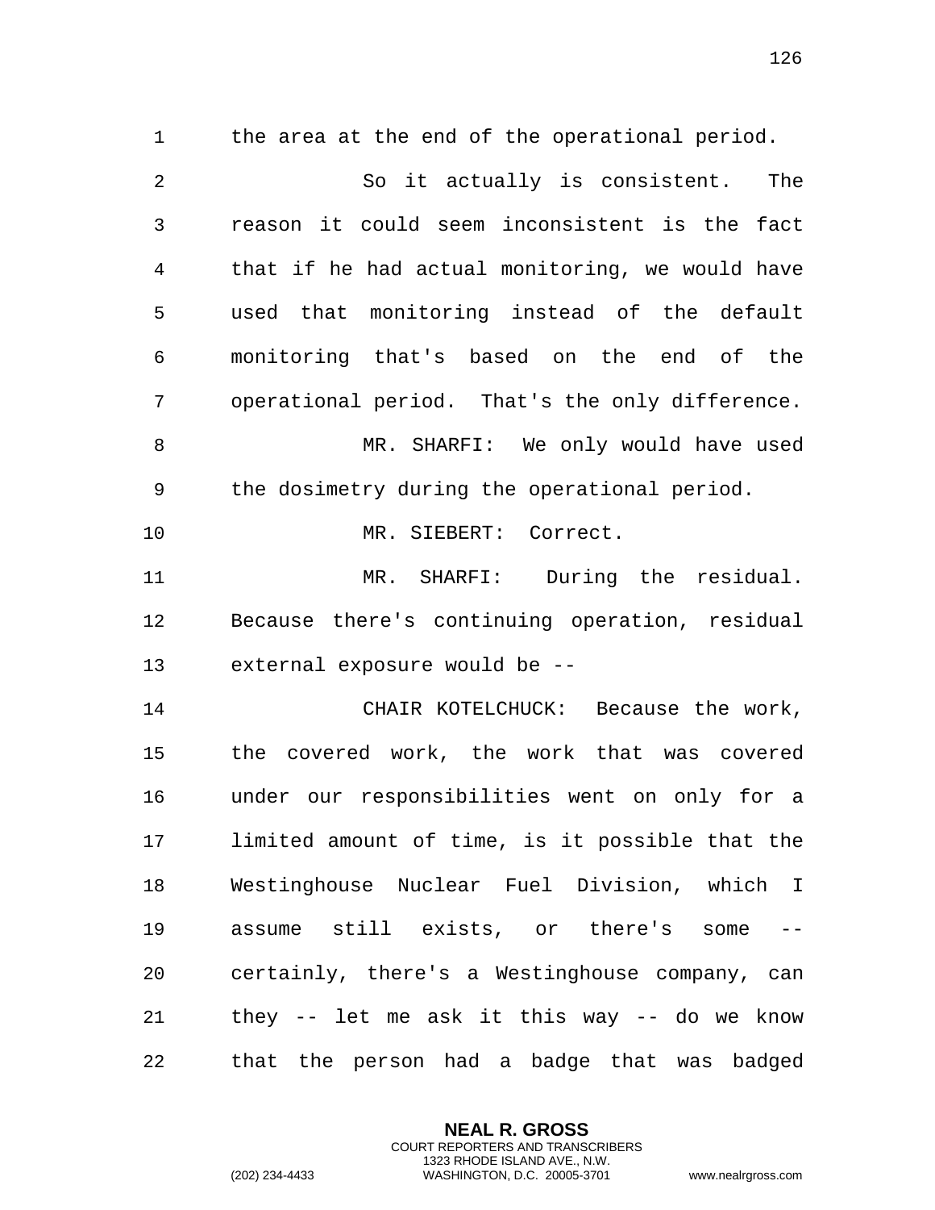the area at the end of the operational period.

So it actually is consistent. The reason it could seem inconsistent is the fact that if he had actual monitoring, we would have used that monitoring instead of the default monitoring that's based on the end of the operational period. That's the only difference.

MR. SHARFI: We only would have used the dosimetry during the operational period.

MR. SIEBERT: Correct.

MR. SHARFI: During the residual. Because there's continuing operation, residual external exposure would be --

CHAIR KOTELCHUCK: Because the work, the covered work, the work that was covered under our responsibilities went on only for a limited amount of time, is it possible that the Westinghouse Nuclear Fuel Division, which I assume still exists, or there's some -- certainly, there's a Westinghouse company, can they -- let me ask it this way -- do we know that the person had a badge that was badged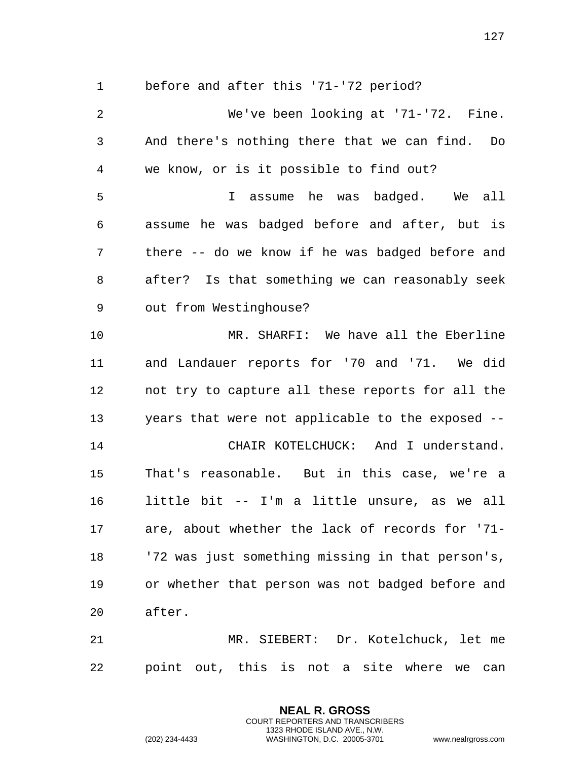before and after this '71-'72 period?

We've been looking at '71-'72. Fine. And there's nothing there that we can find. Do we know, or is it possible to find out?

I assume he was badged. We all assume he was badged before and after, but is there -- do we know if he was badged before and after? Is that something we can reasonably seek out from Westinghouse?

MR. SHARFI: We have all the Eberline and Landauer reports for '70 and '71. We did not try to capture all these reports for all the years that were not applicable to the exposed --

CHAIR KOTELCHUCK: And I understand. That's reasonable. But in this case, we're a little bit -- I'm a little unsure, as we all are, about whether the lack of records for '71-'72 was just something missing in that person's, or whether that person was not badged before and after.

MR. SIEBERT: Dr. Kotelchuck, let me point out, this is not a site where we can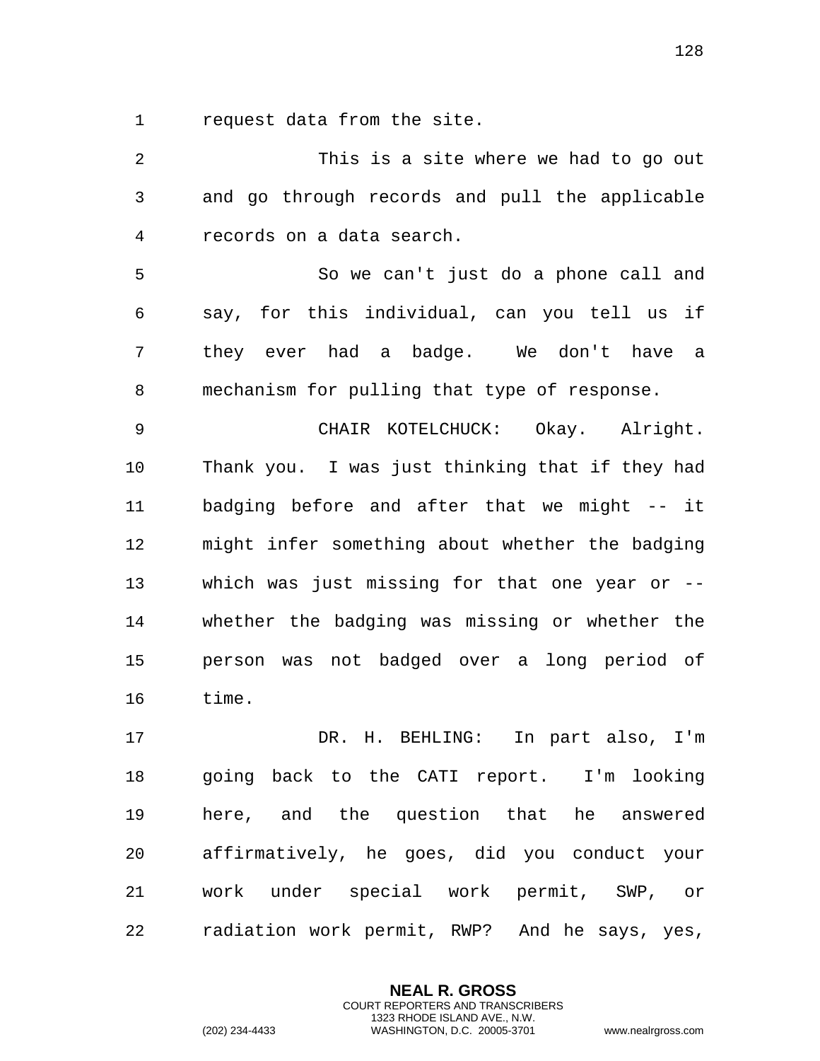request data from the site.

This is a site where we had to go out and go through records and pull the applicable records on a data search.

So we can't just do a phone call and say, for this individual, can you tell us if they ever had a badge. We don't have a mechanism for pulling that type of response.

CHAIR KOTELCHUCK: Okay. Alright. Thank you. I was just thinking that if they had badging before and after that we might -- it might infer something about whether the badging which was just missing for that one year or -- whether the badging was missing or whether the person was not badged over a long period of time.

DR. H. BEHLING: In part also, I'm going back to the CATI report. I'm looking here, and the question that he answered affirmatively, he goes, did you conduct your work under special work permit, SWP, or radiation work permit, RWP? And he says, yes,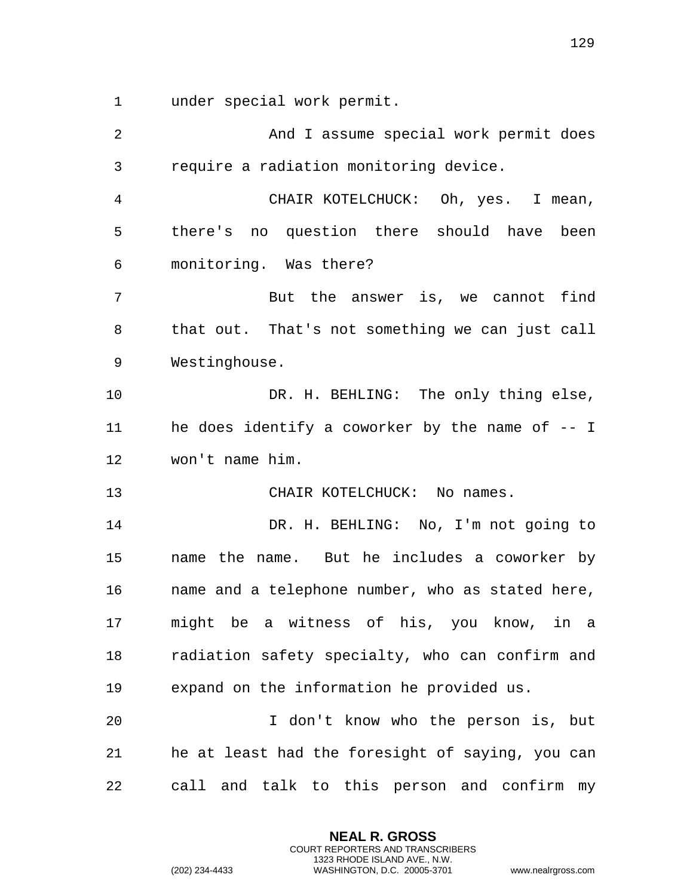under special work permit.

And I assume special work permit does require a radiation monitoring device.

CHAIR KOTELCHUCK: Oh, yes. I mean, there's no question there should have been monitoring. Was there?

But the answer is, we cannot find that out. That's not something we can just call Westinghouse.

DR. H. BEHLING: The only thing else, he does identify a coworker by the name of -- I won't name him.

CHAIR KOTELCHUCK: No names.

DR. H. BEHLING: No, I'm not going to name the name. But he includes a coworker by name and a telephone number, who as stated here, might be a witness of his, you know, in a radiation safety specialty, who can confirm and expand on the information he provided us.

I don't know who the person is, but he at least had the foresight of saying, you can call and talk to this person and confirm my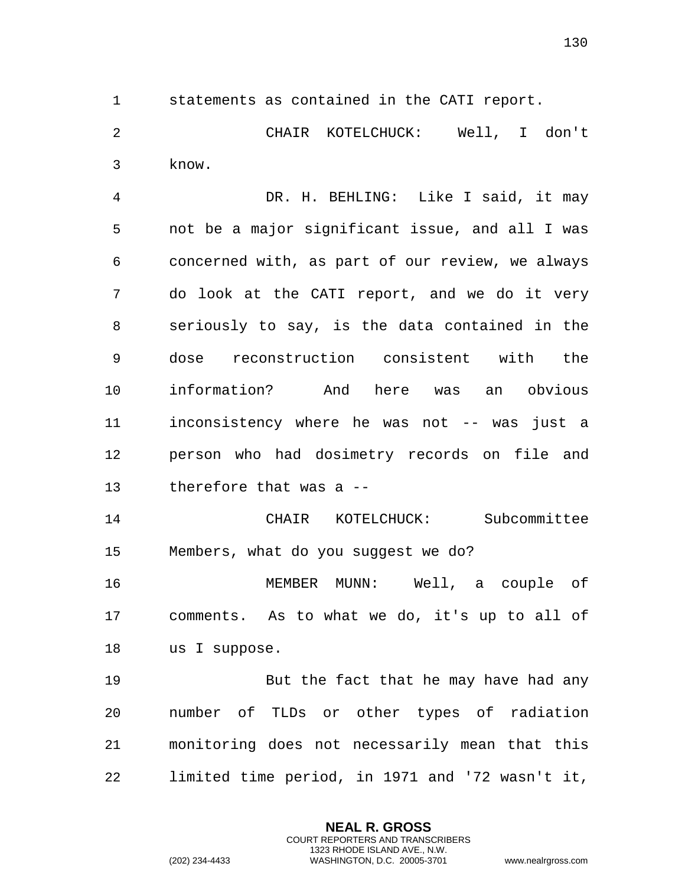statements as contained in the CATI report.

CHAIR KOTELCHUCK: Well, I don't know.

DR. H. BEHLING: Like I said, it may not be a major significant issue, and all I was concerned with, as part of our review, we always do look at the CATI report, and we do it very seriously to say, is the data contained in the dose reconstruction consistent with the information? And here was an obvious inconsistency where he was not -- was just a person who had dosimetry records on file and therefore that was a --

CHAIR KOTELCHUCK: Subcommittee Members, what do you suggest we do?

MEMBER MUNN: Well, a couple of comments. As to what we do, it's up to all of us I suppose.

But the fact that he may have had any number of TLDs or other types of radiation monitoring does not necessarily mean that this limited time period, in 1971 and '72 wasn't it,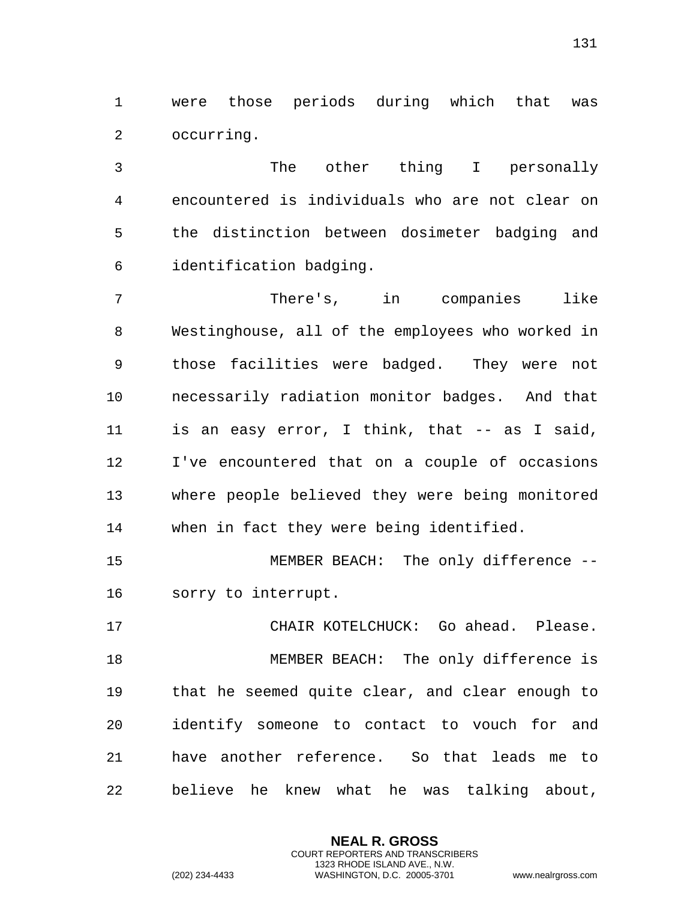were those periods during which that was occurring.

The other thing I personally encountered is individuals who are not clear on the distinction between dosimeter badging and identification badging.

There's, in companies like Westinghouse, all of the employees who worked in those facilities were badged. They were not necessarily radiation monitor badges. And that is an easy error, I think, that -- as I said, I've encountered that on a couple of occasions where people believed they were being monitored when in fact they were being identified.

MEMBER BEACH: The only difference -- sorry to interrupt.

CHAIR KOTELCHUCK: Go ahead. Please.

MEMBER BEACH: The only difference is that he seemed quite clear, and clear enough to identify someone to contact to vouch for and have another reference. So that leads me to believe he knew what he was talking about,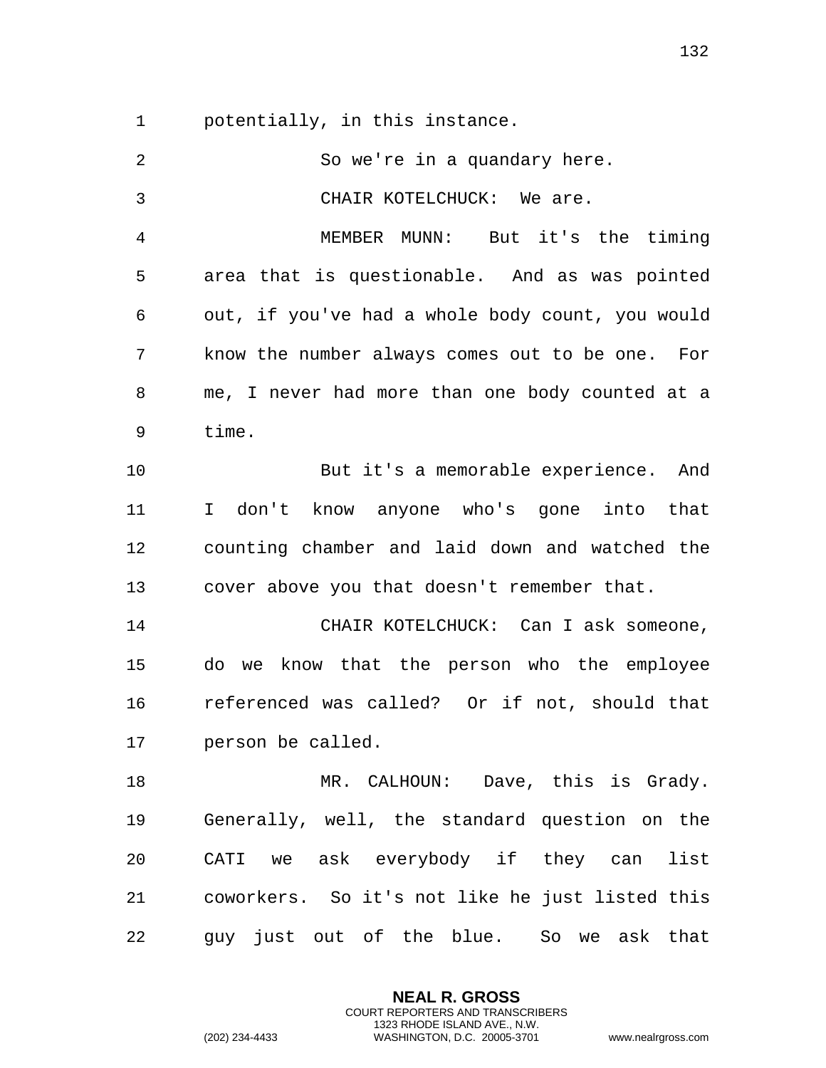potentially, in this instance.

So we're in a quandary here.

CHAIR KOTELCHUCK: We are.

MEMBER MUNN: But it's the timing area that is questionable. And as was pointed out, if you've had a whole body count, you would know the number always comes out to be one. For me, I never had more than one body counted at a time.

But it's a memorable experience. And I don't know anyone who's gone into that counting chamber and laid down and watched the cover above you that doesn't remember that.

CHAIR KOTELCHUCK: Can I ask someone, do we know that the person who the employee referenced was called? Or if not, should that person be called.

MR. CALHOUN: Dave, this is Grady. Generally, well, the standard question on the CATI we ask everybody if they can list coworkers. So it's not like he just listed this guy just out of the blue. So we ask that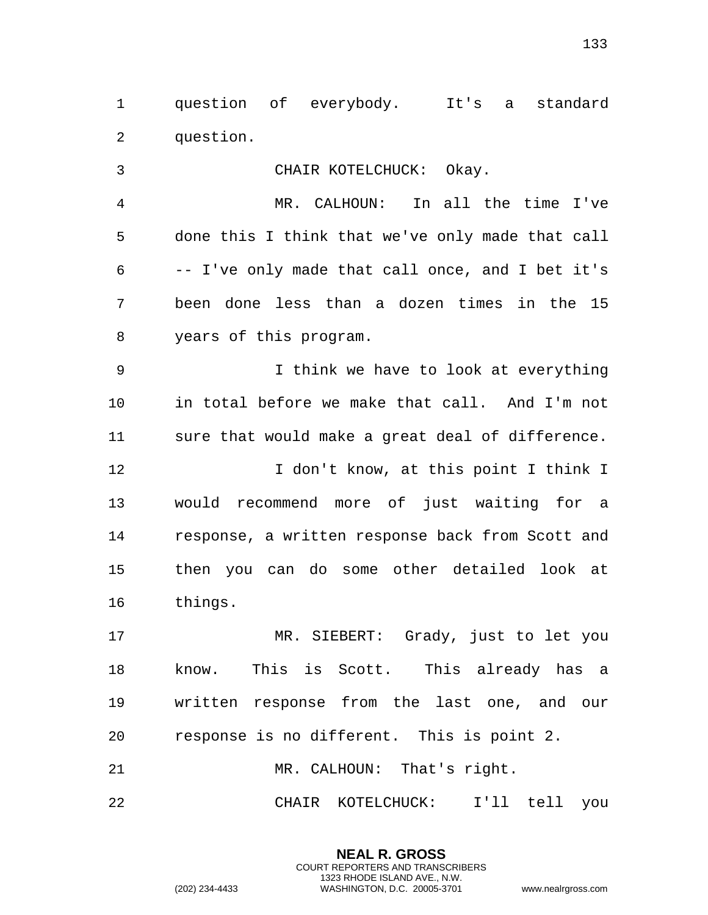question of everybody. It's a standard question.

CHAIR KOTELCHUCK: Okay.

MR. CALHOUN: In all the time I've done this I think that we've only made that call -- I've only made that call once, and I bet it's been done less than a dozen times in the 15 years of this program.

I think we have to look at everything in total before we make that call. And I'm not sure that would make a great deal of difference.

I don't know, at this point I think I would recommend more of just waiting for a response, a written response back from Scott and then you can do some other detailed look at things.

MR. SIEBERT: Grady, just to let you know. This is Scott. This already has a written response from the last one, and our response is no different. This is point 2.

MR. CALHOUN: That's right.

CHAIR KOTELCHUCK: I'll tell you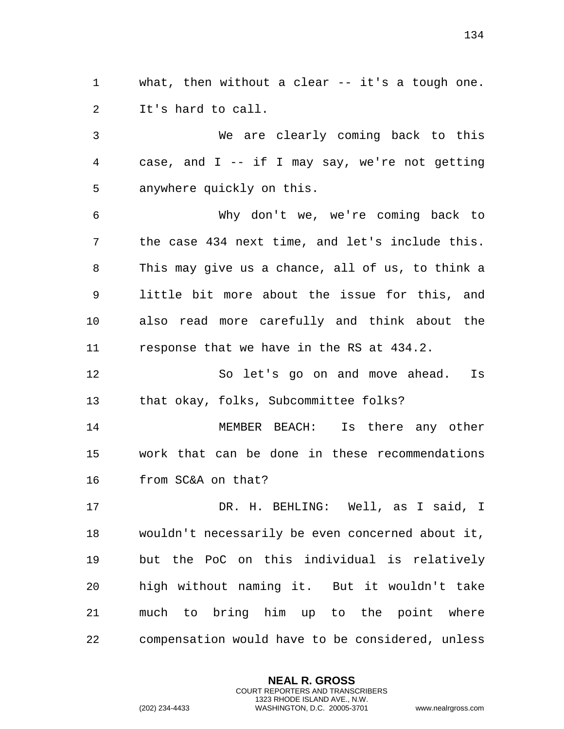what, then without a clear -- it's a tough one. It's hard to call.

We are clearly coming back to this case, and I -- if I may say, we're not getting anywhere quickly on this.

Why don't we, we're coming back to the case 434 next time, and let's include this. This may give us a chance, all of us, to think a little bit more about the issue for this, and also read more carefully and think about the response that we have in the RS at 434.2.

So let's go on and move ahead. Is that okay, folks, Subcommittee folks?

MEMBER BEACH: Is there any other work that can be done in these recommendations from SC&A on that?

DR. H. BEHLING: Well, as I said, I wouldn't necessarily be even concerned about it, but the PoC on this individual is relatively high without naming it. But it wouldn't take much to bring him up to the point where compensation would have to be considered, unless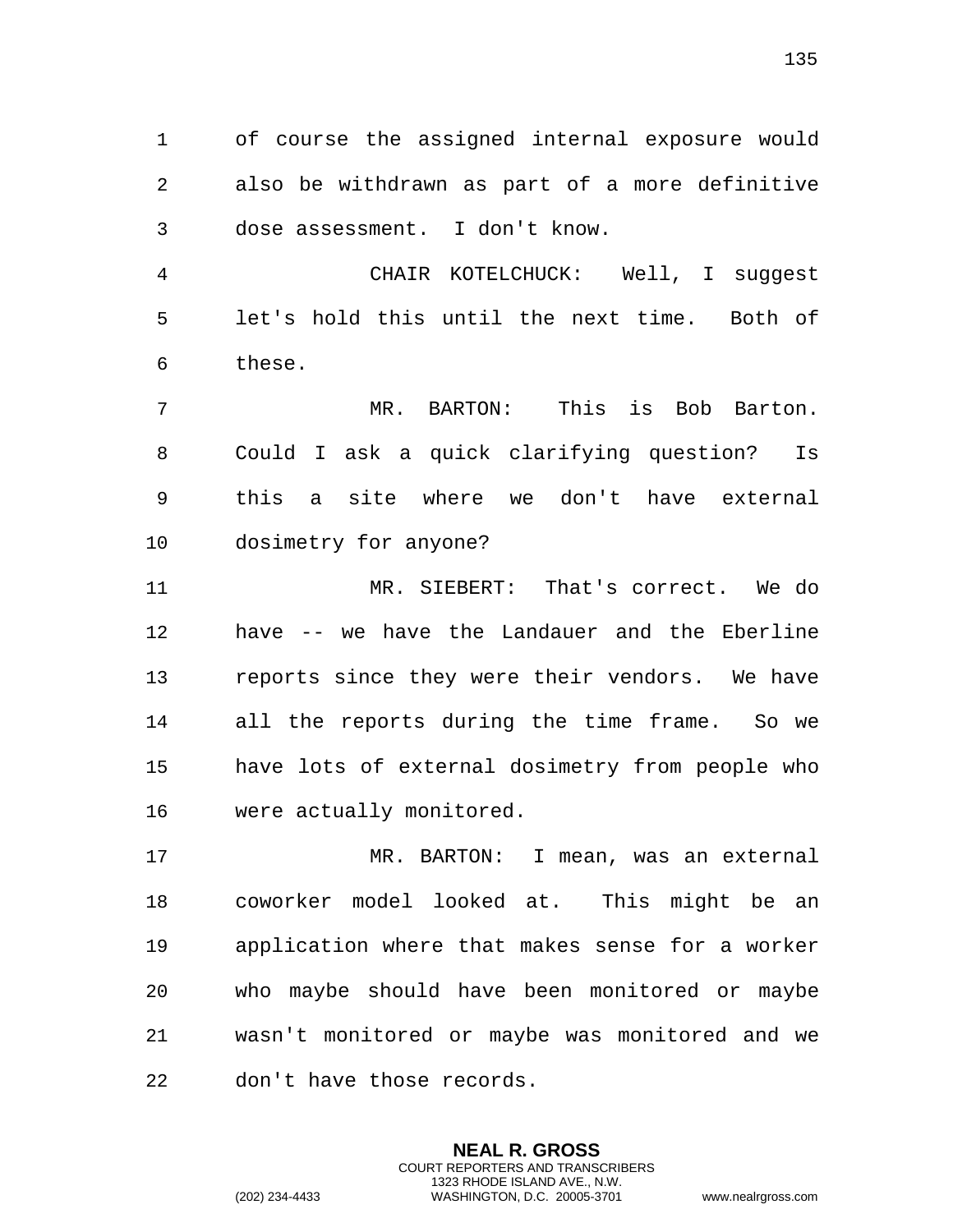of course the assigned internal exposure would also be withdrawn as part of a more definitive dose assessment. I don't know.

CHAIR KOTELCHUCK: Well, I suggest let's hold this until the next time. Both of these.

MR. BARTON: This is Bob Barton. Could I ask a quick clarifying question? Is this a site where we don't have external dosimetry for anyone?

MR. SIEBERT: That's correct. We do have -- we have the Landauer and the Eberline reports since they were their vendors. We have all the reports during the time frame. So we have lots of external dosimetry from people who were actually monitored.

MR. BARTON: I mean, was an external coworker model looked at. This might be an application where that makes sense for a worker who maybe should have been monitored or maybe wasn't monitored or maybe was monitored and we don't have those records.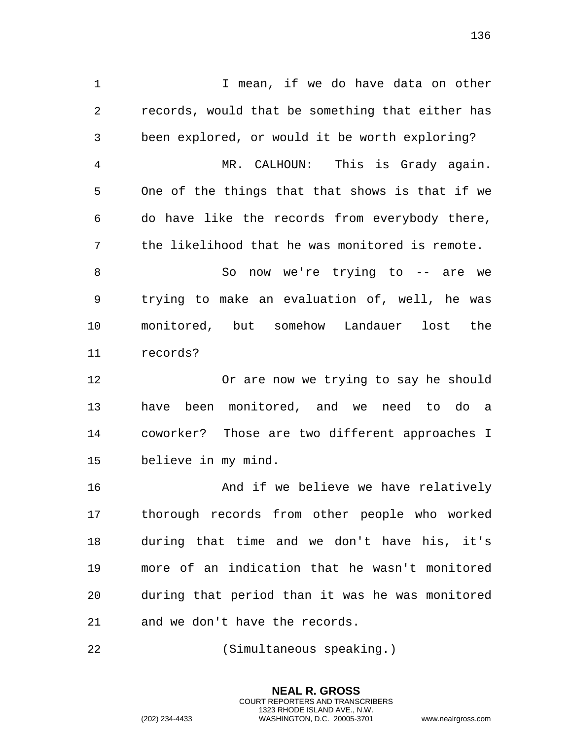I mean, if we do have data on other records, would that be something that either has been explored, or would it be worth exploring?

MR. CALHOUN: This is Grady again. One of the things that that shows is that if we do have like the records from everybody there, the likelihood that he was monitored is remote.

So now we're trying to -- are we trying to make an evaluation of, well, he was monitored, but somehow Landauer lost the records?

Or are now we trying to say he should have been monitored, and we need to do a coworker? Those are two different approaches I believe in my mind.

And if we believe we have relatively thorough records from other people who worked during that time and we don't have his, it's more of an indication that he wasn't monitored during that period than it was he was monitored and we don't have the records.

(Simultaneous speaking.)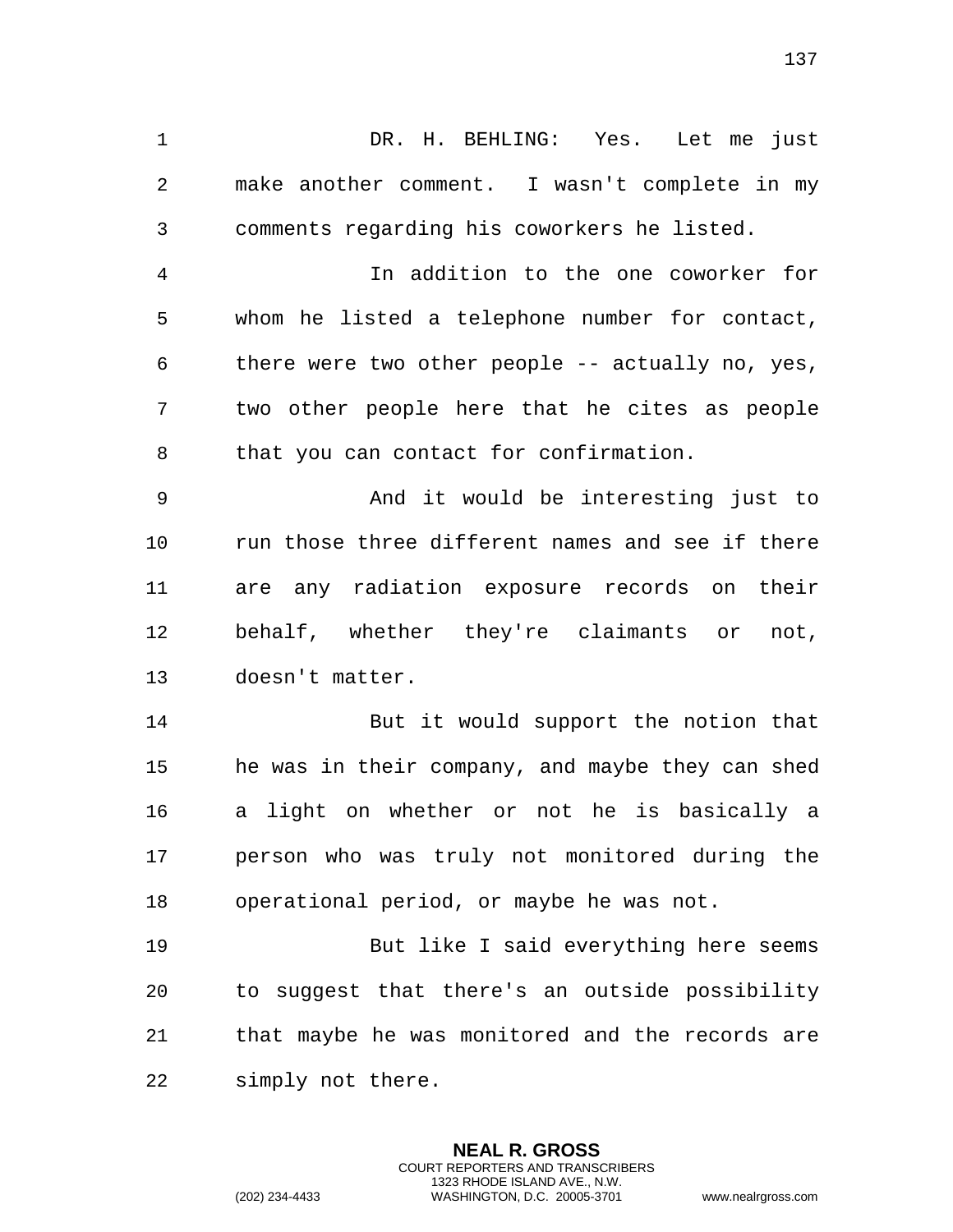DR. H. BEHLING: Yes. Let me just make another comment. I wasn't complete in my comments regarding his coworkers he listed.

In addition to the one coworker for whom he listed a telephone number for contact, there were two other people -- actually no, yes, two other people here that he cites as people that you can contact for confirmation.

And it would be interesting just to run those three different names and see if there are any radiation exposure records on their behalf, whether they're claimants or not, doesn't matter.

But it would support the notion that he was in their company, and maybe they can shed a light on whether or not he is basically a person who was truly not monitored during the operational period, or maybe he was not.

But like I said everything here seems to suggest that there's an outside possibility that maybe he was monitored and the records are simply not there.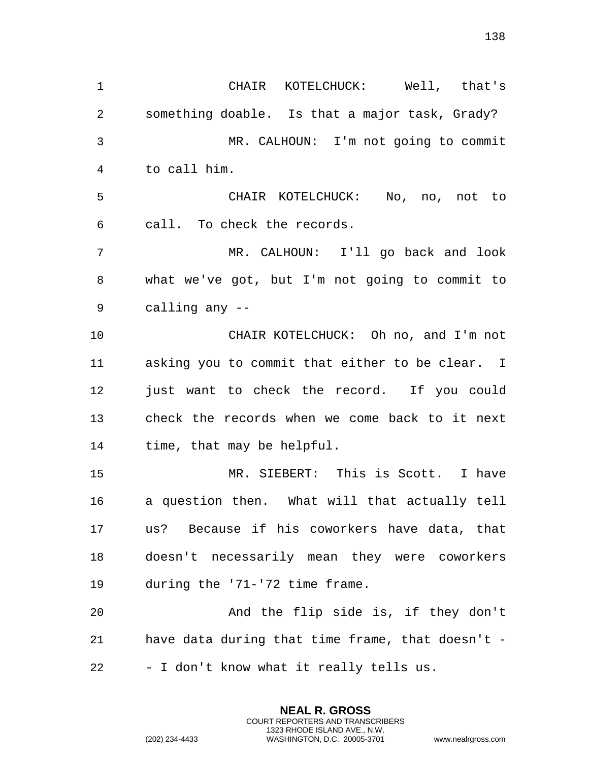CHAIR KOTELCHUCK: Well, that's something doable. Is that a major task, Grady?

MR. CALHOUN: I'm not going to commit to call him.

CHAIR KOTELCHUCK: No, no, not to call. To check the records.

MR. CALHOUN: I'll go back and look what we've got, but I'm not going to commit to calling any --

CHAIR KOTELCHUCK: Oh no, and I'm not asking you to commit that either to be clear. I just want to check the record. If you could check the records when we come back to it next time, that may be helpful.

MR. SIEBERT: This is Scott. I have a question then. What will that actually tell us? Because if his coworkers have data, that doesn't necessarily mean they were coworkers during the '71-'72 time frame.

And the flip side is, if they don't have data during that time frame, that doesn't -- I don't know what it really tells us.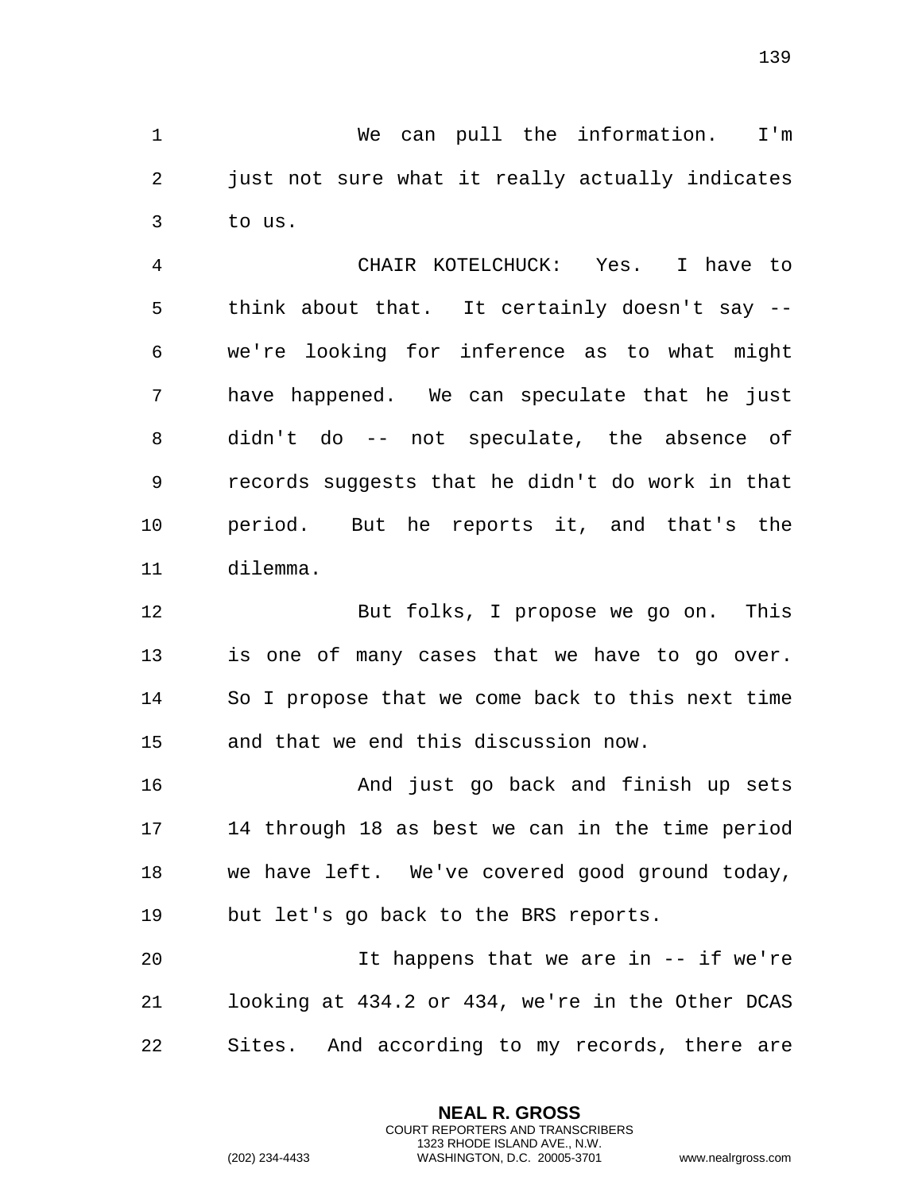We can pull the information. I'm just not sure what it really actually indicates to us.

CHAIR KOTELCHUCK: Yes. I have to think about that. It certainly doesn't say -- we're looking for inference as to what might have happened. We can speculate that he just didn't do -- not speculate, the absence of records suggests that he didn't do work in that period. But he reports it, and that's the dilemma.

But folks, I propose we go on. This is one of many cases that we have to go over. So I propose that we come back to this next time and that we end this discussion now.

And just go back and finish up sets 14 through 18 as best we can in the time period we have left. We've covered good ground today, but let's go back to the BRS reports.

It happens that we are in -- if we're looking at 434.2 or 434, we're in the Other DCAS Sites. And according to my records, there are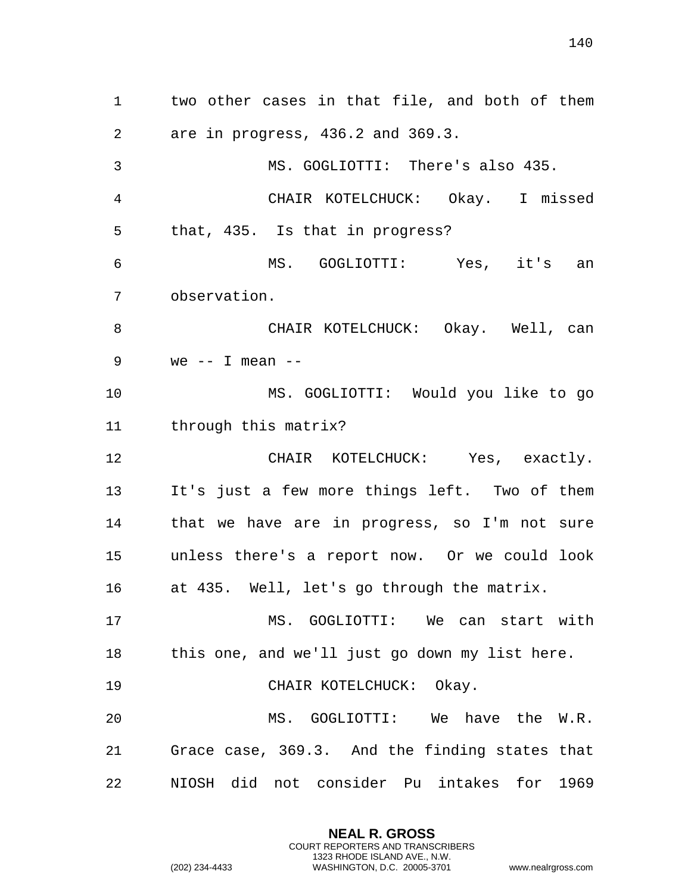two other cases in that file, and both of them are in progress, 436.2 and 369.3.

MS. GOGLIOTTI: There's also 435.

CHAIR KOTELCHUCK: Okay. I missed that, 435. Is that in progress?

MS. GOGLIOTTI: Yes, it's an observation.

CHAIR KOTELCHUCK: Okay. Well, can we -- I mean --

MS. GOGLIOTTI: Would you like to go through this matrix?

CHAIR KOTELCHUCK: Yes, exactly. It's just a few more things left. Two of them that we have are in progress, so I'm not sure unless there's a report now. Or we could look at 435. Well, let's go through the matrix.

MS. GOGLIOTTI: We can start with this one, and we'll just go down my list here.

CHAIR KOTELCHUCK: Okay.

MS. GOGLIOTTI: We have the W.R. Grace case, 369.3. And the finding states that NIOSH did not consider Pu intakes for 1969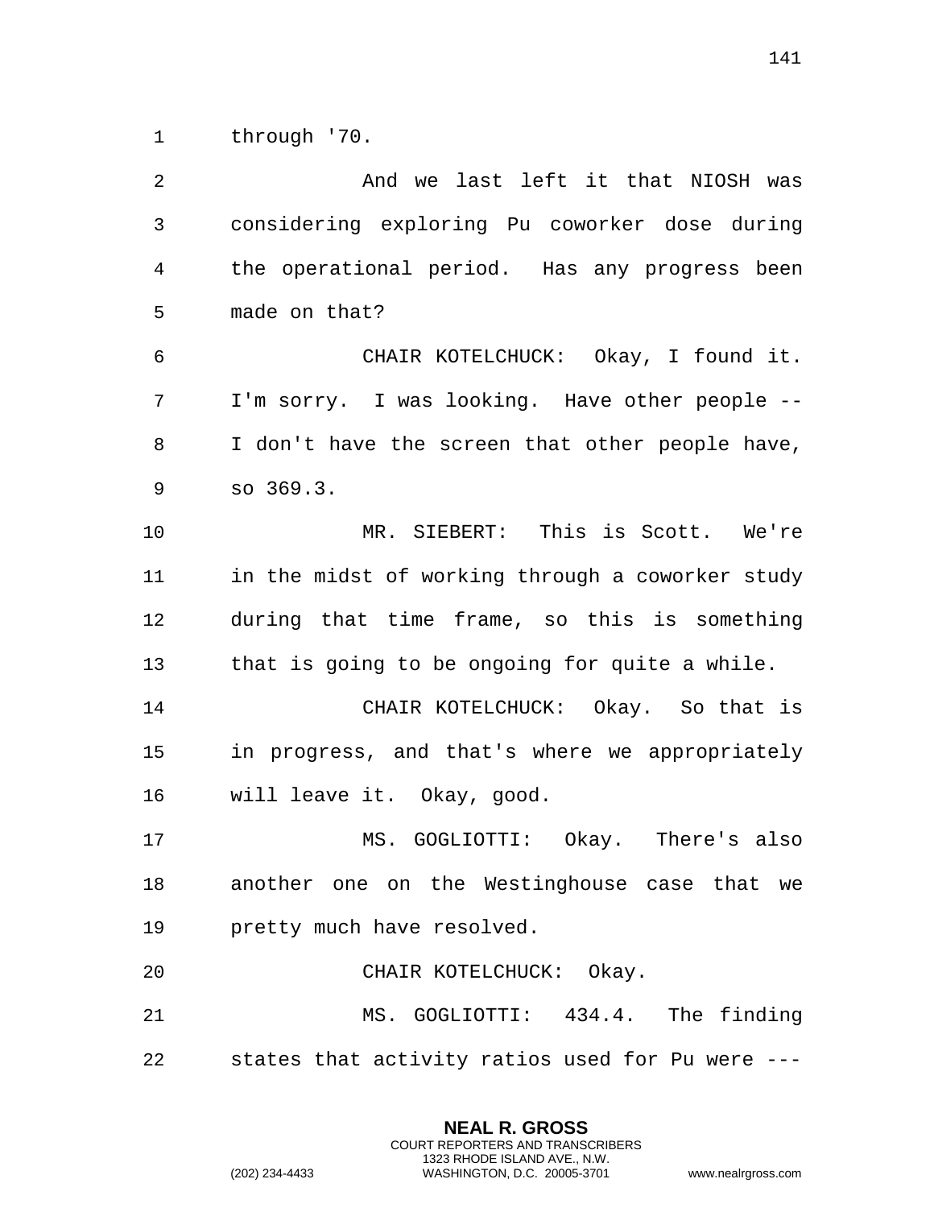through '70.

And we last left it that NIOSH was considering exploring Pu coworker dose during the operational period. Has any progress been made on that?

CHAIR KOTELCHUCK: Okay, I found it. I'm sorry. I was looking. Have other people -- I don't have the screen that other people have, so 369.3.

MR. SIEBERT: This is Scott. We're in the midst of working through a coworker study during that time frame, so this is something that is going to be ongoing for quite a while.

CHAIR KOTELCHUCK: Okay. So that is in progress, and that's where we appropriately will leave it. Okay, good.

MS. GOGLIOTTI: Okay. There's also another one on the Westinghouse case that we pretty much have resolved.

CHAIR KOTELCHUCK: Okay.

MS. GOGLIOTTI: 434.4. The finding states that activity ratios used for Pu were ---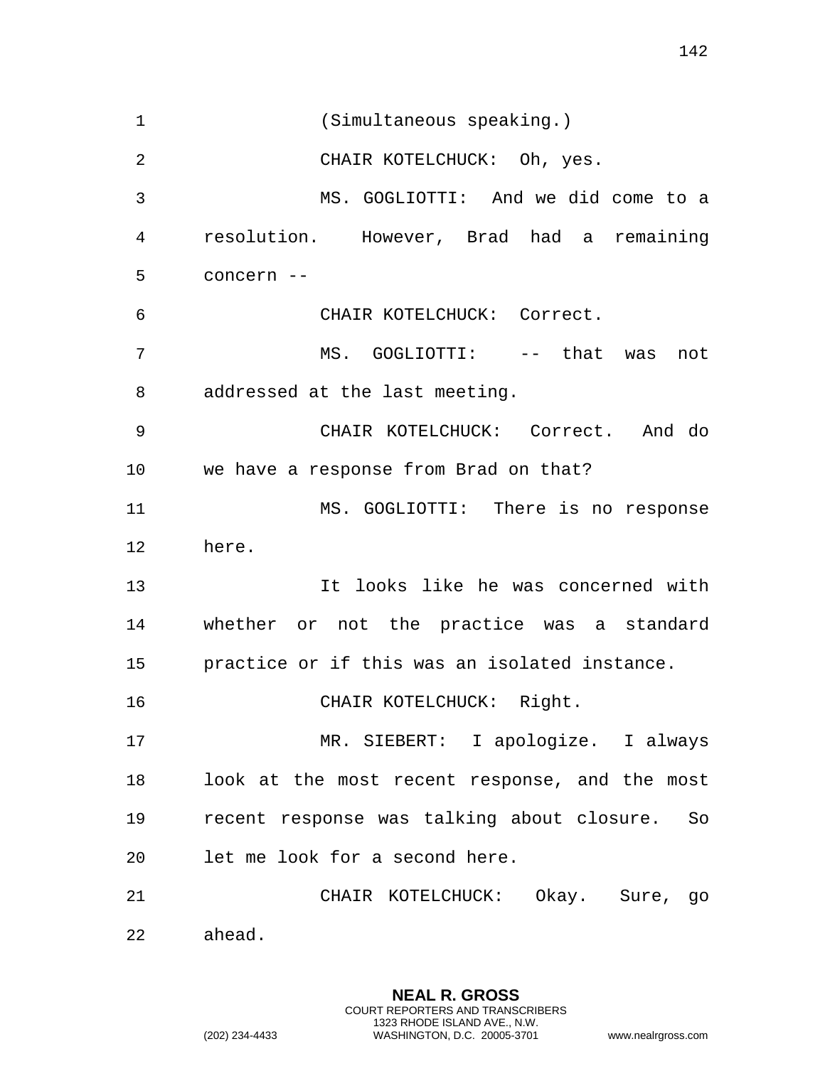(Simultaneous speaking.)

CHAIR KOTELCHUCK: Oh, yes.

MS. GOGLIOTTI: And we did come to a resolution. However, Brad had a remaining concern --

CHAIR KOTELCHUCK: Correct.

MS. GOGLIOTTI: -- that was not addressed at the last meeting.

CHAIR KOTELCHUCK: Correct. And do we have a response from Brad on that?

MS. GOGLIOTTI: There is no response here.

It looks like he was concerned with whether or not the practice was a standard practice or if this was an isolated instance.

CHAIR KOTELCHUCK: Right.

MR. SIEBERT: I apologize. I always look at the most recent response, and the most recent response was talking about closure. So let me look for a second here.

CHAIR KOTELCHUCK: Okay. Sure, go ahead.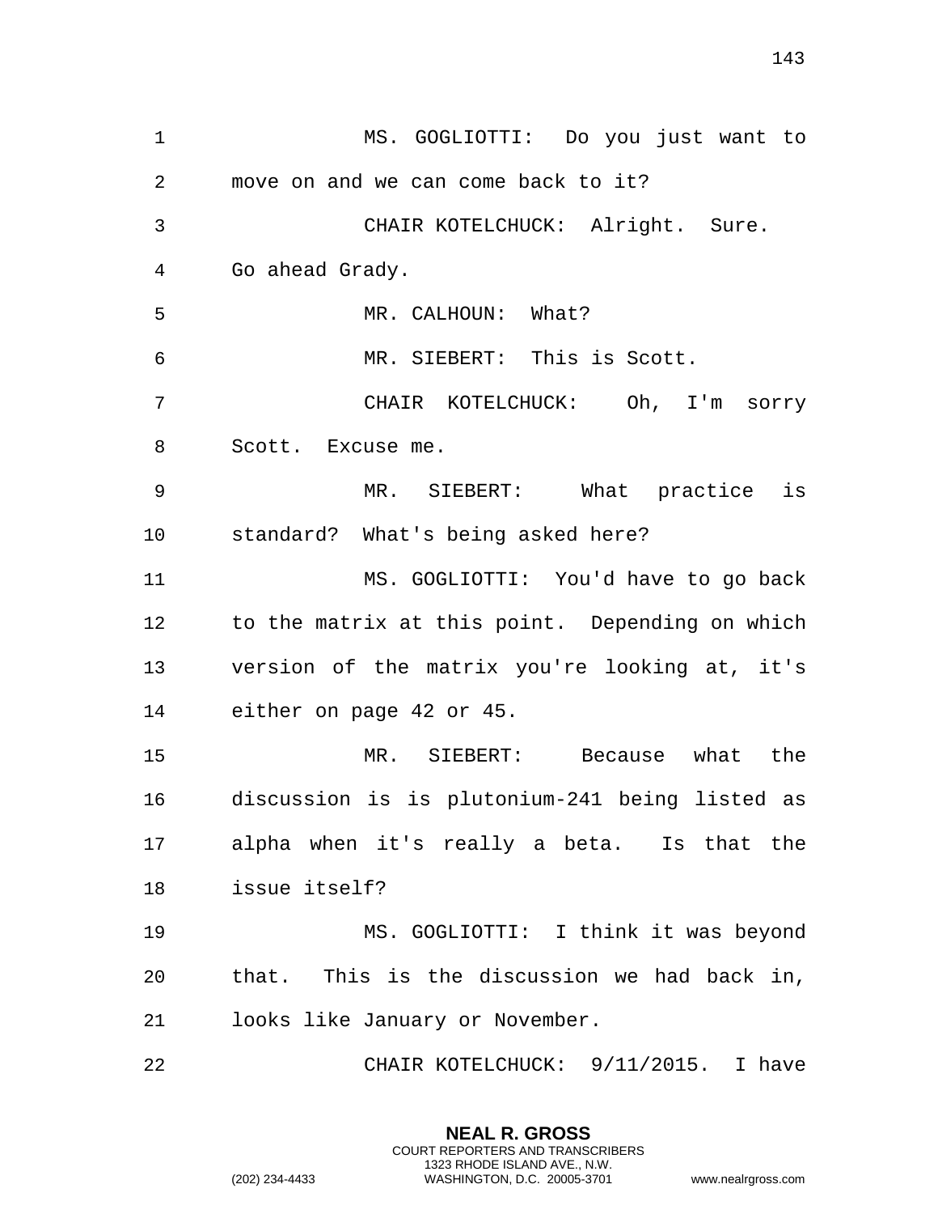MS. GOGLIOTTI: Do you just want to move on and we can come back to it?

CHAIR KOTELCHUCK: Alright. Sure. Go ahead Grady.

MR. CALHOUN: What?

MR. SIEBERT: This is Scott.

CHAIR KOTELCHUCK: Oh, I'm sorry Scott. Excuse me.

MR. SIEBERT: What practice is standard? What's being asked here?

MS. GOGLIOTTI: You'd have to go back to the matrix at this point. Depending on which version of the matrix you're looking at, it's either on page 42 or 45.

MR. SIEBERT: Because what the discussion is is plutonium-241 being listed as alpha when it's really a beta. Is that the issue itself?

MS. GOGLIOTTI: I think it was beyond that. This is the discussion we had back in, looks like January or November.

CHAIR KOTELCHUCK: 9/11/2015. I have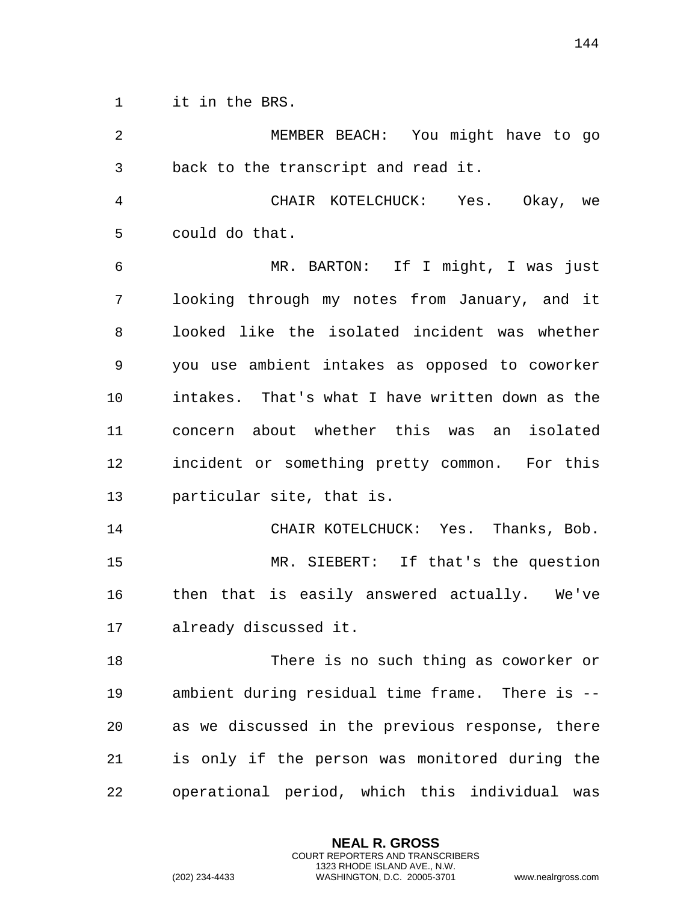it in the BRS.

MEMBER BEACH: You might have to go back to the transcript and read it.

CHAIR KOTELCHUCK: Yes. Okay, we could do that.

MR. BARTON: If I might, I was just looking through my notes from January, and it looked like the isolated incident was whether you use ambient intakes as opposed to coworker intakes. That's what I have written down as the concern about whether this was an isolated incident or something pretty common. For this particular site, that is.

CHAIR KOTELCHUCK: Yes. Thanks, Bob.

MR. SIEBERT: If that's the question then that is easily answered actually. We've already discussed it.

There is no such thing as coworker or ambient during residual time frame. There is -- as we discussed in the previous response, there is only if the person was monitored during the operational period, which this individual was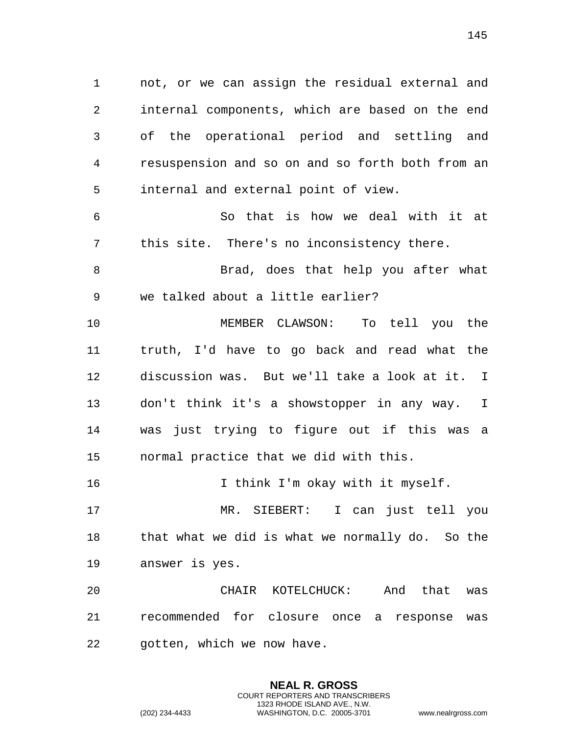not, or we can assign the residual external and internal components, which are based on the end of the operational period and settling and resuspension and so on and so forth both from an internal and external point of view.

So that is how we deal with it at this site. There's no inconsistency there.

Brad, does that help you after what we talked about a little earlier?

MEMBER CLAWSON: To tell you the truth, I'd have to go back and read what the discussion was. But we'll take a look at it. I don't think it's a showstopper in any way. I was just trying to figure out if this was a normal practice that we did with this.

I think I'm okay with it myself.

MR. SIEBERT: I can just tell you that what we did is what we normally do. So the answer is yes.

CHAIR KOTELCHUCK: And that was recommended for closure once a response was gotten, which we now have.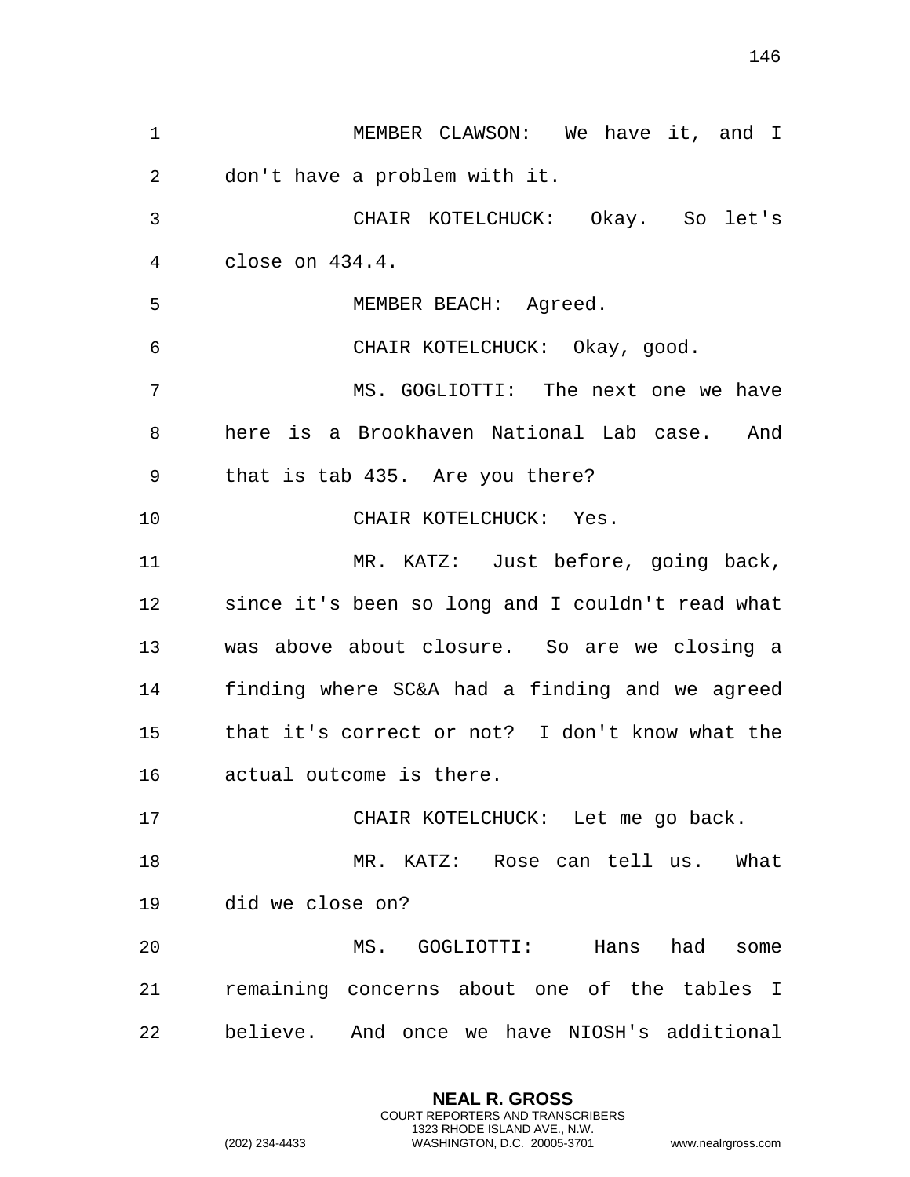MEMBER CLAWSON: We have it, and I don't have a problem with it.

CHAIR KOTELCHUCK: Okay. So let's close on 434.4.

MEMBER BEACH: Agreed.

CHAIR KOTELCHUCK: Okay, good.

MS. GOGLIOTTI: The next one we have here is a Brookhaven National Lab case. And that is tab 435. Are you there?

CHAIR KOTELCHUCK: Yes.

MR. KATZ: Just before, going back, since it's been so long and I couldn't read what was above about closure. So are we closing a finding where SC&A had a finding and we agreed that it's correct or not? I don't know what the actual outcome is there.

CHAIR KOTELCHUCK: Let me go back.

MR. KATZ: Rose can tell us. What did we close on?

MS. GOGLIOTTI: Hans had some remaining concerns about one of the tables I believe. And once we have NIOSH's additional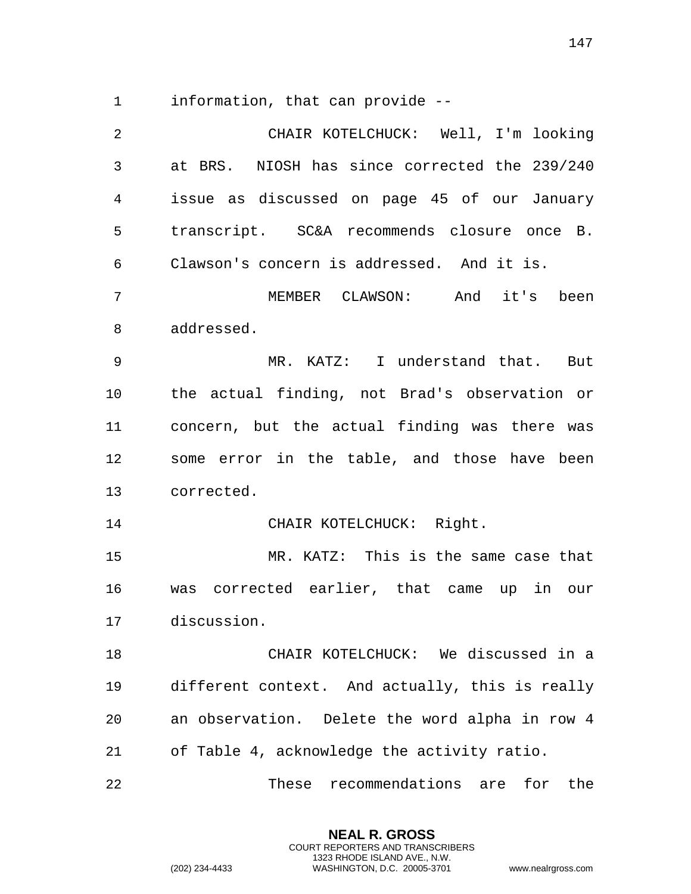information, that can provide --

CHAIR KOTELCHUCK: Well, I'm looking at BRS. NIOSH has since corrected the 239/240 issue as discussed on page 45 of our January transcript. SC&A recommends closure once B. Clawson's concern is addressed. And it is.

MEMBER CLAWSON: And it's been addressed.

MR. KATZ: I understand that. But the actual finding, not Brad's observation or concern, but the actual finding was there was some error in the table, and those have been corrected.

CHAIR KOTELCHUCK: Right.

MR. KATZ: This is the same case that was corrected earlier, that came up in our discussion.

CHAIR KOTELCHUCK: We discussed in a different context. And actually, this is really an observation. Delete the word alpha in row 4 of Table 4, acknowledge the activity ratio.

These recommendations are for the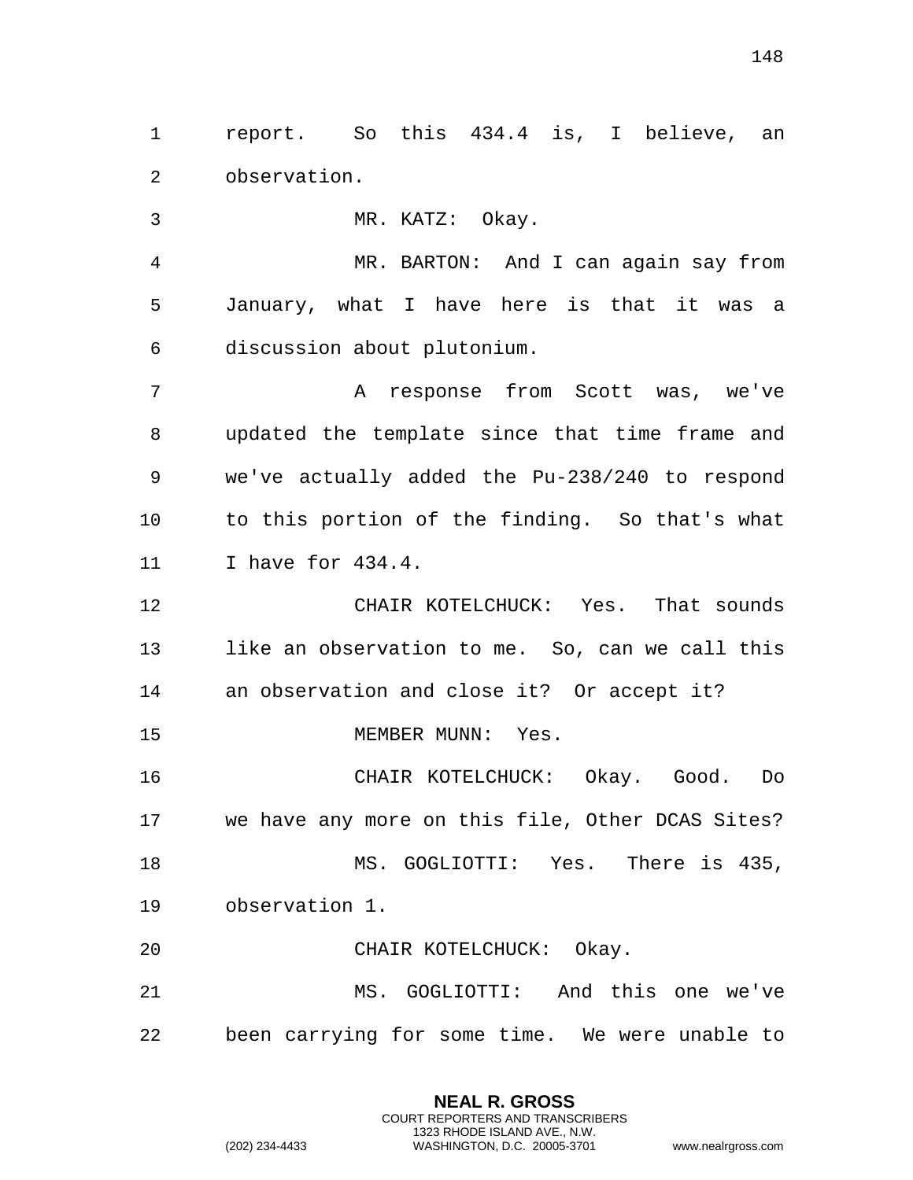report. So this 434.4 is, I believe, an observation.

MR. KATZ: Okay.

MR. BARTON: And I can again say from January, what I have here is that it was a discussion about plutonium.

A response from Scott was, we've updated the template since that time frame and we've actually added the Pu-238/240 to respond to this portion of the finding. So that's what I have for 434.4.

CHAIR KOTELCHUCK: Yes. That sounds like an observation to me. So, can we call this an observation and close it? Or accept it?

MEMBER MUNN: Yes.

CHAIR KOTELCHUCK: Okay. Good. Do we have any more on this file, Other DCAS Sites?

MS. GOGLIOTTI: Yes. There is 435, observation 1.

CHAIR KOTELCHUCK: Okay.

MS. GOGLIOTTI: And this one we've been carrying for some time. We were unable to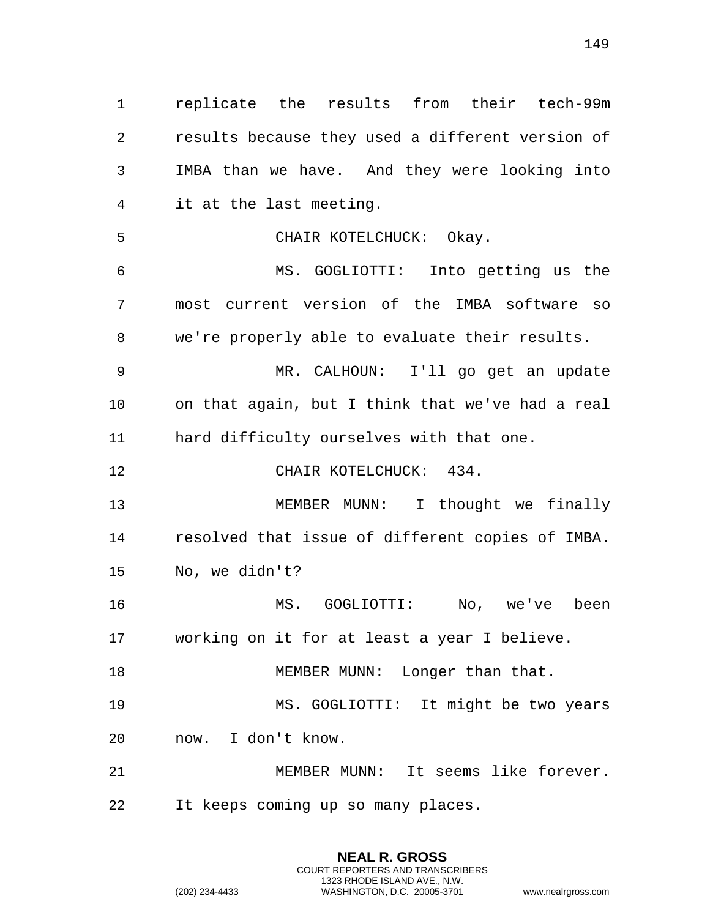replicate the results from their tech-99m results because they used a different version of IMBA than we have. And they were looking into it at the last meeting.

CHAIR KOTELCHUCK: Okay.

MS. GOGLIOTTI: Into getting us the most current version of the IMBA software so we're properly able to evaluate their results.

MR. CALHOUN: I'll go get an update on that again, but I think that we've had a real hard difficulty ourselves with that one.

CHAIR KOTELCHUCK: 434.

MEMBER MUNN: I thought we finally resolved that issue of different copies of IMBA. No, we didn't?

MS. GOGLIOTTI: No, we've been working on it for at least a year I believe.

MEMBER MUNN: Longer than that.

MS. GOGLIOTTI: It might be two years now. I don't know.

MEMBER MUNN: It seems like forever. It keeps coming up so many places.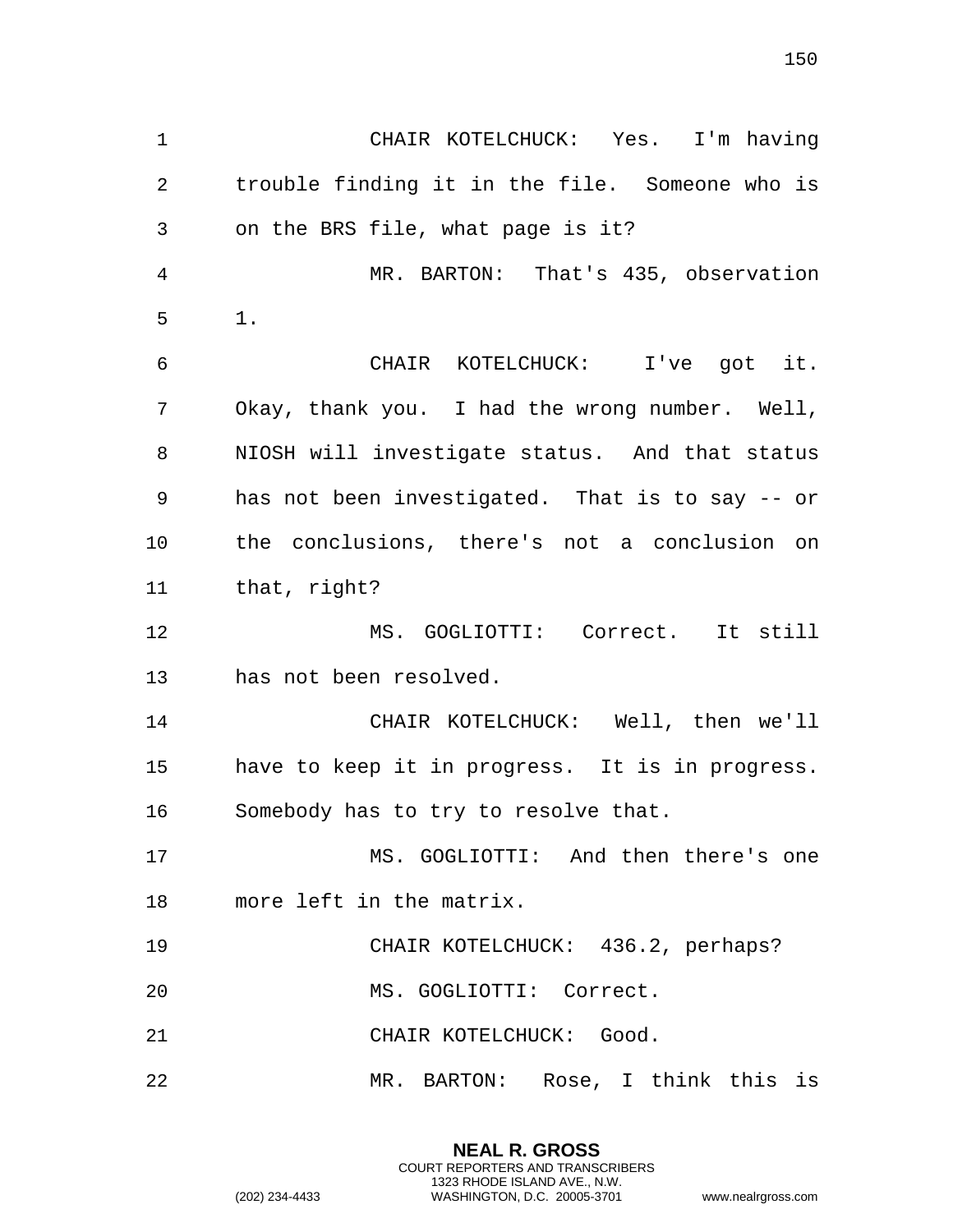CHAIR KOTELCHUCK: Yes. I'm having trouble finding it in the file. Someone who is on the BRS file, what page is it?

MR. BARTON: That's 435, observation 1.

CHAIR KOTELCHUCK: I've got it. Okay, thank you. I had the wrong number. Well, NIOSH will investigate status. And that status has not been investigated. That is to say -- or the conclusions, there's not a conclusion on that, right?

MS. GOGLIOTTI: Correct. It still has not been resolved.

CHAIR KOTELCHUCK: Well, then we'll have to keep it in progress. It is in progress. Somebody has to try to resolve that.

MS. GOGLIOTTI: And then there's one more left in the matrix.

CHAIR KOTELCHUCK: 436.2, perhaps?

MS. GOGLIOTTI: Correct.

CHAIR KOTELCHUCK: Good.

MR. BARTON: Rose, I think this is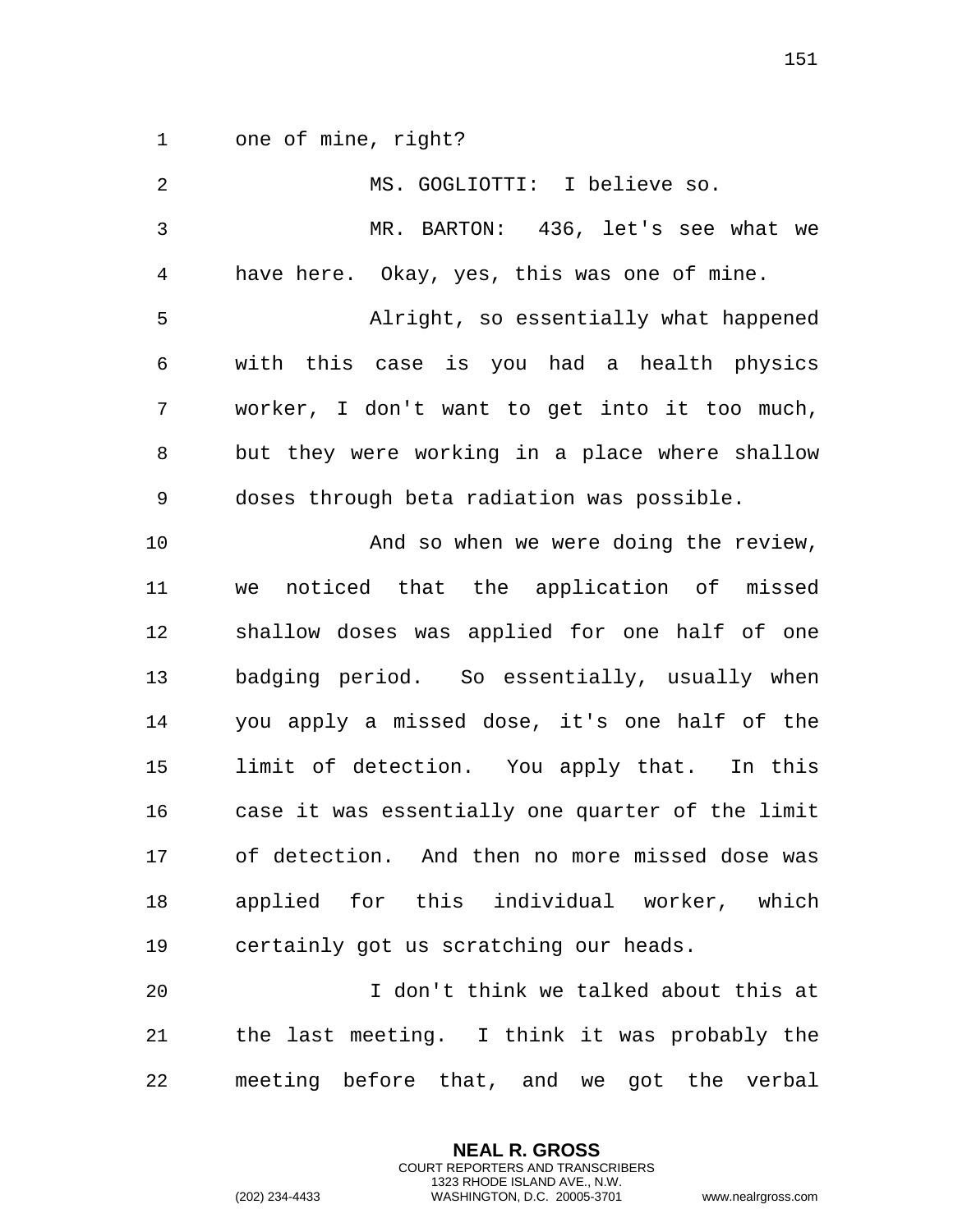one of mine, right?

MS. GOGLIOTTI: I believe so.

MR. BARTON: 436, let's see what we have here. Okay, yes, this was one of mine.

Alright, so essentially what happened with this case is you had a health physics worker, I don't want to get into it too much, but they were working in a place where shallow doses through beta radiation was possible.

And so when we were doing the review, we noticed that the application of missed shallow doses was applied for one half of one badging period. So essentially, usually when you apply a missed dose, it's one half of the limit of detection. You apply that. In this case it was essentially one quarter of the limit of detection. And then no more missed dose was applied for this individual worker, which certainly got us scratching our heads.

I don't think we talked about this at the last meeting. I think it was probably the meeting before that, and we got the verbal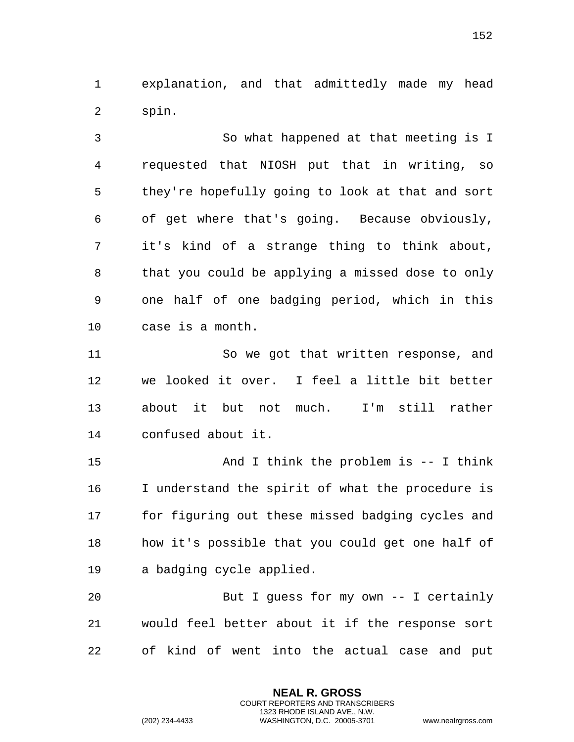explanation, and that admittedly made my head spin.

So what happened at that meeting is I requested that NIOSH put that in writing, so they're hopefully going to look at that and sort of get where that's going. Because obviously, it's kind of a strange thing to think about, that you could be applying a missed dose to only one half of one badging period, which in this case is a month.

So we got that written response, and we looked it over. I feel a little bit better about it but not much. I'm still rather confused about it.

And I think the problem is -- I think I understand the spirit of what the procedure is for figuring out these missed badging cycles and how it's possible that you could get one half of a badging cycle applied.

But I guess for my own -- I certainly would feel better about it if the response sort of kind of went into the actual case and put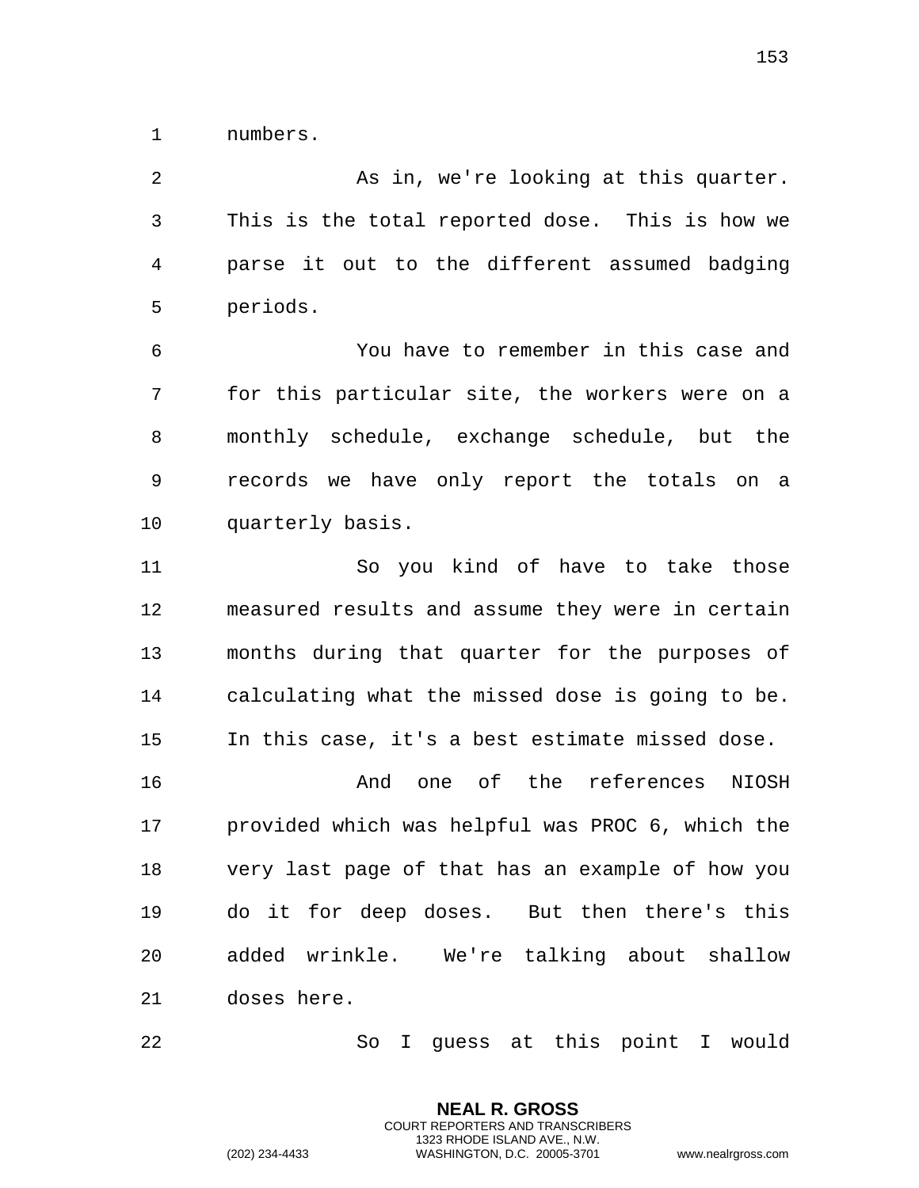numbers.

As in, we're looking at this quarter. This is the total reported dose. This is how we parse it out to the different assumed badging periods.

You have to remember in this case and for this particular site, the workers were on a monthly schedule, exchange schedule, but the records we have only report the totals on a quarterly basis.

So you kind of have to take those measured results and assume they were in certain months during that quarter for the purposes of calculating what the missed dose is going to be. In this case, it's a best estimate missed dose.

And one of the references NIOSH provided which was helpful was PROC 6, which the very last page of that has an example of how you do it for deep doses. But then there's this added wrinkle. We're talking about shallow doses here.

So I guess at this point I would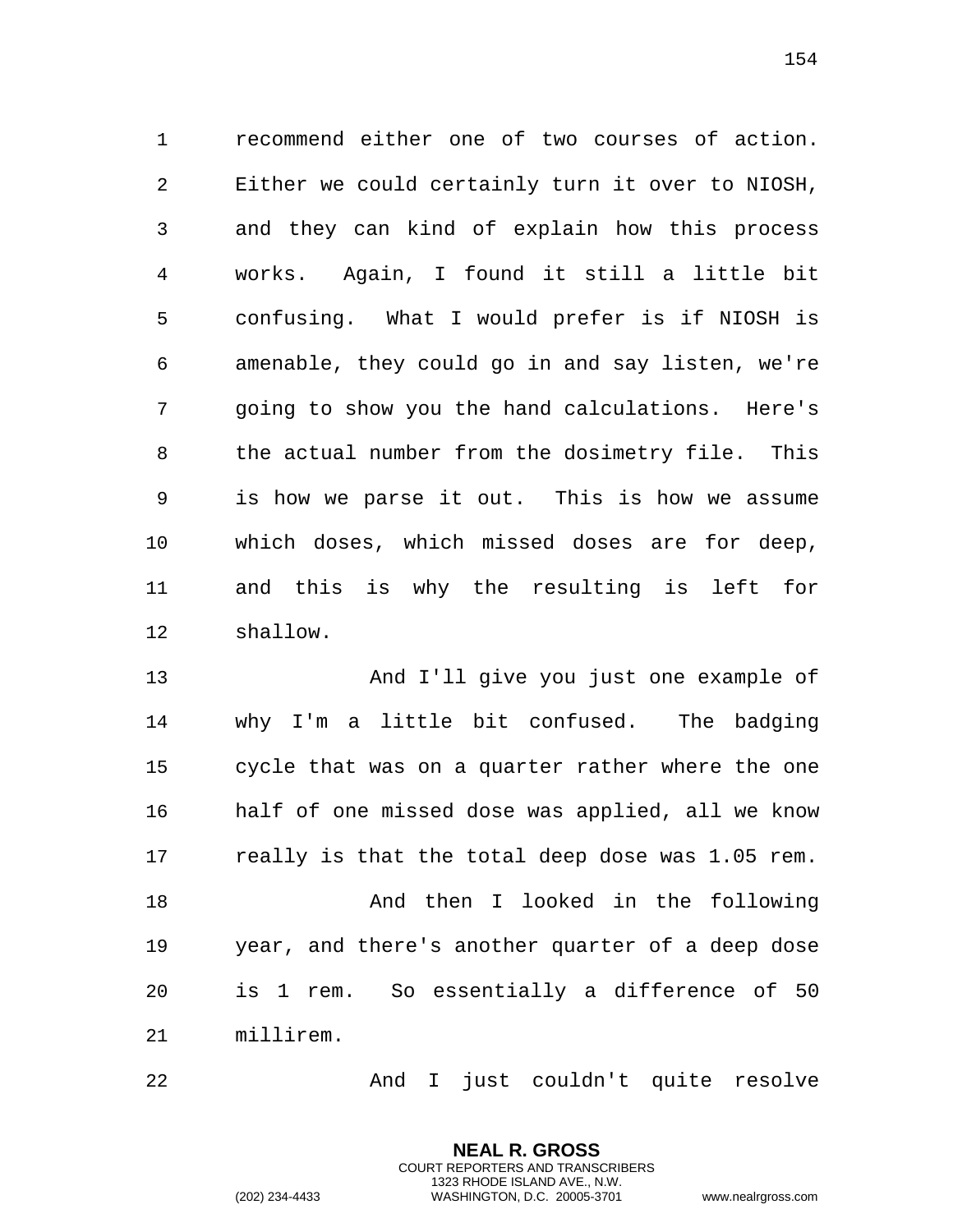recommend either one of two courses of action. Either we could certainly turn it over to NIOSH, and they can kind of explain how this process works. Again, I found it still a little bit confusing. What I would prefer is if NIOSH is amenable, they could go in and say listen, we're going to show you the hand calculations. Here's the actual number from the dosimetry file. This is how we parse it out. This is how we assume which doses, which missed doses are for deep, and this is why the resulting is left for shallow.

And I'll give you just one example of why I'm a little bit confused. The badging cycle that was on a quarter rather where the one half of one missed dose was applied, all we know really is that the total deep dose was 1.05 rem.

And then I looked in the following year, and there's another quarter of a deep dose is 1 rem. So essentially a difference of 50 millirem.

And I just couldn't quite resolve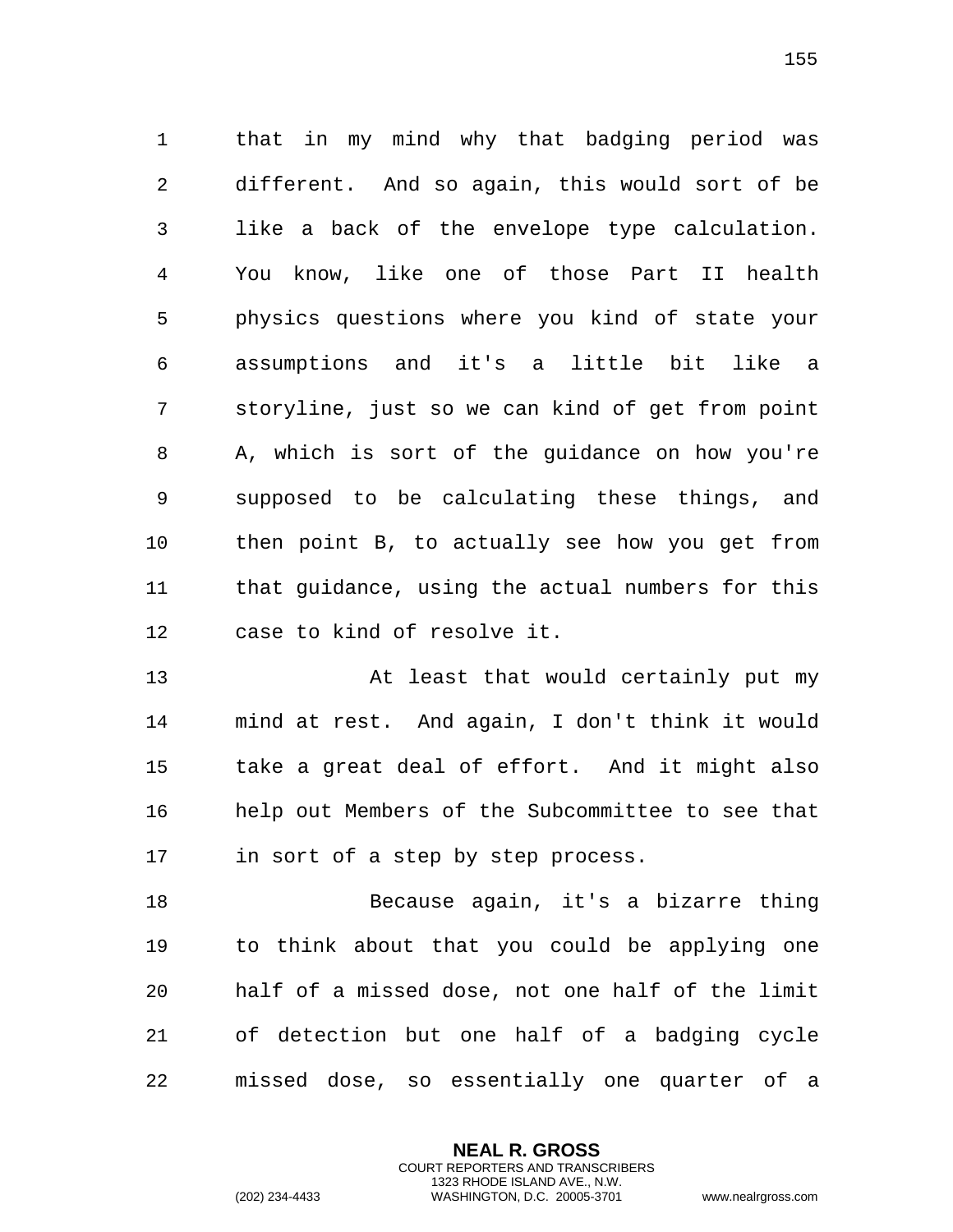that in my mind why that badging period was different. And so again, this would sort of be like a back of the envelope type calculation. You know, like one of those Part II health physics questions where you kind of state your assumptions and it's a little bit like a storyline, just so we can kind of get from point A, which is sort of the guidance on how you're supposed to be calculating these things, and then point B, to actually see how you get from that guidance, using the actual numbers for this case to kind of resolve it.

At least that would certainly put my mind at rest. And again, I don't think it would take a great deal of effort. And it might also help out Members of the Subcommittee to see that in sort of a step by step process.

Because again, it's a bizarre thing to think about that you could be applying one half of a missed dose, not one half of the limit of detection but one half of a badging cycle missed dose, so essentially one quarter of a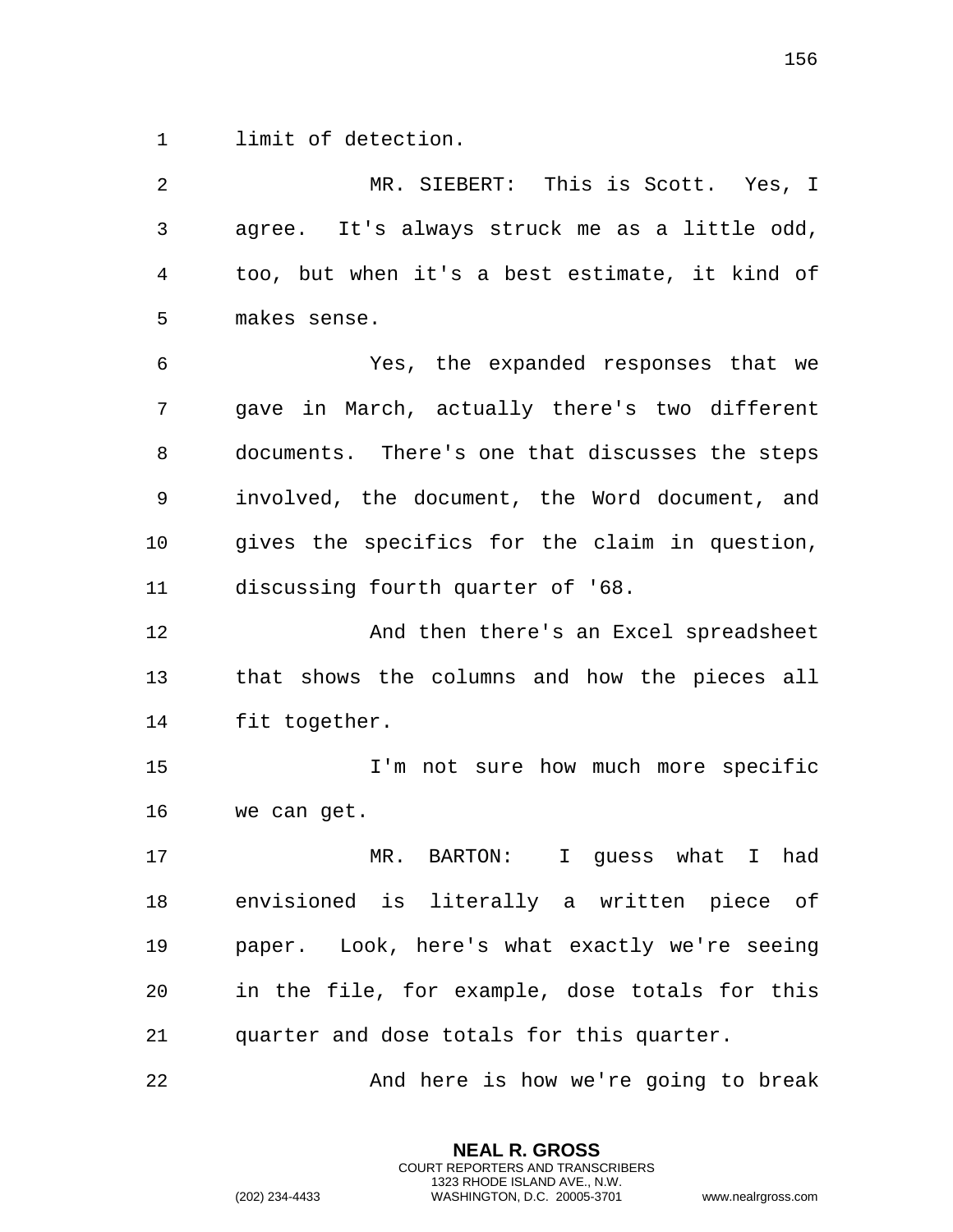limit of detection.

MR. SIEBERT: This is Scott. Yes, I agree. It's always struck me as a little odd, too, but when it's a best estimate, it kind of makes sense.

Yes, the expanded responses that we gave in March, actually there's two different documents. There's one that discusses the steps involved, the document, the Word document, and gives the specifics for the claim in question, discussing fourth quarter of '68.

And then there's an Excel spreadsheet that shows the columns and how the pieces all fit together.

I'm not sure how much more specific we can get.

MR. BARTON: I guess what I had envisioned is literally a written piece of paper. Look, here's what exactly we're seeing in the file, for example, dose totals for this quarter and dose totals for this quarter.

And here is how we're going to break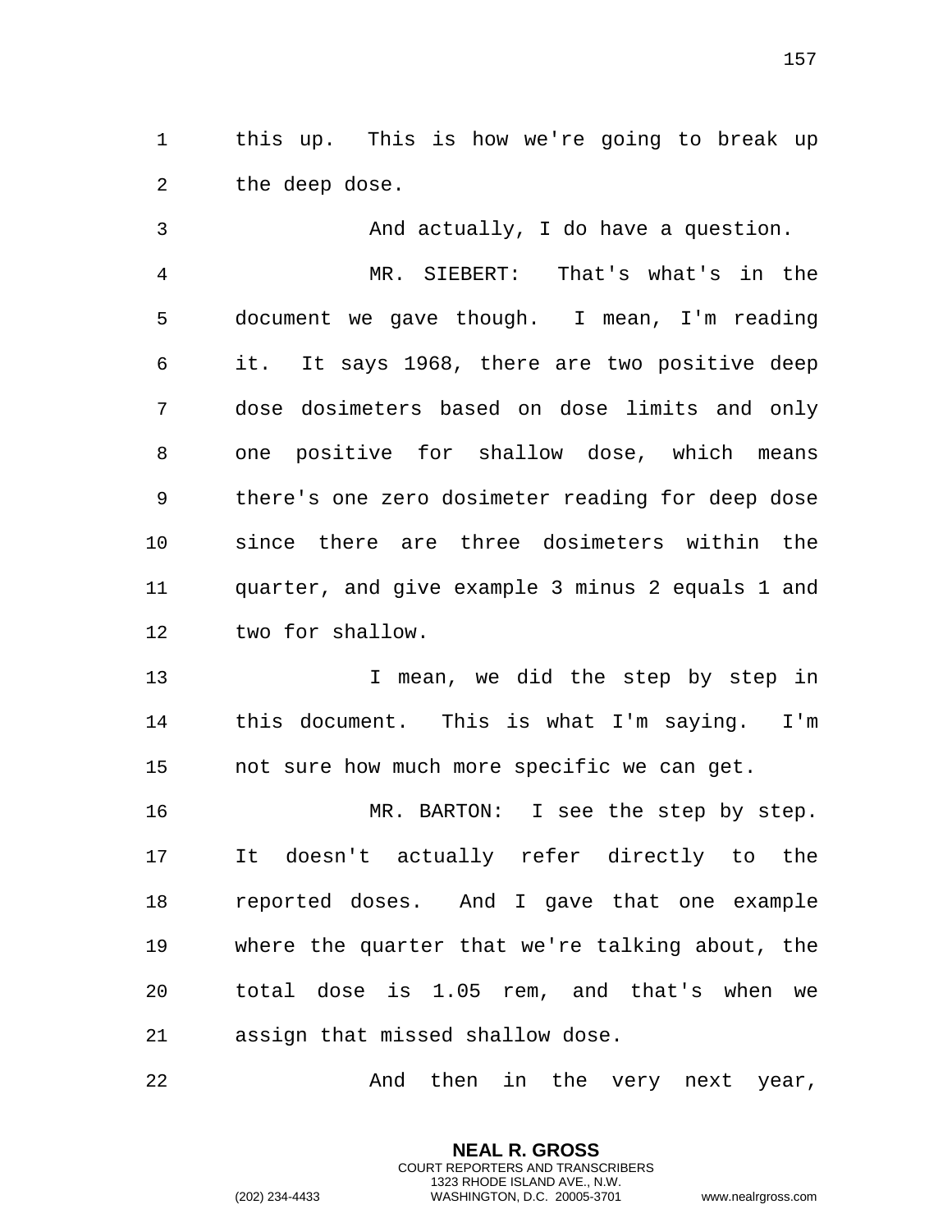this up. This is how we're going to break up the deep dose.

And actually, I do have a question.

MR. SIEBERT: That's what's in the document we gave though. I mean, I'm reading it. It says 1968, there are two positive deep dose dosimeters based on dose limits and only one positive for shallow dose, which means there's one zero dosimeter reading for deep dose since there are three dosimeters within the quarter, and give example 3 minus 2 equals 1 and two for shallow.

I mean, we did the step by step in this document. This is what I'm saying. I'm not sure how much more specific we can get.

MR. BARTON: I see the step by step. It doesn't actually refer directly to the reported doses. And I gave that one example where the quarter that we're talking about, the total dose is 1.05 rem, and that's when we assign that missed shallow dose.

And then in the very next year,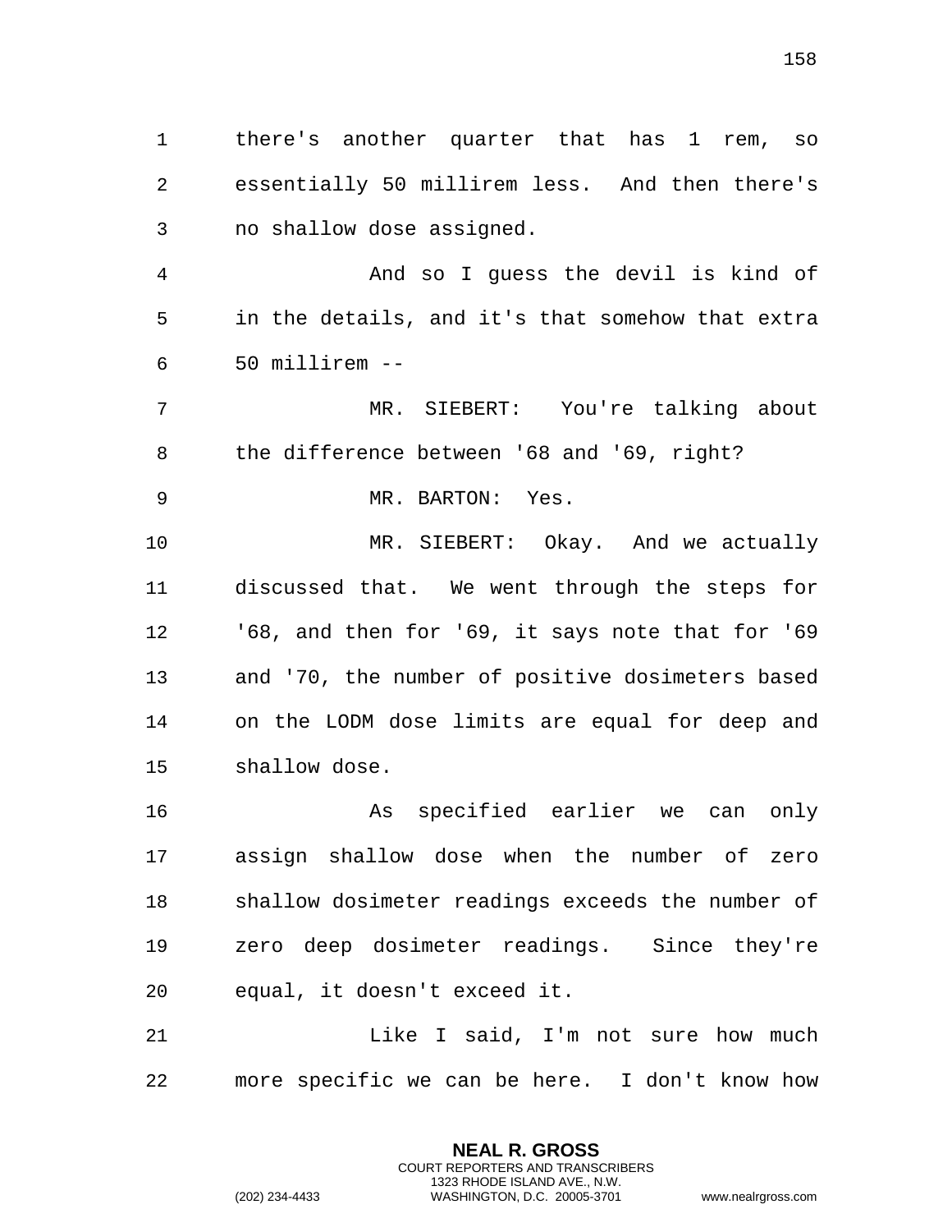there's another quarter that has 1 rem, so essentially 50 millirem less. And then there's no shallow dose assigned.

And so I guess the devil is kind of in the details, and it's that somehow that extra 50 millirem --

MR. SIEBERT: You're talking about the difference between '68 and '69, right?

MR. BARTON: Yes.

MR. SIEBERT: Okay. And we actually discussed that. We went through the steps for '68, and then for '69, it says note that for '69 and '70, the number of positive dosimeters based on the LODM dose limits are equal for deep and shallow dose.

As specified earlier we can only assign shallow dose when the number of zero shallow dosimeter readings exceeds the number of zero deep dosimeter readings. Since they're equal, it doesn't exceed it.

Like I said, I'm not sure how much more specific we can be here. I don't know how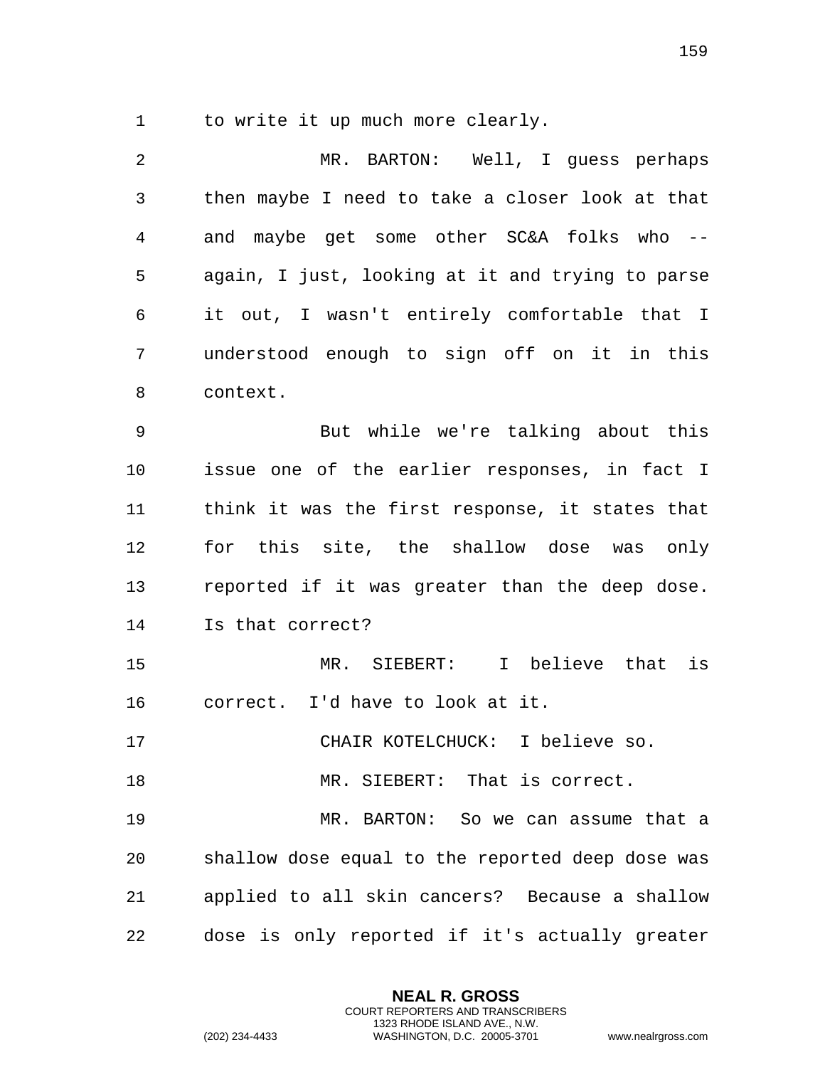to write it up much more clearly.

MR. BARTON: Well, I guess perhaps then maybe I need to take a closer look at that and maybe get some other SC&A folks who -- again, I just, looking at it and trying to parse it out, I wasn't entirely comfortable that I understood enough to sign off on it in this context.

But while we're talking about this issue one of the earlier responses, in fact I think it was the first response, it states that for this site, the shallow dose was only reported if it was greater than the deep dose. Is that correct?

MR. SIEBERT: I believe that is correct. I'd have to look at it.

CHAIR KOTELCHUCK: I believe so.

MR. SIEBERT: That is correct.

MR. BARTON: So we can assume that a shallow dose equal to the reported deep dose was applied to all skin cancers? Because a shallow dose is only reported if it's actually greater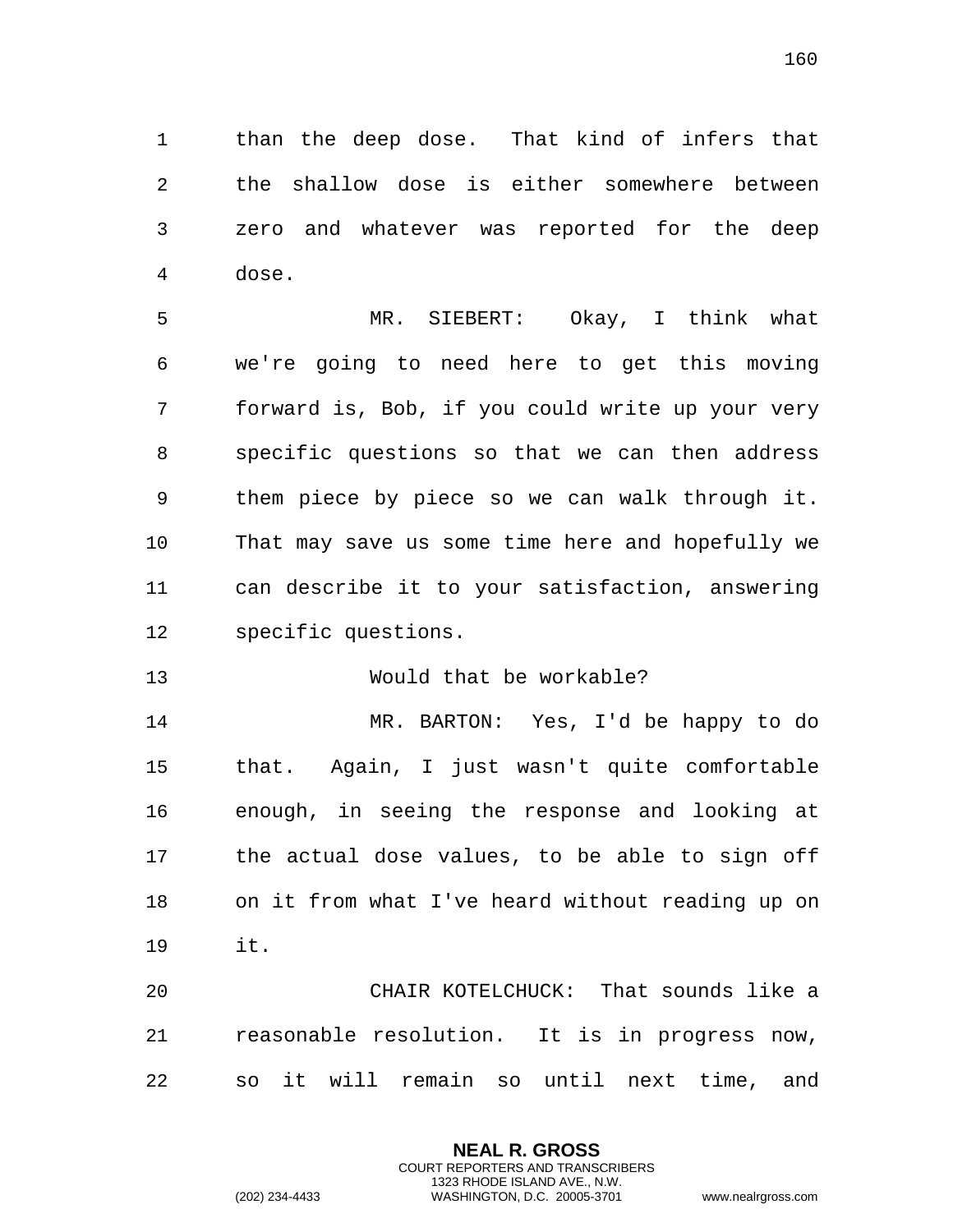than the deep dose. That kind of infers that the shallow dose is either somewhere between zero and whatever was reported for the deep dose.

MR. SIEBERT: Okay, I think what we're going to need here to get this moving forward is, Bob, if you could write up your very specific questions so that we can then address them piece by piece so we can walk through it. That may save us some time here and hopefully we can describe it to your satisfaction, answering specific questions.

Would that be workable?

MR. BARTON: Yes, I'd be happy to do that. Again, I just wasn't quite comfortable enough, in seeing the response and looking at the actual dose values, to be able to sign off on it from what I've heard without reading up on it.

CHAIR KOTELCHUCK: That sounds like a reasonable resolution. It is in progress now, so it will remain so until next time, and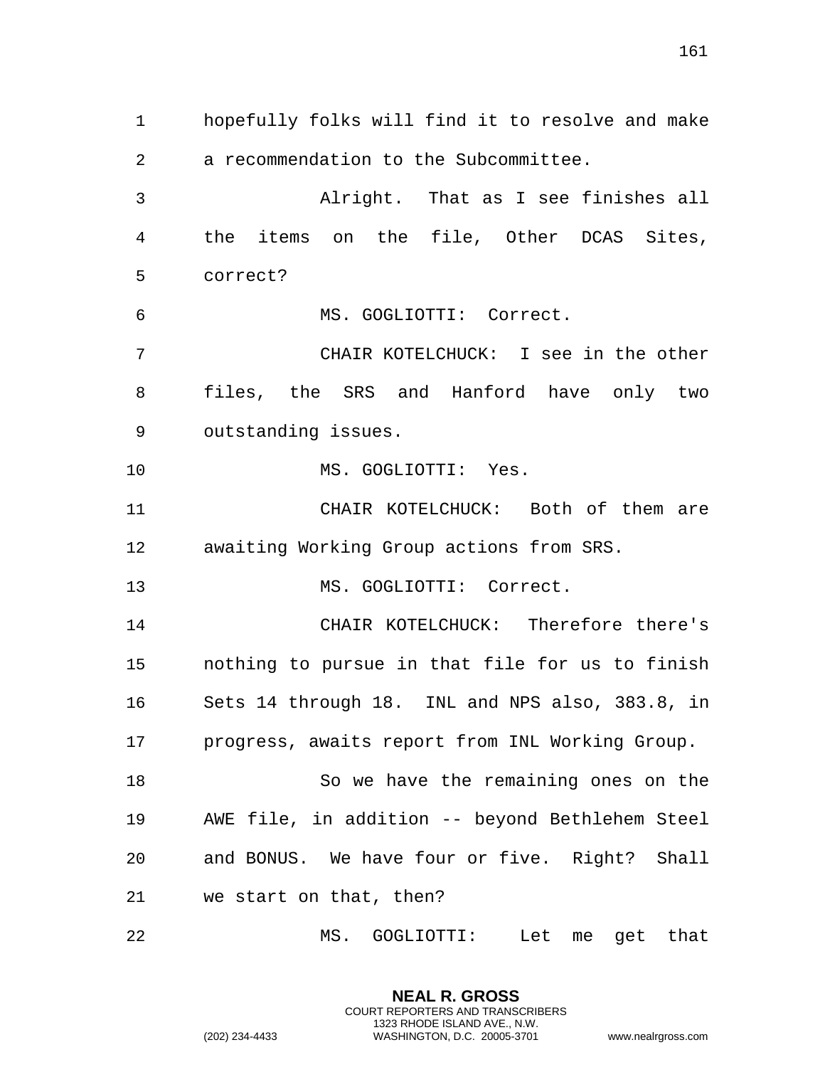hopefully folks will find it to resolve and make a recommendation to the Subcommittee.

Alright. That as I see finishes all the items on the file, Other DCAS Sites, correct?

MS. GOGLIOTTI: Correct.

CHAIR KOTELCHUCK: I see in the other files, the SRS and Hanford have only two outstanding issues.

MS. GOGLIOTTI: Yes.

CHAIR KOTELCHUCK: Both of them are awaiting Working Group actions from SRS.

MS. GOGLIOTTI: Correct.

CHAIR KOTELCHUCK: Therefore there's nothing to pursue in that file for us to finish Sets 14 through 18. INL and NPS also, 383.8, in progress, awaits report from INL Working Group.

So we have the remaining ones on the AWE file, in addition -- beyond Bethlehem Steel and BONUS. We have four or five. Right? Shall we start on that, then?

MS. GOGLIOTTI: Let me get that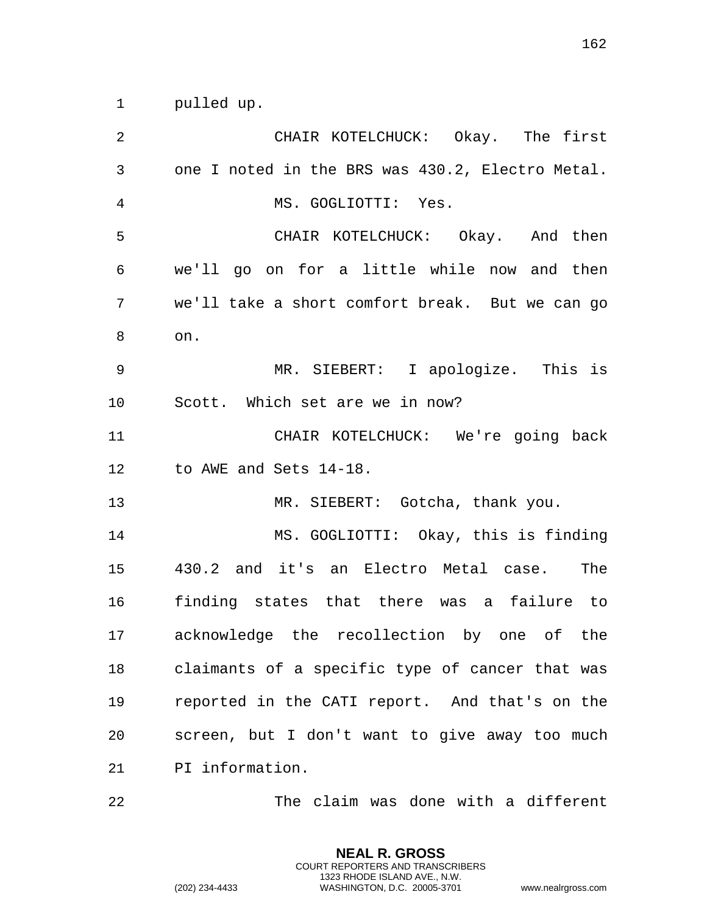pulled up.

CHAIR KOTELCHUCK: Okay. The first one I noted in the BRS was 430.2, Electro Metal.

MS. GOGLIOTTI: Yes.

CHAIR KOTELCHUCK: Okay. And then we'll go on for a little while now and then we'll take a short comfort break. But we can go on.

MR. SIEBERT: I apologize. This is Scott. Which set are we in now?

CHAIR KOTELCHUCK: We're going back to AWE and Sets 14-18.

MR. SIEBERT: Gotcha, thank you.

MS. GOGLIOTTI: Okay, this is finding 430.2 and it's an Electro Metal case. The finding states that there was a failure to acknowledge the recollection by one of the claimants of a specific type of cancer that was reported in the CATI report. And that's on the screen, but I don't want to give away too much PI information.

The claim was done with a different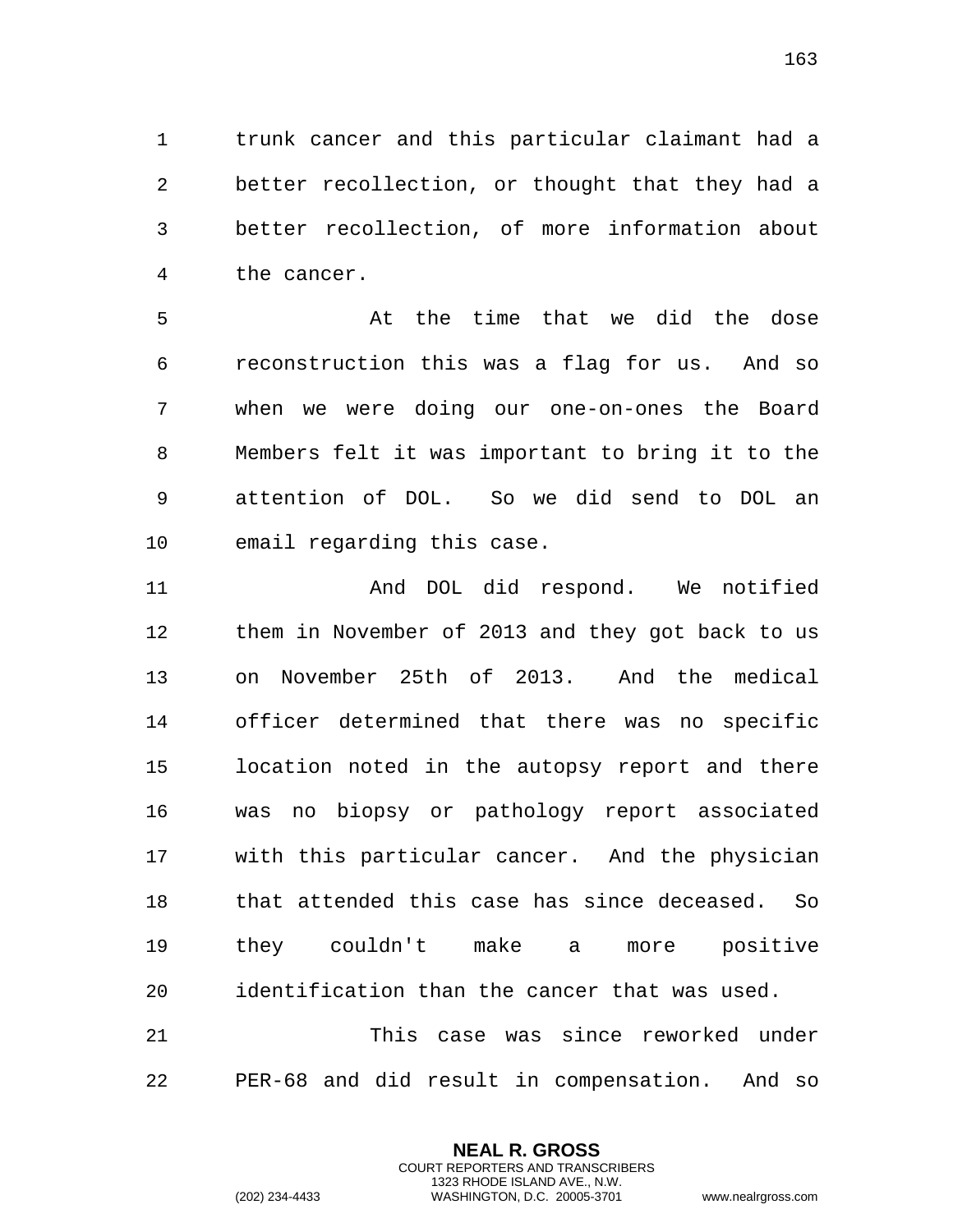trunk cancer and this particular claimant had a better recollection, or thought that they had a better recollection, of more information about the cancer.

At the time that we did the dose reconstruction this was a flag for us. And so when we were doing our one-on-ones the Board Members felt it was important to bring it to the attention of DOL. So we did send to DOL an email regarding this case.

And DOL did respond. We notified them in November of 2013 and they got back to us on November 25th of 2013. And the medical officer determined that there was no specific location noted in the autopsy report and there was no biopsy or pathology report associated with this particular cancer. And the physician that attended this case has since deceased. So they couldn't make a more positive identification than the cancer that was used.

This case was since reworked under PER-68 and did result in compensation. And so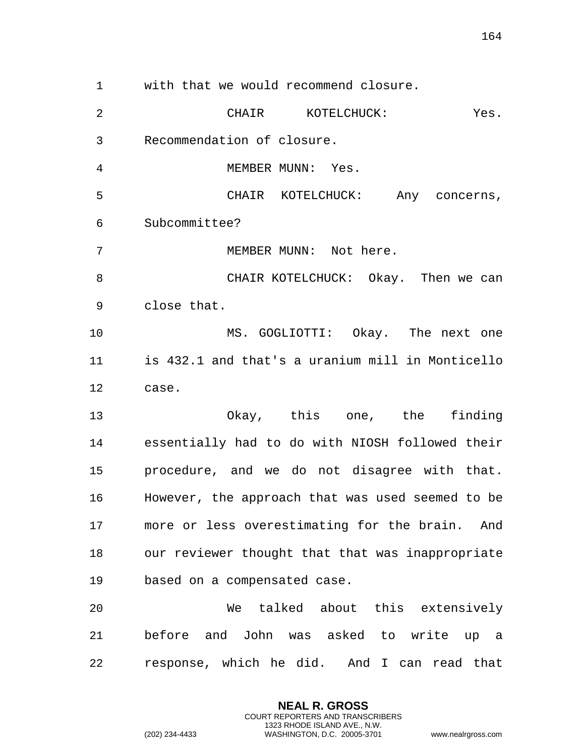with that we would recommend closure.

CHAIR KOTELCHUCK: Yes. Recommendation of closure.

MEMBER MUNN: Yes.

CHAIR KOTELCHUCK: Any concerns, Subcommittee?

MEMBER MUNN: Not here.

CHAIR KOTELCHUCK: Okay. Then we can close that.

MS. GOGLIOTTI: Okay. The next one is 432.1 and that's a uranium mill in Monticello case.

Okay, this one, the finding essentially had to do with NIOSH followed their procedure, and we do not disagree with that. However, the approach that was used seemed to be more or less overestimating for the brain. And our reviewer thought that that was inappropriate based on a compensated case.

We talked about this extensively before and John was asked to write up a response, which he did. And I can read that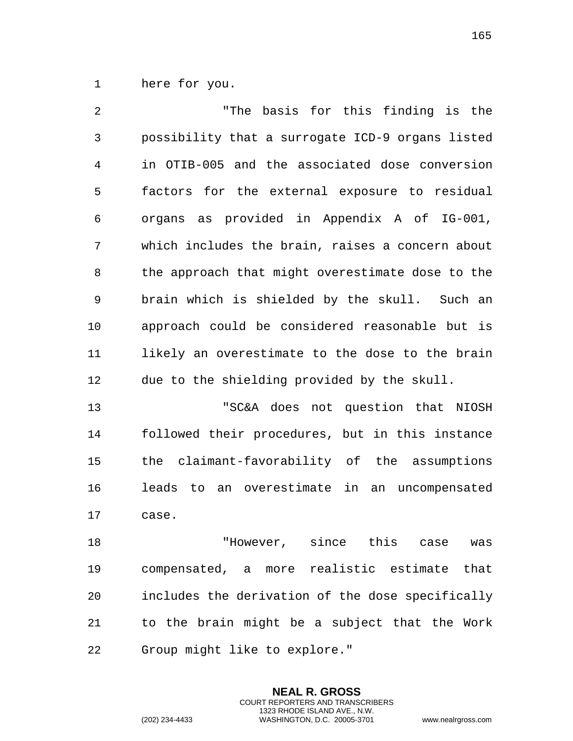here for you.

"The basis for this finding is the possibility that a surrogate ICD-9 organs listed in OTIB-005 and the associated dose conversion factors for the external exposure to residual organs as provided in Appendix A of IG-001, which includes the brain, raises a concern about the approach that might overestimate dose to the brain which is shielded by the skull. Such an approach could be considered reasonable but is likely an overestimate to the dose to the brain due to the shielding provided by the skull.

"SC&A does not question that NIOSH followed their procedures, but in this instance the claimant-favorability of the assumptions leads to an overestimate in an uncompensated case.

"However, since this case was compensated, a more realistic estimate that includes the derivation of the dose specifically to the brain might be a subject that the Work Group might like to explore."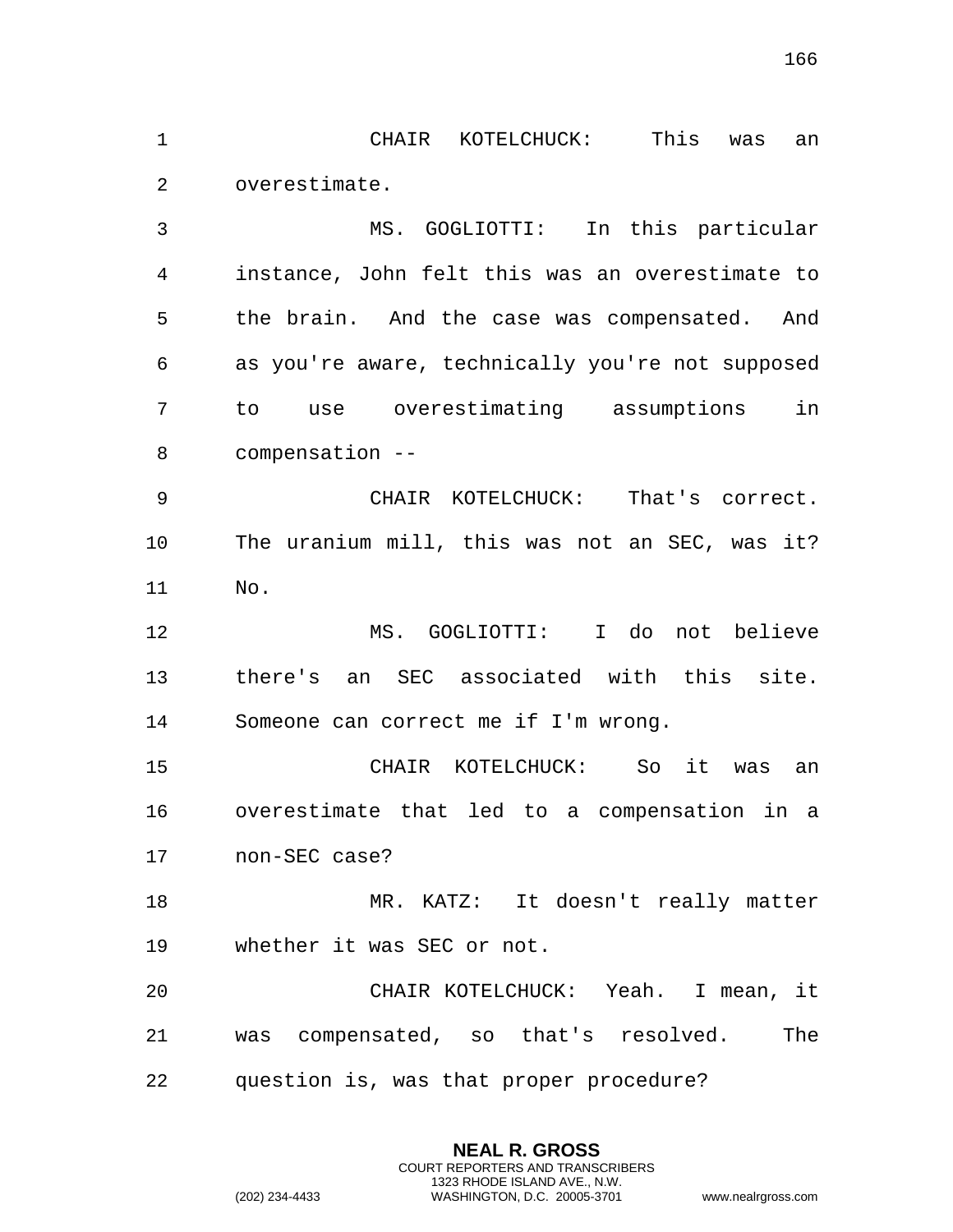CHAIR KOTELCHUCK: This was an overestimate.

MS. GOGLIOTTI: In this particular instance, John felt this was an overestimate to the brain. And the case was compensated. And as you're aware, technically you're not supposed to use overestimating assumptions in compensation --

CHAIR KOTELCHUCK: That's correct. The uranium mill, this was not an SEC, was it? No.

MS. GOGLIOTTI: I do not believe there's an SEC associated with this site. Someone can correct me if I'm wrong.

CHAIR KOTELCHUCK: So it was an overestimate that led to a compensation in a non-SEC case?

MR. KATZ: It doesn't really matter whether it was SEC or not.

CHAIR KOTELCHUCK: Yeah. I mean, it was compensated, so that's resolved. The question is, was that proper procedure?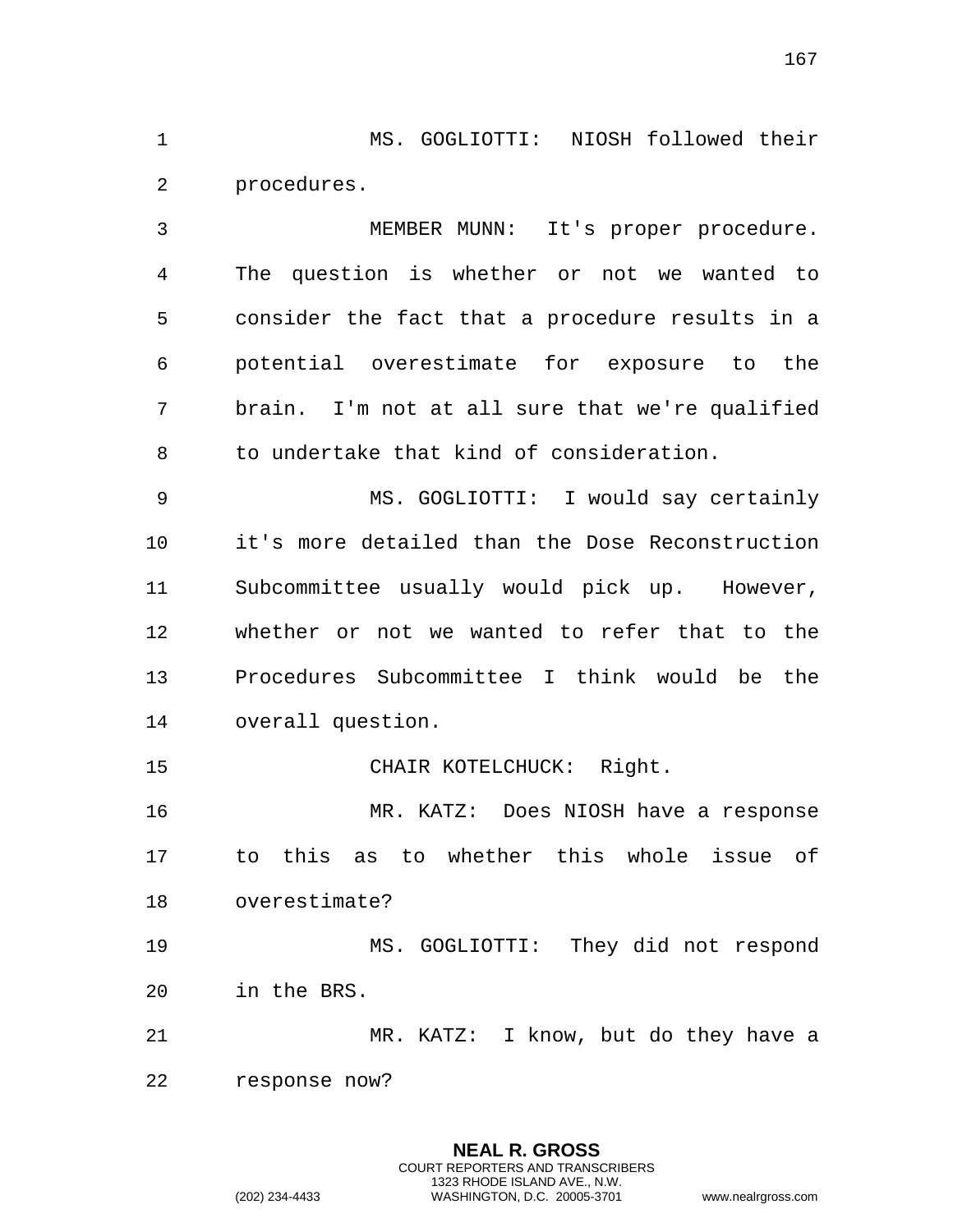MS. GOGLIOTTI: NIOSH followed their procedures.

MEMBER MUNN: It's proper procedure. The question is whether or not we wanted to consider the fact that a procedure results in a potential overestimate for exposure to the brain. I'm not at all sure that we're qualified to undertake that kind of consideration.

MS. GOGLIOTTI: I would say certainly it's more detailed than the Dose Reconstruction Subcommittee usually would pick up. However, whether or not we wanted to refer that to the Procedures Subcommittee I think would be the overall question.

CHAIR KOTELCHUCK: Right.

MR. KATZ: Does NIOSH have a response to this as to whether this whole issue of overestimate?

MS. GOGLIOTTI: They did not respond in the BRS.

MR. KATZ: I know, but do they have a response now?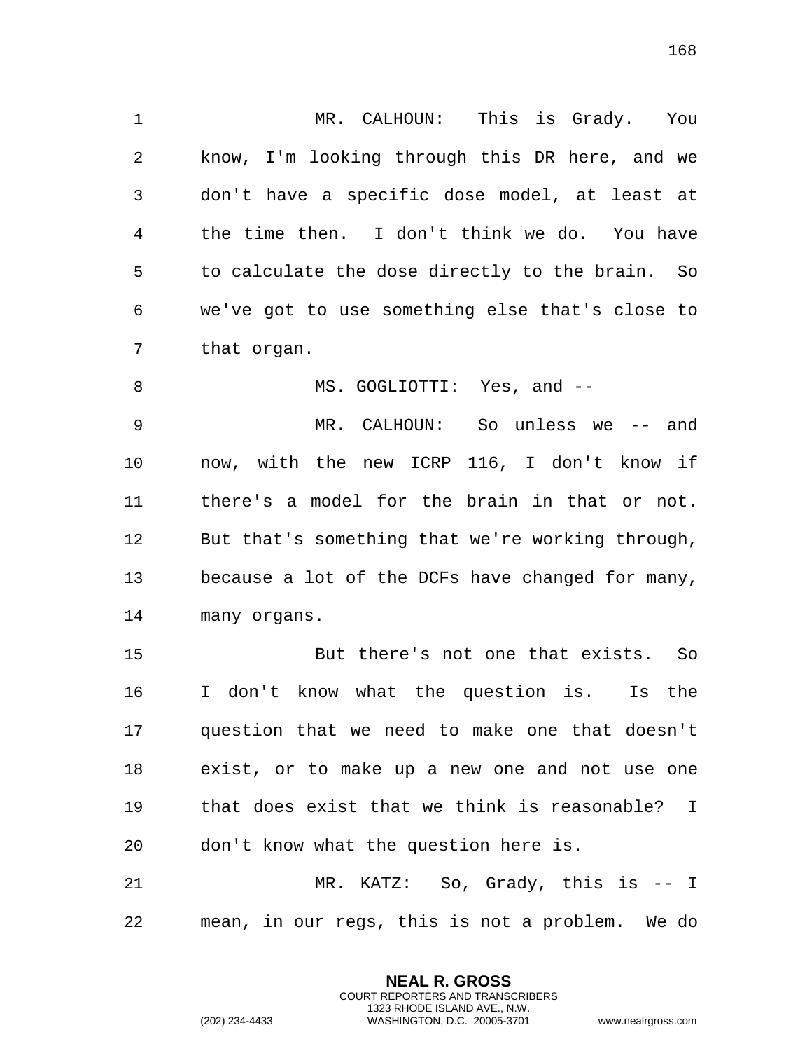MR. CALHOUN: This is Grady. You know, I'm looking through this DR here, and we don't have a specific dose model, at least at the time then. I don't think we do. You have to calculate the dose directly to the brain. So we've got to use something else that's close to that organ.

MS. GOGLIOTTI: Yes, and --

MR. CALHOUN: So unless we -- and now, with the new ICRP 116, I don't know if there's a model for the brain in that or not. But that's something that we're working through, because a lot of the DCFs have changed for many, many organs.

But there's not one that exists. So I don't know what the question is. Is the question that we need to make one that doesn't exist, or to make up a new one and not use one that does exist that we think is reasonable? I don't know what the question here is.

MR. KATZ: So, Grady, this is -- I mean, in our regs, this is not a problem. We do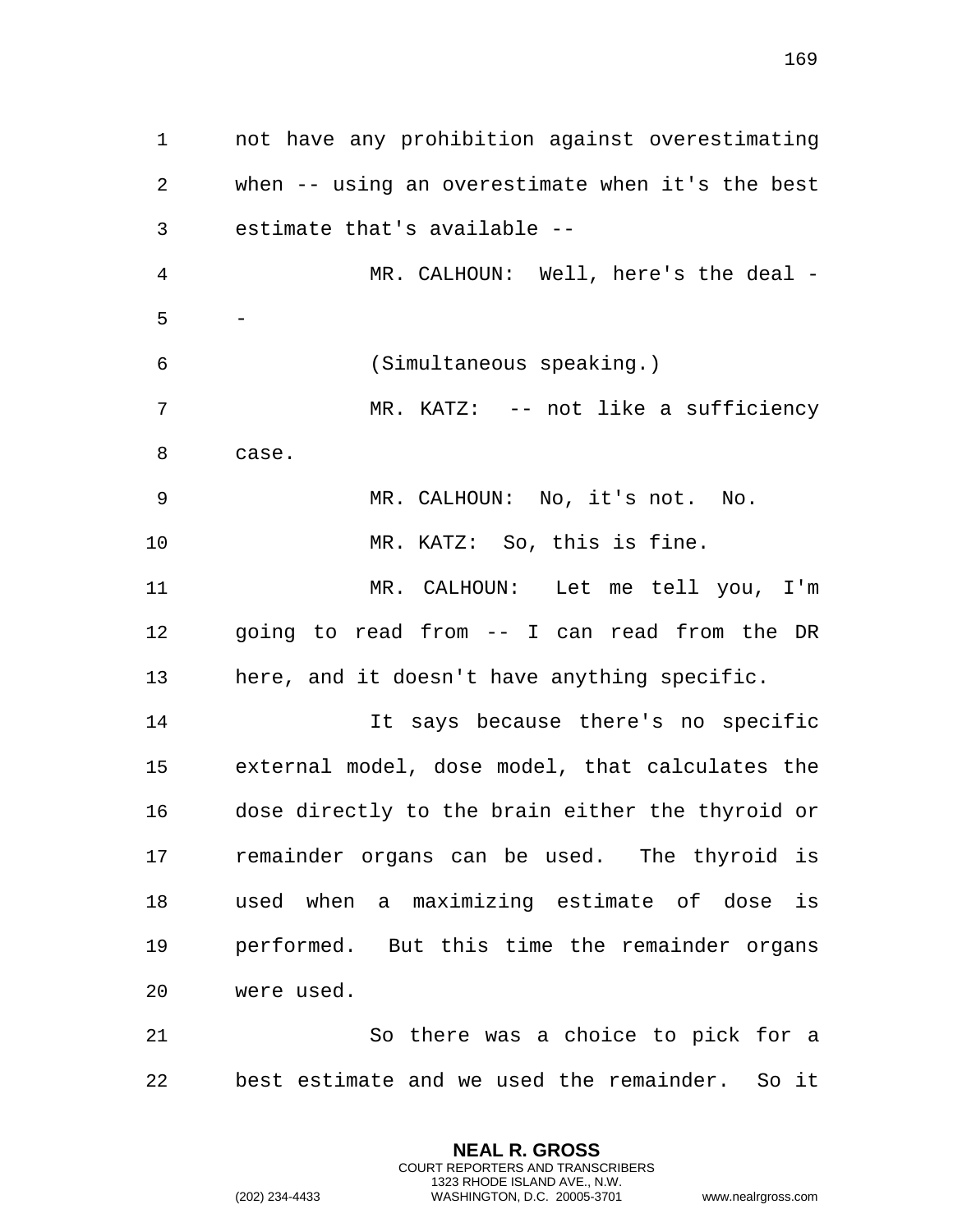not have any prohibition against overestimating when -- using an overestimate when it's the best estimate that's available --

MR. CALHOUN: Well, here's the deal --

(Simultaneous speaking.)

MR. KATZ: -- not like a sufficiency case.

MR. CALHOUN: No, it's not. No.

MR. KATZ: So, this is fine.

MR. CALHOUN: Let me tell you, I'm going to read from -- I can read from the DR here, and it doesn't have anything specific.

It says because there's no specific external model, dose model, that calculates the dose directly to the brain either the thyroid or remainder organs can be used. The thyroid is used when a maximizing estimate of dose is performed. But this time the remainder organs were used.

So there was a choice to pick for a best estimate and we used the remainder. So it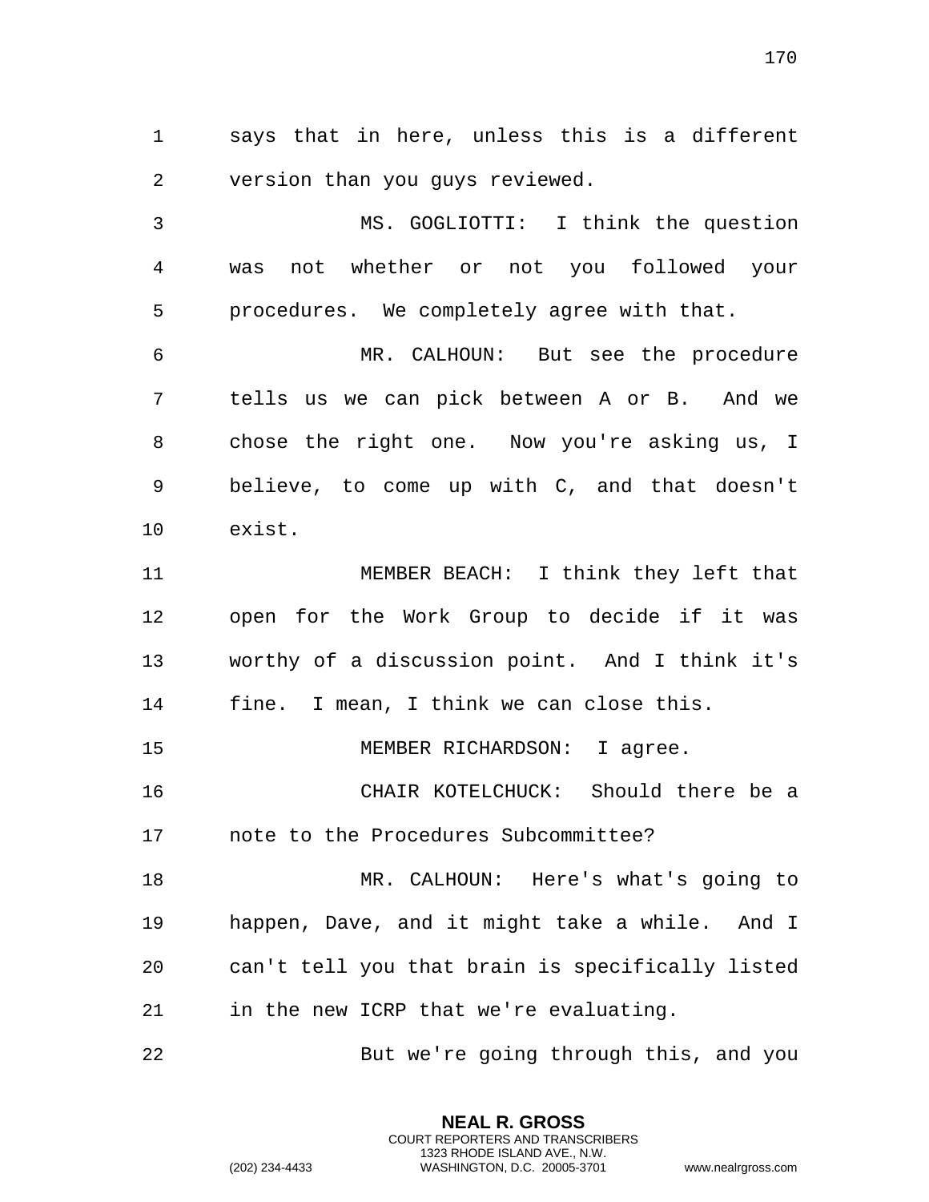says that in here, unless this is a different version than you guys reviewed.

MS. GOGLIOTTI: I think the question was not whether or not you followed your procedures. We completely agree with that.

MR. CALHOUN: But see the procedure tells us we can pick between A or B. And we chose the right one. Now you're asking us, I believe, to come up with C, and that doesn't exist.

MEMBER BEACH: I think they left that open for the Work Group to decide if it was worthy of a discussion point. And I think it's fine. I mean, I think we can close this.

MEMBER RICHARDSON: I agree.

CHAIR KOTELCHUCK: Should there be a note to the Procedures Subcommittee?

MR. CALHOUN: Here's what's going to happen, Dave, and it might take a while. And I can't tell you that brain is specifically listed in the new ICRP that we're evaluating.

But we're going through this, and you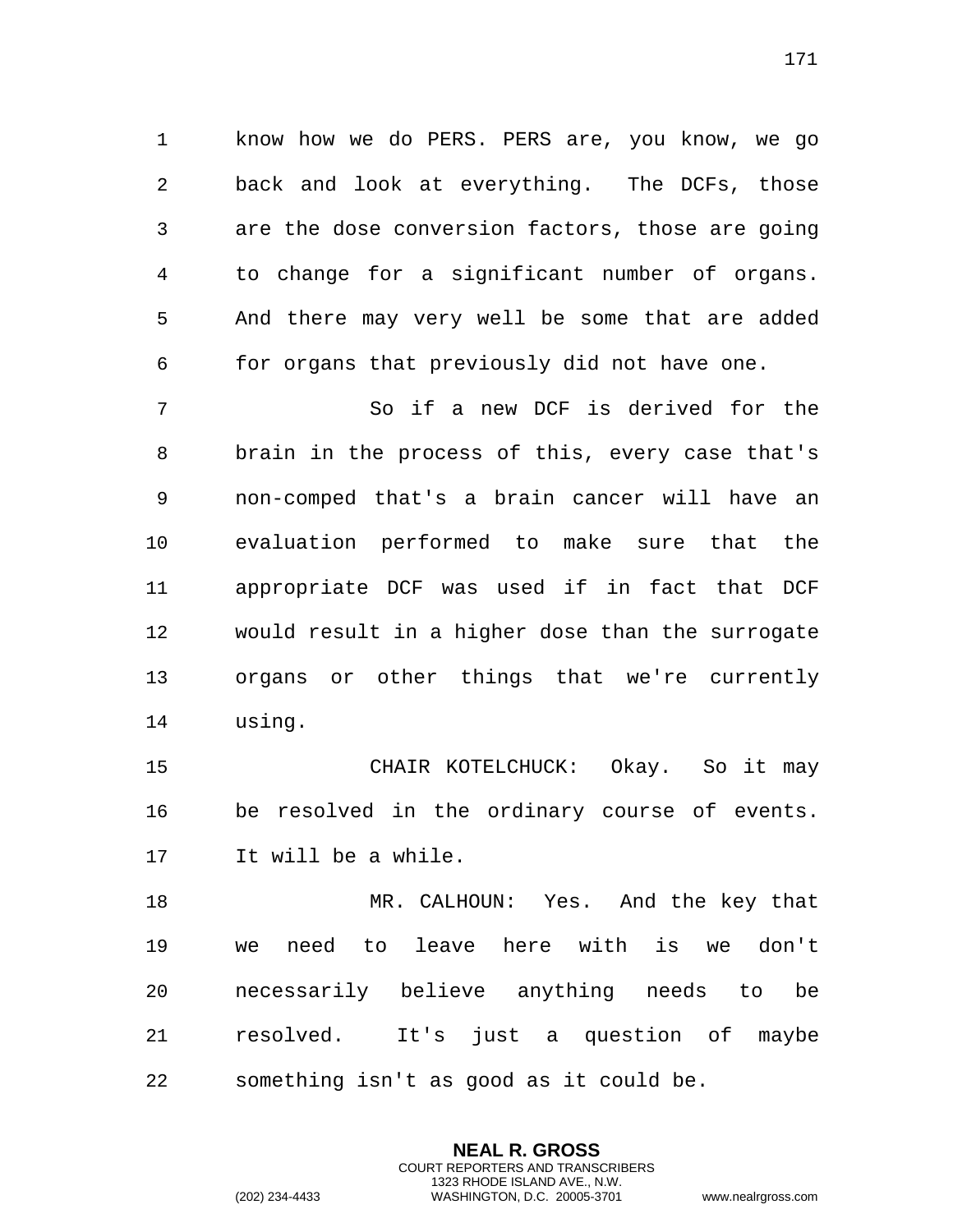know how we do PERS. PERS are, you know, we go back and look at everything. The DCFs, those are the dose conversion factors, those are going to change for a significant number of organs. And there may very well be some that are added for organs that previously did not have one.

So if a new DCF is derived for the brain in the process of this, every case that's non-comped that's a brain cancer will have an evaluation performed to make sure that the appropriate DCF was used if in fact that DCF would result in a higher dose than the surrogate organs or other things that we're currently using.

CHAIR KOTELCHUCK: Okay. So it may be resolved in the ordinary course of events. It will be a while.

MR. CALHOUN: Yes. And the key that we need to leave here with is we don't necessarily believe anything needs to be resolved. It's just a question of maybe something isn't as good as it could be.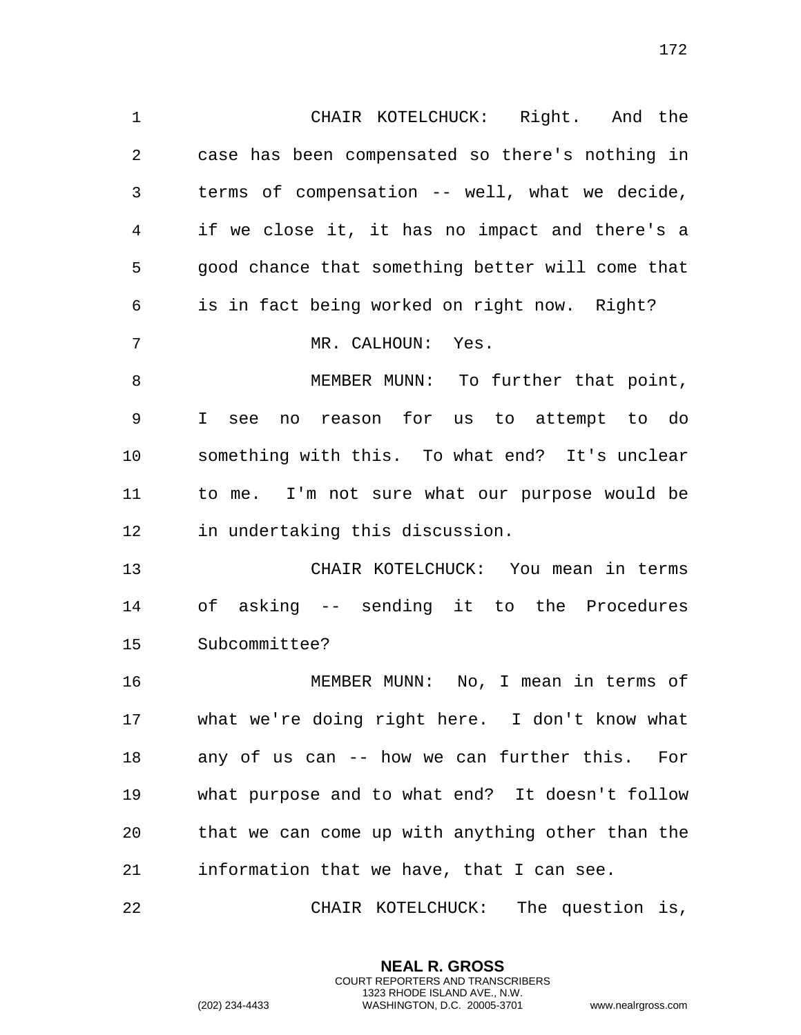CHAIR KOTELCHUCK: Right. And the case has been compensated so there's nothing in terms of compensation -- well, what we decide, if we close it, it has no impact and there's a good chance that something better will come that is in fact being worked on right now. Right?

MR. CALHOUN: Yes.

MEMBER MUNN: To further that point, I see no reason for us to attempt to do something with this. To what end? It's unclear to me. I'm not sure what our purpose would be in undertaking this discussion.

CHAIR KOTELCHUCK: You mean in terms of asking -- sending it to the Procedures Subcommittee?

MEMBER MUNN: No, I mean in terms of what we're doing right here. I don't know what any of us can -- how we can further this. For what purpose and to what end? It doesn't follow that we can come up with anything other than the information that we have, that I can see.

CHAIR KOTELCHUCK: The question is,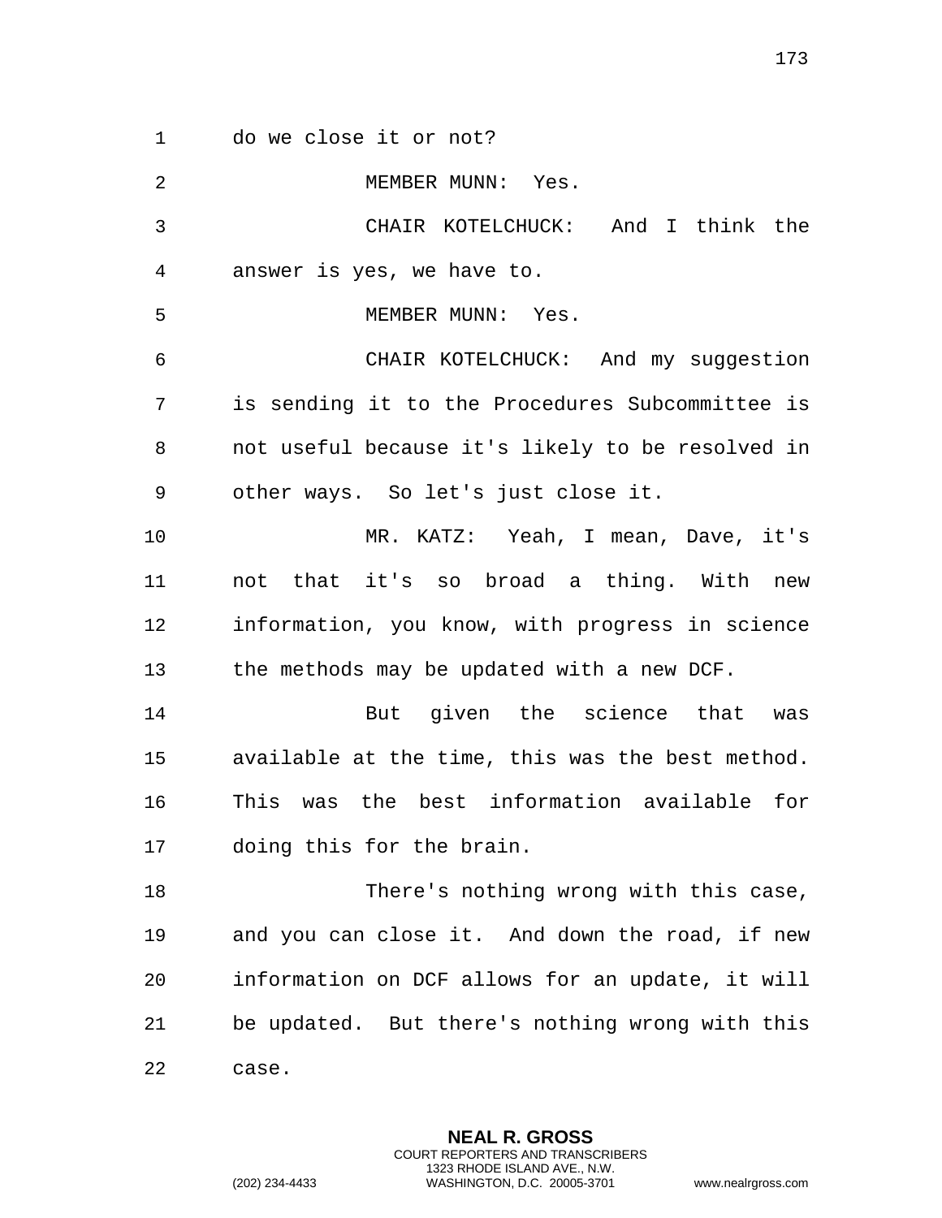do we close it or not?

MEMBER MUNN: Yes.

CHAIR KOTELCHUCK: And I think the answer is yes, we have to.

MEMBER MUNN: Yes.

CHAIR KOTELCHUCK: And my suggestion is sending it to the Procedures Subcommittee is not useful because it's likely to be resolved in other ways. So let's just close it.

MR. KATZ: Yeah, I mean, Dave, it's not that it's so broad a thing. With new information, you know, with progress in science the methods may be updated with a new DCF.

But given the science that was available at the time, this was the best method. This was the best information available for doing this for the brain.

There's nothing wrong with this case, and you can close it. And down the road, if new information on DCF allows for an update, it will be updated. But there's nothing wrong with this case.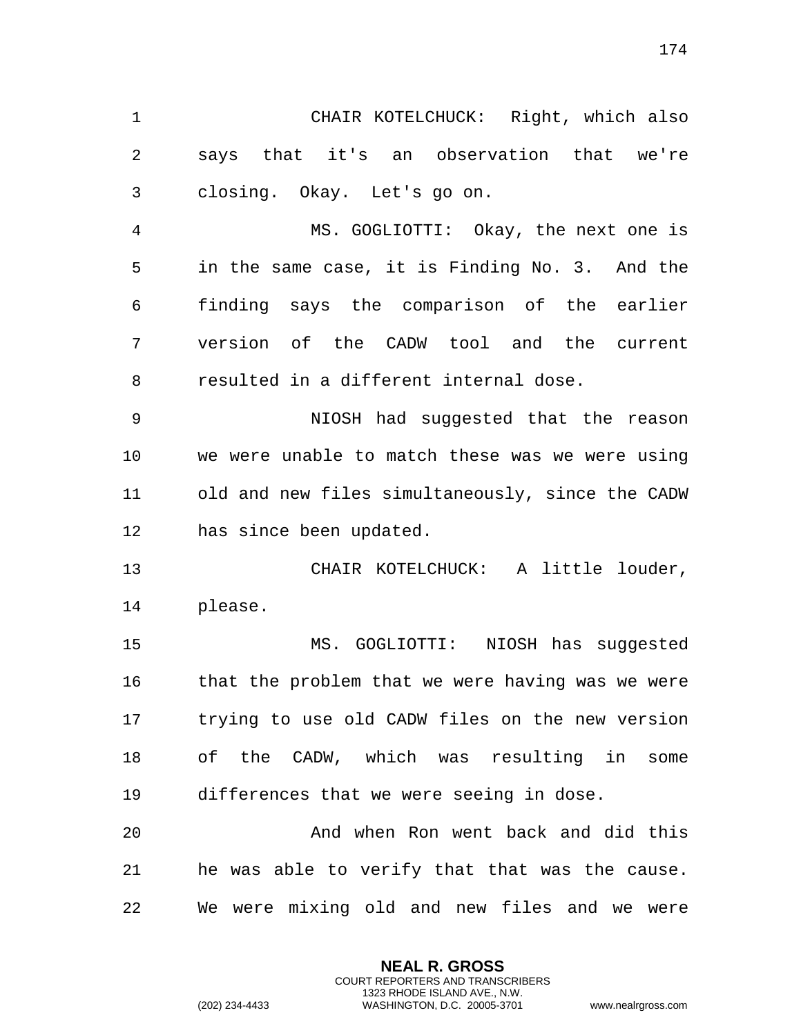CHAIR KOTELCHUCK: Right, which also says that it's an observation that we're closing. Okay. Let's go on.

MS. GOGLIOTTI: Okay, the next one is in the same case, it is Finding No. 3. And the finding says the comparison of the earlier version of the CADW tool and the current resulted in a different internal dose.

NIOSH had suggested that the reason we were unable to match these was we were using old and new files simultaneously, since the CADW has since been updated.

CHAIR KOTELCHUCK: A little louder, please.

MS. GOGLIOTTI: NIOSH has suggested that the problem that we were having was we were trying to use old CADW files on the new version of the CADW, which was resulting in some differences that we were seeing in dose.

And when Ron went back and did this he was able to verify that that was the cause. We were mixing old and new files and we were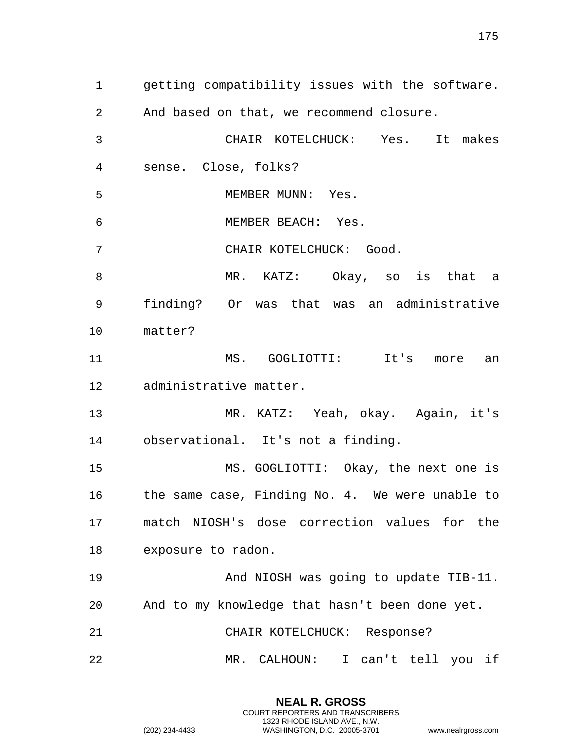getting compatibility issues with the software. And based on that, we recommend closure.

CHAIR KOTELCHUCK: Yes. It makes sense. Close, folks?

MEMBER MUNN: Yes.

MEMBER BEACH: Yes.

CHAIR KOTELCHUCK: Good.

MR. KATZ: Okay, so is that a finding? Or was that was an administrative matter?

MS. GOGLIOTTI: It's more an administrative matter.

MR. KATZ: Yeah, okay. Again, it's observational. It's not a finding.

MS. GOGLIOTTI: Okay, the next one is the same case, Finding No. 4. We were unable to match NIOSH's dose correction values for the exposure to radon.

And NIOSH was going to update TIB-11. And to my knowledge that hasn't been done yet.

CHAIR KOTELCHUCK: Response?

MR. CALHOUN: I can't tell you if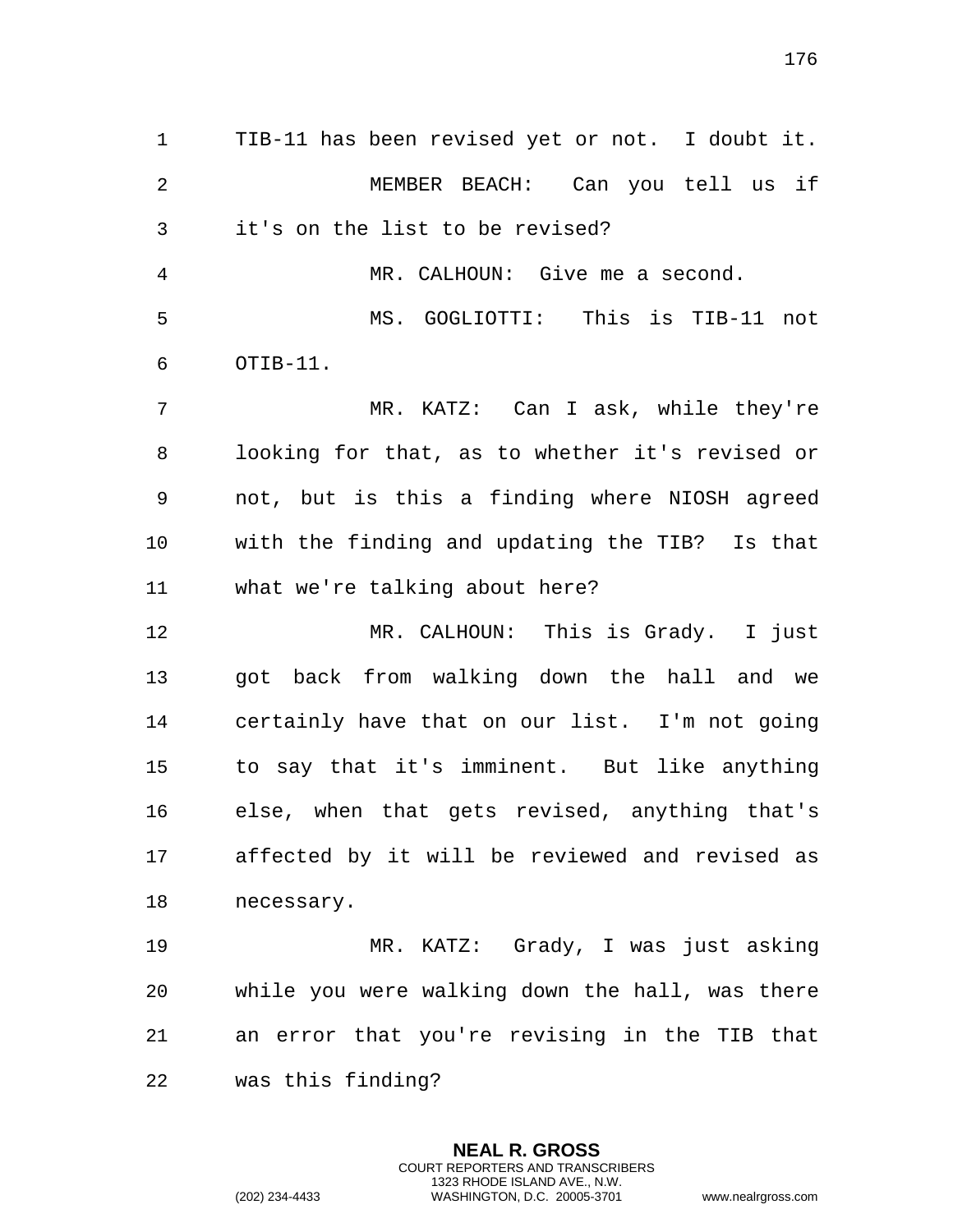TIB-11 has been revised yet or not. I doubt it.

MEMBER BEACH: Can you tell us if it's on the list to be revised?

MR. CALHOUN: Give me a second.

MS. GOGLIOTTI: This is TIB-11 not OTIB-11.

MR. KATZ: Can I ask, while they're looking for that, as to whether it's revised or not, but is this a finding where NIOSH agreed with the finding and updating the TIB? Is that what we're talking about here?

MR. CALHOUN: This is Grady. I just got back from walking down the hall and we certainly have that on our list. I'm not going to say that it's imminent. But like anything else, when that gets revised, anything that's affected by it will be reviewed and revised as necessary.

MR. KATZ: Grady, I was just asking while you were walking down the hall, was there an error that you're revising in the TIB that was this finding?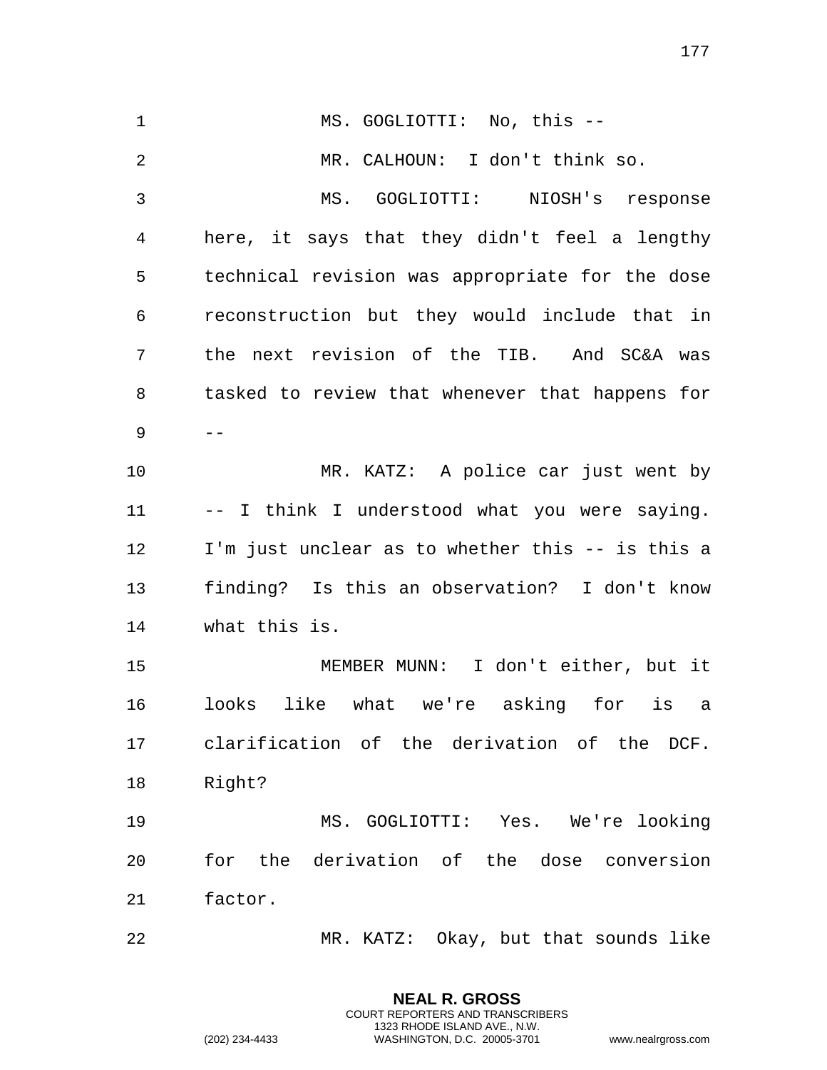MS. GOGLIOTTI: No, this --

MR. CALHOUN: I don't think so.

MS. GOGLIOTTI: NIOSH's response here, it says that they didn't feel a lengthy technical revision was appropriate for the dose reconstruction but they would include that in the next revision of the TIB. And SC&A was tasked to review that whenever that happens for --

MR. KATZ: A police car just went by -- I think I understood what you were saying. I'm just unclear as to whether this -- is this a finding? Is this an observation? I don't know what this is.

MEMBER MUNN: I don't either, but it looks like what we're asking for is a clarification of the derivation of the DCF. Right?

MS. GOGLIOTTI: Yes. We're looking for the derivation of the dose conversion factor.

MR. KATZ: Okay, but that sounds like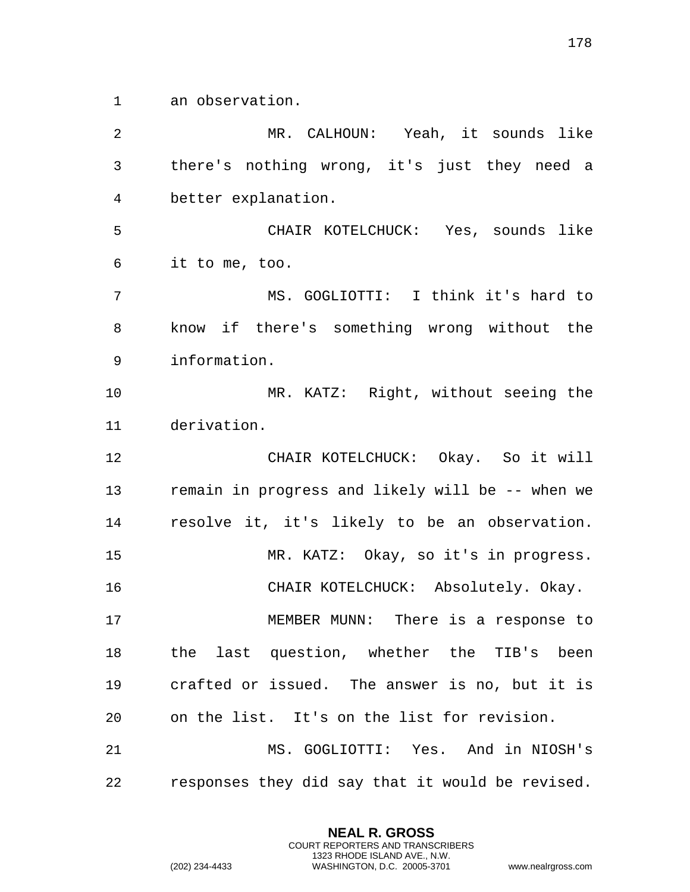an observation.

MR. CALHOUN: Yeah, it sounds like there's nothing wrong, it's just they need a better explanation.

CHAIR KOTELCHUCK: Yes, sounds like it to me, too.

MS. GOGLIOTTI: I think it's hard to know if there's something wrong without the information.

MR. KATZ: Right, without seeing the derivation.

CHAIR KOTELCHUCK: Okay. So it will remain in progress and likely will be -- when we resolve it, it's likely to be an observation.

MR. KATZ: Okay, so it's in progress.

CHAIR KOTELCHUCK: Absolutely. Okay.

MEMBER MUNN: There is a response to the last question, whether the TIB's been crafted or issued. The answer is no, but it is on the list. It's on the list for revision.

MS. GOGLIOTTI: Yes. And in NIOSH's responses they did say that it would be revised.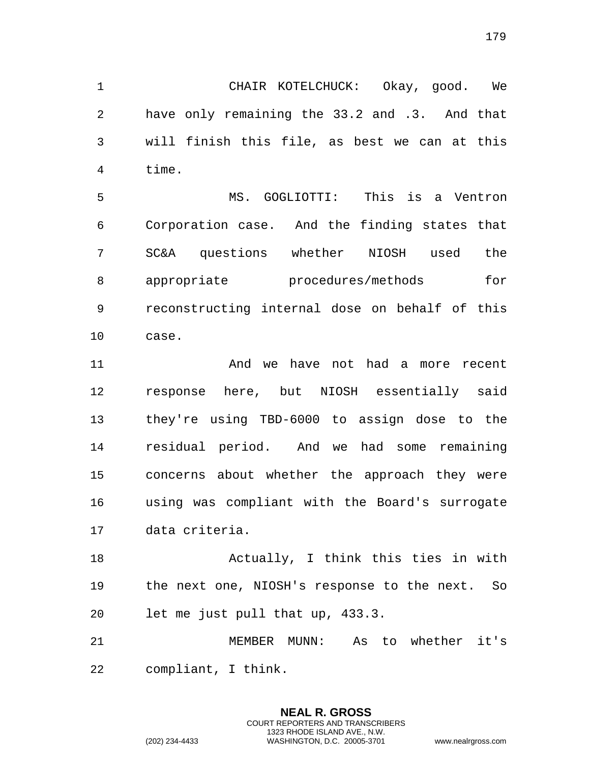CHAIR KOTELCHUCK: Okay, good. We have only remaining the 33.2 and .3. And that will finish this file, as best we can at this time.

MS. GOGLIOTTI: This is a Ventron Corporation case. And the finding states that SC&A questions whether NIOSH used the appropriate procedures/methods for reconstructing internal dose on behalf of this case.

And we have not had a more recent response here, but NIOSH essentially said they're using TBD-6000 to assign dose to the residual period. And we had some remaining concerns about whether the approach they were using was compliant with the Board's surrogate data criteria.

Actually, I think this ties in with the next one, NIOSH's response to the next. So let me just pull that up, 433.3.

MEMBER MUNN: As to whether it's compliant, I think.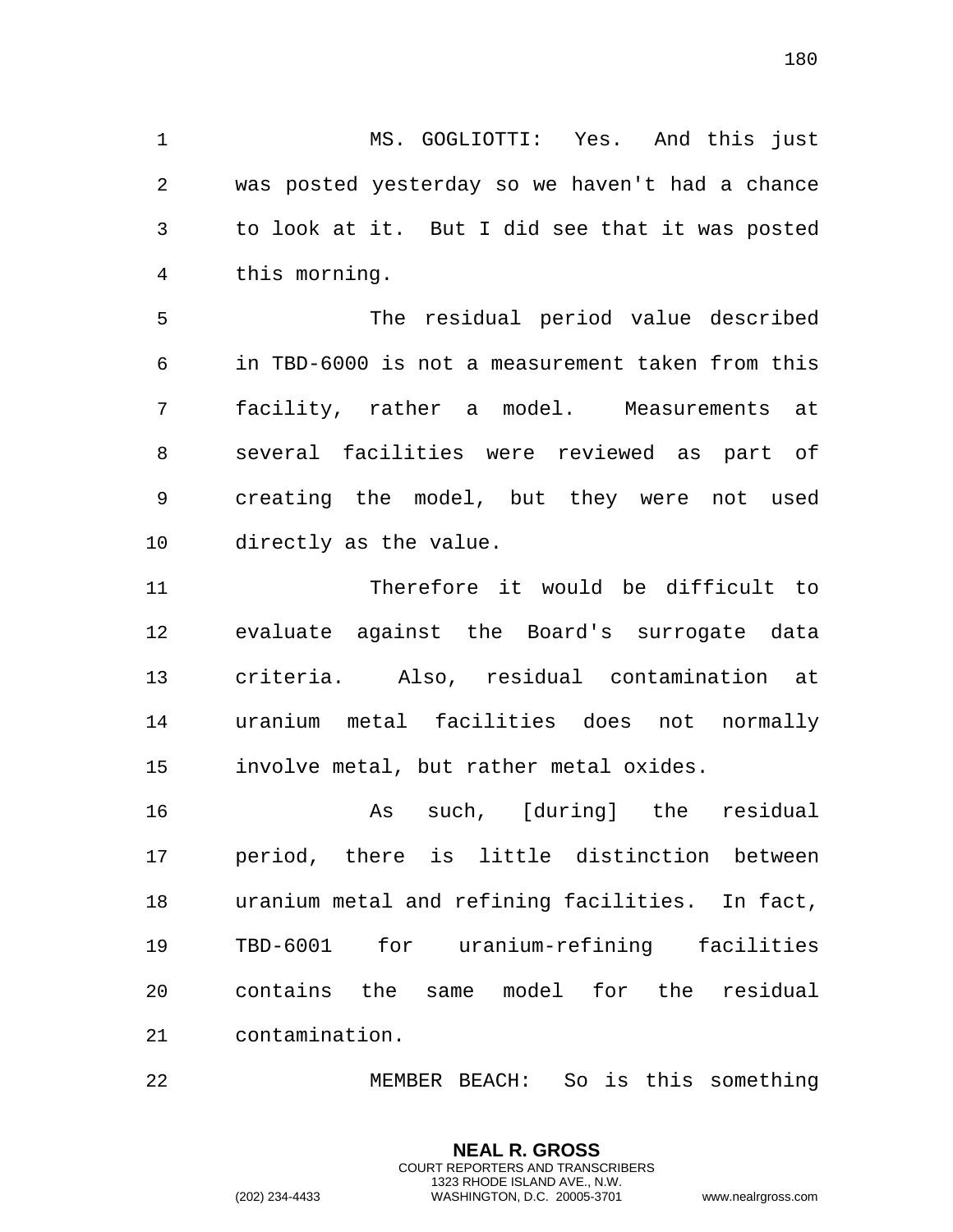MS. GOGLIOTTI: Yes. And this just was posted yesterday so we haven't had a chance to look at it. But I did see that it was posted this morning.

The residual period value described in TBD-6000 is not a measurement taken from this facility, rather a model. Measurements at several facilities were reviewed as part of creating the model, but they were not used directly as the value.

Therefore it would be difficult to evaluate against the Board's surrogate data criteria. Also, residual contamination at uranium metal facilities does not normally involve metal, but rather metal oxides.

As such, [during] the residual period, there is little distinction between uranium metal and refining facilities. In fact, TBD-6001 for uranium-refining facilities contains the same model for the residual contamination.

MEMBER BEACH: So is this something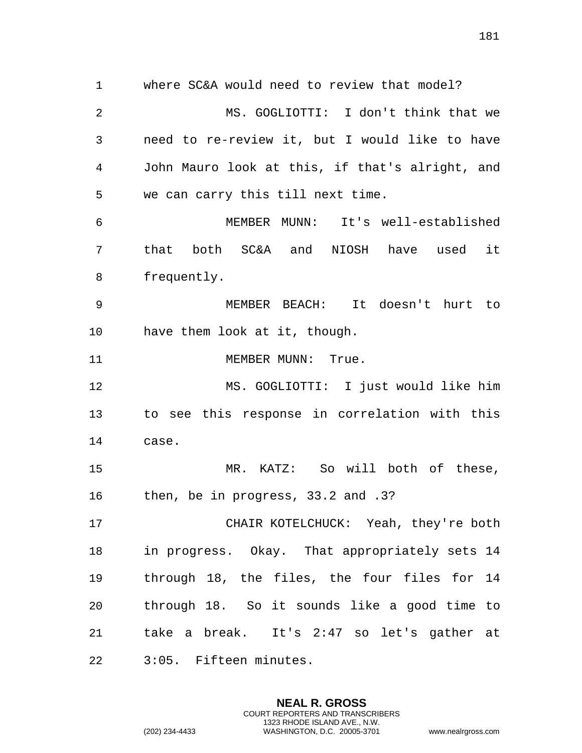where SC&A would need to review that model?

MS. GOGLIOTTI: I don't think that we need to re-review it, but I would like to have John Mauro look at this, if that's alright, and we can carry this till next time.

MEMBER MUNN: It's well-established that both SC&A and NIOSH have used it frequently.

MEMBER BEACH: It doesn't hurt to have them look at it, though.

MEMBER MUNN: True.

MS. GOGLIOTTI: I just would like him to see this response in correlation with this case.

MR. KATZ: So will both of these, then, be in progress, 33.2 and .3?

CHAIR KOTELCHUCK: Yeah, they're both in progress. Okay. That appropriately sets 14 through 18, the files, the four files for 14 through 18. So it sounds like a good time to take a break. It's 2:47 so let's gather at 3:05. Fifteen minutes.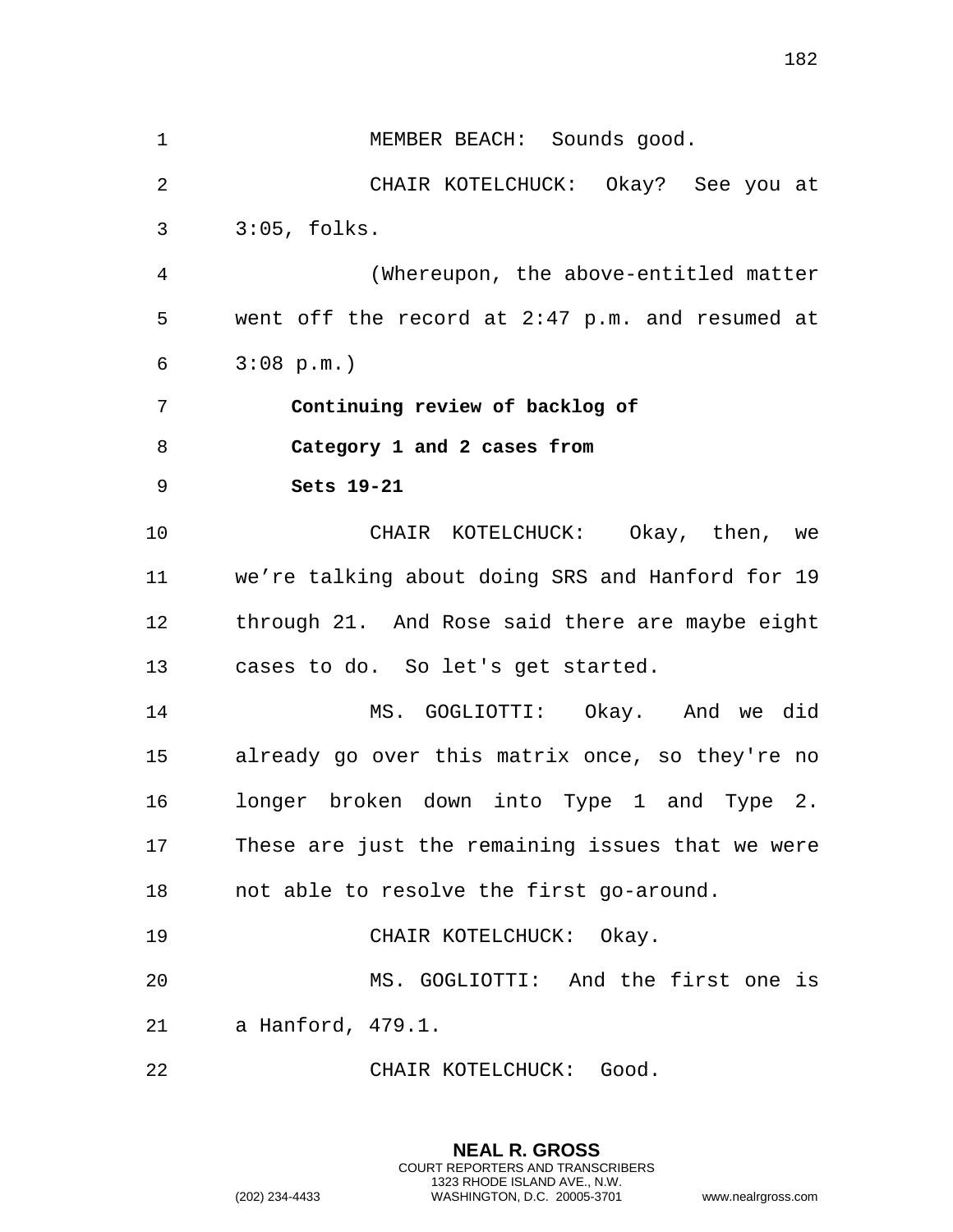MEMBER BEACH: Sounds good.

CHAIR KOTELCHUCK: Okay? See you at 3:05, folks.

(Whereupon, the above-entitled matter went off the record at 2:47 p.m. and resumed at 3:08 p.m.)

**Continuing review of backlog of Category 1 and 2 cases from Sets 19-21**

CHAIR KOTELCHUCK: Okay, then, we we're talking about doing SRS and Hanford for 19 through 21. And Rose said there are maybe eight cases to do. So let's get started.

MS. GOGLIOTTI: Okay. And we did already go over this matrix once, so they're no longer broken down into Type 1 and Type 2. These are just the remaining issues that we were not able to resolve the first go-around.

CHAIR KOTELCHUCK: Okay.

MS. GOGLIOTTI: And the first one is a Hanford, 479.1.

CHAIR KOTELCHUCK: Good.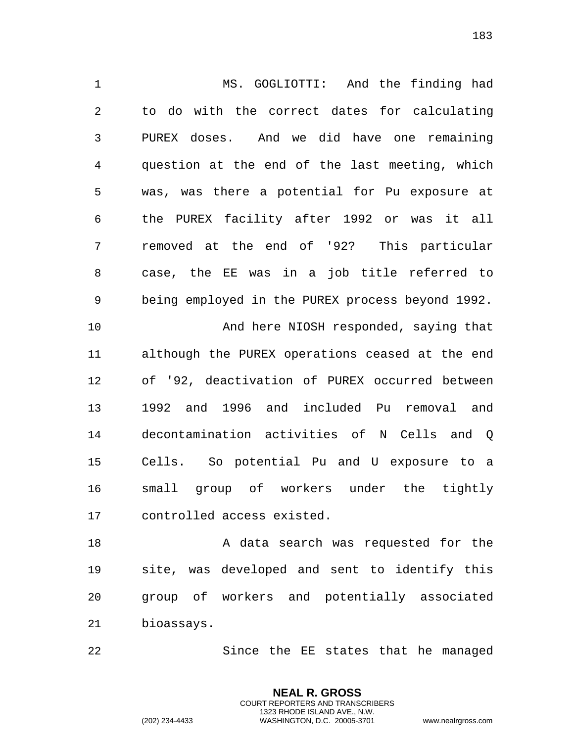MS. GOGLIOTTI: And the finding had to do with the correct dates for calculating PUREX doses. And we did have one remaining question at the end of the last meeting, which was, was there a potential for Pu exposure at the PUREX facility after 1992 or was it all removed at the end of '92? This particular case, the EE was in a job title referred to being employed in the PUREX process beyond 1992.

And here NIOSH responded, saying that although the PUREX operations ceased at the end of '92, deactivation of PUREX occurred between 1992 and 1996 and included Pu removal and decontamination activities of N Cells and Q Cells. So potential Pu and U exposure to a small group of workers under the tightly controlled access existed.

A data search was requested for the site, was developed and sent to identify this group of workers and potentially associated bioassays.

Since the EE states that he managed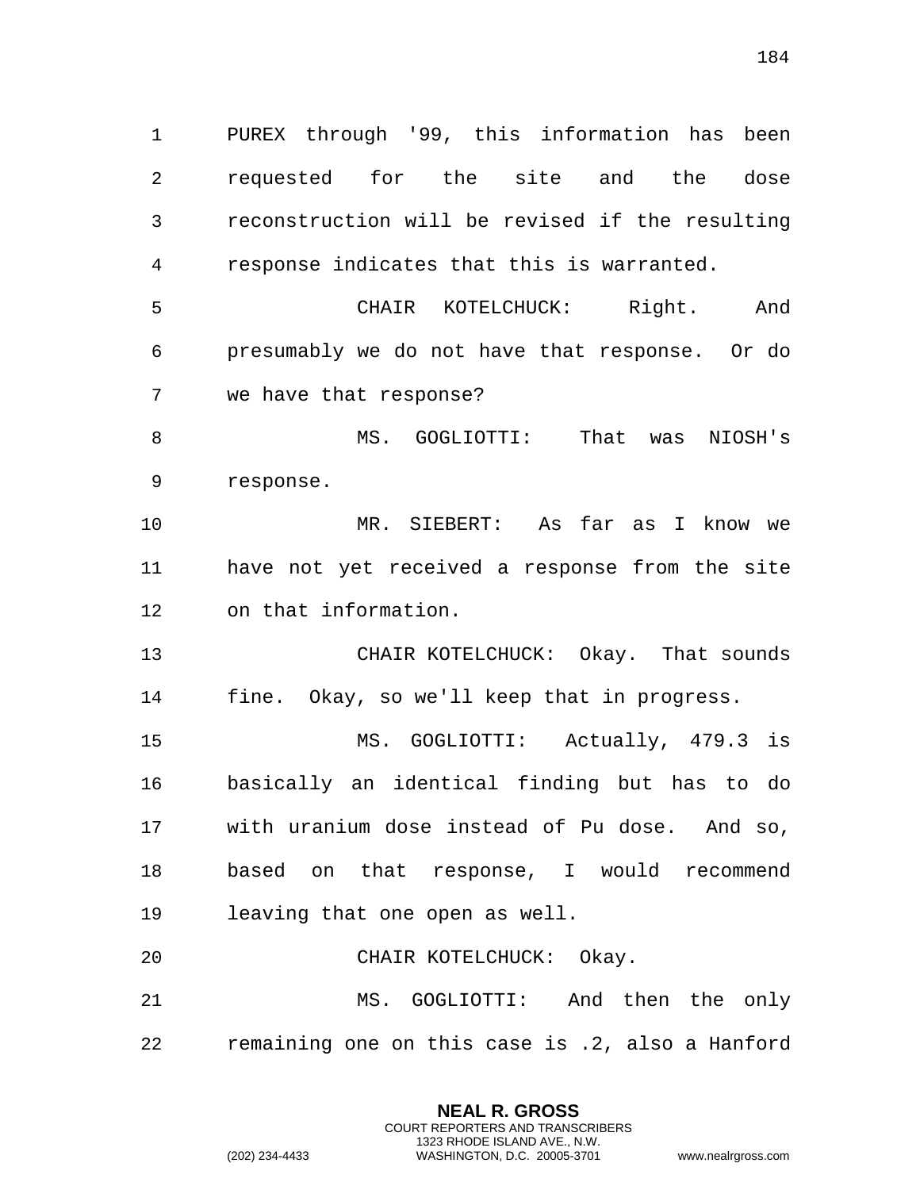PUREX through '99, this information has been requested for the site and the dose reconstruction will be revised if the resulting response indicates that this is warranted.

CHAIR KOTELCHUCK: Right. And presumably we do not have that response. Or do we have that response?

MS. GOGLIOTTI: That was NIOSH's response.

MR. SIEBERT: As far as I know we have not yet received a response from the site on that information.

CHAIR KOTELCHUCK: Okay. That sounds fine. Okay, so we'll keep that in progress.

MS. GOGLIOTTI: Actually, 479.3 is basically an identical finding but has to do with uranium dose instead of Pu dose. And so, based on that response, I would recommend leaving that one open as well.

CHAIR KOTELCHUCK: Okay.

MS. GOGLIOTTI: And then the only remaining one on this case is .2, also a Hanford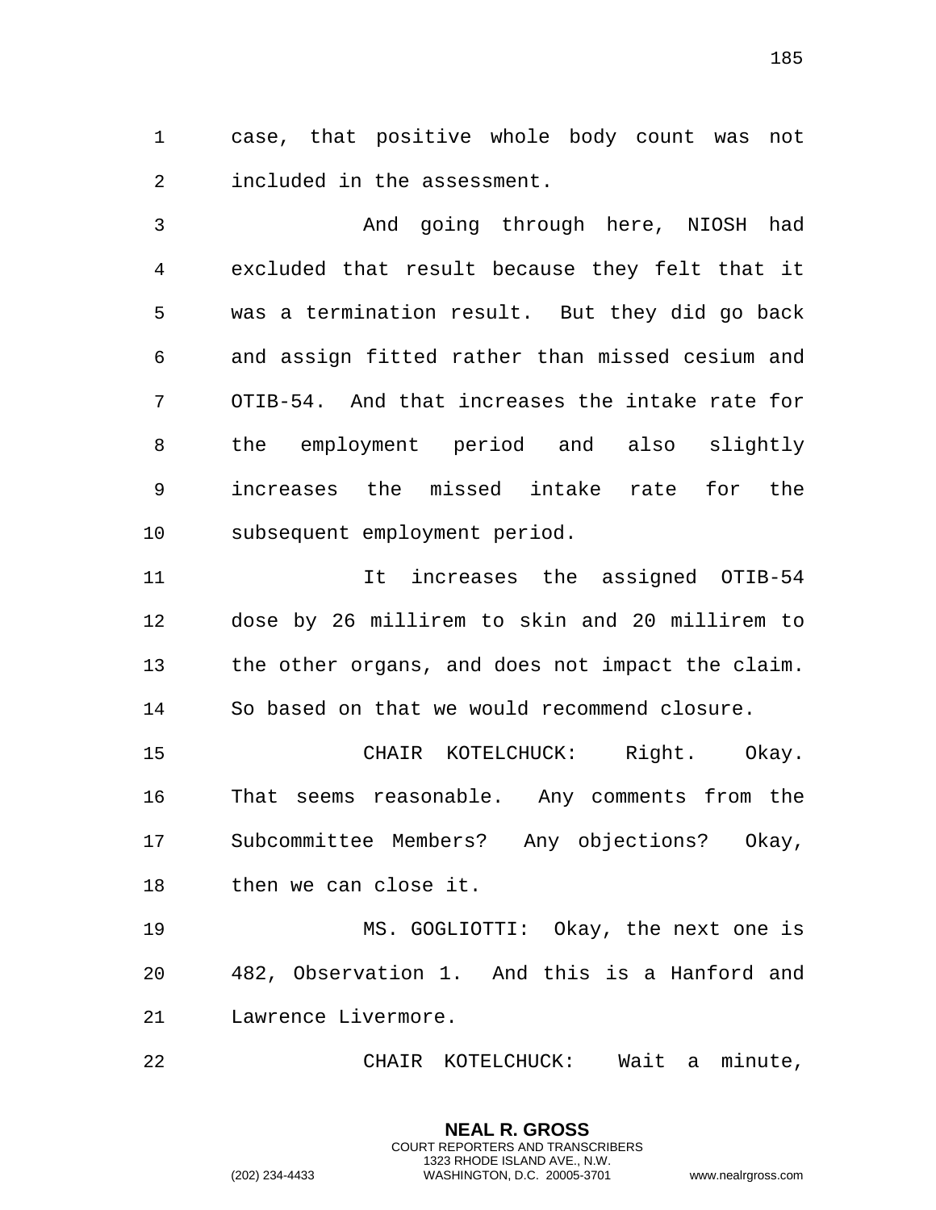case, that positive whole body count was not included in the assessment.

And going through here, NIOSH had excluded that result because they felt that it was a termination result. But they did go back and assign fitted rather than missed cesium and OTIB-54. And that increases the intake rate for the employment period and also slightly increases the missed intake rate for the subsequent employment period.

It increases the assigned OTIB-54 dose by 26 millirem to skin and 20 millirem to the other organs, and does not impact the claim. So based on that we would recommend closure.

CHAIR KOTELCHUCK: Right. Okay. That seems reasonable. Any comments from the Subcommittee Members? Any objections? Okay, then we can close it.

MS. GOGLIOTTI: Okay, the next one is 482, Observation 1. And this is a Hanford and Lawrence Livermore.

CHAIR KOTELCHUCK: Wait a minute,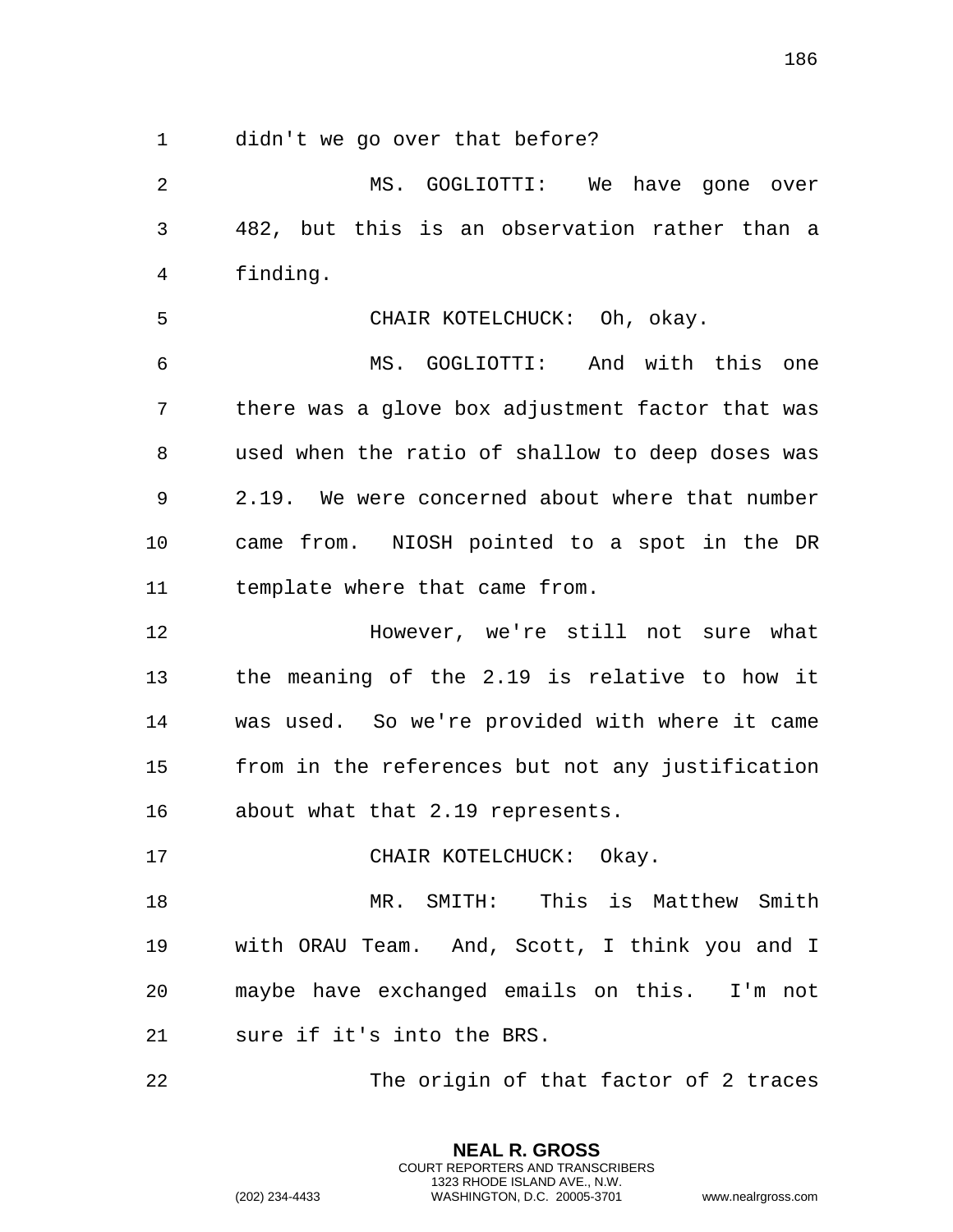didn't we go over that before?

MS. GOGLIOTTI: We have gone over 482, but this is an observation rather than a finding.

CHAIR KOTELCHUCK: Oh, okay.

MS. GOGLIOTTI: And with this one there was a glove box adjustment factor that was used when the ratio of shallow to deep doses was 2.19. We were concerned about where that number came from. NIOSH pointed to a spot in the DR template where that came from.

However, we're still not sure what the meaning of the 2.19 is relative to how it was used. So we're provided with where it came from in the references but not any justification about what that 2.19 represents.

CHAIR KOTELCHUCK: Okay.

MR. SMITH: This is Matthew Smith with ORAU Team. And, Scott, I think you and I maybe have exchanged emails on this. I'm not sure if it's into the BRS.

The origin of that factor of 2 traces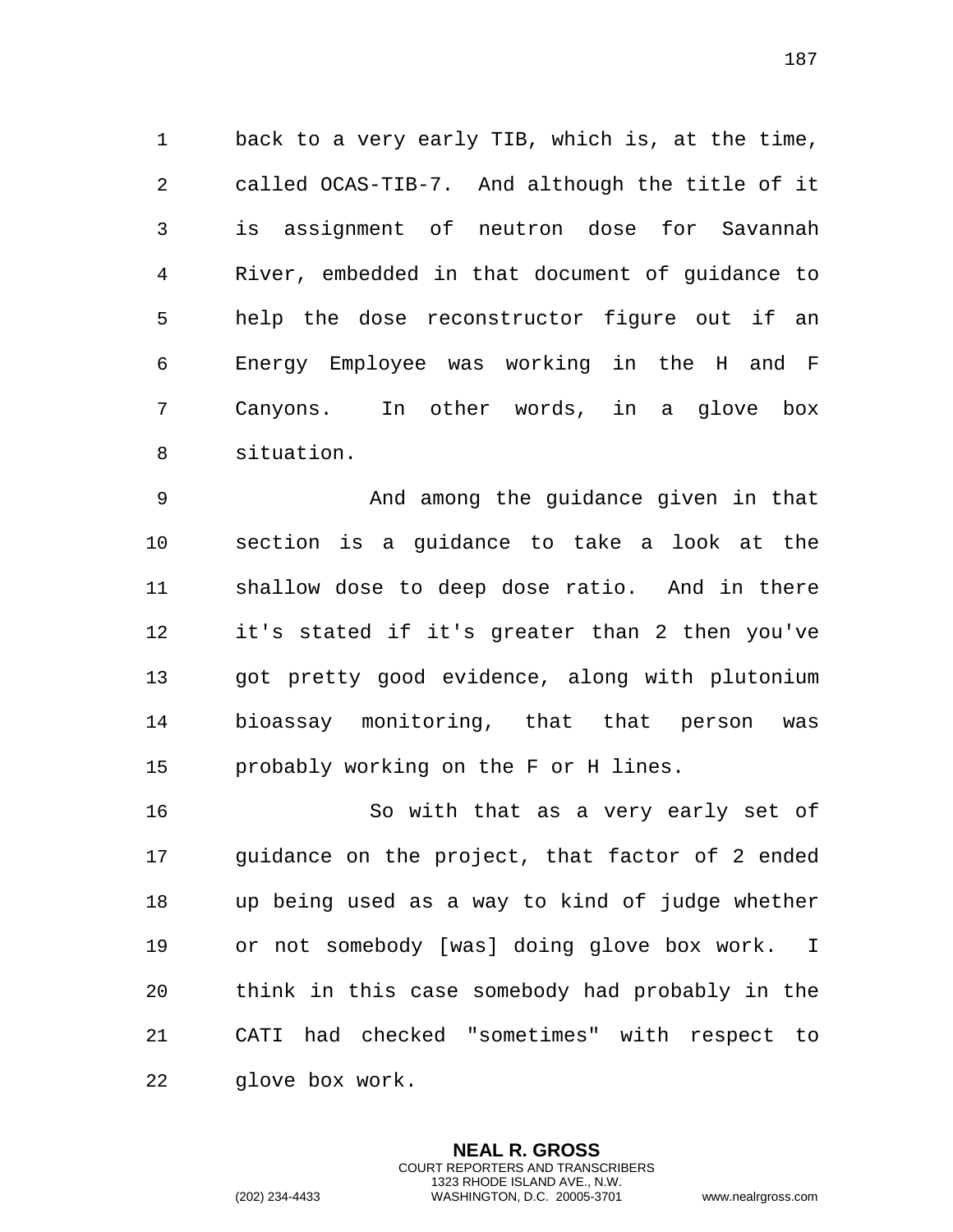back to a very early TIB, which is, at the time, called OCAS-TIB-7. And although the title of it is assignment of neutron dose for Savannah River, embedded in that document of guidance to help the dose reconstructor figure out if an Energy Employee was working in the H and F Canyons. In other words, in a glove box situation.

And among the guidance given in that section is a guidance to take a look at the shallow dose to deep dose ratio. And in there it's stated if it's greater than 2 then you've got pretty good evidence, along with plutonium bioassay monitoring, that that person was probably working on the F or H lines.

So with that as a very early set of guidance on the project, that factor of 2 ended up being used as a way to kind of judge whether or not somebody [was] doing glove box work. I think in this case somebody had probably in the CATI had checked "sometimes" with respect to glove box work.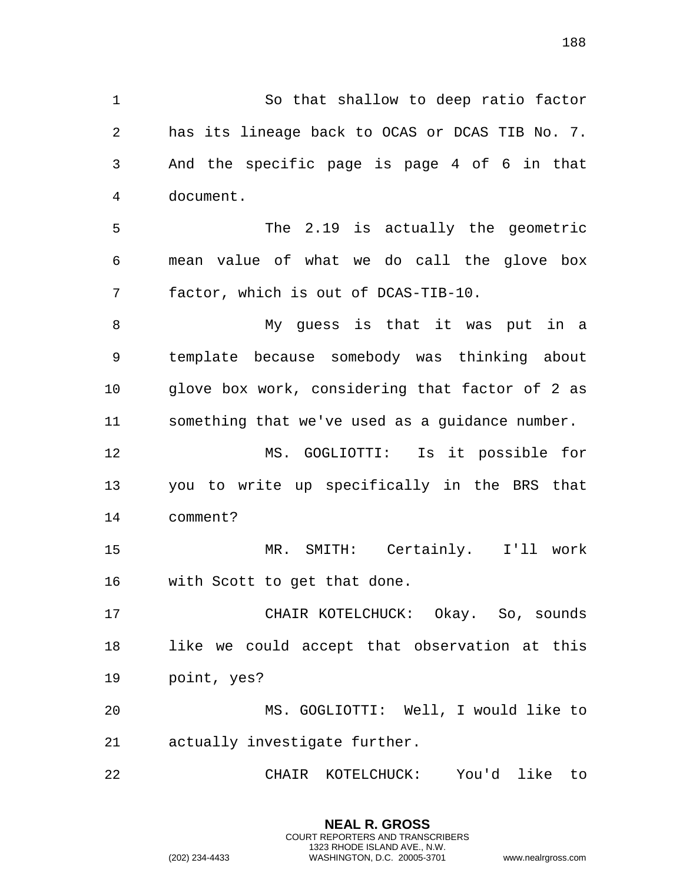So that shallow to deep ratio factor has its lineage back to OCAS or DCAS TIB No. 7. And the specific page is page 4 of 6 in that document.

The 2.19 is actually the geometric mean value of what we do call the glove box factor, which is out of DCAS-TIB-10.

My guess is that it was put in a template because somebody was thinking about glove box work, considering that factor of 2 as something that we've used as a guidance number.

MS. GOGLIOTTI: Is it possible for you to write up specifically in the BRS that comment?

MR. SMITH: Certainly. I'll work with Scott to get that done.

CHAIR KOTELCHUCK: Okay. So, sounds like we could accept that observation at this point, yes?

MS. GOGLIOTTI: Well, I would like to actually investigate further.

CHAIR KOTELCHUCK: You'd like to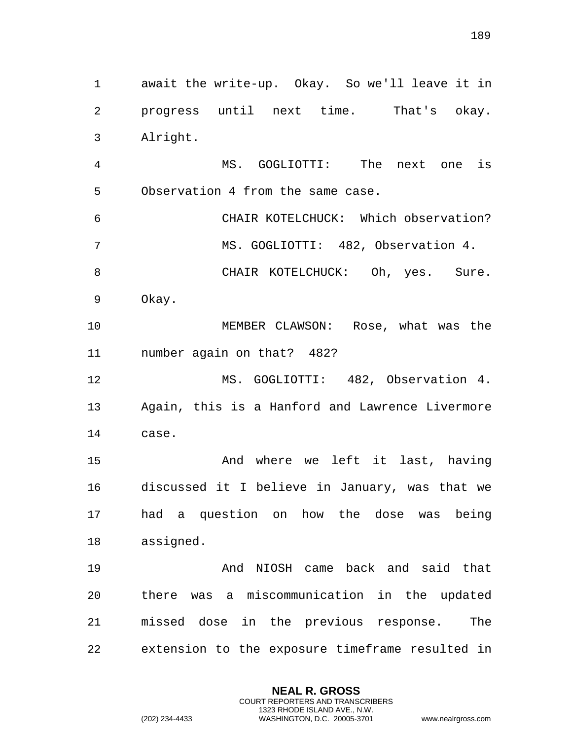await the write-up. Okay. So we'll leave it in progress until next time. That's okay. Alright.

MS. GOGLIOTTI: The next one is Observation 4 from the same case.

CHAIR KOTELCHUCK: Which observation?

MS. GOGLIOTTI: 482, Observation 4.

CHAIR KOTELCHUCK: Oh, yes. Sure. Okay.

MEMBER CLAWSON: Rose, what was the number again on that? 482?

MS. GOGLIOTTI: 482, Observation 4. Again, this is a Hanford and Lawrence Livermore case.

And where we left it last, having discussed it I believe in January, was that we had a question on how the dose was being assigned.

And NIOSH came back and said that there was a miscommunication in the updated missed dose in the previous response. The extension to the exposure timeframe resulted in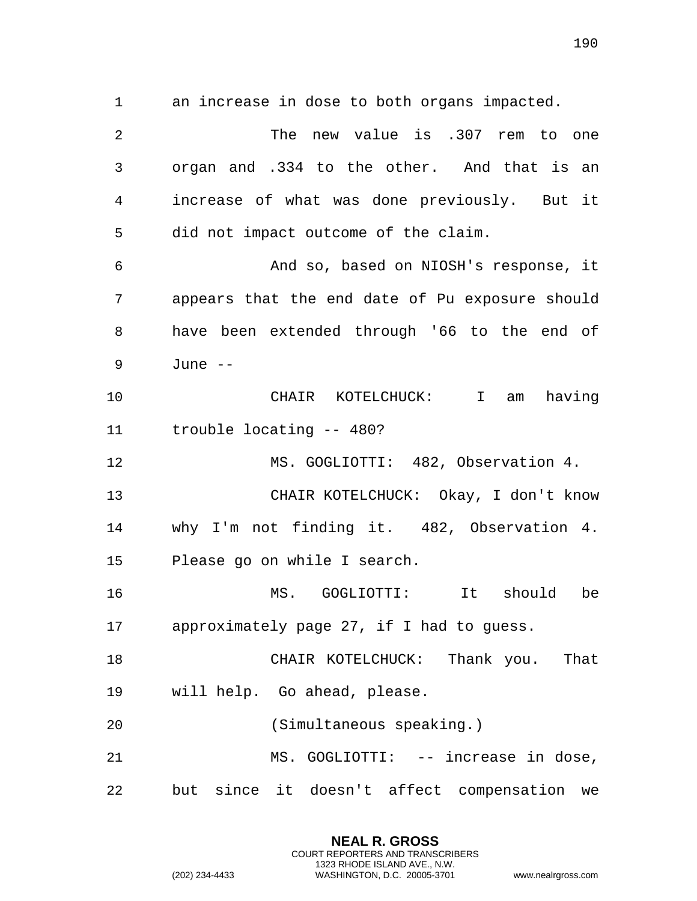an increase in dose to both organs impacted.

The new value is .307 rem to one organ and .334 to the other. And that is an increase of what was done previously. But it did not impact outcome of the claim.

And so, based on NIOSH's response, it appears that the end date of Pu exposure should have been extended through '66 to the end of June --

CHAIR KOTELCHUCK: I am having trouble locating -- 480?

MS. GOGLIOTTI: 482, Observation 4.

CHAIR KOTELCHUCK: Okay, I don't know why I'm not finding it. 482, Observation 4. Please go on while I search.

MS. GOGLIOTTI: It should be approximately page 27, if I had to guess.

CHAIR KOTELCHUCK: Thank you. That will help. Go ahead, please.

(Simultaneous speaking.)

MS. GOGLIOTTI: -- increase in dose, but since it doesn't affect compensation we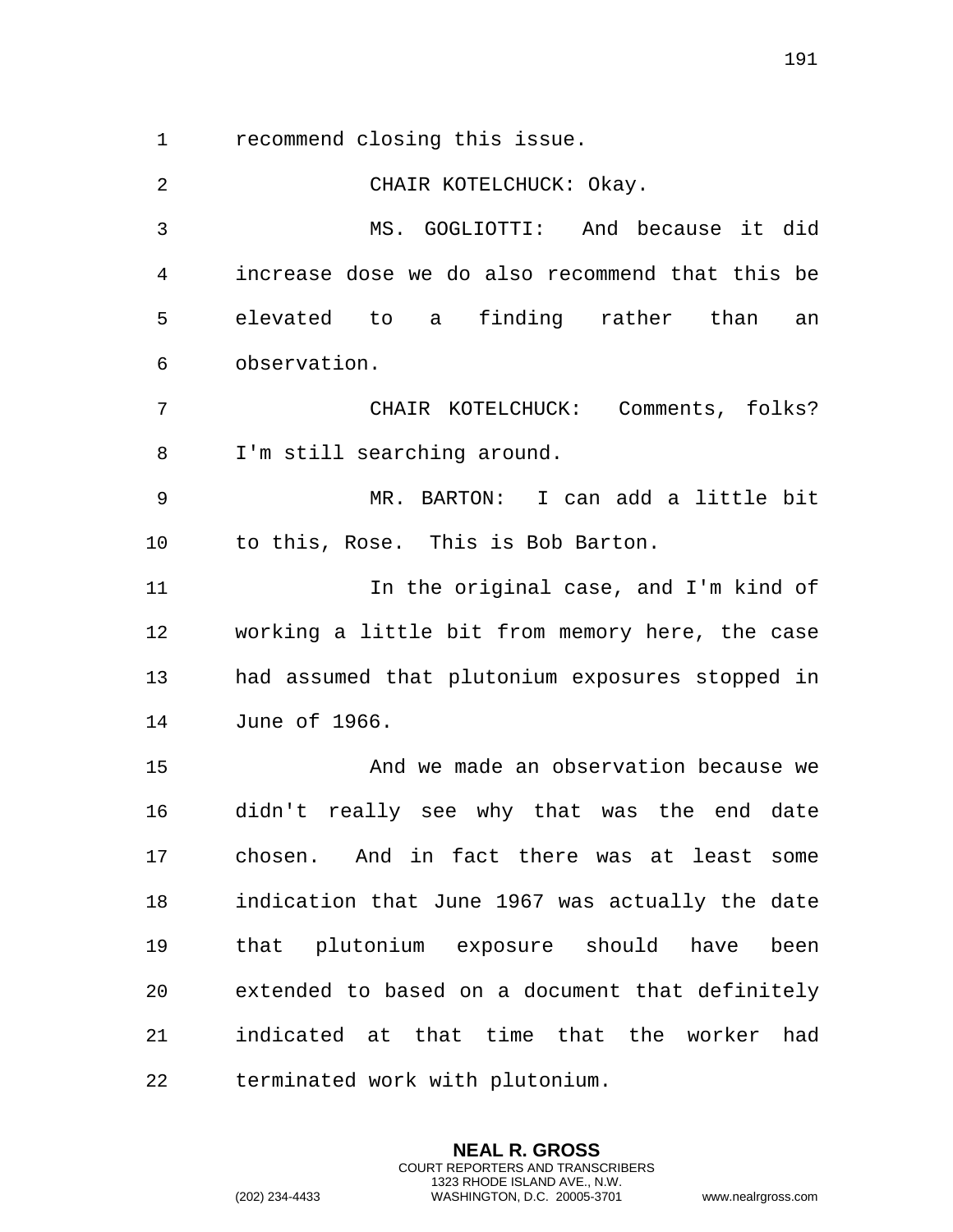recommend closing this issue.

CHAIR KOTELCHUCK: Okay.

MS. GOGLIOTTI: And because it did increase dose we do also recommend that this be elevated to a finding rather than an observation.

CHAIR KOTELCHUCK: Comments, folks? I'm still searching around.

MR. BARTON: I can add a little bit to this, Rose. This is Bob Barton.

In the original case, and I'm kind of working a little bit from memory here, the case had assumed that plutonium exposures stopped in June of 1966.

And we made an observation because we didn't really see why that was the end date chosen. And in fact there was at least some indication that June 1967 was actually the date that plutonium exposure should have been extended to based on a document that definitely indicated at that time that the worker had terminated work with plutonium.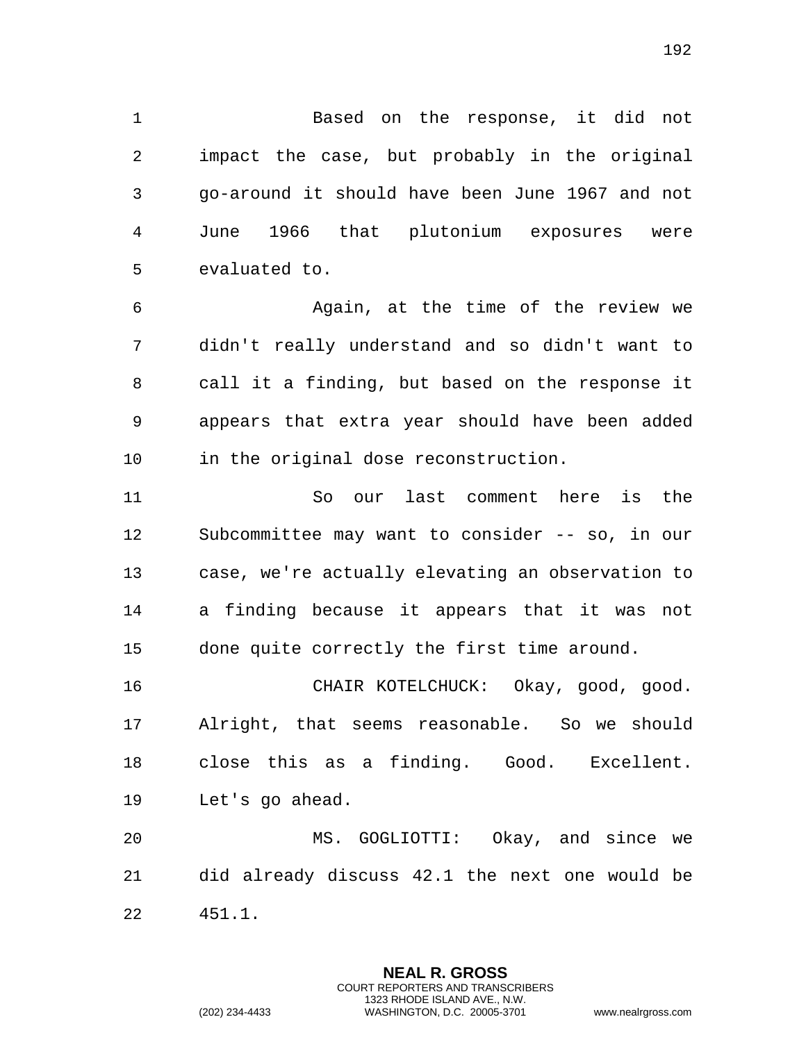Based on the response, it did not impact the case, but probably in the original go-around it should have been June 1967 and not June 1966 that plutonium exposures were evaluated to.

Again, at the time of the review we didn't really understand and so didn't want to call it a finding, but based on the response it appears that extra year should have been added in the original dose reconstruction.

So our last comment here is the Subcommittee may want to consider -- so, in our case, we're actually elevating an observation to a finding because it appears that it was not done quite correctly the first time around.

CHAIR KOTELCHUCK: Okay, good, good. Alright, that seems reasonable. So we should close this as a finding. Good. Excellent. Let's go ahead.

MS. GOGLIOTTI: Okay, and since we did already discuss 42.1 the next one would be 451.1.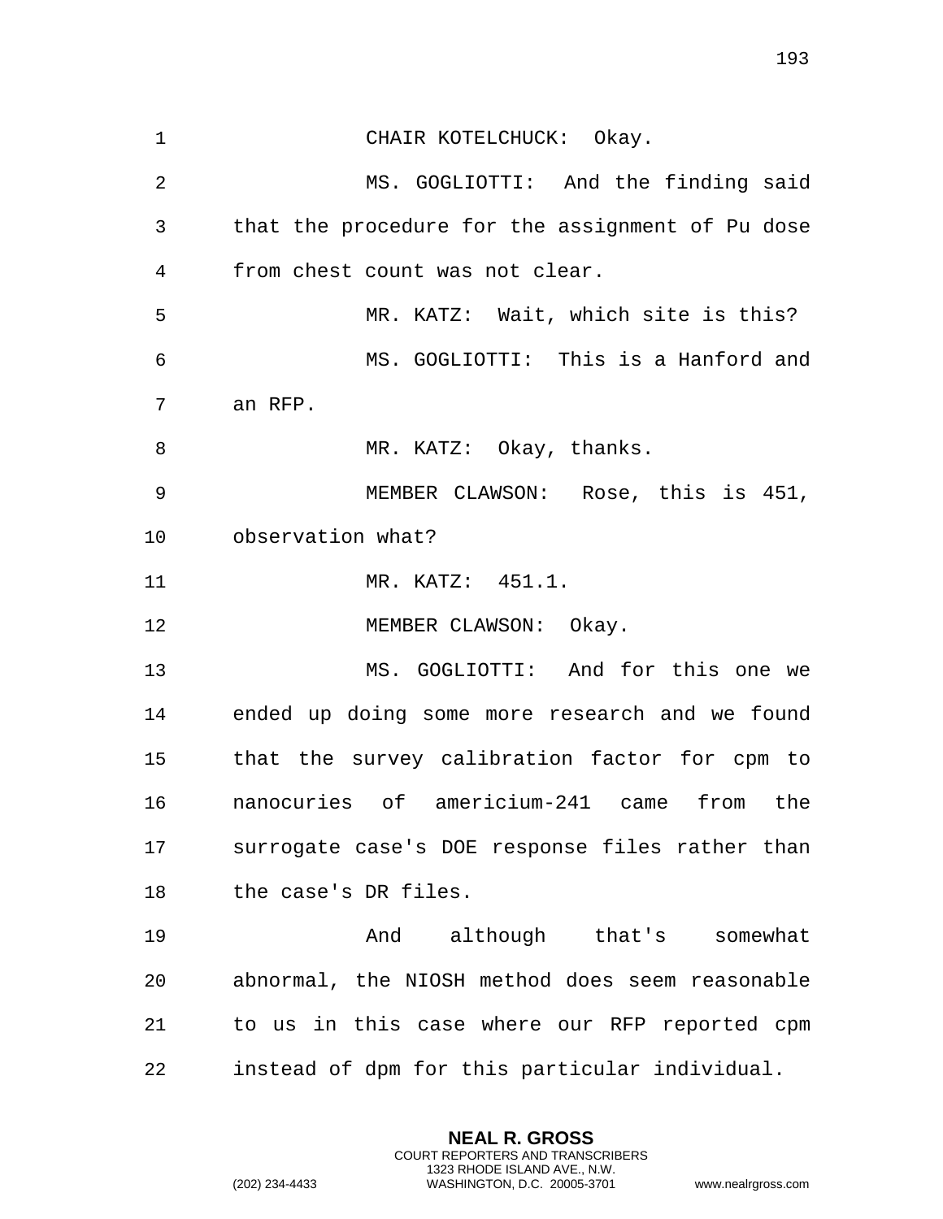CHAIR KOTELCHUCK: Okay.

MS. GOGLIOTTI: And the finding said that the procedure for the assignment of Pu dose from chest count was not clear.

MR. KATZ: Wait, which site is this?

MS. GOGLIOTTI: This is a Hanford and an RFP.

MR. KATZ: Okay, thanks.

MEMBER CLAWSON: Rose, this is 451, observation what?

MR. KATZ: 451.1.

MEMBER CLAWSON: Okay.

MS. GOGLIOTTI: And for this one we ended up doing some more research and we found that the survey calibration factor for cpm to nanocuries of americium-241 came from the surrogate case's DOE response files rather than the case's DR files.

And although that's somewhat abnormal, the NIOSH method does seem reasonable to us in this case where our RFP reported cpm instead of dpm for this particular individual.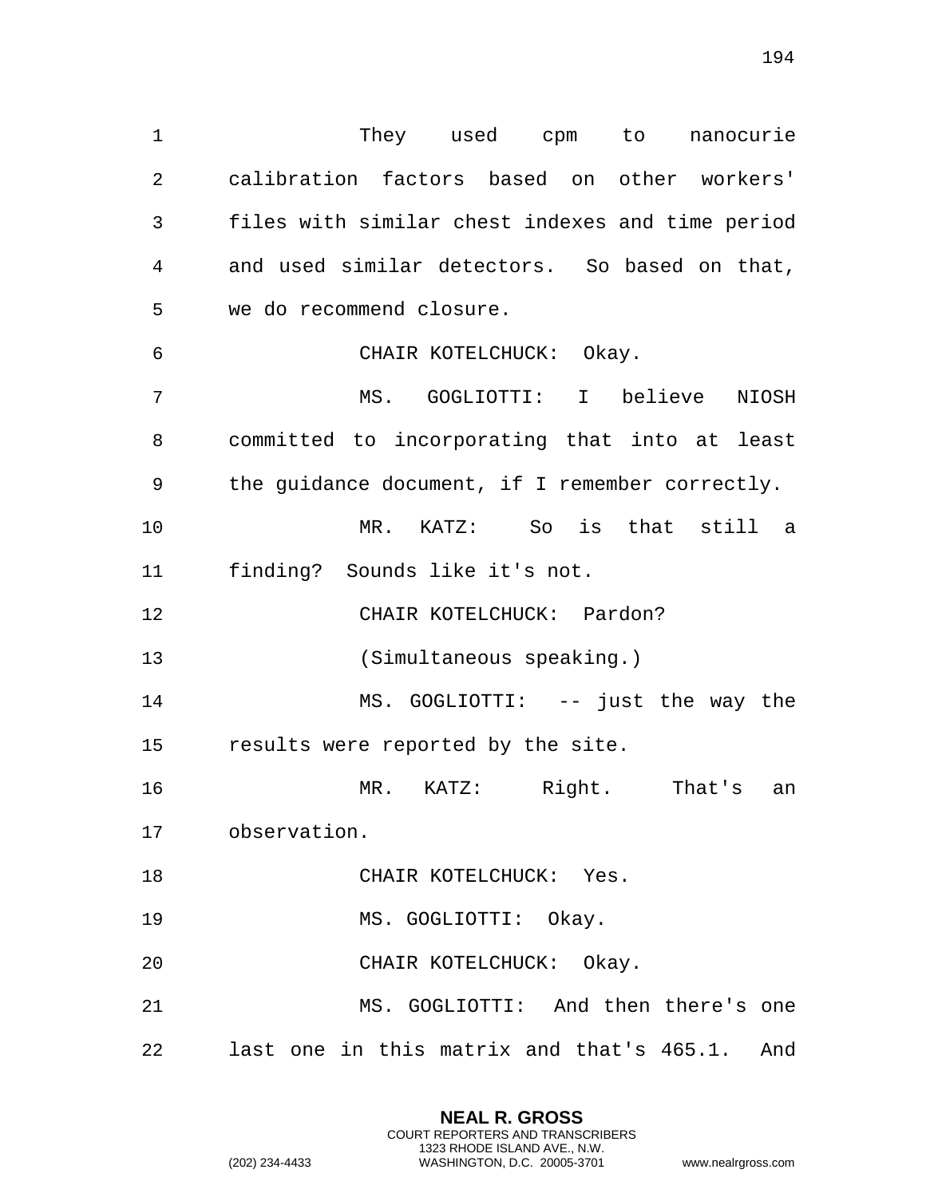They used cpm to nanocurie calibration factors based on other workers' files with similar chest indexes and time period and used similar detectors. So based on that, we do recommend closure.

CHAIR KOTELCHUCK: Okay.

MS. GOGLIOTTI: I believe NIOSH committed to incorporating that into at least the guidance document, if I remember correctly.

MR. KATZ: So is that still a finding? Sounds like it's not.

CHAIR KOTELCHUCK: Pardon?

(Simultaneous speaking.)

MS. GOGLIOTTI: -- just the way the results were reported by the site.

MR. KATZ: Right. That's an observation.

CHAIR KOTELCHUCK: Yes.

MS. GOGLIOTTI: Okay.

CHAIR KOTELCHUCK: Okay.

MS. GOGLIOTTI: And then there's one last one in this matrix and that's 465.1. And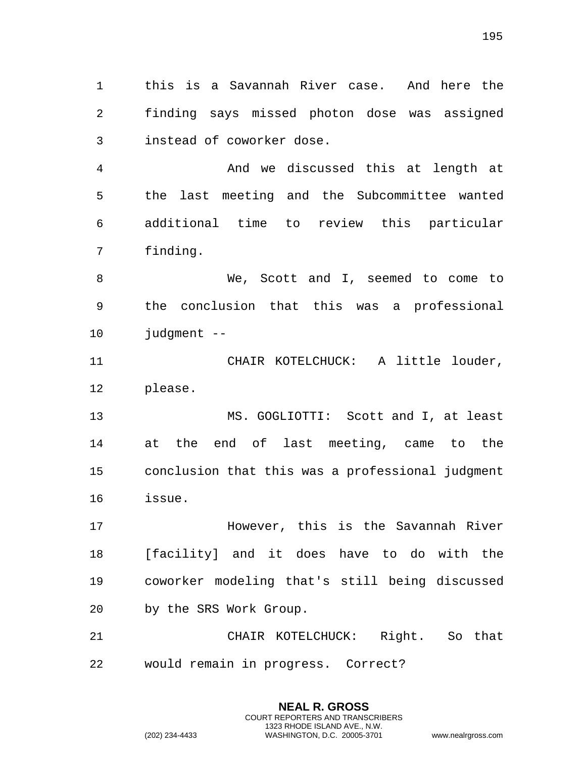this is a Savannah River case. And here the finding says missed photon dose was assigned instead of coworker dose.

And we discussed this at length at the last meeting and the Subcommittee wanted additional time to review this particular finding.

We, Scott and I, seemed to come to the conclusion that this was a professional judgment --

CHAIR KOTELCHUCK: A little louder, please.

MS. GOGLIOTTI: Scott and I, at least at the end of last meeting, came to the conclusion that this was a professional judgment issue.

However, this is the Savannah River [facility] and it does have to do with the coworker modeling that's still being discussed by the SRS Work Group.

CHAIR KOTELCHUCK: Right. So that would remain in progress. Correct?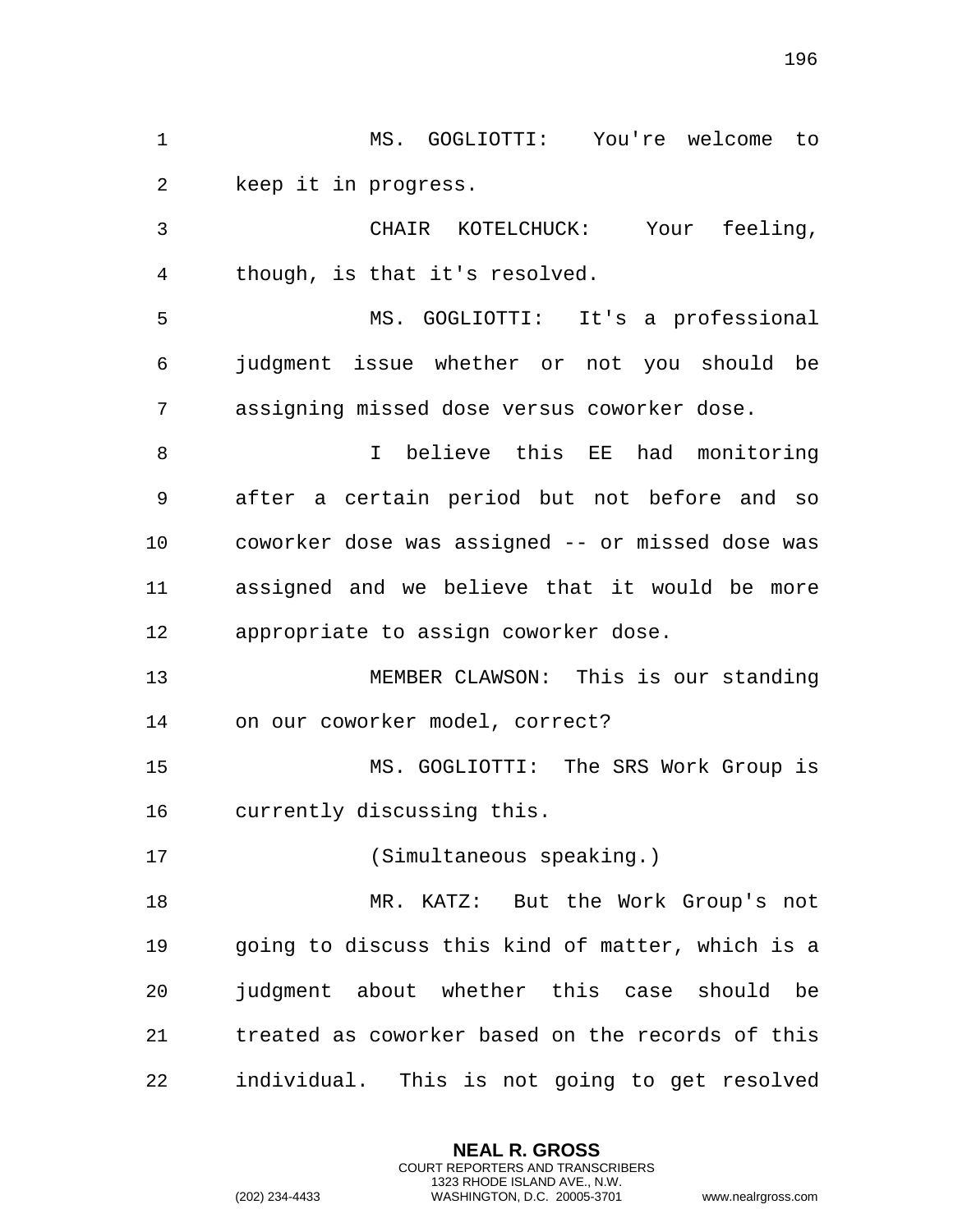MS. GOGLIOTTI: You're welcome to keep it in progress.

CHAIR KOTELCHUCK: Your feeling, though, is that it's resolved.

MS. GOGLIOTTI: It's a professional judgment issue whether or not you should be assigning missed dose versus coworker dose.

I believe this EE had monitoring after a certain period but not before and so coworker dose was assigned -- or missed dose was assigned and we believe that it would be more appropriate to assign coworker dose.

MEMBER CLAWSON: This is our standing on our coworker model, correct?

MS. GOGLIOTTI: The SRS Work Group is currently discussing this.

(Simultaneous speaking.)

MR. KATZ: But the Work Group's not going to discuss this kind of matter, which is a judgment about whether this case should be treated as coworker based on the records of this individual. This is not going to get resolved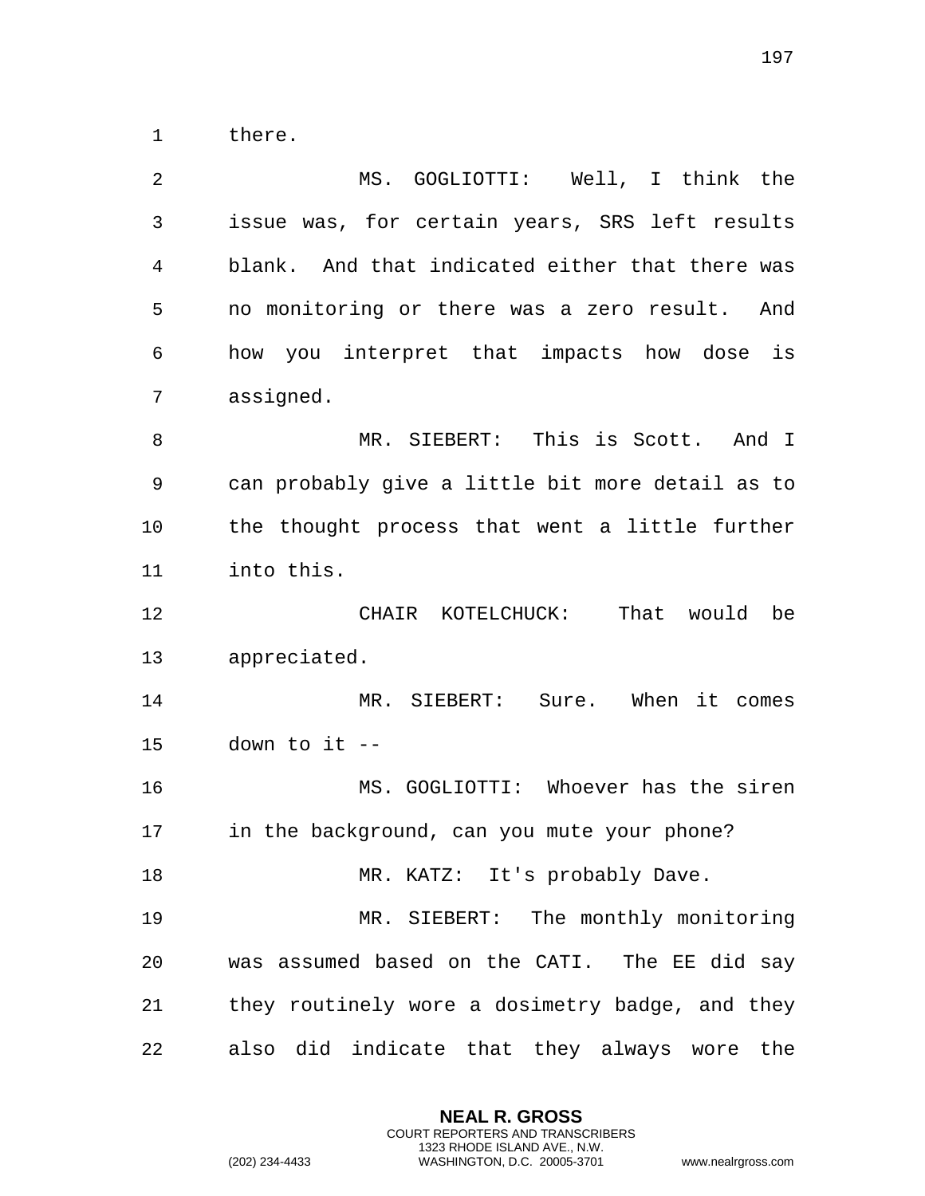there.

MS. GOGLIOTTI: Well, I think the issue was, for certain years, SRS left results blank. And that indicated either that there was no monitoring or there was a zero result. And how you interpret that impacts how dose is assigned.

MR. SIEBERT: This is Scott. And I can probably give a little bit more detail as to the thought process that went a little further into this.

CHAIR KOTELCHUCK: That would be appreciated.

MR. SIEBERT: Sure. When it comes down to it --

MS. GOGLIOTTI: Whoever has the siren in the background, can you mute your phone?

MR. KATZ: It's probably Dave.

MR. SIEBERT: The monthly monitoring was assumed based on the CATI. The EE did say they routinely wore a dosimetry badge, and they also did indicate that they always wore the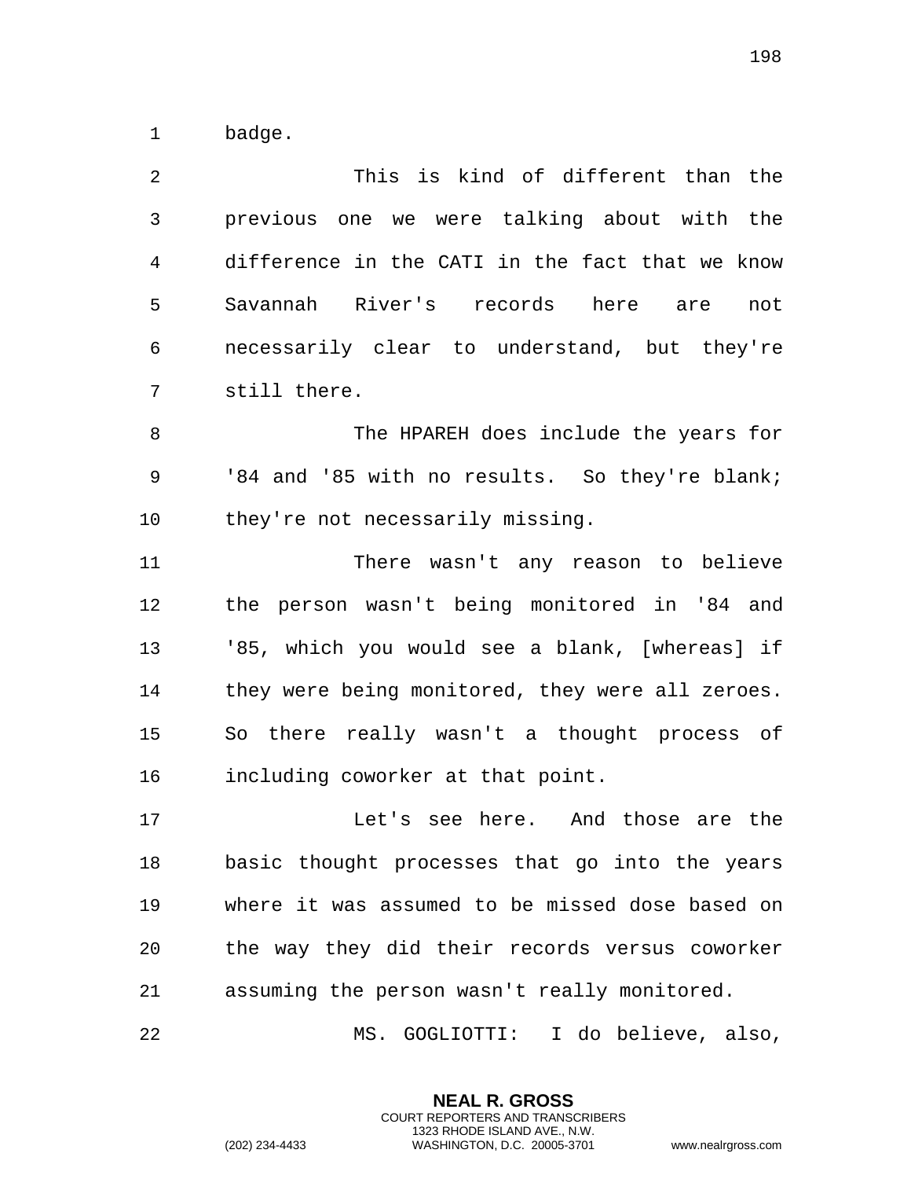badge.

This is kind of different than the previous one we were talking about with the difference in the CATI in the fact that we know Savannah River's records here are not necessarily clear to understand, but they're still there.

The HPAREH does include the years for '84 and '85 with no results. So they're blank; they're not necessarily missing.

There wasn't any reason to believe the person wasn't being monitored in '84 and '85, which you would see a blank, [whereas] if they were being monitored, they were all zeroes. So there really wasn't a thought process of including coworker at that point.

Let's see here. And those are the basic thought processes that go into the years where it was assumed to be missed dose based on the way they did their records versus coworker assuming the person wasn't really monitored.

MS. GOGLIOTTI: I do believe, also,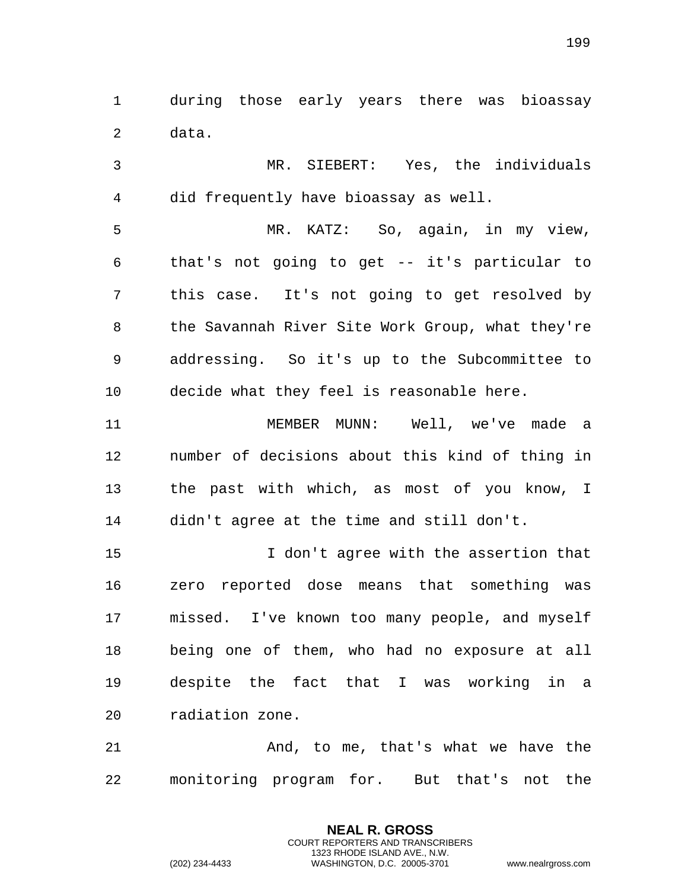during those early years there was bioassay data.

MR. SIEBERT: Yes, the individuals did frequently have bioassay as well.

MR. KATZ: So, again, in my view, that's not going to get -- it's particular to this case. It's not going to get resolved by the Savannah River Site Work Group, what they're addressing. So it's up to the Subcommittee to decide what they feel is reasonable here.

MEMBER MUNN: Well, we've made a number of decisions about this kind of thing in the past with which, as most of you know, I didn't agree at the time and still don't.

I don't agree with the assertion that zero reported dose means that something was missed. I've known too many people, and myself being one of them, who had no exposure at all despite the fact that I was working in a radiation zone.

And, to me, that's what we have the monitoring program for. But that's not the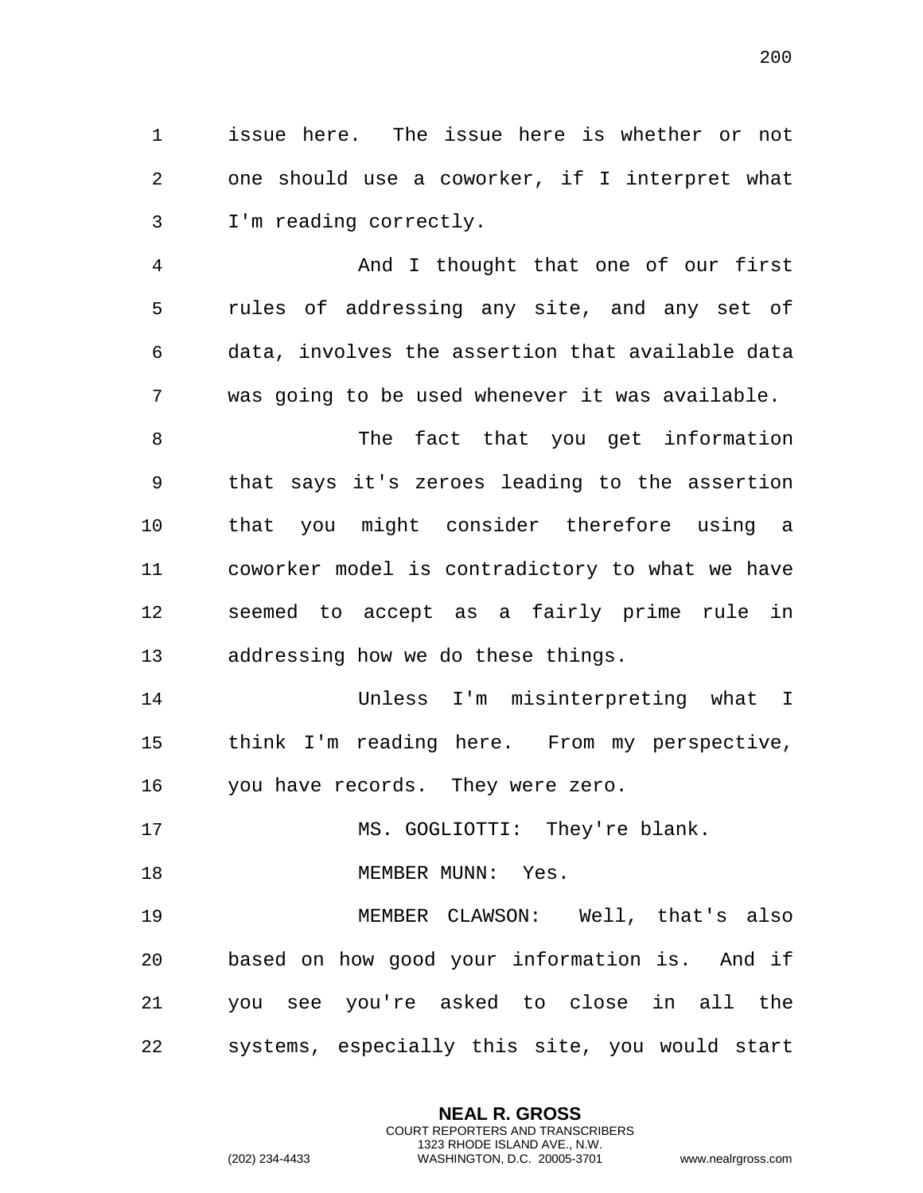issue here. The issue here is whether or not one should use a coworker, if I interpret what I'm reading correctly.

And I thought that one of our first rules of addressing any site, and any set of data, involves the assertion that available data was going to be used whenever it was available.

The fact that you get information that says it's zeroes leading to the assertion that you might consider therefore using a coworker model is contradictory to what we have seemed to accept as a fairly prime rule in addressing how we do these things.

Unless I'm misinterpreting what I think I'm reading here. From my perspective, you have records. They were zero.

MS. GOGLIOTTI: They're blank.

MEMBER MUNN: Yes.

MEMBER CLAWSON: Well, that's also based on how good your information is. And if you see you're asked to close in all the systems, especially this site, you would start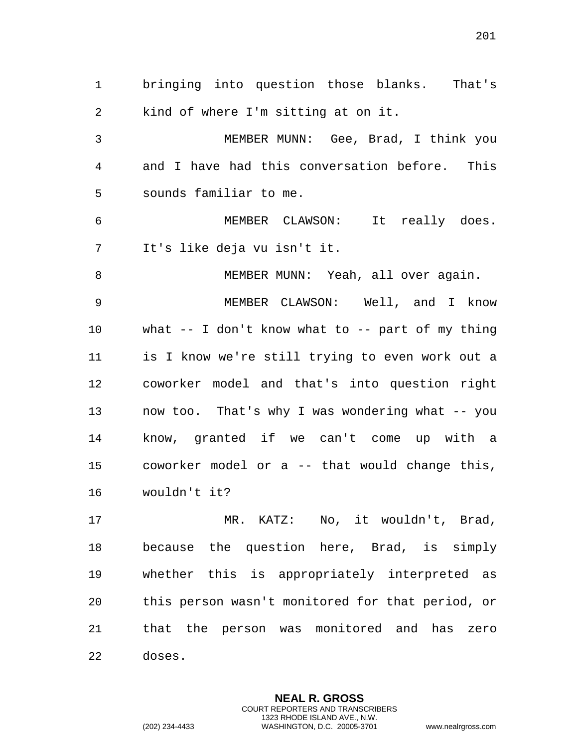bringing into question those blanks. That's kind of where I'm sitting at on it.

MEMBER MUNN: Gee, Brad, I think you and I have had this conversation before. This sounds familiar to me.

MEMBER CLAWSON: It really does. It's like deja vu isn't it.

MEMBER MUNN: Yeah, all over again.

MEMBER CLAWSON: Well, and I know what -- I don't know what to -- part of my thing is I know we're still trying to even work out a coworker model and that's into question right now too. That's why I was wondering what -- you know, granted if we can't come up with a coworker model or a -- that would change this, wouldn't it?

MR. KATZ: No, it wouldn't, Brad, because the question here, Brad, is simply whether this is appropriately interpreted as this person wasn't monitored for that period, or that the person was monitored and has zero doses.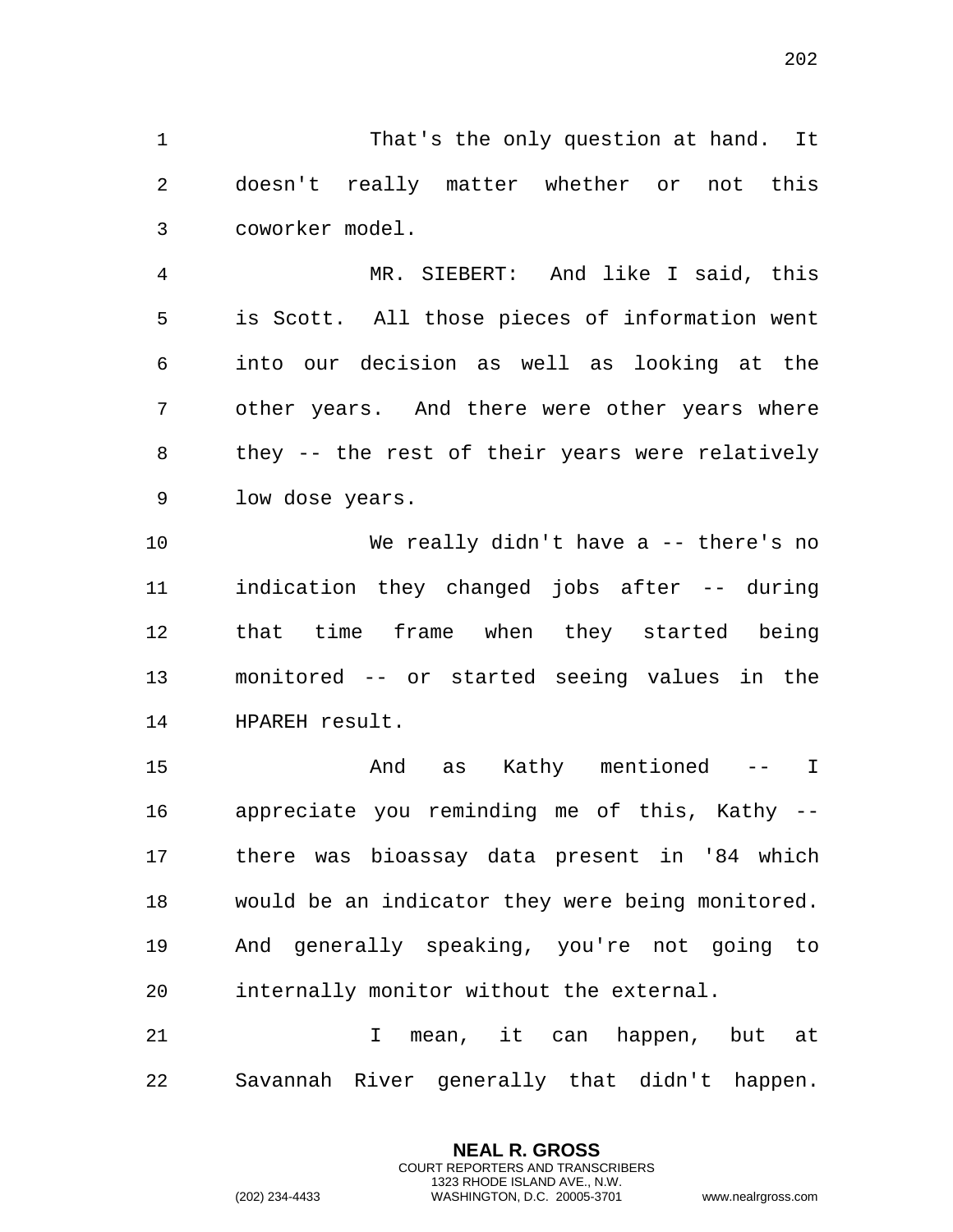That's the only question at hand. It doesn't really matter whether or not this coworker model.

MR. SIEBERT: And like I said, this is Scott. All those pieces of information went into our decision as well as looking at the other years. And there were other years where they -- the rest of their years were relatively low dose years.

We really didn't have a -- there's no indication they changed jobs after -- during that time frame when they started being monitored -- or started seeing values in the HPAREH result.

And as Kathy mentioned -- I appreciate you reminding me of this, Kathy -- there was bioassay data present in '84 which would be an indicator they were being monitored. And generally speaking, you're not going to internally monitor without the external.

I mean, it can happen, but at Savannah River generally that didn't happen.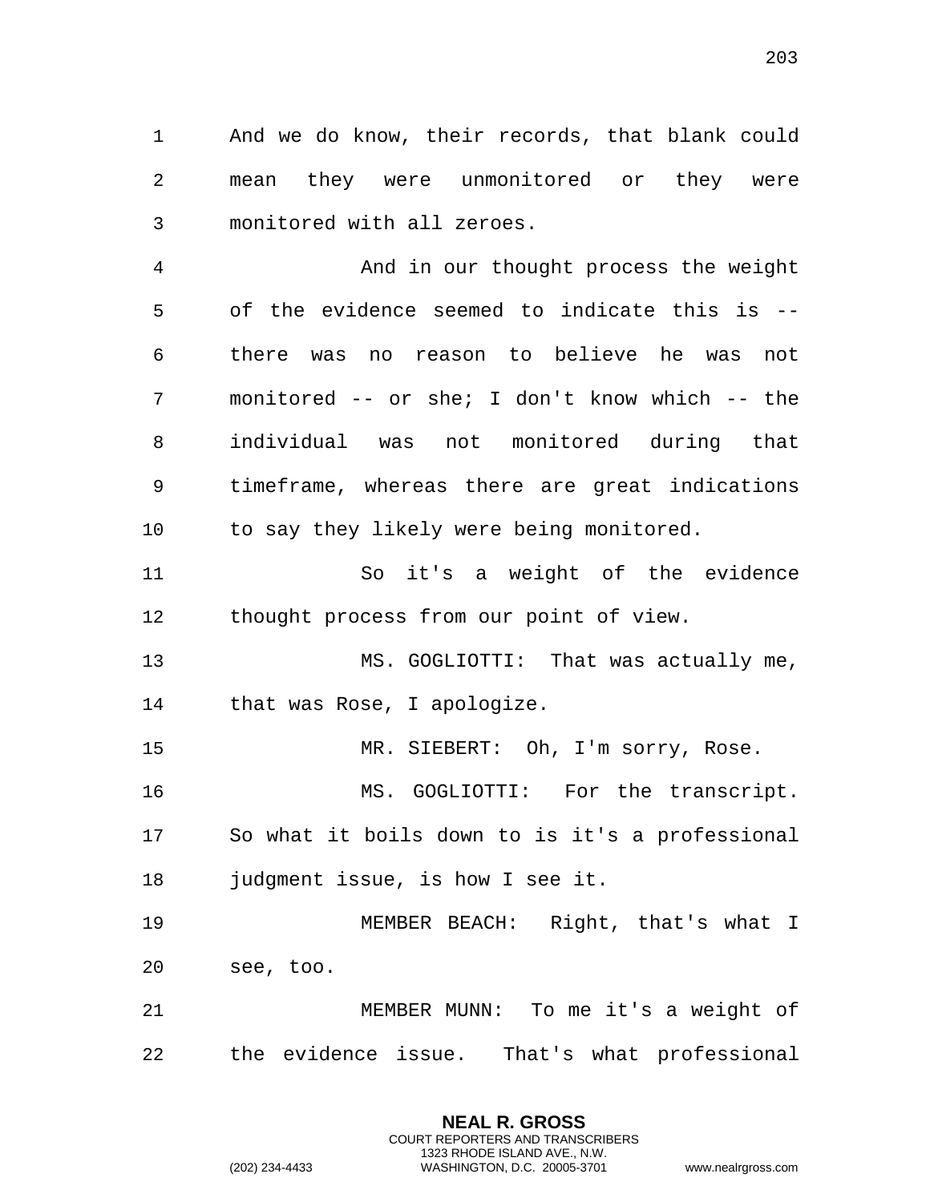And we do know, their records, that blank could mean they were unmonitored or they were monitored with all zeroes.

And in our thought process the weight of the evidence seemed to indicate this is -- there was no reason to believe he was not monitored -- or she; I don't know which -- the individual was not monitored during that timeframe, whereas there are great indications to say they likely were being monitored.

So it's a weight of the evidence thought process from our point of view.

MS. GOGLIOTTI: That was actually me, that was Rose, I apologize.

MR. SIEBERT: Oh, I'm sorry, Rose.

MS. GOGLIOTTI: For the transcript. So what it boils down to is it's a professional judgment issue, is how I see it.

MEMBER BEACH: Right, that's what I see, too.

MEMBER MUNN: To me it's a weight of the evidence issue. That's what professional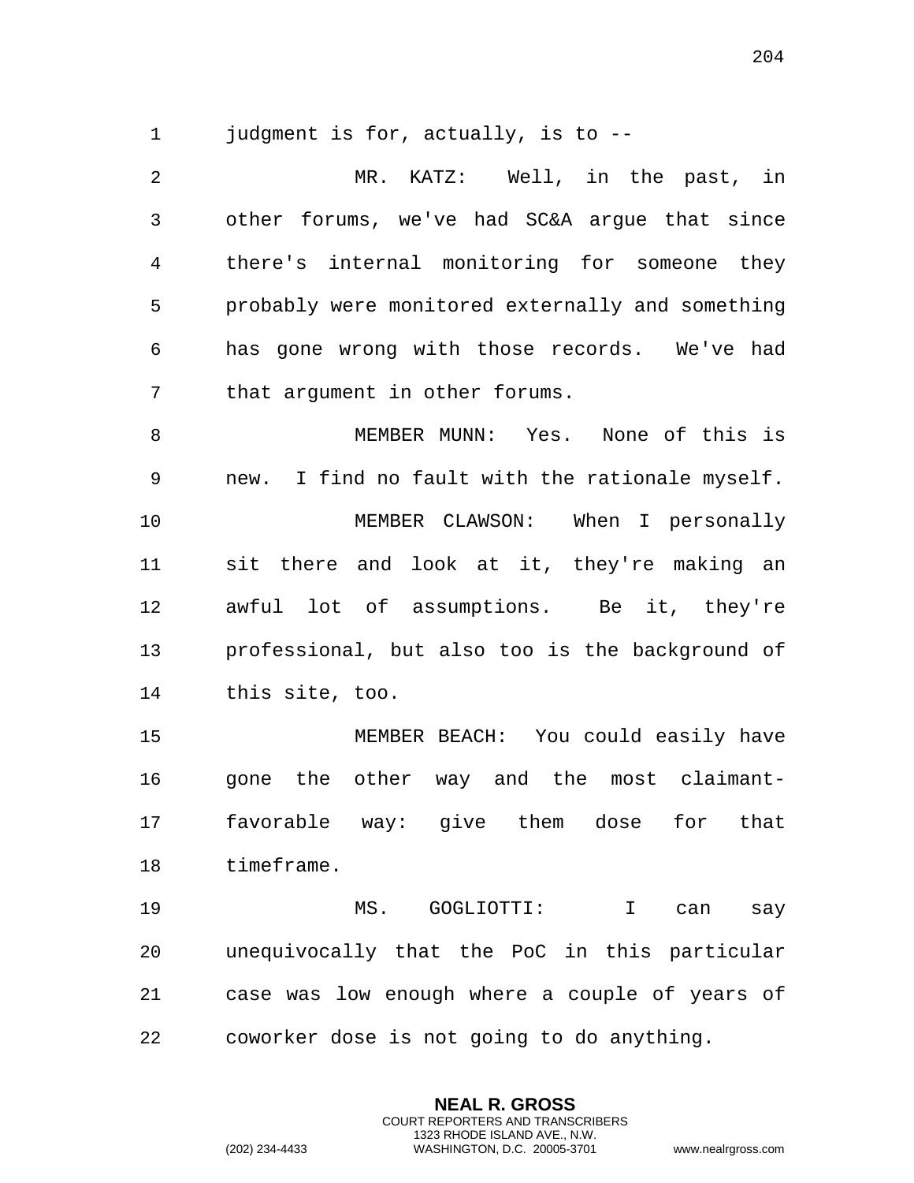judgment is for, actually, is to --

MR. KATZ: Well, in the past, in other forums, we've had SC&A argue that since there's internal monitoring for someone they probably were monitored externally and something has gone wrong with those records. We've had that argument in other forums.

MEMBER MUNN: Yes. None of this is new. I find no fault with the rationale myself.

MEMBER CLAWSON: When I personally sit there and look at it, they're making an awful lot of assumptions. Be it, they're professional, but also too is the background of this site, too.

MEMBER BEACH: You could easily have gone the other way and the most claimant-favorable way: give them dose for that timeframe.

MS. GOGLIOTTI: I can say unequivocally that the PoC in this particular case was low enough where a couple of years of coworker dose is not going to do anything.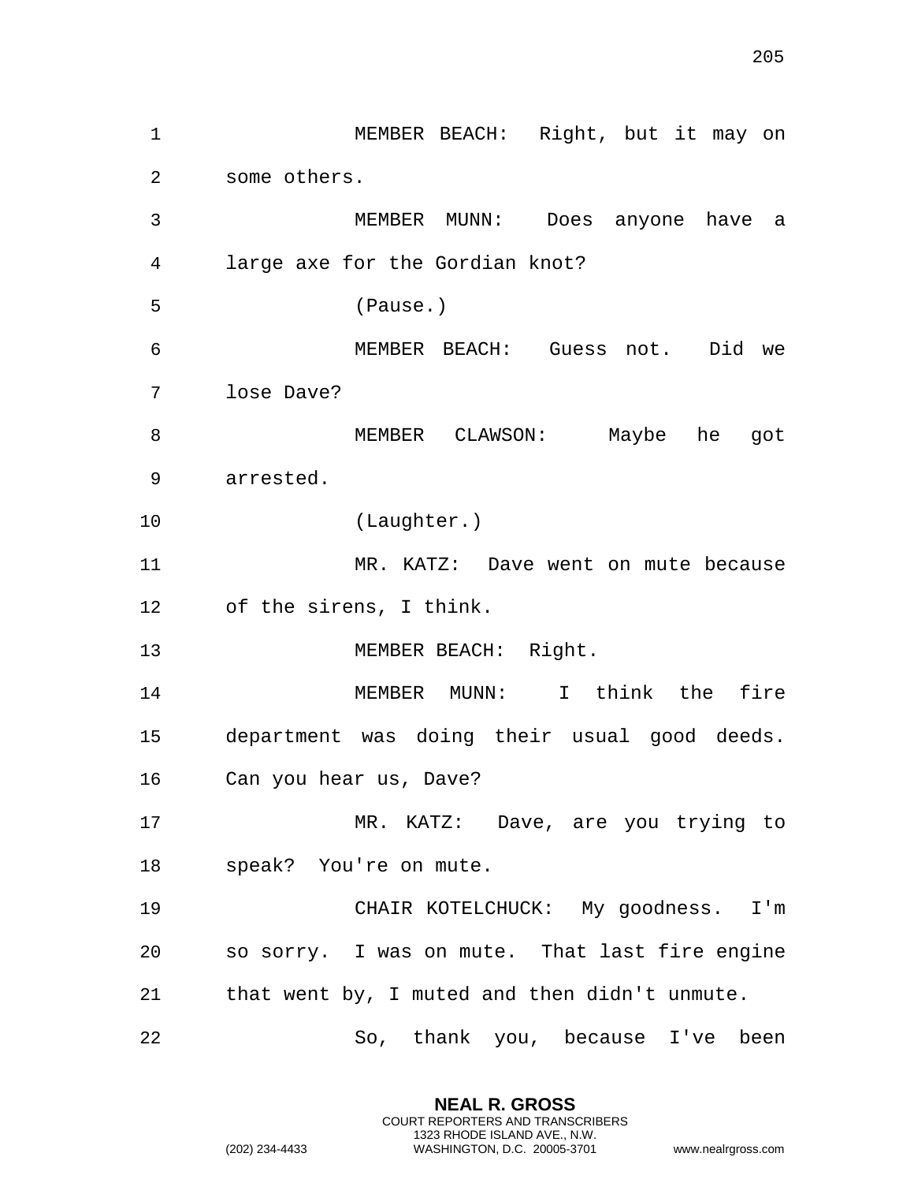MEMBER BEACH: Right, but it may on some others.

MEMBER MUNN: Does anyone have a large axe for the Gordian knot?

(Pause.)

MEMBER BEACH: Guess not. Did we lose Dave?

MEMBER CLAWSON: Maybe he got arrested.

(Laughter.)

MR. KATZ: Dave went on mute because of the sirens, I think.

MEMBER BEACH: Right.

MEMBER MUNN: I think the fire department was doing their usual good deeds. Can you hear us, Dave?

MR. KATZ: Dave, are you trying to speak? You're on mute.

CHAIR KOTELCHUCK: My goodness. I'm so sorry. I was on mute. That last fire engine that went by, I muted and then didn't unmute.

So, thank you, because I've been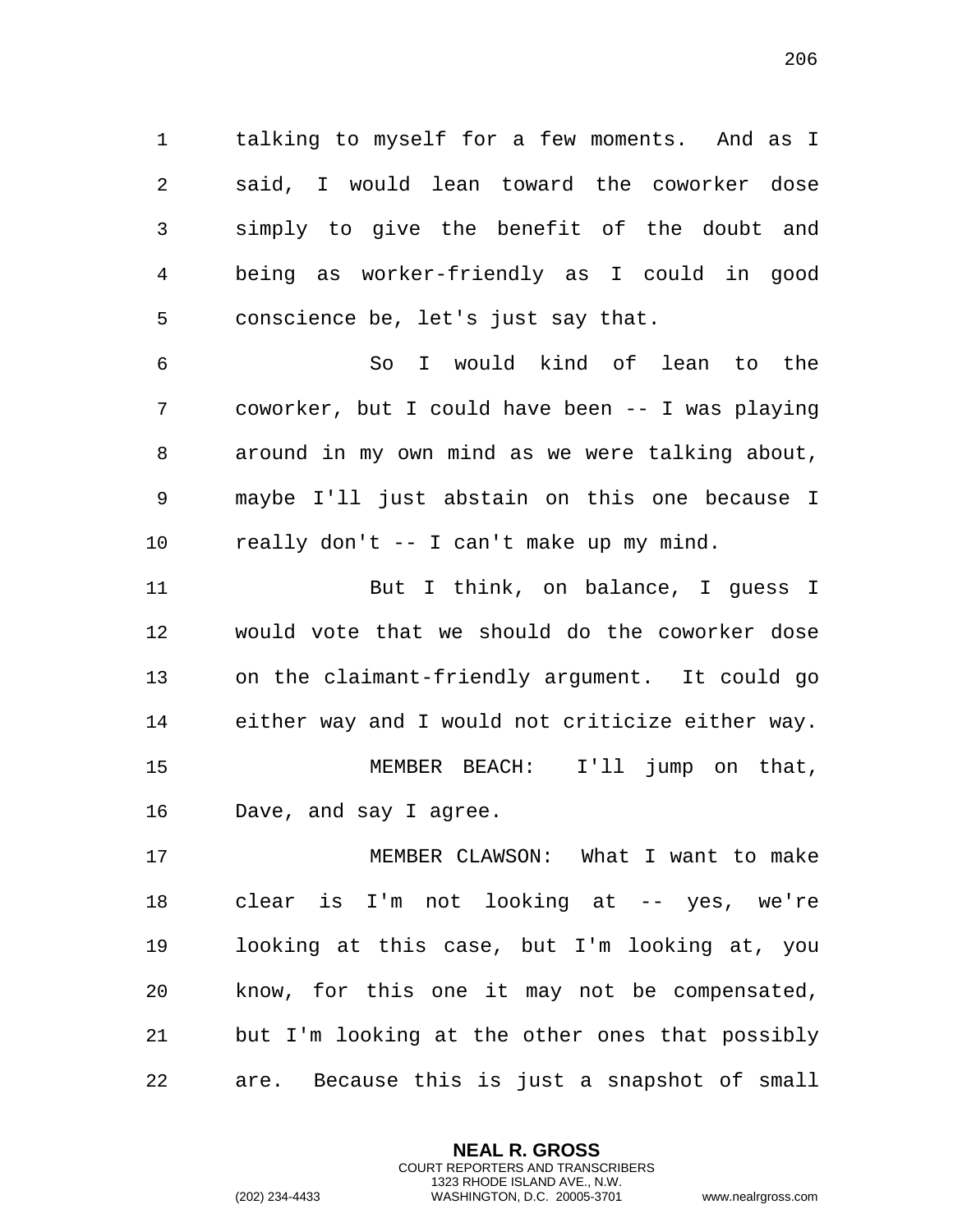talking to myself for a few moments. And as I said, I would lean toward the coworker dose simply to give the benefit of the doubt and being as worker-friendly as I could in good conscience be, let's just say that.

So I would kind of lean to the coworker, but I could have been -- I was playing around in my own mind as we were talking about, maybe I'll just abstain on this one because I really don't -- I can't make up my mind.

But I think, on balance, I guess I would vote that we should do the coworker dose on the claimant-friendly argument. It could go either way and I would not criticize either way.

MEMBER BEACH: I'll jump on that, Dave, and say I agree.

MEMBER CLAWSON: What I want to make clear is I'm not looking at -- yes, we're looking at this case, but I'm looking at, you know, for this one it may not be compensated, but I'm looking at the other ones that possibly are. Because this is just a snapshot of small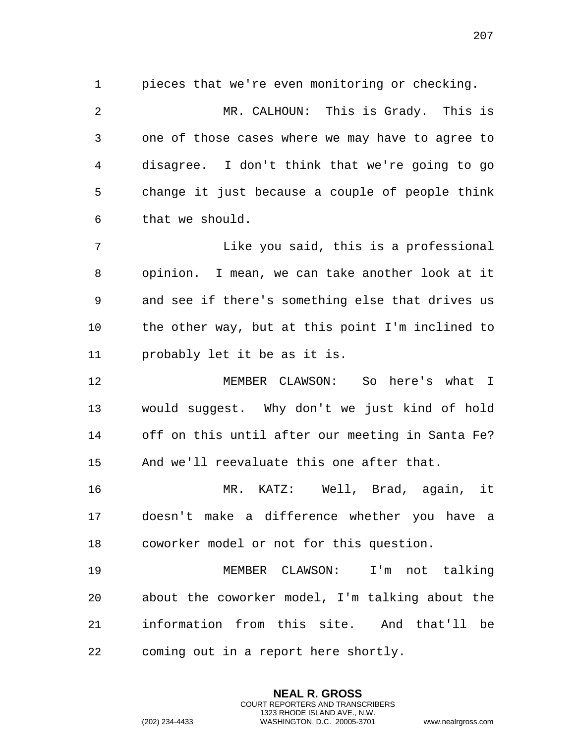pieces that we're even monitoring or checking.

MR. CALHOUN: This is Grady. This is one of those cases where we may have to agree to disagree. I don't think that we're going to go change it just because a couple of people think that we should.

Like you said, this is a professional opinion. I mean, we can take another look at it and see if there's something else that drives us the other way, but at this point I'm inclined to probably let it be as it is.

MEMBER CLAWSON: So here's what I would suggest. Why don't we just kind of hold off on this until after our meeting in Santa Fe? And we'll reevaluate this one after that.

MR. KATZ: Well, Brad, again, it doesn't make a difference whether you have a coworker model or not for this question.

MEMBER CLAWSON: I'm not talking about the coworker model, I'm talking about the information from this site. And that'll be coming out in a report here shortly.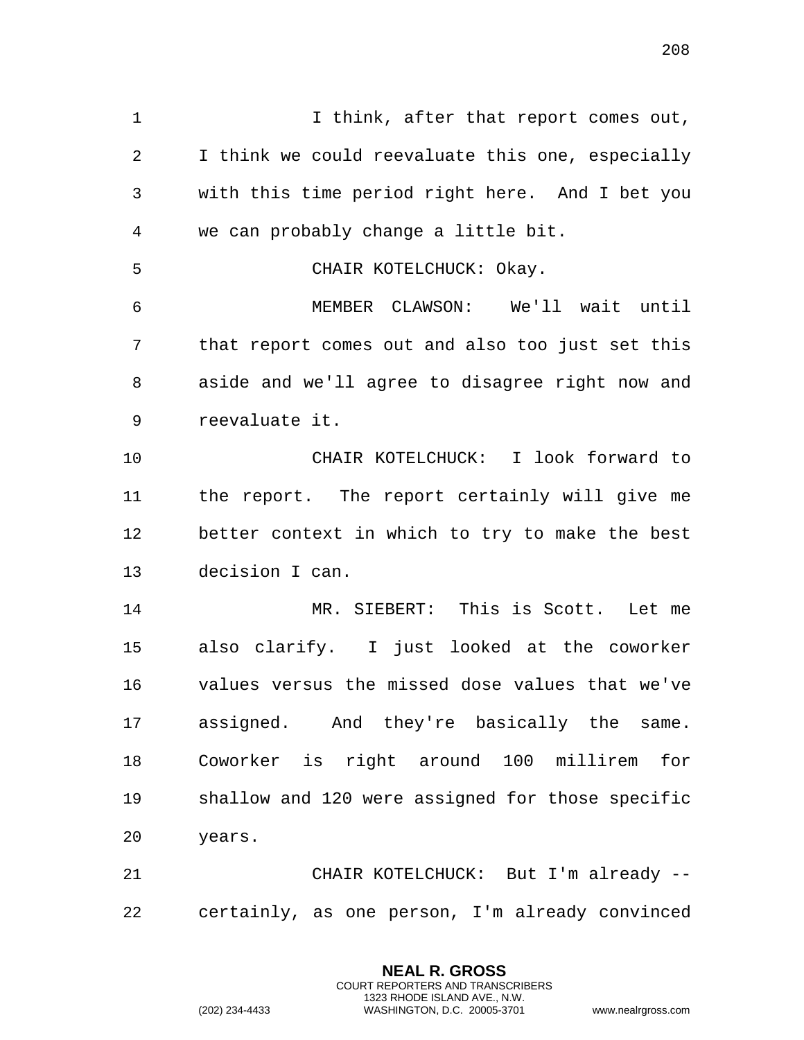I think, after that report comes out, I think we could reevaluate this one, especially with this time period right here. And I bet you we can probably change a little bit.

CHAIR KOTELCHUCK: Okay.

MEMBER CLAWSON: We'll wait until that report comes out and also too just set this aside and we'll agree to disagree right now and reevaluate it.

CHAIR KOTELCHUCK: I look forward to the report. The report certainly will give me better context in which to try to make the best decision I can.

MR. SIEBERT: This is Scott. Let me also clarify. I just looked at the coworker values versus the missed dose values that we've assigned. And they're basically the same. Coworker is right around 100 millirem for shallow and 120 were assigned for those specific years.

CHAIR KOTELCHUCK: But I'm already -- certainly, as one person, I'm already convinced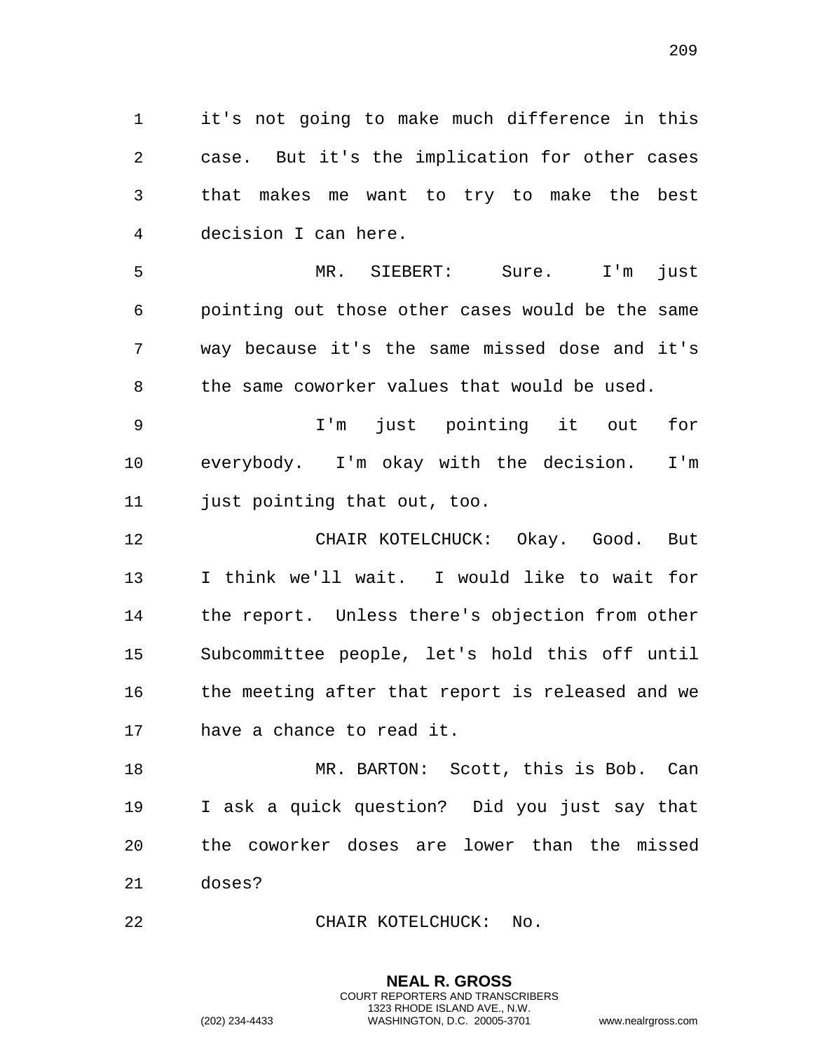it's not going to make much difference in this case. But it's the implication for other cases that makes me want to try to make the best decision I can here.

MR. SIEBERT: Sure. I'm just pointing out those other cases would be the same way because it's the same missed dose and it's the same coworker values that would be used.

I'm just pointing it out for everybody. I'm okay with the decision. I'm just pointing that out, too.

CHAIR KOTELCHUCK: Okay. Good. But I think we'll wait. I would like to wait for the report. Unless there's objection from other Subcommittee people, let's hold this off until the meeting after that report is released and we have a chance to read it.

MR. BARTON: Scott, this is Bob. Can I ask a quick question? Did you just say that the coworker doses are lower than the missed doses?

CHAIR KOTELCHUCK: No.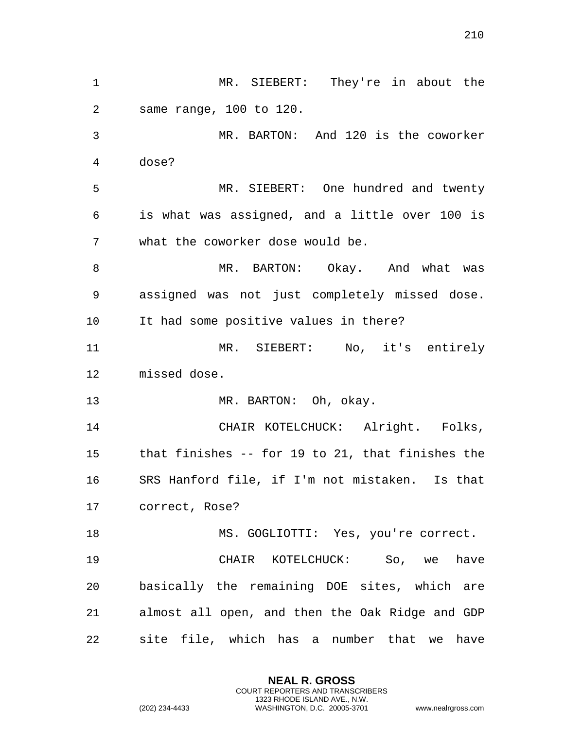MR. SIEBERT: They're in about the same range, 100 to 120.

MR. BARTON: And 120 is the coworker dose?

MR. SIEBERT: One hundred and twenty is what was assigned, and a little over 100 is what the coworker dose would be.

MR. BARTON: Okay. And what was assigned was not just completely missed dose. It had some positive values in there?

MR. SIEBERT: No, it's entirely missed dose.

MR. BARTON: Oh, okay.

CHAIR KOTELCHUCK: Alright. Folks, that finishes -- for 19 to 21, that finishes the SRS Hanford file, if I'm not mistaken. Is that correct, Rose?

MS. GOGLIOTTI: Yes, you're correct.

CHAIR KOTELCHUCK: So, we have basically the remaining DOE sites, which are almost all open, and then the Oak Ridge and GDP site file, which has a number that we have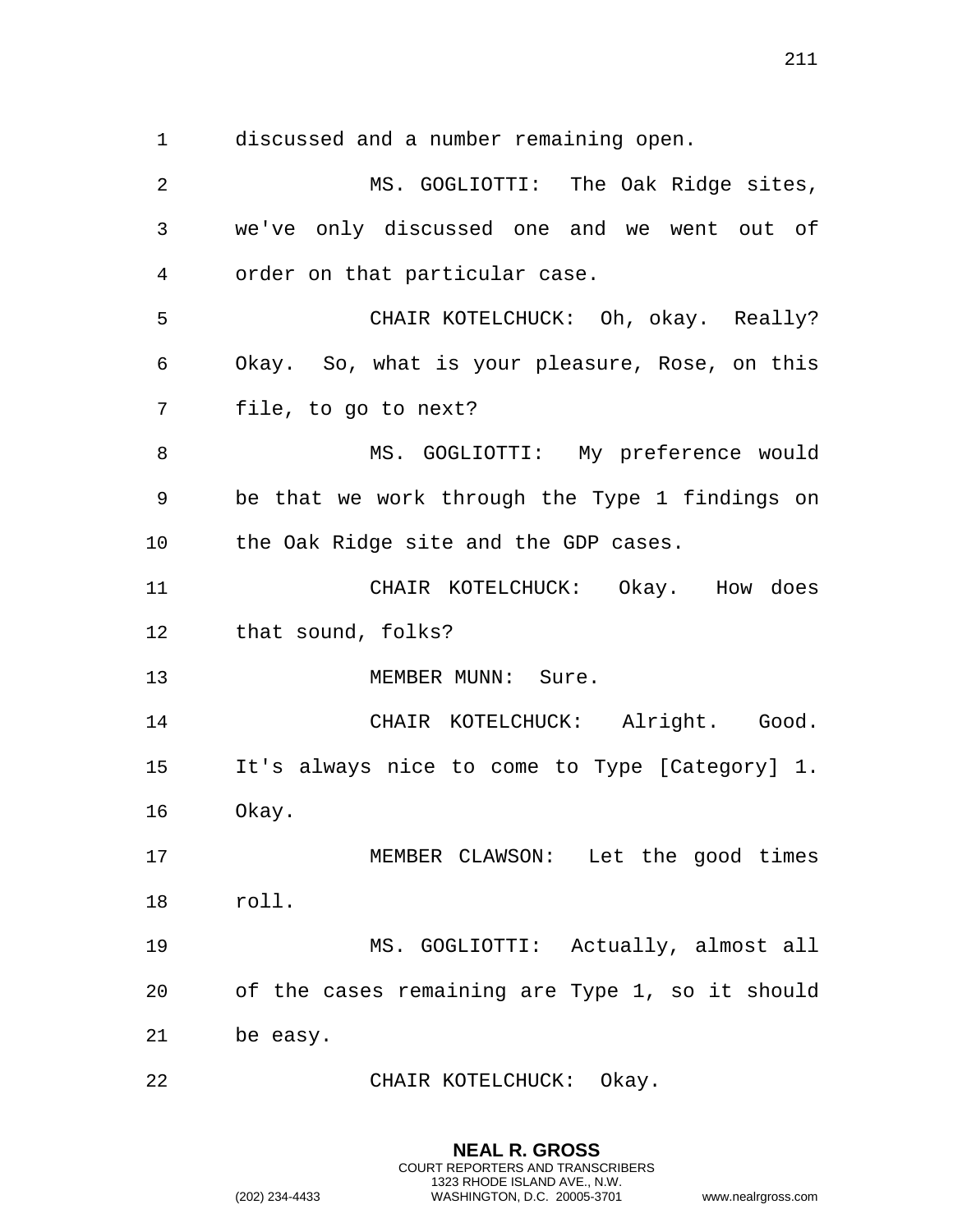discussed and a number remaining open.

MS. GOGLIOTTI: The Oak Ridge sites, we've only discussed one and we went out of order on that particular case.

CHAIR KOTELCHUCK: Oh, okay. Really? Okay. So, what is your pleasure, Rose, on this file, to go to next?

MS. GOGLIOTTI: My preference would be that we work through the Type 1 findings on the Oak Ridge site and the GDP cases.

CHAIR KOTELCHUCK: Okay. How does that sound, folks?

MEMBER MUNN: Sure.

CHAIR KOTELCHUCK: Alright. Good. It's always nice to come to Type [Category] 1. Okay.

MEMBER CLAWSON: Let the good times roll.

MS. GOGLIOTTI: Actually, almost all of the cases remaining are Type 1, so it should be easy.

CHAIR KOTELCHUCK: Okay.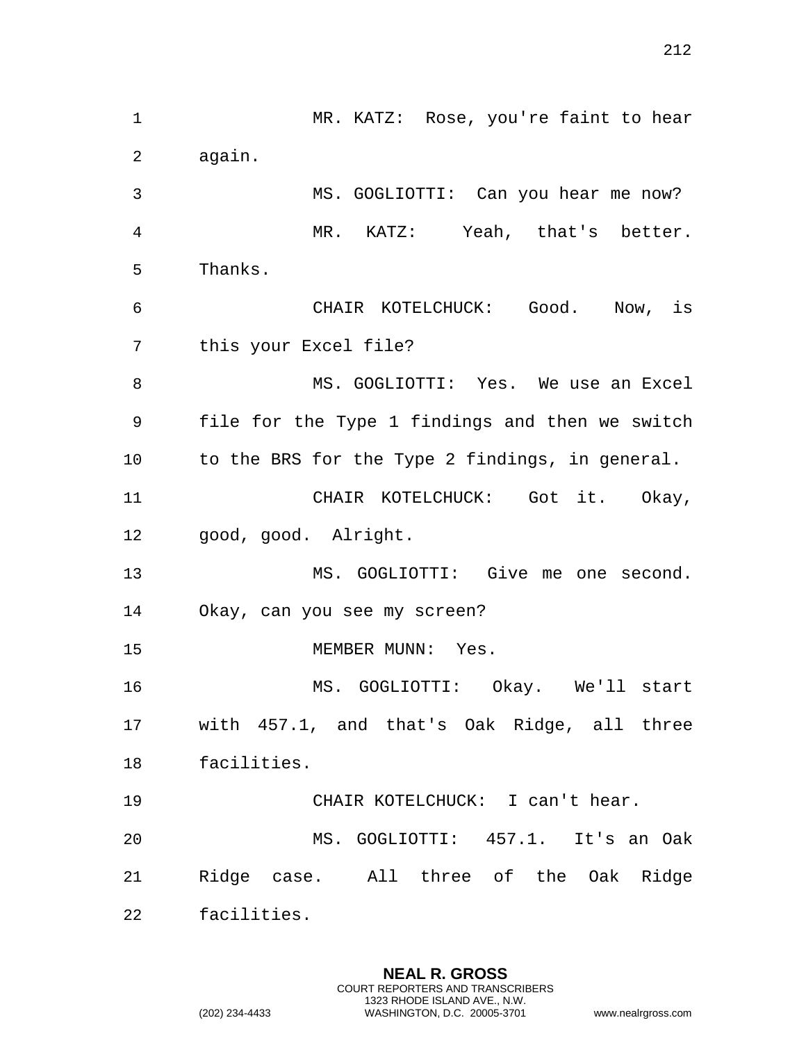MR. KATZ: Rose, you're faint to hear again.

MS. GOGLIOTTI: Can you hear me now?

MR. KATZ: Yeah, that's better. Thanks.

CHAIR KOTELCHUCK: Good. Now, is this your Excel file?

MS. GOGLIOTTI: Yes. We use an Excel file for the Type 1 findings and then we switch to the BRS for the Type 2 findings, in general.

CHAIR KOTELCHUCK: Got it. Okay, good, good. Alright.

MS. GOGLIOTTI: Give me one second. Okay, can you see my screen?

MEMBER MUNN: Yes.

MS. GOGLIOTTI: Okay. We'll start with 457.1, and that's Oak Ridge, all three facilities.

CHAIR KOTELCHUCK: I can't hear.

MS. GOGLIOTTI: 457.1. It's an Oak Ridge case. All three of the Oak Ridge facilities.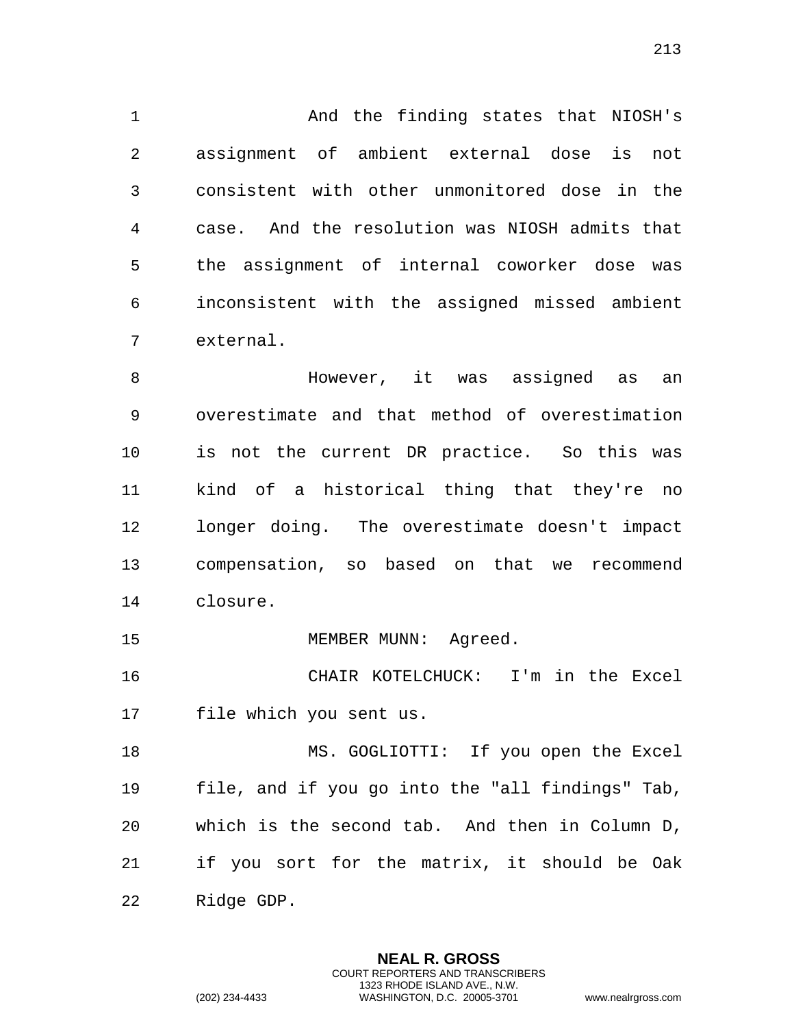And the finding states that NIOSH's assignment of ambient external dose is not consistent with other unmonitored dose in the case. And the resolution was NIOSH admits that the assignment of internal coworker dose was inconsistent with the assigned missed ambient external.

However, it was assigned as an overestimate and that method of overestimation is not the current DR practice. So this was kind of a historical thing that they're no longer doing. The overestimate doesn't impact compensation, so based on that we recommend closure.

MEMBER MUNN: Agreed.

CHAIR KOTELCHUCK: I'm in the Excel file which you sent us.

MS. GOGLIOTTI: If you open the Excel file, and if you go into the "all findings" Tab, which is the second tab. And then in Column D, if you sort for the matrix, it should be Oak Ridge GDP.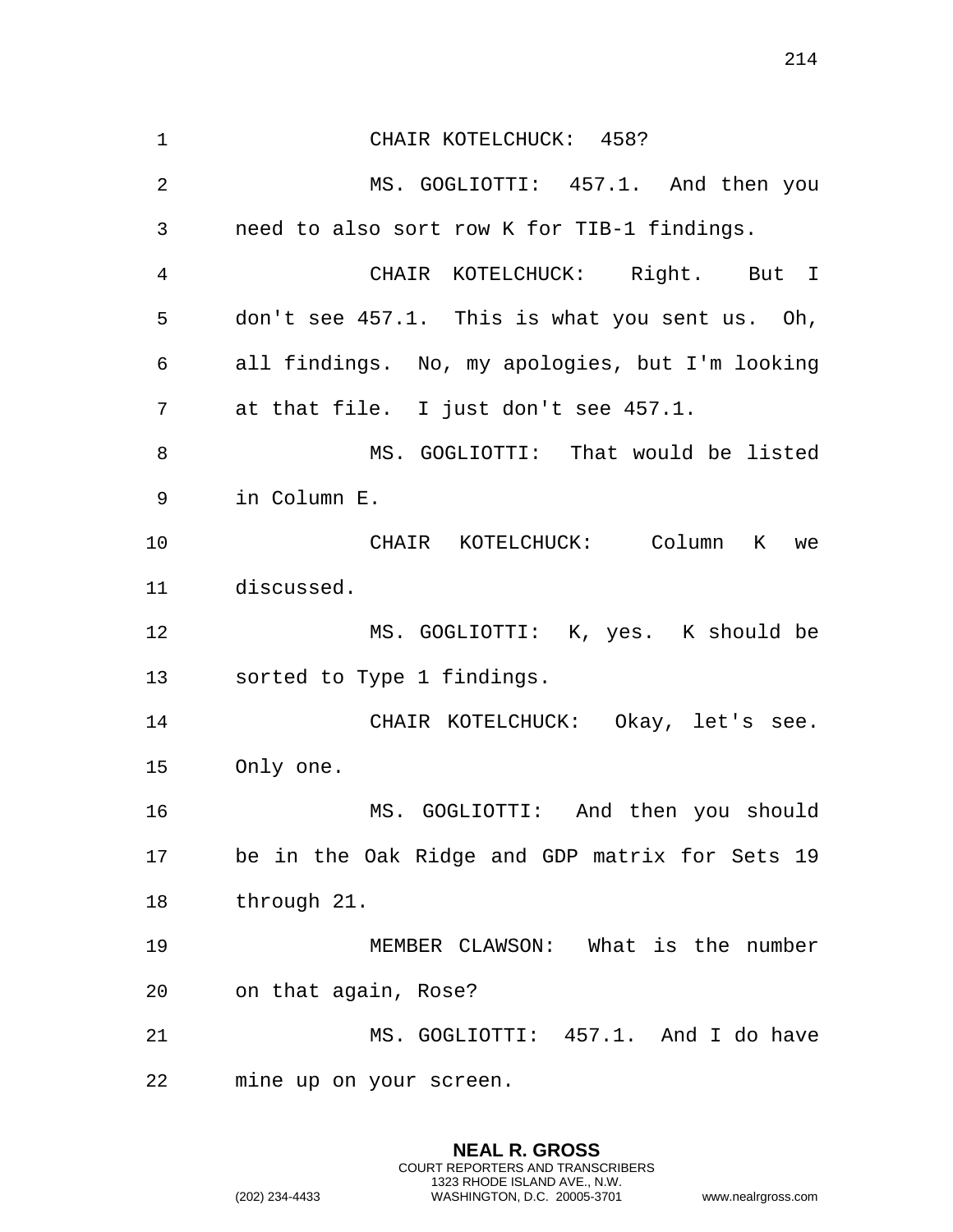CHAIR KOTELCHUCK: 458?

MS. GOGLIOTTI: 457.1. And then you need to also sort row K for TIB-1 findings.

CHAIR KOTELCHUCK: Right. But I don't see 457.1. This is what you sent us. Oh, all findings. No, my apologies, but I'm looking at that file. I just don't see 457.1.

MS. GOGLIOTTI: That would be listed in Column E.

CHAIR KOTELCHUCK: Column K we discussed.

MS. GOGLIOTTI: K, yes. K should be sorted to Type 1 findings.

CHAIR KOTELCHUCK: Okay, let's see. Only one.

MS. GOGLIOTTI: And then you should be in the Oak Ridge and GDP matrix for Sets 19 through 21.

MEMBER CLAWSON: What is the number on that again, Rose?

MS. GOGLIOTTI: 457.1. And I do have mine up on your screen.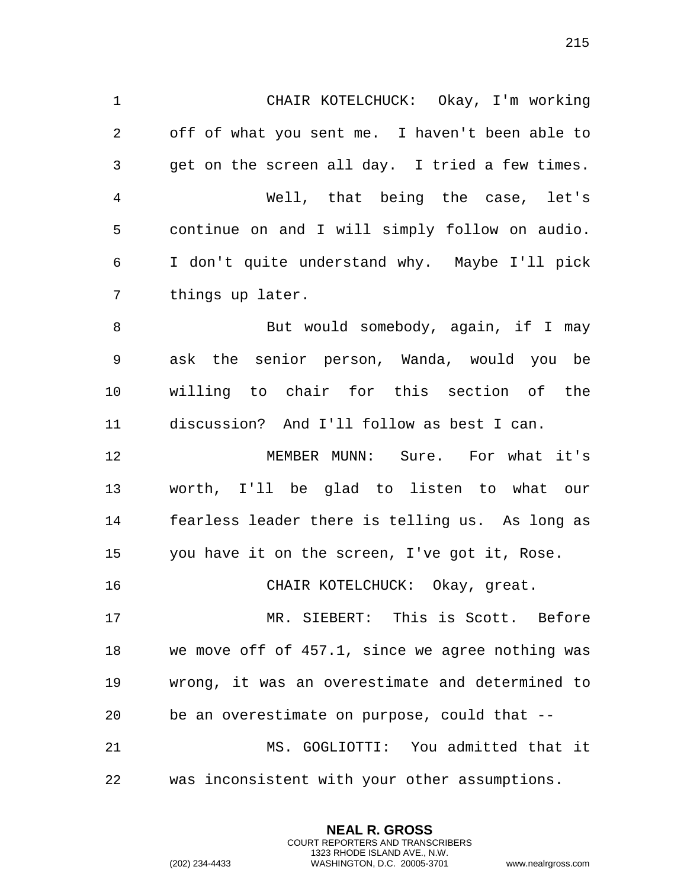CHAIR KOTELCHUCK: Okay, I'm working off of what you sent me. I haven't been able to get on the screen all day. I tried a few times.

Well, that being the case, let's continue on and I will simply follow on audio. I don't quite understand why. Maybe I'll pick things up later.

But would somebody, again, if I may ask the senior person, Wanda, would you be willing to chair for this section of the discussion? And I'll follow as best I can.

MEMBER MUNN: Sure. For what it's worth, I'll be glad to listen to what our fearless leader there is telling us. As long as you have it on the screen, I've got it, Rose.

CHAIR KOTELCHUCK: Okay, great.

MR. SIEBERT: This is Scott. Before we move off of 457.1, since we agree nothing was wrong, it was an overestimate and determined to be an overestimate on purpose, could that --

MS. GOGLIOTTI: You admitted that it was inconsistent with your other assumptions.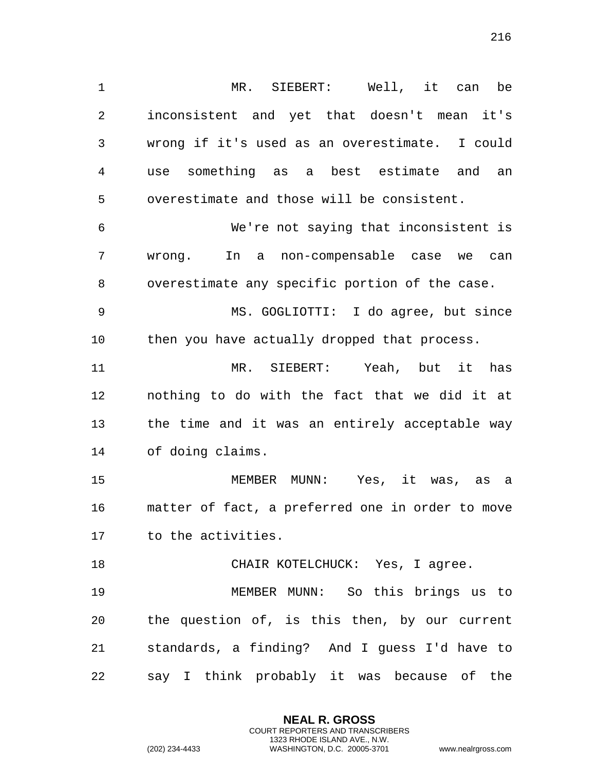MR. SIEBERT: Well, it can be inconsistent and yet that doesn't mean it's wrong if it's used as an overestimate. I could use something as a best estimate and an overestimate and those will be consistent.

We're not saying that inconsistent is wrong. In a non-compensable case we can overestimate any specific portion of the case.

MS. GOGLIOTTI: I do agree, but since then you have actually dropped that process.

MR. SIEBERT: Yeah, but it has nothing to do with the fact that we did it at the time and it was an entirely acceptable way of doing claims.

MEMBER MUNN: Yes, it was, as a matter of fact, a preferred one in order to move to the activities.

CHAIR KOTELCHUCK: Yes, I agree.

MEMBER MUNN: So this brings us to the question of, is this then, by our current standards, a finding? And I guess I'd have to say I think probably it was because of the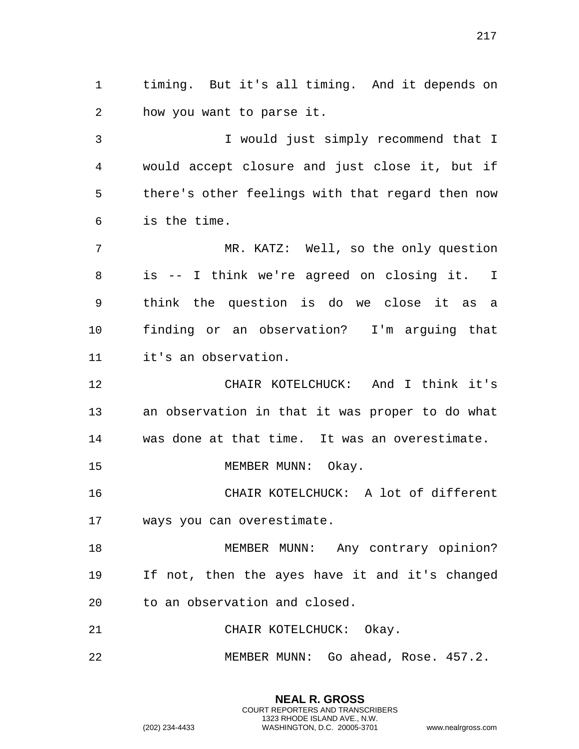timing. But it's all timing. And it depends on how you want to parse it.

I would just simply recommend that I would accept closure and just close it, but if there's other feelings with that regard then now is the time.

MR. KATZ: Well, so the only question is -- I think we're agreed on closing it. I think the question is do we close it as a finding or an observation? I'm arguing that it's an observation.

CHAIR KOTELCHUCK: And I think it's an observation in that it was proper to do what was done at that time. It was an overestimate.

MEMBER MUNN: Okay.

CHAIR KOTELCHUCK: A lot of different ways you can overestimate.

MEMBER MUNN: Any contrary opinion? If not, then the ayes have it and it's changed to an observation and closed.

CHAIR KOTELCHUCK: Okay.

MEMBER MUNN: Go ahead, Rose. 457.2.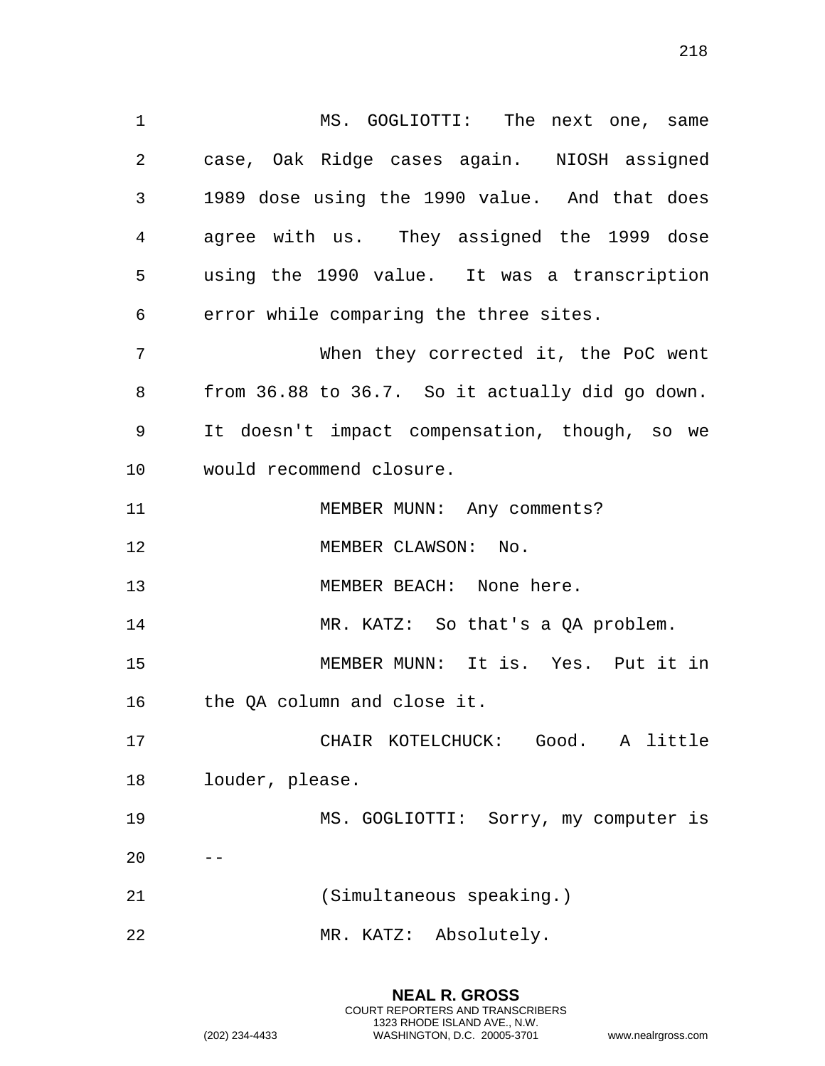MS. GOGLIOTTI: The next one, same case, Oak Ridge cases again. NIOSH assigned 1989 dose using the 1990 value. And that does agree with us. They assigned the 1999 dose using the 1990 value. It was a transcription error while comparing the three sites.

When they corrected it, the PoC went from 36.88 to 36.7. So it actually did go down. It doesn't impact compensation, though, so we would recommend closure.

MEMBER MUNN: Any comments?

MEMBER CLAWSON: No.

MEMBER BEACH: None here.

MR. KATZ: So that's a QA problem.

MEMBER MUNN: It is. Yes. Put it in the QA column and close it.

CHAIR KOTELCHUCK: Good. A little louder, please.

MS. GOGLIOTTI: Sorry, my computer is --

(Simultaneous speaking.)

MR. KATZ: Absolutely.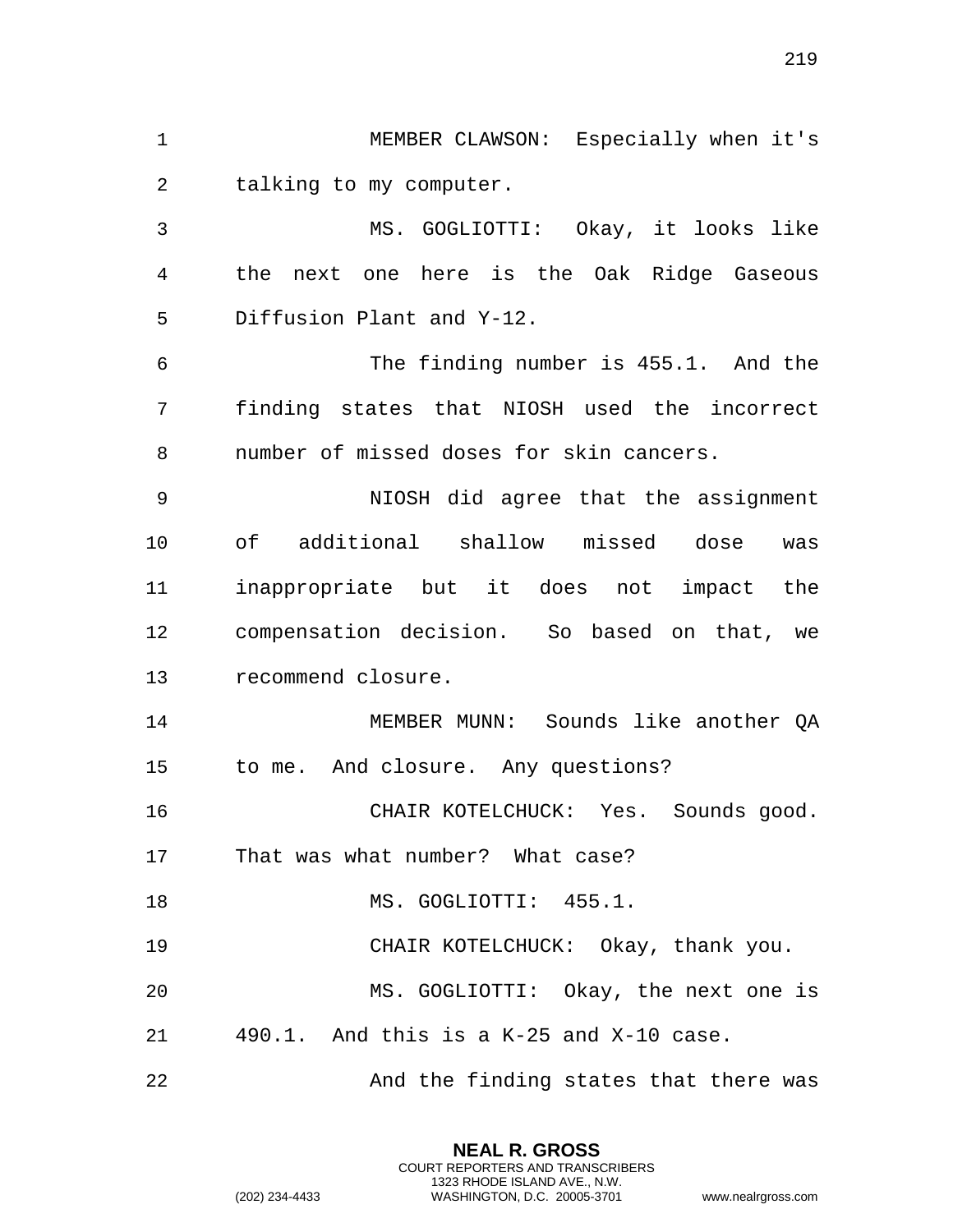MEMBER CLAWSON: Especially when it's talking to my computer.

MS. GOGLIOTTI: Okay, it looks like the next one here is the Oak Ridge Gaseous Diffusion Plant and Y-12.

The finding number is 455.1. And the finding states that NIOSH used the incorrect number of missed doses for skin cancers.

NIOSH did agree that the assignment of additional shallow missed dose was inappropriate but it does not impact the compensation decision. So based on that, we recommend closure.

MEMBER MUNN: Sounds like another QA to me. And closure. Any questions?

CHAIR KOTELCHUCK: Yes. Sounds good. That was what number? What case?

MS. GOGLIOTTI: 455.1.

CHAIR KOTELCHUCK: Okay, thank you.

MS. GOGLIOTTI: Okay, the next one is 490.1. And this is a K-25 and X-10 case.

And the finding states that there was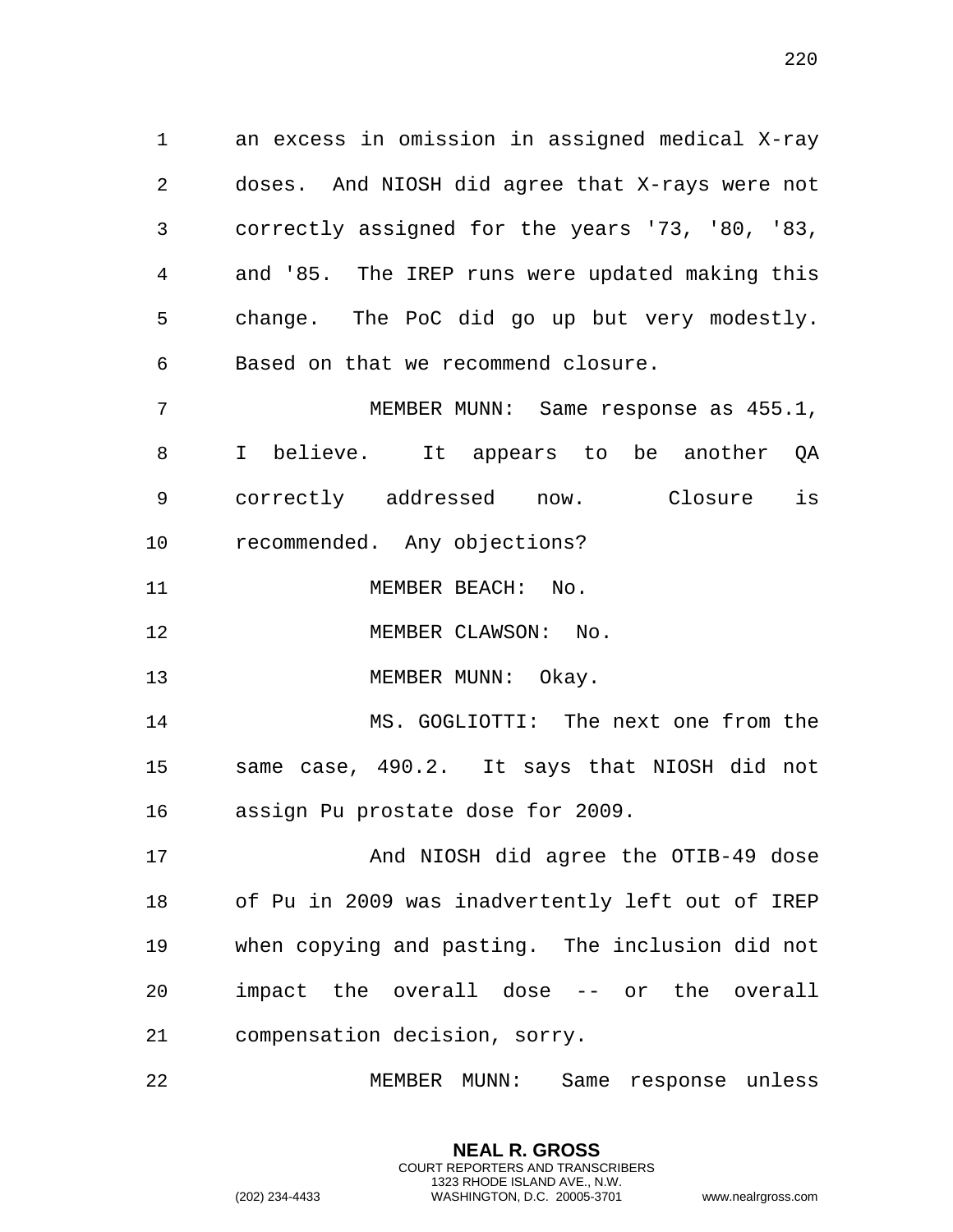an excess in omission in assigned medical X-ray doses. And NIOSH did agree that X-rays were not correctly assigned for the years '73, '80, '83, and '85. The IREP runs were updated making this change. The PoC did go up but very modestly. Based on that we recommend closure.

MEMBER MUNN: Same response as 455.1, I believe. It appears to be another QA correctly addressed now. Closure is recommended. Any objections?

MEMBER BEACH: No.

MEMBER CLAWSON: No.

MEMBER MUNN: Okay.

MS. GOGLIOTTI: The next one from the same case, 490.2. It says that NIOSH did not assign Pu prostate dose for 2009.

And NIOSH did agree the OTIB-49 dose of Pu in 2009 was inadvertently left out of IREP when copying and pasting. The inclusion did not impact the overall dose -- or the overall compensation decision, sorry.

MEMBER MUNN: Same response unless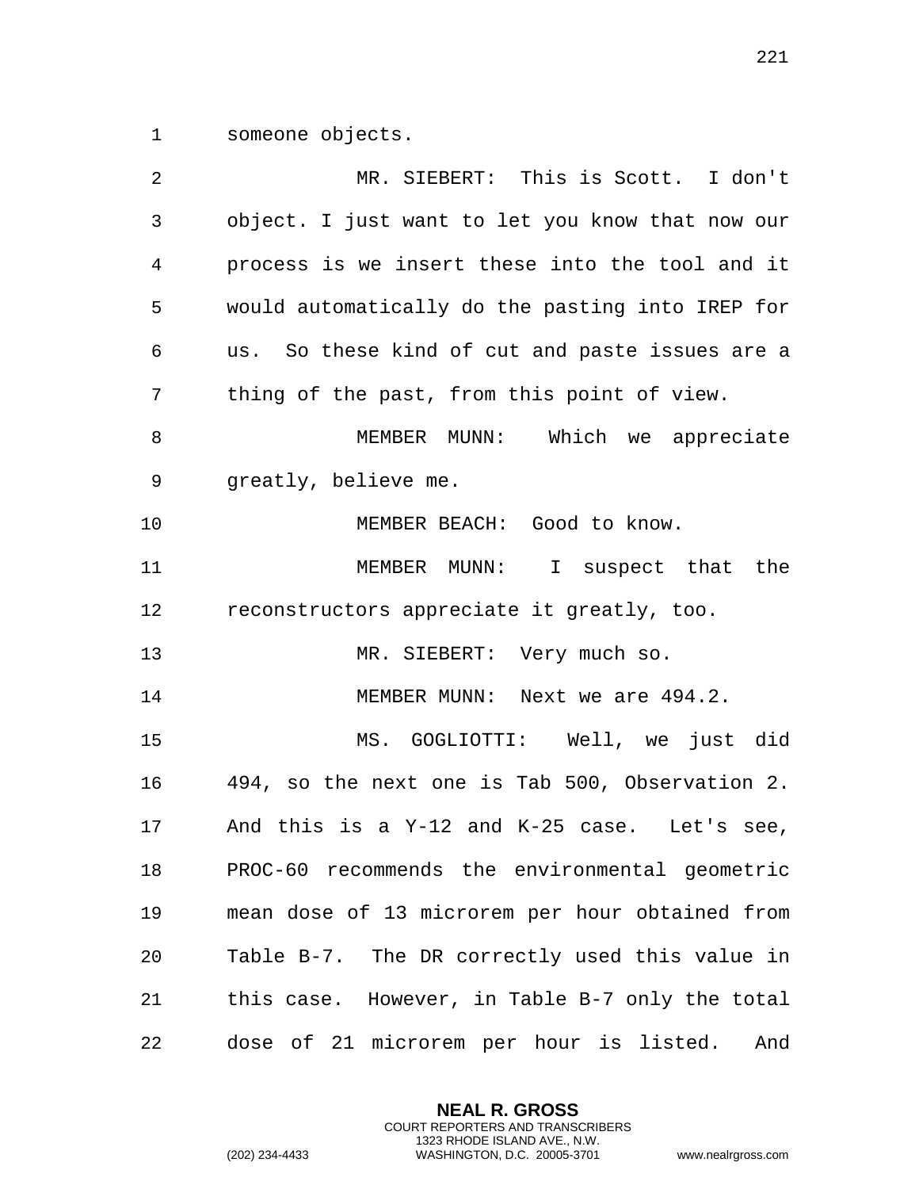someone objects.

MR. SIEBERT: This is Scott. I don't object. I just want to let you know that now our process is we insert these into the tool and it would automatically do the pasting into IREP for us. So these kind of cut and paste issues are a thing of the past, from this point of view.

MEMBER MUNN: Which we appreciate greatly, believe me.

MEMBER BEACH: Good to know.

MEMBER MUNN: I suspect that the reconstructors appreciate it greatly, too.

MR. SIEBERT: Very much so.

MEMBER MUNN: Next we are 494.2.

MS. GOGLIOTTI: Well, we just did 494, so the next one is Tab 500, Observation 2. And this is a Y-12 and K-25 case. Let's see, PROC-60 recommends the environmental geometric mean dose of 13 microrem per hour obtained from Table B-7. The DR correctly used this value in this case. However, in Table B-7 only the total dose of 21 microrem per hour is listed. And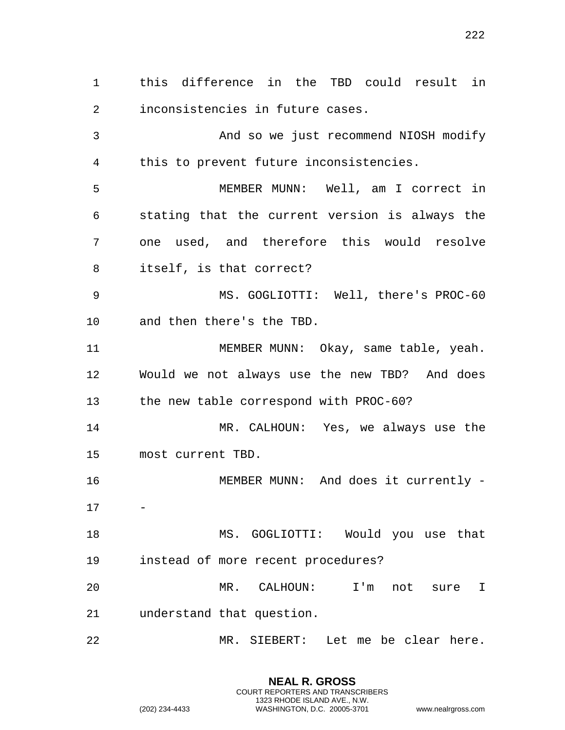this difference in the TBD could result in inconsistencies in future cases.

And so we just recommend NIOSH modify this to prevent future inconsistencies.

MEMBER MUNN: Well, am I correct in stating that the current version is always the one used, and therefore this would resolve itself, is that correct?

MS. GOGLIOTTI: Well, there's PROC-60 and then there's the TBD.

MEMBER MUNN: Okay, same table, yeah. Would we not always use the new TBD? And does the new table correspond with PROC-60?

MR. CALHOUN: Yes, we always use the most current TBD.

MEMBER MUNN: And does it currently --

MS. GOGLIOTTI: Would you use that instead of more recent procedures?

MR. CALHOUN: I'm not sure I understand that question.

MR. SIEBERT: Let me be clear here.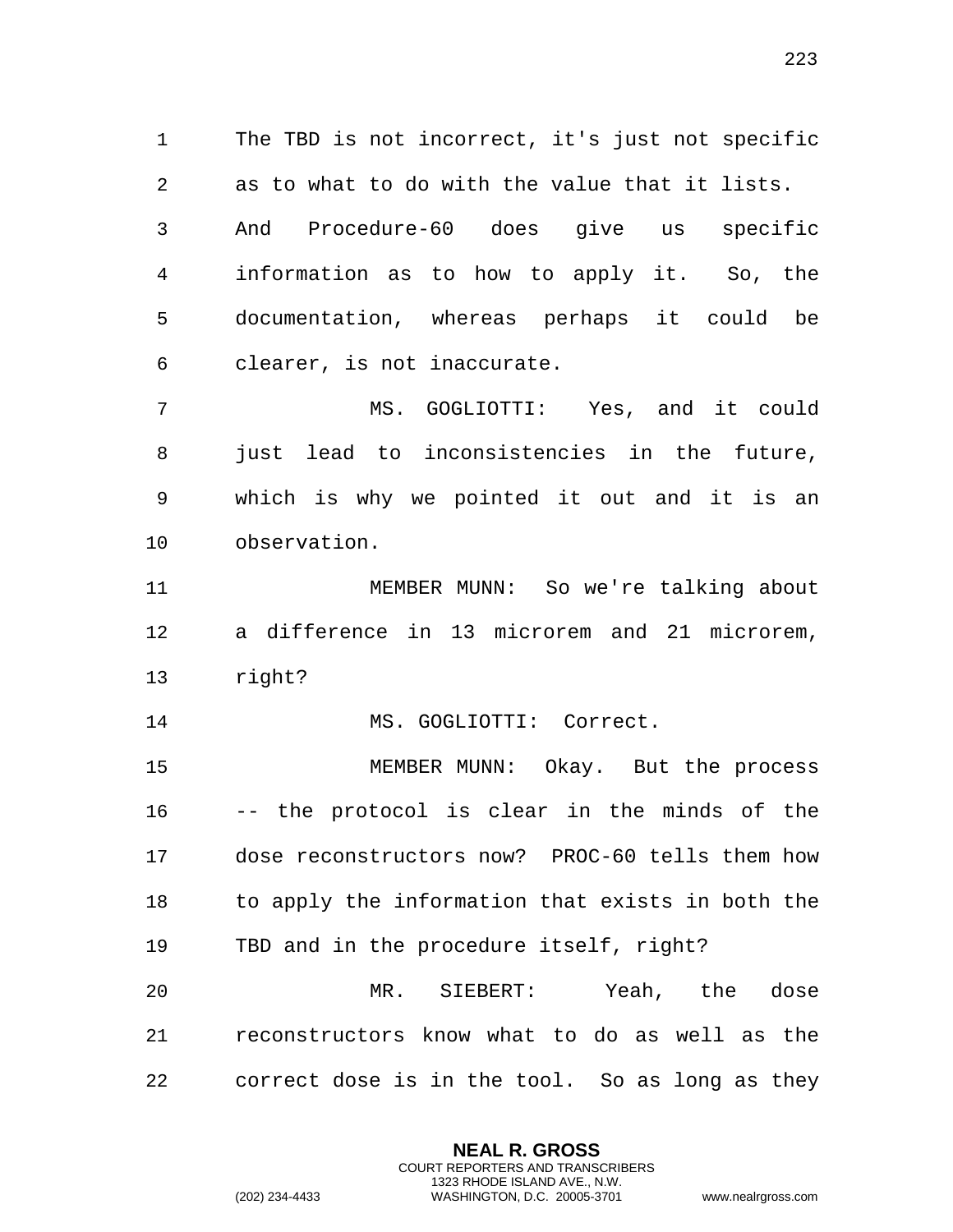The TBD is not incorrect, it's just not specific as to what to do with the value that it lists. And Procedure-60 does give us specific information as to how to apply it. So, the documentation, whereas perhaps it could be clearer, is not inaccurate.

MS. GOGLIOTTI: Yes, and it could just lead to inconsistencies in the future, which is why we pointed it out and it is an observation.

MEMBER MUNN: So we're talking about a difference in 13 microrem and 21 microrem, right?

MS. GOGLIOTTI: Correct.

MEMBER MUNN: Okay. But the process -- the protocol is clear in the minds of the dose reconstructors now? PROC-60 tells them how to apply the information that exists in both the TBD and in the procedure itself, right?

MR. SIEBERT: Yeah, the dose reconstructors know what to do as well as the correct dose is in the tool. So as long as they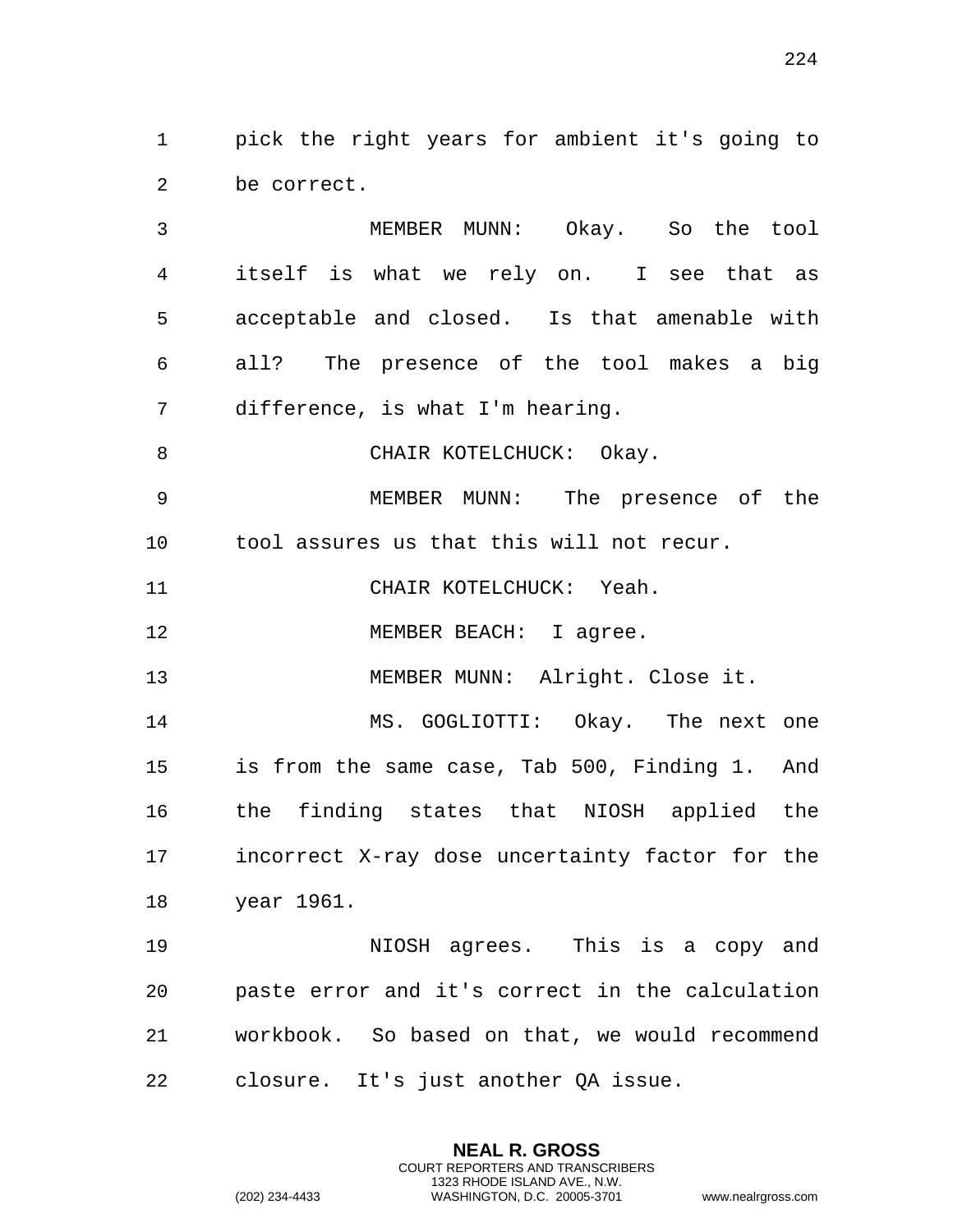pick the right years for ambient it's going to be correct.

MEMBER MUNN: Okay. So the tool itself is what we rely on. I see that as acceptable and closed. Is that amenable with all? The presence of the tool makes a big difference, is what I'm hearing.

CHAIR KOTELCHUCK: Okay.

MEMBER MUNN: The presence of the tool assures us that this will not recur.

CHAIR KOTELCHUCK: Yeah.

MEMBER BEACH: I agree.

MEMBER MUNN: Alright. Close it.

MS. GOGLIOTTI: Okay. The next one is from the same case, Tab 500, Finding 1. And the finding states that NIOSH applied the incorrect X-ray dose uncertainty factor for the year 1961.

NIOSH agrees. This is a copy and paste error and it's correct in the calculation workbook. So based on that, we would recommend closure. It's just another QA issue.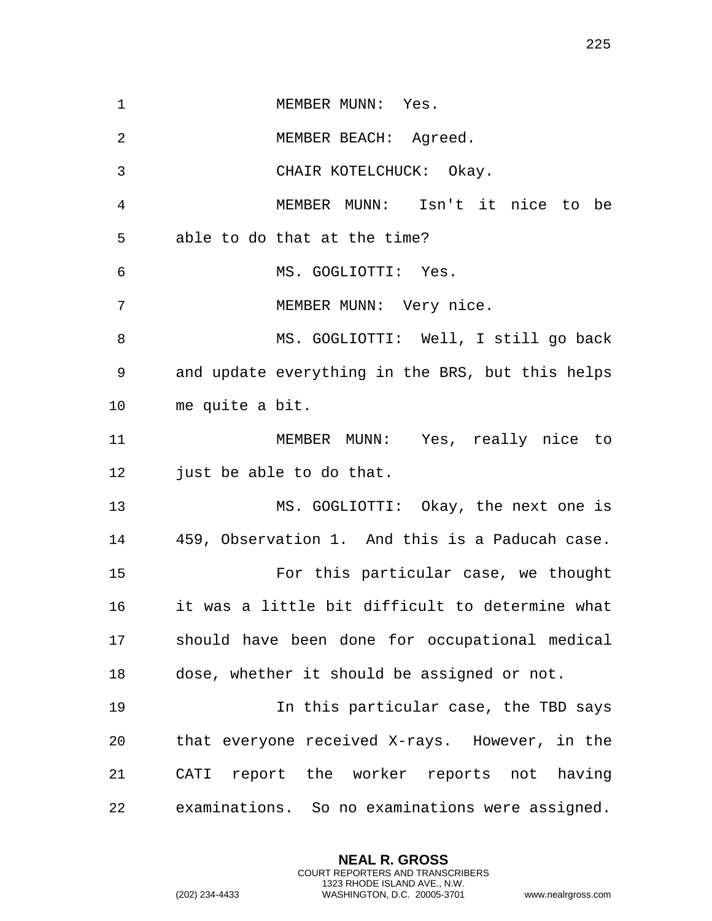MEMBER MUNN: Yes.

MEMBER BEACH: Agreed.

CHAIR KOTELCHUCK: Okay.

MEMBER MUNN: Isn't it nice to be able to do that at the time?

MS. GOGLIOTTI: Yes.

MEMBER MUNN: Very nice.

MS. GOGLIOTTI: Well, I still go back and update everything in the BRS, but this helps me quite a bit.

MEMBER MUNN: Yes, really nice to just be able to do that.

MS. GOGLIOTTI: Okay, the next one is 459, Observation 1. And this is a Paducah case.

For this particular case, we thought it was a little bit difficult to determine what should have been done for occupational medical dose, whether it should be assigned or not.

In this particular case, the TBD says that everyone received X-rays. However, in the CATI report the worker reports not having examinations. So no examinations were assigned.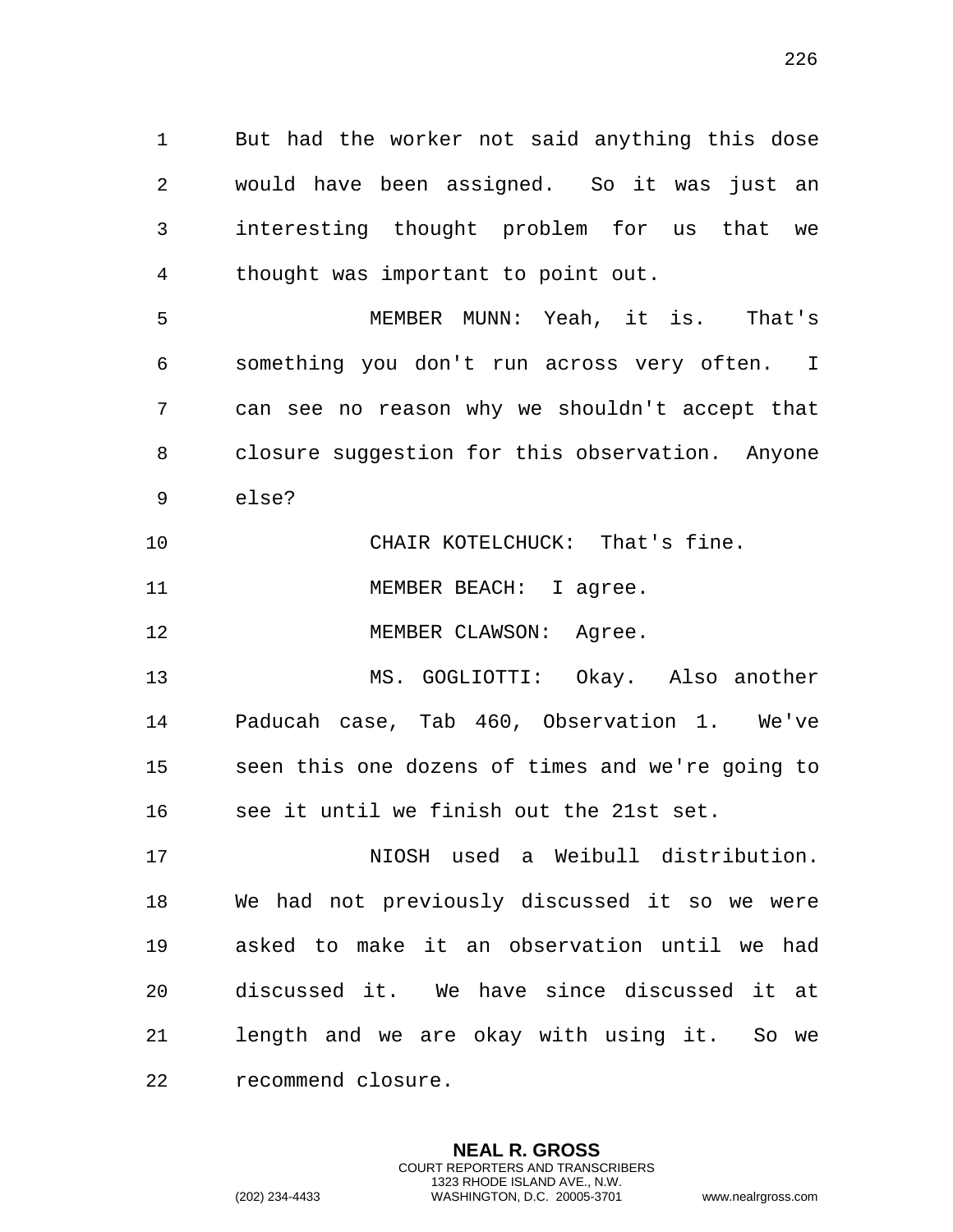But had the worker not said anything this dose would have been assigned. So it was just an interesting thought problem for us that we thought was important to point out.

MEMBER MUNN: Yeah, it is. That's something you don't run across very often. I can see no reason why we shouldn't accept that closure suggestion for this observation. Anyone else?

CHAIR KOTELCHUCK: That's fine.

MEMBER BEACH: I agree.

MEMBER CLAWSON: Agree.

MS. GOGLIOTTI: Okay. Also another Paducah case, Tab 460, Observation 1. We've seen this one dozens of times and we're going to see it until we finish out the 21st set.

NIOSH used a Weibull distribution. We had not previously discussed it so we were asked to make it an observation until we had discussed it. We have since discussed it at length and we are okay with using it. So we recommend closure.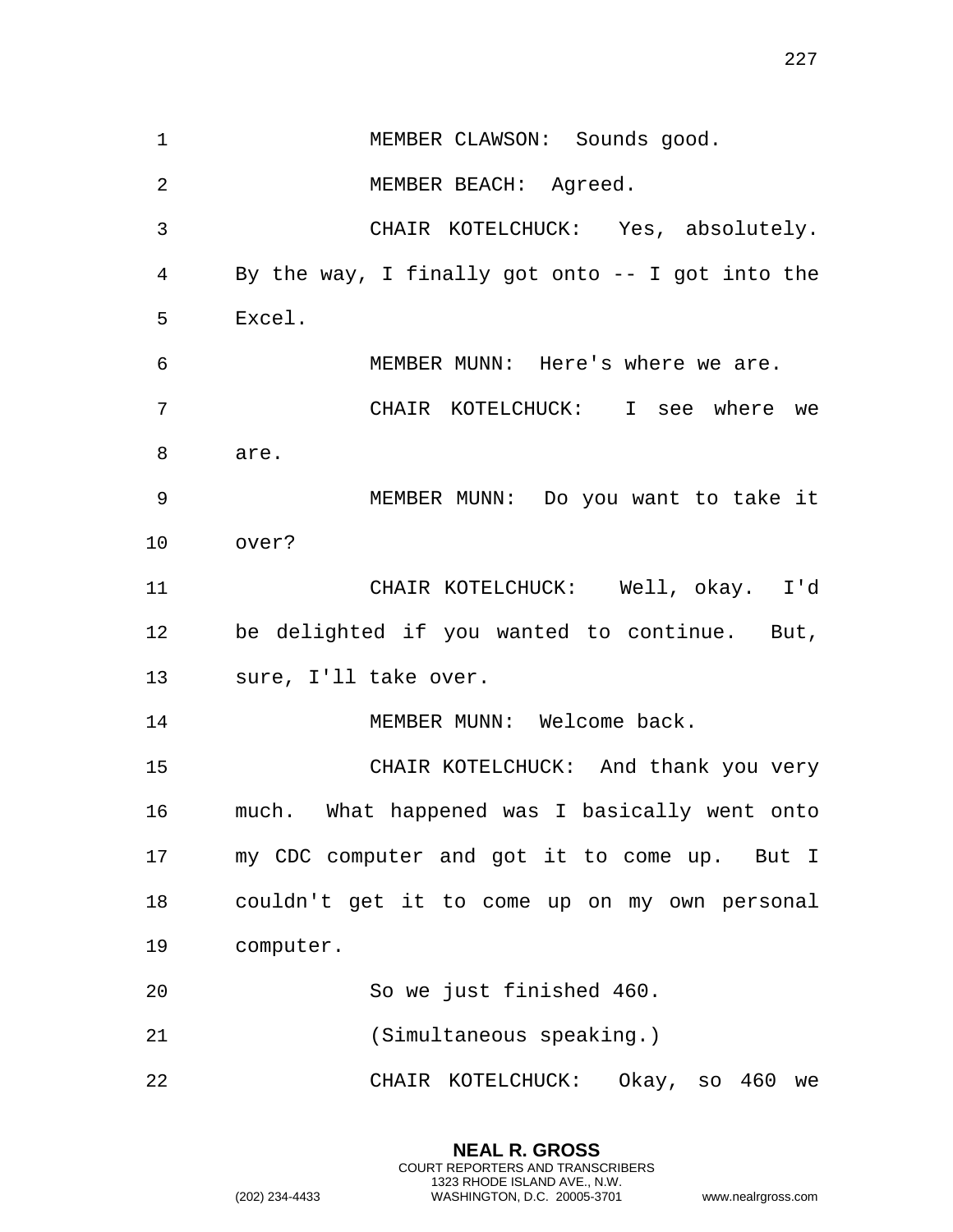MEMBER CLAWSON: Sounds good.

MEMBER BEACH: Agreed.

CHAIR KOTELCHUCK: Yes, absolutely. By the way, I finally got onto -- I got into the Excel.

MEMBER MUNN: Here's where we are.

CHAIR KOTELCHUCK: I see where we are.

MEMBER MUNN: Do you want to take it over?

CHAIR KOTELCHUCK: Well, okay. I'd be delighted if you wanted to continue. But, sure, I'll take over.

MEMBER MUNN: Welcome back.

CHAIR KOTELCHUCK: And thank you very much. What happened was I basically went onto my CDC computer and got it to come up. But I couldn't get it to come up on my own personal computer.

So we just finished 460.

(Simultaneous speaking.)

CHAIR KOTELCHUCK: Okay, so 460 we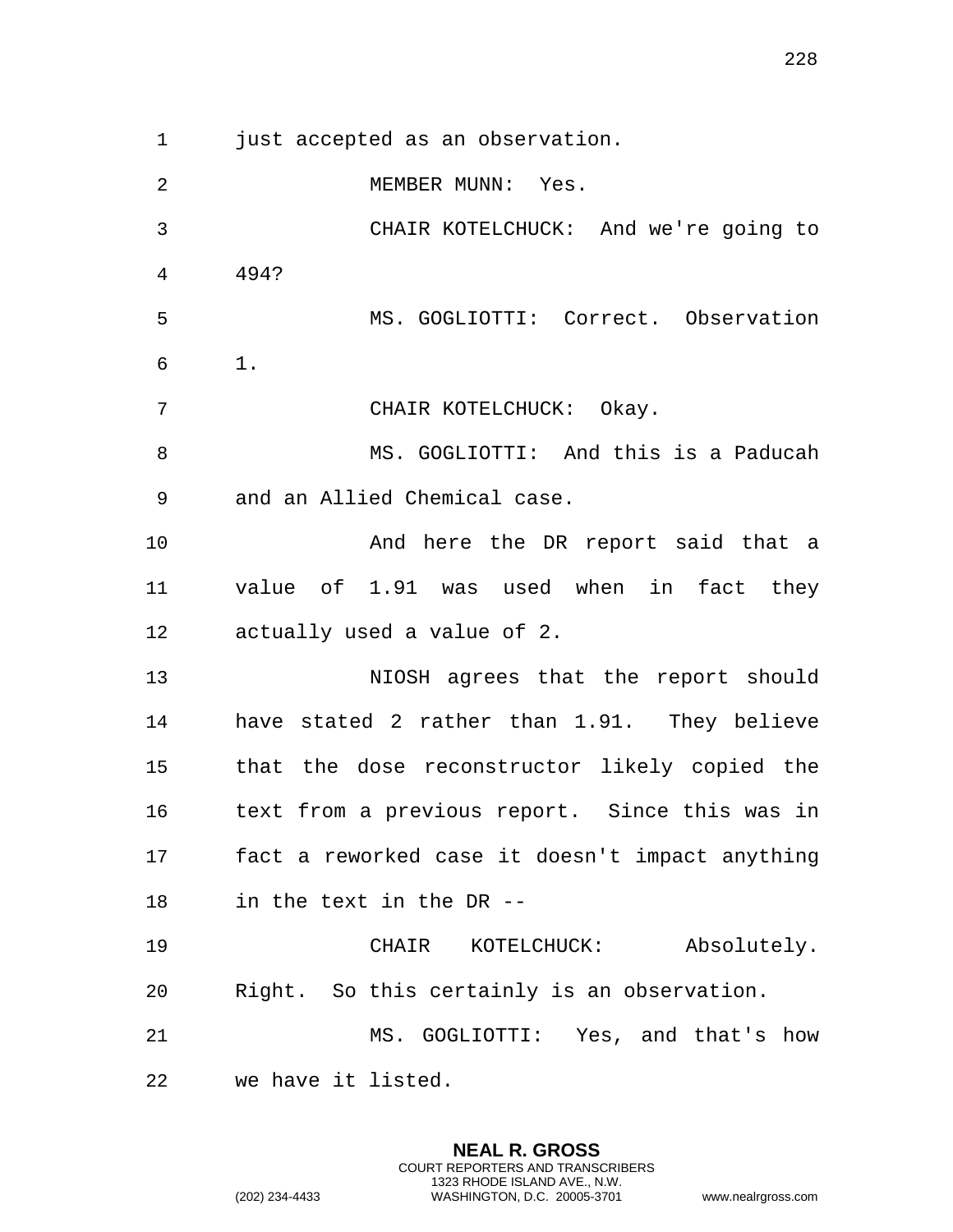just accepted as an observation.

MEMBER MUNN: Yes.

CHAIR KOTELCHUCK: And we're going to 494?

MS. GOGLIOTTI: Correct. Observation 1.

CHAIR KOTELCHUCK: Okay.

MS. GOGLIOTTI: And this is a Paducah and an Allied Chemical case.

And here the DR report said that a value of 1.91 was used when in fact they actually used a value of 2.

NIOSH agrees that the report should have stated 2 rather than 1.91. They believe that the dose reconstructor likely copied the text from a previous report. Since this was in fact a reworked case it doesn't impact anything in the text in the DR --

CHAIR KOTELCHUCK: Absolutely. Right. So this certainly is an observation.

MS. GOGLIOTTI: Yes, and that's how we have it listed.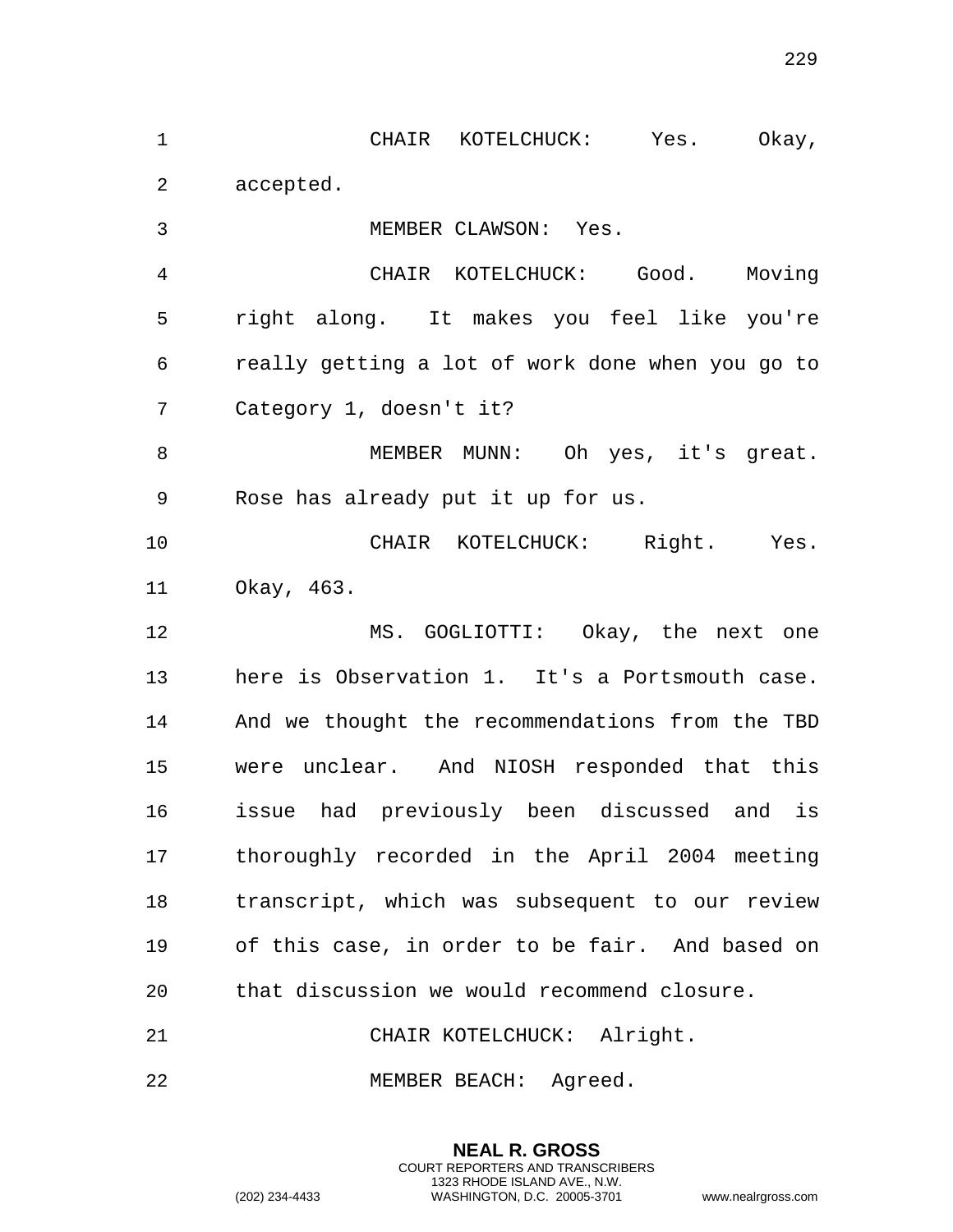CHAIR KOTELCHUCK: Yes. Okay, accepted.

MEMBER CLAWSON: Yes.

CHAIR KOTELCHUCK: Good. Moving right along. It makes you feel like you're really getting a lot of work done when you go to Category 1, doesn't it?

MEMBER MUNN: Oh yes, it's great. Rose has already put it up for us.

CHAIR KOTELCHUCK: Right. Yes. Okay, 463.

MS. GOGLIOTTI: Okay, the next one here is Observation 1. It's a Portsmouth case. And we thought the recommendations from the TBD were unclear. And NIOSH responded that this issue had previously been discussed and is thoroughly recorded in the April 2004 meeting transcript, which was subsequent to our review of this case, in order to be fair. And based on that discussion we would recommend closure.

CHAIR KOTELCHUCK: Alright.

MEMBER BEACH: Agreed.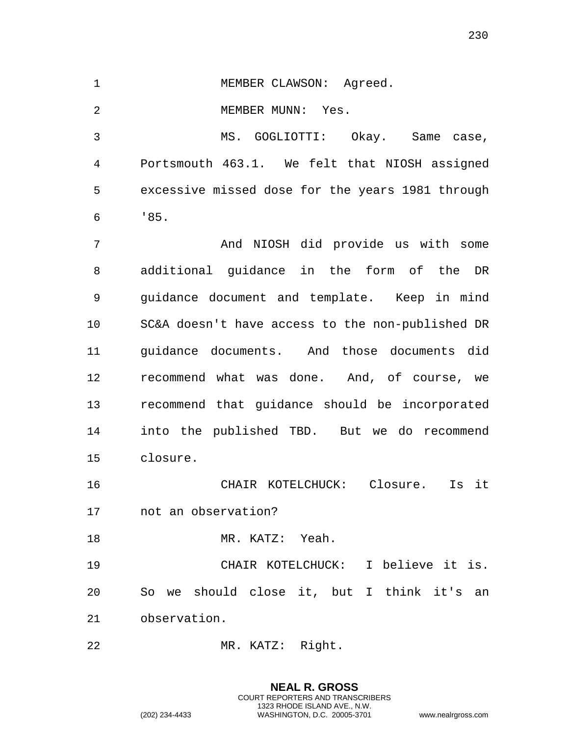MEMBER CLAWSON: Agreed.

MEMBER MUNN: Yes.

MS. GOGLIOTTI: Okay. Same case, Portsmouth 463.1. We felt that NIOSH assigned excessive missed dose for the years 1981 through '85.

And NIOSH did provide us with some additional guidance in the form of the DR guidance document and template. Keep in mind SC&A doesn't have access to the non-published DR guidance documents. And those documents did recommend what was done. And, of course, we recommend that guidance should be incorporated into the published TBD. But we do recommend closure.

CHAIR KOTELCHUCK: Closure. Is it not an observation?

MR. KATZ: Yeah.

CHAIR KOTELCHUCK: I believe it is. So we should close it, but I think it's an observation.

MR. KATZ: Right.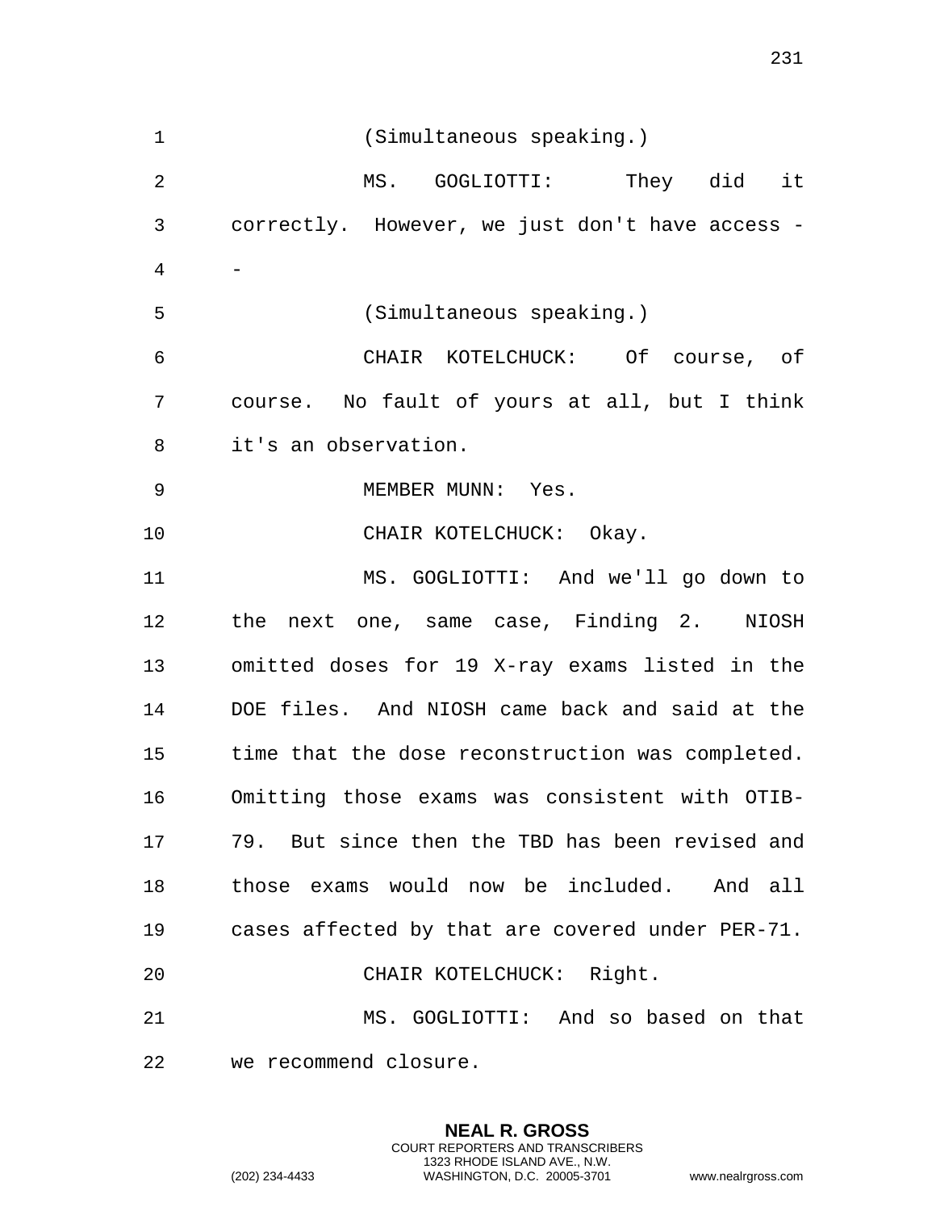(Simultaneous speaking.)

MS. GOGLIOTTI: They did it correctly. However, we just don't have access --

(Simultaneous speaking.)

CHAIR KOTELCHUCK: Of course, of course. No fault of yours at all, but I think it's an observation.

MEMBER MUNN: Yes.

CHAIR KOTELCHUCK: Okay.

MS. GOGLIOTTI: And we'll go down to the next one, same case, Finding 2. NIOSH omitted doses for 19 X-ray exams listed in the DOE files. And NIOSH came back and said at the time that the dose reconstruction was completed. Omitting those exams was consistent with OTIB-79. But since then the TBD has been revised and those exams would now be included. And all cases affected by that are covered under PER-71.

CHAIR KOTELCHUCK: Right.

MS. GOGLIOTTI: And so based on that we recommend closure.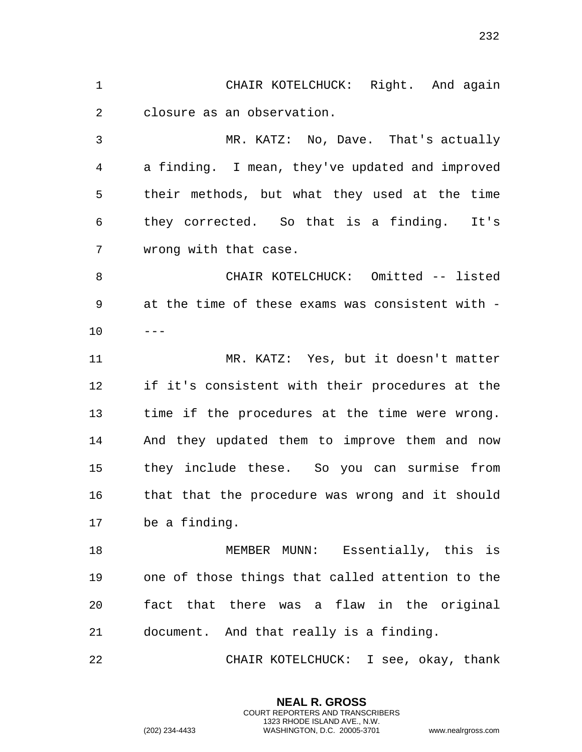CHAIR KOTELCHUCK: Right. And again closure as an observation.

MR. KATZ: No, Dave. That's actually a finding. I mean, they've updated and improved their methods, but what they used at the time they corrected. So that is a finding. It's wrong with that case.

CHAIR KOTELCHUCK: Omitted -- listed at the time of these exams was consistent with ----

MR. KATZ: Yes, but it doesn't matter if it's consistent with their procedures at the time if the procedures at the time were wrong. And they updated them to improve them and now they include these. So you can surmise from that that the procedure was wrong and it should be a finding.

MEMBER MUNN: Essentially, this is one of those things that called attention to the fact that there was a flaw in the original document. And that really is a finding.

CHAIR KOTELCHUCK: I see, okay, thank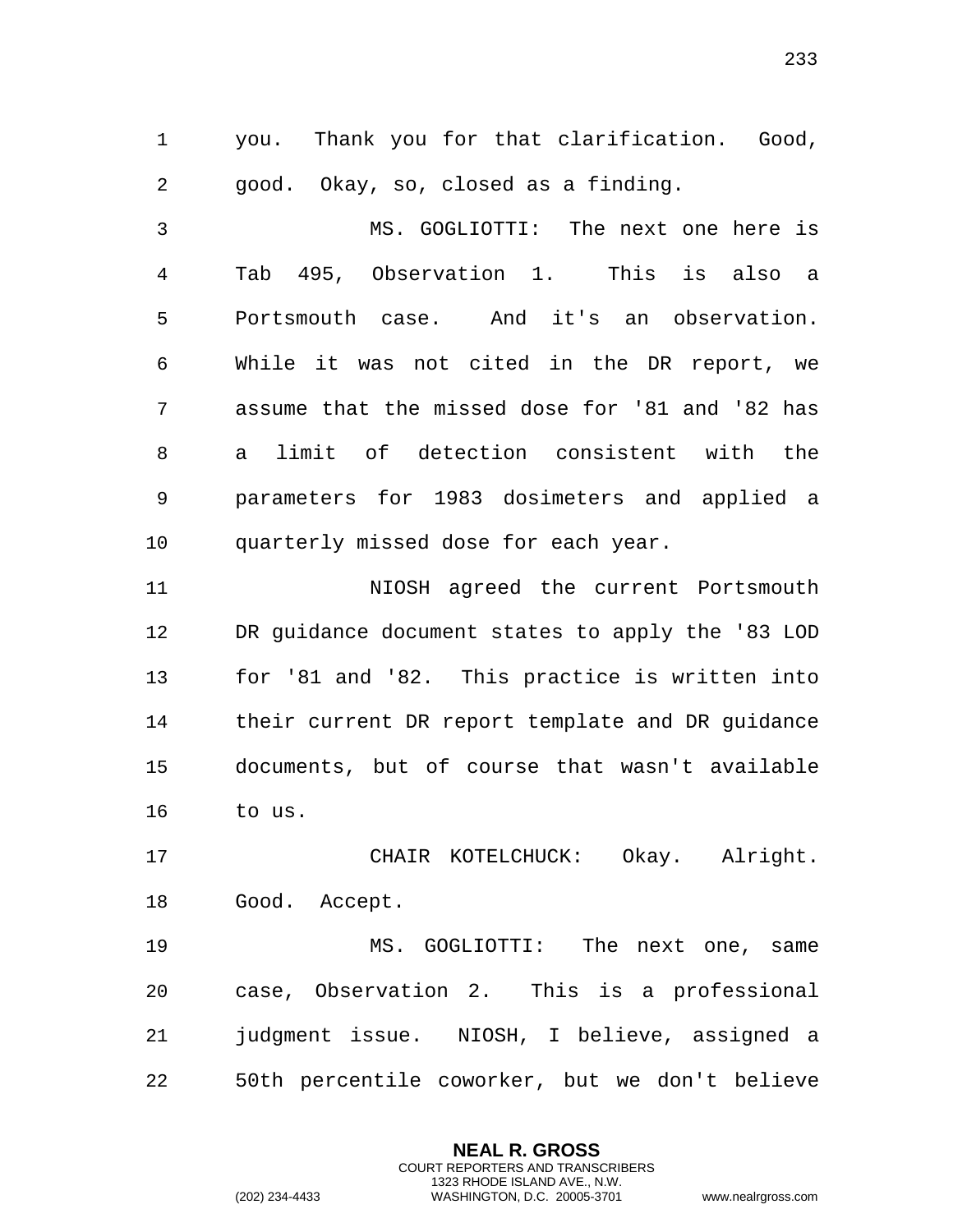you. Thank you for that clarification. Good, good. Okay, so, closed as a finding.

MS. GOGLIOTTI: The next one here is Tab 495, Observation 1. This is also a Portsmouth case. And it's an observation. While it was not cited in the DR report, we assume that the missed dose for '81 and '82 has a limit of detection consistent with the parameters for 1983 dosimeters and applied a quarterly missed dose for each year.

NIOSH agreed the current Portsmouth DR guidance document states to apply the '83 LOD for '81 and '82. This practice is written into their current DR report template and DR guidance documents, but of course that wasn't available to us.

CHAIR KOTELCHUCK: Okay. Alright. Good. Accept.

MS. GOGLIOTTI: The next one, same case, Observation 2. This is a professional judgment issue. NIOSH, I believe, assigned a 50th percentile coworker, but we don't believe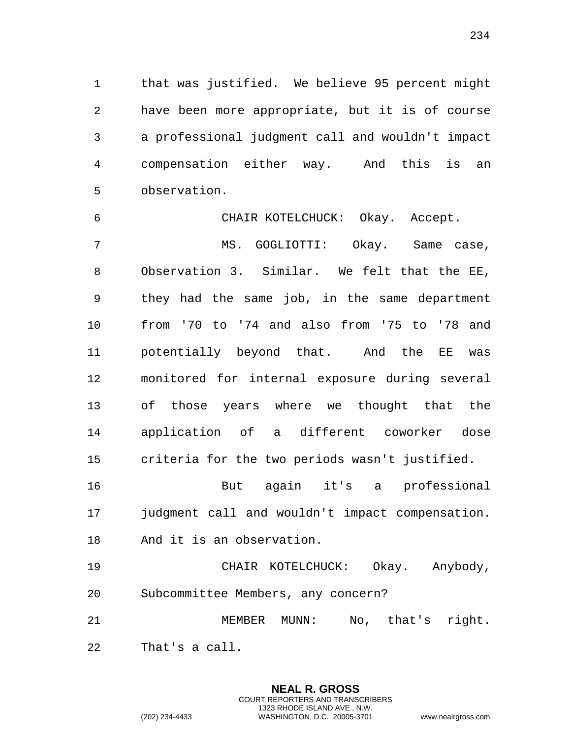that was justified. We believe 95 percent might have been more appropriate, but it is of course a professional judgment call and wouldn't impact compensation either way. And this is an observation.

CHAIR KOTELCHUCK: Okay. Accept.

MS. GOGLIOTTI: Okay. Same case, Observation 3. Similar. We felt that the EE, they had the same job, in the same department from '70 to '74 and also from '75 to '78 and potentially beyond that. And the EE was monitored for internal exposure during several of those years where we thought that the application of a different coworker dose criteria for the two periods wasn't justified.

But again it's a professional judgment call and wouldn't impact compensation. And it is an observation.

CHAIR KOTELCHUCK: Okay. Anybody, Subcommittee Members, any concern?

MEMBER MUNN: No, that's right. That's a call.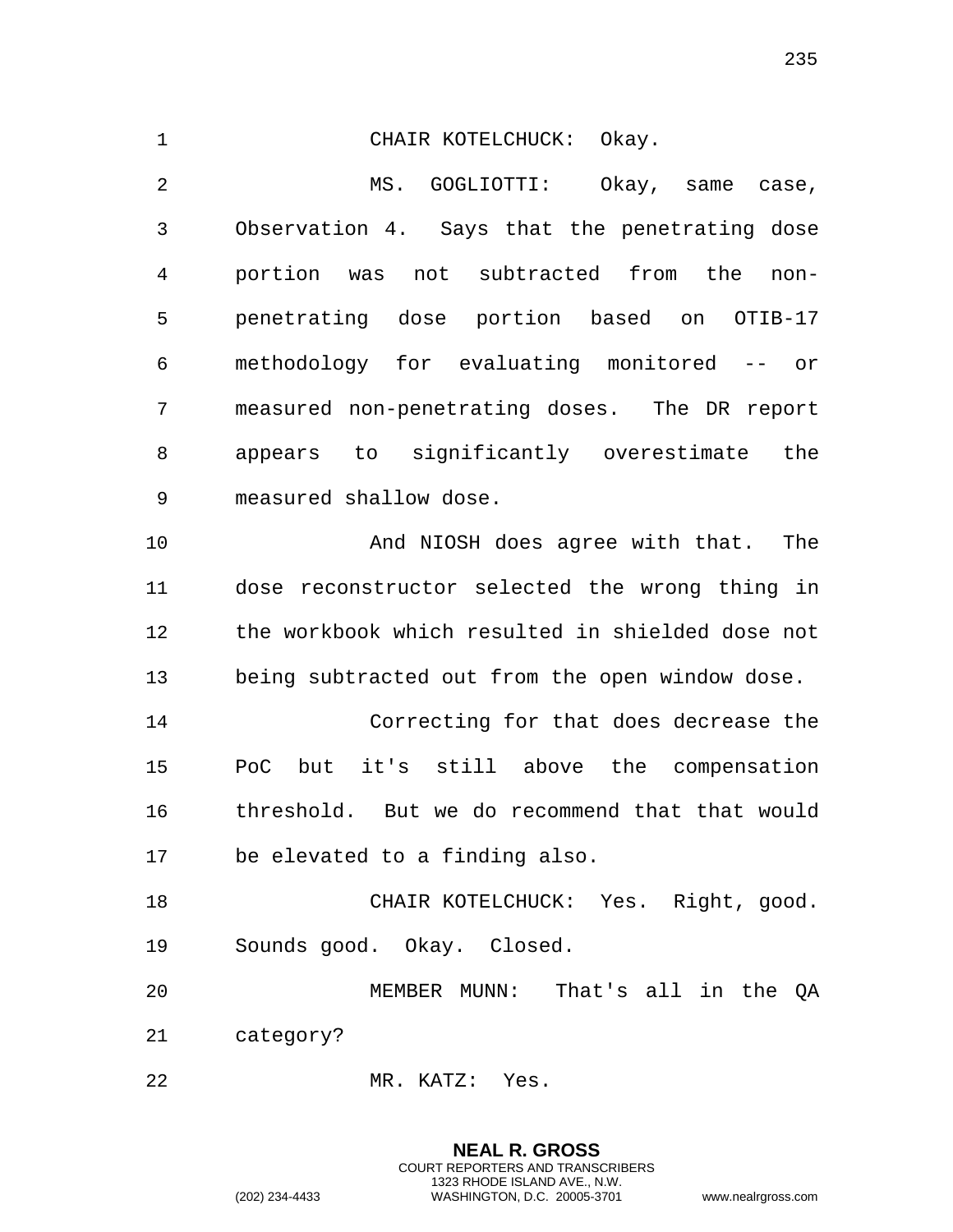CHAIR KOTELCHUCK: Okay.

MS. GOGLIOTTI: Okay, same case, Observation 4. Says that the penetrating dose portion was not subtracted from the non-penetrating dose portion based on OTIB-17 methodology for evaluating monitored -- or measured non-penetrating doses. The DR report appears to significantly overestimate the measured shallow dose.

And NIOSH does agree with that. The dose reconstructor selected the wrong thing in the workbook which resulted in shielded dose not being subtracted out from the open window dose.

Correcting for that does decrease the PoC but it's still above the compensation threshold. But we do recommend that that would be elevated to a finding also.

CHAIR KOTELCHUCK: Yes. Right, good. Sounds good. Okay. Closed.

MEMBER MUNN: That's all in the QA category?

MR. KATZ: Yes.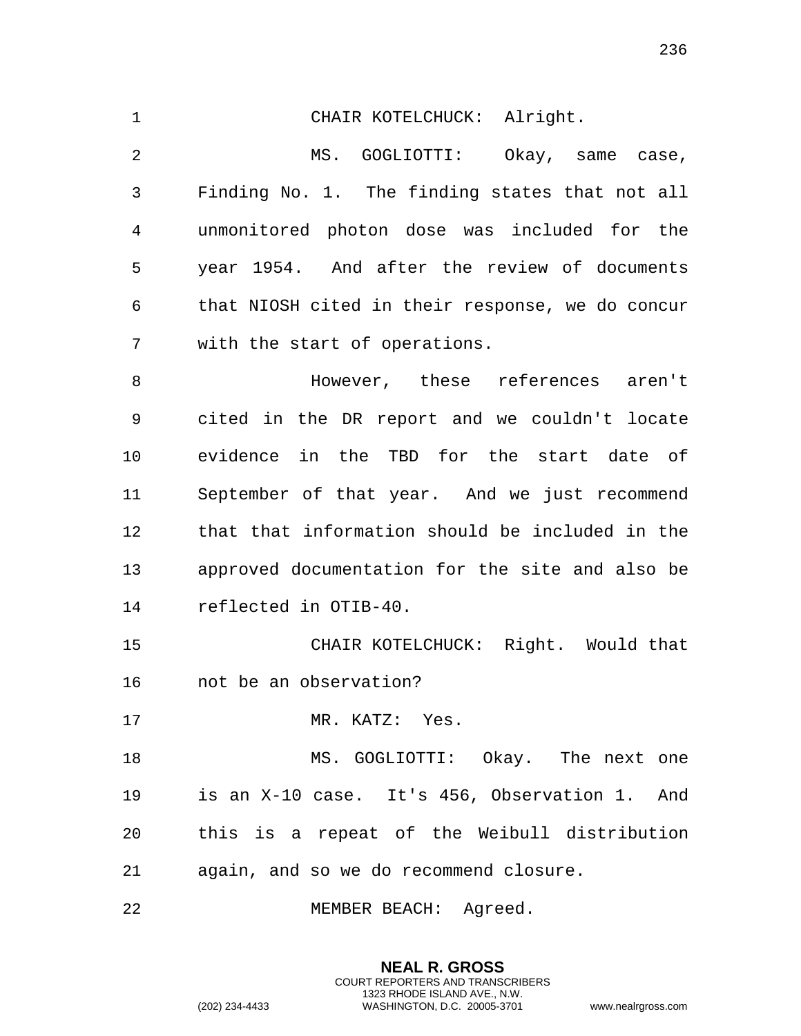CHAIR KOTELCHUCK: Alright.

MS. GOGLIOTTI: Okay, same case, Finding No. 1. The finding states that not all unmonitored photon dose was included for the year 1954. And after the review of documents that NIOSH cited in their response, we do concur with the start of operations.

However, these references aren't cited in the DR report and we couldn't locate evidence in the TBD for the start date of September of that year. And we just recommend that that information should be included in the approved documentation for the site and also be reflected in OTIB-40.

CHAIR KOTELCHUCK: Right. Would that not be an observation?

MR. KATZ: Yes.

MS. GOGLIOTTI: Okay. The next one is an X-10 case. It's 456, Observation 1. And this is a repeat of the Weibull distribution again, and so we do recommend closure.

MEMBER BEACH: Agreed.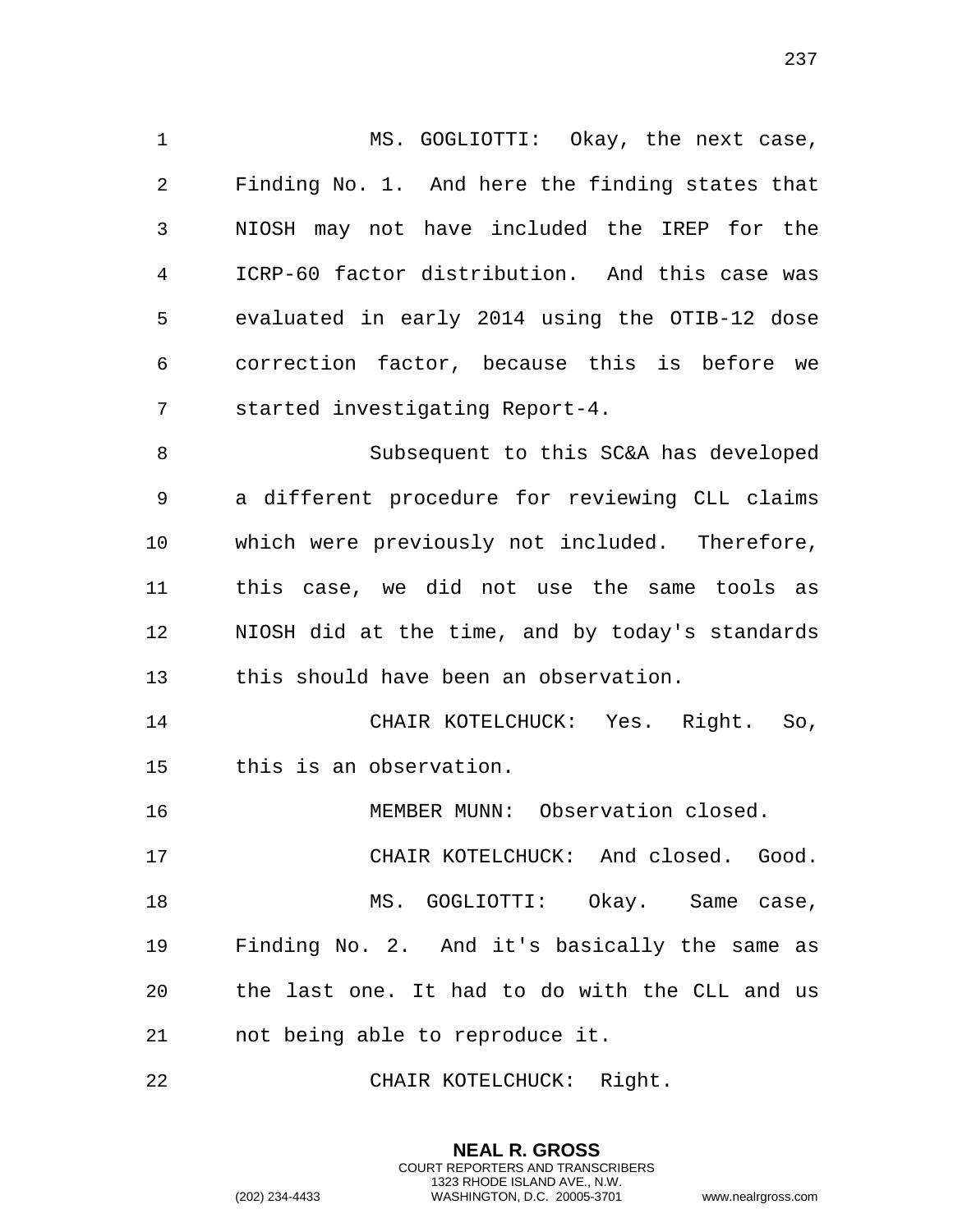MS. GOGLIOTTI: Okay, the next case, Finding No. 1. And here the finding states that NIOSH may not have included the IREP for the ICRP-60 factor distribution. And this case was evaluated in early 2014 using the OTIB-12 dose correction factor, because this is before we started investigating Report-4.

Subsequent to this SC&A has developed a different procedure for reviewing CLL claims which were previously not included. Therefore, this case, we did not use the same tools as NIOSH did at the time, and by today's standards this should have been an observation.

CHAIR KOTELCHUCK: Yes. Right. So, this is an observation.

MEMBER MUNN: Observation closed.

CHAIR KOTELCHUCK: And closed. Good.

MS. GOGLIOTTI: Okay. Same case, Finding No. 2. And it's basically the same as the last one. It had to do with the CLL and us not being able to reproduce it.

CHAIR KOTELCHUCK: Right.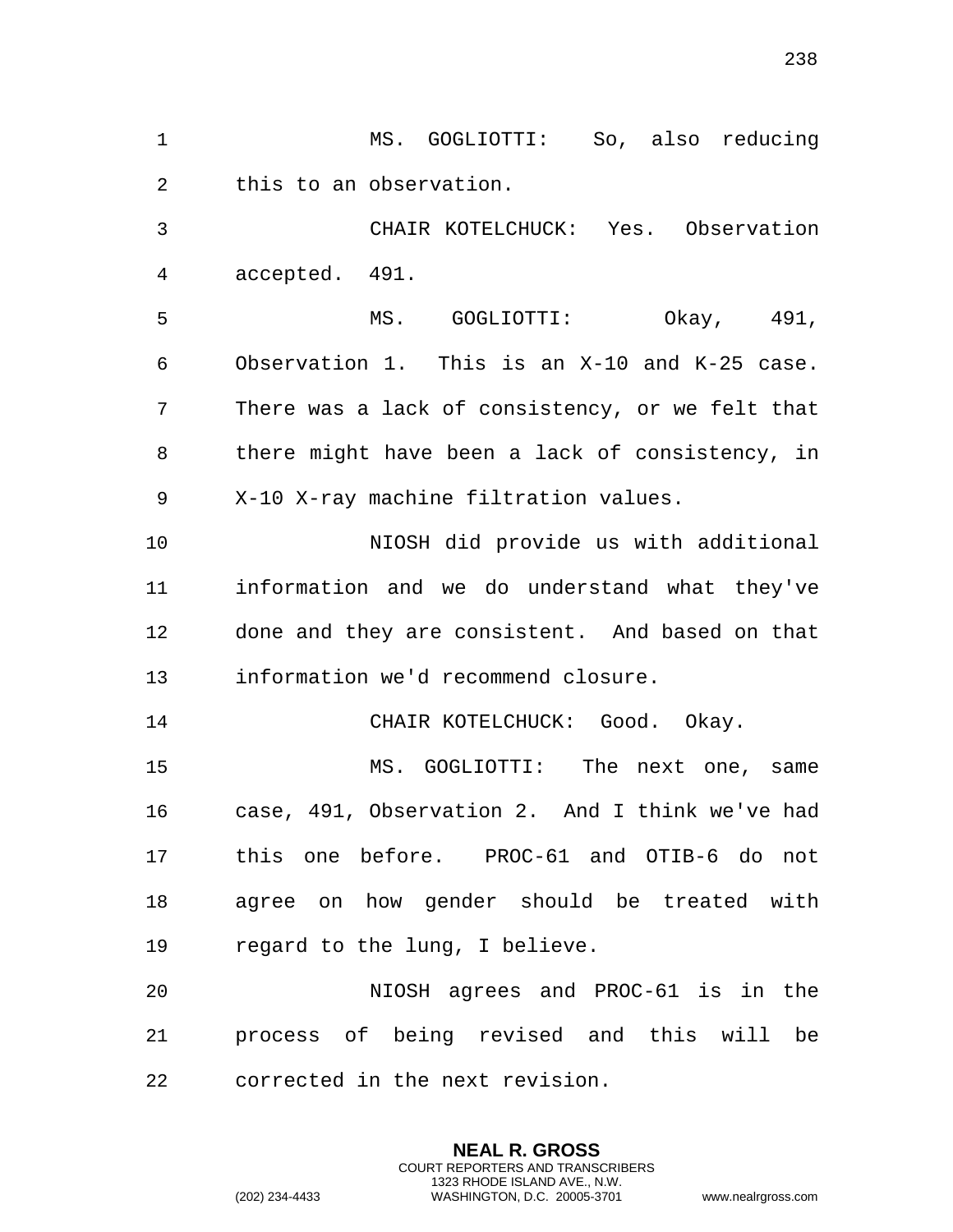MS. GOGLIOTTI: So, also reducing this to an observation.

CHAIR KOTELCHUCK: Yes. Observation accepted. 491.

MS. GOGLIOTTI: Okay, 491, Observation 1. This is an X-10 and K-25 case. There was a lack of consistency, or we felt that there might have been a lack of consistency, in X-10 X-ray machine filtration values.

NIOSH did provide us with additional information and we do understand what they've done and they are consistent. And based on that information we'd recommend closure.

CHAIR KOTELCHUCK: Good. Okay.

MS. GOGLIOTTI: The next one, same case, 491, Observation 2. And I think we've had this one before. PROC-61 and OTIB-6 do not agree on how gender should be treated with regard to the lung, I believe.

NIOSH agrees and PROC-61 is in the process of being revised and this will be corrected in the next revision.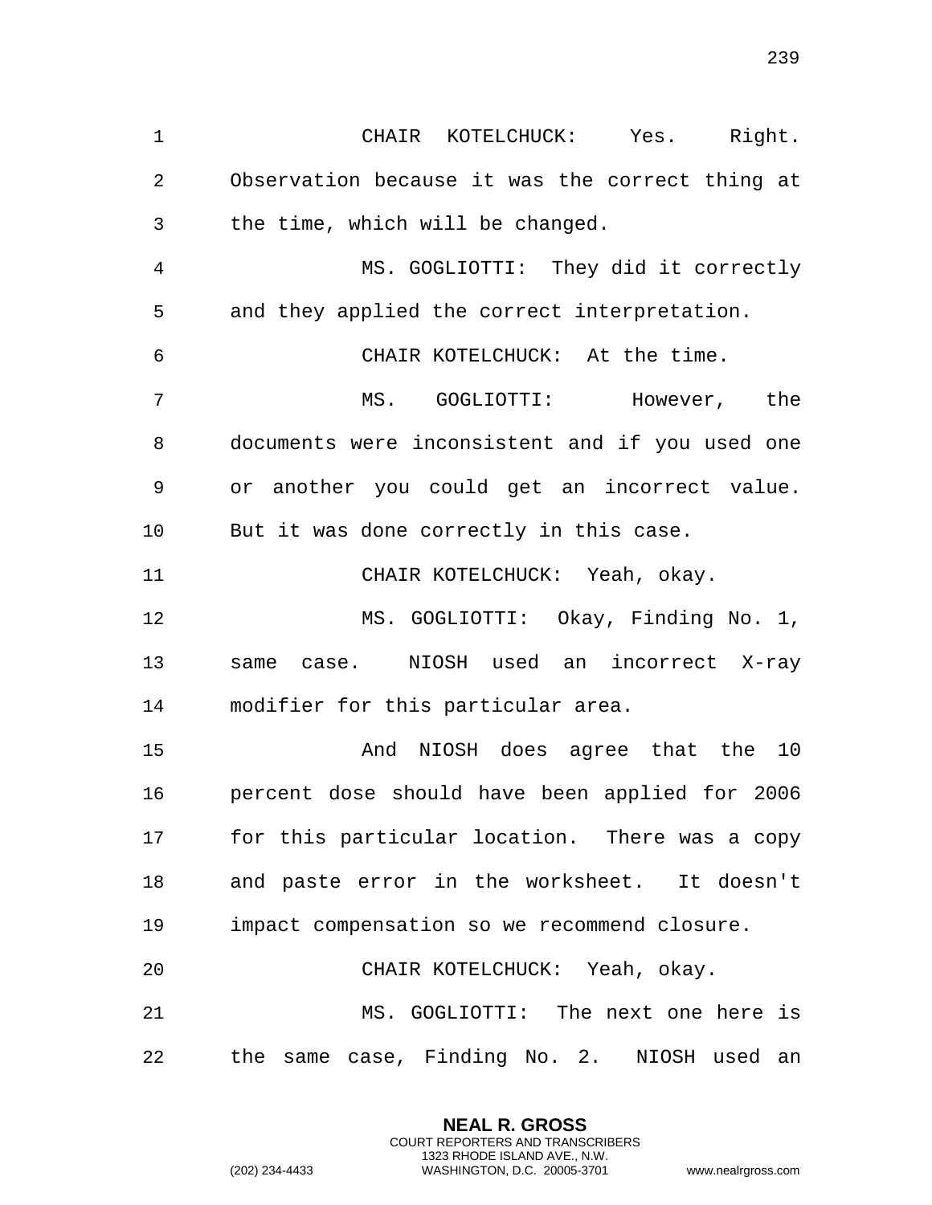CHAIR KOTELCHUCK: Yes. Right. Observation because it was the correct thing at the time, which will be changed.

MS. GOGLIOTTI: They did it correctly and they applied the correct interpretation.

CHAIR KOTELCHUCK: At the time.

MS. GOGLIOTTI: However, the documents were inconsistent and if you used one or another you could get an incorrect value. But it was done correctly in this case.

CHAIR KOTELCHUCK: Yeah, okay.

MS. GOGLIOTTI: Okay, Finding No. 1, same case. NIOSH used an incorrect X-ray modifier for this particular area.

And NIOSH does agree that the 10 percent dose should have been applied for 2006 for this particular location. There was a copy and paste error in the worksheet. It doesn't impact compensation so we recommend closure.

CHAIR KOTELCHUCK: Yeah, okay.

MS. GOGLIOTTI: The next one here is the same case, Finding No. 2. NIOSH used an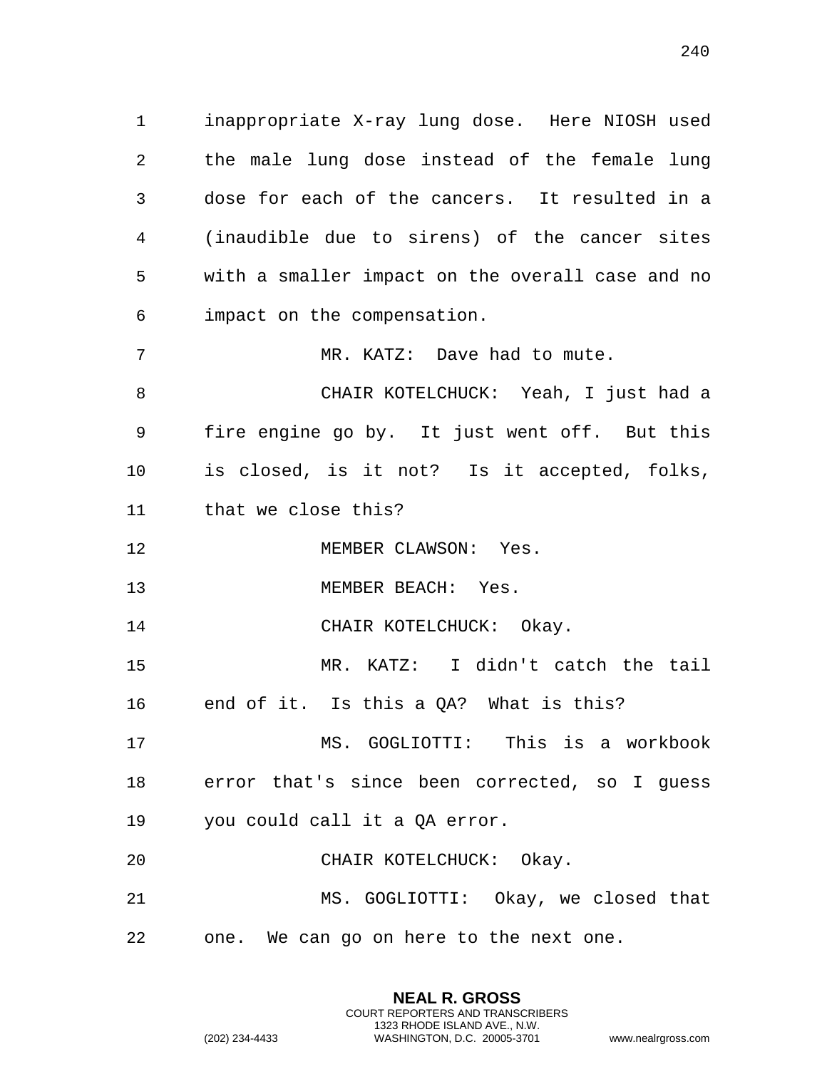inappropriate X-ray lung dose. Here NIOSH used the male lung dose instead of the female lung dose for each of the cancers. It resulted in a (inaudible due to sirens) of the cancer sites with a smaller impact on the overall case and no impact on the compensation.

MR. KATZ: Dave had to mute.

CHAIR KOTELCHUCK: Yeah, I just had a fire engine go by. It just went off. But this is closed, is it not? Is it accepted, folks, that we close this?

MEMBER CLAWSON: Yes.

MEMBER BEACH: Yes.

CHAIR KOTELCHUCK: Okay.

MR. KATZ: I didn't catch the tail end of it. Is this a QA? What is this?

MS. GOGLIOTTI: This is a workbook error that's since been corrected, so I guess you could call it a QA error.

CHAIR KOTELCHUCK: Okay.

MS. GOGLIOTTI: Okay, we closed that one. We can go on here to the next one.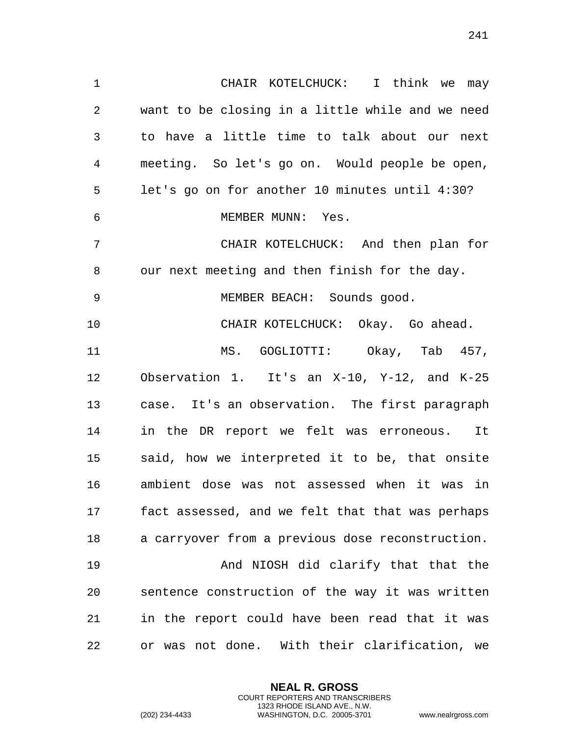CHAIR KOTELCHUCK: I think we may want to be closing in a little while and we need to have a little time to talk about our next meeting. So let's go on. Would people be open, let's go on for another 10 minutes until 4:30?

MEMBER MUNN: Yes.

CHAIR KOTELCHUCK: And then plan for our next meeting and then finish for the day.

MEMBER BEACH: Sounds good.

CHAIR KOTELCHUCK: Okay. Go ahead.

MS. GOGLIOTTI: Okay, Tab 457, Observation 1. It's an X-10, Y-12, and K-25 case. It's an observation. The first paragraph in the DR report we felt was erroneous. It said, how we interpreted it to be, that onsite ambient dose was not assessed when it was in fact assessed, and we felt that that was perhaps a carryover from a previous dose reconstruction.

And NIOSH did clarify that that the sentence construction of the way it was written in the report could have been read that it was or was not done. With their clarification, we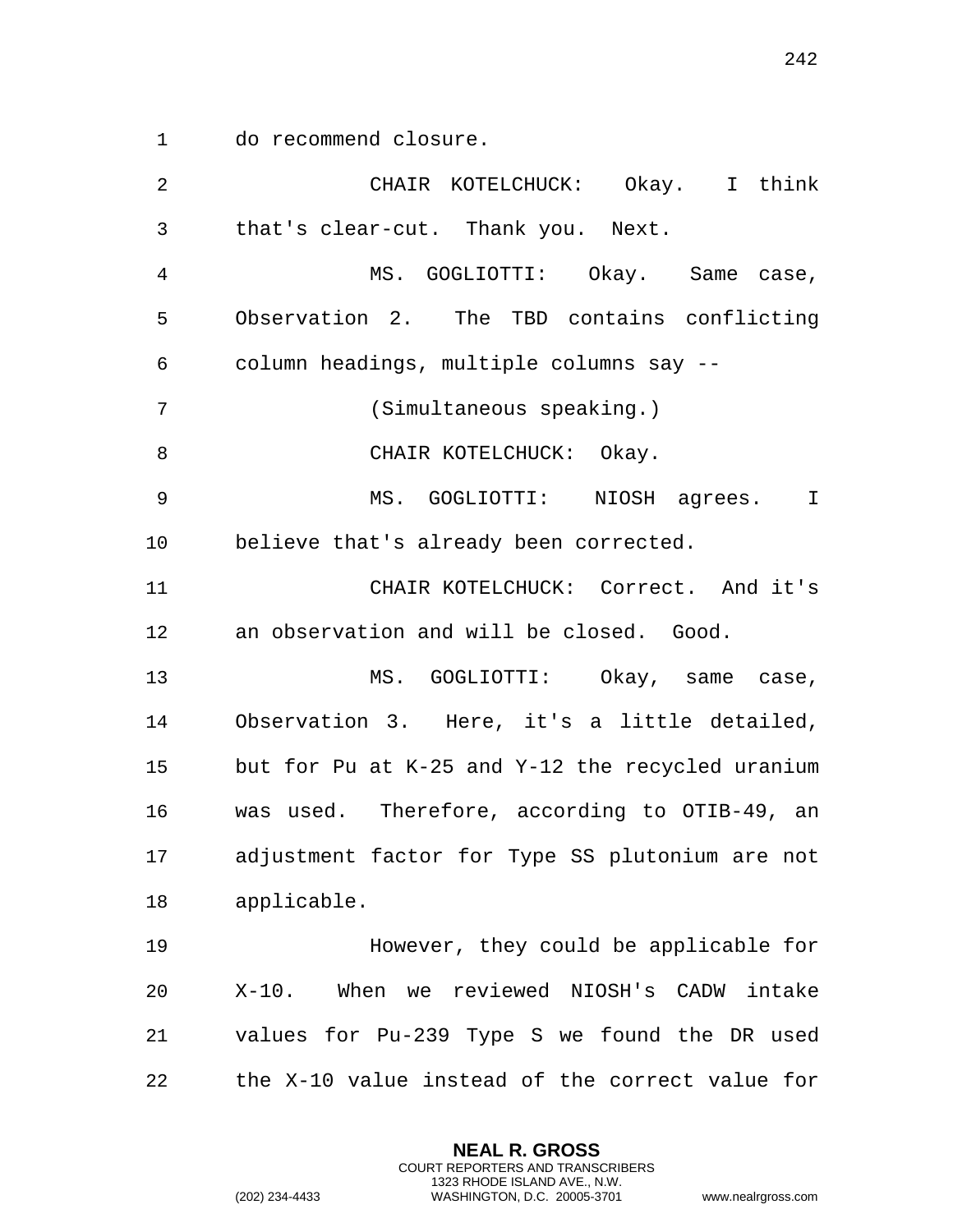do recommend closure.

CHAIR KOTELCHUCK: Okay. I think that's clear-cut. Thank you. Next.

MS. GOGLIOTTI: Okay. Same case, Observation 2. The TBD contains conflicting column headings, multiple columns say --

(Simultaneous speaking.)

CHAIR KOTELCHUCK: Okay.

MS. GOGLIOTTI: NIOSH agrees. I believe that's already been corrected.

CHAIR KOTELCHUCK: Correct. And it's an observation and will be closed. Good.

MS. GOGLIOTTI: Okay, same case, Observation 3. Here, it's a little detailed, but for Pu at K-25 and Y-12 the recycled uranium was used. Therefore, according to OTIB-49, an adjustment factor for Type SS plutonium are not applicable.

However, they could be applicable for X-10. When we reviewed NIOSH's CADW intake values for Pu-239 Type S we found the DR used the X-10 value instead of the correct value for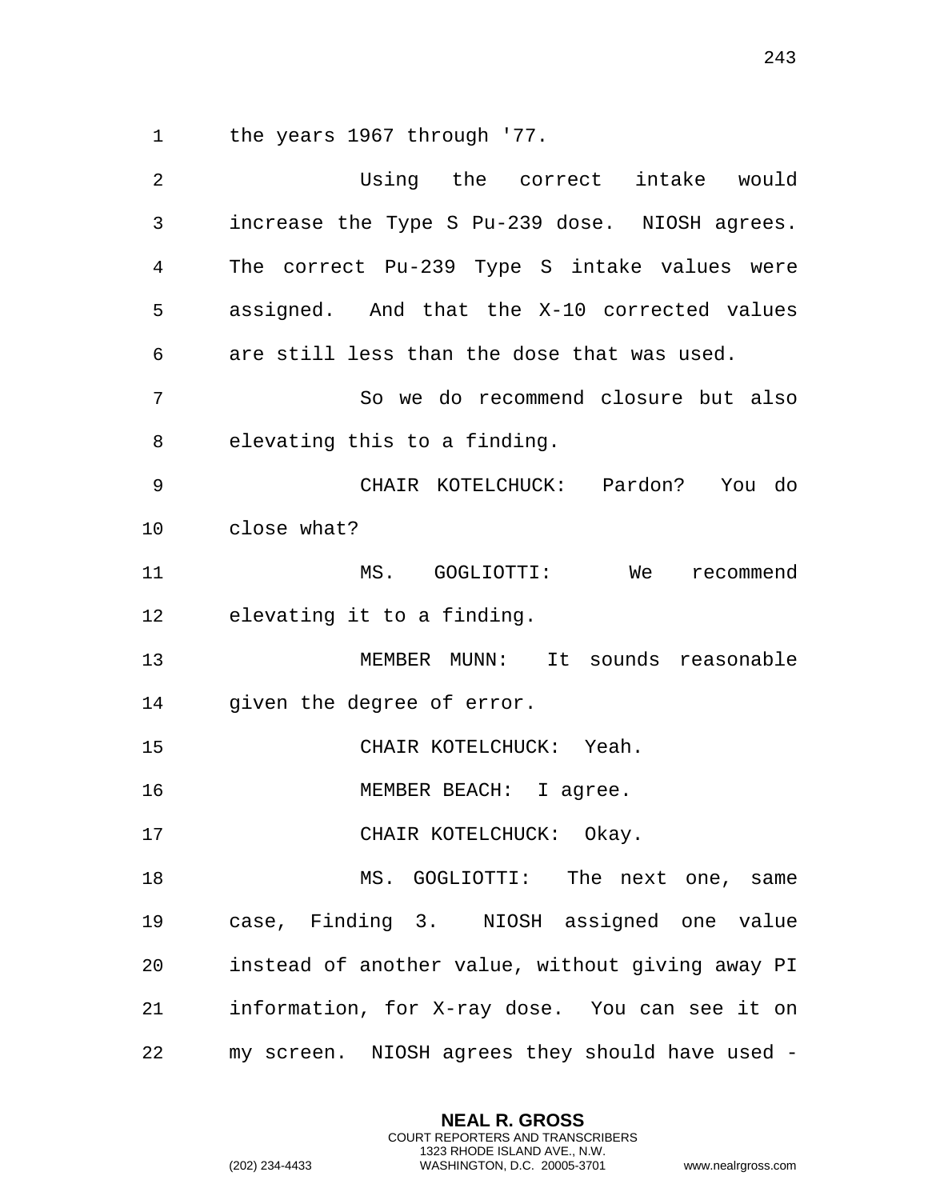the years 1967 through '77.

Using the correct intake would increase the Type S Pu-239 dose. NIOSH agrees. The correct Pu-239 Type S intake values were assigned. And that the X-10 corrected values are still less than the dose that was used.

So we do recommend closure but also elevating this to a finding.

CHAIR KOTELCHUCK: Pardon? You do close what?

MS. GOGLIOTTI: We recommend elevating it to a finding.

MEMBER MUNN: It sounds reasonable given the degree of error.

CHAIR KOTELCHUCK: Yeah.

MEMBER BEACH: I agree.

CHAIR KOTELCHUCK: Okay.

MS. GOGLIOTTI: The next one, same case, Finding 3. NIOSH assigned one value instead of another value, without giving away PI information, for X-ray dose. You can see it on my screen. NIOSH agrees they should have used -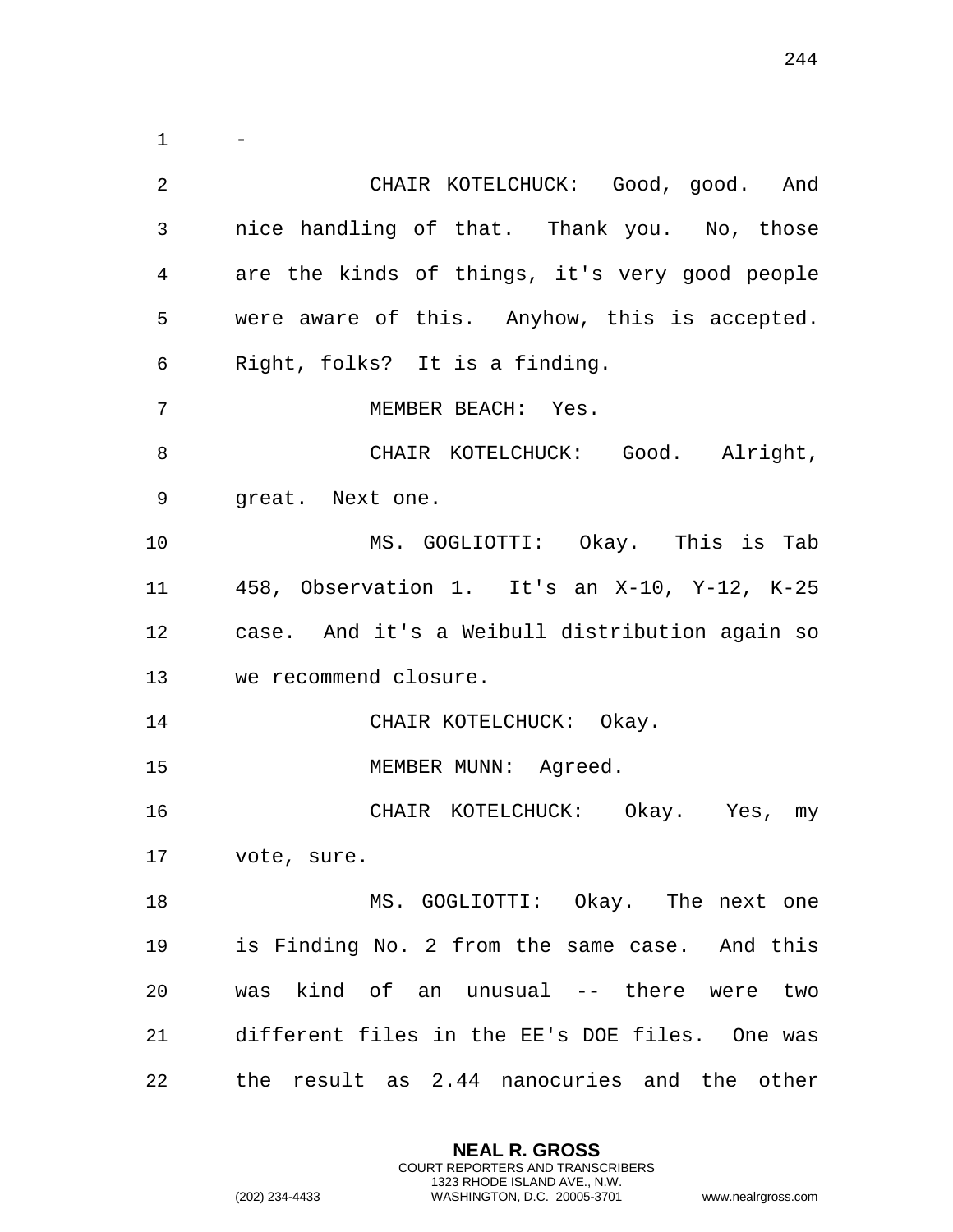-

CHAIR KOTELCHUCK: Good, good. And nice handling of that. Thank you. No, those are the kinds of things, it's very good people were aware of this. Anyhow, this is accepted. Right, folks? It is a finding.

MEMBER BEACH: Yes.

CHAIR KOTELCHUCK: Good. Alright, great. Next one.

MS. GOGLIOTTI: Okay. This is Tab 458, Observation 1. It's an X-10, Y-12, K-25 case. And it's a Weibull distribution again so we recommend closure.

CHAIR KOTELCHUCK: Okay.

MEMBER MUNN: Agreed.

CHAIR KOTELCHUCK: Okay. Yes, my vote, sure.

MS. GOGLIOTTI: Okay. The next one is Finding No. 2 from the same case. And this was kind of an unusual -- there were two different files in the EE's DOE files. One was the result as 2.44 nanocuries and the other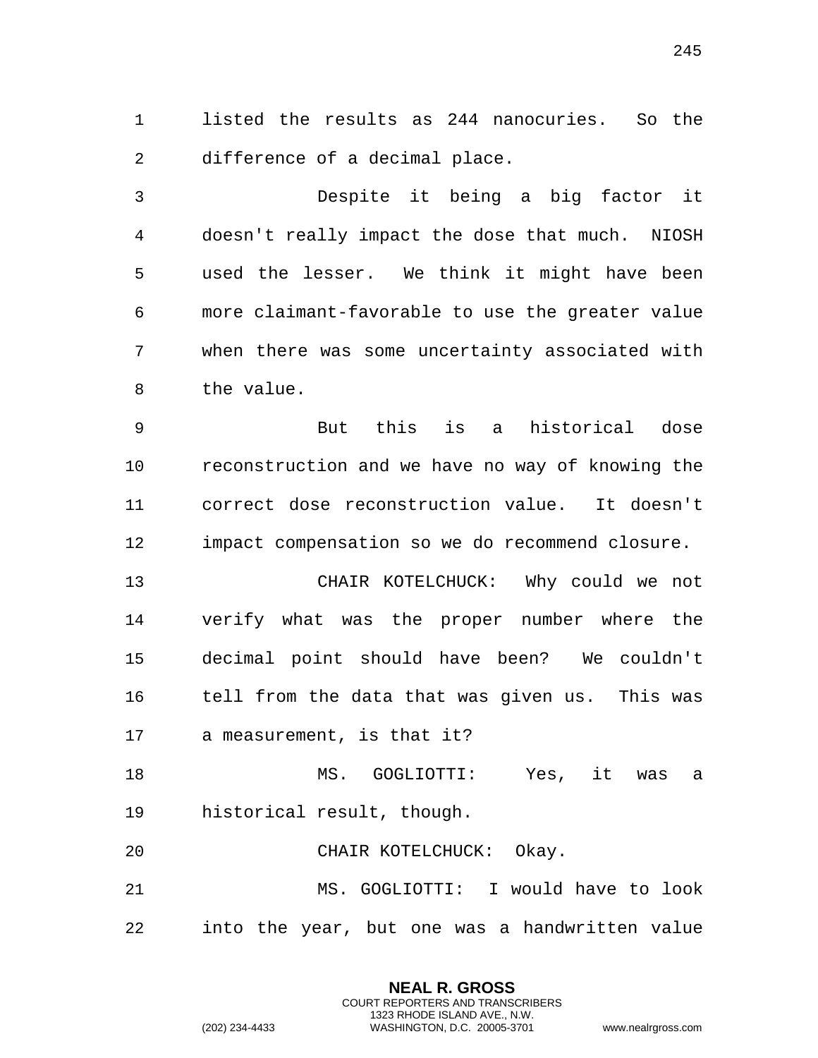listed the results as 244 nanocuries. So the difference of a decimal place.

Despite it being a big factor it doesn't really impact the dose that much. NIOSH used the lesser. We think it might have been more claimant-favorable to use the greater value when there was some uncertainty associated with the value.

But this is a historical dose reconstruction and we have no way of knowing the correct dose reconstruction value. It doesn't impact compensation so we do recommend closure.

CHAIR KOTELCHUCK: Why could we not verify what was the proper number where the decimal point should have been? We couldn't tell from the data that was given us. This was a measurement, is that it?

MS. GOGLIOTTI: Yes, it was a historical result, though.

CHAIR KOTELCHUCK: Okay.

MS. GOGLIOTTI: I would have to look into the year, but one was a handwritten value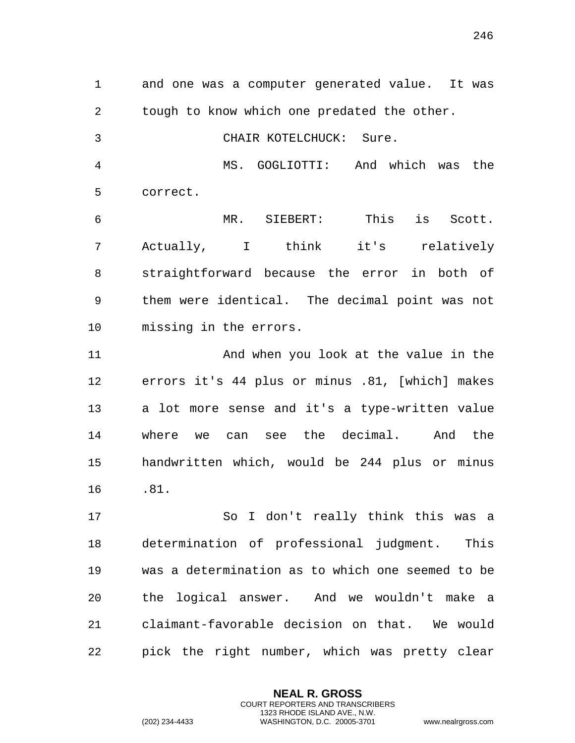and one was a computer generated value. It was tough to know which one predated the other.

CHAIR KOTELCHUCK: Sure.

MS. GOGLIOTTI: And which was the correct.

MR. SIEBERT: This is Scott. Actually, I think it's relatively straightforward because the error in both of them were identical. The decimal point was not missing in the errors.

And when you look at the value in the errors it's 44 plus or minus .81, [which] makes a lot more sense and it's a type-written value where we can see the decimal. And the handwritten which, would be 244 plus or minus .81.

So I don't really think this was a determination of professional judgment. This was a determination as to which one seemed to be the logical answer. And we wouldn't make a claimant-favorable decision on that. We would pick the right number, which was pretty clear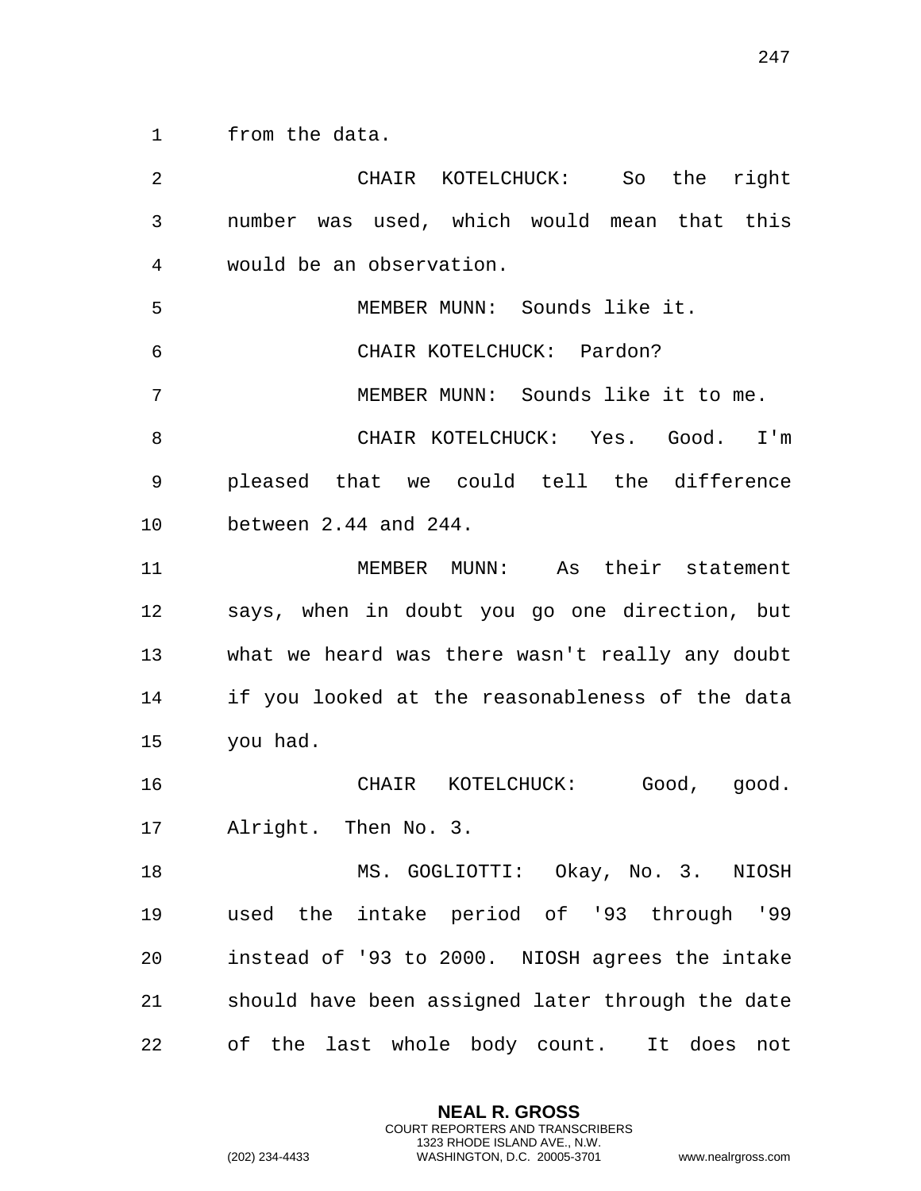from the data.

CHAIR KOTELCHUCK: So the right number was used, which would mean that this would be an observation.

MEMBER MUNN: Sounds like it.

CHAIR KOTELCHUCK: Pardon?

MEMBER MUNN: Sounds like it to me.

CHAIR KOTELCHUCK: Yes. Good. I'm pleased that we could tell the difference between 2.44 and 244.

MEMBER MUNN: As their statement says, when in doubt you go one direction, but what we heard was there wasn't really any doubt if you looked at the reasonableness of the data you had.

CHAIR KOTELCHUCK: Good, good. Alright. Then No. 3.

MS. GOGLIOTTI: Okay, No. 3. NIOSH used the intake period of '93 through '99 instead of '93 to 2000. NIOSH agrees the intake should have been assigned later through the date of the last whole body count. It does not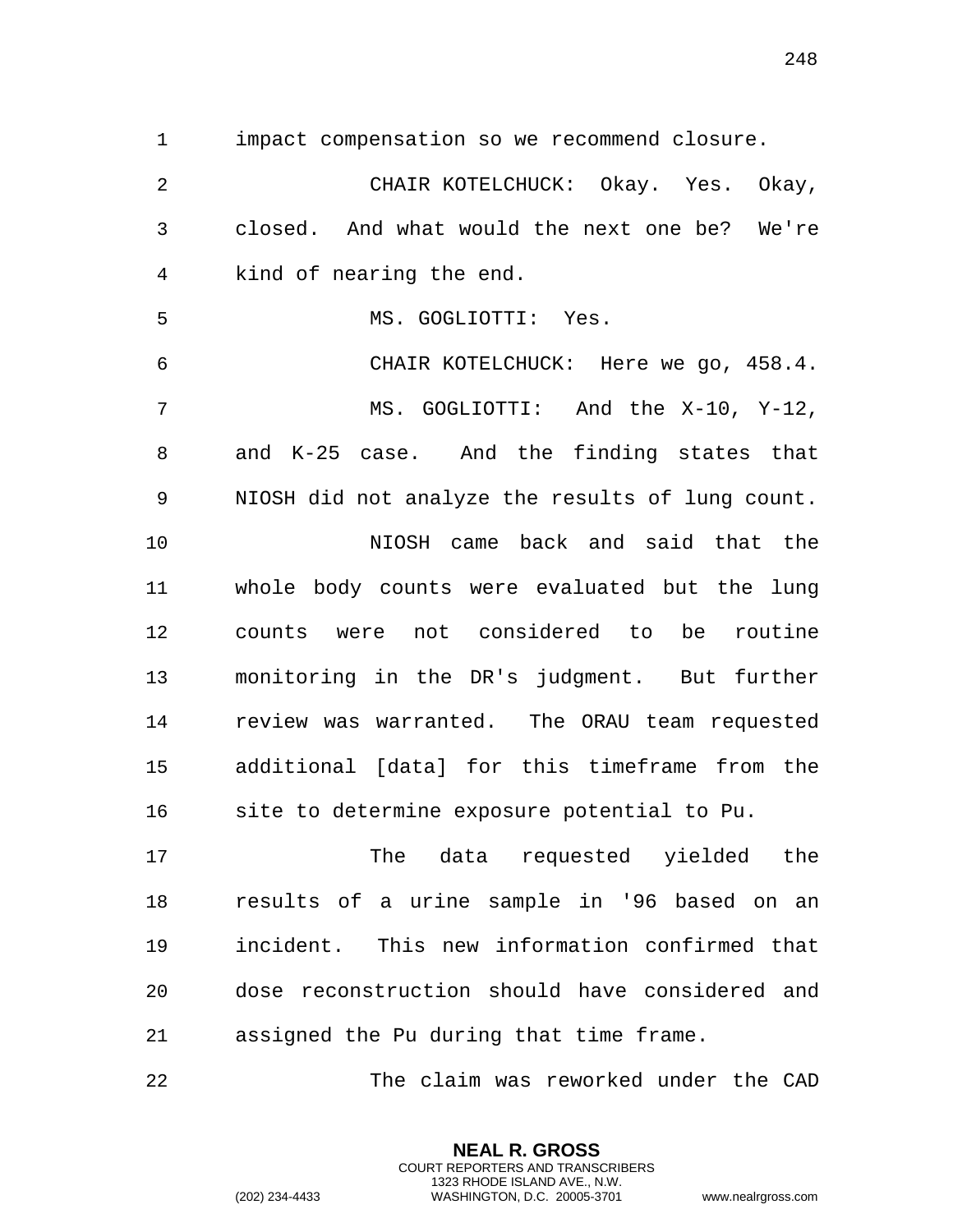impact compensation so we recommend closure.

CHAIR KOTELCHUCK: Okay. Yes. Okay, closed. And what would the next one be? We're kind of nearing the end.

MS. GOGLIOTTI: Yes.

CHAIR KOTELCHUCK: Here we go, 458.4.

MS. GOGLIOTTI: And the X-10, Y-12, and K-25 case. And the finding states that NIOSH did not analyze the results of lung count.

NIOSH came back and said that the whole body counts were evaluated but the lung counts were not considered to be routine monitoring in the DR's judgment. But further review was warranted. The ORAU team requested additional [data] for this timeframe from the site to determine exposure potential to Pu.

The data requested yielded the results of a urine sample in '96 based on an incident. This new information confirmed that dose reconstruction should have considered and assigned the Pu during that time frame.

The claim was reworked under the CAD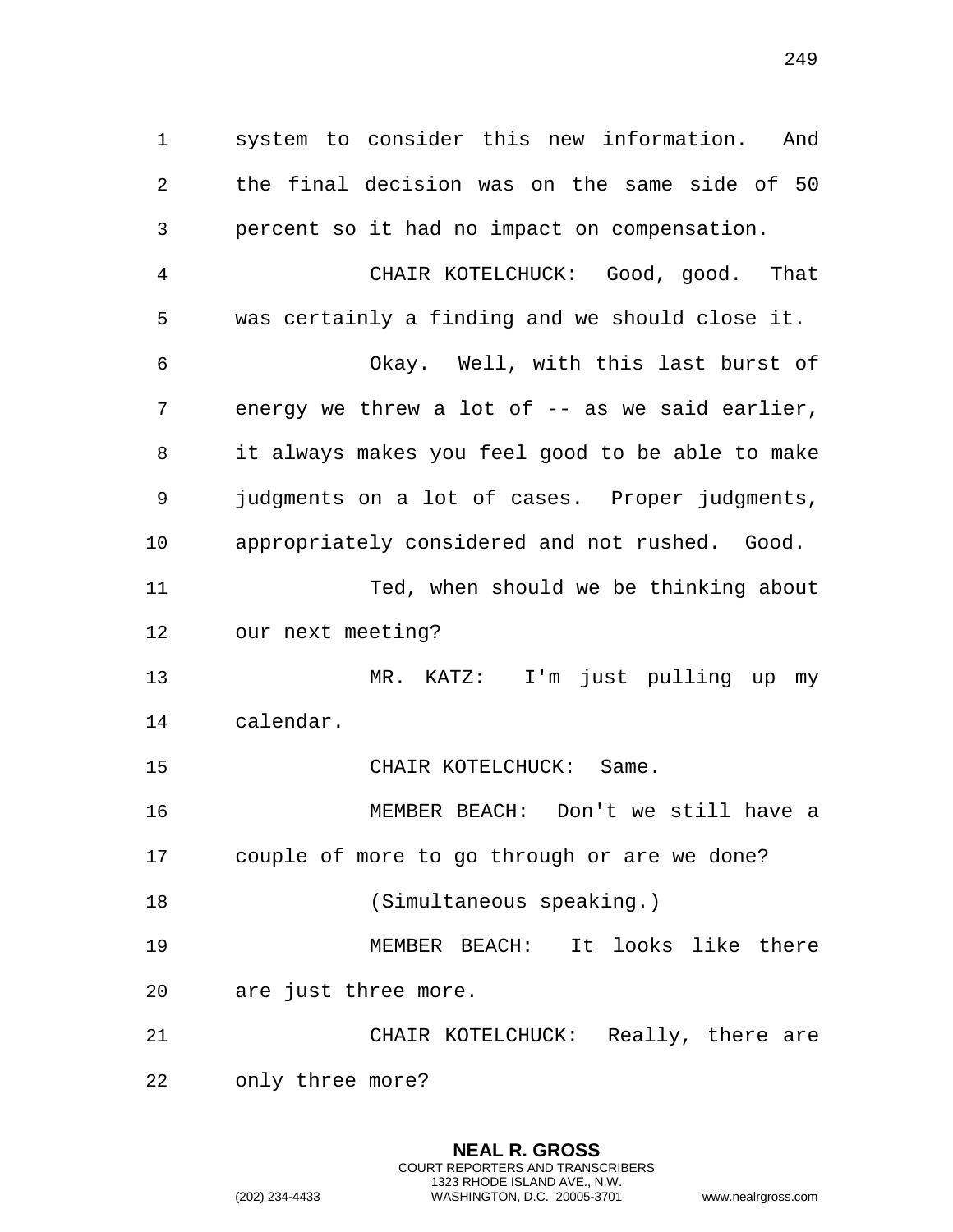system to consider this new information. And the final decision was on the same side of 50 percent so it had no impact on compensation.

CHAIR KOTELCHUCK: Good, good. That was certainly a finding and we should close it.

Okay. Well, with this last burst of energy we threw a lot of -- as we said earlier, it always makes you feel good to be able to make judgments on a lot of cases. Proper judgments, appropriately considered and not rushed. Good.

Ted, when should we be thinking about our next meeting?

MR. KATZ: I'm just pulling up my calendar.

CHAIR KOTELCHUCK: Same.

MEMBER BEACH: Don't we still have a couple of more to go through or are we done?

(Simultaneous speaking.)

MEMBER BEACH: It looks like there are just three more.

CHAIR KOTELCHUCK: Really, there are only three more?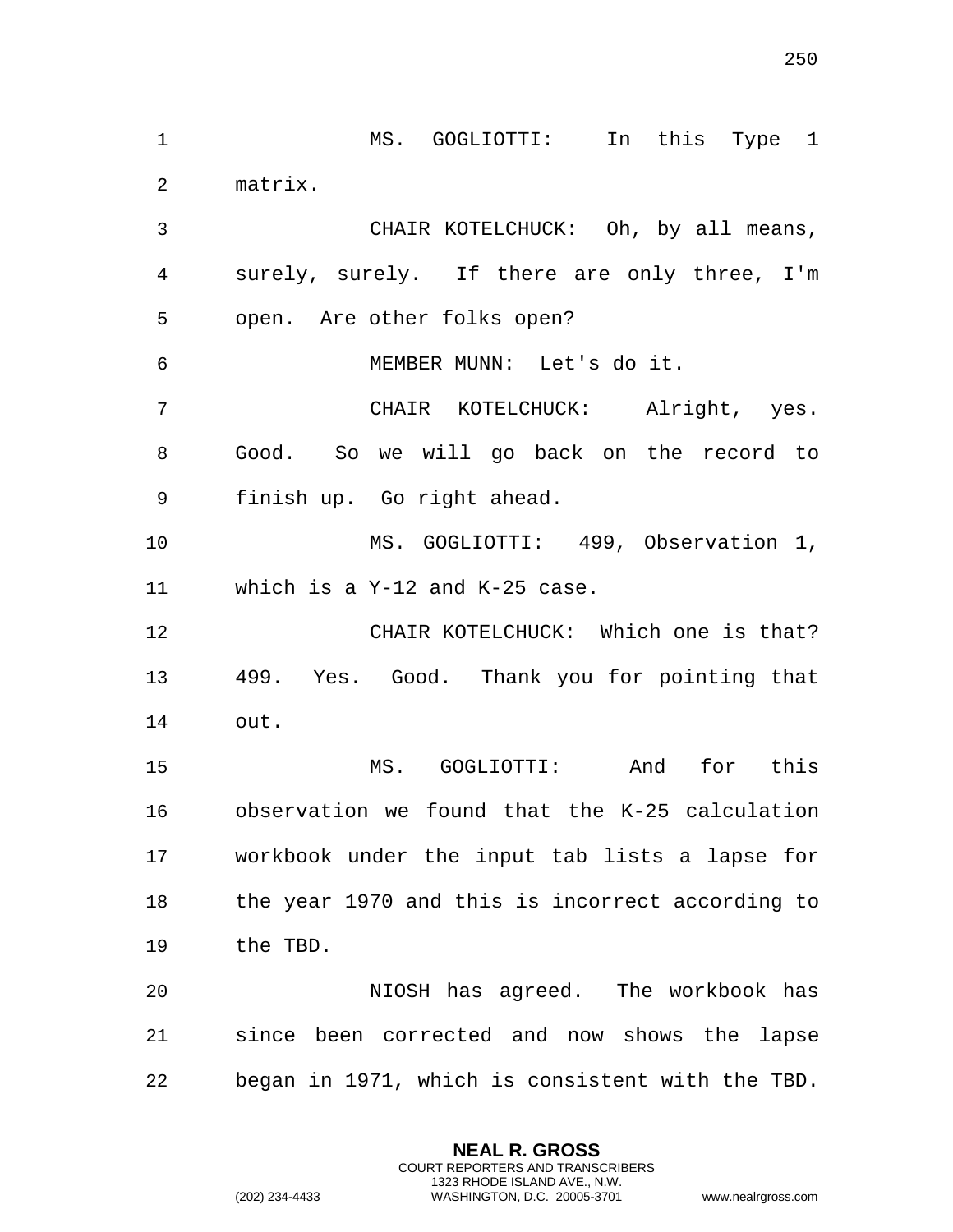MS. GOGLIOTTI: In this Type 1 matrix.

CHAIR KOTELCHUCK: Oh, by all means, surely, surely. If there are only three, I'm open. Are other folks open?

MEMBER MUNN: Let's do it.

CHAIR KOTELCHUCK: Alright, yes. Good. So we will go back on the record to finish up. Go right ahead.

MS. GOGLIOTTI: 499, Observation 1, which is a Y-12 and K-25 case.

CHAIR KOTELCHUCK: Which one is that? 499. Yes. Good. Thank you for pointing that out.

MS. GOGLIOTTI: And for this observation we found that the K-25 calculation workbook under the input tab lists a lapse for the year 1970 and this is incorrect according to the TBD.

NIOSH has agreed. The workbook has since been corrected and now shows the lapse began in 1971, which is consistent with the TBD.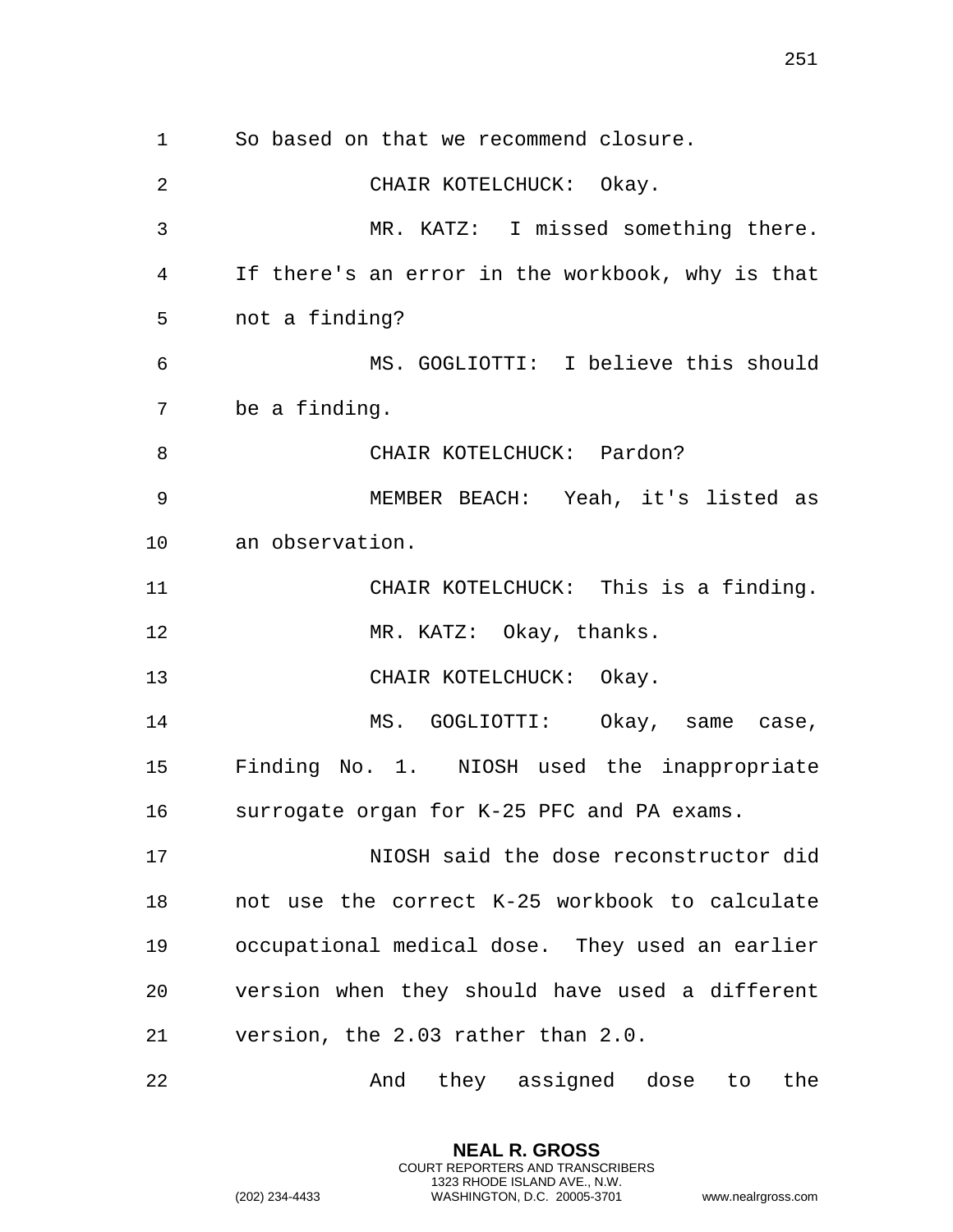So based on that we recommend closure.

CHAIR KOTELCHUCK: Okay.

MR. KATZ: I missed something there. If there's an error in the workbook, why is that not a finding?

MS. GOGLIOTTI: I believe this should be a finding.

CHAIR KOTELCHUCK: Pardon?

MEMBER BEACH: Yeah, it's listed as an observation.

CHAIR KOTELCHUCK: This is a finding.

MR. KATZ: Okay, thanks.

CHAIR KOTELCHUCK: Okay.

MS. GOGLIOTTI: Okay, same case, Finding No. 1. NIOSH used the inappropriate surrogate organ for K-25 PFC and PA exams.

NIOSH said the dose reconstructor did not use the correct K-25 workbook to calculate occupational medical dose. They used an earlier version when they should have used a different version, the 2.03 rather than 2.0.

And they assigned dose to the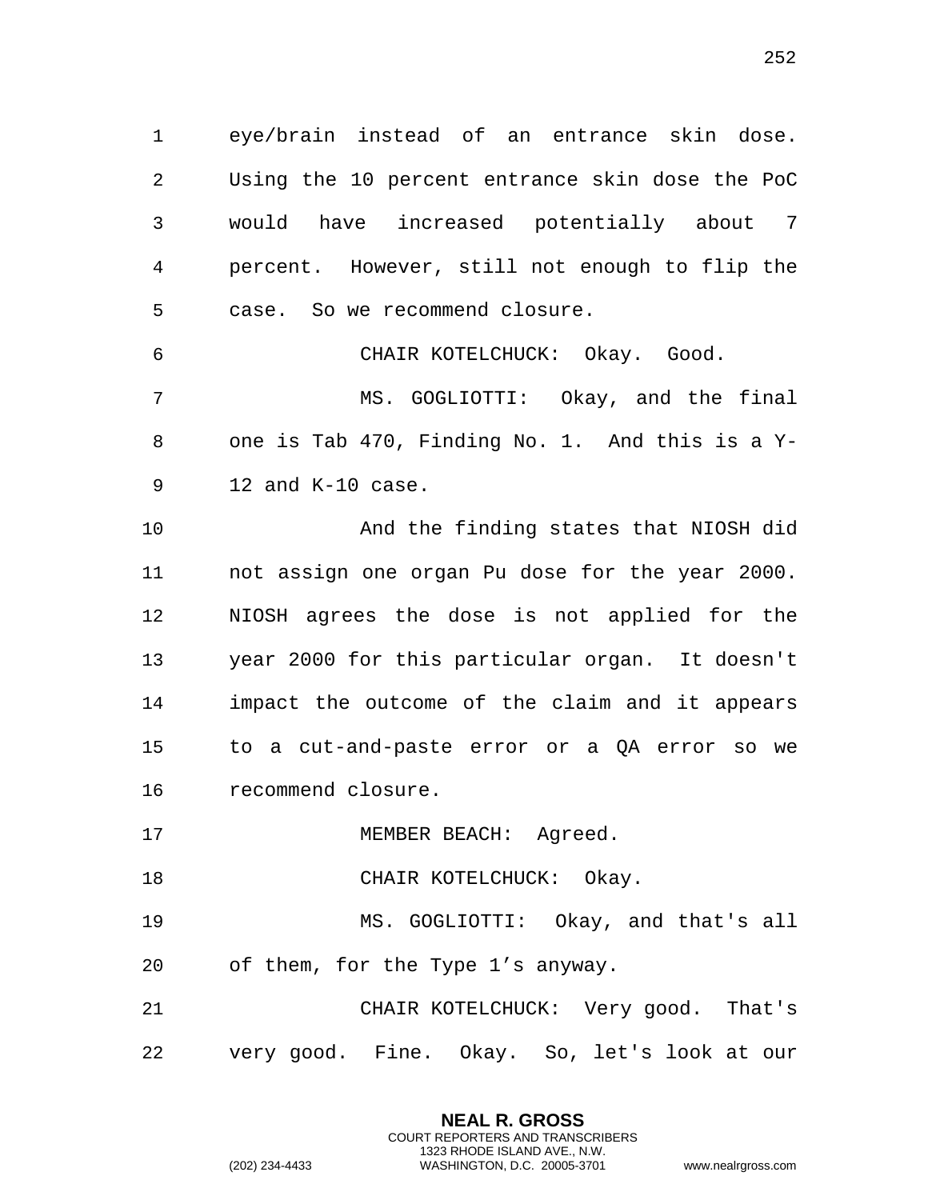eye/brain instead of an entrance skin dose. Using the 10 percent entrance skin dose the PoC would have increased potentially about 7 percent. However, still not enough to flip the case. So we recommend closure.

CHAIR KOTELCHUCK: Okay. Good.

MS. GOGLIOTTI: Okay, and the final one is Tab 470, Finding No. 1. And this is a Y-12 and K-10 case.

And the finding states that NIOSH did not assign one organ Pu dose for the year 2000. NIOSH agrees the dose is not applied for the year 2000 for this particular organ. It doesn't impact the outcome of the claim and it appears to a cut-and-paste error or a QA error so we recommend closure.

MEMBER BEACH: Agreed.

CHAIR KOTELCHUCK: Okay.

MS. GOGLIOTTI: Okay, and that's all of them, for the Type 1's anyway.

CHAIR KOTELCHUCK: Very good. That's very good. Fine. Okay. So, let's look at our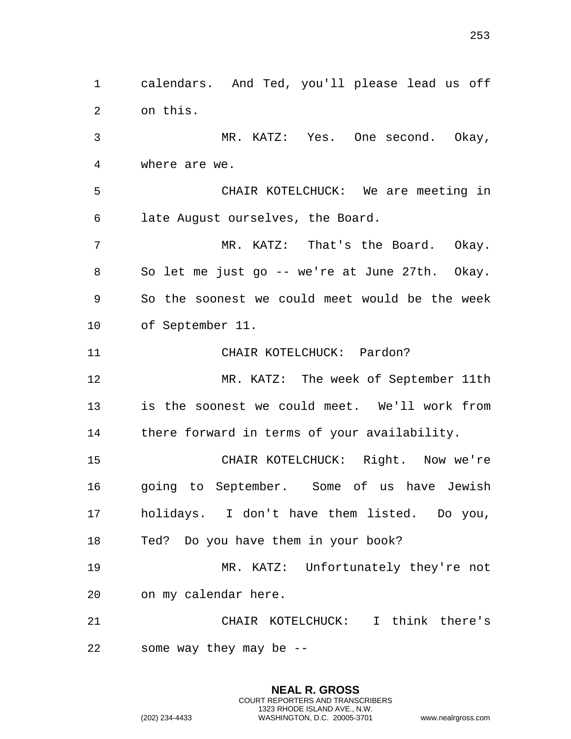calendars. And Ted, you'll please lead us off on this.

MR. KATZ: Yes. One second. Okay, where are we.

CHAIR KOTELCHUCK: We are meeting in late August ourselves, the Board.

MR. KATZ: That's the Board. Okay. So let me just go -- we're at June 27th. Okay. So the soonest we could meet would be the week of September 11.

CHAIR KOTELCHUCK: Pardon?

MR. KATZ: The week of September 11th is the soonest we could meet. We'll work from there forward in terms of your availability.

CHAIR KOTELCHUCK: Right. Now we're going to September. Some of us have Jewish holidays. I don't have them listed. Do you, Ted? Do you have them in your book?

MR. KATZ: Unfortunately they're not on my calendar here.

CHAIR KOTELCHUCK: I think there's some way they may be --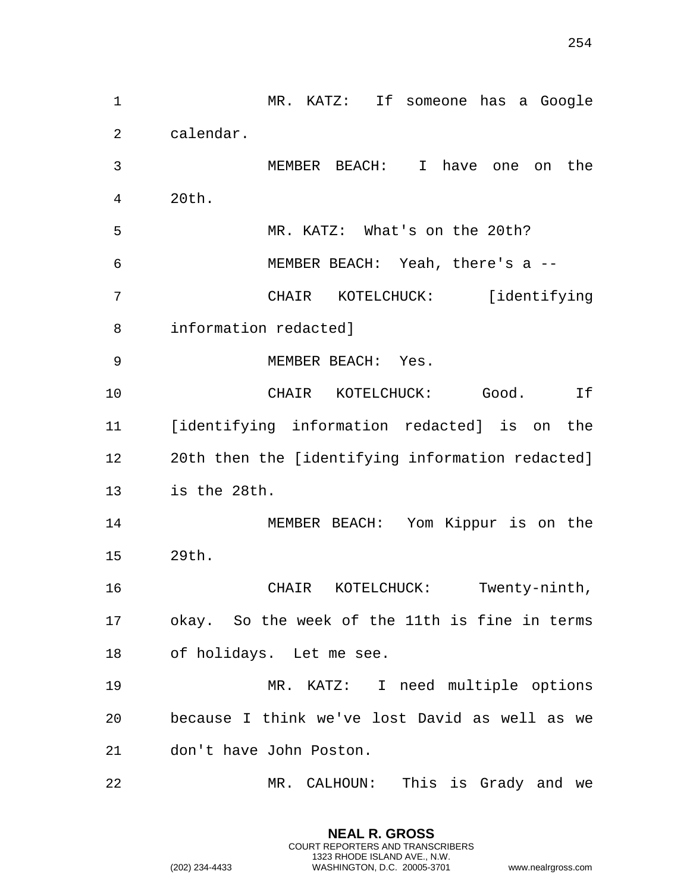MR. KATZ: If someone has a Google calendar.

MEMBER BEACH: I have one on the 20th.

MR. KATZ: What's on the 20th?

MEMBER BEACH: Yeah, there's a --

CHAIR KOTELCHUCK: [identifying information redacted]

MEMBER BEACH: Yes.

CHAIR KOTELCHUCK: Good. If [identifying information redacted] is on the 20th then the [identifying information redacted] is the 28th.

MEMBER BEACH: Yom Kippur is on the 29th.

CHAIR KOTELCHUCK: Twenty-ninth, okay. So the week of the 11th is fine in terms of holidays. Let me see.

MR. KATZ: I need multiple options because I think we've lost David as well as we don't have John Poston.

MR. CALHOUN: This is Grady and we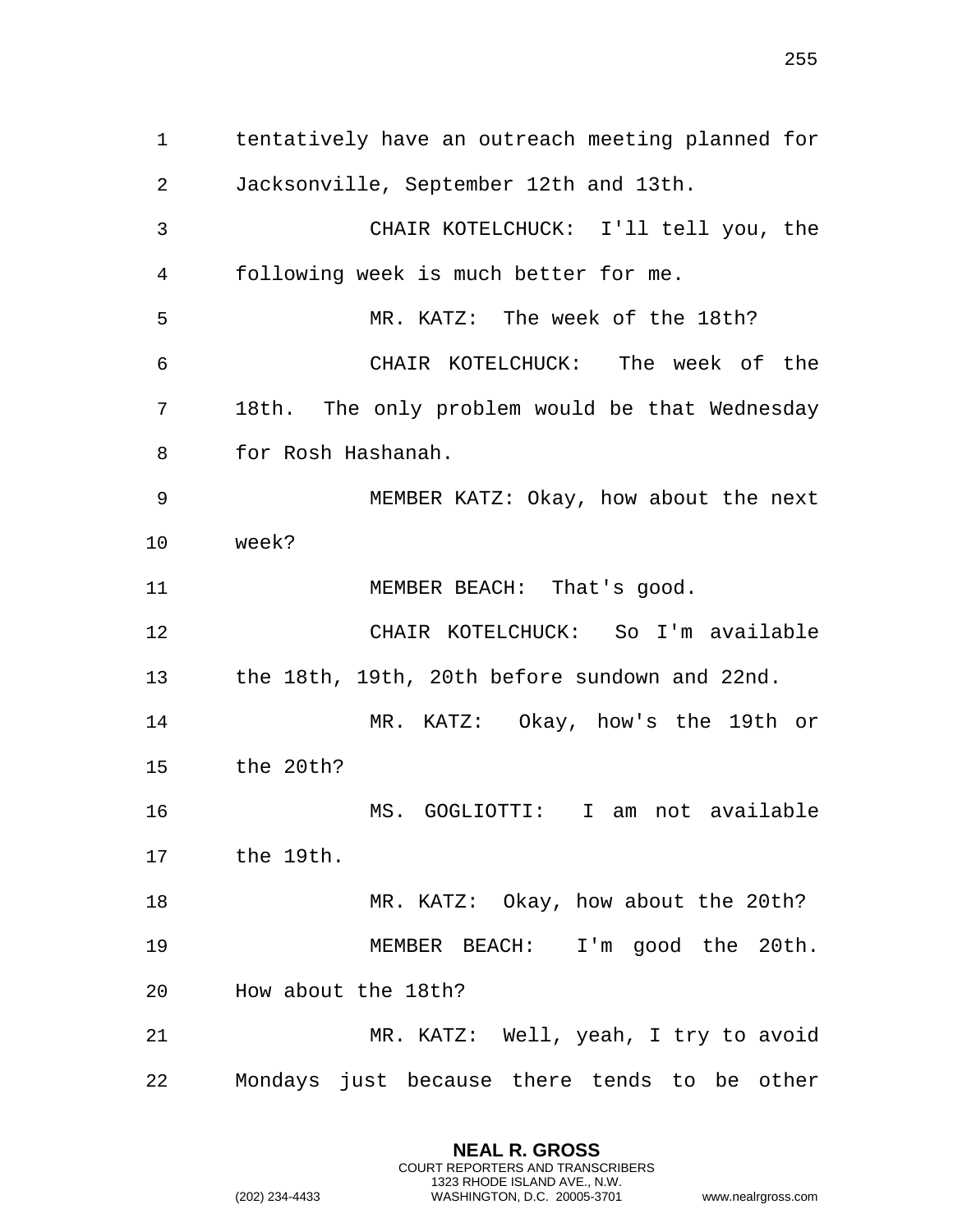tentatively have an outreach meeting planned for Jacksonville, September 12th and 13th.

CHAIR KOTELCHUCK: I'll tell you, the following week is much better for me.

MR. KATZ: The week of the 18th?

CHAIR KOTELCHUCK: The week of the 18th. The only problem would be that Wednesday for Rosh Hashanah.

MEMBER KATZ: Okay, how about the next week?

MEMBER BEACH: That's good.

CHAIR KOTELCHUCK: So I'm available the 18th, 19th, 20th before sundown and 22nd.

MR. KATZ: Okay, how's the 19th or the 20th?

MS. GOGLIOTTI: I am not available the 19th.

MR. KATZ: Okay, how about the 20th?

MEMBER BEACH: I'm good the 20th. How about the 18th?

MR. KATZ: Well, yeah, I try to avoid Mondays just because there tends to be other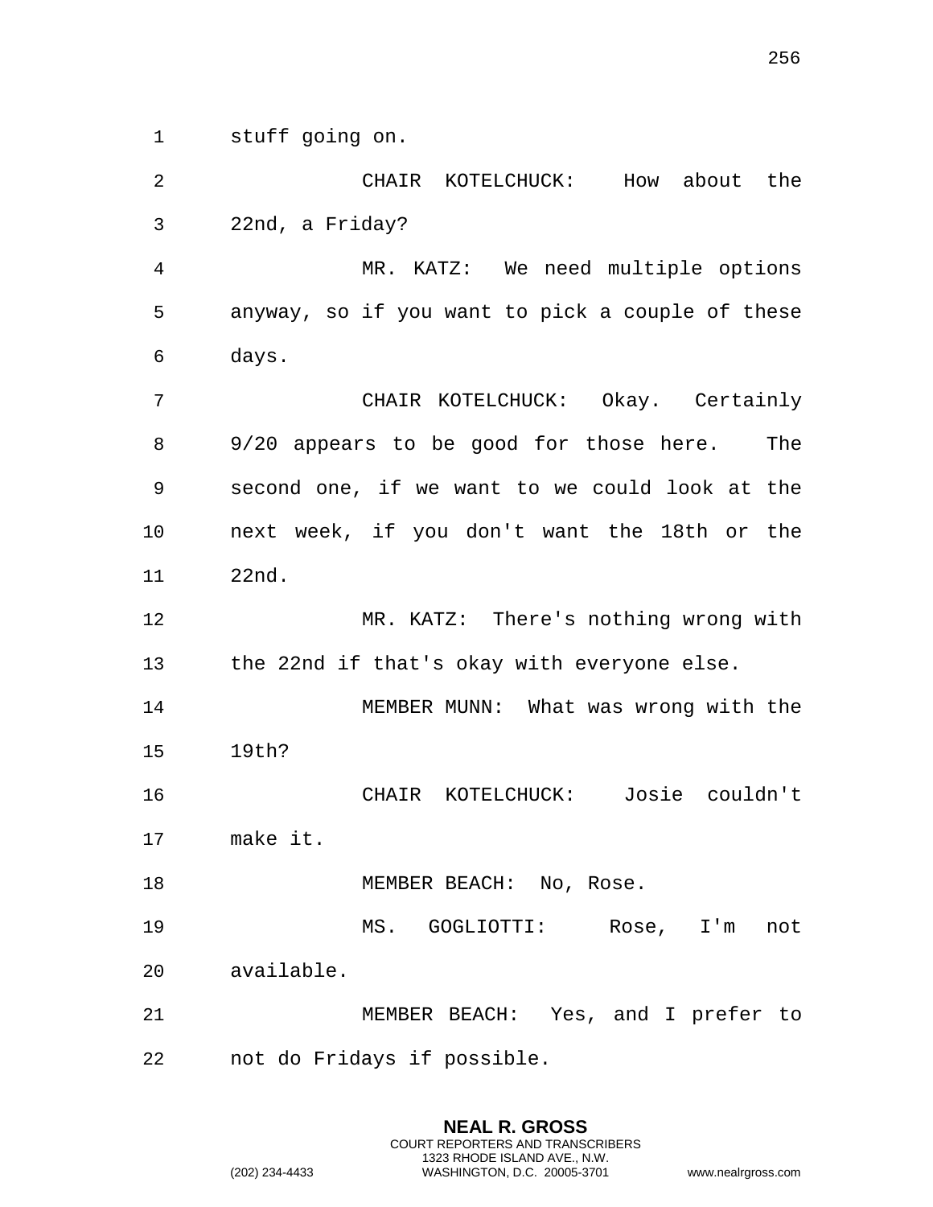stuff going on.

CHAIR KOTELCHUCK: How about the 22nd, a Friday?

MR. KATZ: We need multiple options anyway, so if you want to pick a couple of these days.

CHAIR KOTELCHUCK: Okay. Certainly 9/20 appears to be good for those here. The second one, if we want to we could look at the next week, if you don't want the 18th or the 22nd.

MR. KATZ: There's nothing wrong with the 22nd if that's okay with everyone else.

MEMBER MUNN: What was wrong with the 19th?

CHAIR KOTELCHUCK: Josie couldn't make it.

MEMBER BEACH: No, Rose.

MS. GOGLIOTTI: Rose, I'm not available.

MEMBER BEACH: Yes, and I prefer to not do Fridays if possible.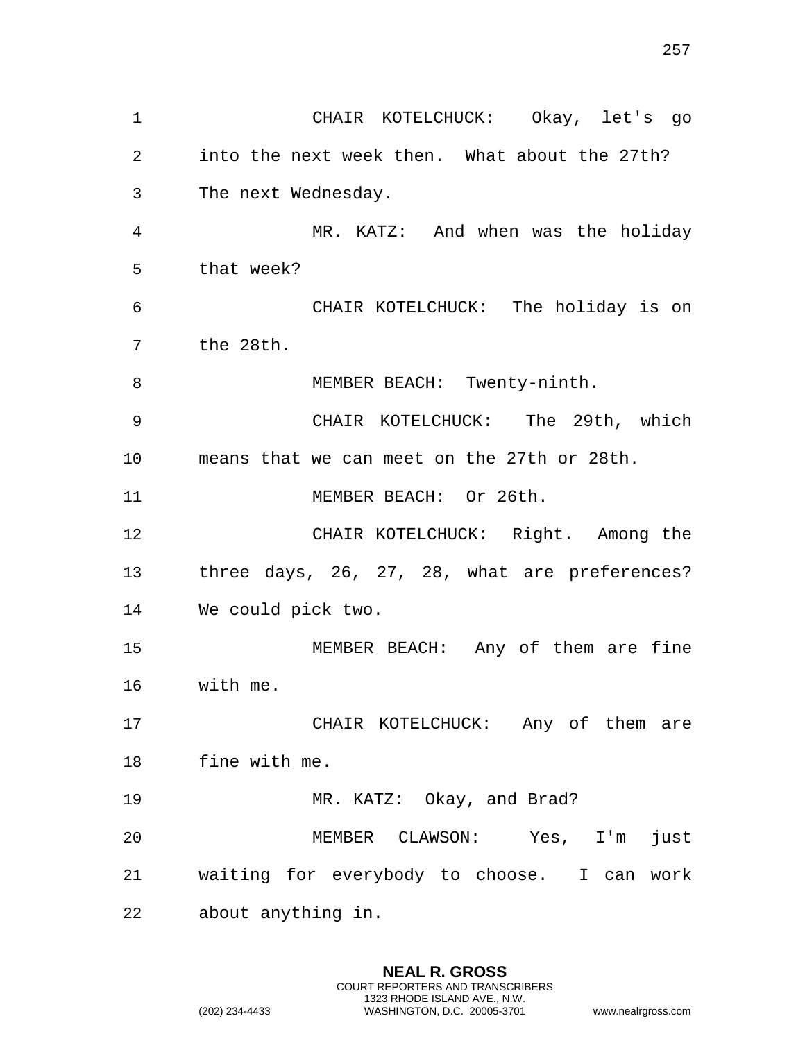CHAIR KOTELCHUCK: Okay, let's go into the next week then. What about the 27th? The next Wednesday.

MR. KATZ: And when was the holiday that week?

CHAIR KOTELCHUCK: The holiday is on the 28th.

MEMBER BEACH: Twenty-ninth.

CHAIR KOTELCHUCK: The 29th, which means that we can meet on the 27th or 28th.

MEMBER BEACH: Or 26th.

CHAIR KOTELCHUCK: Right. Among the three days, 26, 27, 28, what are preferences? We could pick two.

MEMBER BEACH: Any of them are fine with me.

CHAIR KOTELCHUCK: Any of them are fine with me.

MR. KATZ: Okay, and Brad?

MEMBER CLAWSON: Yes, I'm just waiting for everybody to choose. I can work about anything in.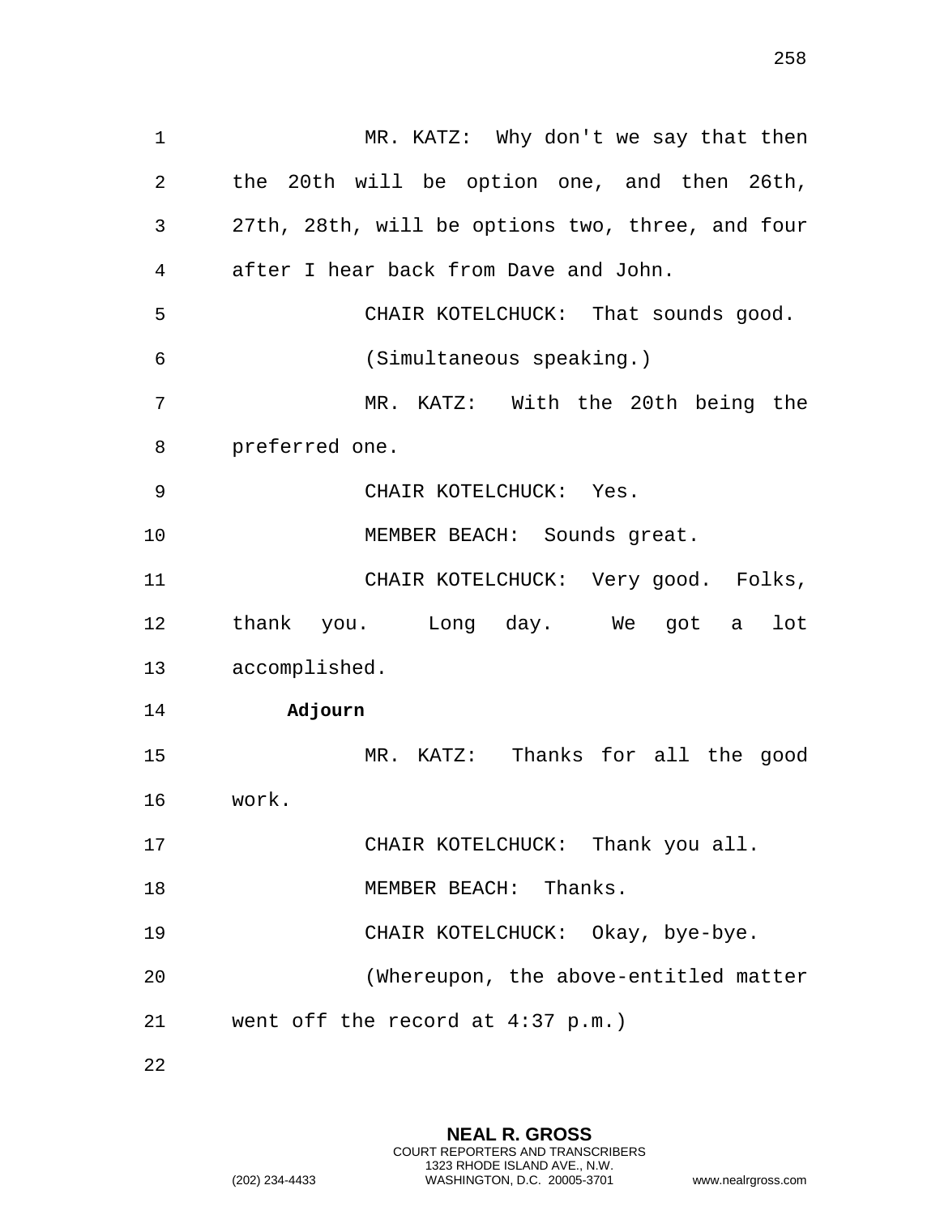MR. KATZ: Why don't we say that then the 20th will be option one, and then 26th, 27th, 28th, will be options two, three, and four after I hear back from Dave and John.

CHAIR KOTELCHUCK: That sounds good.

(Simultaneous speaking.)

MR. KATZ: With the 20th being the preferred one.

CHAIR KOTELCHUCK: Yes.

MEMBER BEACH: Sounds great.

CHAIR KOTELCHUCK: Very good. Folks, thank you. Long day. We got a lot accomplished.

**Adjourn**

MR. KATZ: Thanks for all the good work.

CHAIR KOTELCHUCK: Thank you all.

MEMBER BEACH: Thanks.

CHAIR KOTELCHUCK: Okay, bye-bye.

(Whereupon, the above-entitled matter went off the record at 4:37 p.m.)